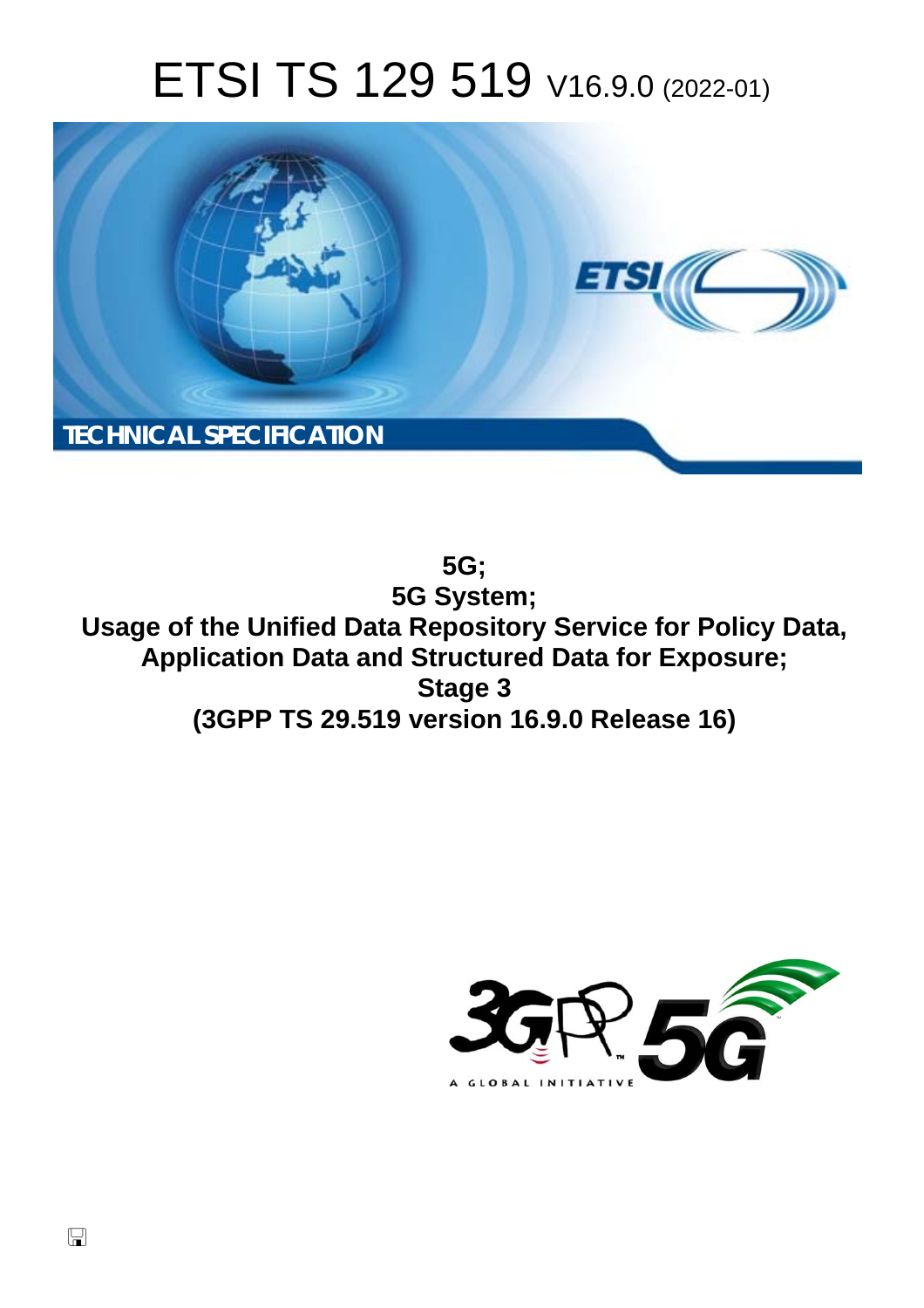# ETSI TS 129 519 V16.9.0 (2022-01)

TECHNICAL SPECIFICATION

**5G;**
**5G System;**
**Usage of the Unified Data Repository Service for Policy Data, Application Data and Structured Data for Exposure;**
**Stage 3**
**(3GPP TS 29.519 version 16.9.0 Release 16)**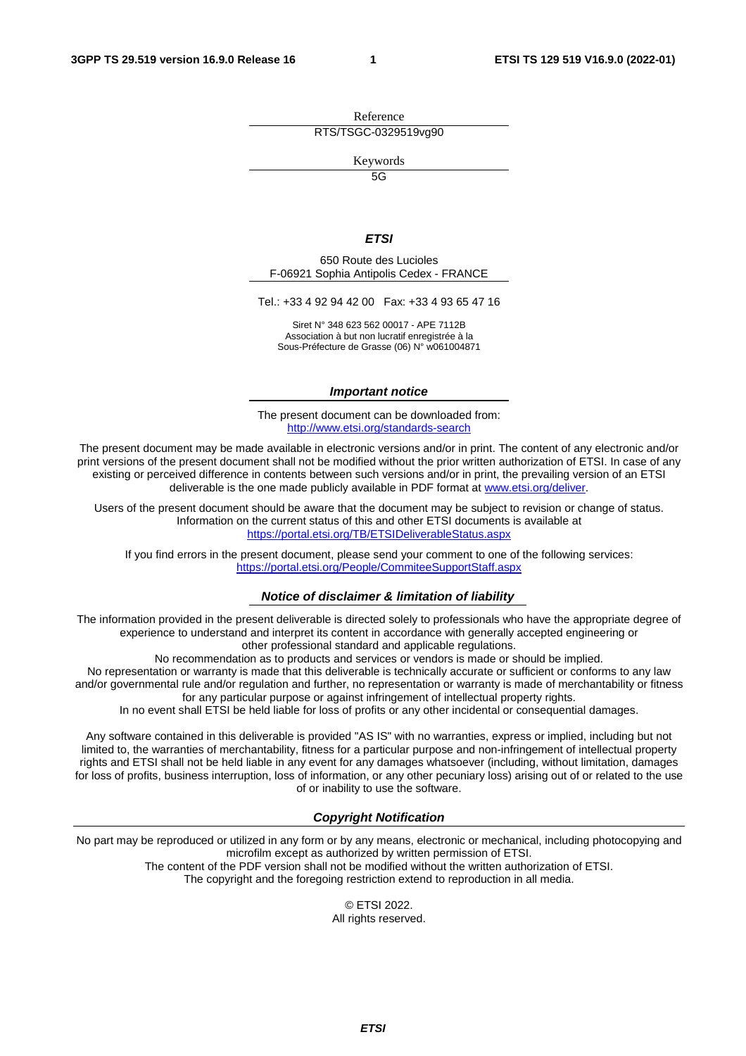Reference

RTS/TSGC-0329519vg90

Keywords

5G

***ETSI***

650 Route des Lucioles
F-06921 Sophia Antipolis Cedex - FRANCE

Tel.: +33 4 92 94 42 00   Fax: +33 4 93 65 47 16

Siret N° 348 623 562 00017 - APE 7112B
Association à but non lucratif enregistrée à la
Sous-Préfecture de Grasse (06) N° w061004871

***Important notice***

The present document can be downloaded from:
http://www.etsi.org/standards-search

The present document may be made available in electronic versions and/or in print. The content of any electronic and/or print versions of the present document shall not be modified without the prior written authorization of ETSI. In case of any existing or perceived difference in contents between such versions and/or in print, the prevailing version of an ETSI deliverable is the one made publicly available in PDF format at www.etsi.org/deliver.

Users of the present document should be aware that the document may be subject to revision or change of status. Information on the current status of this and other ETSI documents is available at https://portal.etsi.org/TB/ETSIDeliverableStatus.aspx

If you find errors in the present document, please send your comment to one of the following services:
https://portal.etsi.org/People/CommiteeSupportStaff.aspx

***Notice of disclaimer & limitation of liability***

The information provided in the present deliverable is directed solely to professionals who have the appropriate degree of experience to understand and interpret its content in accordance with generally accepted engineering or other professional standard and applicable regulations.
No recommendation as to products and services or vendors is made or should be implied.
No representation or warranty is made that this deliverable is technically accurate or sufficient or conforms to any law and/or governmental rule and/or regulation and further, no representation or warranty is made of merchantability or fitness for any particular purpose or against infringement of intellectual property rights.
In no event shall ETSI be held liable for loss of profits or any other incidental or consequential damages.

Any software contained in this deliverable is provided "AS IS" with no warranties, express or implied, including but not limited to, the warranties of merchantability, fitness for a particular purpose and non-infringement of intellectual property rights and ETSI shall not be held liable in any event for any damages whatsoever (including, without limitation, damages for loss of profits, business interruption, loss of information, or any other pecuniary loss) arising out of or related to the use of or inability to use the software.

***Copyright Notification***

No part may be reproduced or utilized in any form or by any means, electronic or mechanical, including photocopying and microfilm except as authorized by written permission of ETSI.
The content of the PDF version shall not be modified without the written authorization of ETSI.
The copyright and the foregoing restriction extend to reproduction in all media.

© ETSI 2022.
All rights reserved.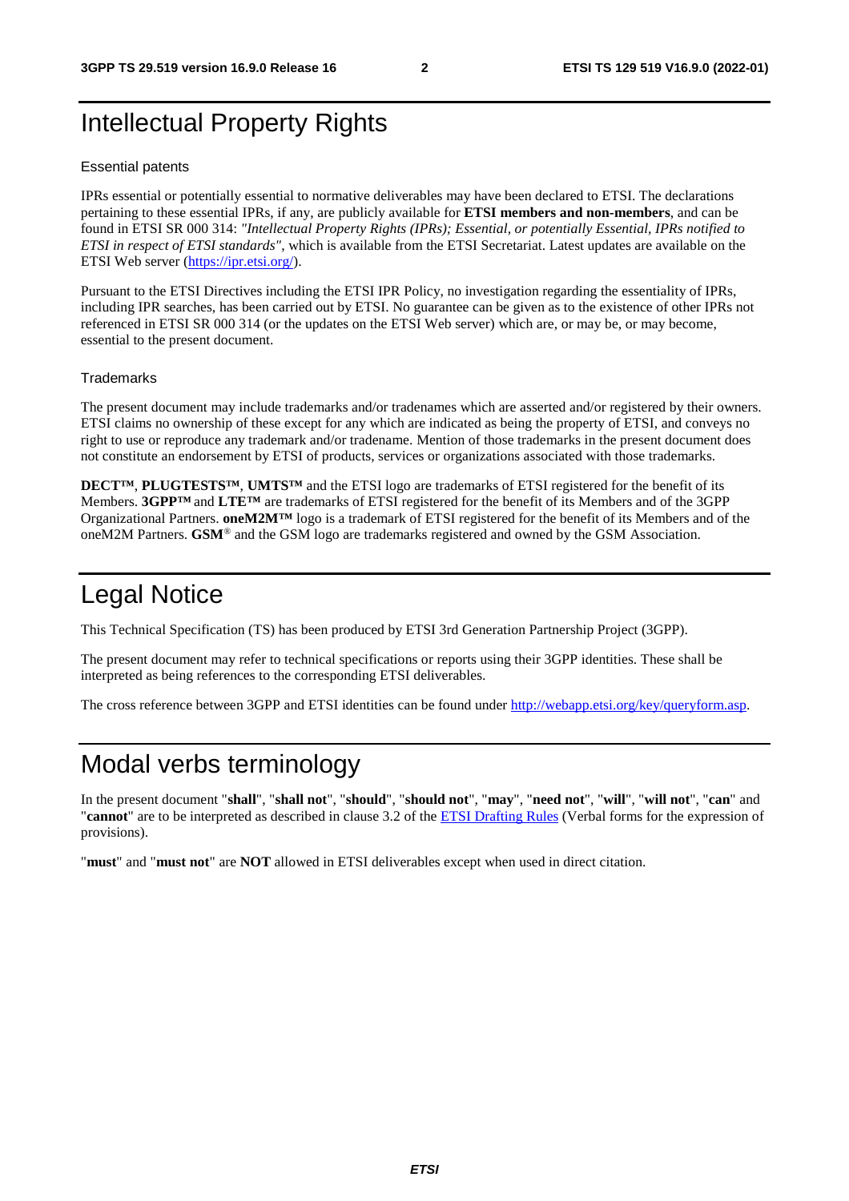# Intellectual Property Rights

## Essential patents

IPRs essential or potentially essential to normative deliverables may have been declared to ETSI. The declarations pertaining to these essential IPRs, if any, are publicly available for **ETSI members and non-members**, and can be found in ETSI SR 000 314: *"Intellectual Property Rights (IPRs); Essential, or potentially Essential, IPRs notified to ETSI in respect of ETSI standards"*, which is available from the ETSI Secretariat. Latest updates are available on the ETSI Web server (https://ipr.etsi.org/).

Pursuant to the ETSI Directives including the ETSI IPR Policy, no investigation regarding the essentiality of IPRs, including IPR searches, has been carried out by ETSI. No guarantee can be given as to the existence of other IPRs not referenced in ETSI SR 000 314 (or the updates on the ETSI Web server) which are, or may be, or may become, essential to the present document.

## Trademarks

The present document may include trademarks and/or tradenames which are asserted and/or registered by their owners. ETSI claims no ownership of these except for any which are indicated as being the property of ETSI, and conveys no right to use or reproduce any trademark and/or tradename. Mention of those trademarks in the present document does not constitute an endorsement by ETSI of products, services or organizations associated with those trademarks.

**DECT™**, **PLUGTESTS™**, **UMTS™** and the ETSI logo are trademarks of ETSI registered for the benefit of its Members. **3GPP™** and **LTE™** are trademarks of ETSI registered for the benefit of its Members and of the 3GPP Organizational Partners. **oneM2M™** logo is a trademark of ETSI registered for the benefit of its Members and of the oneM2M Partners. **GSM**® and the GSM logo are trademarks registered and owned by the GSM Association.

# Legal Notice

This Technical Specification (TS) has been produced by ETSI 3rd Generation Partnership Project (3GPP).

The present document may refer to technical specifications or reports using their 3GPP identities. These shall be interpreted as being references to the corresponding ETSI deliverables.

The cross reference between 3GPP and ETSI identities can be found under http://webapp.etsi.org/key/queryform.asp.

# Modal verbs terminology

In the present document "**shall**", "**shall not**", "**should**", "**should not**", "**may**", "**need not**", "**will**", "**will not**", "**can**" and "**cannot**" are to be interpreted as described in clause 3.2 of the ETSI Drafting Rules (Verbal forms for the expression of provisions).

"**must**" and "**must not**" are **NOT** allowed in ETSI deliverables except when used in direct citation.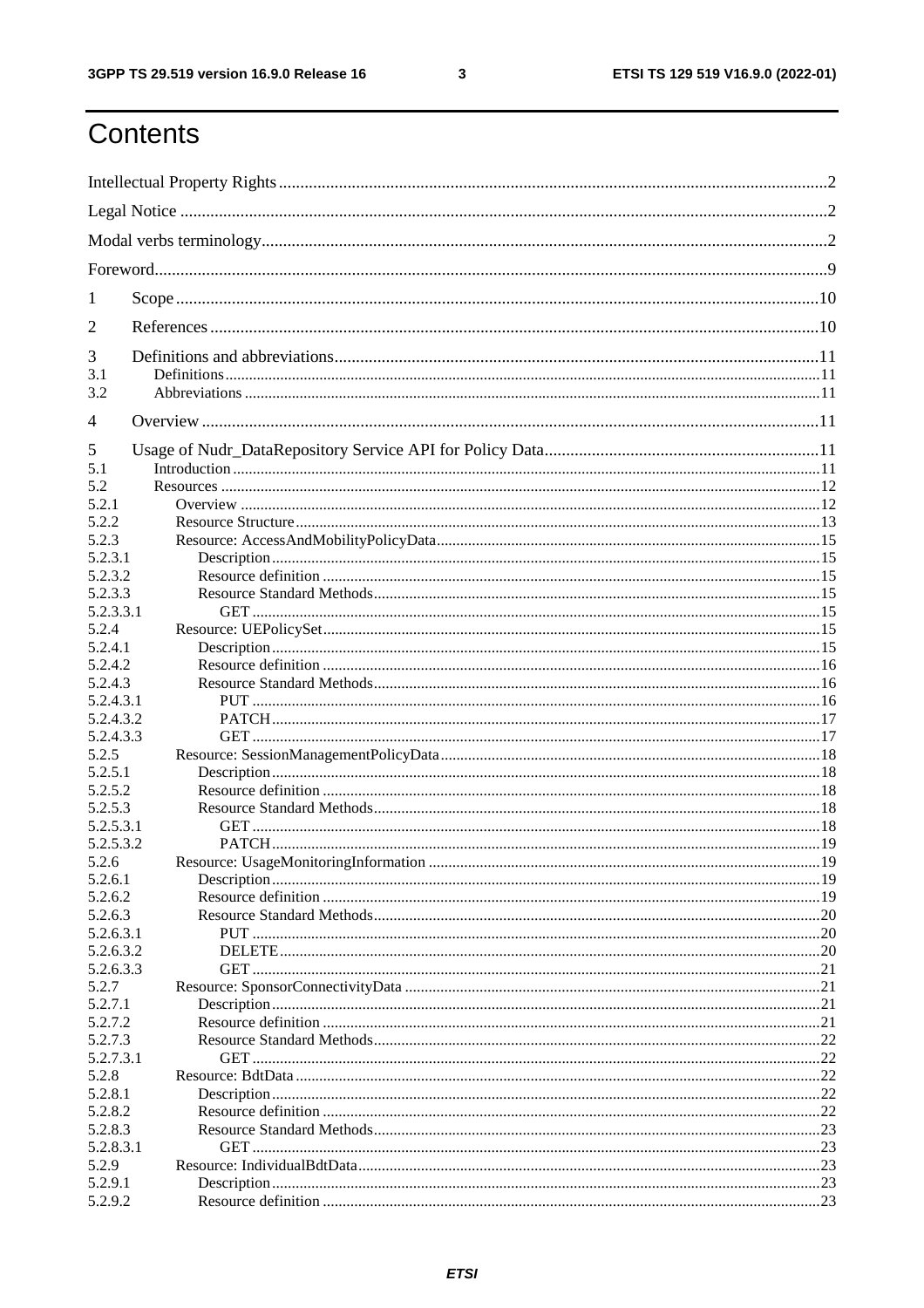# Contents

Intellectual Property Rights ..... 2

Legal Notice ..... 2

Modal verbs terminology ..... 2

Foreword ..... 9

1 Scope ..... 10

2 References ..... 10

3 Definitions and abbreviations ..... 11
3.1 Definitions ..... 11
3.2 Abbreviations ..... 11

4 Overview ..... 11

5 Usage of Nudr_DataRepository Service API for Policy Data ..... 11
5.1 Introduction ..... 11
5.2 Resources ..... 12
5.2.1 Overview ..... 12
5.2.2 Resource Structure ..... 13
5.2.3 Resource: AccessAndMobilityPolicyData ..... 15
5.2.3.1 Description ..... 15
5.2.3.2 Resource definition ..... 15
5.2.3.3 Resource Standard Methods ..... 15
5.2.3.3.1 GET ..... 15
5.2.4 Resource: UEPolicySet ..... 15
5.2.4.1 Description ..... 15
5.2.4.2 Resource definition ..... 16
5.2.4.3 Resource Standard Methods ..... 16
5.2.4.3.1 PUT ..... 16
5.2.4.3.2 PATCH ..... 17
5.2.4.3.3 GET ..... 17
5.2.5 Resource: SessionManagementPolicyData ..... 18
5.2.5.1 Description ..... 18
5.2.5.2 Resource definition ..... 18
5.2.5.3 Resource Standard Methods ..... 18
5.2.5.3.1 GET ..... 18
5.2.5.3.2 PATCH ..... 19
5.2.6 Resource: UsageMonitoringInformation ..... 19
5.2.6.1 Description ..... 19
5.2.6.2 Resource definition ..... 19
5.2.6.3 Resource Standard Methods ..... 20
5.2.6.3.1 PUT ..... 20
5.2.6.3.2 DELETE ..... 20
5.2.6.3.3 GET ..... 21
5.2.7 Resource: SponsorConnectivityData ..... 21
5.2.7.1 Description ..... 21
5.2.7.2 Resource definition ..... 21
5.2.7.3 Resource Standard Methods ..... 22
5.2.7.3.1 GET ..... 22
5.2.8 Resource: BdtData ..... 22
5.2.8.1 Description ..... 22
5.2.8.2 Resource definition ..... 22
5.2.8.3 Resource Standard Methods ..... 23
5.2.8.3.1 GET ..... 23
5.2.9 Resource: IndividualBdtData ..... 23
5.2.9.1 Description ..... 23
5.2.9.2 Resource definition ..... 23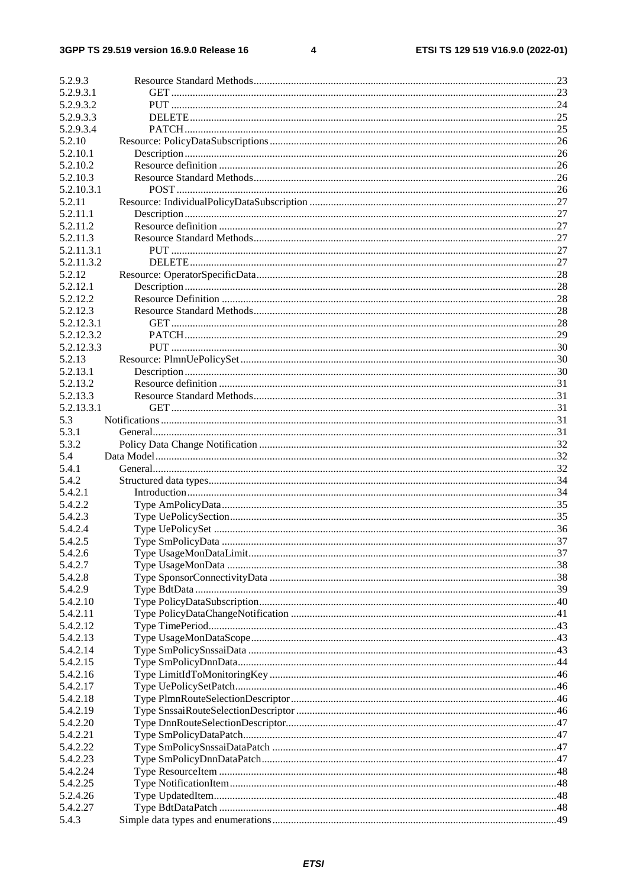5.2.9.3 Resource Standard Methods ..... 23
5.2.9.3.1 GET ..... 23
5.2.9.3.2 PUT ..... 24
5.2.9.3.3 DELETE ..... 25
5.2.9.3.4 PATCH ..... 25
5.2.10 Resource: PolicyDataSubscriptions ..... 26
5.2.10.1 Description ..... 26
5.2.10.2 Resource definition ..... 26
5.2.10.3 Resource Standard Methods ..... 26
5.2.10.3.1 POST ..... 26
5.2.11 Resource: IndividualPolicyDataSubscription ..... 27
5.2.11.1 Description ..... 27
5.2.11.2 Resource definition ..... 27
5.2.11.3 Resource Standard Methods ..... 27
5.2.11.3.1 PUT ..... 27
5.2.11.3.2 DELETE ..... 27
5.2.12 Resource: OperatorSpecificData ..... 28
5.2.12.1 Description ..... 28
5.2.12.2 Resource Definition ..... 28
5.2.12.3 Resource Standard Methods ..... 28
5.2.12.3.1 GET ..... 28
5.2.12.3.2 PATCH ..... 29
5.2.12.3.3 PUT ..... 30
5.2.13 Resource: PlmnUePolicySet ..... 30
5.2.13.1 Description ..... 30
5.2.13.2 Resource definition ..... 31
5.2.13.3 Resource Standard Methods ..... 31
5.2.13.3.1 GET ..... 31
5.3 Notifications ..... 31
5.3.1 General ..... 31
5.3.2 Policy Data Change Notification ..... 32
5.4 Data Model ..... 32
5.4.1 General ..... 32
5.4.2 Structured data types ..... 34
5.4.2.1 Introduction ..... 34
5.4.2.2 Type AmPolicyData ..... 35
5.4.2.3 Type UePolicySection ..... 35
5.4.2.4 Type UePolicySet ..... 36
5.4.2.5 Type SmPolicyData ..... 37
5.4.2.6 Type UsageMonDataLimit ..... 37
5.4.2.7 Type UsageMonData ..... 38
5.4.2.8 Type SponsorConnectivityData ..... 38
5.4.2.9 Type BdtData ..... 39
5.4.2.10 Type PolicyDataSubscription ..... 40
5.4.2.11 Type PolicyDataChangeNotification ..... 41
5.4.2.12 Type TimePeriod ..... 43
5.4.2.13 Type UsageMonDataScope ..... 43
5.4.2.14 Type SmPolicySnssaiData ..... 43
5.4.2.15 Type SmPolicyDnnData ..... 44
5.4.2.16 Type LimitIdToMonitoringKey ..... 46
5.4.2.17 Type UePolicySetPatch ..... 46
5.4.2.18 Type PlmnRouteSelectionDescriptor ..... 46
5.4.2.19 Type SnssaiRouteSelectionDescriptor ..... 46
5.4.2.20 Type DnnRouteSelectionDescriptor ..... 47
5.4.2.21 Type SmPolicyDataPatch ..... 47
5.4.2.22 Type SmPolicySnssaiDataPatch ..... 47
5.4.2.23 Type SmPolicyDnnDataPatch ..... 47
5.4.2.24 Type ResourceItem ..... 48
5.4.2.25 Type NotificationItem ..... 48
5.4.2.26 Type UpdatedItem ..... 48
5.4.2.27 Type BdtDataPatch ..... 48
5.4.3 Simple data types and enumerations ..... 49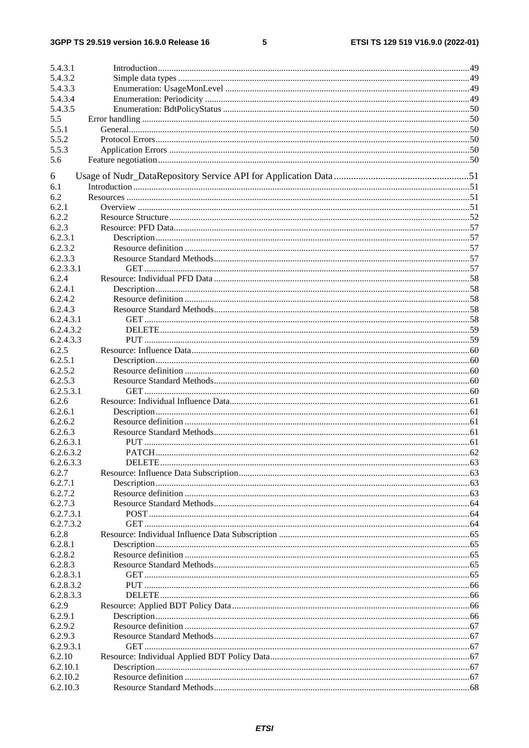5.4.3.1 Introduction .....49
5.4.3.2 Simple data types .....49
5.4.3.3 Enumeration: UsageMonLevel .....49
5.4.3.4 Enumeration: Periodicity .....49
5.4.3.5 Enumeration: BdtPolicyStatus .....50
5.5 Error handling .....50
5.5.1 General .....50
5.5.2 Protocol Errors .....50
5.5.3 Application Errors .....50
5.6 Feature negotiation .....50

6 Usage of Nudr_DataRepository Service API for Application Data .....51
6.1 Introduction .....51
6.2 Resources .....51
6.2.1 Overview .....51
6.2.2 Resource Structure .....52
6.2.3 Resource: PFD Data .....57
6.2.3.1 Description .....57
6.2.3.2 Resource definition .....57
6.2.3.3 Resource Standard Methods .....57
6.2.3.3.1 GET .....57
6.2.4 Resource: Individual PFD Data .....58
6.2.4.1 Description .....58
6.2.4.2 Resource definition .....58
6.2.4.3 Resource Standard Methods .....58
6.2.4.3.1 GET .....58
6.2.4.3.2 DELETE .....59
6.2.4.3.3 PUT .....59
6.2.5 Resource: Influence Data .....60
6.2.5.1 Description .....60
6.2.5.2 Resource definition .....60
6.2.5.3 Resource Standard Methods .....60
6.2.5.3.1 GET .....60
6.2.6 Resource: Individual Influence Data .....61
6.2.6.1 Description .....61
6.2.6.2 Resource definition .....61
6.2.6.3 Resource Standard Methods .....61
6.2.6.3.1 PUT .....61
6.2.6.3.2 PATCH .....62
6.2.6.3.3 DELETE .....63
6.2.7 Resource: Influence Data Subscription .....63
6.2.7.1 Description .....63
6.2.7.2 Resource definition .....63
6.2.7.3 Resource Standard Methods .....64
6.2.7.3.1 POST .....64
6.2.7.3.2 GET .....64
6.2.8 Resource: Individual Influence Data Subscription .....65
6.2.8.1 Description .....65
6.2.8.2 Resource definition .....65
6.2.8.3 Resource Standard Methods .....65
6.2.8.3.1 GET .....65
6.2.8.3.2 PUT .....66
6.2.8.3.3 DELETE .....66
6.2.9 Resource: Applied BDT Policy Data .....66
6.2.9.1 Description .....66
6.2.9.2 Resource definition .....67
6.2.9.3 Resource Standard Methods .....67
6.2.9.3.1 GET .....67
6.2.10 Resource: Individual Applied BDT Policy Data .....67
6.2.10.1 Description .....67
6.2.10.2 Resource definition .....67
6.2.10.3 Resource Standard Methods .....68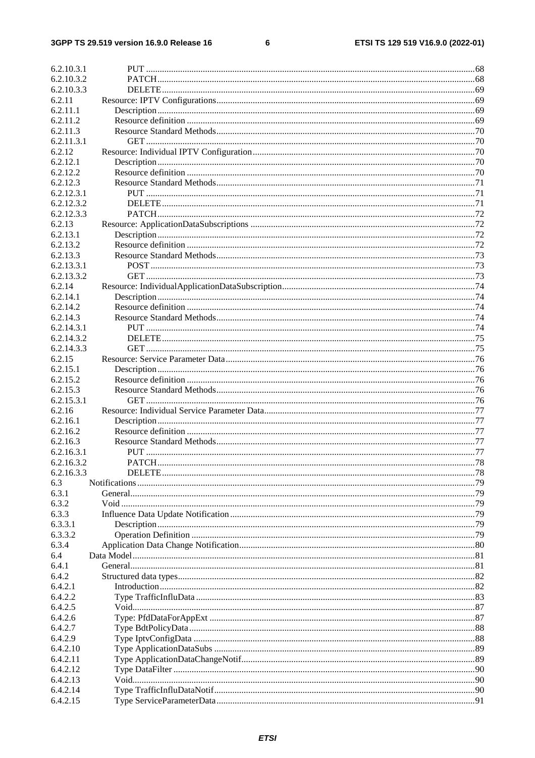6.2.10.3.1 PUT ... 68
6.2.10.3.2 PATCH ... 68
6.2.10.3.3 DELETE ... 69
6.2.11 Resource: IPTV Configurations ... 69
6.2.11.1 Description ... 69
6.2.11.2 Resource definition ... 69
6.2.11.3 Resource Standard Methods ... 70
6.2.11.3.1 GET ... 70
6.2.12 Resource: Individual IPTV Configuration ... 70
6.2.12.1 Description ... 70
6.2.12.2 Resource definition ... 70
6.2.12.3 Resource Standard Methods ... 71
6.2.12.3.1 PUT ... 71
6.2.12.3.2 DELETE ... 71
6.2.12.3.3 PATCH ... 72
6.2.13 Resource: ApplicationDataSubscriptions ... 72
6.2.13.1 Description ... 72
6.2.13.2 Resource definition ... 72
6.2.13.3 Resource Standard Methods ... 73
6.2.13.3.1 POST ... 73
6.2.13.3.2 GET ... 73
6.2.14 Resource: IndividualApplicationDataSubscription ... 74
6.2.14.1 Description ... 74
6.2.14.2 Resource definition ... 74
6.2.14.3 Resource Standard Methods ... 74
6.2.14.3.1 PUT ... 74
6.2.14.3.2 DELETE ... 75
6.2.14.3.3 GET ... 75
6.2.15 Resource: Service Parameter Data ... 76
6.2.15.1 Description ... 76
6.2.15.2 Resource definition ... 76
6.2.15.3 Resource Standard Methods ... 76
6.2.15.3.1 GET ... 76
6.2.16 Resource: Individual Service Parameter Data ... 77
6.2.16.1 Description ... 77
6.2.16.2 Resource definition ... 77
6.2.16.3 Resource Standard Methods ... 77
6.2.16.3.1 PUT ... 77
6.2.16.3.2 PATCH ... 78
6.2.16.3.3 DELETE ... 78
6.3 Notifications ... 79
6.3.1 General ... 79
6.3.2 Void ... 79
6.3.3 Influence Data Update Notification ... 79
6.3.3.1 Description ... 79
6.3.3.2 Operation Definition ... 79
6.3.4 Application Data Change Notification ... 80
6.4 Data Model ... 81
6.4.1 General ... 81
6.4.2 Structured data types ... 82
6.4.2.1 Introduction ... 82
6.4.2.2 Type TrafficInfluData ... 83
6.4.2.5 Void ... 87
6.4.2.6 Type: PfdDataForAppExt ... 87
6.4.2.7 Type BdtPolicyData ... 88
6.4.2.9 Type IptvConfigData ... 88
6.4.2.10 Type ApplicationDataSubs ... 89
6.4.2.11 Type ApplicationDataChangeNotif ... 89
6.4.2.12 Type DataFilter ... 90
6.4.2.13 Void ... 90
6.4.2.14 Type TrafficInfluDataNotif ... 90
6.4.2.15 Type ServiceParameterData ... 91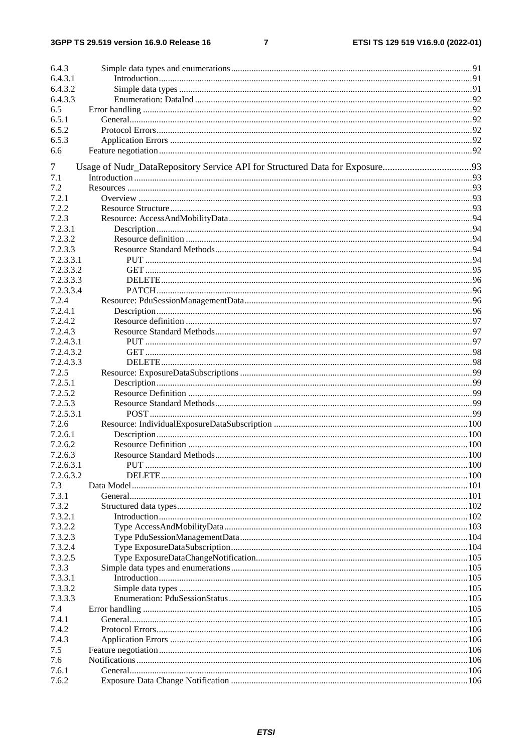6.4.3 Simple data types and enumerations ... 91
6.4.3.1 Introduction ... 91
6.4.3.2 Simple data types ... 91
6.4.3.3 Enumeration: DataInd ... 92
6.5 Error handling ... 92
6.5.1 General ... 92
6.5.2 Protocol Errors ... 92
6.5.3 Application Errors ... 92
6.6 Feature negotiation ... 92

7 Usage of Nudr_DataRepository Service API for Structured Data for Exposure ... 93
7.1 Introduction ... 93
7.2 Resources ... 93
7.2.1 Overview ... 93
7.2.2 Resource Structure ... 93
7.2.3 Resource: AccessAndMobilityData ... 94
7.2.3.1 Description ... 94
7.2.3.2 Resource definition ... 94
7.2.3.3 Resource Standard Methods ... 94
7.2.3.3.1 PUT ... 94
7.2.3.3.2 GET ... 95
7.2.3.3.3 DELETE ... 96
7.2.3.3.4 PATCH ... 96
7.2.4 Resource: PduSessionManagementData ... 96
7.2.4.1 Description ... 96
7.2.4.2 Resource definition ... 97
7.2.4.3 Resource Standard Methods ... 97
7.2.4.3.1 PUT ... 97
7.2.4.3.2 GET ... 98
7.2.4.3.3 DELETE ... 98
7.2.5 Resource: ExposureDataSubscriptions ... 99
7.2.5.1 Description ... 99
7.2.5.2 Resource Definition ... 99
7.2.5.3 Resource Standard Methods ... 99
7.2.5.3.1 POST ... 99
7.2.6 Resource: IndividualExposureDataSubscription ... 100
7.2.6.1 Description ... 100
7.2.6.2 Resource Definition ... 100
7.2.6.3 Resource Standard Methods ... 100
7.2.6.3.1 PUT ... 100
7.2.6.3.2 DELETE ... 100
7.3 Data Model ... 101
7.3.1 General ... 101
7.3.2 Structured data types ... 102
7.3.2.1 Introduction ... 102
7.3.2.2 Type AccessAndMobilityData ... 103
7.3.2.3 Type PduSessionManagementData ... 104
7.3.2.4 Type ExposureDataSubscription ... 104
7.3.2.5 Type ExposureDataChangeNotification ... 105
7.3.3 Simple data types and enumerations ... 105
7.3.3.1 Introduction ... 105
7.3.3.2 Simple data types ... 105
7.3.3.3 Enumeration: PduSessionStatus ... 105
7.4 Error handling ... 105
7.4.1 General ... 105
7.4.2 Protocol Errors ... 106
7.4.3 Application Errors ... 106
7.5 Feature negotiation ... 106
7.6 Notifications ... 106
7.6.1 General ... 106
7.6.2 Exposure Data Change Notification ... 106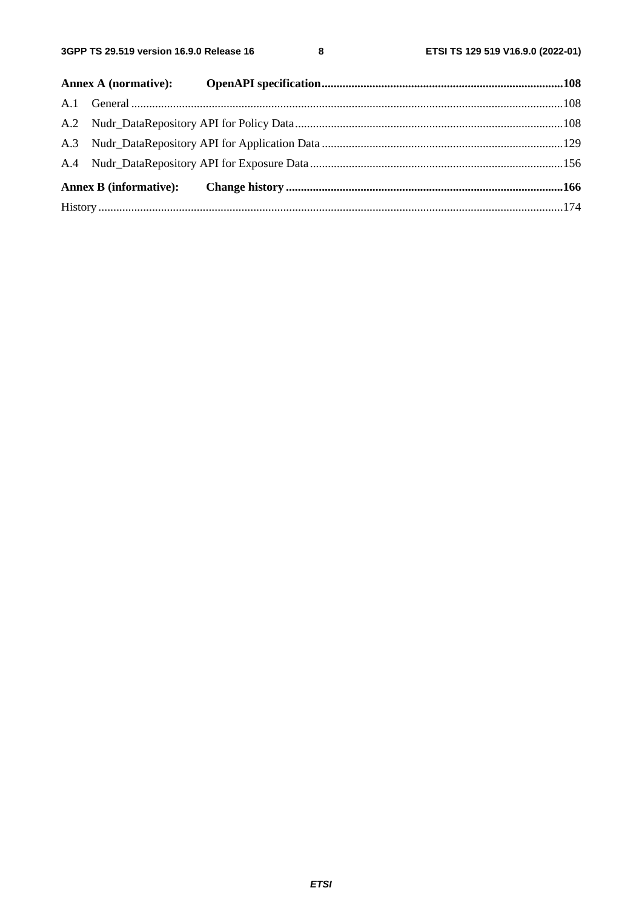**Annex A (normative): OpenAPI specification** ... 108

A.1 General ... 108

A.2 Nudr_DataRepository API for Policy Data ... 108

A.3 Nudr_DataRepository API for Application Data ... 129

A.4 Nudr_DataRepository API for Exposure Data ... 156

**Annex B (informative): Change history** ... 166

History ... 174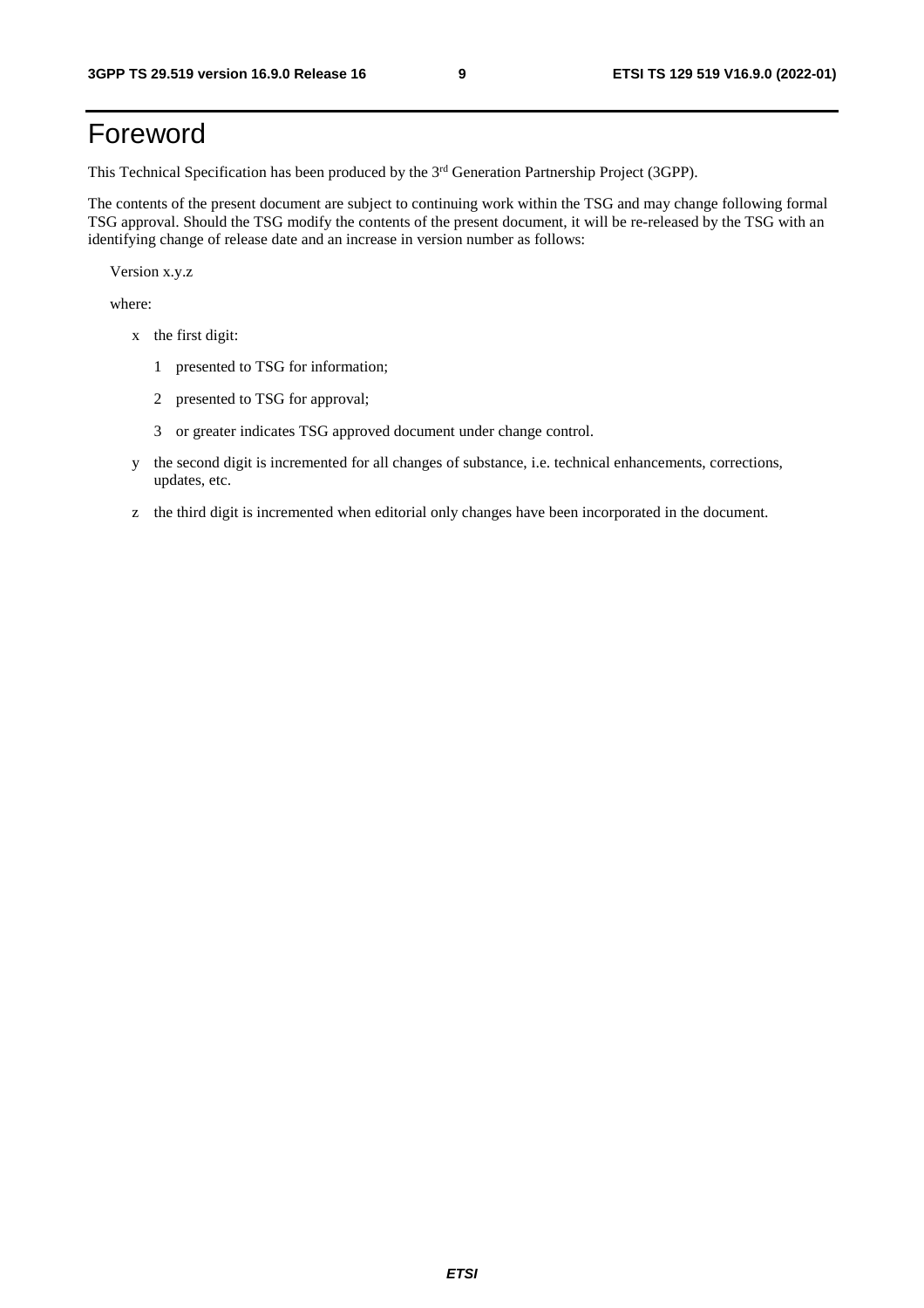# Foreword

This Technical Specification has been produced by the 3rd Generation Partnership Project (3GPP).

The contents of the present document are subject to continuing work within the TSG and may change following formal TSG approval. Should the TSG modify the contents of the present document, it will be re-released by the TSG with an identifying change of release date and an increase in version number as follows:

Version x.y.z

where:

- x the first digit:
  - 1 presented to TSG for information;
  - 2 presented to TSG for approval;
  - 3 or greater indicates TSG approved document under change control.
- y the second digit is incremented for all changes of substance, i.e. technical enhancements, corrections, updates, etc.
- z the third digit is incremented when editorial only changes have been incorporated in the document.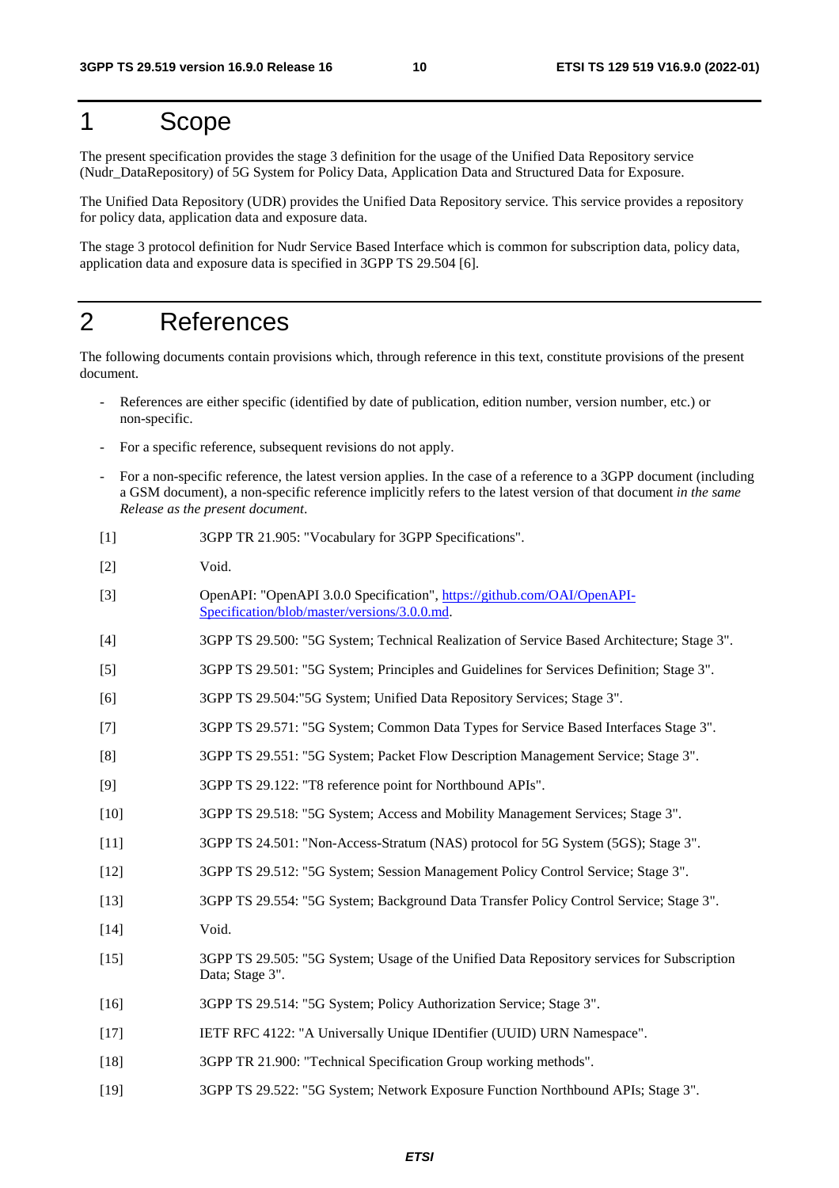# 1 Scope

The present specification provides the stage 3 definition for the usage of the Unified Data Repository service (Nudr_DataRepository) of 5G System for Policy Data, Application Data and Structured Data for Exposure.

The Unified Data Repository (UDR) provides the Unified Data Repository service. This service provides a repository for policy data, application data and exposure data.

The stage 3 protocol definition for Nudr Service Based Interface which is common for subscription data, policy data, application data and exposure data is specified in 3GPP TS 29.504 [6].

# 2 References

The following documents contain provisions which, through reference in this text, constitute provisions of the present document.

- References are either specific (identified by date of publication, edition number, version number, etc.) or non-specific.
- For a specific reference, subsequent revisions do not apply.
- For a non-specific reference, the latest version applies. In the case of a reference to a 3GPP document (including a GSM document), a non-specific reference implicitly refers to the latest version of that document *in the same Release as the present document*.

[1] 3GPP TR 21.905: "Vocabulary for 3GPP Specifications".

[2] Void.

[3] OpenAPI: "OpenAPI 3.0.0 Specification", https://github.com/OAI/OpenAPI-Specification/blob/master/versions/3.0.0.md.

[4] 3GPP TS 29.500: "5G System; Technical Realization of Service Based Architecture; Stage 3".

[5] 3GPP TS 29.501: "5G System; Principles and Guidelines for Services Definition; Stage 3".

[6] 3GPP TS 29.504:"5G System; Unified Data Repository Services; Stage 3".

[7] 3GPP TS 29.571: "5G System; Common Data Types for Service Based Interfaces Stage 3".

[8] 3GPP TS 29.551: "5G System; Packet Flow Description Management Service; Stage 3".

[9] 3GPP TS 29.122: "T8 reference point for Northbound APIs".

[10] 3GPP TS 29.518: "5G System; Access and Mobility Management Services; Stage 3".

[11] 3GPP TS 24.501: "Non-Access-Stratum (NAS) protocol for 5G System (5GS); Stage 3".

[12] 3GPP TS 29.512: "5G System; Session Management Policy Control Service; Stage 3".

[13] 3GPP TS 29.554: "5G System; Background Data Transfer Policy Control Service; Stage 3".

[14] Void.

[15] 3GPP TS 29.505: "5G System; Usage of the Unified Data Repository services for Subscription Data; Stage 3".

[16] 3GPP TS 29.514: "5G System; Policy Authorization Service; Stage 3".

[17] IETF RFC 4122: "A Universally Unique IDentifier (UUID) URN Namespace".

[18] 3GPP TR 21.900: "Technical Specification Group working methods".

[19] 3GPP TS 29.522: "5G System; Network Exposure Function Northbound APIs; Stage 3".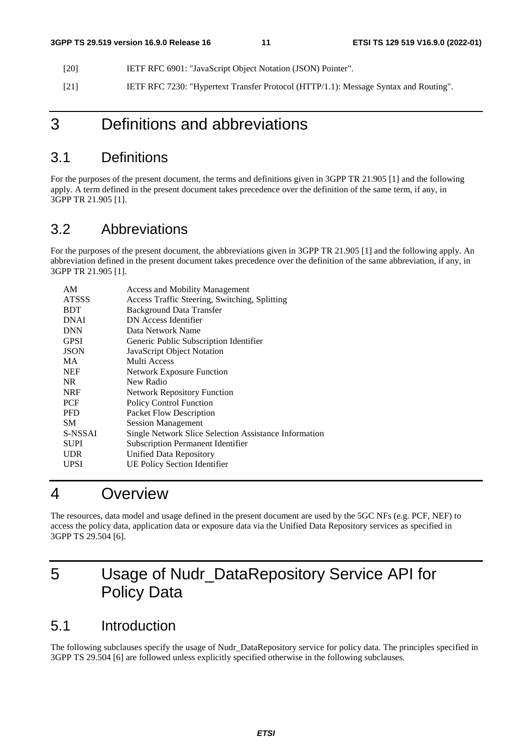[20] IETF RFC 6901: "JavaScript Object Notation (JSON) Pointer".

[21] IETF RFC 7230: "Hypertext Transfer Protocol (HTTP/1.1): Message Syntax and Routing".

# 3 Definitions and abbreviations

## 3.1 Definitions

For the purposes of the present document, the terms and definitions given in 3GPP TR 21.905 [1] and the following apply. A term defined in the present document takes precedence over the definition of the same term, if any, in 3GPP TR 21.905 [1].

## 3.2 Abbreviations

For the purposes of the present document, the abbreviations given in 3GPP TR 21.905 [1] and the following apply. An abbreviation defined in the present document takes precedence over the definition of the same abbreviation, if any, in 3GPP TR 21.905 [1].

| | |
|---|---|
| AM | Access and Mobility Management |
| ATSSS | Access Traffic Steering, Switching, Splitting |
| BDT | Background Data Transfer |
| DNAI | DN Access Identifier |
| DNN | Data Network Name |
| GPSI | Generic Public Subscription Identifier |
| JSON | JavaScript Object Notation |
| MA | Multi Access |
| NEF | Network Exposure Function |
| NR | New Radio |
| NRF | Network Repository Function |
| PCF | Policy Control Function |
| PFD | Packet Flow Description |
| SM | Session Management |
| S-NSSAI | Single Network Slice Selection Assistance Information |
| SUPI | Subscription Permanent Identifier |
| UDR | Unified Data Repository |
| UPSI | UE Policy Section Identifier |

# 4 Overview

The resources, data model and usage defined in the present document are used by the 5GC NFs (e.g. PCF, NEF) to access the policy data, application data or exposure data via the Unified Data Repository services as specified in 3GPP TS 29.504 [6].

# 5 Usage of Nudr_DataRepository Service API for Policy Data

## 5.1 Introduction

The following subclauses specify the usage of Nudr_DataRepository service for policy data. The principles specified in 3GPP TS 29.504 [6] are followed unless explicitly specified otherwise in the following subclauses.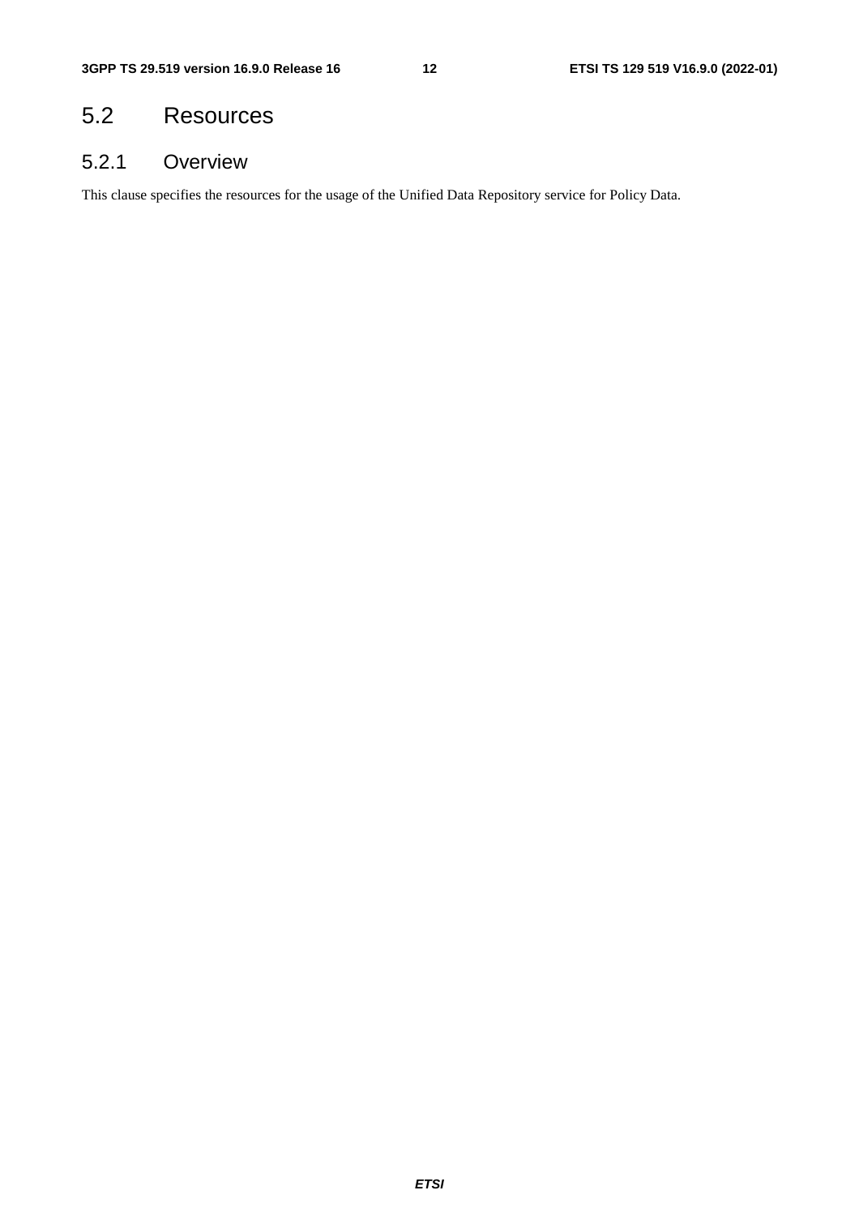## 5.2 Resources

### 5.2.1 Overview

This clause specifies the resources for the usage of the Unified Data Repository service for Policy Data.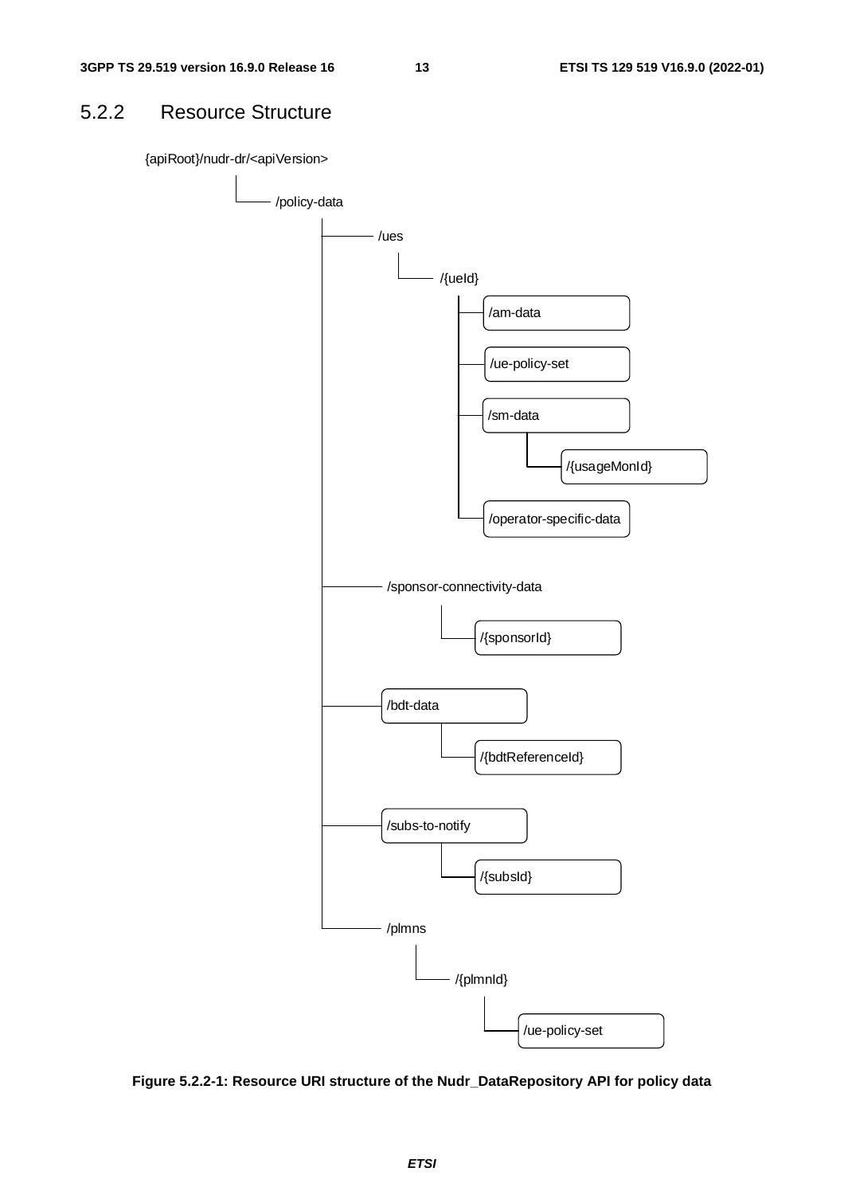### 5.2.2 Resource Structure

```
{apiRoot}/nudr-dr/<apiVersion>
    /policy-data
        /ues
            /{ueId}
                /am-data
                /ue-policy-set
                /sm-data
                    /{usageMonId}
                /operator-specific-data
        /sponsor-connectivity-data
            /{sponsorId}
        /bdt-data
            /{bdtReferenceId}
        /subs-to-notify
            /{subsId}
        /plmns
            /{plmnId}
                /ue-policy-set
```

**Figure 5.2.2-1: Resource URI structure of the Nudr_DataRepository API for policy data**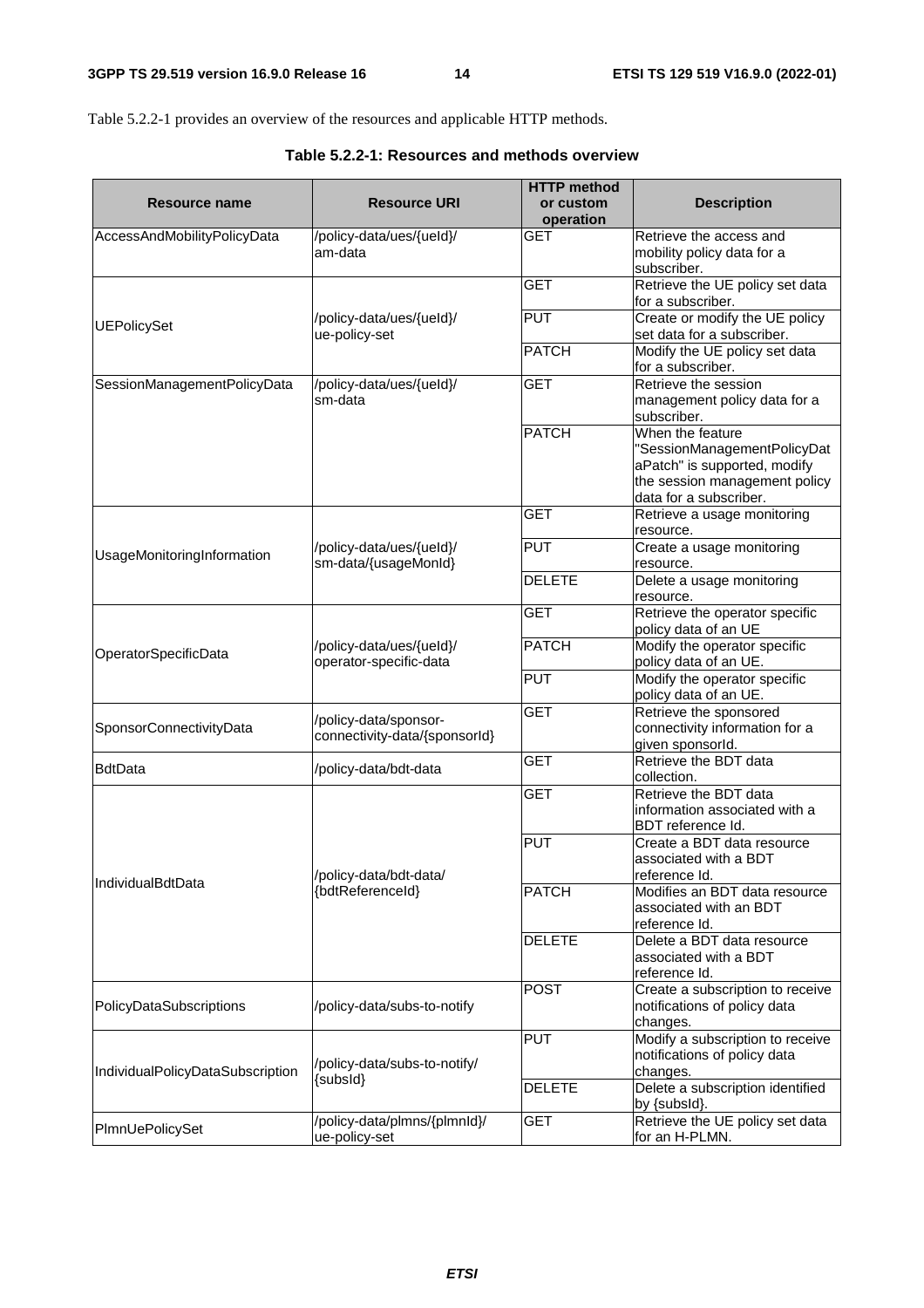Table 5.2.2-1 provides an overview of the resources and applicable HTTP methods.

**Table 5.2.2-1: Resources and methods overview**

| Resource name | Resource URI | HTTP method or custom operation | Description |
|---|---|---|---|
| AccessAndMobilityPolicyData | /policy-data/ues/{ueId}/am-data | GET | Retrieve the access and mobility policy data for a subscriber. |
| UEPolicySet | /policy-data/ues/{ueId}/ue-policy-set | GET | Retrieve the UE policy set data for a subscriber. |
| | | PUT | Create or modify the UE policy set data for a subscriber. |
| | | PATCH | Modify the UE policy set data for a subscriber. |
| SessionManagementPolicyData | /policy-data/ues/{ueId}/sm-data | GET | Retrieve the session management policy data for a subscriber. |
| | | PATCH | When the feature "SessionManagementPolicyDataPatch" is supported, modify the session management policy data for a subscriber. |
| UsageMonitoringInformation | /policy-data/ues/{ueId}/sm-data/{usageMonId} | GET | Retrieve a usage monitoring resource. |
| | | PUT | Create a usage monitoring resource. |
| | | DELETE | Delete a usage monitoring resource. |
| OperatorSpecificData | /policy-data/ues/{ueId}/operator-specific-data | GET | Retrieve the operator specific policy data of an UE |
| | | PATCH | Modify the operator specific policy data of an UE. |
| | | PUT | Modify the operator specific policy data of an UE. |
| SponsorConnectivityData | /policy-data/sponsor-connectivity-data/{sponsorId} | GET | Retrieve the sponsored connectivity information for a given sponsorId. |
| BdtData | /policy-data/bdt-data | GET | Retrieve the BDT data collection. |
| IndividualBdtData | /policy-data/bdt-data/{bdtReferenceId} | GET | Retrieve the BDT data information associated with a BDT reference Id. |
| | | PUT | Create a BDT data resource associated with a BDT reference Id. |
| | | PATCH | Modifies an BDT data resource associated with an BDT reference Id. |
| | | DELETE | Delete a BDT data resource associated with a BDT reference Id. |
| PolicyDataSubscriptions | /policy-data/subs-to-notify | POST | Create a subscription to receive notifications of policy data changes. |
| IndividualPolicyDataSubscription | /policy-data/subs-to-notify/{subsId} | PUT | Modify a subscription to receive notifications of policy data changes. |
| | | DELETE | Delete a subscription identified by {subsId}. |
| PlmnUePolicySet | /policy-data/plmns/{plmnId}/ue-policy-set | GET | Retrieve the UE policy set data for an H-PLMN. |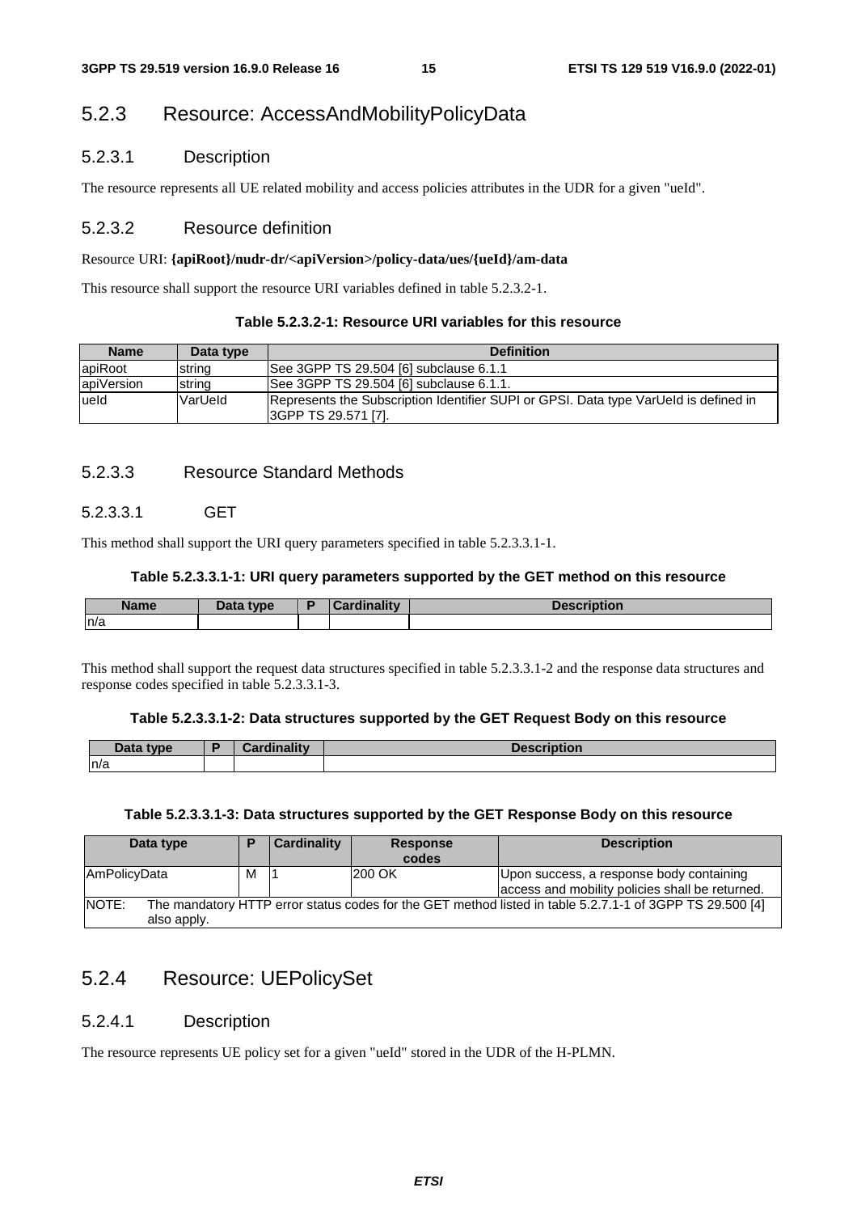## 5.2.3 Resource: AccessAndMobilityPolicyData

### 5.2.3.1 Description

The resource represents all UE related mobility and access policies attributes in the UDR for a given "ueId".

### 5.2.3.2 Resource definition

Resource URI: **{apiRoot}/nudr-dr/<apiVersion>/policy-data/ues/{ueId}/am-data**

This resource shall support the resource URI variables defined in table 5.2.3.2-1.

**Table 5.2.3.2-1: Resource URI variables for this resource**

| Name | Data type | Definition |
|---|---|---|
| apiRoot | string | See 3GPP TS 29.504 [6] subclause 6.1.1 |
| apiVersion | string | See 3GPP TS 29.504 [6] subclause 6.1.1. |
| ueId | VarUeId | Represents the Subscription Identifier SUPI or GPSI. Data type VarUeId is defined in 3GPP TS 29.571 [7]. |

### 5.2.3.3 Resource Standard Methods

#### 5.2.3.3.1 GET

This method shall support the URI query parameters specified in table 5.2.3.3.1-1.

**Table 5.2.3.3.1-1: URI query parameters supported by the GET method on this resource**

| Name | Data type | P | Cardinality | Description |
|---|---|---|---|---|
| n/a | | | | |

This method shall support the request data structures specified in table 5.2.3.3.1-2 and the response data structures and response codes specified in table 5.2.3.3.1-3.

**Table 5.2.3.3.1-2: Data structures supported by the GET Request Body on this resource**

| Data type | P | Cardinality | Description |
|---|---|---|---|
| n/a | | | |

**Table 5.2.3.3.1-3: Data structures supported by the GET Response Body on this resource**

| Data type | P | Cardinality | Response codes | Description |
|---|---|---|---|---|
| AmPolicyData | M | 1 | 200 OK | Upon success, a response body containing access and mobility policies shall be returned. |
| NOTE: The mandatory HTTP error status codes for the GET method listed in table 5.2.7.1-1 of 3GPP TS 29.500 [4] also apply. | | | | |

## 5.2.4 Resource: UEPolicySet

### 5.2.4.1 Description

The resource represents UE policy set for a given "ueId" stored in the UDR of the H-PLMN.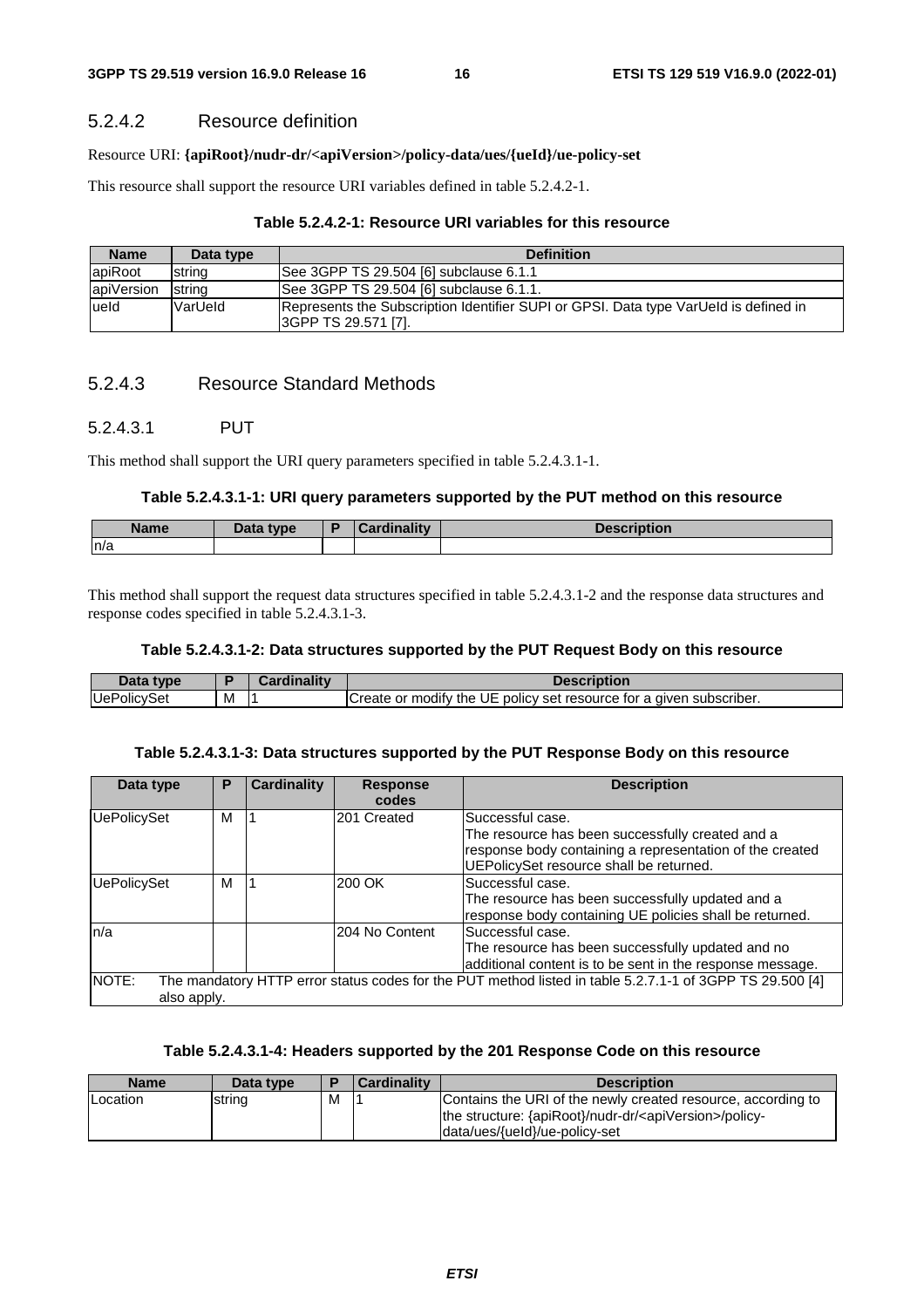### 5.2.4.2 Resource definition

Resource URI: **{apiRoot}/nudr-dr/<apiVersion>/policy-data/ues/{ueId}/ue-policy-set**

This resource shall support the resource URI variables defined in table 5.2.4.2-1.

**Table 5.2.4.2-1: Resource URI variables for this resource**

| Name | Data type | Definition |
| --- | --- | --- |
| apiRoot | string | See 3GPP TS 29.504 [6] subclause 6.1.1 |
| apiVersion | string | See 3GPP TS 29.504 [6] subclause 6.1.1. |
| ueId | VarUeId | Represents the Subscription Identifier SUPI or GPSI. Data type VarUeId is defined in 3GPP TS 29.571 [7]. |

### 5.2.4.3 Resource Standard Methods

#### 5.2.4.3.1 PUT

This method shall support the URI query parameters specified in table 5.2.4.3.1-1.

**Table 5.2.4.3.1-1: URI query parameters supported by the PUT method on this resource**

| Name | Data type | P | Cardinality | Description |
| --- | --- | --- | --- | --- |
| n/a | | | | |

This method shall support the request data structures specified in table 5.2.4.3.1-2 and the response data structures and response codes specified in table 5.2.4.3.1-3.

**Table 5.2.4.3.1-2: Data structures supported by the PUT Request Body on this resource**

| Data type | P | Cardinality | Description |
| --- | --- | --- | --- |
| UePolicySet | M | 1 | Create or modify the UE policy set resource for a given subscriber. |

**Table 5.2.4.3.1-3: Data structures supported by the PUT Response Body on this resource**

| Data type | P | Cardinality | Response codes | Description |
| --- | --- | --- | --- | --- |
| UePolicySet | M | 1 | 201 Created | Successful case.<br>The resource has been successfully created and a response body containing a representation of the created UEPolicySet resource shall be returned. |
| UePolicySet | M | 1 | 200 OK | Successful case.<br>The resource has been successfully updated and a response body containing UE policies shall be returned. |
| n/a | | | 204 No Content | Successful case.<br>The resource has been successfully updated and no additional content is to be sent in the response message. |
| NOTE: The mandatory HTTP error status codes for the PUT method listed in table 5.2.7.1-1 of 3GPP TS 29.500 [4] also apply. | | | | |

**Table 5.2.4.3.1-4: Headers supported by the 201 Response Code on this resource**

| Name | Data type | P | Cardinality | Description |
| --- | --- | --- | --- | --- |
| Location | string | M | 1 | Contains the URI of the newly created resource, according to the structure: {apiRoot}/nudr-dr/<apiVersion>/policy-data/ues/{ueId}/ue-policy-set |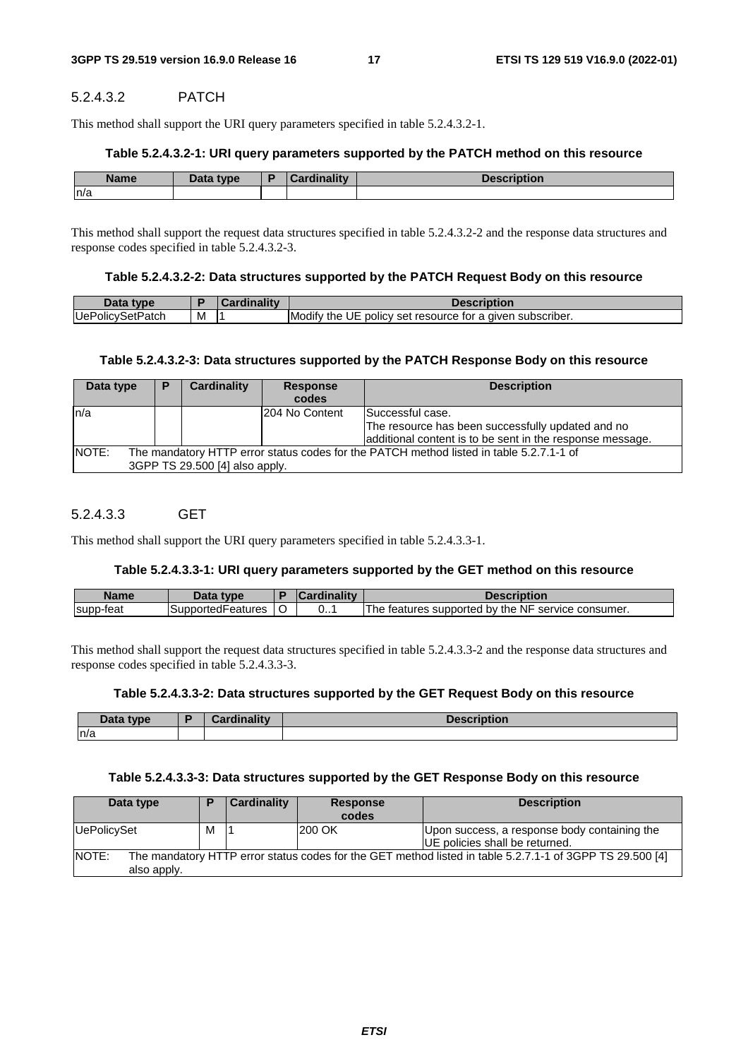#### 5.2.4.3.2 PATCH

This method shall support the URI query parameters specified in table 5.2.4.3.2-1.

**Table 5.2.4.3.2-1: URI query parameters supported by the PATCH method on this resource**

| Name | Data type | P | Cardinality | Description |
|---|---|---|---|---|
| n/a | | | | |

This method shall support the request data structures specified in table 5.2.4.3.2-2 and the response data structures and response codes specified in table 5.2.4.3.2-3.

**Table 5.2.4.3.2-2: Data structures supported by the PATCH Request Body on this resource**

| Data type | P | Cardinality | Description |
|---|---|---|---|
| UePolicySetPatch | M | 1 | Modify the UE policy set resource for a given subscriber. |

**Table 5.2.4.3.2-3: Data structures supported by the PATCH Response Body on this resource**

| Data type | P | Cardinality | Response codes | Description |
|---|---|---|---|---|
| n/a | | | 204 No Content | Successful case.<br>The resource has been successfully updated and no additional content is to be sent in the response message. |
| NOTE: The mandatory HTTP error status codes for the PATCH method listed in table 5.2.7.1-1 of 3GPP TS 29.500 [4] also apply. | | | | |

#### 5.2.4.3.3 GET

This method shall support the URI query parameters specified in table 5.2.4.3.3-1.

**Table 5.2.4.3.3-1: URI query parameters supported by the GET method on this resource**

| Name | Data type | P | Cardinality | Description |
|---|---|---|---|---|
| supp-feat | SupportedFeatures | O | 0..1 | The features supported by the NF service consumer. |

This method shall support the request data structures specified in table 5.2.4.3.3-2 and the response data structures and response codes specified in table 5.2.4.3.3-3.

**Table 5.2.4.3.3-2: Data structures supported by the GET Request Body on this resource**

| Data type | P | Cardinality | Description |
|---|---|---|---|
| n/a | | | |

**Table 5.2.4.3.3-3: Data structures supported by the GET Response Body on this resource**

| Data type | P | Cardinality | Response codes | Description |
|---|---|---|---|---|
| UePolicySet | M | 1 | 200 OK | Upon success, a response body containing the UE policies shall be returned. |
| NOTE: The mandatory HTTP error status codes for the GET method listed in table 5.2.7.1-1 of 3GPP TS 29.500 [4] also apply. | | | | |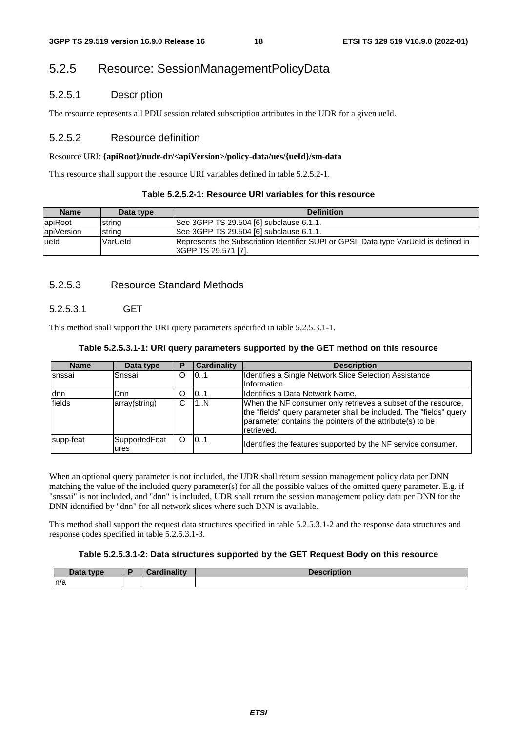### 5.2.5 Resource: SessionManagementPolicyData

#### 5.2.5.1 Description

The resource represents all PDU session related subscription attributes in the UDR for a given ueId.

#### 5.2.5.2 Resource definition

Resource URI: **{apiRoot}/nudr-dr/<apiVersion>/policy-data/ues/{ueId}/sm-data**

This resource shall support the resource URI variables defined in table 5.2.5.2-1.

**Table 5.2.5.2-1: Resource URI variables for this resource**

| Name | Data type | Definition |
| --- | --- | --- |
| apiRoot | string | See 3GPP TS 29.504 [6] subclause 6.1.1. |
| apiVersion | string | See 3GPP TS 29.504 [6] subclause 6.1.1. |
| ueId | VarUeId | Represents the Subscription Identifier SUPI or GPSI. Data type VarUeId is defined in 3GPP TS 29.571 [7]. |

#### 5.2.5.3 Resource Standard Methods

##### 5.2.5.3.1 GET

This method shall support the URI query parameters specified in table 5.2.5.3.1-1.

**Table 5.2.5.3.1-1: URI query parameters supported by the GET method on this resource**

| Name | Data type | P | Cardinality | Description |
| --- | --- | --- | --- | --- |
| snssai | Snssai | O | 0..1 | Identifies a Single Network Slice Selection Assistance Information. |
| dnn | Dnn | O | 0..1 | Identifies a Data Network Name. |
| fields | array(string) | C | 1..N | When the NF consumer only retrieves a subset of the resource, the "fields" query parameter shall be included. The "fields" query parameter contains the pointers of the attribute(s) to be retrieved. |
| supp-feat | SupportedFeatures | O | 0..1 | Identifies the features supported by the NF service consumer. |

When an optional query parameter is not included, the UDR shall return session management policy data per DNN matching the value of the included query parameter(s) for all the possible values of the omitted query parameter. E.g. if "snssai" is not included, and "dnn" is included, UDR shall return the session management policy data per DNN for the DNN identified by "dnn" for all network slices where such DNN is available.

This method shall support the request data structures specified in table 5.2.5.3.1-2 and the response data structures and response codes specified in table 5.2.5.3.1-3.

**Table 5.2.5.3.1-2: Data structures supported by the GET Request Body on this resource**

| Data type | P | Cardinality | Description |
| --- | --- | --- | --- |
| n/a | | | |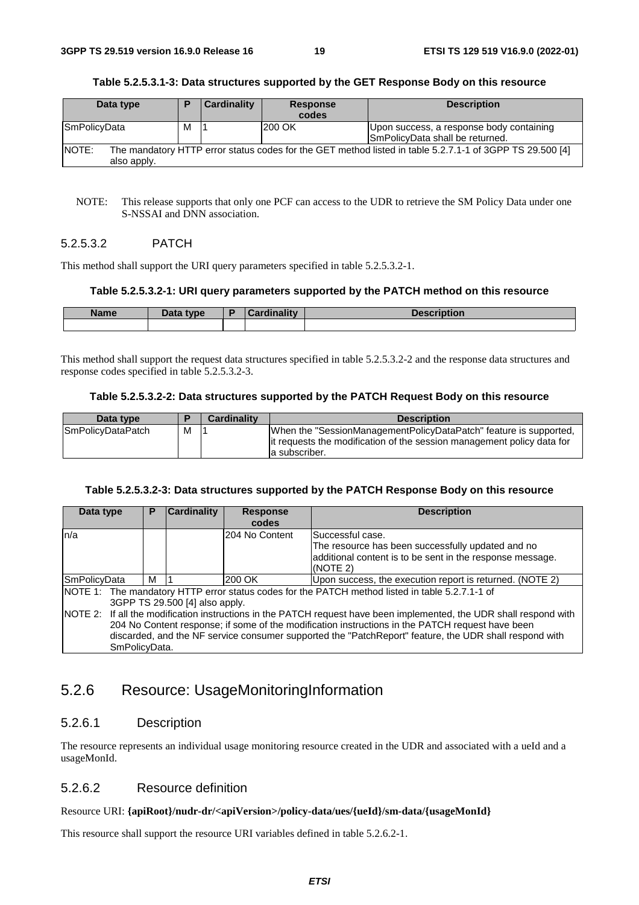**Table 5.2.5.3.1-3: Data structures supported by the GET Response Body on this resource**

| Data type | P | Cardinality | Response codes | Description |
|---|---|---|---|---|
| SmPolicyData | M | 1 | 200 OK | Upon success, a response body containing SmPolicyData shall be returned. |
| NOTE: The mandatory HTTP error status codes for the GET method listed in table 5.2.7.1-1 of 3GPP TS 29.500 [4] also apply. | | | | |

NOTE: This release supports that only one PCF can access to the UDR to retrieve the SM Policy Data under one S-NSSAI and DNN association.

#### 5.2.5.3.2 PATCH

This method shall support the URI query parameters specified in table 5.2.5.3.2-1.

**Table 5.2.5.3.2-1: URI query parameters supported by the PATCH method on this resource**

| Name | Data type | P | Cardinality | Description |
|---|---|---|---|---|
| | | | | |

This method shall support the request data structures specified in table 5.2.5.3.2-2 and the response data structures and response codes specified in table 5.2.5.3.2-3.

**Table 5.2.5.3.2-2: Data structures supported by the PATCH Request Body on this resource**

| Data type | P | Cardinality | Description |
|---|---|---|---|
| SmPolicyDataPatch | M | 1 | When the "SessionManagementPolicyDataPatch" feature is supported, it requests the modification of the session management policy data for a subscriber. |

**Table 5.2.5.3.2-3: Data structures supported by the PATCH Response Body on this resource**

| Data type | P | Cardinality | Response codes | Description |
|---|---|---|---|---|
| n/a | | | 204 No Content | Successful case. The resource has been successfully updated and no additional content is to be sent in the response message. (NOTE 2) |
| SmPolicyData | M | 1 | 200 OK | Upon success, the execution report is returned. (NOTE 2) |
| NOTE 1: The mandatory HTTP error status codes for the PATCH method listed in table 5.2.7.1-1 of 3GPP TS 29.500 [4] also apply.<br>NOTE 2: If all the modification instructions in the PATCH request have been implemented, the UDR shall respond with 204 No Content response; if some of the modification instructions in the PATCH request have been discarded, and the NF service consumer supported the "PatchReport" feature, the UDR shall respond with SmPolicyData. | | | | |

## 5.2.6 Resource: UsageMonitoringInformation

### 5.2.6.1 Description

The resource represents an individual usage monitoring resource created in the UDR and associated with a ueId and a usageMonId.

### 5.2.6.2 Resource definition

Resource URI: **{apiRoot}/nudr-dr/<apiVersion>/policy-data/ues/{ueId}/sm-data/{usageMonId}**

This resource shall support the resource URI variables defined in table 5.2.6.2-1.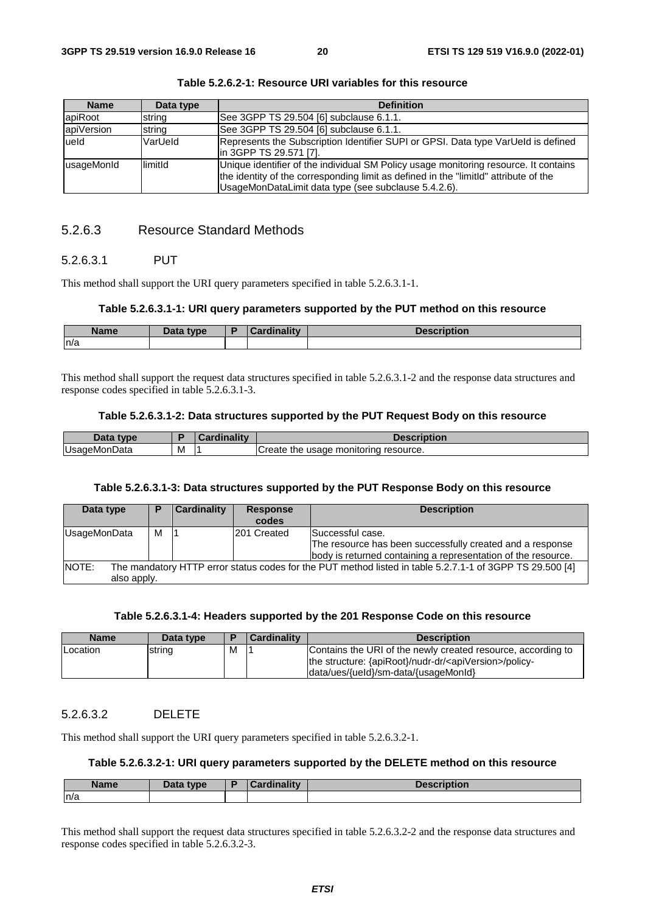**Table 5.2.6.2-1: Resource URI variables for this resource**

| Name | Data type | Definition |
|---|---|---|
| apiRoot | string | See 3GPP TS 29.504 [6] subclause 6.1.1. |
| apiVersion | string | See 3GPP TS 29.504 [6] subclause 6.1.1. |
| ueId | VarUeId | Represents the Subscription Identifier SUPI or GPSI. Data type VarUeId is defined in 3GPP TS 29.571 [7]. |
| usageMonId | limitId | Unique identifier of the individual SM Policy usage monitoring resource. It contains the identity of the corresponding limit as defined in the "limitId" attribute of the UsageMonDataLimit data type (see subclause 5.4.2.6). |

### 5.2.6.3 Resource Standard Methods

#### 5.2.6.3.1 PUT

This method shall support the URI query parameters specified in table 5.2.6.3.1-1.

**Table 5.2.6.3.1-1: URI query parameters supported by the PUT method on this resource**

| Name | Data type | P | Cardinality | Description |
|---|---|---|---|---|
| n/a | | | | |

This method shall support the request data structures specified in table 5.2.6.3.1-2 and the response data structures and response codes specified in table 5.2.6.3.1-3.

**Table 5.2.6.3.1-2: Data structures supported by the PUT Request Body on this resource**

| Data type | P | Cardinality | Description |
|---|---|---|---|
| UsageMonData | M | 1 | Create the usage monitoring resource. |

**Table 5.2.6.3.1-3: Data structures supported by the PUT Response Body on this resource**

| Data type | P | Cardinality | Response codes | Description |
|---|---|---|---|---|
| UsageMonData | M | 1 | 201 Created | Successful case.<br>The resource has been successfully created and a response body is returned containing a representation of the resource. |
| NOTE: The mandatory HTTP error status codes for the PUT method listed in table 5.2.7.1-1 of 3GPP TS 29.500 [4] also apply. | | | | |

**Table 5.2.6.3.1-4: Headers supported by the 201 Response Code on this resource**

| Name | Data type | P | Cardinality | Description |
|---|---|---|---|---|
| Location | string | M | 1 | Contains the URI of the newly created resource, according to the structure: {apiRoot}/nudr-dr/<apiVersion>/policy-data/ues/{ueId}/sm-data/{usageMonId} |

#### 5.2.6.3.2 DELETE

This method shall support the URI query parameters specified in table 5.2.6.3.2-1.

**Table 5.2.6.3.2-1: URI query parameters supported by the DELETE method on this resource**

| Name | Data type | P | Cardinality | Description |
|---|---|---|---|---|
| n/a | | | | |

This method shall support the request data structures specified in table 5.2.6.3.2-2 and the response data structures and response codes specified in table 5.2.6.3.2-3.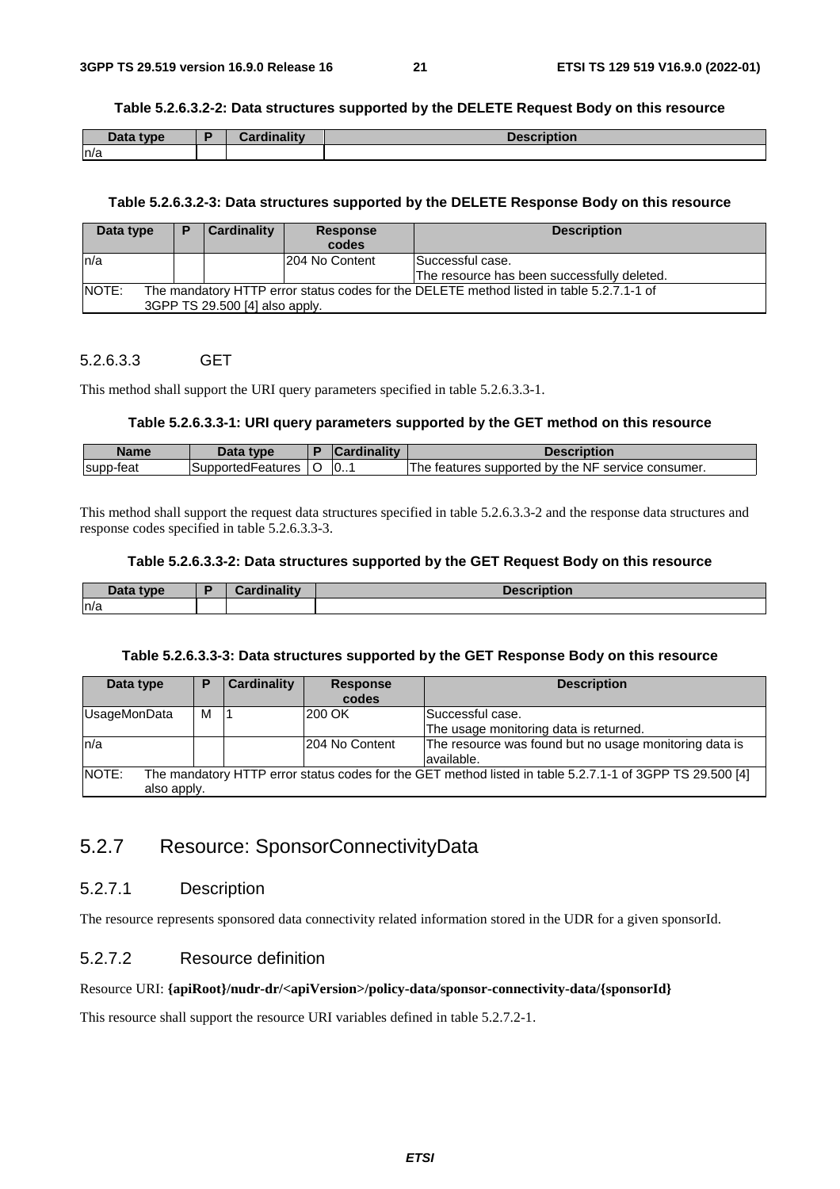**Table 5.2.6.3.2-2: Data structures supported by the DELETE Request Body on this resource**

| Data type | P | Cardinality | Description |
| --- | --- | --- | --- |
| n/a | | | |

**Table 5.2.6.3.2-3: Data structures supported by the DELETE Response Body on this resource**

| Data type | P | Cardinality | Response codes | Description |
| --- | --- | --- | --- | --- |
| n/a | | | 204 No Content | Successful case.<br>The resource has been successfully deleted. |
| NOTE: The mandatory HTTP error status codes for the DELETE method listed in table 5.2.7.1-1 of 3GPP TS 29.500 [4] also apply. | | | | |

#### 5.2.6.3.3 GET

This method shall support the URI query parameters specified in table 5.2.6.3.3-1.

**Table 5.2.6.3.3-1: URI query parameters supported by the GET method on this resource**

| Name | Data type | P | Cardinality | Description |
| --- | --- | --- | --- | --- |
| supp-feat | SupportedFeatures | O | 0..1 | The features supported by the NF service consumer. |

This method shall support the request data structures specified in table 5.2.6.3.3-2 and the response data structures and response codes specified in table 5.2.6.3.3-3.

**Table 5.2.6.3.3-2: Data structures supported by the GET Request Body on this resource**

| Data type | P | Cardinality | Description |
| --- | --- | --- | --- |
| n/a | | | |

**Table 5.2.6.3.3-3: Data structures supported by the GET Response Body on this resource**

| Data type | P | Cardinality | Response codes | Description |
| --- | --- | --- | --- | --- |
| UsageMonData | M | 1 | 200 OK | Successful case.<br>The usage monitoring data is returned. |
| n/a | | | 204 No Content | The resource was found but no usage monitoring data is available. |
| NOTE: The mandatory HTTP error status codes for the GET method listed in table 5.2.7.1-1 of 3GPP TS 29.500 [4] also apply. | | | | |

## 5.2.7 Resource: SponsorConnectivityData

### 5.2.7.1 Description

The resource represents sponsored data connectivity related information stored in the UDR for a given sponsorId.

### 5.2.7.2 Resource definition

Resource URI: **{apiRoot}/nudr-dr/<apiVersion>/policy-data/sponsor-connectivity-data/{sponsorId}**

This resource shall support the resource URI variables defined in table 5.2.7.2-1.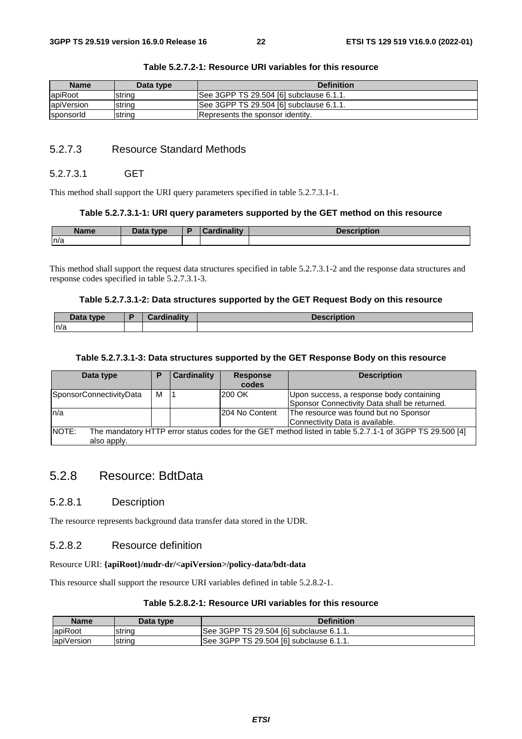**Table 5.2.7.2-1: Resource URI variables for this resource**

| Name | Data type | Definition |
|---|---|---|
| apiRoot | string | See 3GPP TS 29.504 [6] subclause 6.1.1. |
| apiVersion | string | See 3GPP TS 29.504 [6] subclause 6.1.1. |
| sponsorId | string | Represents the sponsor identity. |

### 5.2.7.3 Resource Standard Methods

#### 5.2.7.3.1 GET

This method shall support the URI query parameters specified in table 5.2.7.3.1-1.

**Table 5.2.7.3.1-1: URI query parameters supported by the GET method on this resource**

| Name | Data type | P | Cardinality | Description |
|---|---|---|---|---|
| n/a | | | | |

This method shall support the request data structures specified in table 5.2.7.3.1-2 and the response data structures and response codes specified in table 5.2.7.3.1-3.

**Table 5.2.7.3.1-2: Data structures supported by the GET Request Body on this resource**

| Data type | P | Cardinality | Description |
|---|---|---|---|
| n/a | | | |

**Table 5.2.7.3.1-3: Data structures supported by the GET Response Body on this resource**

| Data type | P | Cardinality | Response codes | Description |
|---|---|---|---|---|
| SponsorConnectivityData | M | 1 | 200 OK | Upon success, a response body containing Sponsor Connectivity Data shall be returned. |
| n/a | | | 204 No Content | The resource was found but no Sponsor Connectivity Data is available. |
| NOTE: The mandatory HTTP error status codes for the GET method listed in table 5.2.7.1-1 of 3GPP TS 29.500 [4] also apply. | | | | |

## 5.2.8 Resource: BdtData

### 5.2.8.1 Description

The resource represents background data transfer data stored in the UDR.

### 5.2.8.2 Resource definition

Resource URI: **{apiRoot}/nudr-dr/<apiVersion>/policy-data/bdt-data**

This resource shall support the resource URI variables defined in table 5.2.8.2-1.

**Table 5.2.8.2-1: Resource URI variables for this resource**

| Name | Data type | Definition |
|---|---|---|
| apiRoot | string | See 3GPP TS 29.504 [6] subclause 6.1.1. |
| apiVersion | string | See 3GPP TS 29.504 [6] subclause 6.1.1. |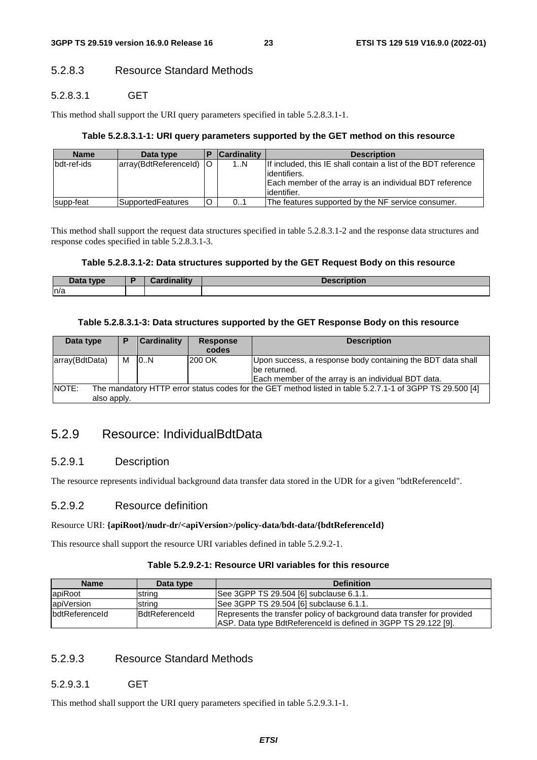### 5.2.8.3 Resource Standard Methods

#### 5.2.8.3.1 GET

This method shall support the URI query parameters specified in table 5.2.8.3.1-1.

**Table 5.2.8.3.1-1: URI query parameters supported by the GET method on this resource**

| Name | Data type | P | Cardinality | Description |
|---|---|---|---|---|
| bdt-ref-ids | array(BdtReferenceId) | O | 1..N | If included, this IE shall contain a list of the BDT reference identifiers.<br>Each member of the array is an individual BDT reference identifier. |
| supp-feat | SupportedFeatures | O | 0..1 | The features supported by the NF service consumer. |

This method shall support the request data structures specified in table 5.2.8.3.1-2 and the response data structures and response codes specified in table 5.2.8.3.1-3.

**Table 5.2.8.3.1-2: Data structures supported by the GET Request Body on this resource**

| Data type | P | Cardinality | Description |
|---|---|---|---|
| n/a | | | |

**Table 5.2.8.3.1-3: Data structures supported by the GET Response Body on this resource**

| Data type | P | Cardinality | Response codes | Description |
|---|---|---|---|---|
| array(BdtData) | M | 0..N | 200 OK | Upon success, a response body containing the BDT data shall be returned.<br>Each member of the array is an individual BDT data. |
| NOTE: The mandatory HTTP error status codes for the GET method listed in table 5.2.7.1-1 of 3GPP TS 29.500 [4] also apply. | | | | |

## 5.2.9 Resource: IndividualBdtData

### 5.2.9.1 Description

The resource represents individual background data transfer data stored in the UDR for a given "bdtReferenceId".

### 5.2.9.2 Resource definition

Resource URI: **{apiRoot}/nudr-dr/<apiVersion>/policy-data/bdt-data/{bdtReferenceId}**

This resource shall support the resource URI variables defined in table 5.2.9.2-1.

**Table 5.2.9.2-1: Resource URI variables for this resource**

| Name | Data type | Definition |
|---|---|---|
| apiRoot | string | See 3GPP TS 29.504 [6] subclause 6.1.1. |
| apiVersion | string | See 3GPP TS 29.504 [6] subclause 6.1.1. |
| bdtReferenceId | BdtReferenceId | Represents the transfer policy of background data transfer for provided ASP. Data type BdtReferenceId is defined in 3GPP TS 29.122 [9]. |

### 5.2.9.3 Resource Standard Methods

#### 5.2.9.3.1 GET

This method shall support the URI query parameters specified in table 5.2.9.3.1-1.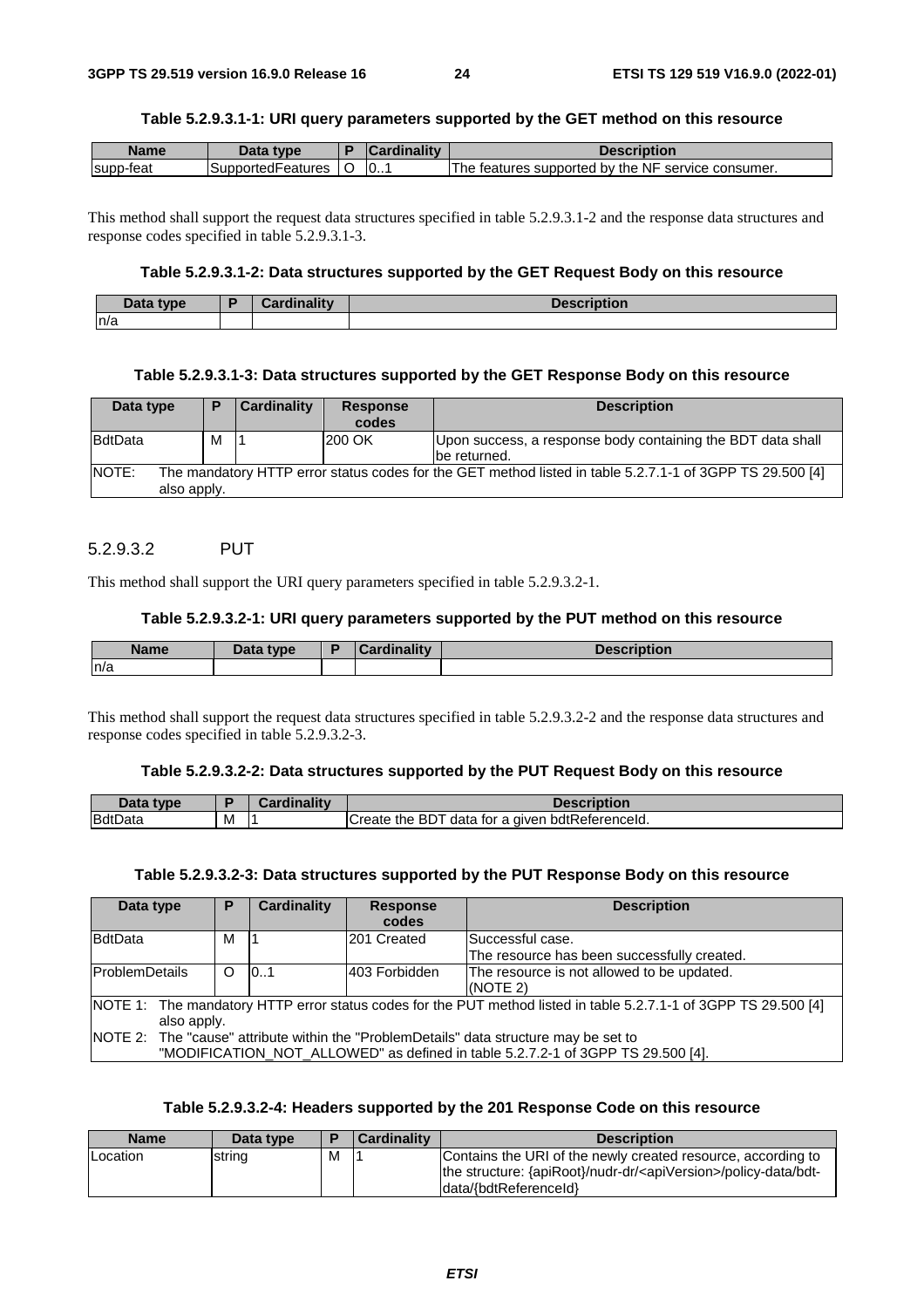**Table 5.2.9.3.1-1: URI query parameters supported by the GET method on this resource**

| Name | Data type | P | Cardinality | Description |
| --- | --- | --- | --- | --- |
| supp-feat | SupportedFeatures | O | 0..1 | The features supported by the NF service consumer. |

This method shall support the request data structures specified in table 5.2.9.3.1-2 and the response data structures and response codes specified in table 5.2.9.3.1-3.

**Table 5.2.9.3.1-2: Data structures supported by the GET Request Body on this resource**

| Data type | P | Cardinality | Description |
| --- | --- | --- | --- |
| n/a | | | |

**Table 5.2.9.3.1-3: Data structures supported by the GET Response Body on this resource**

| Data type | P | Cardinality | Response codes | Description |
| --- | --- | --- | --- | --- |
| BdtData | M | 1 | 200 OK | Upon success, a response body containing the BDT data shall be returned. |
| NOTE: The mandatory HTTP error status codes for the GET method listed in table 5.2.7.1-1 of 3GPP TS 29.500 [4] also apply. | | | | |

### 5.2.9.3.2 PUT

This method shall support the URI query parameters specified in table 5.2.9.3.2-1.

**Table 5.2.9.3.2-1: URI query parameters supported by the PUT method on this resource**

| Name | Data type | P | Cardinality | Description |
| --- | --- | --- | --- | --- |
| n/a | | | | |

This method shall support the request data structures specified in table 5.2.9.3.2-2 and the response data structures and response codes specified in table 5.2.9.3.2-3.

**Table 5.2.9.3.2-2: Data structures supported by the PUT Request Body on this resource**

| Data type | P | Cardinality | Description |
| --- | --- | --- | --- |
| BdtData | M | 1 | Create the BDT data for a given bdtReferenceId. |

**Table 5.2.9.3.2-3: Data structures supported by the PUT Response Body on this resource**

| Data type | P | Cardinality | Response codes | Description |
| --- | --- | --- | --- | --- |
| BdtData | M | 1 | 201 Created | Successful case.<br>The resource has been successfully created. |
| ProblemDetails | O | 0..1 | 403 Forbidden | The resource is not allowed to be updated.<br>(NOTE 2) |
| NOTE 1: The mandatory HTTP error status codes for the PUT method listed in table 5.2.7.1-1 of 3GPP TS 29.500 [4] also apply.<br>NOTE 2: The "cause" attribute within the "ProblemDetails" data structure may be set to "MODIFICATION_NOT_ALLOWED" as defined in table 5.2.7.2-1 of 3GPP TS 29.500 [4]. | | | | |

**Table 5.2.9.3.2-4: Headers supported by the 201 Response Code on this resource**

| Name | Data type | P | Cardinality | Description |
| --- | --- | --- | --- | --- |
| Location | string | M | 1 | Contains the URI of the newly created resource, according to the structure: {apiRoot}/nudr-dr/<apiVersion>/policy-data/bdt-data/{bdtReferenceId} |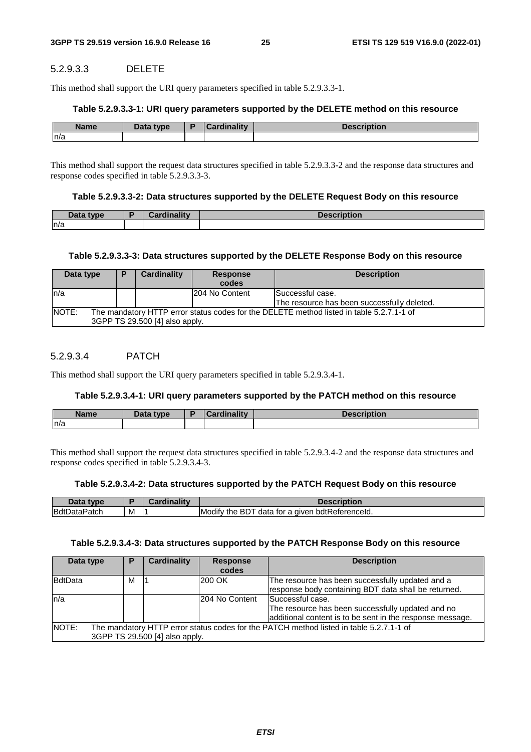##### 5.2.9.3.3 DELETE

This method shall support the URI query parameters specified in table 5.2.9.3.3-1.

**Table 5.2.9.3.3-1: URI query parameters supported by the DELETE method on this resource**

| Name | Data type | P | Cardinality | Description |
|---|---|---|---|---|
| n/a | | | | |

This method shall support the request data structures specified in table 5.2.9.3.3-2 and the response data structures and response codes specified in table 5.2.9.3.3-3.

**Table 5.2.9.3.3-2: Data structures supported by the DELETE Request Body on this resource**

| Data type | P | Cardinality | Description |
|---|---|---|---|
| n/a | | | |

**Table 5.2.9.3.3-3: Data structures supported by the DELETE Response Body on this resource**

| Data type | P | Cardinality | Response codes | Description |
|---|---|---|---|---|
| n/a | | | 204 No Content | Successful case.<br>The resource has been successfully deleted. |
| NOTE: The mandatory HTTP error status codes for the DELETE method listed in table 5.2.7.1-1 of 3GPP TS 29.500 [4] also apply. | | | | |

##### 5.2.9.3.4 PATCH

This method shall support the URI query parameters specified in table 5.2.9.3.4-1.

**Table 5.2.9.3.4-1: URI query parameters supported by the PATCH method on this resource**

| Name | Data type | P | Cardinality | Description |
|---|---|---|---|---|
| n/a | | | | |

This method shall support the request data structures specified in table 5.2.9.3.4-2 and the response data structures and response codes specified in table 5.2.9.3.4-3.

**Table 5.2.9.3.4-2: Data structures supported by the PATCH Request Body on this resource**

| Data type | P | Cardinality | Description |
|---|---|---|---|
| BdtDataPatch | M | 1 | Modify the BDT data for a given bdtReferenceId. |

**Table 5.2.9.3.4-3: Data structures supported by the PATCH Response Body on this resource**

| Data type | P | Cardinality | Response codes | Description |
|---|---|---|---|---|
| BdtData | M | 1 | 200 OK | The resource has been successfully updated and a response body containing BDT data shall be returned. |
| n/a | | | 204 No Content | Successful case.<br>The resource has been successfully updated and no additional content is to be sent in the response message. |
| NOTE: The mandatory HTTP error status codes for the PATCH method listed in table 5.2.7.1-1 of 3GPP TS 29.500 [4] also apply. | | | | |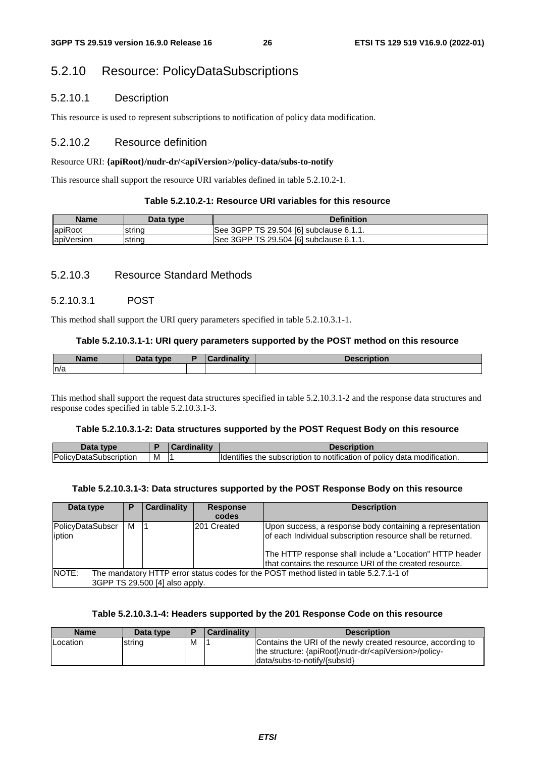# 5.2.10 Resource: PolicyDataSubscriptions

## 5.2.10.1 Description

This resource is used to represent subscriptions to notification of policy data modification.

## 5.2.10.2 Resource definition

Resource URI: **{apiRoot}/nudr-dr/<apiVersion>/policy-data/subs-to-notify**

This resource shall support the resource URI variables defined in table 5.2.10.2-1.

**Table 5.2.10.2-1: Resource URI variables for this resource**

| Name | Data type | Definition |
|---|---|---|
| apiRoot | string | See 3GPP TS 29.504 [6] subclause 6.1.1. |
| apiVersion | string | See 3GPP TS 29.504 [6] subclause 6.1.1. |

## 5.2.10.3 Resource Standard Methods

### 5.2.10.3.1 POST

This method shall support the URI query parameters specified in table 5.2.10.3.1-1.

**Table 5.2.10.3.1-1: URI query parameters supported by the POST method on this resource**

| Name | Data type | P | Cardinality | Description |
|---|---|---|---|---|
| n/a | | | | |

This method shall support the request data structures specified in table 5.2.10.3.1-2 and the response data structures and response codes specified in table 5.2.10.3.1-3.

**Table 5.2.10.3.1-2: Data structures supported by the POST Request Body on this resource**

| Data type | P | Cardinality | Description |
|---|---|---|---|
| PolicyDataSubscription | M | 1 | Identifies the subscription to notification of policy data modification. |

**Table 5.2.10.3.1-3: Data structures supported by the POST Response Body on this resource**

| Data type | P | Cardinality | Response codes | Description |
|---|---|---|---|---|
| PolicyDataSubscription | M | 1 | 201 Created | Upon success, a response body containing a representation of each Individual subscription resource shall be returned.<br><br>The HTTP response shall include a "Location" HTTP header that contains the resource URI of the created resource. |
| NOTE: The mandatory HTTP error status codes for the POST method listed in table 5.2.7.1-1 of 3GPP TS 29.500 [4] also apply. | | | | |

**Table 5.2.10.3.1-4: Headers supported by the 201 Response Code on this resource**

| Name | Data type | P | Cardinality | Description |
|---|---|---|---|---|
| Location | string | M | 1 | Contains the URI of the newly created resource, according to the structure: {apiRoot}/nudr-dr/<apiVersion>/policy-data/subs-to-notify/{subsId} |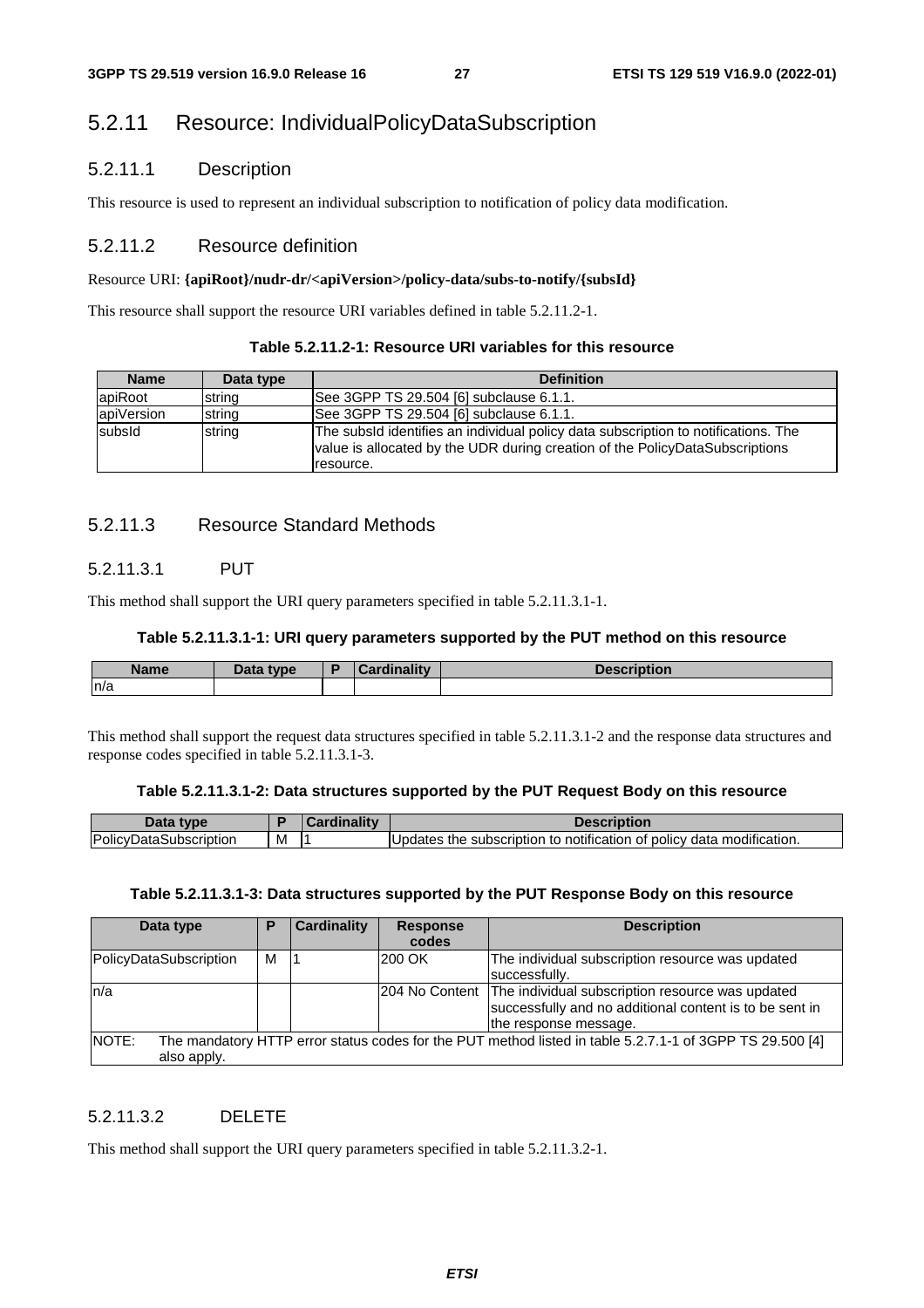## 5.2.11 Resource: IndividualPolicyDataSubscription

### 5.2.11.1 Description

This resource is used to represent an individual subscription to notification of policy data modification.

### 5.2.11.2 Resource definition

Resource URI: **{apiRoot}/nudr-dr/<apiVersion>/policy-data/subs-to-notify/{subsId}**

This resource shall support the resource URI variables defined in table 5.2.11.2-1.

**Table 5.2.11.2-1: Resource URI variables for this resource**

| Name | Data type | Definition |
| --- | --- | --- |
| apiRoot | string | See 3GPP TS 29.504 [6] subclause 6.1.1. |
| apiVersion | string | See 3GPP TS 29.504 [6] subclause 6.1.1. |
| subsId | string | The subsId identifies an individual policy data subscription to notifications. The value is allocated by the UDR during creation of the PolicyDataSubscriptions resource. |

### 5.2.11.3 Resource Standard Methods

#### 5.2.11.3.1 PUT

This method shall support the URI query parameters specified in table 5.2.11.3.1-1.

**Table 5.2.11.3.1-1: URI query parameters supported by the PUT method on this resource**

| Name | Data type | P | Cardinality | Description |
| --- | --- | --- | --- | --- |
| n/a | | | | |

This method shall support the request data structures specified in table 5.2.11.3.1-2 and the response data structures and response codes specified in table 5.2.11.3.1-3.

**Table 5.2.11.3.1-2: Data structures supported by the PUT Request Body on this resource**

| Data type | P | Cardinality | Description |
| --- | --- | --- | --- |
| PolicyDataSubscription | M | 1 | Updates the subscription to notification of policy data modification. |

**Table 5.2.11.3.1-3: Data structures supported by the PUT Response Body on this resource**

| Data type | P | Cardinality | Response codes | Description |
| --- | --- | --- | --- | --- |
| PolicyDataSubscription | M | 1 | 200 OK | The individual subscription resource was updated successfully. |
| n/a | | | 204 No Content | The individual subscription resource was updated successfully and no additional content is to be sent in the response message. |
| NOTE: The mandatory HTTP error status codes for the PUT method listed in table 5.2.7.1-1 of 3GPP TS 29.500 [4] also apply. | | | | |

#### 5.2.11.3.2 DELETE

This method shall support the URI query parameters specified in table 5.2.11.3.2-1.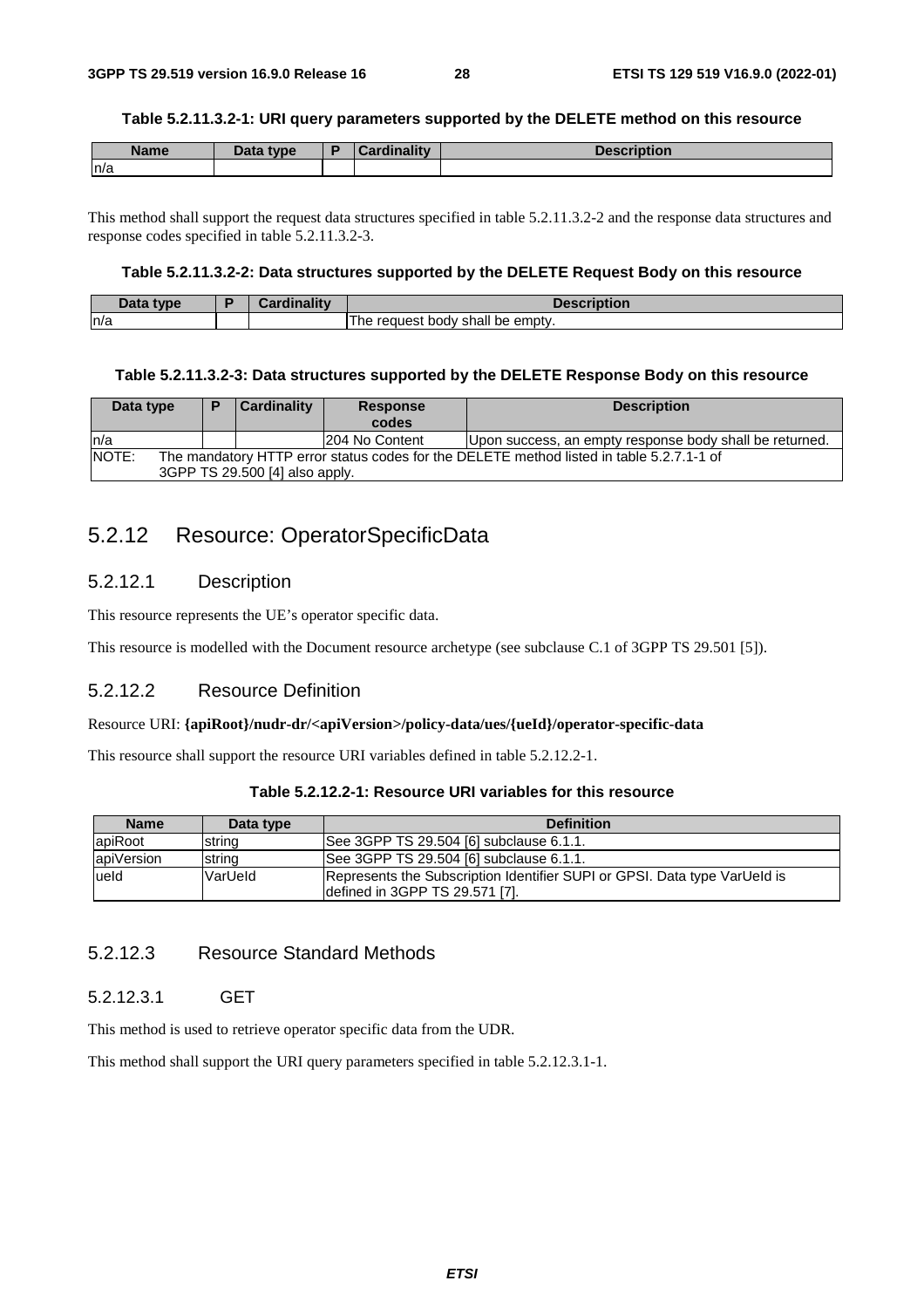**Table 5.2.11.3.2-1: URI query parameters supported by the DELETE method on this resource**

| Name | Data type | P | Cardinality | Description |
| --- | --- | --- | --- | --- |
| n/a | | | | |

This method shall support the request data structures specified in table 5.2.11.3.2-2 and the response data structures and response codes specified in table 5.2.11.3.2-3.

**Table 5.2.11.3.2-2: Data structures supported by the DELETE Request Body on this resource**

| Data type | P | Cardinality | Description |
| --- | --- | --- | --- |
| n/a | | | The request body shall be empty. |

**Table 5.2.11.3.2-3: Data structures supported by the DELETE Response Body on this resource**

| Data type | P | Cardinality | Response codes | Description |
| --- | --- | --- | --- | --- |
| n/a | | | 204 No Content | Upon success, an empty response body shall be returned. |
| NOTE: The mandatory HTTP error status codes for the DELETE method listed in table 5.2.7.1-1 of 3GPP TS 29.500 [4] also apply. | | | | |

## 5.2.12 Resource: OperatorSpecificData

### 5.2.12.1 Description

This resource represents the UE's operator specific data.

This resource is modelled with the Document resource archetype (see subclause C.1 of 3GPP TS 29.501 [5]).

### 5.2.12.2 Resource Definition

Resource URI: **{apiRoot}/nudr-dr/<apiVersion>/policy-data/ues/{ueId}/operator-specific-data**

This resource shall support the resource URI variables defined in table 5.2.12.2-1.

**Table 5.2.12.2-1: Resource URI variables for this resource**

| Name | Data type | Definition |
| --- | --- | --- |
| apiRoot | string | See 3GPP TS 29.504 [6] subclause 6.1.1. |
| apiVersion | string | See 3GPP TS 29.504 [6] subclause 6.1.1. |
| ueId | VarUeId | Represents the Subscription Identifier SUPI or GPSI. Data type VarUeId is defined in 3GPP TS 29.571 [7]. |

### 5.2.12.3 Resource Standard Methods

#### 5.2.12.3.1 GET

This method is used to retrieve operator specific data from the UDR.

This method shall support the URI query parameters specified in table 5.2.12.3.1-1.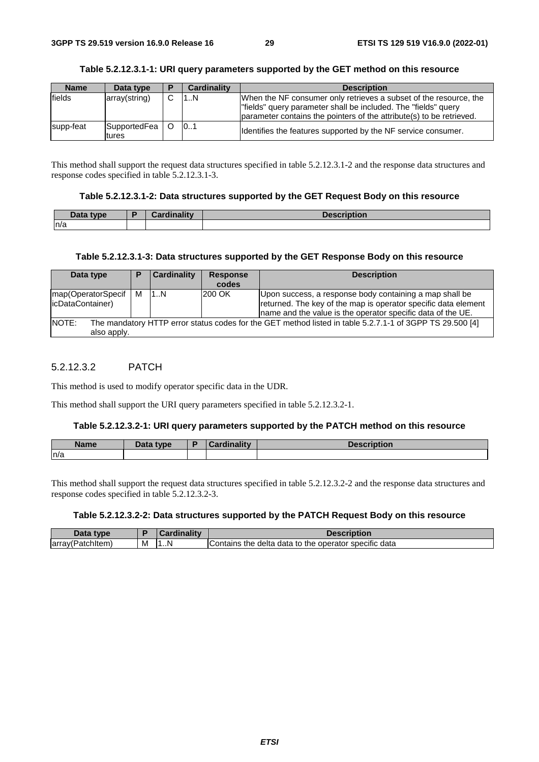**Table 5.2.12.3.1-1: URI query parameters supported by the GET method on this resource**

| Name | Data type | P | Cardinality | Description |
| --- | --- | --- | --- | --- |
| fields | array(string) | C | 1..N | When the NF consumer only retrieves a subset of the resource, the "fields" query parameter shall be included. The "fields" query parameter contains the pointers of the attribute(s) to be retrieved. |
| supp-feat | SupportedFeatures | O | 0..1 | Identifies the features supported by the NF service consumer. |

This method shall support the request data structures specified in table 5.2.12.3.1-2 and the response data structures and response codes specified in table 5.2.12.3.1-3.

**Table 5.2.12.3.1-2: Data structures supported by the GET Request Body on this resource**

| Data type | P | Cardinality | Description |
| --- | --- | --- | --- |
| n/a | | | |

**Table 5.2.12.3.1-3: Data structures supported by the GET Response Body on this resource**

| Data type | P | Cardinality | Response codes | Description |
| --- | --- | --- | --- | --- |
| map(OperatorSpecificDataContainer) | M | 1..N | 200 OK | Upon success, a response body containing a map shall be returned. The key of the map is operator specific data element name and the value is the operator specific data of the UE. |
| NOTE: The mandatory HTTP error status codes for the GET method listed in table 5.2.7.1-1 of 3GPP TS 29.500 [4] also apply. | | | | |

### 5.2.12.3.2 PATCH

This method is used to modify operator specific data in the UDR.

This method shall support the URI query parameters specified in table 5.2.12.3.2-1.

**Table 5.2.12.3.2-1: URI query parameters supported by the PATCH method on this resource**

| Name | Data type | P | Cardinality | Description |
| --- | --- | --- | --- | --- |
| n/a | | | | |

This method shall support the request data structures specified in table 5.2.12.3.2-2 and the response data structures and response codes specified in table 5.2.12.3.2-3.

**Table 5.2.12.3.2-2: Data structures supported by the PATCH Request Body on this resource**

| Data type | P | Cardinality | Description |
| --- | --- | --- | --- |
| array(PatchItem) | M | 1..N | Contains the delta data to the operator specific data |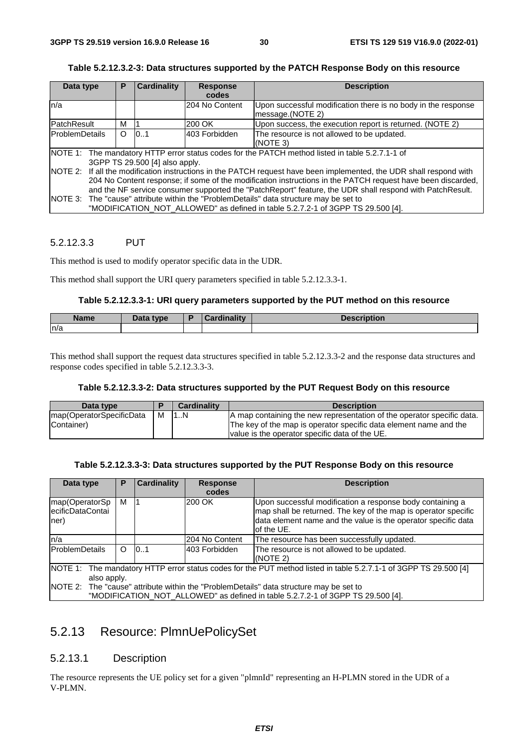**Table 5.2.12.3.2-3: Data structures supported by the PATCH Response Body on this resource**

| Data type | P | Cardinality | Response codes | Description |
|---|---|---|---|---|
| n/a | | | 204 No Content | Upon successful modification there is no body in the response message.(NOTE 2) |
| PatchResult | M | 1 | 200 OK | Upon success, the execution report is returned. (NOTE 2) |
| ProblemDetails | O | 0..1 | 403 Forbidden | The resource is not allowed to be updated. (NOTE 3) |
| NOTE 1: The mandatory HTTP error status codes for the PATCH method listed in table 5.2.7.1-1 of 3GPP TS 29.500 [4] also apply.<br>NOTE 2: If all the modification instructions in the PATCH request have been implemented, the UDR shall respond with 204 No Content response; if some of the modification instructions in the PATCH request have been discarded, and the NF service consumer supported the "PatchReport" feature, the UDR shall respond with PatchResult.<br>NOTE 3: The "cause" attribute within the "ProblemDetails" data structure may be set to "MODIFICATION_NOT_ALLOWED" as defined in table 5.2.7.2-1 of 3GPP TS 29.500 [4]. | | | | |

#### 5.2.12.3.3 PUT

This method is used to modify operator specific data in the UDR.

This method shall support the URI query parameters specified in table 5.2.12.3.3-1.

**Table 5.2.12.3.3-1: URI query parameters supported by the PUT method on this resource**

| Name | Data type | P | Cardinality | Description |
|---|---|---|---|---|
| n/a | | | | |

This method shall support the request data structures specified in table 5.2.12.3.3-2 and the response data structures and response codes specified in table 5.2.12.3.3-3.

**Table 5.2.12.3.3-2: Data structures supported by the PUT Request Body on this resource**

| Data type | P | Cardinality | Description |
|---|---|---|---|
| map(OperatorSpecificDataContainer) | M | 1..N | A map containing the new representation of the operator specific data. The key of the map is operator specific data element name and the value is the operator specific data of the UE. |

**Table 5.2.12.3.3-3: Data structures supported by the PUT Response Body on this resource**

| Data type | P | Cardinality | Response codes | Description |
|---|---|---|---|---|
| map(OperatorSpecificDataContainer) | M | 1 | 200 OK | Upon successful modification a response body containing a map shall be returned. The key of the map is operator specific data element name and the value is the operator specific data of the UE. |
| n/a | | | 204 No Content | The resource has been successfully updated. |
| ProblemDetails | O | 0..1 | 403 Forbidden | The resource is not allowed to be updated. (NOTE 2) |
| NOTE 1: The mandatory HTTP error status codes for the PUT method listed in table 5.2.7.1-1 of 3GPP TS 29.500 [4] also apply.<br>NOTE 2: The "cause" attribute within the "ProblemDetails" data structure may be set to "MODIFICATION_NOT_ALLOWED" as defined in table 5.2.7.2-1 of 3GPP TS 29.500 [4]. | | | | |

## 5.2.13 Resource: PlmnUePolicySet

### 5.2.13.1 Description

The resource represents the UE policy set for a given "plmnId" representing an H-PLMN stored in the UDR of a V-PLMN.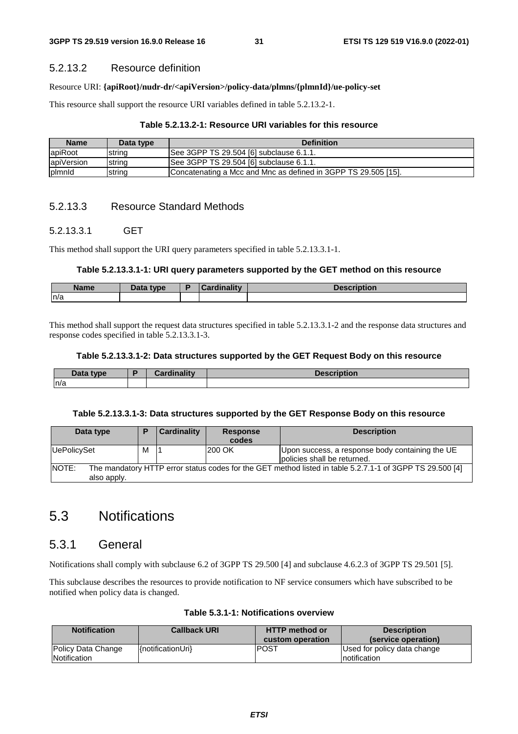#### 5.2.13.2 Resource definition

Resource URI: **{apiRoot}/nudr-dr/<apiVersion>/policy-data/plmns/{plmnId}/ue-policy-set**

This resource shall support the resource URI variables defined in table 5.2.13.2-1.

**Table 5.2.13.2-1: Resource URI variables for this resource**

| Name | Data type | Definition |
| --- | --- | --- |
| apiRoot | string | See 3GPP TS 29.504 [6] subclause 6.1.1. |
| apiVersion | string | See 3GPP TS 29.504 [6] subclause 6.1.1. |
| plmnId | string | Concatenating a Mcc and Mnc as defined in 3GPP TS 29.505 [15]. |

#### 5.2.13.3 Resource Standard Methods

##### 5.2.13.3.1 GET

This method shall support the URI query parameters specified in table 5.2.13.3.1-1.

**Table 5.2.13.3.1-1: URI query parameters supported by the GET method on this resource**

| Name | Data type | P | Cardinality | Description |
| --- | --- | --- | --- | --- |
| n/a | | | | |

This method shall support the request data structures specified in table 5.2.13.3.1-2 and the response data structures and response codes specified in table 5.2.13.3.1-3.

**Table 5.2.13.3.1-2: Data structures supported by the GET Request Body on this resource**

| Data type | P | Cardinality | Description |
| --- | --- | --- | --- |
| n/a | | | |

**Table 5.2.13.3.1-3: Data structures supported by the GET Response Body on this resource**

| Data type | P | Cardinality | Response codes | Description |
| --- | --- | --- | --- | --- |
| UePolicySet | M | 1 | 200 OK | Upon success, a response body containing the UE policies shall be returned. |
| NOTE: The mandatory HTTP error status codes for the GET method listed in table 5.2.7.1-1 of 3GPP TS 29.500 [4] also apply. | | | | |

## 5.3 Notifications

### 5.3.1 General

Notifications shall comply with subclause 6.2 of 3GPP TS 29.500 [4] and subclause 4.6.2.3 of 3GPP TS 29.501 [5].

This subclause describes the resources to provide notification to NF service consumers which have subscribed to be notified when policy data is changed.

**Table 5.3.1-1: Notifications overview**

| Notification | Callback URI | HTTP method or custom operation | Description (service operation) |
| --- | --- | --- | --- |
| Policy Data Change Notification | {notificationUri} | POST | Used for policy data change notification |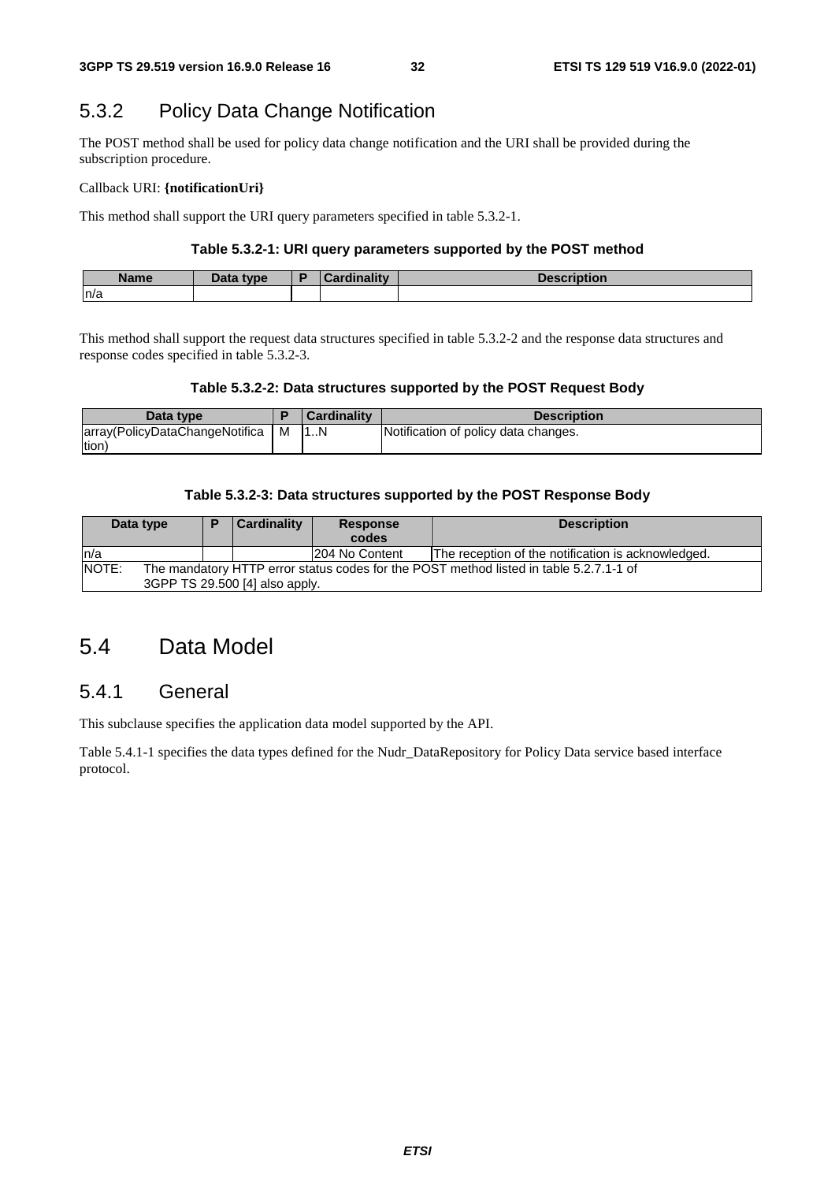## 5.3.2 Policy Data Change Notification

The POST method shall be used for policy data change notification and the URI shall be provided during the subscription procedure.

Callback URI: **{notificationUri}**

This method shall support the URI query parameters specified in table 5.3.2-1.

**Table 5.3.2-1: URI query parameters supported by the POST method**

| Name | Data type | P | Cardinality | Description |
|---|---|---|---|---|
| n/a | | | | |

This method shall support the request data structures specified in table 5.3.2-2 and the response data structures and response codes specified in table 5.3.2-3.

**Table 5.3.2-2: Data structures supported by the POST Request Body**

| Data type | P | Cardinality | Description |
|---|---|---|---|
| array(PolicyDataChangeNotification) | M | 1..N | Notification of policy data changes. |

**Table 5.3.2-3: Data structures supported by the POST Response Body**

| Data type | P | Cardinality | Response codes | Description |
|---|---|---|---|---|
| n/a | | | 204 No Content | The reception of the notification is acknowledged. |
| NOTE: The mandatory HTTP error status codes for the POST method listed in table 5.2.7.1-1 of 3GPP TS 29.500 [4] also apply. | | | | |

# 5.4 Data Model

## 5.4.1 General

This subclause specifies the application data model supported by the API.

Table 5.4.1-1 specifies the data types defined for the Nudr_DataRepository for Policy Data service based interface protocol.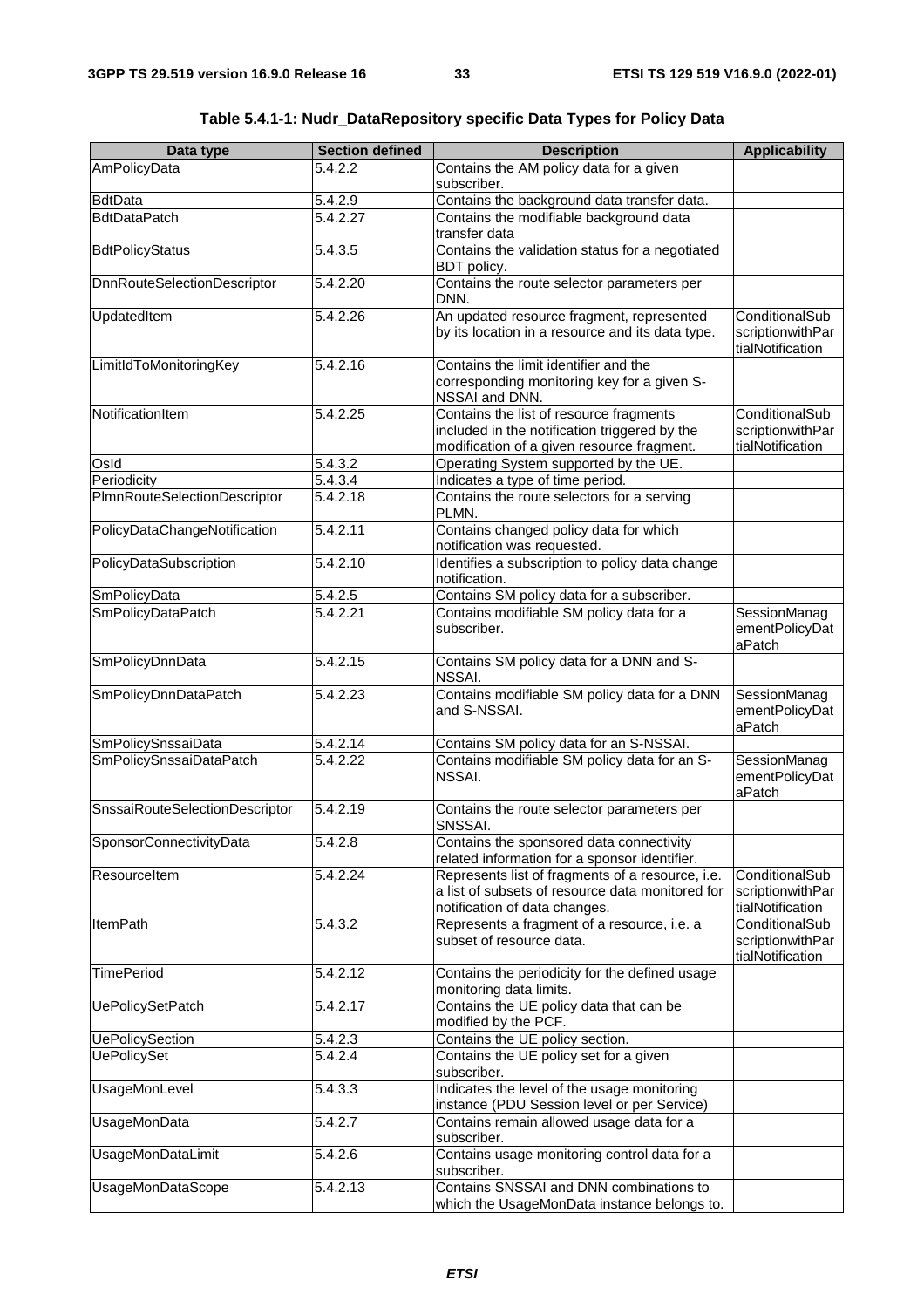**Table 5.4.1-1: Nudr_DataRepository specific Data Types for Policy Data**

| Data type | Section defined | Description | Applicability |
|---|---|---|---|
| AmPolicyData | 5.4.2.2 | Contains the AM policy data for a given subscriber. | |
| BdtData | 5.4.2.9 | Contains the background data transfer data. | |
| BdtDataPatch | 5.4.2.27 | Contains the modifiable background data transfer data | |
| BdtPolicyStatus | 5.4.3.5 | Contains the validation status for a negotiated BDT policy. | |
| DnnRouteSelectionDescriptor | 5.4.2.20 | Contains the route selector parameters per DNN. | |
| UpdatedItem | 5.4.2.26 | An updated resource fragment, represented by its location in a resource and its data type. | ConditionalSubscriptionwithPartialNotification |
| LimitIdToMonitoringKey | 5.4.2.16 | Contains the limit identifier and the corresponding monitoring key for a given S-NSSAI and DNN. | |
| NotificationItem | 5.4.2.25 | Contains the list of resource fragments included in the notification triggered by the modification of a given resource fragment. | ConditionalSubscriptionwithPartialNotification |
| OsId | 5.4.3.2 | Operating System supported by the UE. | |
| Periodicity | 5.4.3.4 | Indicates a type of time period. | |
| PlmnRouteSelectionDescriptor | 5.4.2.18 | Contains the route selectors for a serving PLMN. | |
| PolicyDataChangeNotification | 5.4.2.11 | Contains changed policy data for which notification was requested. | |
| PolicyDataSubscription | 5.4.2.10 | Identifies a subscription to policy data change notification. | |
| SmPolicyData | 5.4.2.5 | Contains SM policy data for a subscriber. | |
| SmPolicyDataPatch | 5.4.2.21 | Contains modifiable SM policy data for a subscriber. | SessionManagementPolicyDataPatch |
| SmPolicyDnnData | 5.4.2.15 | Contains SM policy data for a DNN and S-NSSAI. | |
| SmPolicyDnnDataPatch | 5.4.2.23 | Contains modifiable SM policy data for a DNN and S-NSSAI. | SessionManagementPolicyDataPatch |
| SmPolicySnssaiData | 5.4.2.14 | Contains SM policy data for an S-NSSAI. | |
| SmPolicySnssaiDataPatch | 5.4.2.22 | Contains modifiable SM policy data for an S-NSSAI. | SessionManagementPolicyDataPatch |
| SnssaiRouteSelectionDescriptor | 5.4.2.19 | Contains the route selector parameters per SNSSAI. | |
| SponsorConnectivityData | 5.4.2.8 | Contains the sponsored data connectivity related information for a sponsor identifier. | |
| ResourceItem | 5.4.2.24 | Represents list of fragments of a resource, i.e. a list of subsets of resource data monitored for notification of data changes. | ConditionalSubscriptionwithPartialNotification |
| ItemPath | 5.4.3.2 | Represents a fragment of a resource, i.e. a subset of resource data. | ConditionalSubscriptionwithPartialNotification |
| TimePeriod | 5.4.2.12 | Contains the periodicity for the defined usage monitoring data limits. | |
| UePolicySetPatch | 5.4.2.17 | Contains the UE policy data that can be modified by the PCF. | |
| UePolicySection | 5.4.2.3 | Contains the UE policy section. | |
| UePolicySet | 5.4.2.4 | Contains the UE policy set for a given subscriber. | |
| UsageMonLevel | 5.4.3.3 | Indicates the level of the usage monitoring instance (PDU Session level or per Service) | |
| UsageMonData | 5.4.2.7 | Contains remain allowed usage data for a subscriber. | |
| UsageMonDataLimit | 5.4.2.6 | Contains usage monitoring control data for a subscriber. | |
| UsageMonDataScope | 5.4.2.13 | Contains SNSSAI and DNN combinations to which the UsageMonData instance belongs to. | |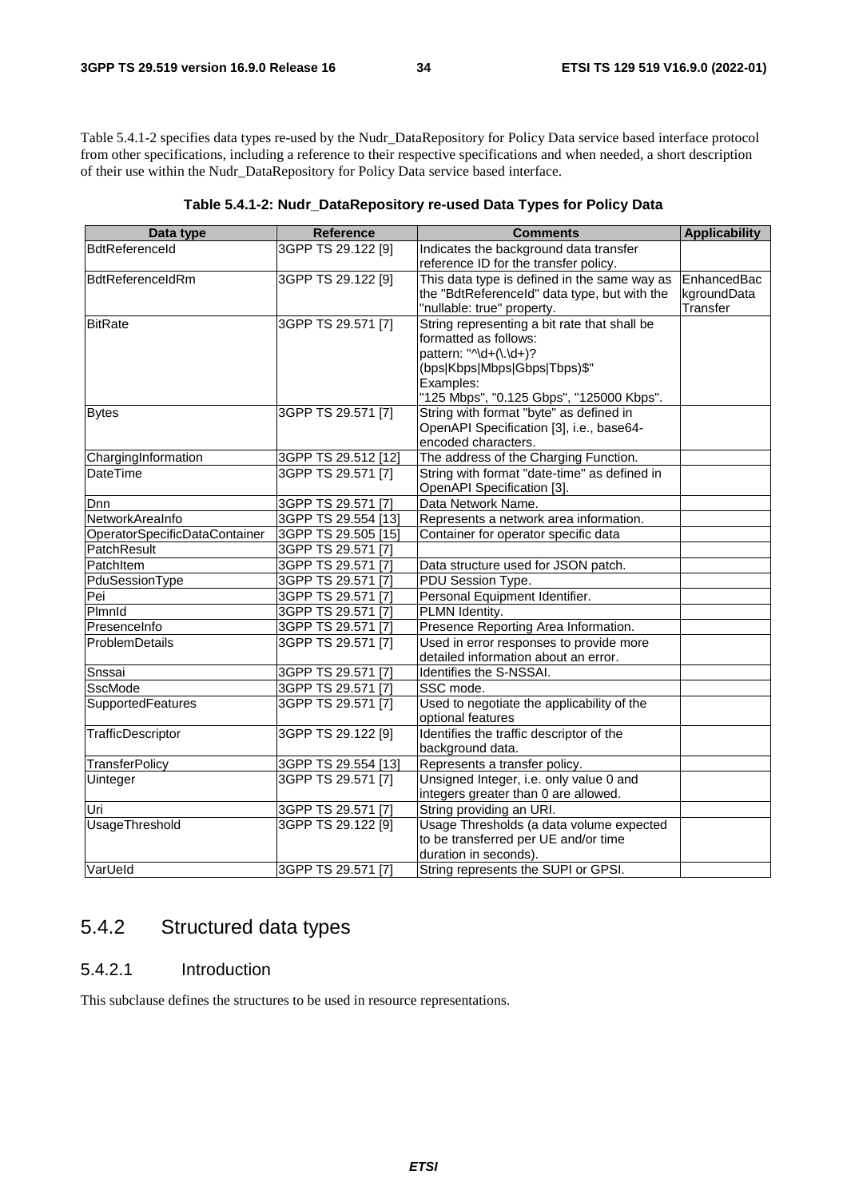Table 5.4.1-2 specifies data types re-used by the Nudr_DataRepository for Policy Data service based interface protocol from other specifications, including a reference to their respective specifications and when needed, a short description of their use within the Nudr_DataRepository for Policy Data service based interface.

**Table 5.4.1-2: Nudr_DataRepository re-used Data Types for Policy Data**

| Data type | Reference | Comments | Applicability |
|---|---|---|---|
| BdtReferenceId | 3GPP TS 29.122 [9] | Indicates the background data transfer reference ID for the transfer policy. | |
| BdtReferenceIdRm | 3GPP TS 29.122 [9] | This data type is defined in the same way as the "BdtReferenceId" data type, but with the "nullable: true" property. | EnhancedBackgroundDataTransfer |
| BitRate | 3GPP TS 29.571 [7] | String representing a bit rate that shall be formatted as follows:<br>pattern: "^\d+(\.\d+)? (bps\|Kbps\|Mbps\|Gbps\|Tbps)$"<br>Examples:<br>"125 Mbps", "0.125 Gbps", "125000 Kbps". | |
| Bytes | 3GPP TS 29.571 [7] | String with format "byte" as defined in OpenAPI Specification [3], i.e., base64-encoded characters. | |
| ChargingInformation | 3GPP TS 29.512 [12] | The address of the Charging Function. | |
| DateTime | 3GPP TS 29.571 [7] | String with format "date-time" as defined in OpenAPI Specification [3]. | |
| Dnn | 3GPP TS 29.571 [7] | Data Network Name. | |
| NetworkAreaInfo | 3GPP TS 29.554 [13] | Represents a network area information. | |
| OperatorSpecificDataContainer | 3GPP TS 29.505 [15] | Container for operator specific data | |
| PatchResult | 3GPP TS 29.571 [7] | | |
| PatchItem | 3GPP TS 29.571 [7] | Data structure used for JSON patch. | |
| PduSessionType | 3GPP TS 29.571 [7] | PDU Session Type. | |
| Pei | 3GPP TS 29.571 [7] | Personal Equipment Identifier. | |
| PlmnId | 3GPP TS 29.571 [7] | PLMN Identity. | |
| PresenceInfo | 3GPP TS 29.571 [7] | Presence Reporting Area Information. | |
| ProblemDetails | 3GPP TS 29.571 [7] | Used in error responses to provide more detailed information about an error. | |
| Snssai | 3GPP TS 29.571 [7] | Identifies the S-NSSAI. | |
| SscMode | 3GPP TS 29.571 [7] | SSC mode. | |
| SupportedFeatures | 3GPP TS 29.571 [7] | Used to negotiate the applicability of the optional features | |
| TrafficDescriptor | 3GPP TS 29.122 [9] | Identifies the traffic descriptor of the background data. | |
| TransferPolicy | 3GPP TS 29.554 [13] | Represents a transfer policy. | |
| Uinteger | 3GPP TS 29.571 [7] | Unsigned Integer, i.e. only value 0 and integers greater than 0 are allowed. | |
| Uri | 3GPP TS 29.571 [7] | String providing an URI. | |
| UsageThreshold | 3GPP TS 29.122 [9] | Usage Thresholds (a data volume expected to be transferred per UE and/or time duration in seconds). | |
| VarUeId | 3GPP TS 29.571 [7] | String represents the SUPI or GPSI. | |

## 5.4.2 Structured data types

### 5.4.2.1 Introduction

This subclause defines the structures to be used in resource representations.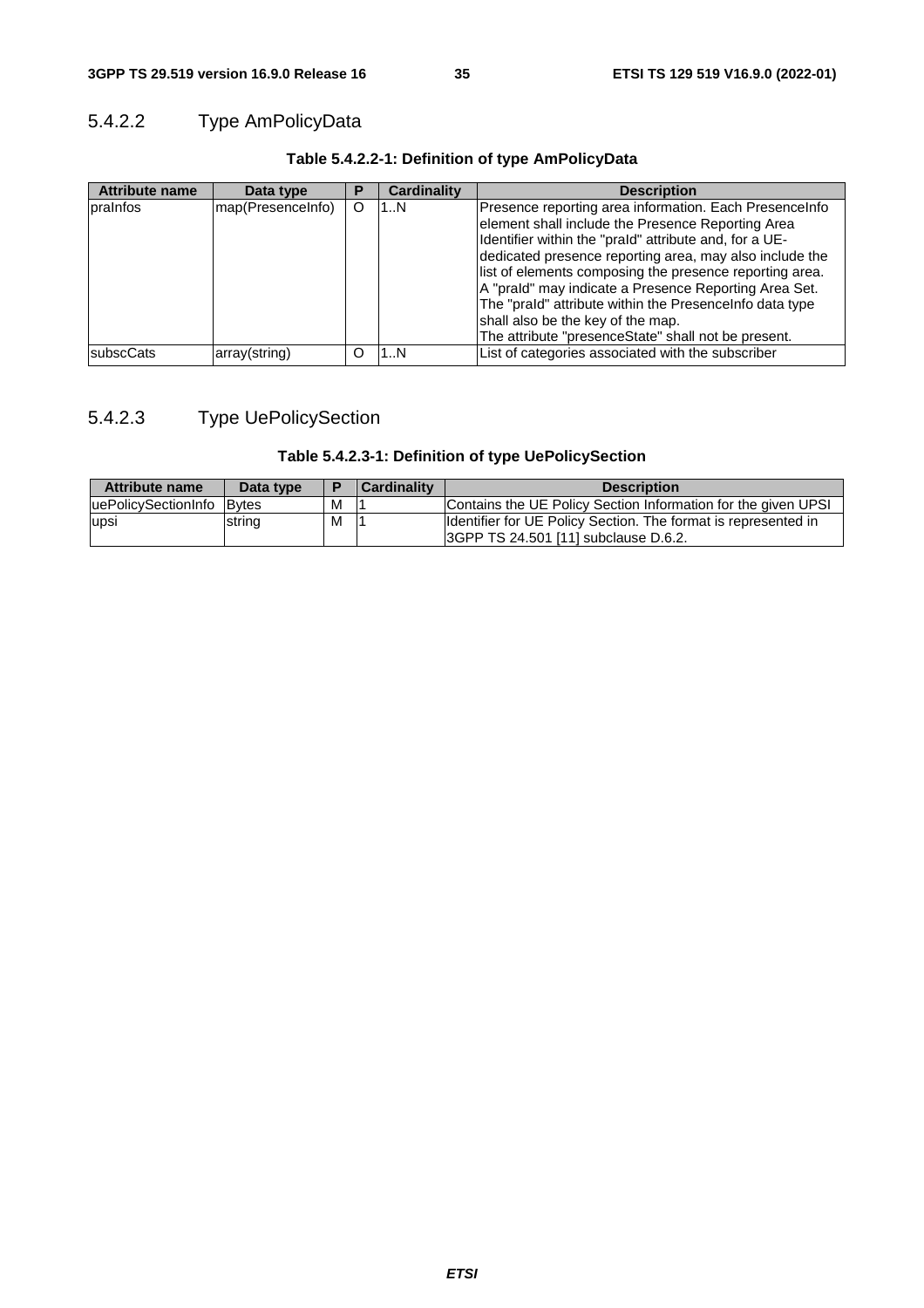### 5.4.2.2 Type AmPolicyData

**Table 5.4.2.2-1: Definition of type AmPolicyData**

| Attribute name | Data type | P | Cardinality | Description |
|---|---|---|---|---|
| praInfos | map(PresenceInfo) | O | 1..N | Presence reporting area information. Each PresenceInfo element shall include the Presence Reporting Area Identifier within the "praId" attribute and, for a UE-dedicated presence reporting area, may also include the list of elements composing the presence reporting area. A "praId" may indicate a Presence Reporting Area Set. The "praId" attribute within the PresenceInfo data type shall also be the key of the map. The attribute "presenceState" shall not be present. |
| subscCats | array(string) | O | 1..N | List of categories associated with the subscriber |

### 5.4.2.3 Type UePolicySection

**Table 5.4.2.3-1: Definition of type UePolicySection**

| Attribute name | Data type | P | Cardinality | Description |
|---|---|---|---|---|
| uePolicySectionInfo | Bytes | M | 1 | Contains the UE Policy Section Information for the given UPSI |
| upsi | string | M | 1 | Identifier for UE Policy Section. The format is represented in 3GPP TS 24.501 [11] subclause D.6.2. |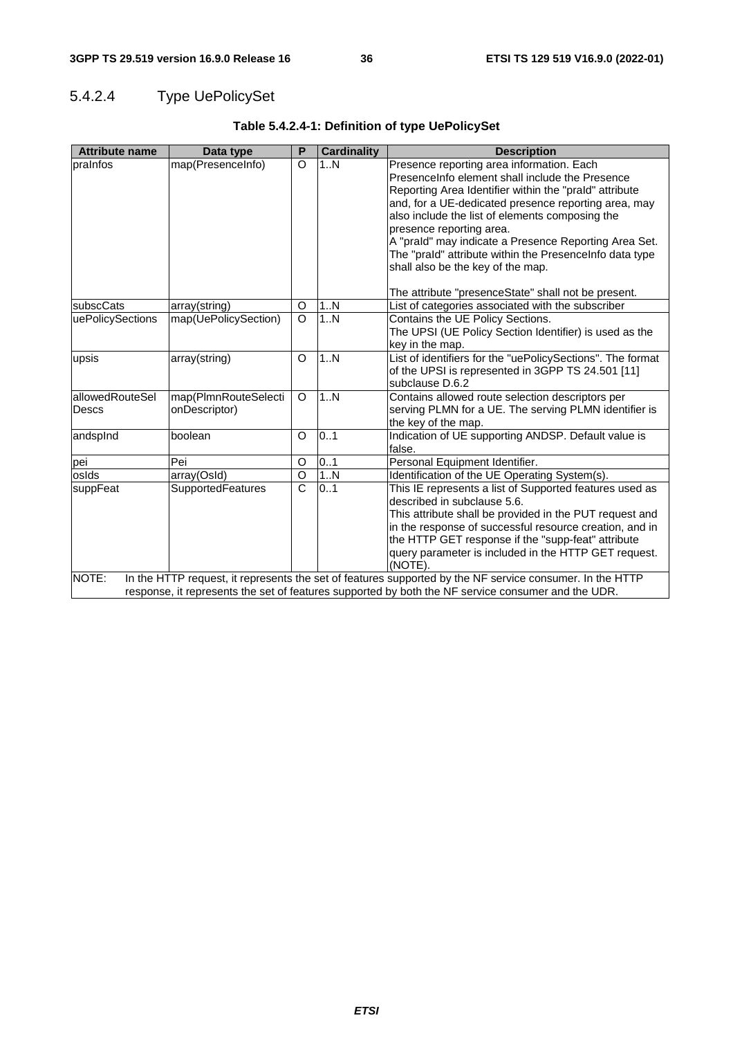### 5.4.2.4 Type UePolicySet

**Table 5.4.2.4-1: Definition of type UePolicySet**

| Attribute name | Data type | P | Cardinality | Description |
|---|---|---|---|---|
| praInfos | map(PresenceInfo) | O | 1..N | Presence reporting area information. Each PresenceInfo element shall include the Presence Reporting Area Identifier within the "praId" attribute and, for a UE-dedicated presence reporting area, may also include the list of elements composing the presence reporting area.<br>A "praId" may indicate a Presence Reporting Area Set.<br>The "praId" attribute within the PresenceInfo data type shall also be the key of the map.<br><br>The attribute "presenceState" shall not be present. |
| subscCats | array(string) | O | 1..N | List of categories associated with the subscriber |
| uePolicySections | map(UePolicySection) | O | 1..N | Contains the UE Policy Sections.<br>The UPSI (UE Policy Section Identifier) is used as the key in the map. |
| upsis | array(string) | O | 1..N | List of identifiers for the "uePolicySections". The format of the UPSI is represented in 3GPP TS 24.501 [11] subclause D.6.2 |
| allowedRouteSelDescs | map(PlmnRouteSelectionDescriptor) | O | 1..N | Contains allowed route selection descriptors per serving PLMN for a UE. The serving PLMN identifier is the key of the map. |
| andspInd | boolean | O | 0..1 | Indication of UE supporting ANDSP. Default value is false. |
| pei | Pei | O | 0..1 | Personal Equipment Identifier. |
| osIds | array(OsId) | O | 1..N | Identification of the UE Operating System(s). |
| suppFeat | SupportedFeatures | C | 0..1 | This IE represents a list of Supported features used as described in subclause 5.6.<br>This attribute shall be provided in the PUT request and in the response of successful resource creation, and in the HTTP GET response if the "supp-feat" attribute query parameter is included in the HTTP GET request. (NOTE). |
| NOTE: In the HTTP request, it represents the set of features supported by the NF service consumer. In the HTTP response, it represents the set of features supported by both the NF service consumer and the UDR. | | | | |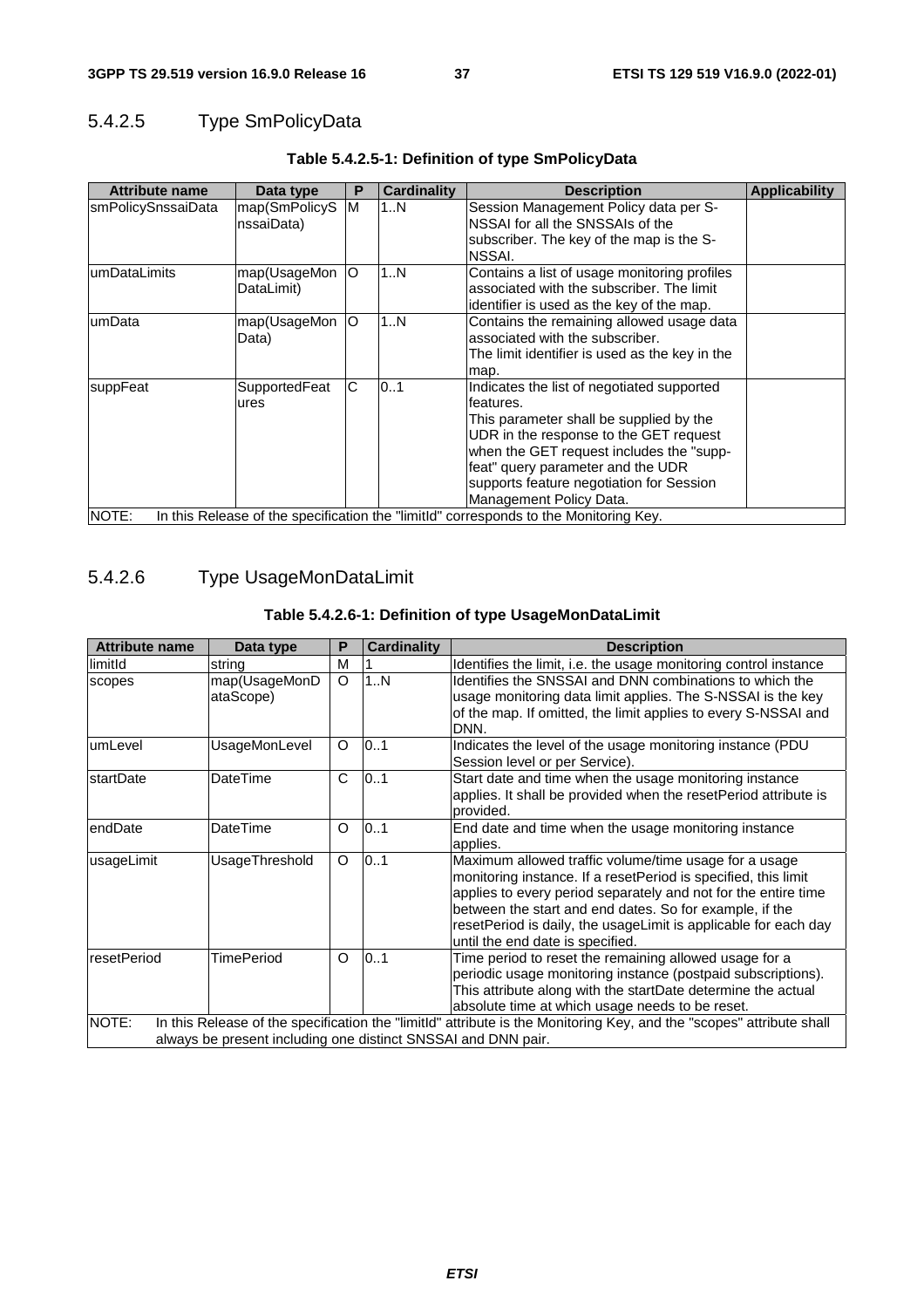### 5.4.2.5 Type SmPolicyData

**Table 5.4.2.5-1: Definition of type SmPolicyData**

| Attribute name | Data type | P | Cardinality | Description | Applicability |
|---|---|---|---|---|---|
| smPolicySnssaiData | map(SmPolicySnssaiData) | M | 1..N | Session Management Policy data per S-NSSAI for all the SNSSAIs of the subscriber. The key of the map is the S-NSSAI. | |
| umDataLimits | map(UsageMonDataLimit) | O | 1..N | Contains a list of usage monitoring profiles associated with the subscriber. The limit identifier is used as the key of the map. | |
| umData | map(UsageMonData) | O | 1..N | Contains the remaining allowed usage data associated with the subscriber. The limit identifier is used as the key in the map. | |
| suppFeat | SupportedFeatures | C | 0..1 | Indicates the list of negotiated supported features. This parameter shall be supplied by the UDR in the response to the GET request when the GET request includes the "supp-feat" query parameter and the UDR supports feature negotiation for Session Management Policy Data. | |
| NOTE: In this Release of the specification the "limitId" corresponds to the Monitoring Key. | | | | | |

### 5.4.2.6 Type UsageMonDataLimit

**Table 5.4.2.6-1: Definition of type UsageMonDataLimit**

| Attribute name | Data type | P | Cardinality | Description |
|---|---|---|---|---|
| limitId | string | M | 1 | Identifies the limit, i.e. the usage monitoring control instance |
| scopes | map(UsageMonDataScope) | O | 1..N | Identifies the SNSSAI and DNN combinations to which the usage monitoring data limit applies. The S-NSSAI is the key of the map. If omitted, the limit applies to every S-NSSAI and DNN. |
| umLevel | UsageMonLevel | O | 0..1 | Indicates the level of the usage monitoring instance (PDU Session level or per Service). |
| startDate | DateTime | C | 0..1 | Start date and time when the usage monitoring instance applies. It shall be provided when the resetPeriod attribute is provided. |
| endDate | DateTime | O | 0..1 | End date and time when the usage monitoring instance applies. |
| usageLimit | UsageThreshold | O | 0..1 | Maximum allowed traffic volume/time usage for a usage monitoring instance. If a resetPeriod is specified, this limit applies to every period separately and not for the entire time between the start and end dates. So for example, if the resetPeriod is daily, the usageLimit is applicable for each day until the end date is specified. |
| resetPeriod | TimePeriod | O | 0..1 | Time period to reset the remaining allowed usage for a periodic usage monitoring instance (postpaid subscriptions). This attribute along with the startDate determine the actual absolute time at which usage needs to be reset. |
| NOTE: In this Release of the specification the "limitId" attribute is the Monitoring Key, and the "scopes" attribute shall always be present including one distinct SNSSAI and DNN pair. | | | | |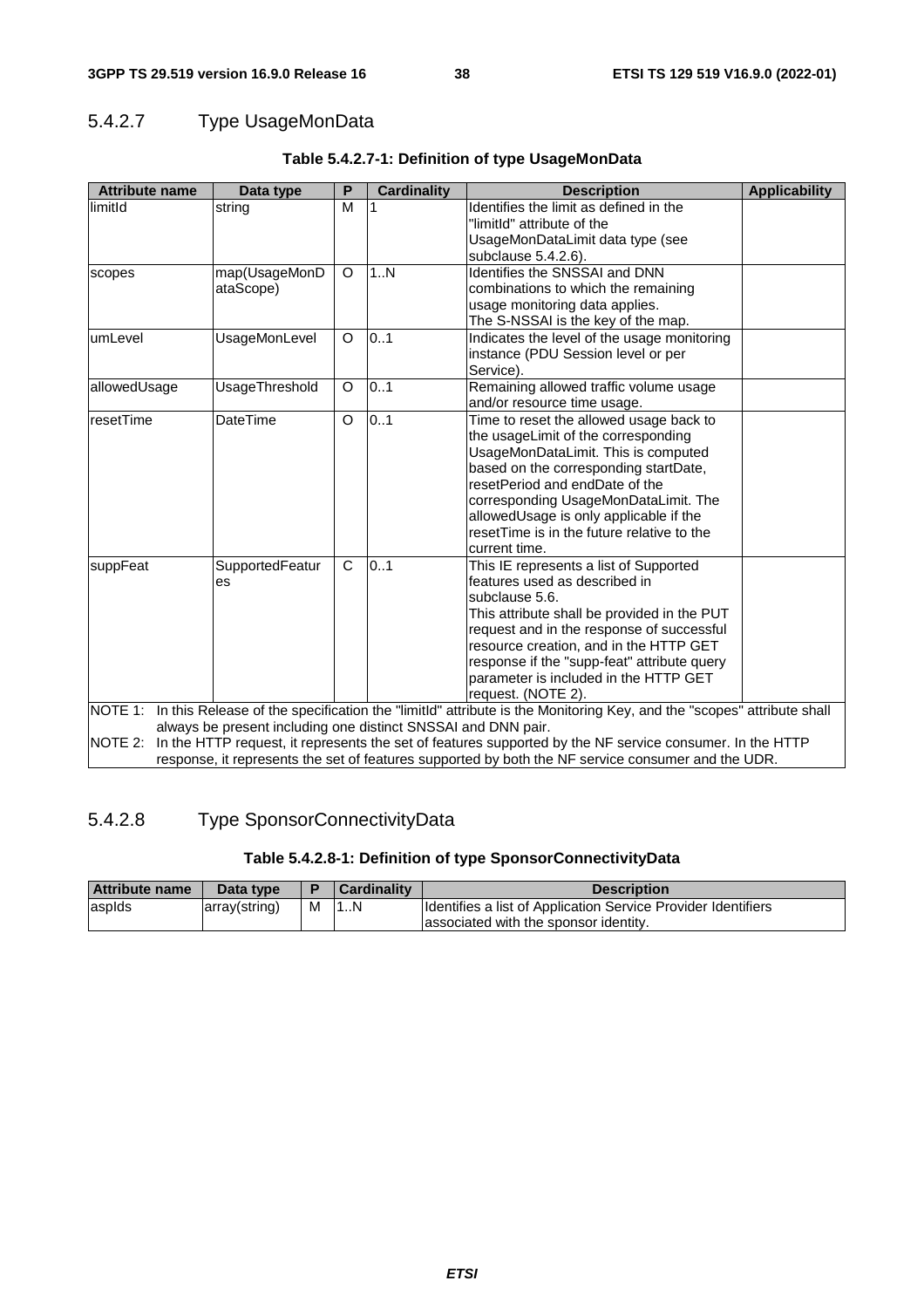### 5.4.2.7 Type UsageMonData

**Table 5.4.2.7-1: Definition of type UsageMonData**

| Attribute name | Data type | P | Cardinality | Description | Applicability |
|---|---|---|---|---|---|
| limitId | string | M | 1 | Identifies the limit as defined in the "limitId" attribute of the UsageMonDataLimit data type (see subclause 5.4.2.6). | |
| scopes | map(UsageMonDataScope) | O | 1..N | Identifies the SNSSAI and DNN combinations to which the remaining usage monitoring data applies. The S-NSSAI is the key of the map. | |
| umLevel | UsageMonLevel | O | 0..1 | Indicates the level of the usage monitoring instance (PDU Session level or per Service). | |
| allowedUsage | UsageThreshold | O | 0..1 | Remaining allowed traffic volume usage and/or resource time usage. | |
| resetTime | DateTime | O | 0..1 | Time to reset the allowed usage back to the usageLimit of the corresponding UsageMonDataLimit. This is computed based on the corresponding startDate, resetPeriod and endDate of the corresponding UsageMonDataLimit. The allowedUsage is only applicable if the resetTime is in the future relative to the current time. | |
| suppFeat | SupportedFeatures | C | 0..1 | This IE represents a list of Supported features used as described in subclause 5.6. This attribute shall be provided in the PUT request and in the response of successful resource creation, and in the HTTP GET response if the "supp-feat" attribute query parameter is included in the HTTP GET request. (NOTE 2). | |

NOTE 1: In this Release of the specification the "limitId" attribute is the Monitoring Key, and the "scopes" attribute shall always be present including one distinct SNSSAI and DNN pair.

NOTE 2: In the HTTP request, it represents the set of features supported by the NF service consumer. In the HTTP response, it represents the set of features supported by both the NF service consumer and the UDR.

### 5.4.2.8 Type SponsorConnectivityData

**Table 5.4.2.8-1: Definition of type SponsorConnectivityData**

| Attribute name | Data type | P | Cardinality | Description |
|---|---|---|---|---|
| aspIds | array(string) | M | 1..N | Identifies a list of Application Service Provider Identifiers associated with the sponsor identity. |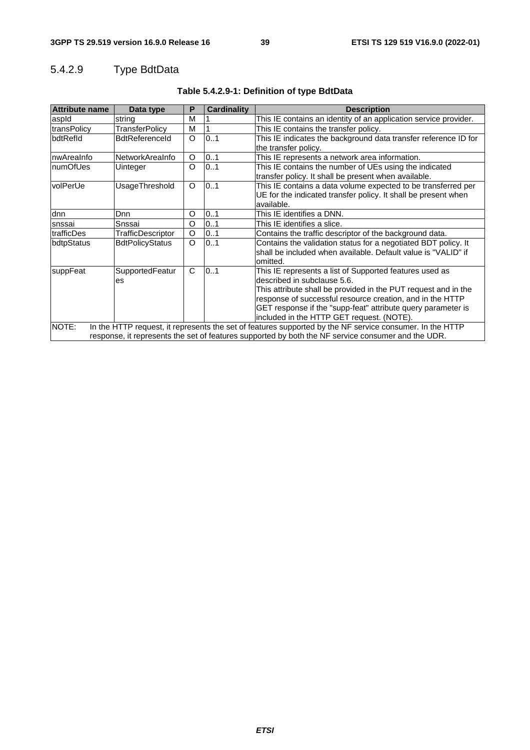### 5.4.2.9 Type BdtData

**Table 5.4.2.9-1: Definition of type BdtData**

| Attribute name | Data type | P | Cardinality | Description |
|---|---|---|---|---|
| aspId | string | M | 1 | This IE contains an identity of an application service provider. |
| transPolicy | TransferPolicy | M | 1 | This IE contains the transfer policy. |
| bdtRefId | BdtReferenceId | O | 0..1 | This IE indicates the background data transfer reference ID for the transfer policy. |
| nwAreaInfo | NetworkAreaInfo | O | 0..1 | This IE represents a network area information. |
| numOfUes | Uinteger | O | 0..1 | This IE contains the number of UEs using the indicated transfer policy. It shall be present when available. |
| volPerUe | UsageThreshold | O | 0..1 | This IE contains a data volume expected to be transferred per UE for the indicated transfer policy. It shall be present when available. |
| dnn | Dnn | O | 0..1 | This IE identifies a DNN. |
| snssai | Snssai | O | 0..1 | This IE identifies a slice. |
| trafficDes | TrafficDescriptor | O | 0..1 | Contains the traffic descriptor of the background data. |
| bdtpStatus | BdtPolicyStatus | O | 0..1 | Contains the validation status for a negotiated BDT policy. It shall be included when available. Default value is "VALID" if omitted. |
| suppFeat | SupportedFeatures | C | 0..1 | This IE represents a list of Supported features used as described in subclause 5.6.<br>This attribute shall be provided in the PUT request and in the response of successful resource creation, and in the HTTP GET response if the "supp-feat" attribute query parameter is included in the HTTP GET request. (NOTE). |
| NOTE: In the HTTP request, it represents the set of features supported by the NF service consumer. In the HTTP response, it represents the set of features supported by both the NF service consumer and the UDR. | | | | |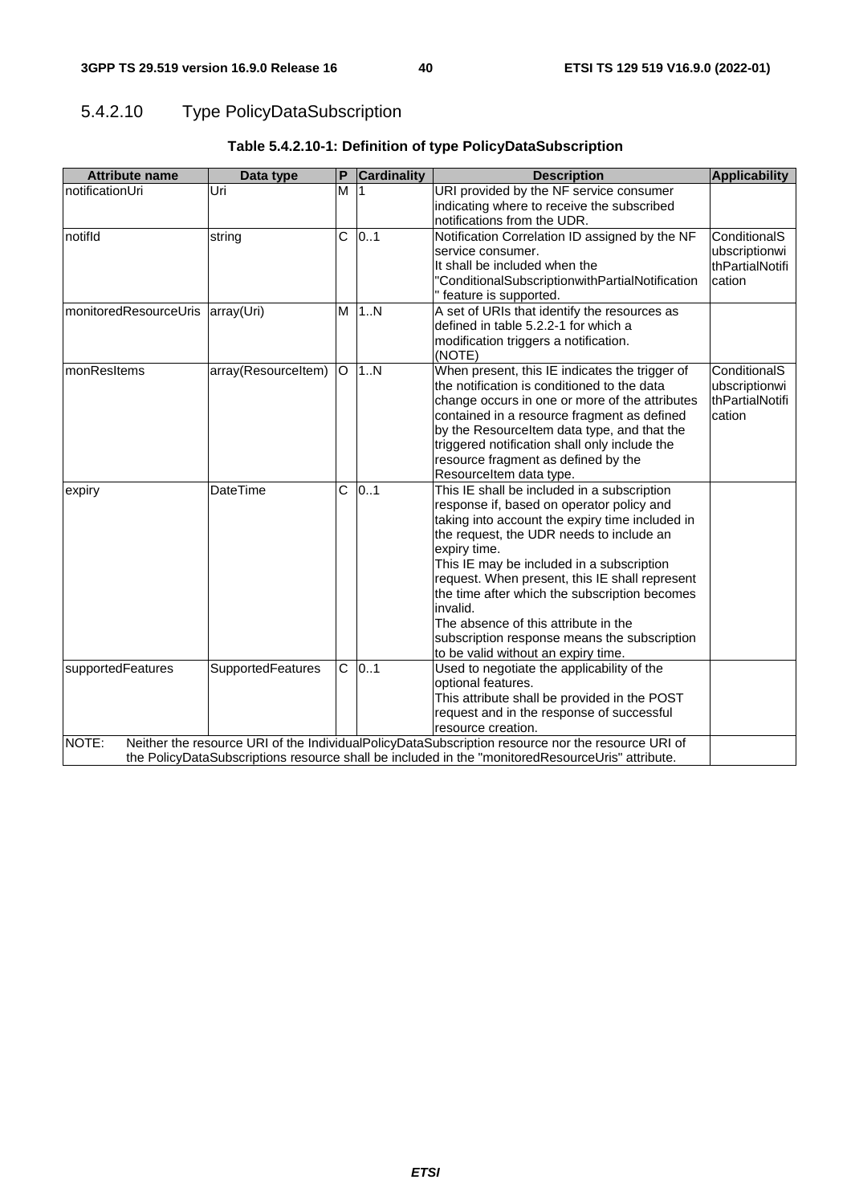#### 5.4.2.10 Type PolicyDataSubscription

**Table 5.4.2.10-1: Definition of type PolicyDataSubscription**

| Attribute name | Data type | P | Cardinality | Description | Applicability |
|---|---|---|---|---|---|
| notificationUri | Uri | M | 1 | URI provided by the NF service consumer indicating where to receive the subscribed notifications from the UDR. | |
| notifId | string | C | 0..1 | Notification Correlation ID assigned by the NF service consumer.<br>It shall be included when the "ConditionalSubscriptionwithPartialNotification" feature is supported. | ConditionalSubscriptionwithPartialNotification |
| monitoredResourceUris | array(Uri) | M | 1..N | A set of URIs that identify the resources as defined in table 5.2.2-1 for which a modification triggers a notification.<br>(NOTE) | |
| monResItems | array(ResourceItem) | O | 1..N | When present, this IE indicates the trigger of the notification is conditioned to the data change occurs in one or more of the attributes contained in a resource fragment as defined by the ResourceItem data type, and that the triggered notification shall only include the resource fragment as defined by the ResourceItem data type. | ConditionalSubscriptionwithPartialNotification |
| expiry | DateTime | C | 0..1 | This IE shall be included in a subscription response if, based on operator policy and taking into account the expiry time included in the request, the UDR needs to include an expiry time.<br>This IE may be included in a subscription request. When present, this IE shall represent the time after which the subscription becomes invalid.<br>The absence of this attribute in the subscription response means the subscription to be valid without an expiry time. | |
| supportedFeatures | SupportedFeatures | C | 0..1 | Used to negotiate the applicability of the optional features.<br>This attribute shall be provided in the POST request and in the response of successful resource creation. | |
| NOTE: Neither the resource URI of the IndividualPolicyDataSubscription resource nor the resource URI of the PolicyDataSubscriptions resource shall be included in the "monitoredResourceUris" attribute. | | | | | |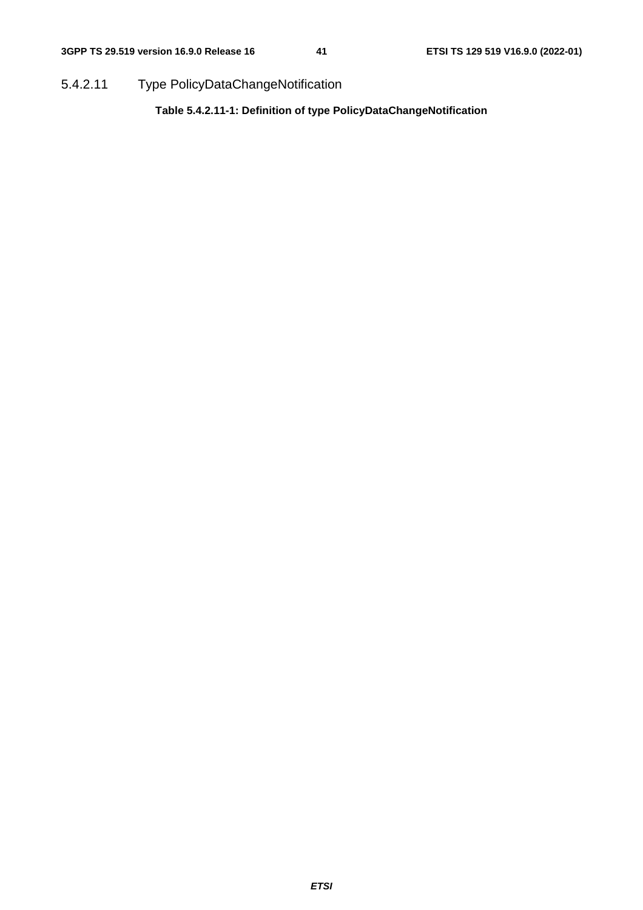#### 5.4.2.11 Type PolicyDataChangeNotification

**Table 5.4.2.11-1: Definition of type PolicyDataChangeNotification**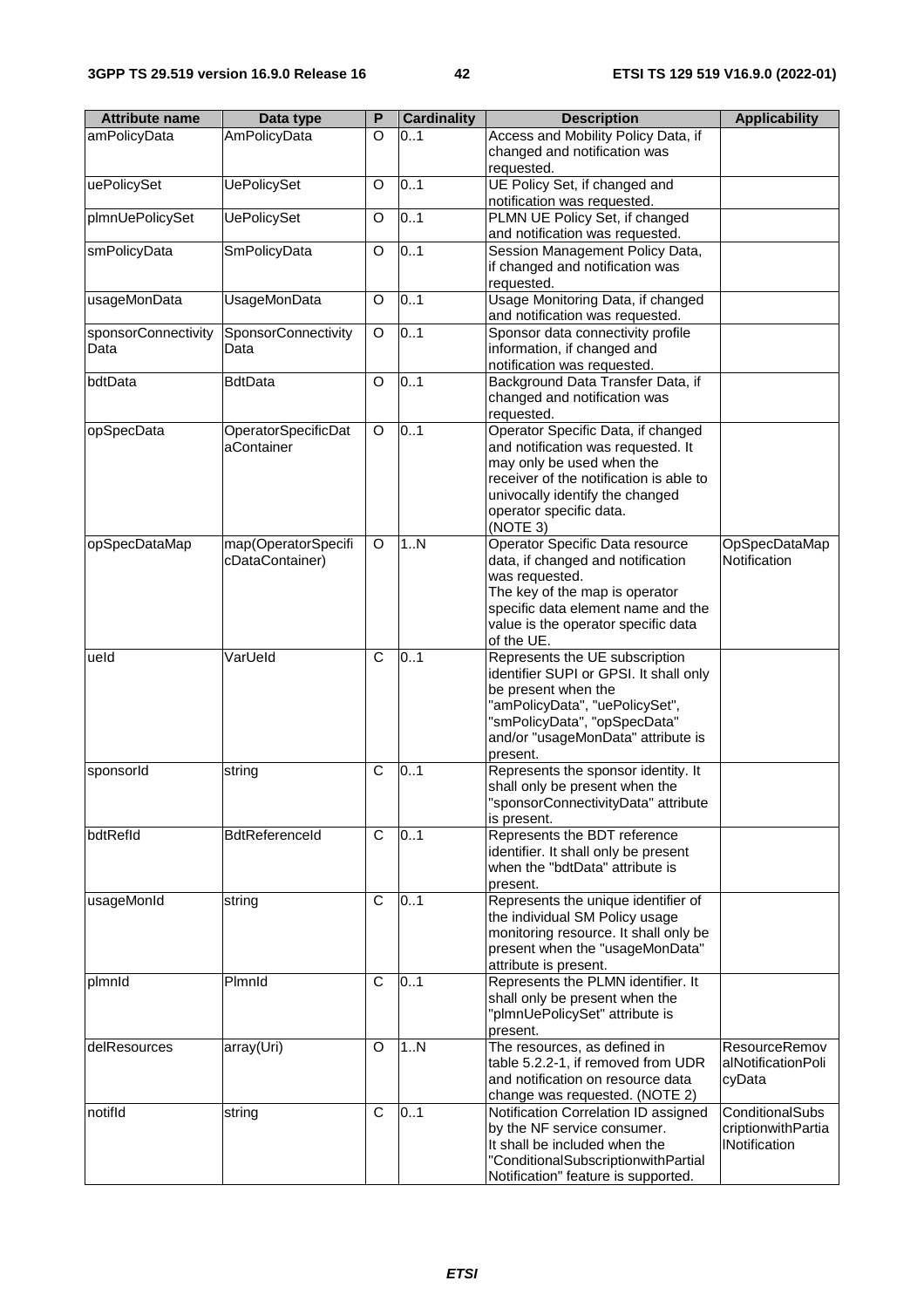| Attribute name | Data type | P | Cardinality | Description | Applicability |
| --- | --- | --- | --- | --- | --- |
| amPolicyData | AmPolicyData | O | 0..1 | Access and Mobility Policy Data, if changed and notification was requested. | |
| uePolicySet | UePolicySet | O | 0..1 | UE Policy Set, if changed and notification was requested. | |
| plmnUePolicySet | UePolicySet | O | 0..1 | PLMN UE Policy Set, if changed and notification was requested. | |
| smPolicyData | SmPolicyData | O | 0..1 | Session Management Policy Data, if changed and notification was requested. | |
| usageMonData | UsageMonData | O | 0..1 | Usage Monitoring Data, if changed and notification was requested. | |
| sponsorConnectivityData | SponsorConnectivityData | O | 0..1 | Sponsor data connectivity profile information, if changed and notification was requested. | |
| bdtData | BdtData | O | 0..1 | Background Data Transfer Data, if changed and notification was requested. | |
| opSpecData | OperatorSpecificDataContainer | O | 0..1 | Operator Specific Data, if changed and notification was requested. It may only be used when the receiver of the notification is able to univocally identify the changed operator specific data. (NOTE 3) | |
| opSpecDataMap | map(OperatorSpecificDataContainer) | O | 1..N | Operator Specific Data resource data, if changed and notification was requested. The key of the map is operator specific data element name and the value is the operator specific data of the UE. | OpSpecDataMapNotification |
| ueId | VarUeId | C | 0..1 | Represents the UE subscription identifier SUPI or GPSI. It shall only be present when the "amPolicyData", "uePolicySet", "smPolicyData", "opSpecData" and/or "usageMonData" attribute is present. | |
| sponsorId | string | C | 0..1 | Represents the sponsor identity. It shall only be present when the "sponsorConnectivityData" attribute is present. | |
| bdtRefId | BdtReferenceId | C | 0..1 | Represents the BDT reference identifier. It shall only be present when the "bdtData" attribute is present. | |
| usageMonId | string | C | 0..1 | Represents the unique identifier of the individual SM Policy usage monitoring resource. It shall only be present when the "usageMonData" attribute is present. | |
| plmnId | PlmnId | C | 0..1 | Represents the PLMN identifier. It shall only be present when the "plmnUePolicySet" attribute is present. | |
| delResources | array(Uri) | O | 1..N | The resources, as defined in table 5.2.2-1, if removed from UDR and notification on resource data change was requested. (NOTE 2) | ResourceRemovalNotificationPolicyData |
| notifId | string | C | 0..1 | Notification Correlation ID assigned by the NF service consumer. It shall be included when the "ConditionalSubscriptionwithPartialNotification" feature is supported. | ConditionalSubscriptionwithPartialNotification |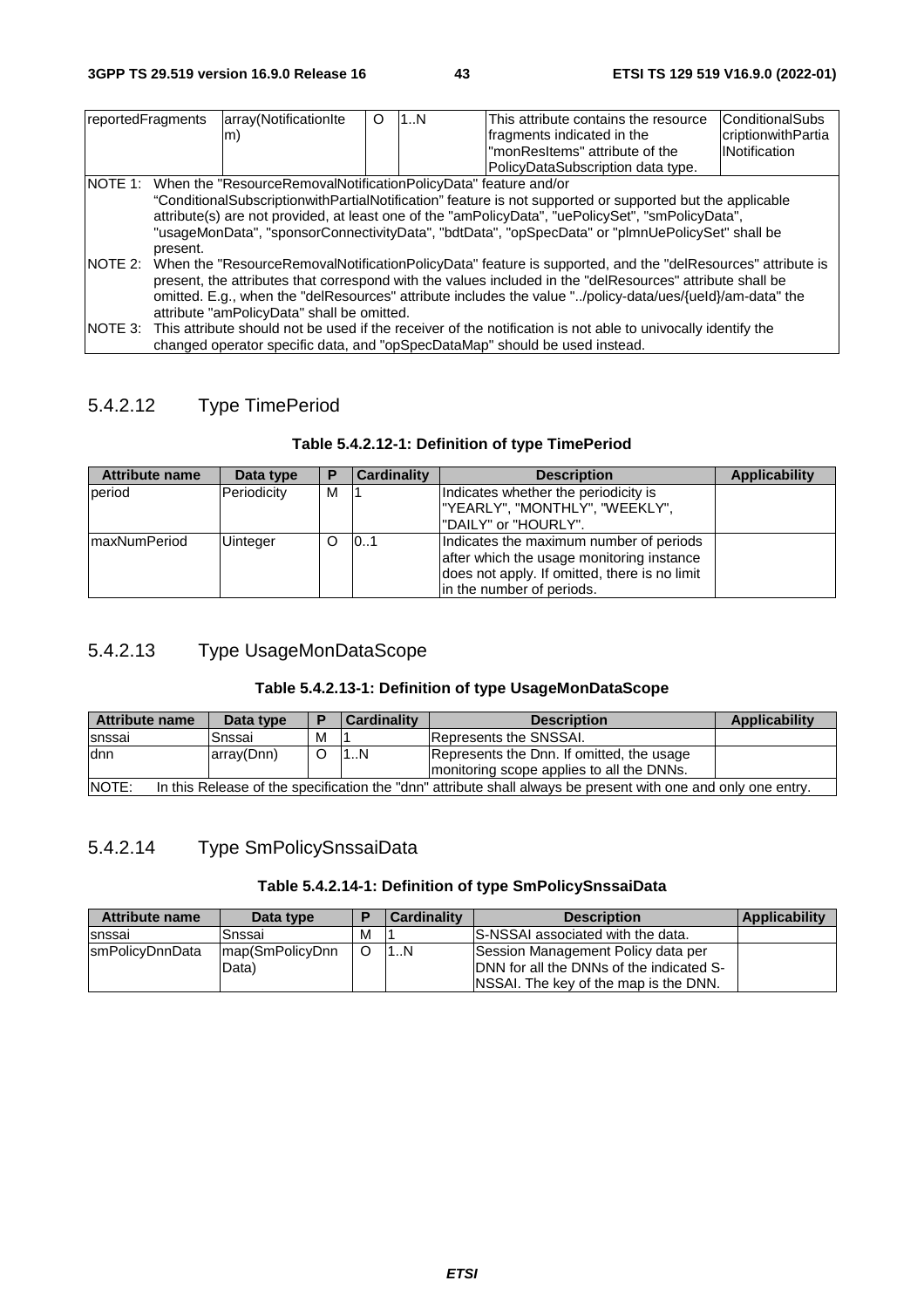| reportedFragments | array(NotificationItem) | O | 1..N | This attribute contains the resource fragments indicated in the "monResItems" attribute of the PolicyDataSubscription data type. | ConditionalSubscriptionwithPartialNotification |
|---|---|---|---|---|---|
| NOTE 1: When the "ResourceRemovalNotificationPolicyData" feature and/or "ConditionalSubscriptionwithPartialNotification" feature is not supported or supported but the applicable attribute(s) are not provided, at least one of the "amPolicyData", "uePolicySet", "smPolicyData", "usageMonData", "sponsorConnectivityData", "bdtData", "opSpecData" or "plmnUePolicySet" shall be present. | | | | | |
| NOTE 2: When the "ResourceRemovalNotificationPolicyData" feature is supported, and the "delResources" attribute is present, the attributes that correspond with the values included in the "delResources" attribute shall be omitted. E.g., when the "delResources" attribute includes the value "../policy-data/ues/{ueId}/am-data" the attribute "amPolicyData" shall be omitted. | | | | | |
| NOTE 3: This attribute should not be used if the receiver of the notification is not able to univocally identify the changed operator specific data, and "opSpecDataMap" should be used instead. | | | | | |

### 5.4.2.12 Type TimePeriod

**Table 5.4.2.12-1: Definition of type TimePeriod**

| Attribute name | Data type | P | Cardinality | Description | Applicability |
|---|---|---|---|---|---|
| period | Periodicity | M | 1 | Indicates whether the periodicity is "YEARLY", "MONTHLY", "WEEKLY", "DAILY" or "HOURLY". | |
| maxNumPeriod | Uinteger | O | 0..1 | Indicates the maximum number of periods after which the usage monitoring instance does not apply. If omitted, there is no limit in the number of periods. | |

### 5.4.2.13 Type UsageMonDataScope

**Table 5.4.2.13-1: Definition of type UsageMonDataScope**

| Attribute name | Data type | P | Cardinality | Description | Applicability |
|---|---|---|---|---|---|
| snssai | Snssai | M | 1 | Represents the SNSSAI. | |
| dnn | array(Dnn) | O | 1..N | Represents the Dnn. If omitted, the usage monitoring scope applies to all the DNNs. | |
| NOTE: In this Release of the specification the "dnn" attribute shall always be present with one and only one entry. | | | | | |

### 5.4.2.14 Type SmPolicySnssaiData

**Table 5.4.2.14-1: Definition of type SmPolicySnssaiData**

| Attribute name | Data type | P | Cardinality | Description | Applicability |
|---|---|---|---|---|---|
| snssai | Snssai | M | 1 | S-NSSAI associated with the data. | |
| smPolicyDnnData | map(SmPolicyDnnData) | O | 1..N | Session Management Policy data per DNN for all the DNNs of the indicated S-NSSAI. The key of the map is the DNN. | |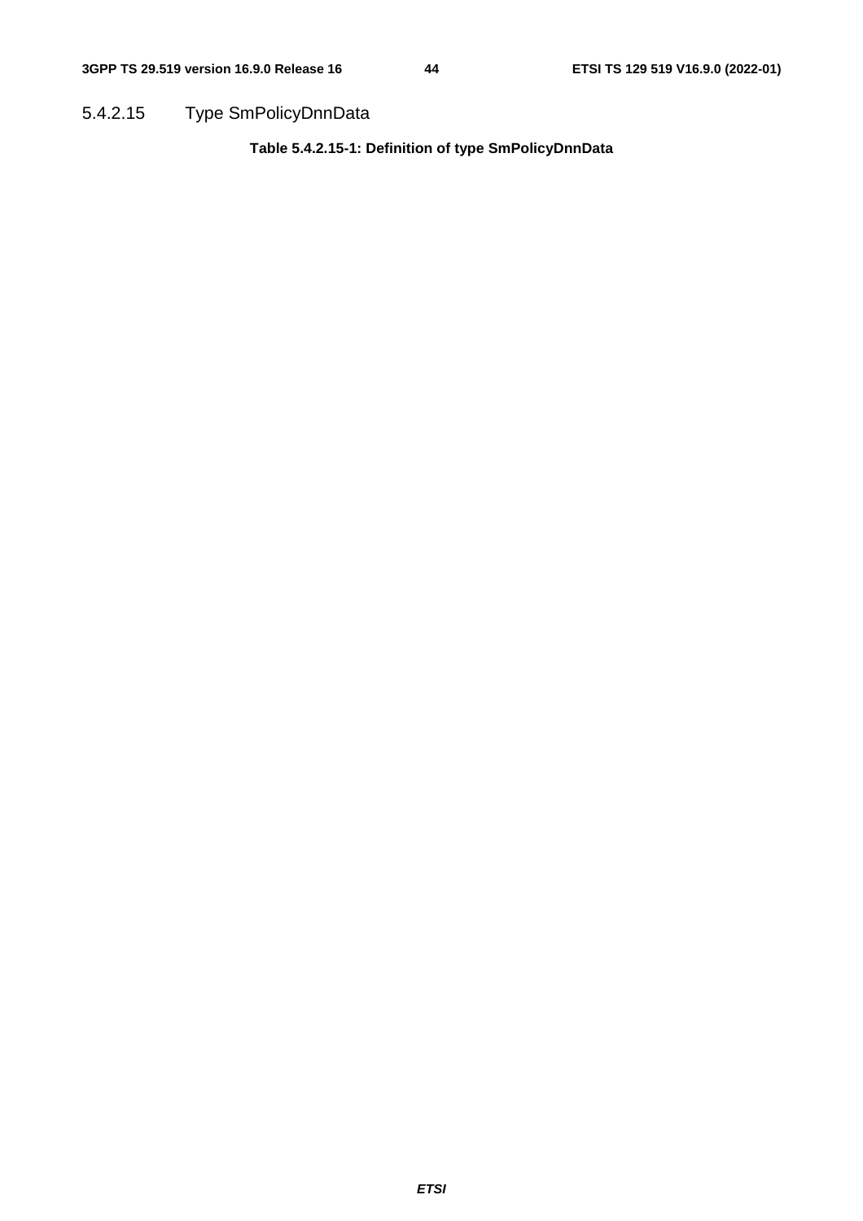#### 5.4.2.15 Type SmPolicyDnnData

**Table 5.4.2.15-1: Definition of type SmPolicyDnnData**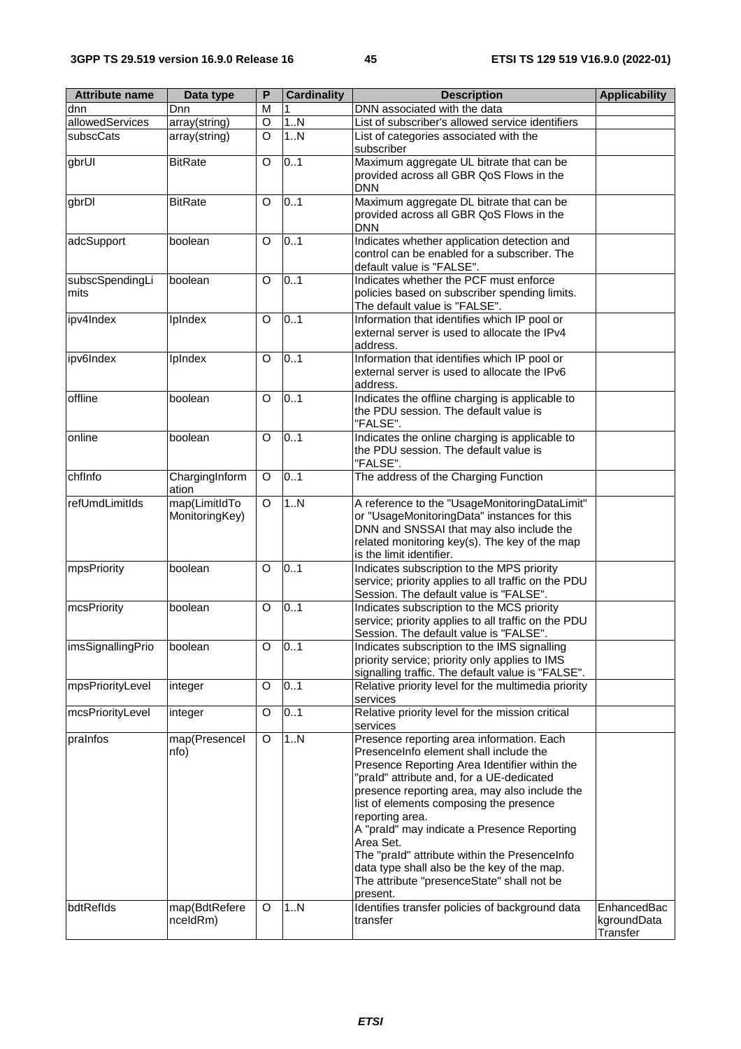| Attribute name | Data type | P | Cardinality | Description | Applicability |
|---|---|---|---|---|---|
| dnn | Dnn | M | 1 | DNN associated with the data | |
| allowedServices | array(string) | O | 1..N | List of subscriber's allowed service identifiers | |
| subscCats | array(string) | O | 1..N | List of categories associated with the subscriber | |
| gbrUl | BitRate | O | 0..1 | Maximum aggregate UL bitrate that can be provided across all GBR QoS Flows in the DNN | |
| gbrDl | BitRate | O | 0..1 | Maximum aggregate DL bitrate that can be provided across all GBR QoS Flows in the DNN | |
| adcSupport | boolean | O | 0..1 | Indicates whether application detection and control can be enabled for a subscriber. The default value is "FALSE". | |
| subscSpendingLimits | boolean | O | 0..1 | Indicates whether the PCF must enforce policies based on subscriber spending limits. The default value is "FALSE". | |
| ipv4Index | IpIndex | O | 0..1 | Information that identifies which IP pool or external server is used to allocate the IPv4 address. | |
| ipv6Index | IpIndex | O | 0..1 | Information that identifies which IP pool or external server is used to allocate the IPv6 address. | |
| offline | boolean | O | 0..1 | Indicates the offline charging is applicable to the PDU session. The default value is "FALSE". | |
| online | boolean | O | 0..1 | Indicates the online charging is applicable to the PDU session. The default value is "FALSE". | |
| chfInfo | ChargingInformation | O | 0..1 | The address of the Charging Function | |
| refUmdLimitIds | map(LimitIdToMonitoringKey) | O | 1..N | A reference to the "UsageMonitoringDataLimit" or "UsageMonitoringData" instances for this DNN and SNSSAI that may also include the related monitoring key(s). The key of the map is the limit identifier. | |
| mpsPriority | boolean | O | 0..1 | Indicates subscription to the MPS priority service; priority applies to all traffic on the PDU Session. The default value is "FALSE". | |
| mcsPriority | boolean | O | 0..1 | Indicates subscription to the MCS priority service; priority applies to all traffic on the PDU Session. The default value is "FALSE". | |
| imsSignallingPrio | boolean | O | 0..1 | Indicates subscription to the IMS signalling priority service; priority only applies to IMS signalling traffic. The default value is "FALSE". | |
| mpsPriorityLevel | integer | O | 0..1 | Relative priority level for the multimedia priority services | |
| mcsPriorityLevel | integer | O | 0..1 | Relative priority level for the mission critical services | |
| praInfos | map(PresenceInfo) | O | 1..N | Presence reporting area information. Each PresenceInfo element shall include the Presence Reporting Area Identifier within the "praId" attribute and, for a UE-dedicated presence reporting area, may also include the list of elements composing the presence reporting area.<br>A "praId" may indicate a Presence Reporting Area Set.<br>The "praId" attribute within the PresenceInfo data type shall also be the key of the map.<br>The attribute "presenceState" shall not be present. | |
| bdtRefIds | map(BdtReferenceIdRm) | O | 1..N | Identifies transfer policies of background data transfer | EnhancedBackgroundDataTransfer |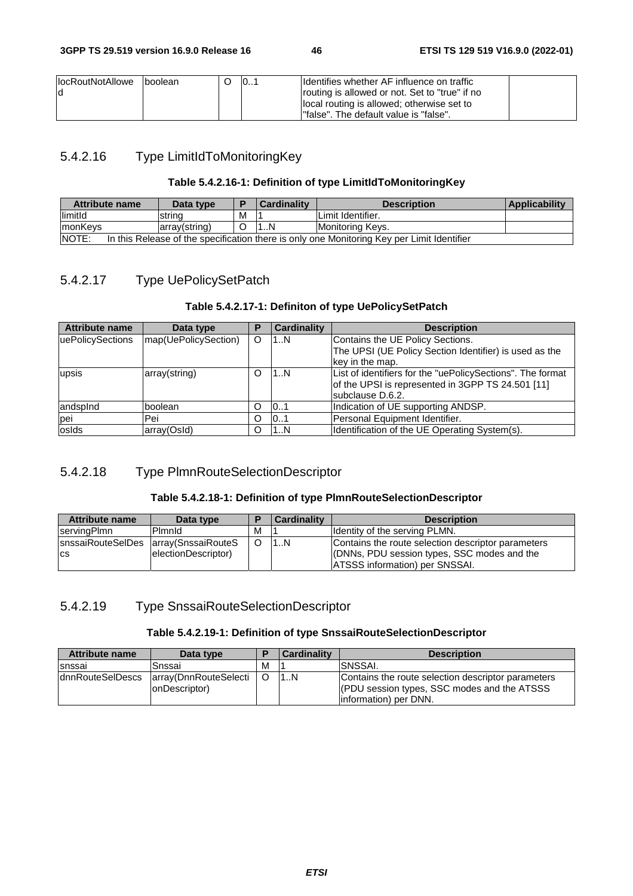| locRoutNotAllowed | boolean | O | 0..1 | Identifies whether AF influence on traffic routing is allowed or not. Set to "true" if no local routing is allowed; otherwise set to "false". The default value is "false". | |
|---|---|---|---|---|---|

### 5.4.2.16 Type LimitIdToMonitoringKey

**Table 5.4.2.16-1: Definition of type LimitIdToMonitoringKey**

| Attribute name | Data type | P | Cardinality | Description | Applicability |
|---|---|---|---|---|---|
| limitId | string | M | 1 | Limit Identifier. | |
| monKeys | array(string) | O | 1..N | Monitoring Keys. | |
| NOTE: In this Release of the specification there is only one Monitoring Key per Limit Identifier | | | | | |

### 5.4.2.17 Type UePolicySetPatch

**Table 5.4.2.17-1: Definiton of type UePolicySetPatch**

| Attribute name | Data type | P | Cardinality | Description |
|---|---|---|---|---|
| uePolicySections | map(UePolicySection) | O | 1..N | Contains the UE Policy Sections. The UPSI (UE Policy Section Identifier) is used as the key in the map. |
| upsis | array(string) | O | 1..N | List of identifiers for the "uePolicySections". The format of the UPSI is represented in 3GPP TS 24.501 [11] subclause D.6.2. |
| andspInd | boolean | O | 0..1 | Indication of UE supporting ANDSP. |
| pei | Pei | O | 0..1 | Personal Equipment Identifier. |
| osIds | array(OsId) | O | 1..N | Identification of the UE Operating System(s). |

### 5.4.2.18 Type PlmnRouteSelectionDescriptor

**Table 5.4.2.18-1: Definition of type PlmnRouteSelectionDescriptor**

| Attribute name | Data type | P | Cardinality | Description |
|---|---|---|---|---|
| servingPlmn | PlmnId | M | 1 | Identity of the serving PLMN. |
| snssaiRouteSelDescs | array(SnssaiRouteSelectionDescriptor) | O | 1..N | Contains the route selection descriptor parameters (DNNs, PDU session types, SSC modes and the ATSSS information) per SNSSAI. |

### 5.4.2.19 Type SnssaiRouteSelectionDescriptor

**Table 5.4.2.19-1: Definition of type SnssaiRouteSelectionDescriptor**

| Attribute name | Data type | P | Cardinality | Description |
|---|---|---|---|---|
| snssai | Snssai | M | 1 | SNSSAI. |
| dnnRouteSelDescs | array(DnnRouteSelectionDescriptor) | O | 1..N | Contains the route selection descriptor parameters (PDU session types, SSC modes and the ATSSS information) per DNN. |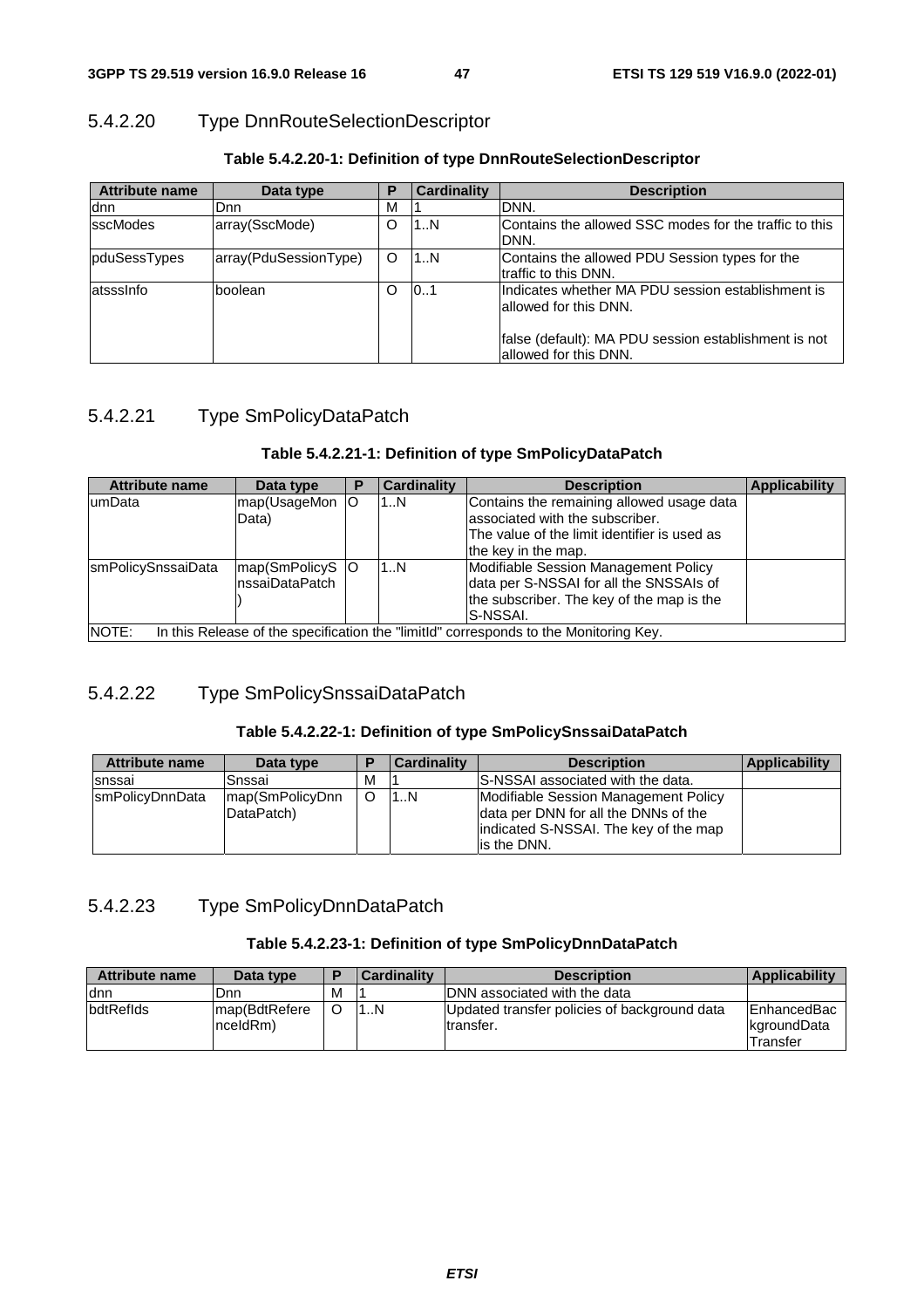### 5.4.2.20 Type DnnRouteSelectionDescriptor

**Table 5.4.2.20-1: Definition of type DnnRouteSelectionDescriptor**

| Attribute name | Data type | P | Cardinality | Description |
|---|---|---|---|---|
| dnn | Dnn | M | 1 | DNN. |
| sscModes | array(SscMode) | O | 1..N | Contains the allowed SSC modes for the traffic to this DNN. |
| pduSessTypes | array(PduSessionType) | O | 1..N | Contains the allowed PDU Session types for the traffic to this DNN. |
| atsssInfo | boolean | O | 0..1 | Indicates whether MA PDU session establishment is allowed for this DNN.<br><br>false (default): MA PDU session establishment is not allowed for this DNN. |

### 5.4.2.21 Type SmPolicyDataPatch

**Table 5.4.2.21-1: Definition of type SmPolicyDataPatch**

| Attribute name | Data type | P | Cardinality | Description | Applicability |
|---|---|---|---|---|---|
| umData | map(UsageMonData) | O | 1..N | Contains the remaining allowed usage data associated with the subscriber.<br>The value of the limit identifier is used as the key in the map. | |
| smPolicySnssaiData | map(SmPolicySnssaiDataPatch) | O | 1..N | Modifiable Session Management Policy data per S-NSSAI for all the SNSSAIs of the subscriber. The key of the map is the S-NSSAI. | |
| NOTE: In this Release of the specification the "limitId" corresponds to the Monitoring Key. | | | | | |

### 5.4.2.22 Type SmPolicySnssaiDataPatch

**Table 5.4.2.22-1: Definition of type SmPolicySnssaiDataPatch**

| Attribute name | Data type | P | Cardinality | Description | Applicability |
|---|---|---|---|---|---|
| snssai | Snssai | M | 1 | S-NSSAI associated with the data. | |
| smPolicyDnnData | map(SmPolicyDnnDataPatch) | O | 1..N | Modifiable Session Management Policy data per DNN for all the DNNs of the indicated S-NSSAI. The key of the map is the DNN. | |

### 5.4.2.23 Type SmPolicyDnnDataPatch

**Table 5.4.2.23-1: Definition of type SmPolicyDnnDataPatch**

| Attribute name | Data type | P | Cardinality | Description | Applicability |
|---|---|---|---|---|---|
| dnn | Dnn | M | 1 | DNN associated with the data | |
| bdtRefIds | map(BdtReferenceIdRm) | O | 1..N | Updated transfer policies of background data transfer. | EnhancedBackgroundDataTransfer |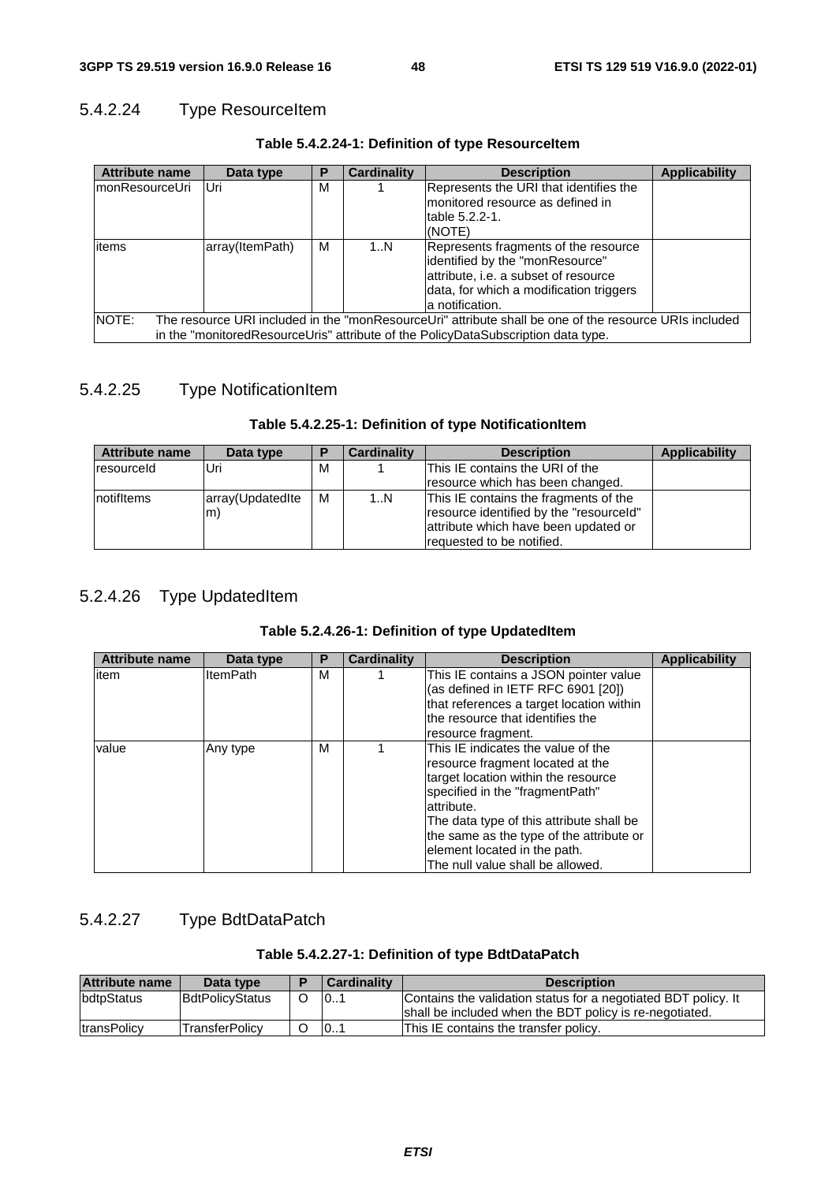### 5.4.2.24 Type ResourceItem

**Table 5.4.2.24-1: Definition of type ResourceItem**

| Attribute name | Data type | P | Cardinality | Description | Applicability |
|---|---|---|---|---|---|
| monResourceUri | Uri | M | 1 | Represents the URI that identifies the monitored resource as defined in table 5.2.2-1. (NOTE) | |
| items | array(ItemPath) | M | 1..N | Represents fragments of the resource identified by the "monResource" attribute, i.e. a subset of resource data, for which a modification triggers a notification. | |
| NOTE: The resource URI included in the "monResourceUri" attribute shall be one of the resource URIs included in the "monitoredResourceUris" attribute of the PolicyDataSubscription data type. | | | | | |

### 5.4.2.25 Type NotificationItem

**Table 5.4.2.25-1: Definition of type NotificationItem**

| Attribute name | Data type | P | Cardinality | Description | Applicability |
|---|---|---|---|---|---|
| resourceId | Uri | M | 1 | This IE contains the URI of the resource which has been changed. | |
| notifItems | array(UpdatedItem) | M | 1..N | This IE contains the fragments of the resource identified by the "resourceId" attribute which have been updated or requested to be notified. | |

### 5.2.4.26 Type UpdatedItem

**Table 5.2.4.26-1: Definition of type UpdatedItem**

| Attribute name | Data type | P | Cardinality | Description | Applicability |
|---|---|---|---|---|---|
| item | ItemPath | M | 1 | This IE contains a JSON pointer value (as defined in IETF RFC 6901 [20]) that references a target location within the resource that identifies the resource fragment. | |
| value | Any type | M | 1 | This IE indicates the value of the resource fragment located at the target location within the resource specified in the "fragmentPath" attribute.<br>The data type of this attribute shall be the same as the type of the attribute or element located in the path.<br>The null value shall be allowed. | |

### 5.4.2.27 Type BdtDataPatch

**Table 5.4.2.27-1: Definition of type BdtDataPatch**

| Attribute name | Data type | P | Cardinality | Description |
|---|---|---|---|---|
| bdtpStatus | BdtPolicyStatus | O | 0..1 | Contains the validation status for a negotiated BDT policy. It shall be included when the BDT policy is re-negotiated. |
| transPolicy | TransferPolicy | O | 0..1 | This IE contains the transfer policy. |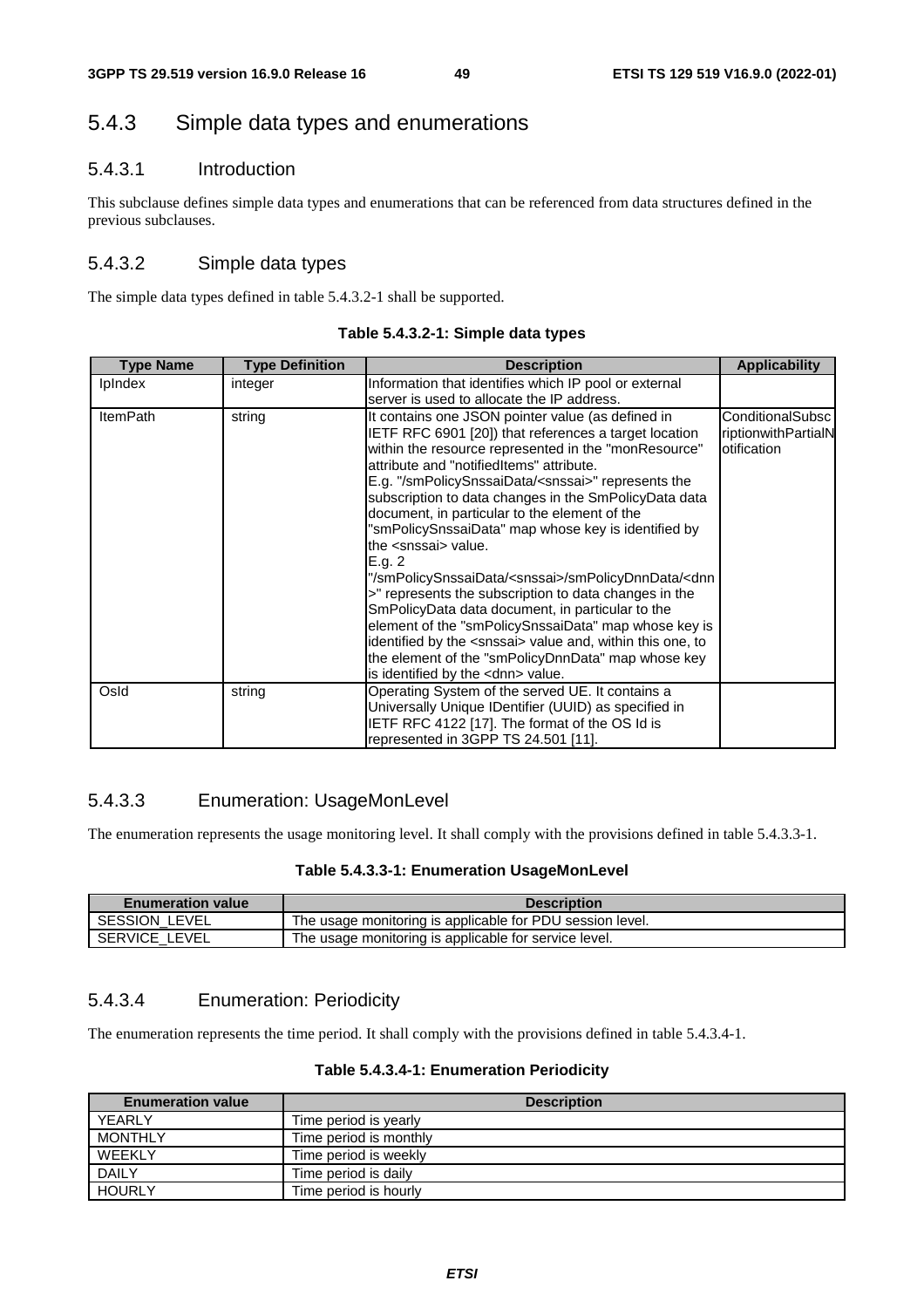## 5.4.3 Simple data types and enumerations

### 5.4.3.1 Introduction

This subclause defines simple data types and enumerations that can be referenced from data structures defined in the previous subclauses.

### 5.4.3.2 Simple data types

The simple data types defined in table 5.4.3.2-1 shall be supported.

**Table 5.4.3.2-1: Simple data types**

| Type Name | Type Definition | Description | Applicability |
|---|---|---|---|
| IpIndex | integer | Information that identifies which IP pool or external server is used to allocate the IP address. | |
| ItemPath | string | It contains one JSON pointer value (as defined in IETF RFC 6901 [20]) that references a target location within the resource represented in the "monResource" attribute and "notifiedItems" attribute.<br>E.g. "/smPolicySnssaiData/<snssai>" represents the subscription to data changes in the SmPolicyData data document, in particular to the element of the "smPolicySnssaiData" map whose key is identified by the <snssai> value.<br>E.g. 2 "/smPolicySnssaiData/<snssai>/smPolicyDnnData/<dnn>" represents the subscription to data changes in the SmPolicyData data document, in particular to the element of the "smPolicySnssaiData" map whose key is identified by the <snssai> value and, within this one, to the element of the "smPolicyDnnData" map whose key is identified by the <dnn> value. | ConditionalSubscriptionwithPartialNotification |
| OsId | string | Operating System of the served UE. It contains a Universally Unique IDentifier (UUID) as specified in IETF RFC 4122 [17]. The format of the OS Id is represented in 3GPP TS 24.501 [11]. | |

### 5.4.3.3 Enumeration: UsageMonLevel

The enumeration represents the usage monitoring level. It shall comply with the provisions defined in table 5.4.3.3-1.

**Table 5.4.3.3-1: Enumeration UsageMonLevel**

| Enumeration value | Description |
|---|---|
| SESSION_LEVEL | The usage monitoring is applicable for PDU session level. |
| SERVICE_LEVEL | The usage monitoring is applicable for service level. |

### 5.4.3.4 Enumeration: Periodicity

The enumeration represents the time period. It shall comply with the provisions defined in table 5.4.3.4-1.

**Table 5.4.3.4-1: Enumeration Periodicity**

| Enumeration value | Description |
|---|---|
| YEARLY | Time period is yearly |
| MONTHLY | Time period is monthly |
| WEEKLY | Time period is weekly |
| DAILY | Time period is daily |
| HOURLY | Time period is hourly |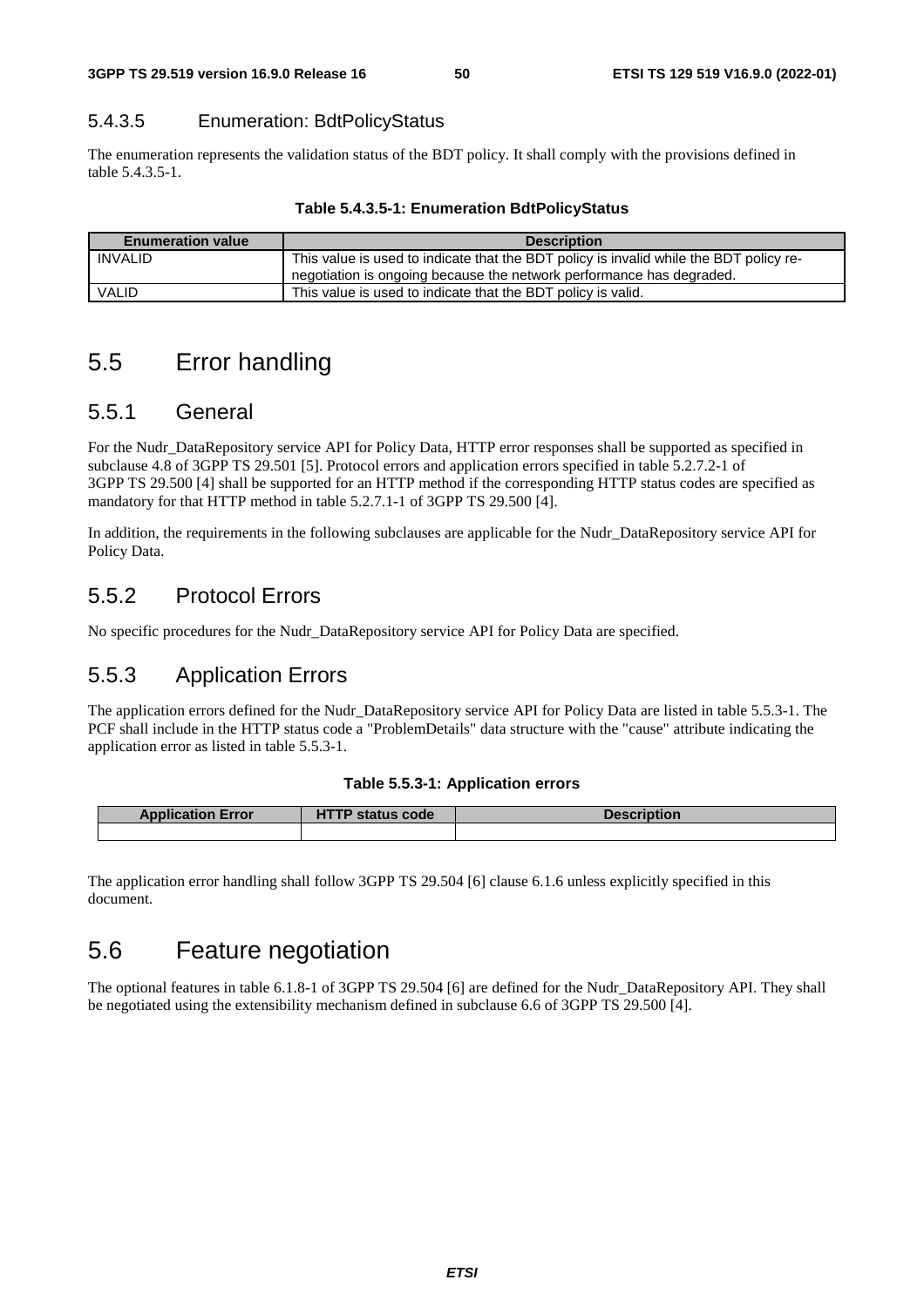### 5.4.3.5 Enumeration: BdtPolicyStatus

The enumeration represents the validation status of the BDT policy. It shall comply with the provisions defined in table 5.4.3.5-1.

**Table 5.4.3.5-1: Enumeration BdtPolicyStatus**

| Enumeration value | Description |
| --- | --- |
| INVALID | This value is used to indicate that the BDT policy is invalid while the BDT policy re-negotiation is ongoing because the network performance has degraded. |
| VALID | This value is used to indicate that the BDT policy is valid. |

# 5.5 Error handling

## 5.5.1 General

For the Nudr_DataRepository service API for Policy Data, HTTP error responses shall be supported as specified in subclause 4.8 of 3GPP TS 29.501 [5]. Protocol errors and application errors specified in table 5.2.7.2-1 of 3GPP TS 29.500 [4] shall be supported for an HTTP method if the corresponding HTTP status codes are specified as mandatory for that HTTP method in table 5.2.7.1-1 of 3GPP TS 29.500 [4].

In addition, the requirements in the following subclauses are applicable for the Nudr_DataRepository service API for Policy Data.

## 5.5.2 Protocol Errors

No specific procedures for the Nudr_DataRepository service API for Policy Data are specified.

## 5.5.3 Application Errors

The application errors defined for the Nudr_DataRepository service API for Policy Data are listed in table 5.5.3-1. The PCF shall include in the HTTP status code a "ProblemDetails" data structure with the "cause" attribute indicating the application error as listed in table 5.5.3-1.

**Table 5.5.3-1: Application errors**

| Application Error | HTTP status code | Description |
| --- | --- | --- |
| | | |

The application error handling shall follow 3GPP TS 29.504 [6] clause 6.1.6 unless explicitly specified in this document.

# 5.6 Feature negotiation

The optional features in table 6.1.8-1 of 3GPP TS 29.504 [6] are defined for the Nudr_DataRepository API. They shall be negotiated using the extensibility mechanism defined in subclause 6.6 of 3GPP TS 29.500 [4].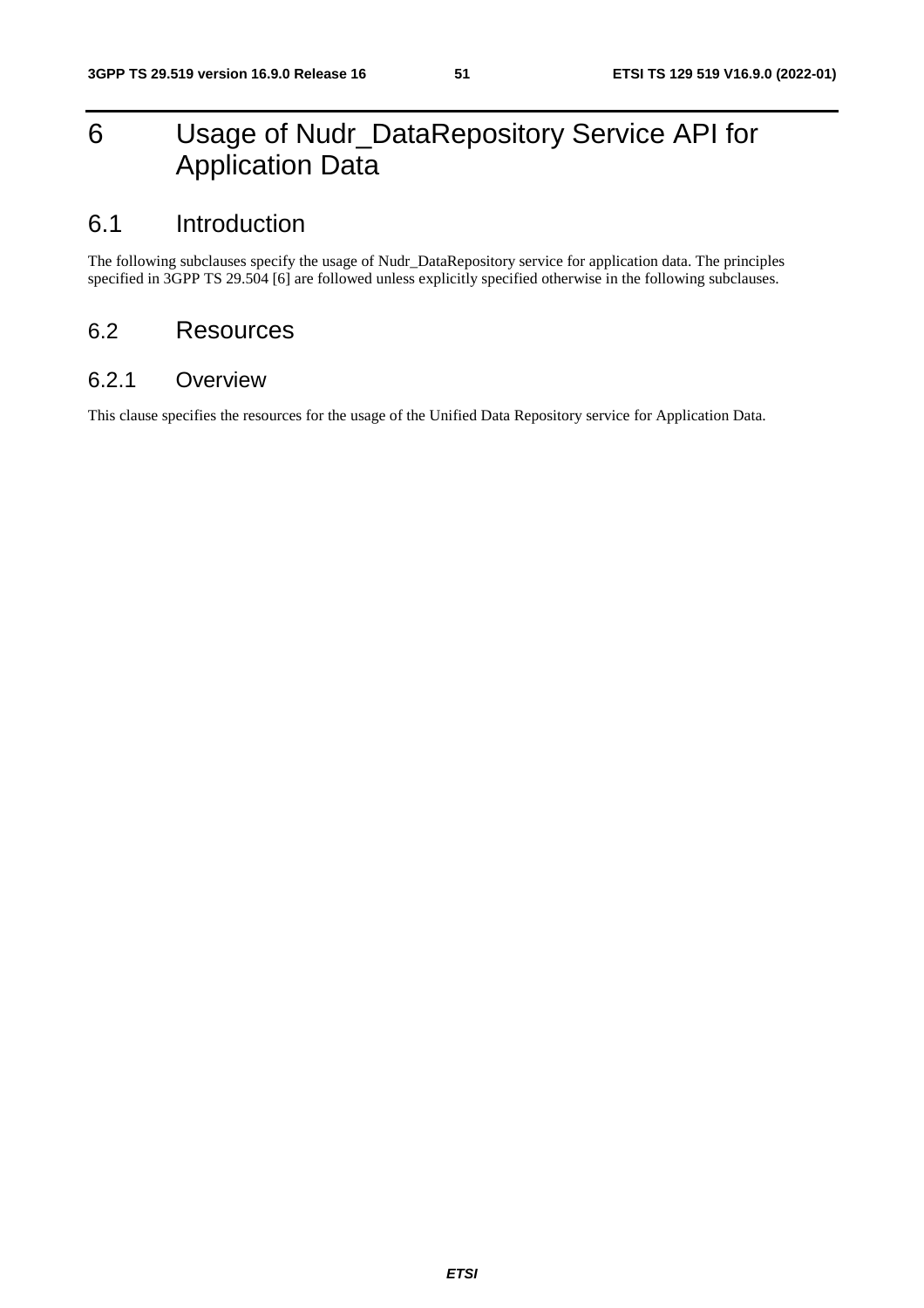# 6 Usage of Nudr_DataRepository Service API for Application Data

## 6.1 Introduction

The following subclauses specify the usage of Nudr_DataRepository service for application data. The principles specified in 3GPP TS 29.504 [6] are followed unless explicitly specified otherwise in the following subclauses.

## 6.2 Resources

### 6.2.1 Overview

This clause specifies the resources for the usage of the Unified Data Repository service for Application Data.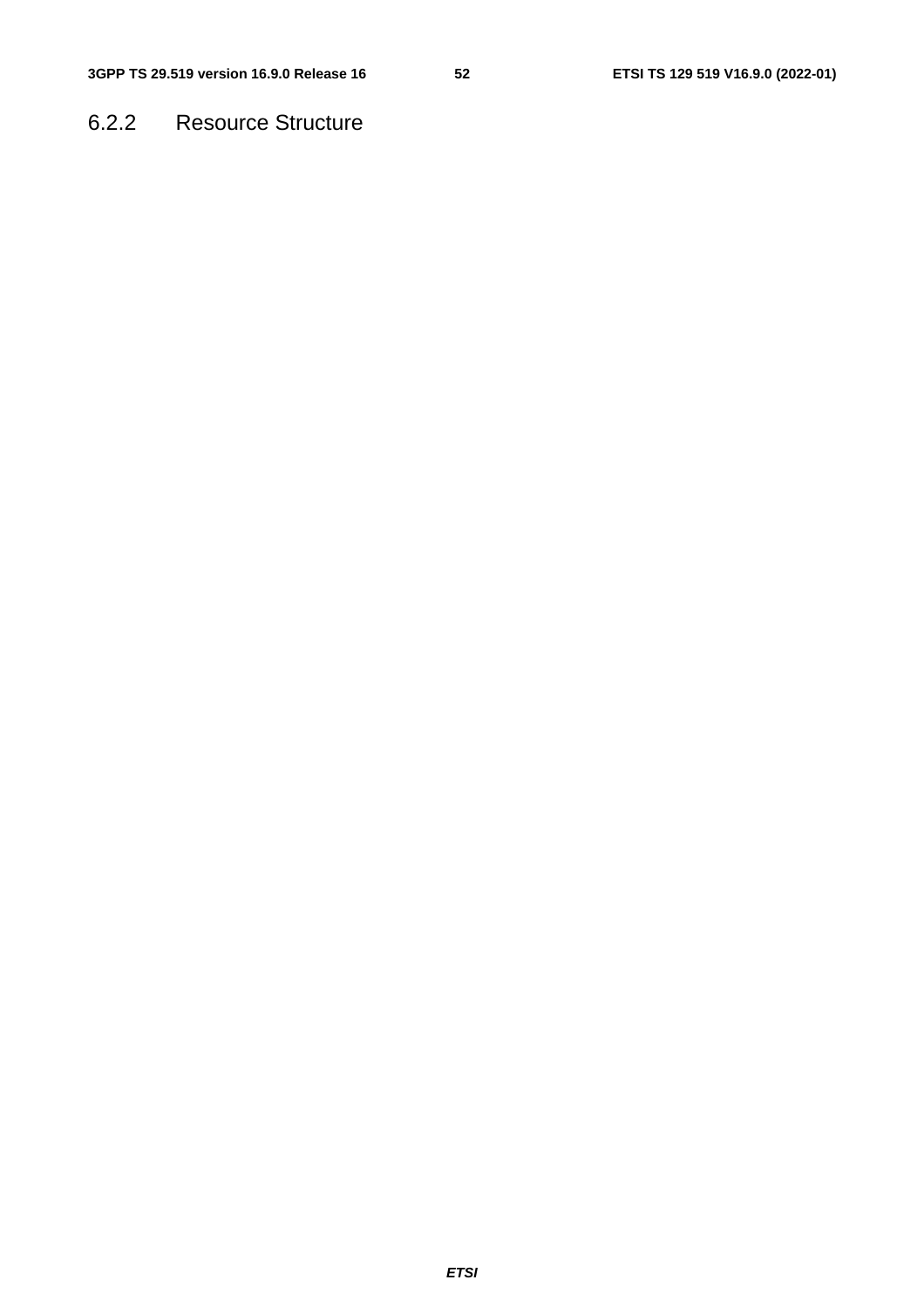### 6.2.2 Resource Structure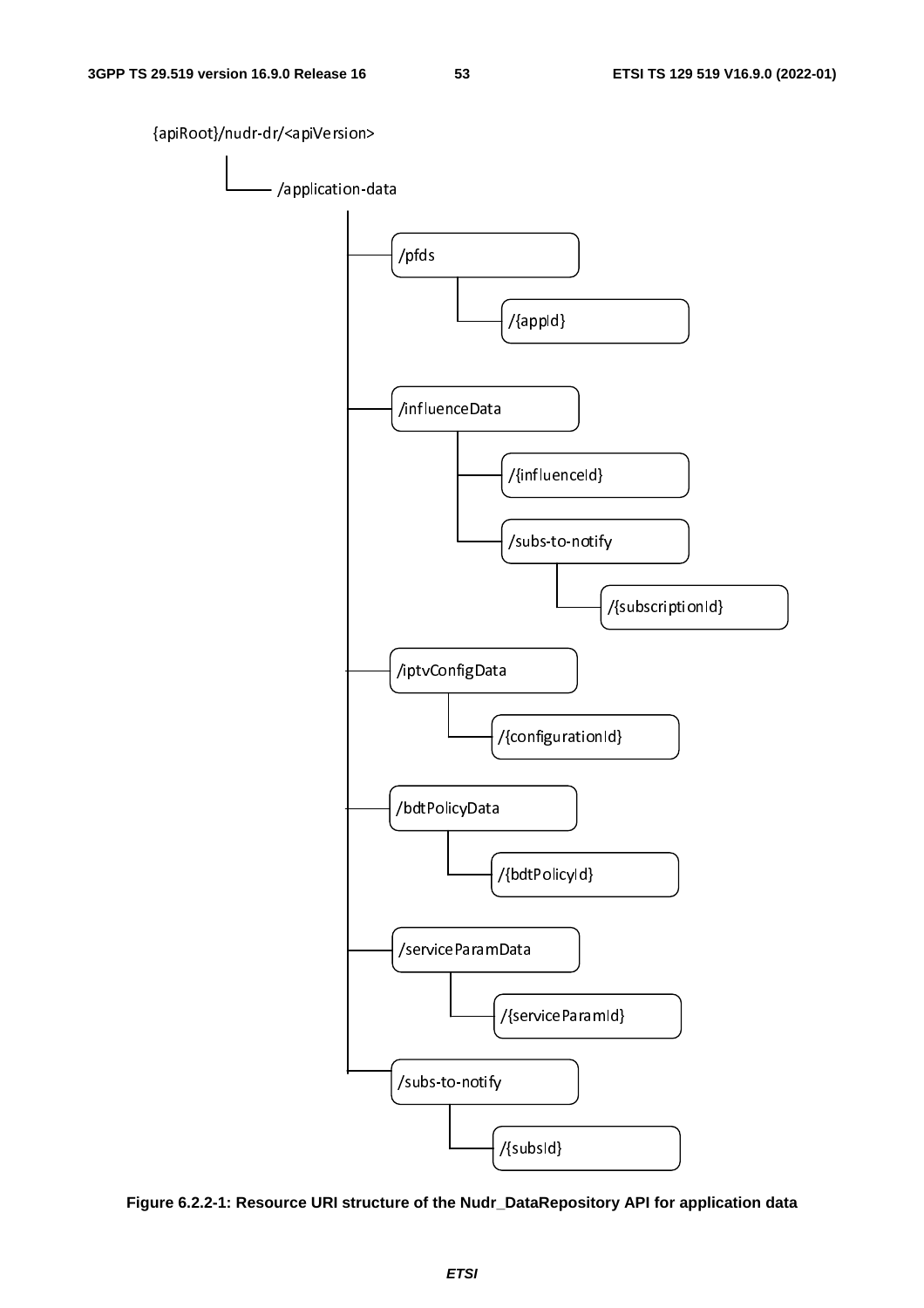```
{apiRoot}/nudr-dr/<apiVersion>
└── /application-data
    ├── /pfds
    │   └── /{appId}
    ├── /influenceData
    │   ├── /{influenceId}
    │   └── /subs-to-notify
    │       └── /{subscriptionId}
    ├── /iptvConfigData
    │   └── /{configurationId}
    ├── /bdtPolicyData
    │   └── /{bdtPolicyId}
    ├── /serviceParamData
    │   └── /{serviceParamId}
    └── /subs-to-notify
        └── /{subsId}
```

**Figure 6.2.2-1: Resource URI structure of the Nudr_DataRepository API for application data**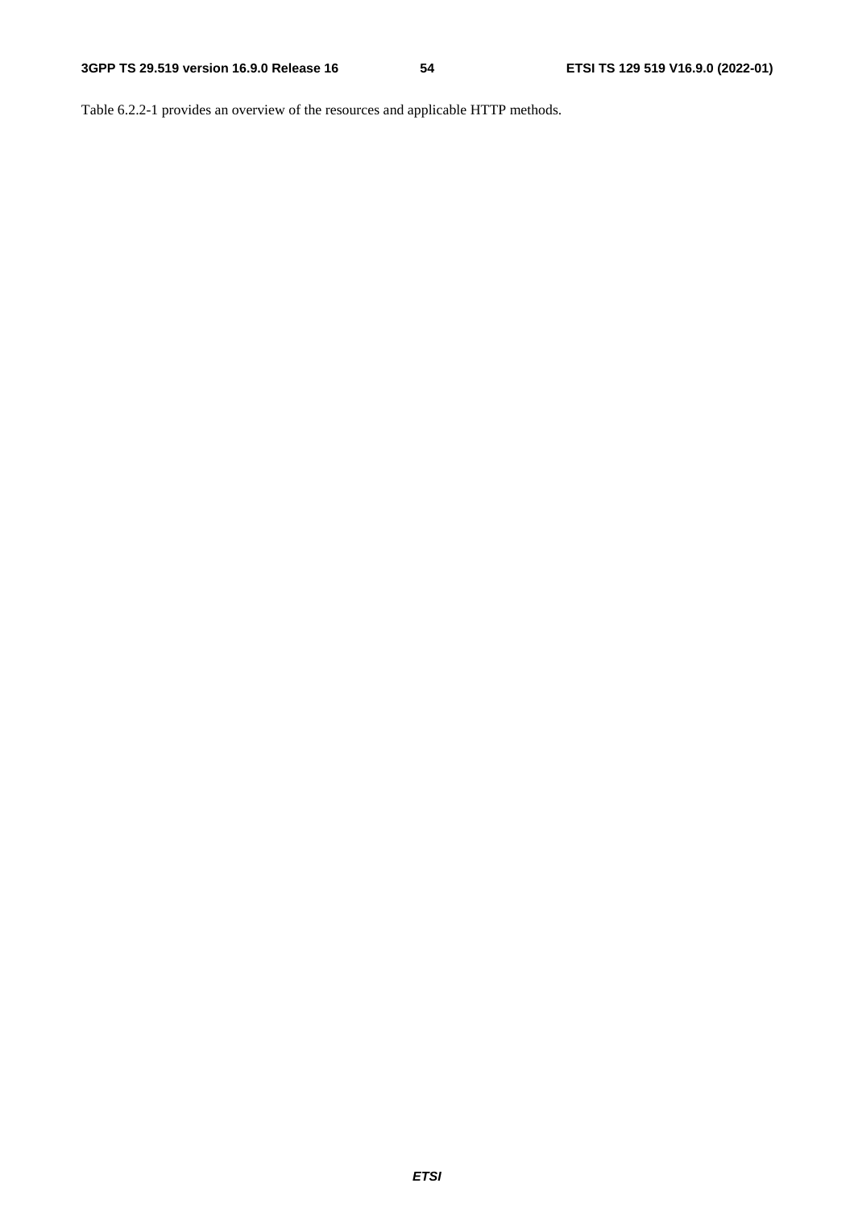Table 6.2.2-1 provides an overview of the resources and applicable HTTP methods.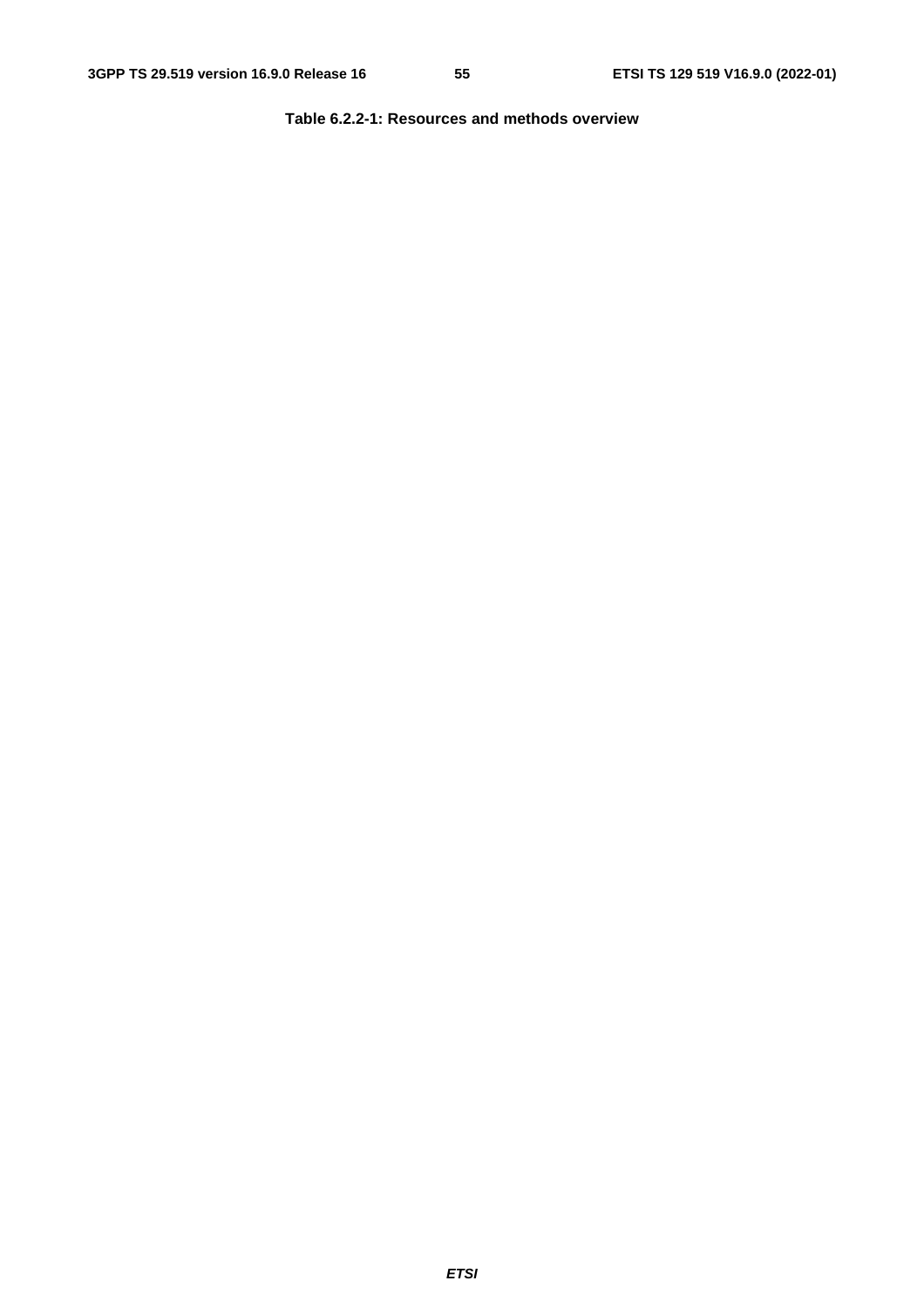**Table 6.2.2-1: Resources and methods overview**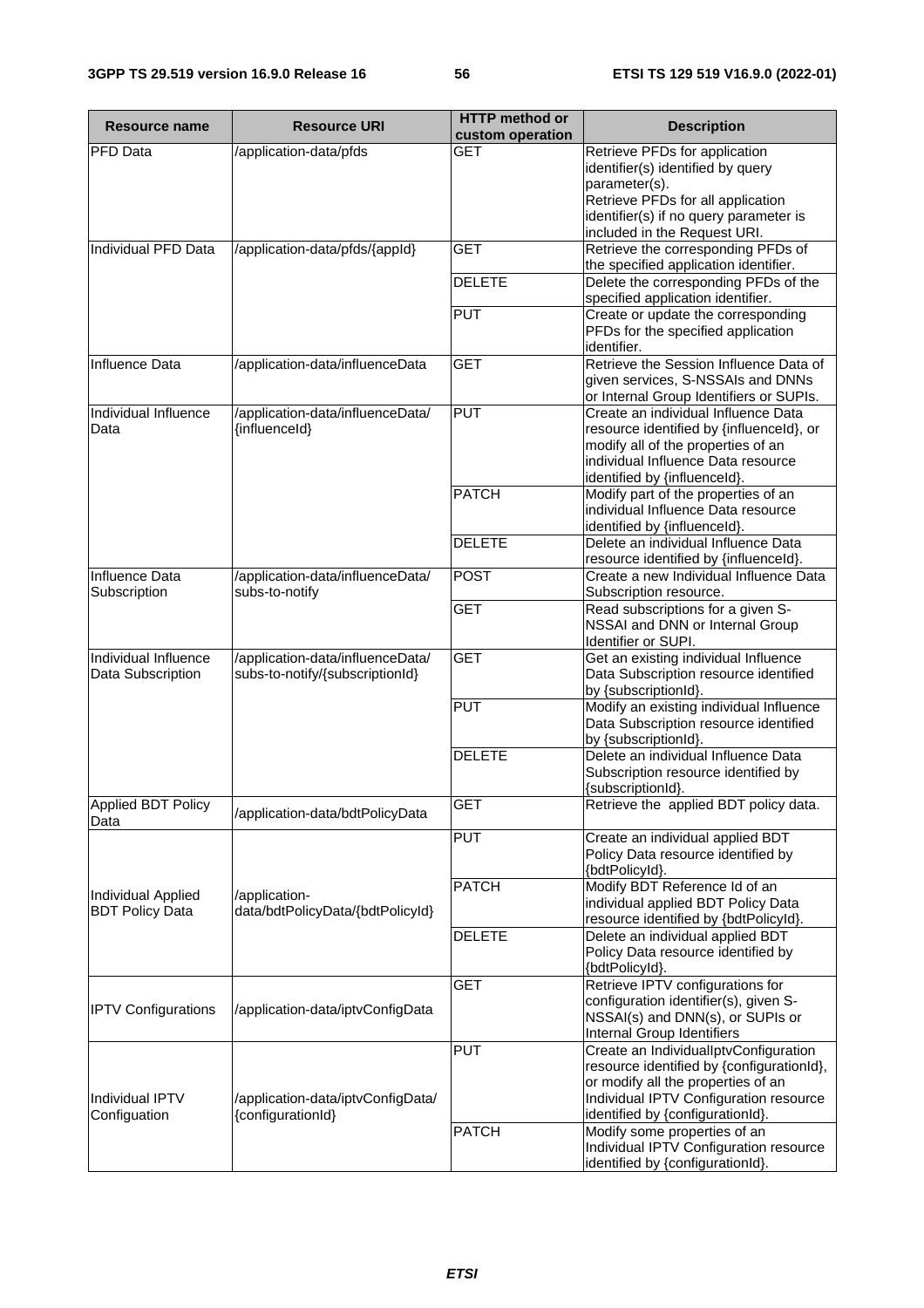| Resource name | Resource URI | HTTP method or custom operation | Description |
| --- | --- | --- | --- |
| PFD Data | /application-data/pfds | GET | Retrieve PFDs for application identifier(s) identified by query parameter(s). Retrieve PFDs for all application identifier(s) if no query parameter is included in the Request URI. |
| Individual PFD Data | /application-data/pfds/{appId} | GET | Retrieve the corresponding PFDs of the specified application identifier. |
| | | DELETE | Delete the corresponding PFDs of the specified application identifier. |
| | | PUT | Create or update the corresponding PFDs for the specified application identifier. |
| Influence Data | /application-data/influenceData | GET | Retrieve the Session Influence Data of given services, S-NSSAIs and DNNs or Internal Group Identifiers or SUPIs. |
| Individual Influence Data | /application-data/influenceData/{influenceId} | PUT | Create an individual Influence Data resource identified by {influenceId}, or modify all of the properties of an individual Influence Data resource identified by {influenceId}. |
| | | PATCH | Modify part of the properties of an individual Influence Data resource identified by {influenceId}. |
| | | DELETE | Delete an individual Influence Data resource identified by {influenceId}. |
| Influence Data Subscription | /application-data/influenceData/subs-to-notify | POST | Create a new Individual Influence Data Subscription resource. |
| | | GET | Read subscriptions for a given S-NSSAI and DNN or Internal Group Identifier or SUPI. |
| Individual Influence Data Subscription | /application-data/influenceData/subs-to-notify/{subscriptionId} | GET | Get an existing individual Influence Data Subscription resource identified by {subscriptionId}. |
| | | PUT | Modify an existing individual Influence Data Subscription resource identified by {subscriptionId}. |
| | | DELETE | Delete an individual Influence Data Subscription resource identified by {subscriptionId}. |
| Applied BDT Policy Data | /application-data/bdtPolicyData | GET | Retrieve the applied BDT policy data. |
| Individual Applied BDT Policy Data | /application-data/bdtPolicyData/{bdtPolicyId} | PUT | Create an individual applied BDT Policy Data resource identified by {bdtPolicyId}. |
| | | PATCH | Modify BDT Reference Id of an individual applied BDT Policy Data resource identified by {bdtPolicyId}. |
| | | DELETE | Delete an individual applied BDT Policy Data resource identified by {bdtPolicyId}. |
| IPTV Configurations | /application-data/iptvConfigData | GET | Retrieve IPTV configurations for configuration identifier(s), given S-NSSAI(s) and DNN(s), or SUPIs or Internal Group Identifiers |
| Individual IPTV Configuation | /application-data/iptvConfigData/{configurationId} | PUT | Create an IndividualIptvConfiguration resource identified by {configurationId}, or modify all the properties of an Individual IPTV Configuration resource identified by {configurationId}. |
| | | PATCH | Modify some properties of an Individual IPTV Configuration resource identified by {configurationId}. |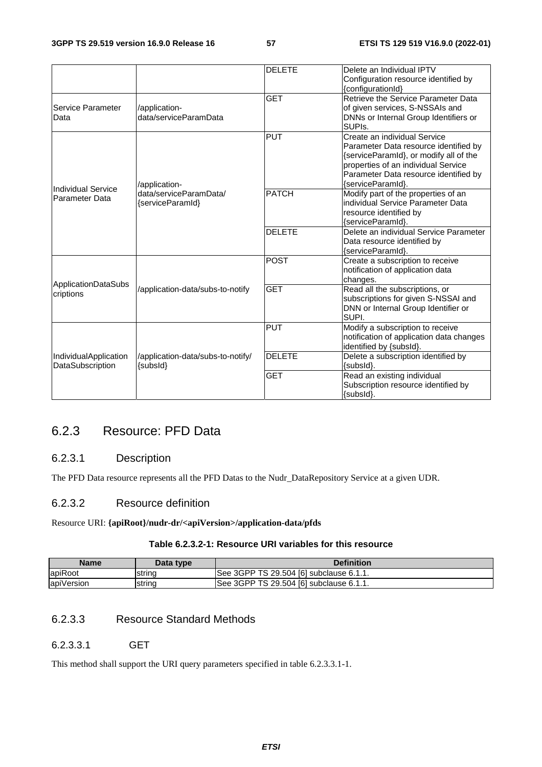| | | DELETE | Delete an Individual IPTV Configuration resource identified by {configurationId} |
|---|---|---|---|
| Service Parameter Data | /application-data/serviceParamData | GET | Retrieve the Service Parameter Data of given services, S-NSSAIs and DNNs or Internal Group Identifiers or SUPIs. |
| Individual Service Parameter Data | /application-data/serviceParamData/{serviceParamId} | PUT | Create an individual Service Parameter Data resource identified by {serviceParamId}, or modify all of the properties of an individual Service Parameter Data resource identified by {serviceParamId}. |
| | | PATCH | Modify part of the properties of an individual Service Parameter Data resource identified by {serviceParamId}. |
| | | DELETE | Delete an individual Service Parameter Data resource identified by {serviceParamId}. |
| ApplicationDataSubscriptions | /application-data/subs-to-notify | POST | Create a subscription to receive notification of application data changes. |
| | | GET | Read all the subscriptions, or subscriptions for given S-NSSAI and DNN or Internal Group Identifier or SUPI. |
| IndividualApplicationDataSubscription | /application-data/subs-to-notify/{subsId} | PUT | Modify a subscription to receive notification of application data changes identified by {subsId}. |
| | | DELETE | Delete a subscription identified by {subsId}. |
| | | GET | Read an existing individual Subscription resource identified by {subsId}. |

## 6.2.3 Resource: PFD Data

### 6.2.3.1 Description

The PFD Data resource represents all the PFD Datas to the Nudr_DataRepository Service at a given UDR.

### 6.2.3.2 Resource definition

Resource URI: **{apiRoot}/nudr-dr/<apiVersion>/application-data/pfds**

**Table 6.2.3.2-1: Resource URI variables for this resource**

| Name | Data type | Definition |
|---|---|---|
| apiRoot | string | See 3GPP TS 29.504 [6] subclause 6.1.1. |
| apiVersion | string | See 3GPP TS 29.504 [6] subclause 6.1.1. |

### 6.2.3.3 Resource Standard Methods

#### 6.2.3.3.1 GET

This method shall support the URI query parameters specified in table 6.2.3.3.1-1.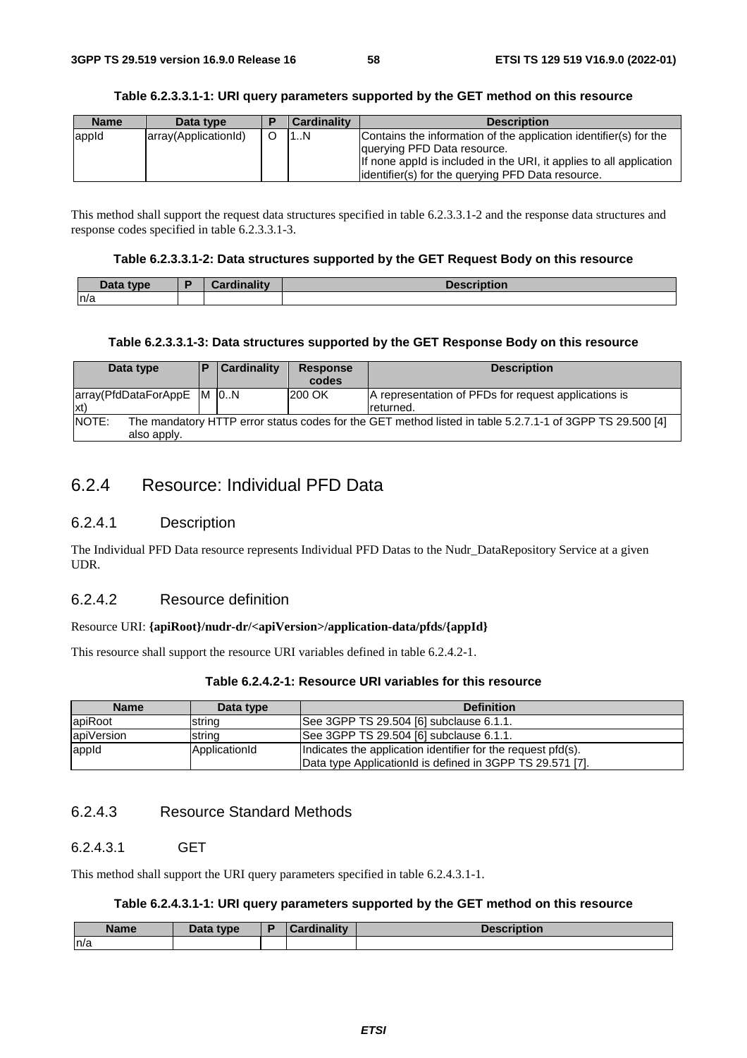**Table 6.2.3.3.1-1: URI query parameters supported by the GET method on this resource**

| Name | Data type | P | Cardinality | Description |
| --- | --- | --- | --- | --- |
| appId | array(ApplicationId) | O | 1..N | Contains the information of the application identifier(s) for the querying PFD Data resource.<br>If none appId is included in the URI, it applies to all application identifier(s) for the querying PFD Data resource. |

This method shall support the request data structures specified in table 6.2.3.3.1-2 and the response data structures and response codes specified in table 6.2.3.3.1-3.

**Table 6.2.3.3.1-2: Data structures supported by the GET Request Body on this resource**

| Data type | P | Cardinality | Description |
| --- | --- | --- | --- |
| n/a | | | |

**Table 6.2.3.3.1-3: Data structures supported by the GET Response Body on this resource**

| Data type | P | Cardinality | Response codes | Description |
| --- | --- | --- | --- | --- |
| array(PfdDataForAppExt) | M | 0..N | 200 OK | A representation of PFDs for request applications is returned. |
| NOTE: The mandatory HTTP error status codes for the GET method listed in table 5.2.7.1-1 of 3GPP TS 29.500 [4] also apply. | | | | |

## 6.2.4 Resource: Individual PFD Data

### 6.2.4.1 Description

The Individual PFD Data resource represents Individual PFD Datas to the Nudr_DataRepository Service at a given UDR.

### 6.2.4.2 Resource definition

Resource URI: **{apiRoot}/nudr-dr/<apiVersion>/application-data/pfds/{appId}**

This resource shall support the resource URI variables defined in table 6.2.4.2-1.

**Table 6.2.4.2-1: Resource URI variables for this resource**

| Name | Data type | Definition |
| --- | --- | --- |
| apiRoot | string | See 3GPP TS 29.504 [6] subclause 6.1.1. |
| apiVersion | string | See 3GPP TS 29.504 [6] subclause 6.1.1. |
| appId | ApplicationId | Indicates the application identifier for the request pfd(s).<br>Data type ApplicationId is defined in 3GPP TS 29.571 [7]. |

### 6.2.4.3 Resource Standard Methods

#### 6.2.4.3.1 GET

This method shall support the URI query parameters specified in table 6.2.4.3.1-1.

**Table 6.2.4.3.1-1: URI query parameters supported by the GET method on this resource**

| Name | Data type | P | Cardinality | Description |
| --- | --- | --- | --- | --- |
| n/a | | | | |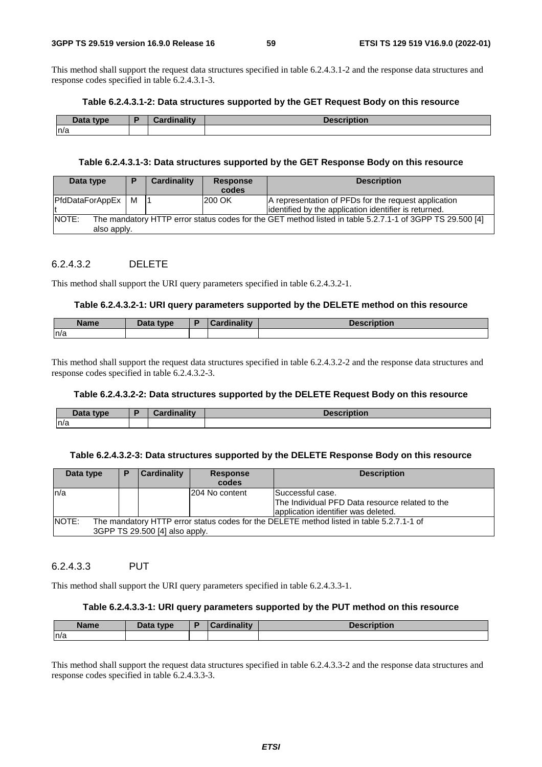This method shall support the request data structures specified in table 6.2.4.3.1-2 and the response data structures and response codes specified in table 6.2.4.3.1-3.

**Table 6.2.4.3.1-2: Data structures supported by the GET Request Body on this resource**

| Data type | P | Cardinality | Description |
|---|---|---|---|
| n/a | | | |

**Table 6.2.4.3.1-3: Data structures supported by the GET Response Body on this resource**

| Data type | P | Cardinality | Response codes | Description |
|---|---|---|---|---|
| PfdDataForAppExt | M | 1 | 200 OK | A representation of PFDs for the request application identified by the application identifier is returned. |
| NOTE: The mandatory HTTP error status codes for the GET method listed in table 5.2.7.1-1 of 3GPP TS 29.500 [4] also apply. | | | | |

#### 6.2.4.3.2 DELETE

This method shall support the URI query parameters specified in table 6.2.4.3.2-1.

**Table 6.2.4.3.2-1: URI query parameters supported by the DELETE method on this resource**

| Name | Data type | P | Cardinality | Description |
|---|---|---|---|---|
| n/a | | | | |

This method shall support the request data structures specified in table 6.2.4.3.2-2 and the response data structures and response codes specified in table 6.2.4.3.2-3.

**Table 6.2.4.3.2-2: Data structures supported by the DELETE Request Body on this resource**

| Data type | P | Cardinality | Description |
|---|---|---|---|
| n/a | | | |

**Table 6.2.4.3.2-3: Data structures supported by the DELETE Response Body on this resource**

| Data type | P | Cardinality | Response codes | Description |
|---|---|---|---|---|
| n/a | | | 204 No content | Successful case. The Individual PFD Data resource related to the application identifier was deleted. |
| NOTE: The mandatory HTTP error status codes for the DELETE method listed in table 5.2.7.1-1 of 3GPP TS 29.500 [4] also apply. | | | | |

#### 6.2.4.3.3 PUT

This method shall support the URI query parameters specified in table 6.2.4.3.3-1.

**Table 6.2.4.3.3-1: URI query parameters supported by the PUT method on this resource**

| Name | Data type | P | Cardinality | Description |
|---|---|---|---|---|
| n/a | | | | |

This method shall support the request data structures specified in table 6.2.4.3.3-2 and the response data structures and response codes specified in table 6.2.4.3.3-3.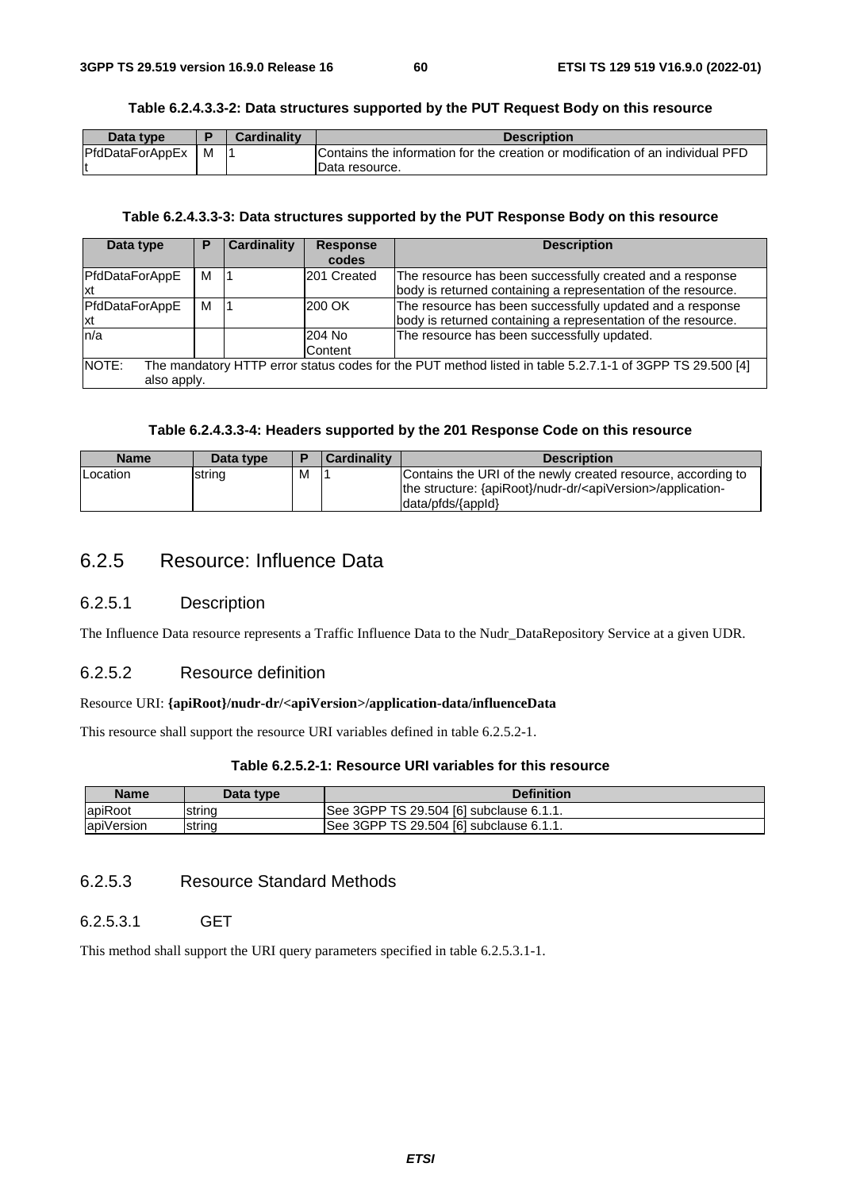**Table 6.2.4.3.3-2: Data structures supported by the PUT Request Body on this resource**

| Data type | P | Cardinality | Description |
| --- | --- | --- | --- |
| PfdDataForAppExt | M | 1 | Contains the information for the creation or modification of an individual PFD Data resource. |

**Table 6.2.4.3.3-3: Data structures supported by the PUT Response Body on this resource**

| Data type | P | Cardinality | Response codes | Description |
| --- | --- | --- | --- | --- |
| PfdDataForAppExt | M | 1 | 201 Created | The resource has been successfully created and a response body is returned containing a representation of the resource. |
| PfdDataForAppExt | M | 1 | 200 OK | The resource has been successfully updated and a response body is returned containing a representation of the resource. |
| n/a | | | 204 No Content | The resource has been successfully updated. |
| NOTE: The mandatory HTTP error status codes for the PUT method listed in table 5.2.7.1-1 of 3GPP TS 29.500 [4] also apply. | | | | |

**Table 6.2.4.3.3-4: Headers supported by the 201 Response Code on this resource**

| Name | Data type | P | Cardinality | Description |
| --- | --- | --- | --- | --- |
| Location | string | M | 1 | Contains the URI of the newly created resource, according to the structure: {apiRoot}/nudr-dr/<apiVersion>/application-data/pfds/{appId} |

## 6.2.5 Resource: Influence Data

### 6.2.5.1 Description

The Influence Data resource represents a Traffic Influence Data to the Nudr_DataRepository Service at a given UDR.

### 6.2.5.2 Resource definition

Resource URI: **{apiRoot}/nudr-dr/<apiVersion>/application-data/influenceData**

This resource shall support the resource URI variables defined in table 6.2.5.2-1.

**Table 6.2.5.2-1: Resource URI variables for this resource**

| Name | Data type | Definition |
| --- | --- | --- |
| apiRoot | string | See 3GPP TS 29.504 [6] subclause 6.1.1. |
| apiVersion | string | See 3GPP TS 29.504 [6] subclause 6.1.1. |

### 6.2.5.3 Resource Standard Methods

#### 6.2.5.3.1 GET

This method shall support the URI query parameters specified in table 6.2.5.3.1-1.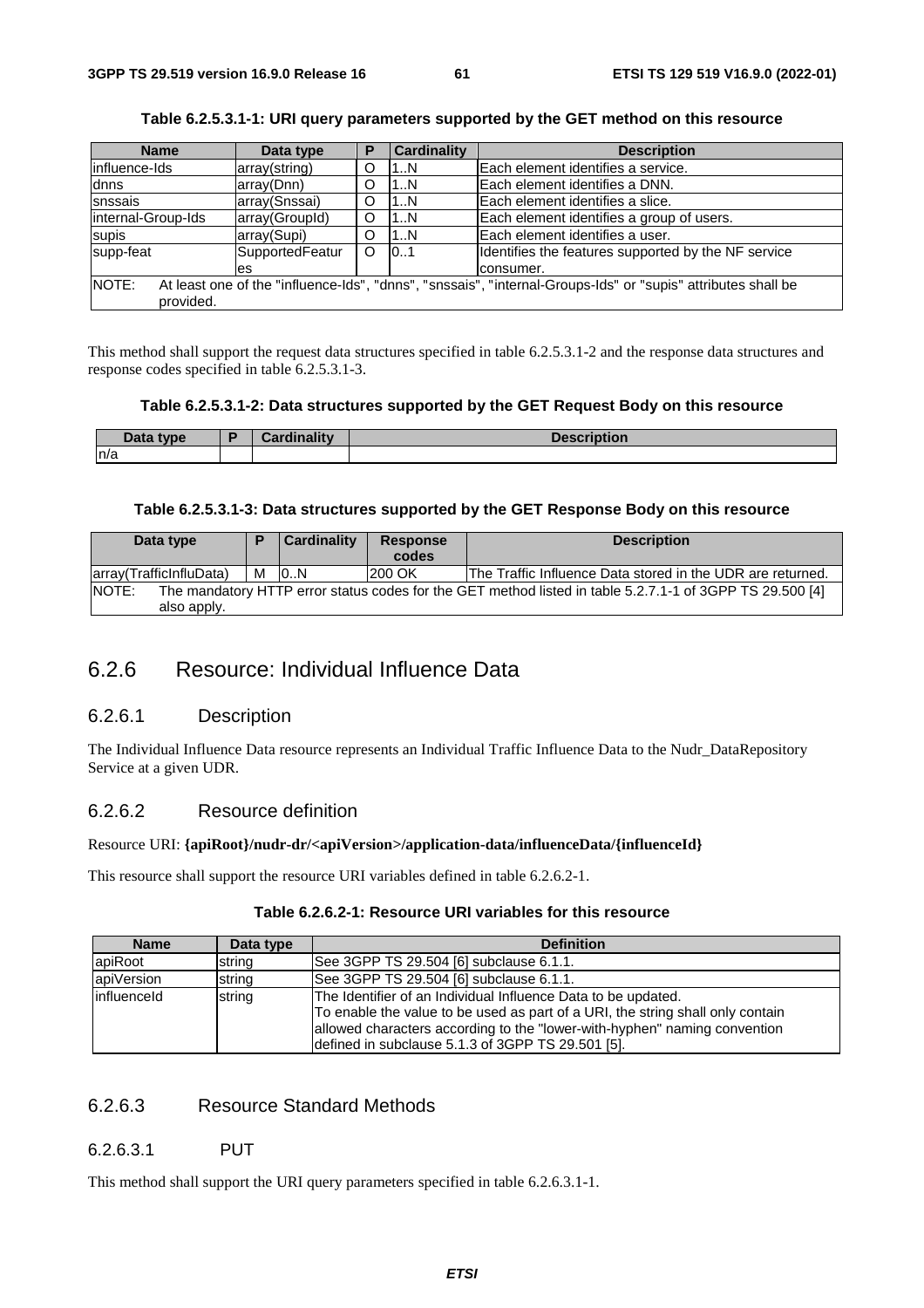**Table 6.2.5.3.1-1: URI query parameters supported by the GET method on this resource**

| Name | Data type | P | Cardinality | Description |
|---|---|---|---|---|
| influence-Ids | array(string) | O | 1..N | Each element identifies a service. |
| dnns | array(Dnn) | O | 1..N | Each element identifies a DNN. |
| snssais | array(Snssai) | O | 1..N | Each element identifies a slice. |
| internal-Group-Ids | array(GroupId) | O | 1..N | Each element identifies a group of users. |
| supis | array(Supi) | O | 1..N | Each element identifies a user. |
| supp-feat | SupportedFeatures | O | 0..1 | Identifies the features supported by the NF service consumer. |
| NOTE: At least one of the "influence-Ids", "dnns", "snssais", "internal-Groups-Ids" or "supis" attributes shall be provided. | | | | |

This method shall support the request data structures specified in table 6.2.5.3.1-2 and the response data structures and response codes specified in table 6.2.5.3.1-3.

**Table 6.2.5.3.1-2: Data structures supported by the GET Request Body on this resource**

| Data type | P | Cardinality | Description |
|---|---|---|---|
| n/a | | | |

**Table 6.2.5.3.1-3: Data structures supported by the GET Response Body on this resource**

| Data type | P | Cardinality | Response codes | Description |
|---|---|---|---|---|
| array(TrafficInfluData) | M | 0..N | 200 OK | The Traffic Influence Data stored in the UDR are returned. |
| NOTE: The mandatory HTTP error status codes for the GET method listed in table 5.2.7.1-1 of 3GPP TS 29.500 [4] also apply. | | | | |

## 6.2.6 Resource: Individual Influence Data

### 6.2.6.1 Description

The Individual Influence Data resource represents an Individual Traffic Influence Data to the Nudr_DataRepository Service at a given UDR.

### 6.2.6.2 Resource definition

Resource URI: **{apiRoot}/nudr-dr/<apiVersion>/application-data/influenceData/{influenceId}**

This resource shall support the resource URI variables defined in table 6.2.6.2-1.

**Table 6.2.6.2-1: Resource URI variables for this resource**

| Name | Data type | Definition |
|---|---|---|
| apiRoot | string | See 3GPP TS 29.504 [6] subclause 6.1.1. |
| apiVersion | string | See 3GPP TS 29.504 [6] subclause 6.1.1. |
| influenceId | string | The Identifier of an Individual Influence Data to be updated. To enable the value to be used as part of a URI, the string shall only contain allowed characters according to the "lower-with-hyphen" naming convention defined in subclause 5.1.3 of 3GPP TS 29.501 [5]. |

### 6.2.6.3 Resource Standard Methods

#### 6.2.6.3.1 PUT

This method shall support the URI query parameters specified in table 6.2.6.3.1-1.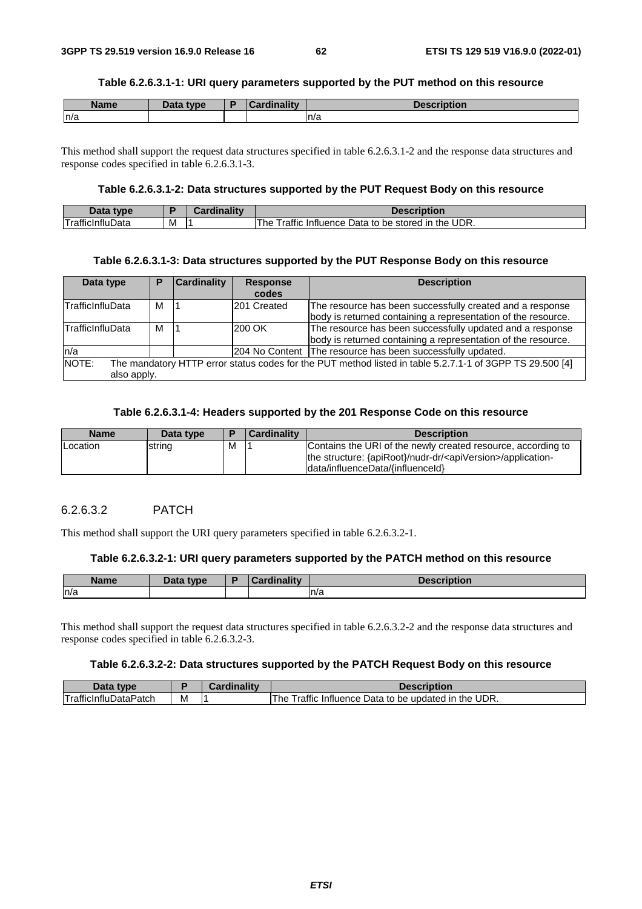**Table 6.2.6.3.1-1: URI query parameters supported by the PUT method on this resource**

| Name | Data type | P | Cardinality | Description |
|---|---|---|---|---|
| n/a | | | | n/a |

This method shall support the request data structures specified in table 6.2.6.3.1-2 and the response data structures and response codes specified in table 6.2.6.3.1-3.

**Table 6.2.6.3.1-2: Data structures supported by the PUT Request Body on this resource**

| Data type | P | Cardinality | Description |
|---|---|---|---|
| TrafficInfluData | M | 1 | The Traffic Influence Data to be stored in the UDR. |

**Table 6.2.6.3.1-3: Data structures supported by the PUT Response Body on this resource**

| Data type | P | Cardinality | Response codes | Description |
|---|---|---|---|---|
| TrafficInfluData | M | 1 | 201 Created | The resource has been successfully created and a response body is returned containing a representation of the resource. |
| TrafficInfluData | M | 1 | 200 OK | The resource has been successfully updated and a response body is returned containing a representation of the resource. |
| n/a | | | 204 No Content | The resource has been successfully updated. |
| NOTE: The mandatory HTTP error status codes for the PUT method listed in table 5.2.7.1-1 of 3GPP TS 29.500 [4] also apply. | | | | |

**Table 6.2.6.3.1-4: Headers supported by the 201 Response Code on this resource**

| Name | Data type | P | Cardinality | Description |
|---|---|---|---|---|
| Location | string | M | 1 | Contains the URI of the newly created resource, according to the structure: {apiRoot}/nudr-dr/<apiVersion>/application-data/influenceData/{influenceId} |

#### 6.2.6.3.2 PATCH

This method shall support the URI query parameters specified in table 6.2.6.3.2-1.

**Table 6.2.6.3.2-1: URI query parameters supported by the PATCH method on this resource**

| Name | Data type | P | Cardinality | Description |
|---|---|---|---|---|
| n/a | | | | n/a |

This method shall support the request data structures specified in table 6.2.6.3.2-2 and the response data structures and response codes specified in table 6.2.6.3.2-3.

**Table 6.2.6.3.2-2: Data structures supported by the PATCH Request Body on this resource**

| Data type | P | Cardinality | Description |
|---|---|---|---|
| TrafficInfluDataPatch | M | 1 | The Traffic Influence Data to be updated in the UDR. |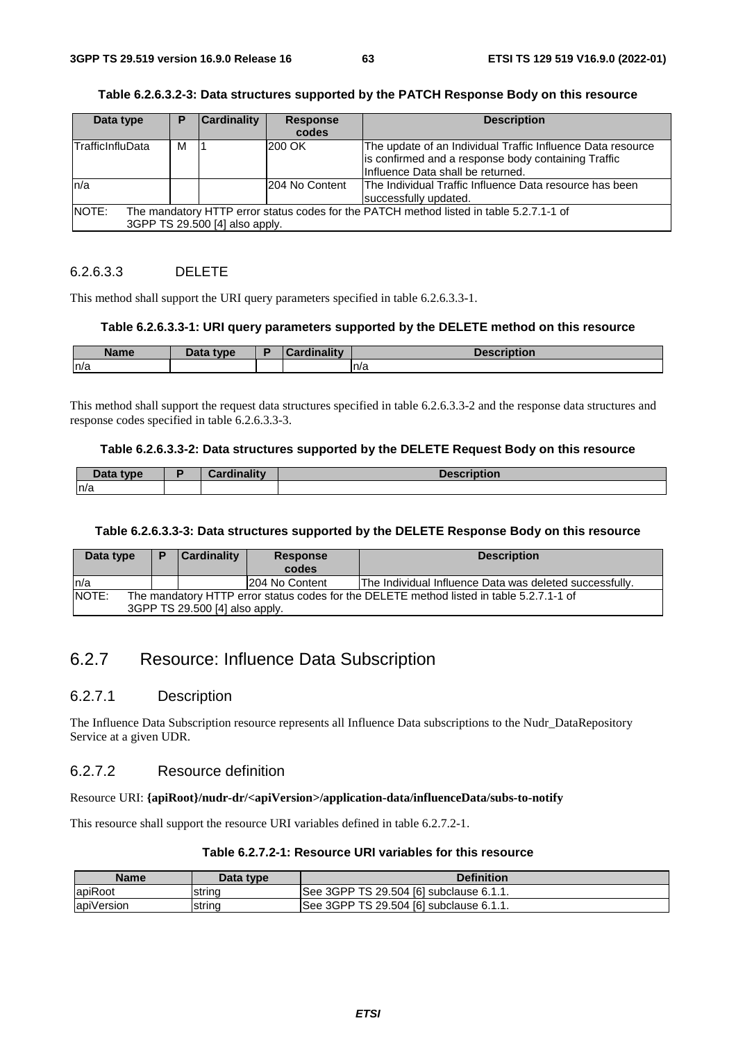**Table 6.2.6.3.2-3: Data structures supported by the PATCH Response Body on this resource**

| Data type | P | Cardinality | Response codes | Description |
|---|---|---|---|---|
| TrafficInfluData | M | 1 | 200 OK | The update of an Individual Traffic Influence Data resource is confirmed and a response body containing Traffic Influence Data shall be returned. |
| n/a | | | 204 No Content | The Individual Traffic Influence Data resource has been successfully updated. |
| NOTE: The mandatory HTTP error status codes for the PATCH method listed in table 5.2.7.1-1 of 3GPP TS 29.500 [4] also apply. | | | | |

#### 6.2.6.3.3 DELETE

This method shall support the URI query parameters specified in table 6.2.6.3.3-1.

**Table 6.2.6.3.3-1: URI query parameters supported by the DELETE method on this resource**

| Name | Data type | P | Cardinality | Description |
|---|---|---|---|---|
| n/a | | | | n/a |

This method shall support the request data structures specified in table 6.2.6.3.3-2 and the response data structures and response codes specified in table 6.2.6.3.3-3.

**Table 6.2.6.3.3-2: Data structures supported by the DELETE Request Body on this resource**

| Data type | P | Cardinality | Description |
|---|---|---|---|
| n/a | | | |

**Table 6.2.6.3.3-3: Data structures supported by the DELETE Response Body on this resource**

| Data type | P | Cardinality | Response codes | Description |
|---|---|---|---|---|
| n/a | | | 204 No Content | The Individual Influence Data was deleted successfully. |
| NOTE: The mandatory HTTP error status codes for the DELETE method listed in table 5.2.7.1-1 of 3GPP TS 29.500 [4] also apply. | | | | |

## 6.2.7 Resource: Influence Data Subscription

### 6.2.7.1 Description

The Influence Data Subscription resource represents all Influence Data subscriptions to the Nudr_DataRepository Service at a given UDR.

### 6.2.7.2 Resource definition

Resource URI: **{apiRoot}/nudr-dr/<apiVersion>/application-data/influenceData/subs-to-notify**

This resource shall support the resource URI variables defined in table 6.2.7.2-1.

**Table 6.2.7.2-1: Resource URI variables for this resource**

| Name | Data type | Definition |
|---|---|---|
| apiRoot | string | See 3GPP TS 29.504 [6] subclause 6.1.1. |
| apiVersion | string | See 3GPP TS 29.504 [6] subclause 6.1.1. |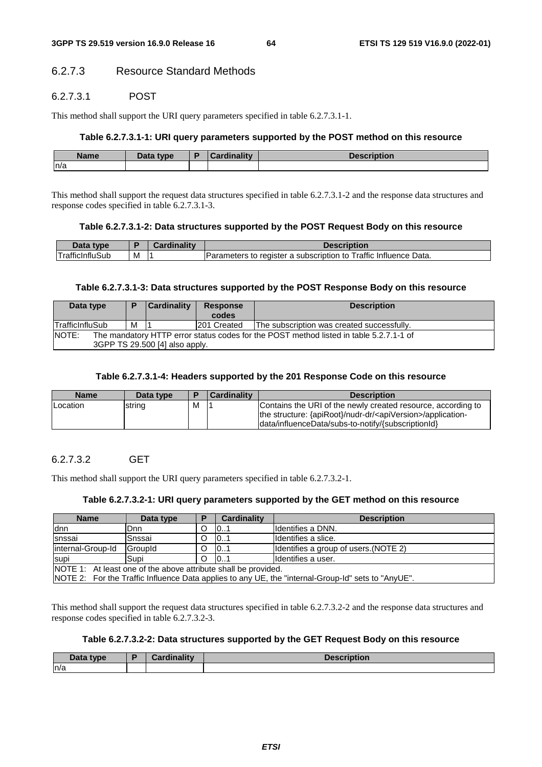#### 6.2.7.3 Resource Standard Methods

##### 6.2.7.3.1 POST

This method shall support the URI query parameters specified in table 6.2.7.3.1-1.

**Table 6.2.7.3.1-1: URI query parameters supported by the POST method on this resource**

| Name | Data type | P | Cardinality | Description |
|---|---|---|---|---|
| n/a | | | | |

This method shall support the request data structures specified in table 6.2.7.3.1-2 and the response data structures and response codes specified in table 6.2.7.3.1-3.

**Table 6.2.7.3.1-2: Data structures supported by the POST Request Body on this resource**

| Data type | P | Cardinality | Description |
|---|---|---|---|
| TrafficInfluSub | M | 1 | Parameters to register a subscription to Traffic Influence Data. |

**Table 6.2.7.3.1-3: Data structures supported by the POST Response Body on this resource**

| Data type | P | Cardinality | Response codes | Description |
|---|---|---|---|---|
| TrafficInfluSub | M | 1 | 201 Created | The subscription was created successfully. |
| NOTE: The mandatory HTTP error status codes for the POST method listed in table 5.2.7.1-1 of 3GPP TS 29.500 [4] also apply. | | | | |

**Table 6.2.7.3.1-4: Headers supported by the 201 Response Code on this resource**

| Name | Data type | P | Cardinality | Description |
|---|---|---|---|---|
| Location | string | M | 1 | Contains the URI of the newly created resource, according to the structure: {apiRoot}/nudr-dr/<apiVersion>/application-data/influenceData/subs-to-notify/{subscriptionId} |

##### 6.2.7.3.2 GET

This method shall support the URI query parameters specified in table 6.2.7.3.2-1.

**Table 6.2.7.3.2-1: URI query parameters supported by the GET method on this resource**

| Name | Data type | P | Cardinality | Description |
|---|---|---|---|---|
| dnn | Dnn | O | 0..1 | Identifies a DNN. |
| snssai | Snssai | O | 0..1 | Identifies a slice. |
| internal-Group-Id | GroupId | O | 0..1 | Identifies a group of users.(NOTE 2) |
| supi | Supi | O | 0..1 | Identifies a user. |
| NOTE 1: At least one of the above attribute shall be provided.<br>NOTE 2: For the Traffic Influence Data applies to any UE, the "internal-Group-Id" sets to "AnyUE". | | | | |

This method shall support the request data structures specified in table 6.2.7.3.2-2 and the response data structures and response codes specified in table 6.2.7.3.2-3.

**Table 6.2.7.3.2-2: Data structures supported by the GET Request Body on this resource**

| Data type | P | Cardinality | Description |
|---|---|---|---|
| n/a | | | |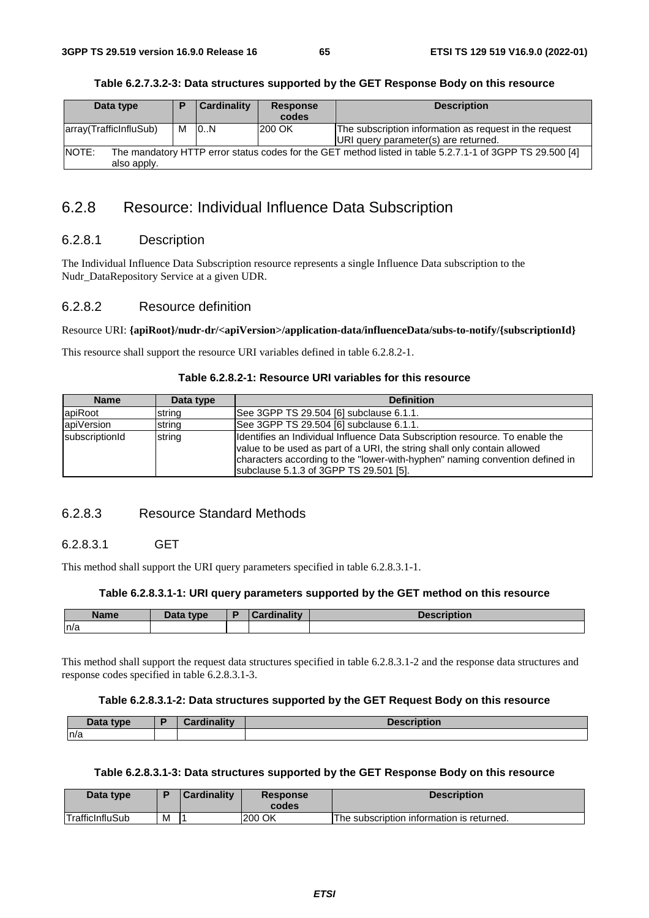**Table 6.2.7.3.2-3: Data structures supported by the GET Response Body on this resource**

| Data type | P | Cardinality | Response codes | Description |
|---|---|---|---|---|
| array(TrafficInfluSub) | M | 0..N | 200 OK | The subscription information as request in the request URI query parameter(s) are returned. |
| NOTE: The mandatory HTTP error status codes for the GET method listed in table 5.2.7.1-1 of 3GPP TS 29.500 [4] also apply. | | | | |

## 6.2.8 Resource: Individual Influence Data Subscription

### 6.2.8.1 Description

The Individual Influence Data Subscription resource represents a single Influence Data subscription to the Nudr_DataRepository Service at a given UDR.

### 6.2.8.2 Resource definition

Resource URI: **{apiRoot}/nudr-dr/<apiVersion>/application-data/influenceData/subs-to-notify/{subscriptionId}**

This resource shall support the resource URI variables defined in table 6.2.8.2-1.

**Table 6.2.8.2-1: Resource URI variables for this resource**

| Name | Data type | Definition |
|---|---|---|
| apiRoot | string | See 3GPP TS 29.504 [6] subclause 6.1.1. |
| apiVersion | string | See 3GPP TS 29.504 [6] subclause 6.1.1. |
| subscriptionId | string | Identifies an Individual Influence Data Subscription resource. To enable the value to be used as part of a URI, the string shall only contain allowed characters according to the "lower-with-hyphen" naming convention defined in subclause 5.1.3 of 3GPP TS 29.501 [5]. |

### 6.2.8.3 Resource Standard Methods

#### 6.2.8.3.1 GET

This method shall support the URI query parameters specified in table 6.2.8.3.1-1.

**Table 6.2.8.3.1-1: URI query parameters supported by the GET method on this resource**

| Name | Data type | P | Cardinality | Description |
|---|---|---|---|---|
| n/a | | | | |

This method shall support the request data structures specified in table 6.2.8.3.1-2 and the response data structures and response codes specified in table 6.2.8.3.1-3.

**Table 6.2.8.3.1-2: Data structures supported by the GET Request Body on this resource**

| Data type | P | Cardinality | Description |
|---|---|---|---|
| n/a | | | |

**Table 6.2.8.3.1-3: Data structures supported by the GET Response Body on this resource**

| Data type | P | Cardinality | Response codes | Description |
|---|---|---|---|---|
| TrafficInfluSub | M | 1 | 200 OK | The subscription information is returned. |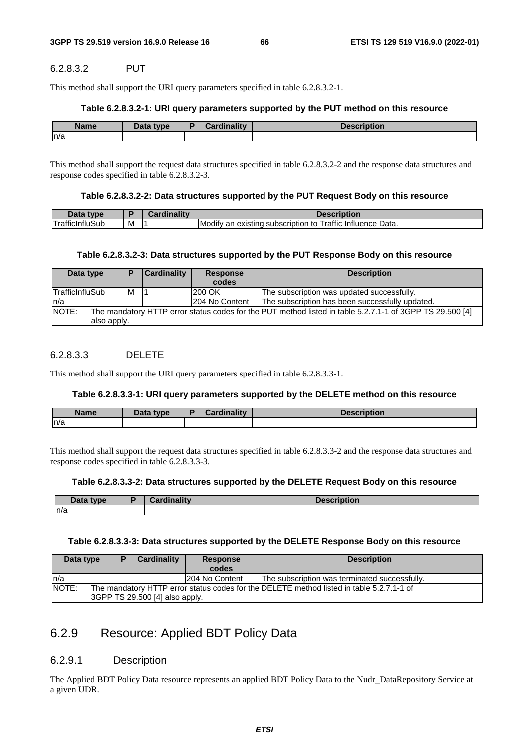#### 6.2.8.3.2 PUT

This method shall support the URI query parameters specified in table 6.2.8.3.2-1.

**Table 6.2.8.3.2-1: URI query parameters supported by the PUT method on this resource**

| Name | Data type | P | Cardinality | Description |
|---|---|---|---|---|
| n/a | | | | |

This method shall support the request data structures specified in table 6.2.8.3.2-2 and the response data structures and response codes specified in table 6.2.8.3.2-3.

**Table 6.2.8.3.2-2: Data structures supported by the PUT Request Body on this resource**

| Data type | P | Cardinality | Description |
|---|---|---|---|
| TrafficInfluSub | M | 1 | Modify an existing subscription to Traffic Influence Data. |

**Table 6.2.8.3.2-3: Data structures supported by the PUT Response Body on this resource**

| Data type | P | Cardinality | Response codes | Description |
|---|---|---|---|---|
| TrafficInfluSub | M | 1 | 200 OK | The subscription was updated successfully. |
| n/a | | | 204 No Content | The subscription has been successfully updated. |
| NOTE: The mandatory HTTP error status codes for the PUT method listed in table 5.2.7.1-1 of 3GPP TS 29.500 [4] also apply. | | | | |

#### 6.2.8.3.3 DELETE

This method shall support the URI query parameters specified in table 6.2.8.3.3-1.

**Table 6.2.8.3.3-1: URI query parameters supported by the DELETE method on this resource**

| Name | Data type | P | Cardinality | Description |
|---|---|---|---|---|
| n/a | | | | |

This method shall support the request data structures specified in table 6.2.8.3.3-2 and the response data structures and response codes specified in table 6.2.8.3.3-3.

**Table 6.2.8.3.3-2: Data structures supported by the DELETE Request Body on this resource**

| Data type | P | Cardinality | Description |
|---|---|---|---|
| n/a | | | |

**Table 6.2.8.3.3-3: Data structures supported by the DELETE Response Body on this resource**

| Data type | P | Cardinality | Response codes | Description |
|---|---|---|---|---|
| n/a | | | 204 No Content | The subscription was terminated successfully. |
| NOTE: The mandatory HTTP error status codes for the DELETE method listed in table 5.2.7.1-1 of 3GPP TS 29.500 [4] also apply. | | | | |

## 6.2.9 Resource: Applied BDT Policy Data

### 6.2.9.1 Description

The Applied BDT Policy Data resource represents an applied BDT Policy Data to the Nudr_DataRepository Service at a given UDR.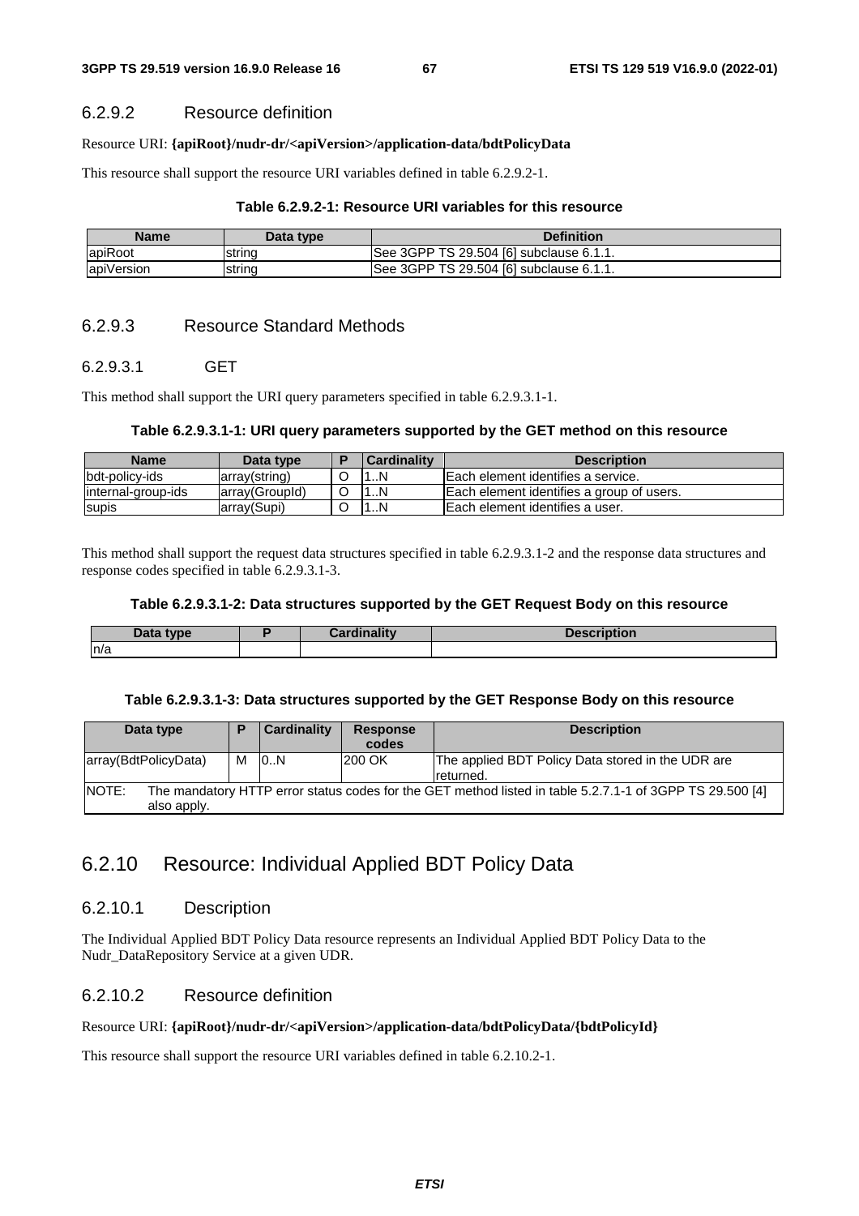### 6.2.9.2 Resource definition

Resource URI: **{apiRoot}/nudr-dr/<apiVersion>/application-data/bdtPolicyData**

This resource shall support the resource URI variables defined in table 6.2.9.2-1.

**Table 6.2.9.2-1: Resource URI variables for this resource**

| Name | Data type | Definition |
|---|---|---|
| apiRoot | string | See 3GPP TS 29.504 [6] subclause 6.1.1. |
| apiVersion | string | See 3GPP TS 29.504 [6] subclause 6.1.1. |

### 6.2.9.3 Resource Standard Methods

#### 6.2.9.3.1 GET

This method shall support the URI query parameters specified in table 6.2.9.3.1-1.

**Table 6.2.9.3.1-1: URI query parameters supported by the GET method on this resource**

| Name | Data type | P | Cardinality | Description |
|---|---|---|---|---|
| bdt-policy-ids | array(string) | O | 1..N | Each element identifies a service. |
| internal-group-ids | array(GroupId) | O | 1..N | Each element identifies a group of users. |
| supis | array(Supi) | O | 1..N | Each element identifies a user. |

This method shall support the request data structures specified in table 6.2.9.3.1-2 and the response data structures and response codes specified in table 6.2.9.3.1-3.

**Table 6.2.9.3.1-2: Data structures supported by the GET Request Body on this resource**

| Data type | P | Cardinality | Description |
|---|---|---|---|
| n/a | | | |

**Table 6.2.9.3.1-3: Data structures supported by the GET Response Body on this resource**

| Data type | P | Cardinality | Response codes | Description |
|---|---|---|---|---|
| array(BdtPolicyData) | M | 0..N | 200 OK | The applied BDT Policy Data stored in the UDR are returned. |
| NOTE: The mandatory HTTP error status codes for the GET method listed in table 5.2.7.1-1 of 3GPP TS 29.500 [4] also apply. | | | | |

## 6.2.10 Resource: Individual Applied BDT Policy Data

### 6.2.10.1 Description

The Individual Applied BDT Policy Data resource represents an Individual Applied BDT Policy Data to the Nudr_DataRepository Service at a given UDR.

### 6.2.10.2 Resource definition

Resource URI: **{apiRoot}/nudr-dr/<apiVersion>/application-data/bdtPolicyData/{bdtPolicyId}**

This resource shall support the resource URI variables defined in table 6.2.10.2-1.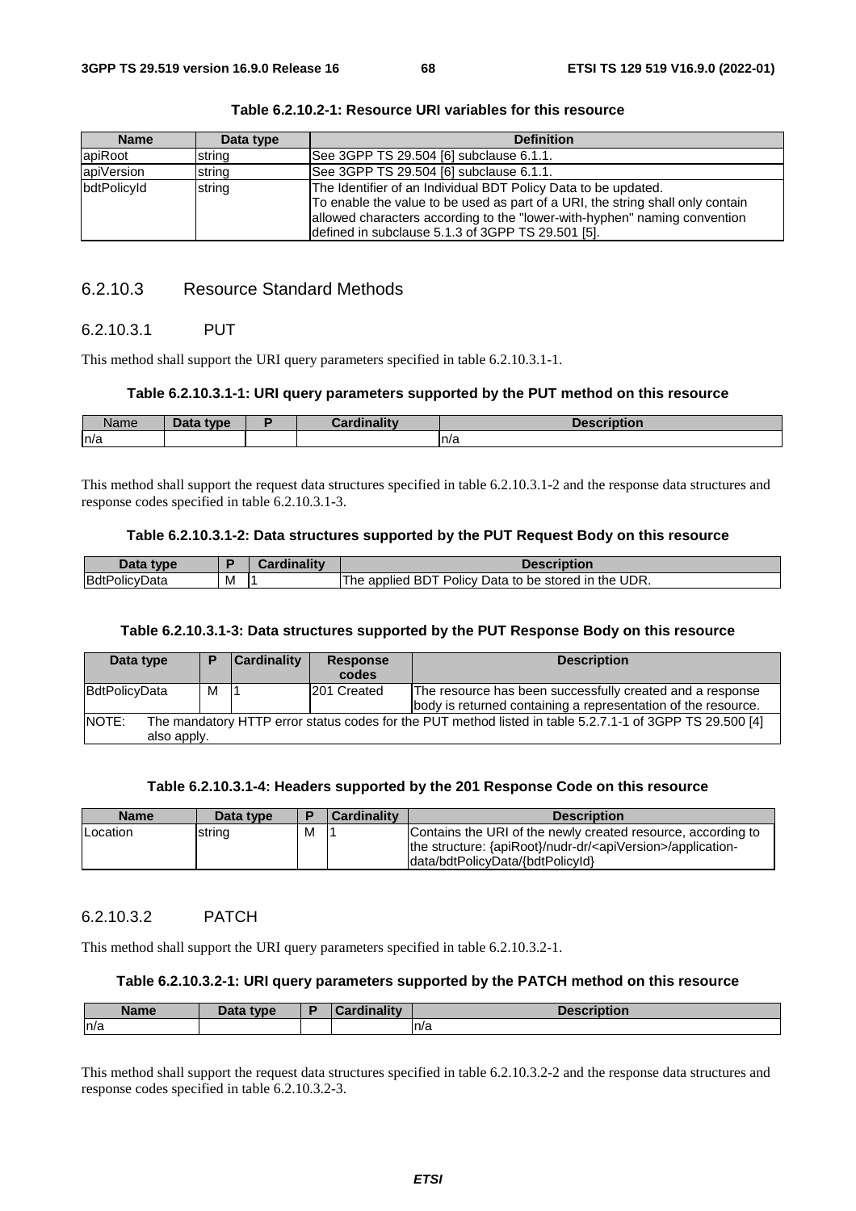**Table 6.2.10.2-1: Resource URI variables for this resource**

| Name | Data type | Definition |
|---|---|---|
| apiRoot | string | See 3GPP TS 29.504 [6] subclause 6.1.1. |
| apiVersion | string | See 3GPP TS 29.504 [6] subclause 6.1.1. |
| bdtPolicyId | string | The Identifier of an Individual BDT Policy Data to be updated. To enable the value to be used as part of a URI, the string shall only contain allowed characters according to the "lower-with-hyphen" naming convention defined in subclause 5.1.3 of 3GPP TS 29.501 [5]. |

### 6.2.10.3 Resource Standard Methods

#### 6.2.10.3.1 PUT

This method shall support the URI query parameters specified in table 6.2.10.3.1-1.

**Table 6.2.10.3.1-1: URI query parameters supported by the PUT method on this resource**

| Name | Data type | P | Cardinality | Description |
|---|---|---|---|---|
| n/a | | | | n/a |

This method shall support the request data structures specified in table 6.2.10.3.1-2 and the response data structures and response codes specified in table 6.2.10.3.1-3.

**Table 6.2.10.3.1-2: Data structures supported by the PUT Request Body on this resource**

| Data type | P | Cardinality | Description |
|---|---|---|---|
| BdtPolicyData | M | 1 | The applied BDT Policy Data to be stored in the UDR. |

**Table 6.2.10.3.1-3: Data structures supported by the PUT Response Body on this resource**

| Data type | P | Cardinality | Response codes | Description |
|---|---|---|---|---|
| BdtPolicyData | M | 1 | 201 Created | The resource has been successfully created and a response body is returned containing a representation of the resource. |
| NOTE: The mandatory HTTP error status codes for the PUT method listed in table 5.2.7.1-1 of 3GPP TS 29.500 [4] also apply. | | | | |

**Table 6.2.10.3.1-4: Headers supported by the 201 Response Code on this resource**

| Name | Data type | P | Cardinality | Description |
|---|---|---|---|---|
| Location | string | M | 1 | Contains the URI of the newly created resource, according to the structure: {apiRoot}/nudr-dr/<apiVersion>/application-data/bdtPolicyData/{bdtPolicyId} |

#### 6.2.10.3.2 PATCH

This method shall support the URI query parameters specified in table 6.2.10.3.2-1.

**Table 6.2.10.3.2-1: URI query parameters supported by the PATCH method on this resource**

| Name | Data type | P | Cardinality | Description |
|---|---|---|---|---|
| n/a | | | | n/a |

This method shall support the request data structures specified in table 6.2.10.3.2-2 and the response data structures and response codes specified in table 6.2.10.3.2-3.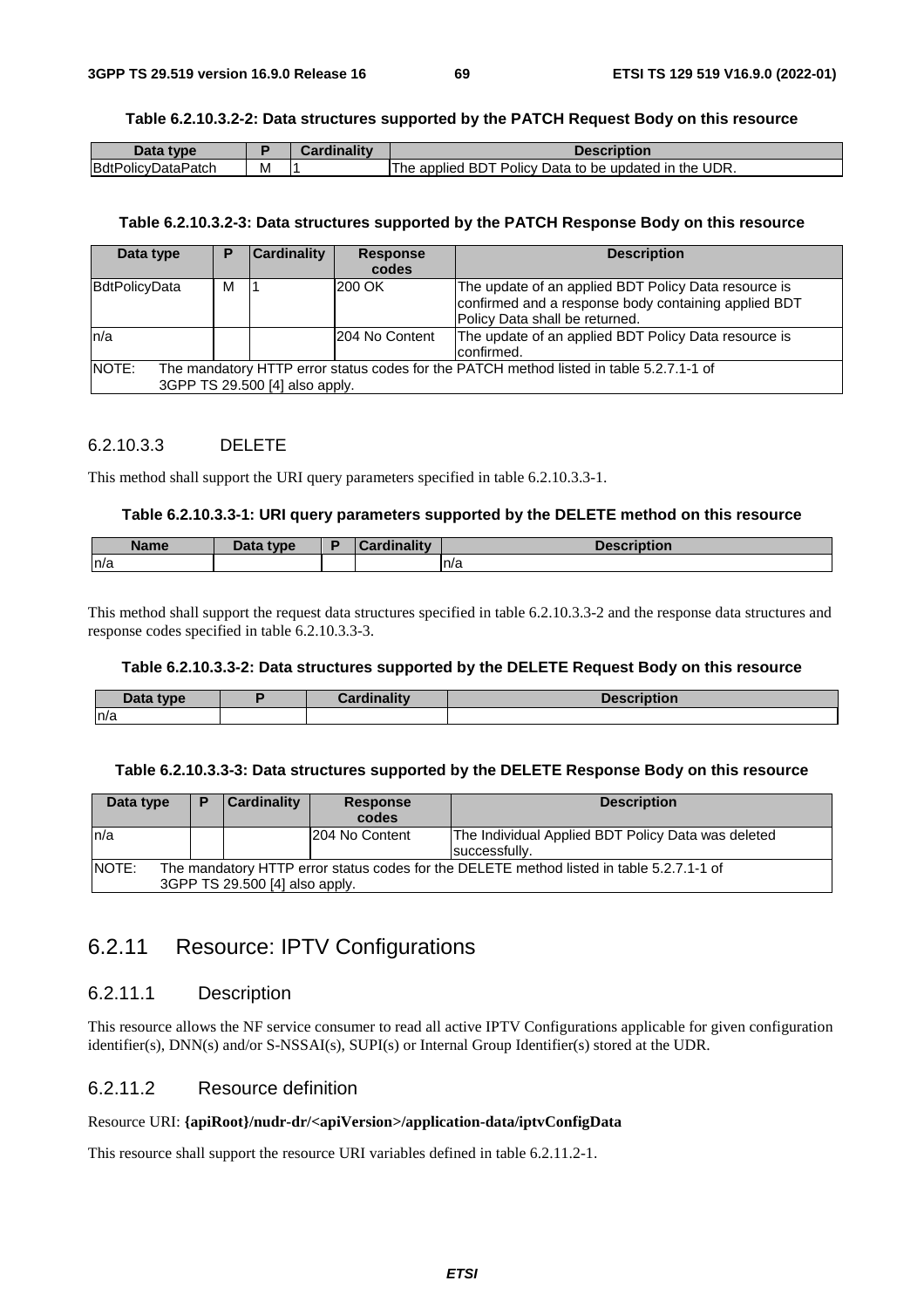**Table 6.2.10.3.2-2: Data structures supported by the PATCH Request Body on this resource**

| Data type | P | Cardinality | Description |
|---|---|---|---|
| BdtPolicyDataPatch | M | 1 | The applied BDT Policy Data to be updated in the UDR. |

**Table 6.2.10.3.2-3: Data structures supported by the PATCH Response Body on this resource**

| Data type | P | Cardinality | Response codes | Description |
|---|---|---|---|---|
| BdtPolicyData | M | 1 | 200 OK | The update of an applied BDT Policy Data resource is confirmed and a response body containing applied BDT Policy Data shall be returned. |
| n/a | | | 204 No Content | The update of an applied BDT Policy Data resource is confirmed. |
| NOTE: The mandatory HTTP error status codes for the PATCH method listed in table 5.2.7.1-1 of 3GPP TS 29.500 [4] also apply. | | | | |

#### 6.2.10.3.3 DELETE

This method shall support the URI query parameters specified in table 6.2.10.3.3-1.

**Table 6.2.10.3.3-1: URI query parameters supported by the DELETE method on this resource**

| Name | Data type | P | Cardinality | Description |
|---|---|---|---|---|
| n/a | | | | n/a |

This method shall support the request data structures specified in table 6.2.10.3.3-2 and the response data structures and response codes specified in table 6.2.10.3.3-3.

**Table 6.2.10.3.3-2: Data structures supported by the DELETE Request Body on this resource**

| Data type | P | Cardinality | Description |
|---|---|---|---|
| n/a | | | |

**Table 6.2.10.3.3-3: Data structures supported by the DELETE Response Body on this resource**

| Data type | P | Cardinality | Response codes | Description |
|---|---|---|---|---|
| n/a | | | 204 No Content | The Individual Applied BDT Policy Data was deleted successfully. |
| NOTE: The mandatory HTTP error status codes for the DELETE method listed in table 5.2.7.1-1 of 3GPP TS 29.500 [4] also apply. | | | | |

## 6.2.11 Resource: IPTV Configurations

### 6.2.11.1 Description

This resource allows the NF service consumer to read all active IPTV Configurations applicable for given configuration identifier(s), DNN(s) and/or S-NSSAI(s), SUPI(s) or Internal Group Identifier(s) stored at the UDR.

### 6.2.11.2 Resource definition

Resource URI: **{apiRoot}/nudr-dr/<apiVersion>/application-data/iptvConfigData**

This resource shall support the resource URI variables defined in table 6.2.11.2-1.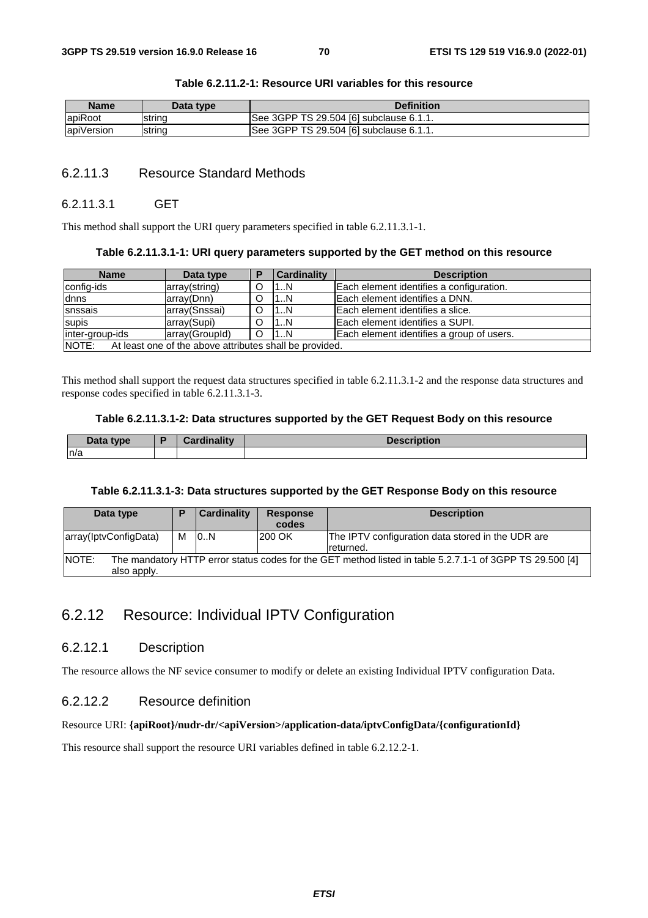**Table 6.2.11.2-1: Resource URI variables for this resource**

| Name | Data type | Definition |
| --- | --- | --- |
| apiRoot | string | See 3GPP TS 29.504 [6] subclause 6.1.1. |
| apiVersion | string | See 3GPP TS 29.504 [6] subclause 6.1.1. |

### 6.2.11.3 Resource Standard Methods

#### 6.2.11.3.1 GET

This method shall support the URI query parameters specified in table 6.2.11.3.1-1.

**Table 6.2.11.3.1-1: URI query parameters supported by the GET method on this resource**

| Name | Data type | P | Cardinality | Description |
| --- | --- | --- | --- | --- |
| config-ids | array(string) | O | 1..N | Each element identifies a configuration. |
| dnns | array(Dnn) | O | 1..N | Each element identifies a DNN. |
| snssais | array(Snssai) | O | 1..N | Each element identifies a slice. |
| supis | array(Supi) | O | 1..N | Each element identifies a SUPI. |
| inter-group-ids | array(GroupId) | O | 1..N | Each element identifies a group of users. |
| NOTE: At least one of the above attributes shall be provided. | | | | |

This method shall support the request data structures specified in table 6.2.11.3.1-2 and the response data structures and response codes specified in table 6.2.11.3.1-3.

**Table 6.2.11.3.1-2: Data structures supported by the GET Request Body on this resource**

| Data type | P | Cardinality | Description |
| --- | --- | --- | --- |
| n/a | | | |

**Table 6.2.11.3.1-3: Data structures supported by the GET Response Body on this resource**

| Data type | P | Cardinality | Response codes | Description |
| --- | --- | --- | --- | --- |
| array(IptvConfigData) | M | 0..N | 200 OK | The IPTV configuration data stored in the UDR are returned. |
| NOTE: The mandatory HTTP error status codes for the GET method listed in table 5.2.7.1-1 of 3GPP TS 29.500 [4] also apply. | | | | |

## 6.2.12 Resource: Individual IPTV Configuration

### 6.2.12.1 Description

The resource allows the NF sevice consumer to modify or delete an existing Individual IPTV configuration Data.

### 6.2.12.2 Resource definition

Resource URI: **{apiRoot}/nudr-dr/<apiVersion>/application-data/iptvConfigData/{configurationId}**

This resource shall support the resource URI variables defined in table 6.2.12.2-1.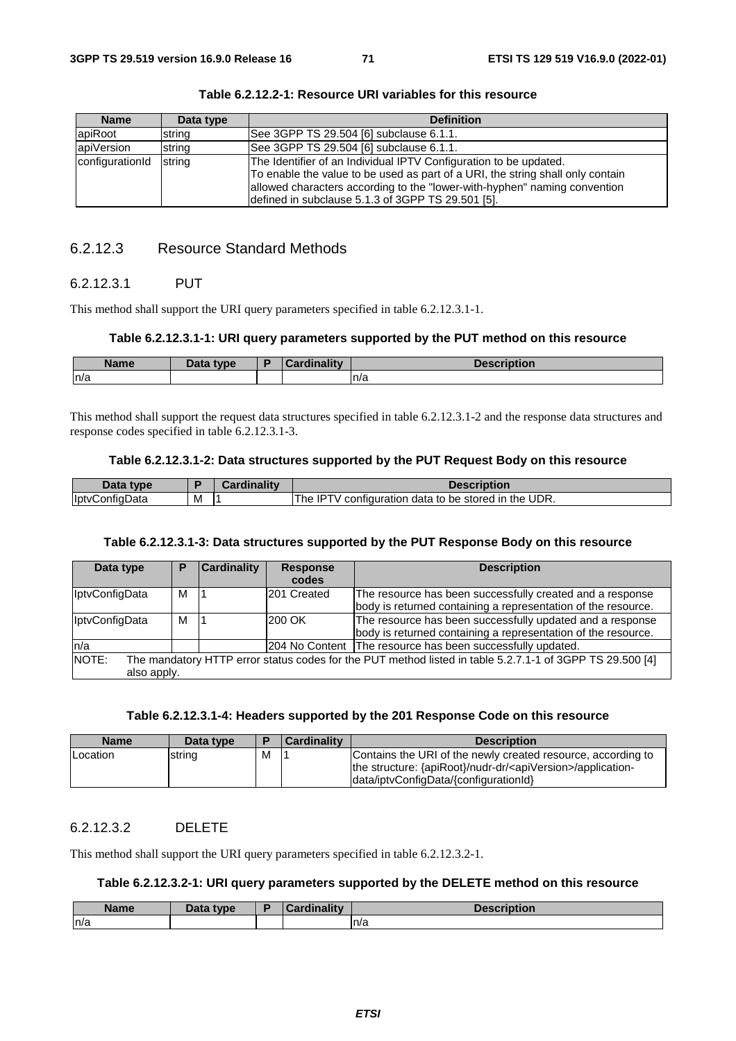**Table 6.2.12.2-1: Resource URI variables for this resource**

| Name | Data type | Definition |
|---|---|---|
| apiRoot | string | See 3GPP TS 29.504 [6] subclause 6.1.1. |
| apiVersion | string | See 3GPP TS 29.504 [6] subclause 6.1.1. |
| configurationId | string | The Identifier of an Individual IPTV Configuration to be updated.<br>To enable the value to be used as part of a URI, the string shall only contain allowed characters according to the "lower-with-hyphen" naming convention defined in subclause 5.1.3 of 3GPP TS 29.501 [5]. |

### 6.2.12.3 Resource Standard Methods

#### 6.2.12.3.1 PUT

This method shall support the URI query parameters specified in table 6.2.12.3.1-1.

**Table 6.2.12.3.1-1: URI query parameters supported by the PUT method on this resource**

| Name | Data type | P | Cardinality | Description |
|---|---|---|---|---|
| n/a | | | | n/a |

This method shall support the request data structures specified in table 6.2.12.3.1-2 and the response data structures and response codes specified in table 6.2.12.3.1-3.

**Table 6.2.12.3.1-2: Data structures supported by the PUT Request Body on this resource**

| Data type | P | Cardinality | Description |
|---|---|---|---|
| IptvConfigData | M | 1 | The IPTV configuration data to be stored in the UDR. |

**Table 6.2.12.3.1-3: Data structures supported by the PUT Response Body on this resource**

| Data type | P | Cardinality | Response codes | Description |
|---|---|---|---|---|
| IptvConfigData | M | 1 | 201 Created | The resource has been successfully created and a response body is returned containing a representation of the resource. |
| IptvConfigData | M | 1 | 200 OK | The resource has been successfully updated and a response body is returned containing a representation of the resource. |
| n/a | | | 204 No Content | The resource has been successfully updated. |
| NOTE: The mandatory HTTP error status codes for the PUT method listed in table 5.2.7.1-1 of 3GPP TS 29.500 [4] also apply. | | | | |

**Table 6.2.12.3.1-4: Headers supported by the 201 Response Code on this resource**

| Name | Data type | P | Cardinality | Description |
|---|---|---|---|---|
| Location | string | M | 1 | Contains the URI of the newly created resource, according to the structure: {apiRoot}/nudr-dr/<apiVersion>/application-data/iptvConfigData/{configurationId} |

#### 6.2.12.3.2 DELETE

This method shall support the URI query parameters specified in table 6.2.12.3.2-1.

**Table 6.2.12.3.2-1: URI query parameters supported by the DELETE method on this resource**

| Name | Data type | P | Cardinality | Description |
|---|---|---|---|---|
| n/a | | | | n/a |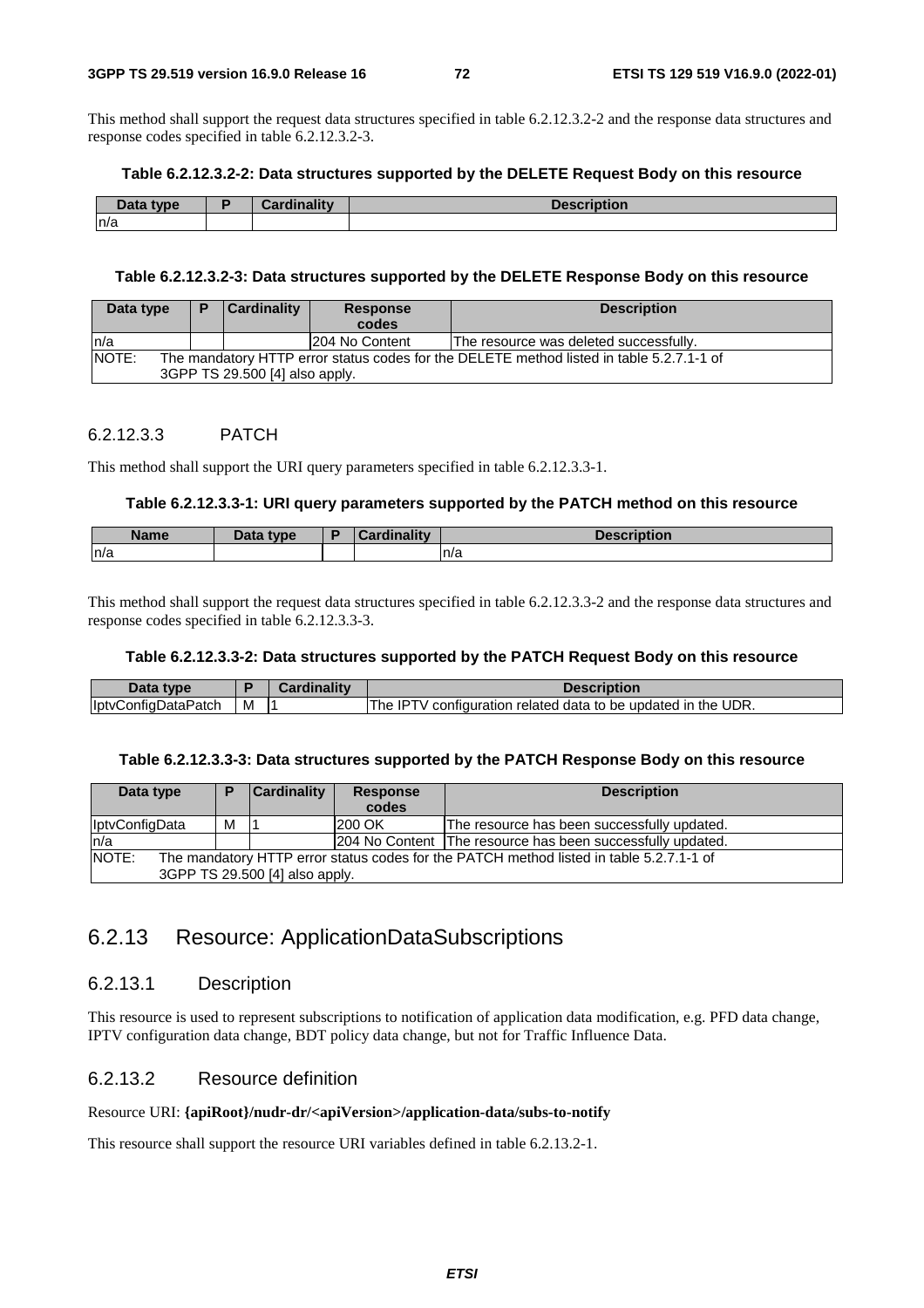This method shall support the request data structures specified in table 6.2.12.3.2-2 and the response data structures and response codes specified in table 6.2.12.3.2-3.

**Table 6.2.12.3.2-2: Data structures supported by the DELETE Request Body on this resource**

| Data type | P | Cardinality | Description |
| --- | --- | --- | --- |
| n/a | | | |

**Table 6.2.12.3.2-3: Data structures supported by the DELETE Response Body on this resource**

| Data type | P | Cardinality | Response codes | Description |
| --- | --- | --- | --- | --- |
| n/a | | | 204 No Content | The resource was deleted successfully. |
| NOTE: The mandatory HTTP error status codes for the DELETE method listed in table 5.2.7.1-1 of 3GPP TS 29.500 [4] also apply. | | | | |

#### 6.2.12.3.3 PATCH

This method shall support the URI query parameters specified in table 6.2.12.3.3-1.

**Table 6.2.12.3.3-1: URI query parameters supported by the PATCH method on this resource**

| Name | Data type | P | Cardinality | Description |
| --- | --- | --- | --- | --- |
| n/a | | | | n/a |

This method shall support the request data structures specified in table 6.2.12.3.3-2 and the response data structures and response codes specified in table 6.2.12.3.3-3.

**Table 6.2.12.3.3-2: Data structures supported by the PATCH Request Body on this resource**

| Data type | P | Cardinality | Description |
| --- | --- | --- | --- |
| IptvConfigDataPatch | M | 1 | The IPTV configuration related data to be updated in the UDR. |

**Table 6.2.12.3.3-3: Data structures supported by the PATCH Response Body on this resource**

| Data type | P | Cardinality | Response codes | Description |
| --- | --- | --- | --- | --- |
| IptvConfigData | M | 1 | 200 OK | The resource has been successfully updated. |
| n/a | | | 204 No Content | The resource has been successfully updated. |
| NOTE: The mandatory HTTP error status codes for the PATCH method listed in table 5.2.7.1-1 of 3GPP TS 29.500 [4] also apply. | | | | |

## 6.2.13 Resource: ApplicationDataSubscriptions

### 6.2.13.1 Description

This resource is used to represent subscriptions to notification of application data modification, e.g. PFD data change, IPTV configuration data change, BDT policy data change, but not for Traffic Influence Data.

### 6.2.13.2 Resource definition

Resource URI: **{apiRoot}/nudr-dr/<apiVersion>/application-data/subs-to-notify**

This resource shall support the resource URI variables defined in table 6.2.13.2-1.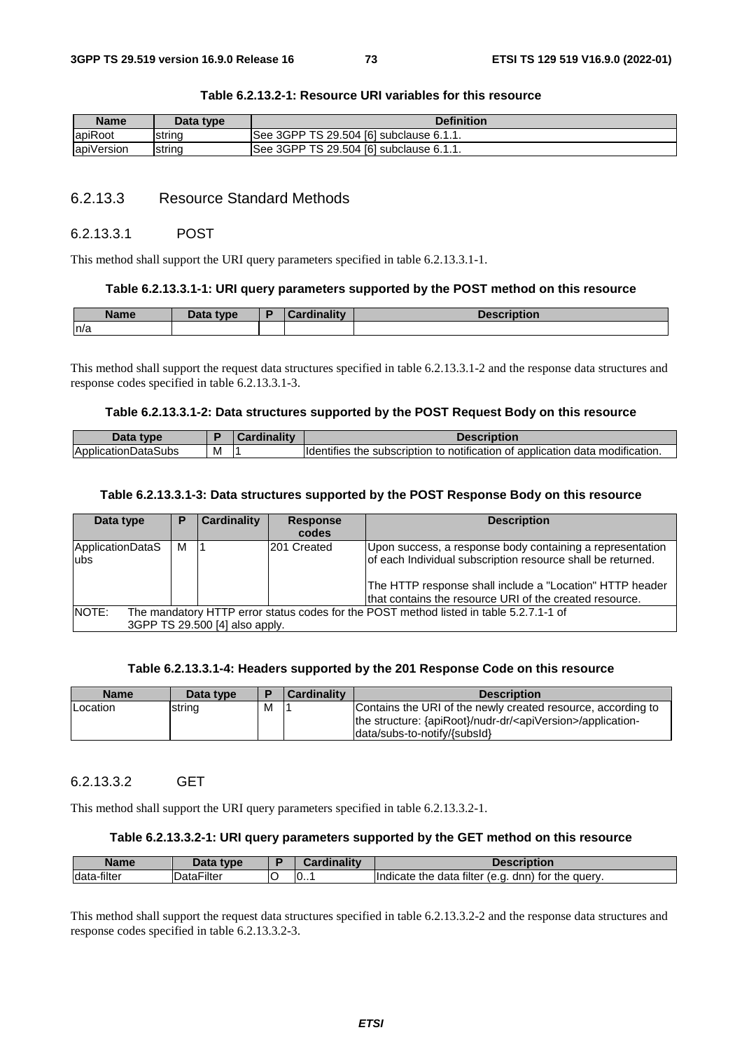**Table 6.2.13.2-1: Resource URI variables for this resource**

| Name | Data type | Definition |
| --- | --- | --- |
| apiRoot | string | See 3GPP TS 29.504 [6] subclause 6.1.1. |
| apiVersion | string | See 3GPP TS 29.504 [6] subclause 6.1.1. |

### 6.2.13.3 Resource Standard Methods

#### 6.2.13.3.1 POST

This method shall support the URI query parameters specified in table 6.2.13.3.1-1.

**Table 6.2.13.3.1-1: URI query parameters supported by the POST method on this resource**

| Name | Data type | P | Cardinality | Description |
| --- | --- | --- | --- | --- |
| n/a | | | | |

This method shall support the request data structures specified in table 6.2.13.3.1-2 and the response data structures and response codes specified in table 6.2.13.3.1-3.

**Table 6.2.13.3.1-2: Data structures supported by the POST Request Body on this resource**

| Data type | P | Cardinality | Description |
| --- | --- | --- | --- |
| ApplicationDataSubs | M | 1 | Identifies the subscription to notification of application data modification. |

**Table 6.2.13.3.1-3: Data structures supported by the POST Response Body on this resource**

| Data type | P | Cardinality | Response codes | Description |
| --- | --- | --- | --- | --- |
| ApplicationDataSubs | M | 1 | 201 Created | Upon success, a response body containing a representation of each Individual subscription resource shall be returned.<br><br>The HTTP response shall include a "Location" HTTP header that contains the resource URI of the created resource. |
| NOTE: The mandatory HTTP error status codes for the POST method listed in table 5.2.7.1-1 of 3GPP TS 29.500 [4] also apply. | | | | |

**Table 6.2.13.3.1-4: Headers supported by the 201 Response Code on this resource**

| Name | Data type | P | Cardinality | Description |
| --- | --- | --- | --- | --- |
| Location | string | M | 1 | Contains the URI of the newly created resource, according to the structure: {apiRoot}/nudr-dr/<apiVersion>/application-data/subs-to-notify/{subsId} |

#### 6.2.13.3.2 GET

This method shall support the URI query parameters specified in table 6.2.13.3.2-1.

**Table 6.2.13.3.2-1: URI query parameters supported by the GET method on this resource**

| Name | Data type | P | Cardinality | Description |
| --- | --- | --- | --- | --- |
| data-filter | DataFilter | O | 0..1 | Indicate the data filter (e.g. dnn) for the query. |

This method shall support the request data structures specified in table 6.2.13.3.2-2 and the response data structures and response codes specified in table 6.2.13.3.2-3.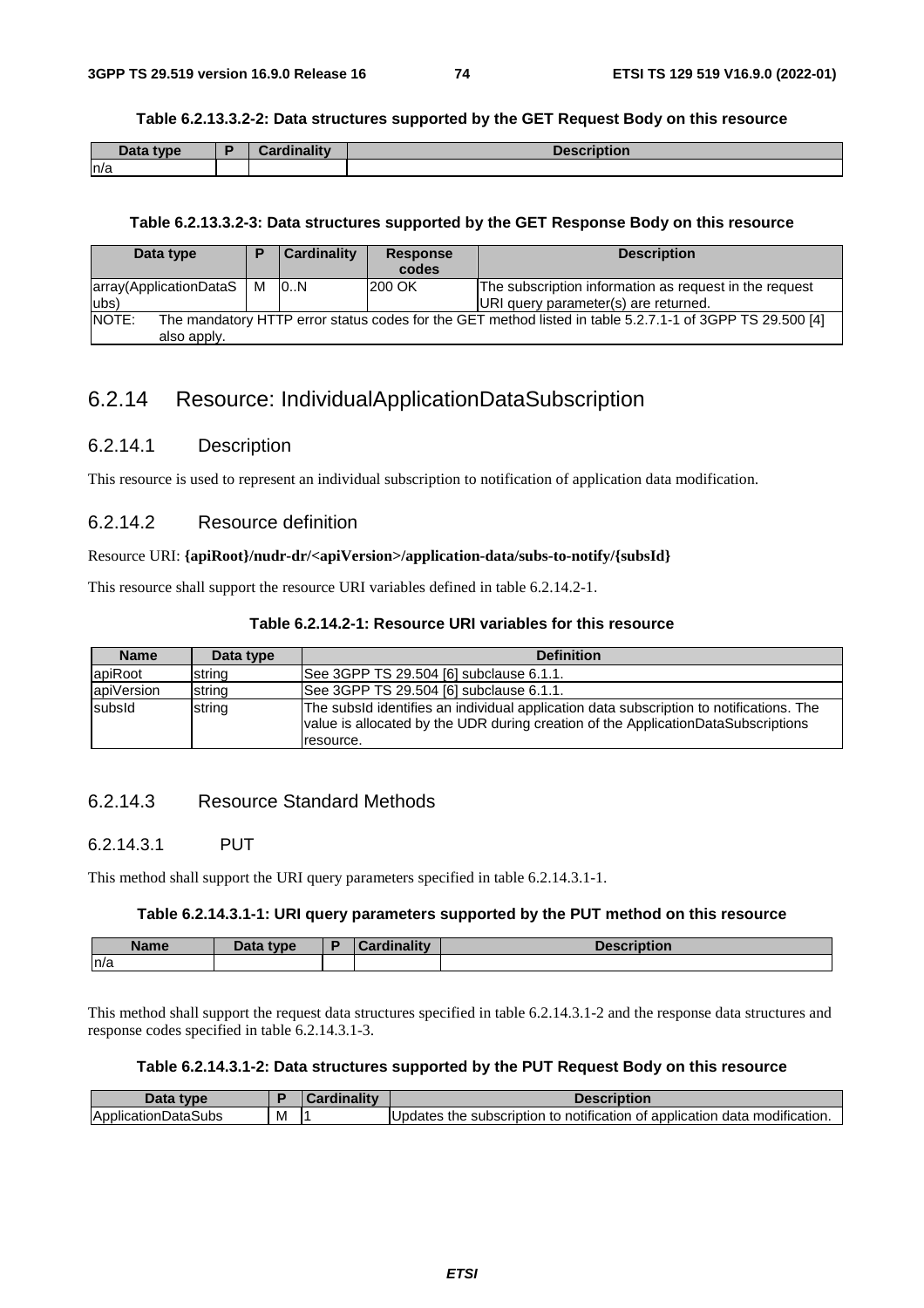**Table 6.2.13.3.2-2: Data structures supported by the GET Request Body on this resource**

| Data type | P | Cardinality | Description |
| --- | --- | --- | --- |
| n/a | | | |

**Table 6.2.13.3.2-3: Data structures supported by the GET Response Body on this resource**

| Data type | P | Cardinality | Response codes | Description |
| --- | --- | --- | --- | --- |
| array(ApplicationDataSubs) | M | 0..N | 200 OK | The subscription information as request in the request URI query parameter(s) are returned. |
| NOTE: The mandatory HTTP error status codes for the GET method listed in table 5.2.7.1-1 of 3GPP TS 29.500 [4] also apply. | | | | |

## 6.2.14 Resource: IndividualApplicationDataSubscription

### 6.2.14.1 Description

This resource is used to represent an individual subscription to notification of application data modification.

### 6.2.14.2 Resource definition

Resource URI: **{apiRoot}/nudr-dr/<apiVersion>/application-data/subs-to-notify/{subsId}**

This resource shall support the resource URI variables defined in table 6.2.14.2-1.

**Table 6.2.14.2-1: Resource URI variables for this resource**

| Name | Data type | Definition |
| --- | --- | --- |
| apiRoot | string | See 3GPP TS 29.504 [6] subclause 6.1.1. |
| apiVersion | string | See 3GPP TS 29.504 [6] subclause 6.1.1. |
| subsId | string | The subsId identifies an individual application data subscription to notifications. The value is allocated by the UDR during creation of the ApplicationDataSubscriptions resource. |

### 6.2.14.3 Resource Standard Methods

#### 6.2.14.3.1 PUT

This method shall support the URI query parameters specified in table 6.2.14.3.1-1.

**Table 6.2.14.3.1-1: URI query parameters supported by the PUT method on this resource**

| Name | Data type | P | Cardinality | Description |
| --- | --- | --- | --- | --- |
| n/a | | | | |

This method shall support the request data structures specified in table 6.2.14.3.1-2 and the response data structures and response codes specified in table 6.2.14.3.1-3.

**Table 6.2.14.3.1-2: Data structures supported by the PUT Request Body on this resource**

| Data type | P | Cardinality | Description |
| --- | --- | --- | --- |
| ApplicationDataSubs | M | 1 | Updates the subscription to notification of application data modification. |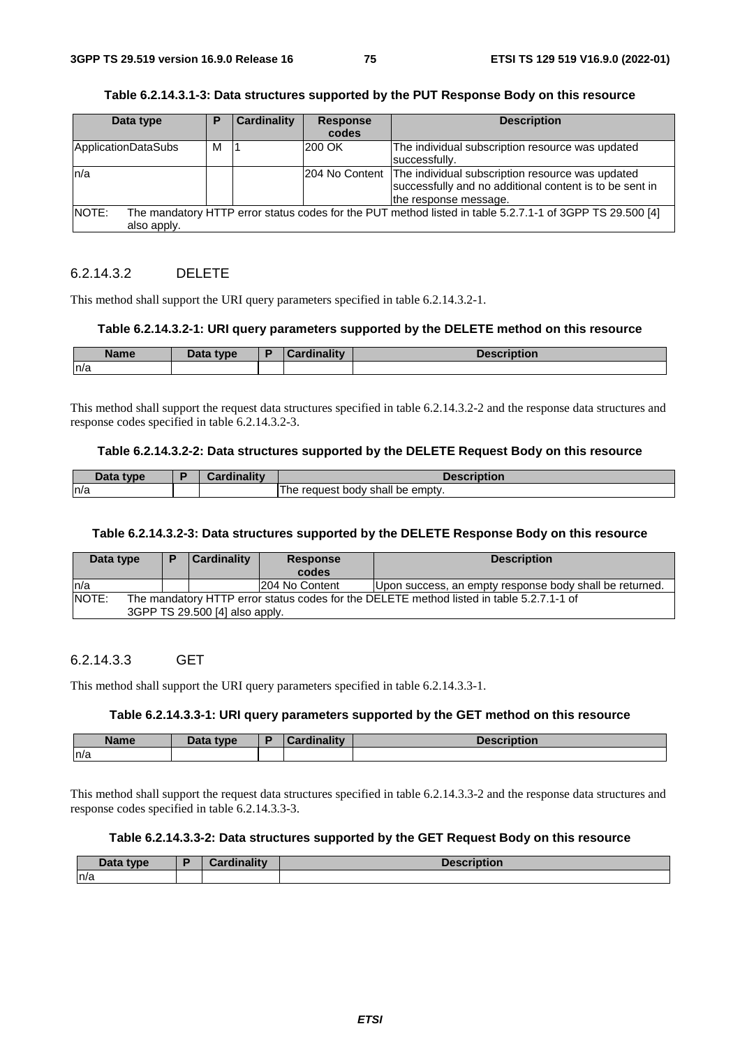**Table 6.2.14.3.1-3: Data structures supported by the PUT Response Body on this resource**

| Data type | P | Cardinality | Response codes | Description |
|---|---|---|---|---|
| ApplicationDataSubs | M | 1 | 200 OK | The individual subscription resource was updated successfully. |
| n/a | | | 204 No Content | The individual subscription resource was updated successfully and no additional content is to be sent in the response message. |
| NOTE: The mandatory HTTP error status codes for the PUT method listed in table 5.2.7.1-1 of 3GPP TS 29.500 [4] also apply. | | | | |

#### 6.2.14.3.2 DELETE

This method shall support the URI query parameters specified in table 6.2.14.3.2-1.

**Table 6.2.14.3.2-1: URI query parameters supported by the DELETE method on this resource**

| Name | Data type | P | Cardinality | Description |
|---|---|---|---|---|
| n/a | | | | |

This method shall support the request data structures specified in table 6.2.14.3.2-2 and the response data structures and response codes specified in table 6.2.14.3.2-3.

**Table 6.2.14.3.2-2: Data structures supported by the DELETE Request Body on this resource**

| Data type | P | Cardinality | Description |
|---|---|---|---|
| n/a | | | The request body shall be empty. |

**Table 6.2.14.3.2-3: Data structures supported by the DELETE Response Body on this resource**

| Data type | P | Cardinality | Response codes | Description |
|---|---|---|---|---|
| n/a | | | 204 No Content | Upon success, an empty response body shall be returned. |
| NOTE: The mandatory HTTP error status codes for the DELETE method listed in table 5.2.7.1-1 of 3GPP TS 29.500 [4] also apply. | | | | |

#### 6.2.14.3.3 GET

This method shall support the URI query parameters specified in table 6.2.14.3.3-1.

**Table 6.2.14.3.3-1: URI query parameters supported by the GET method on this resource**

| Name | Data type | P | Cardinality | Description |
|---|---|---|---|---|
| n/a | | | | |

This method shall support the request data structures specified in table 6.2.14.3.3-2 and the response data structures and response codes specified in table 6.2.14.3.3-3.

**Table 6.2.14.3.3-2: Data structures supported by the GET Request Body on this resource**

| Data type | P | Cardinality | Description |
|---|---|---|---|
| n/a | | | |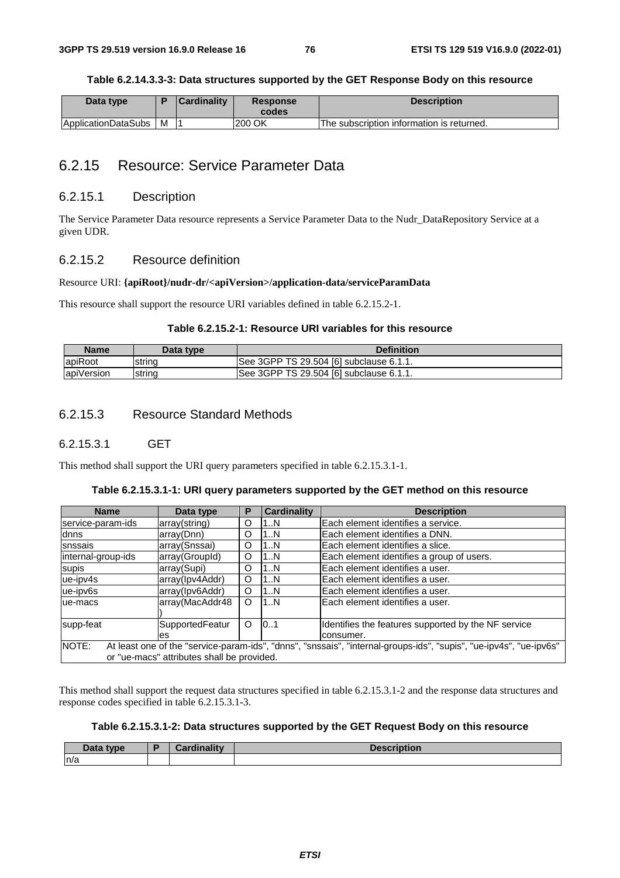**Table 6.2.14.3.3-3: Data structures supported by the GET Response Body on this resource**

| Data type | P | Cardinality | Response codes | Description |
|---|---|---|---|---|
| ApplicationDataSubs | M | 1 | 200 OK | The subscription information is returned. |

## 6.2.15 Resource: Service Parameter Data

### 6.2.15.1 Description

The Service Parameter Data resource represents a Service Parameter Data to the Nudr_DataRepository Service at a given UDR.

### 6.2.15.2 Resource definition

Resource URI: **{apiRoot}/nudr-dr/<apiVersion>/application-data/serviceParamData**

This resource shall support the resource URI variables defined in table 6.2.15.2-1.

**Table 6.2.15.2-1: Resource URI variables for this resource**

| Name | Data type | Definition |
|---|---|---|
| apiRoot | string | See 3GPP TS 29.504 [6] subclause 6.1.1. |
| apiVersion | string | See 3GPP TS 29.504 [6] subclause 6.1.1. |

### 6.2.15.3 Resource Standard Methods

#### 6.2.15.3.1 GET

This method shall support the URI query parameters specified in table 6.2.15.3.1-1.

**Table 6.2.15.3.1-1: URI query parameters supported by the GET method on this resource**

| Name | Data type | P | Cardinality | Description |
|---|---|---|---|---|
| service-param-ids | array(string) | O | 1..N | Each element identifies a service. |
| dnns | array(Dnn) | O | 1..N | Each element identifies a DNN. |
| snssais | array(Snssai) | O | 1..N | Each element identifies a slice. |
| internal-group-ids | array(GroupId) | O | 1..N | Each element identifies a group of users. |
| supis | array(Supi) | O | 1..N | Each element identifies a user. |
| ue-ipv4s | array(Ipv4Addr) | O | 1..N | Each element identifies a user. |
| ue-ipv6s | array(Ipv6Addr) | O | 1..N | Each element identifies a user. |
| ue-macs | array(MacAddr48) | O | 1..N | Each element identifies a user. |
| supp-feat | SupportedFeatures | O | 0..1 | Identifies the features supported by the NF service consumer. |
| NOTE: At least one of the "service-param-ids", "dnns", "snssais", "internal-groups-ids", "supis", "ue-ipv4s", "ue-ipv6s" or "ue-macs" attributes shall be provided. | | | | |

This method shall support the request data structures specified in table 6.2.15.3.1-2 and the response data structures and response codes specified in table 6.2.15.3.1-3.

**Table 6.2.15.3.1-2: Data structures supported by the GET Request Body on this resource**

| Data type | P | Cardinality | Description |
|---|---|---|---|
| n/a | | | |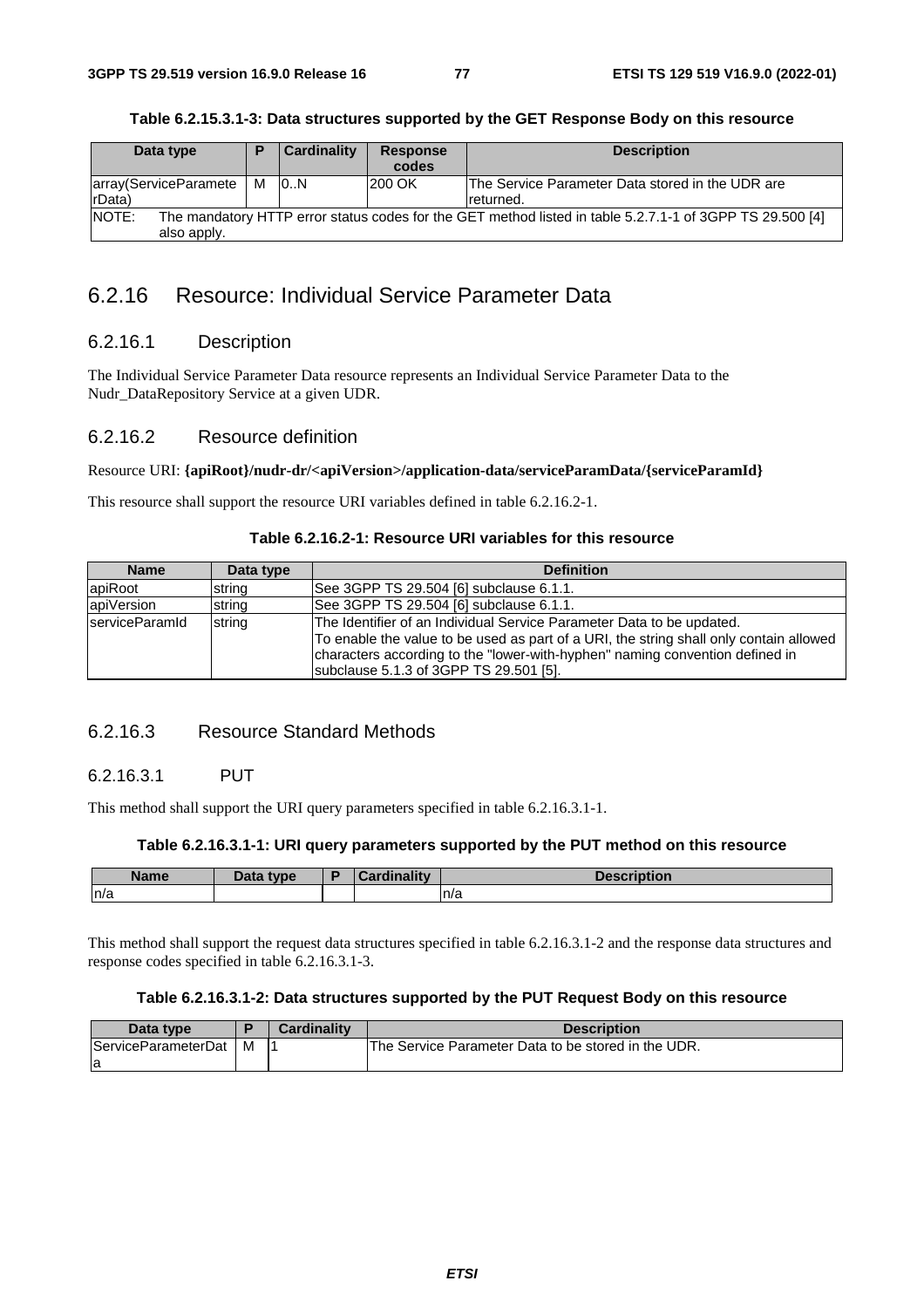**Table 6.2.15.3.1-3: Data structures supported by the GET Response Body on this resource**

| Data type | P | Cardinality | Response codes | Description |
|---|---|---|---|---|
| array(ServiceParameterData) | M | 0..N | 200 OK | The Service Parameter Data stored in the UDR are returned. |
| NOTE: The mandatory HTTP error status codes for the GET method listed in table 5.2.7.1-1 of 3GPP TS 29.500 [4] also apply. | | | | |

## 6.2.16 Resource: Individual Service Parameter Data

### 6.2.16.1 Description

The Individual Service Parameter Data resource represents an Individual Service Parameter Data to the Nudr_DataRepository Service at a given UDR.

### 6.2.16.2 Resource definition

Resource URI: **{apiRoot}/nudr-dr/<apiVersion>/application-data/serviceParamData/{serviceParamId}**

This resource shall support the resource URI variables defined in table 6.2.16.2-1.

**Table 6.2.16.2-1: Resource URI variables for this resource**

| Name | Data type | Definition |
|---|---|---|
| apiRoot | string | See 3GPP TS 29.504 [6] subclause 6.1.1. |
| apiVersion | string | See 3GPP TS 29.504 [6] subclause 6.1.1. |
| serviceParamId | string | The Identifier of an Individual Service Parameter Data to be updated. To enable the value to be used as part of a URI, the string shall only contain allowed characters according to the "lower-with-hyphen" naming convention defined in subclause 5.1.3 of 3GPP TS 29.501 [5]. |

### 6.2.16.3 Resource Standard Methods

#### 6.2.16.3.1 PUT

This method shall support the URI query parameters specified in table 6.2.16.3.1-1.

**Table 6.2.16.3.1-1: URI query parameters supported by the PUT method on this resource**

| Name | Data type | P | Cardinality | Description |
|---|---|---|---|---|
| n/a | | | | n/a |

This method shall support the request data structures specified in table 6.2.16.3.1-2 and the response data structures and response codes specified in table 6.2.16.3.1-3.

**Table 6.2.16.3.1-2: Data structures supported by the PUT Request Body on this resource**

| Data type | P | Cardinality | Description |
|---|---|---|---|
| ServiceParameterData | M | 1 | The Service Parameter Data to be stored in the UDR. |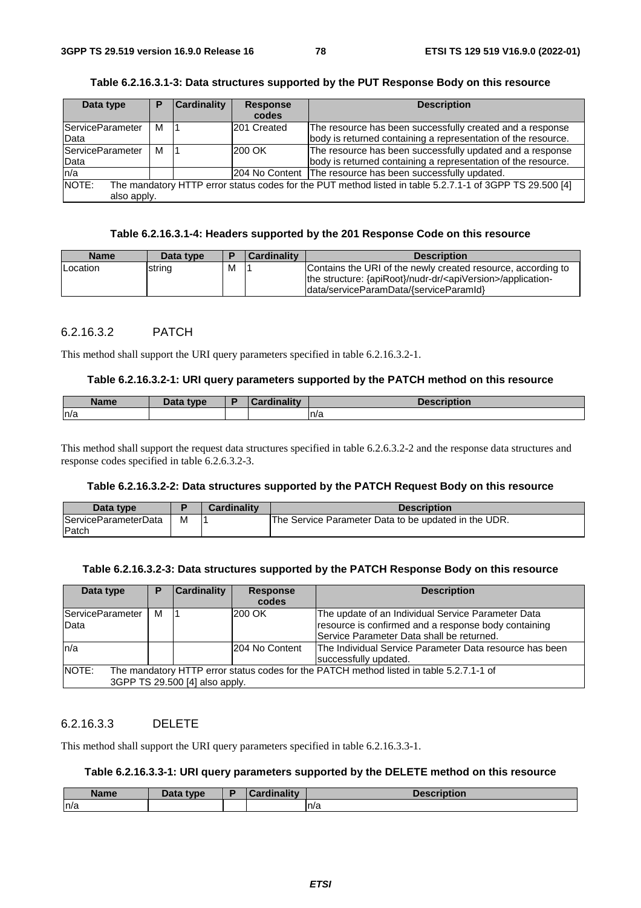**Table 6.2.16.3.1-3: Data structures supported by the PUT Response Body on this resource**

| Data type | P | Cardinality | Response codes | Description |
|---|---|---|---|---|
| ServiceParameterData | M | 1 | 201 Created | The resource has been successfully created and a response body is returned containing a representation of the resource. |
| ServiceParameterData | M | 1 | 200 OK | The resource has been successfully updated and a response body is returned containing a representation of the resource. |
| n/a | | | 204 No Content | The resource has been successfully updated. |
| NOTE: The mandatory HTTP error status codes for the PUT method listed in table 5.2.7.1-1 of 3GPP TS 29.500 [4] also apply. | | | | |

**Table 6.2.16.3.1-4: Headers supported by the 201 Response Code on this resource**

| Name | Data type | P | Cardinality | Description |
|---|---|---|---|---|
| Location | string | M | 1 | Contains the URI of the newly created resource, according to the structure: {apiRoot}/nudr-dr/<apiVersion>/application-data/serviceParamData/{serviceParamId} |

### 6.2.16.3.2 PATCH

This method shall support the URI query parameters specified in table 6.2.16.3.2-1.

**Table 6.2.16.3.2-1: URI query parameters supported by the PATCH method on this resource**

| Name | Data type | P | Cardinality | Description |
|---|---|---|---|---|
| n/a | | | | n/a |

This method shall support the request data structures specified in table 6.2.6.3.2-2 and the response data structures and response codes specified in table 6.2.6.3.2-3.

**Table 6.2.16.3.2-2: Data structures supported by the PATCH Request Body on this resource**

| Data type | P | Cardinality | Description |
|---|---|---|---|
| ServiceParameterDataPatch | M | 1 | The Service Parameter Data to be updated in the UDR. |

**Table 6.2.16.3.2-3: Data structures supported by the PATCH Response Body on this resource**

| Data type | P | Cardinality | Response codes | Description |
|---|---|---|---|---|
| ServiceParameterData | M | 1 | 200 OK | The update of an Individual Service Parameter Data resource is confirmed and a response body containing Service Parameter Data shall be returned. |
| n/a | | | 204 No Content | The Individual Service Parameter Data resource has been successfully updated. |
| NOTE: The mandatory HTTP error status codes for the PATCH method listed in table 5.2.7.1-1 of 3GPP TS 29.500 [4] also apply. | | | | |

### 6.2.16.3.3 DELETE

This method shall support the URI query parameters specified in table 6.2.16.3.3-1.

**Table 6.2.16.3.3-1: URI query parameters supported by the DELETE method on this resource**

| Name | Data type | P | Cardinality | Description |
|---|---|---|---|---|
| n/a | | | | n/a |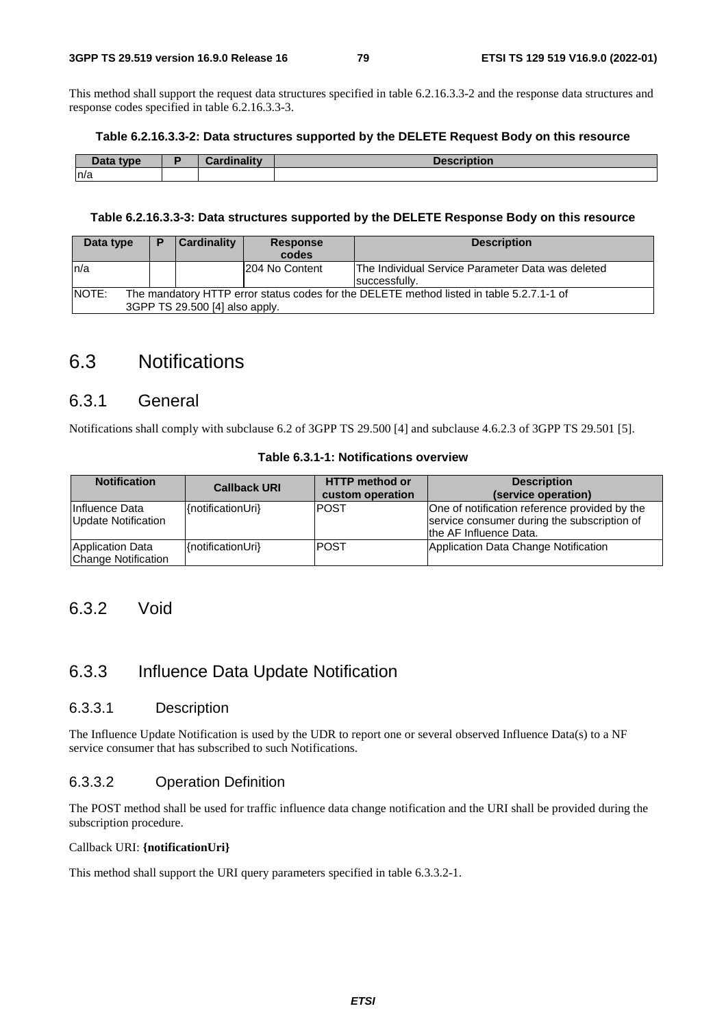This method shall support the request data structures specified in table 6.2.16.3.3-2 and the response data structures and response codes specified in table 6.2.16.3.3-3.

**Table 6.2.16.3.3-2: Data structures supported by the DELETE Request Body on this resource**

| Data type | P | Cardinality | Description |
|---|---|---|---|
| n/a | | | |

**Table 6.2.16.3.3-3: Data structures supported by the DELETE Response Body on this resource**

| Data type | P | Cardinality | Response codes | Description |
|---|---|---|---|---|
| n/a | | | 204 No Content | The Individual Service Parameter Data was deleted successfully. |
| NOTE: The mandatory HTTP error status codes for the DELETE method listed in table 5.2.7.1-1 of 3GPP TS 29.500 [4] also apply. | | | | |

# 6.3 Notifications

## 6.3.1 General

Notifications shall comply with subclause 6.2 of 3GPP TS 29.500 [4] and subclause 4.6.2.3 of 3GPP TS 29.501 [5].

**Table 6.3.1-1: Notifications overview**

| Notification | Callback URI | HTTP method or custom operation | Description (service operation) |
|---|---|---|---|
| Influence Data Update Notification | {notificationUri} | POST | One of notification reference provided by the service consumer during the subscription of the AF Influence Data. |
| Application Data Change Notification | {notificationUri} | POST | Application Data Change Notification |

## 6.3.2 Void

## 6.3.3 Influence Data Update Notification

### 6.3.3.1 Description

The Influence Update Notification is used by the UDR to report one or several observed Influence Data(s) to a NF service consumer that has subscribed to such Notifications.

### 6.3.3.2 Operation Definition

The POST method shall be used for traffic influence data change notification and the URI shall be provided during the subscription procedure.

Callback URI: **{notificationUri}**

This method shall support the URI query parameters specified in table 6.3.3.2-1.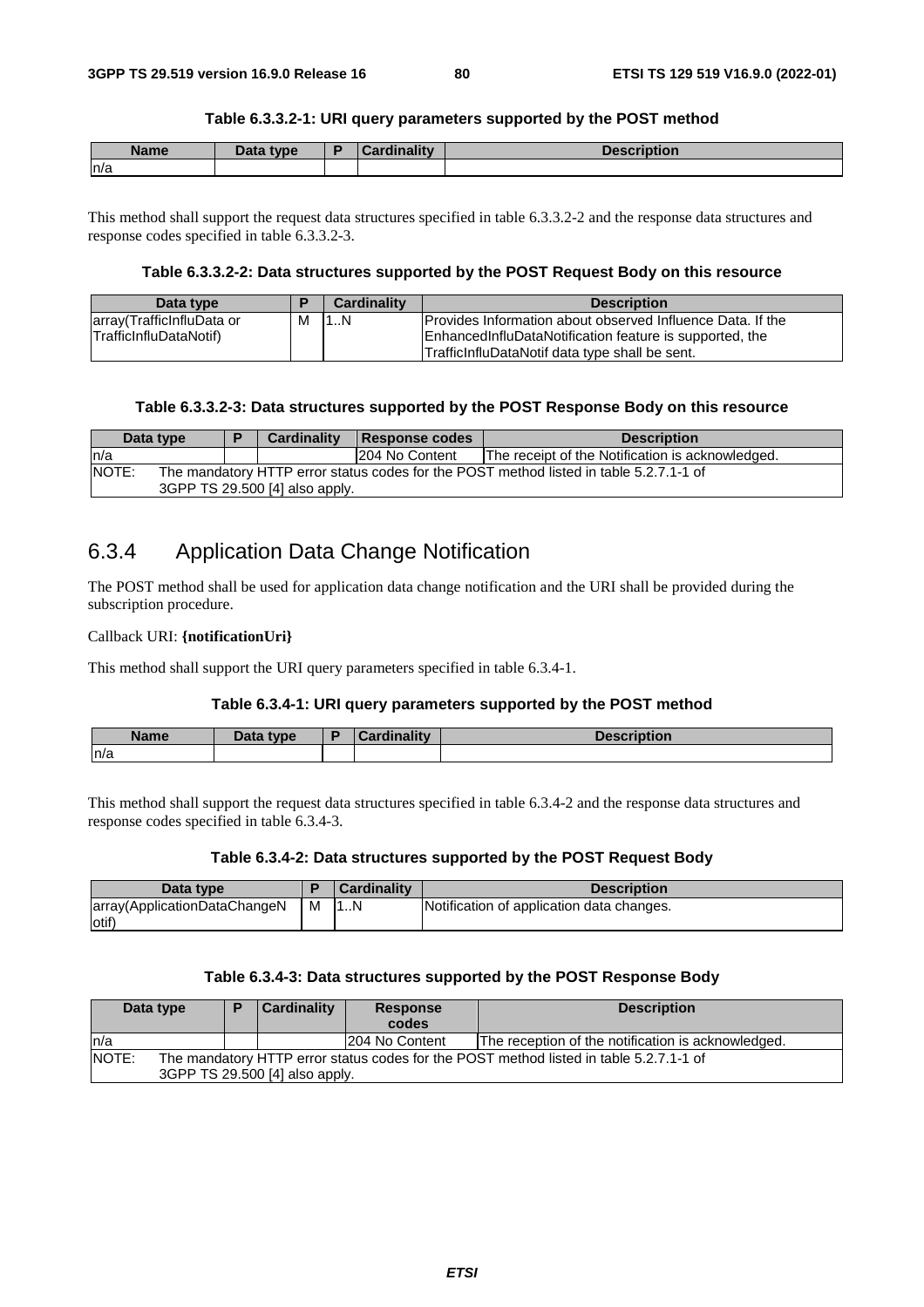**Table 6.3.3.2-1: URI query parameters supported by the POST method**

| Name | Data type | P | Cardinality | Description |
|---|---|---|---|---|
| n/a | | | | |

This method shall support the request data structures specified in table 6.3.3.2-2 and the response data structures and response codes specified in table 6.3.3.2-3.

**Table 6.3.3.2-2: Data structures supported by the POST Request Body on this resource**

| Data type | P | Cardinality | Description |
|---|---|---|---|
| array(TrafficInfluData or TrafficInfluDataNotif) | M | 1..N | Provides Information about observed Influence Data. If the EnhancedInfluDataNotification feature is supported, the TrafficInfluDataNotif data type shall be sent. |

**Table 6.3.3.2-3: Data structures supported by the POST Response Body on this resource**

| Data type | P | Cardinality | Response codes | Description |
|---|---|---|---|---|
| n/a | | | 204 No Content | The receipt of the Notification is acknowledged. |
| NOTE: The mandatory HTTP error status codes for the POST method listed in table 5.2.7.1-1 of 3GPP TS 29.500 [4] also apply. | | | | |

## 6.3.4 Application Data Change Notification

The POST method shall be used for application data change notification and the URI shall be provided during the subscription procedure.

Callback URI: **{notificationUri}**

This method shall support the URI query parameters specified in table 6.3.4-1.

**Table 6.3.4-1: URI query parameters supported by the POST method**

| Name | Data type | P | Cardinality | Description |
|---|---|---|---|---|
| n/a | | | | |

This method shall support the request data structures specified in table 6.3.4-2 and the response data structures and response codes specified in table 6.3.4-3.

**Table 6.3.4-2: Data structures supported by the POST Request Body**

| Data type | P | Cardinality | Description |
|---|---|---|---|
| array(ApplicationDataChangeNotif) | M | 1..N | Notification of application data changes. |

**Table 6.3.4-3: Data structures supported by the POST Response Body**

| Data type | P | Cardinality | Response codes | Description |
|---|---|---|---|---|
| n/a | | | 204 No Content | The reception of the notification is acknowledged. |
| NOTE: The mandatory HTTP error status codes for the POST method listed in table 5.2.7.1-1 of 3GPP TS 29.500 [4] also apply. | | | | |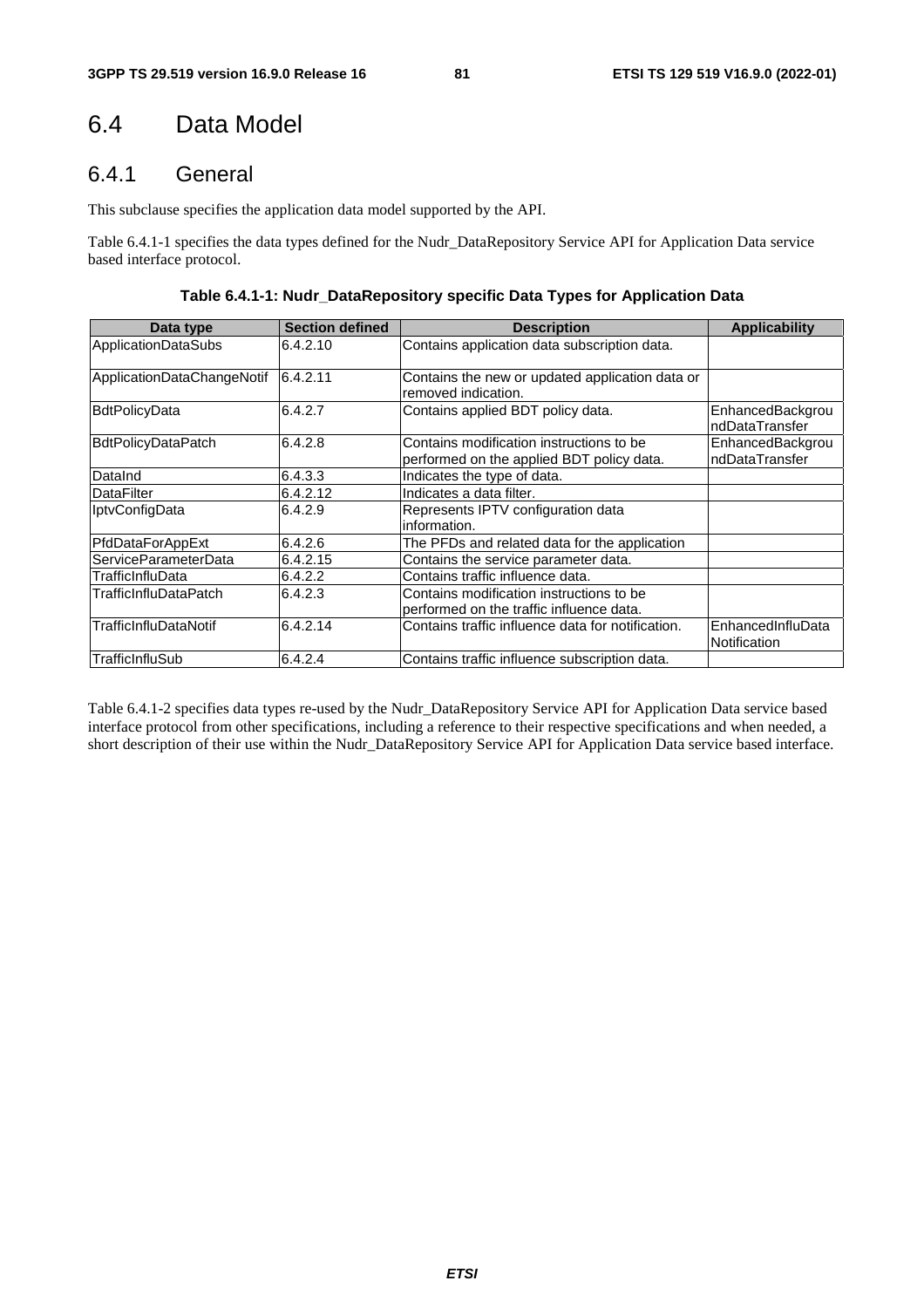# 6.4 Data Model

## 6.4.1 General

This subclause specifies the application data model supported by the API.

Table 6.4.1-1 specifies the data types defined for the Nudr_DataRepository Service API for Application Data service based interface protocol.

**Table 6.4.1-1: Nudr_DataRepository specific Data Types for Application Data**

| Data type | Section defined | Description | Applicability |
| --- | --- | --- | --- |
| ApplicationDataSubs | 6.4.2.10 | Contains application data subscription data. | |
| ApplicationDataChangeNotif | 6.4.2.11 | Contains the new or updated application data or removed indication. | |
| BdtPolicyData | 6.4.2.7 | Contains applied BDT policy data. | EnhancedBackgroundDataTransfer |
| BdtPolicyDataPatch | 6.4.2.8 | Contains modification instructions to be performed on the applied BDT policy data. | EnhancedBackgroundDataTransfer |
| DataInd | 6.4.3.3 | Indicates the type of data. | |
| DataFilter | 6.4.2.12 | Indicates a data filter. | |
| IptvConfigData | 6.4.2.9 | Represents IPTV configuration data information. | |
| PfdDataForAppExt | 6.4.2.6 | The PFDs and related data for the application | |
| ServiceParameterData | 6.4.2.15 | Contains the service parameter data. | |
| TrafficInfluData | 6.4.2.2 | Contains traffic influence data. | |
| TrafficInfluDataPatch | 6.4.2.3 | Contains modification instructions to be performed on the traffic influence data. | |
| TrafficInfluDataNotif | 6.4.2.14 | Contains traffic influence data for notification. | EnhancedInfluDataNotification |
| TrafficInfluSub | 6.4.2.4 | Contains traffic influence subscription data. | |

Table 6.4.1-2 specifies data types re-used by the Nudr_DataRepository Service API for Application Data service based interface protocol from other specifications, including a reference to their respective specifications and when needed, a short description of their use within the Nudr_DataRepository Service API for Application Data service based interface.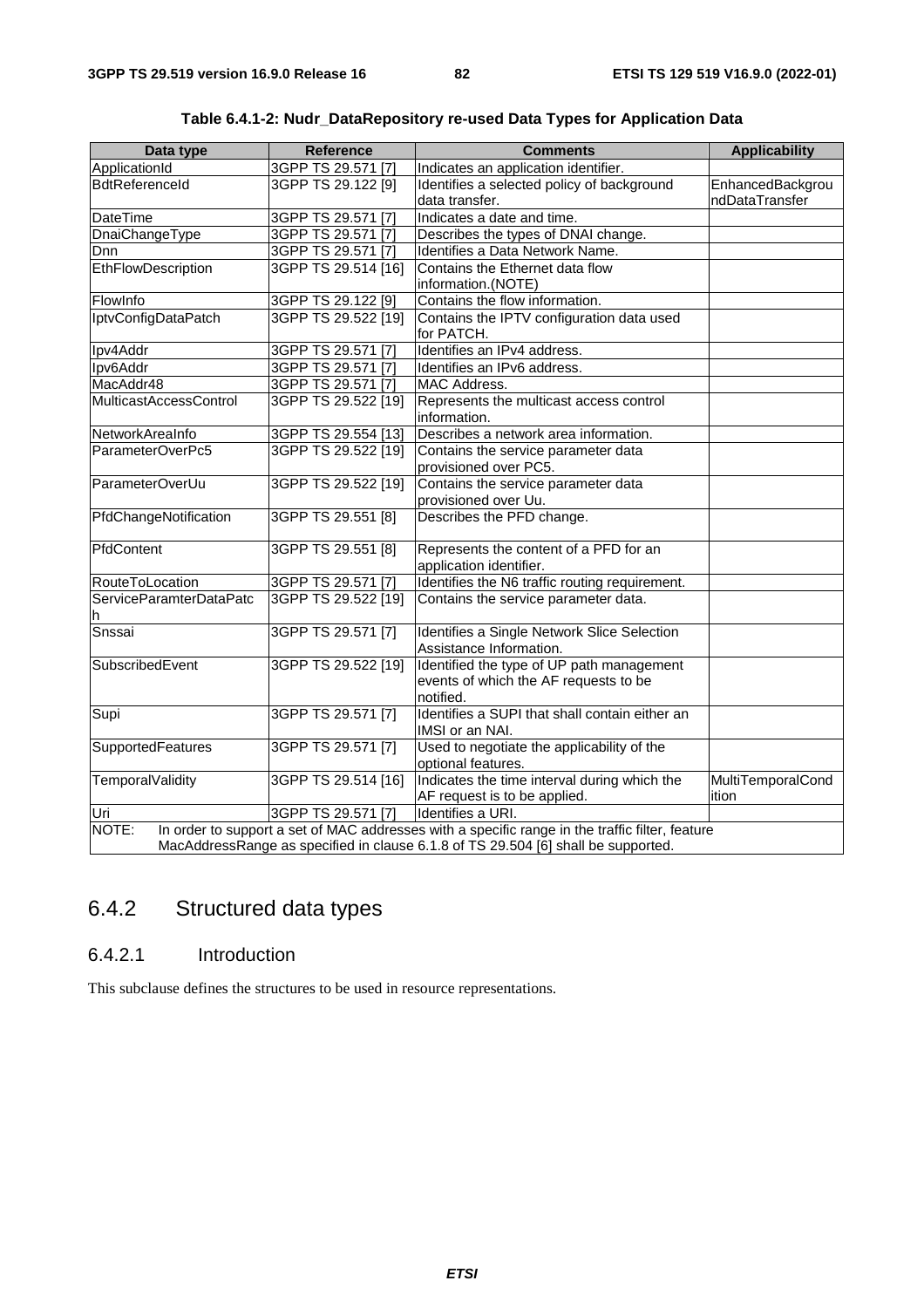**Table 6.4.1-2: Nudr_DataRepository re-used Data Types for Application Data**

| Data type | Reference | Comments | Applicability |
| --- | --- | --- | --- |
| ApplicationId | 3GPP TS 29.571 [7] | Indicates an application identifier. | |
| BdtReferenceId | 3GPP TS 29.122 [9] | Identifies a selected policy of background data transfer. | EnhancedBackgroundDataTransfer |
| DateTime | 3GPP TS 29.571 [7] | Indicates a date and time. | |
| DnaiChangeType | 3GPP TS 29.571 [7] | Describes the types of DNAI change. | |
| Dnn | 3GPP TS 29.571 [7] | Identifies a Data Network Name. | |
| EthFlowDescription | 3GPP TS 29.514 [16] | Contains the Ethernet data flow information.(NOTE) | |
| FlowInfo | 3GPP TS 29.122 [9] | Contains the flow information. | |
| IptvConfigDataPatch | 3GPP TS 29.522 [19] | Contains the IPTV configuration data used for PATCH. | |
| Ipv4Addr | 3GPP TS 29.571 [7] | Identifies an IPv4 address. | |
| Ipv6Addr | 3GPP TS 29.571 [7] | Identifies an IPv6 address. | |
| MacAddr48 | 3GPP TS 29.571 [7] | MAC Address. | |
| MulticastAccessControl | 3GPP TS 29.522 [19] | Represents the multicast access control information. | |
| NetworkAreaInfo | 3GPP TS 29.554 [13] | Describes a network area information. | |
| ParameterOverPc5 | 3GPP TS 29.522 [19] | Contains the service parameter data provisioned over PC5. | |
| ParameterOverUu | 3GPP TS 29.522 [19] | Contains the service parameter data provisioned over Uu. | |
| PfdChangeNotification | 3GPP TS 29.551 [8] | Describes the PFD change. | |
| PfdContent | 3GPP TS 29.551 [8] | Represents the content of a PFD for an application identifier. | |
| RouteToLocation | 3GPP TS 29.571 [7] | Identifies the N6 traffic routing requirement. | |
| ServiceParamterDataPatch | 3GPP TS 29.522 [19] | Contains the service parameter data. | |
| Snssai | 3GPP TS 29.571 [7] | Identifies a Single Network Slice Selection Assistance Information. | |
| SubscribedEvent | 3GPP TS 29.522 [19] | Identified the type of UP path management events of which the AF requests to be notified. | |
| Supi | 3GPP TS 29.571 [7] | Identifies a SUPI that shall contain either an IMSI or an NAI. | |
| SupportedFeatures | 3GPP TS 29.571 [7] | Used to negotiate the applicability of the optional features. | |
| TemporalValidity | 3GPP TS 29.514 [16] | Indicates the time interval during which the AF request is to be applied. | MultiTemporalCondition |
| Uri | 3GPP TS 29.571 [7] | Identifies a URI. | |
| NOTE: In order to support a set of MAC addresses with a specific range in the traffic filter, feature MacAddressRange as specified in clause 6.1.8 of TS 29.504 [6] shall be supported. | | | |

## 6.4.2 Structured data types

### 6.4.2.1 Introduction

This subclause defines the structures to be used in resource representations.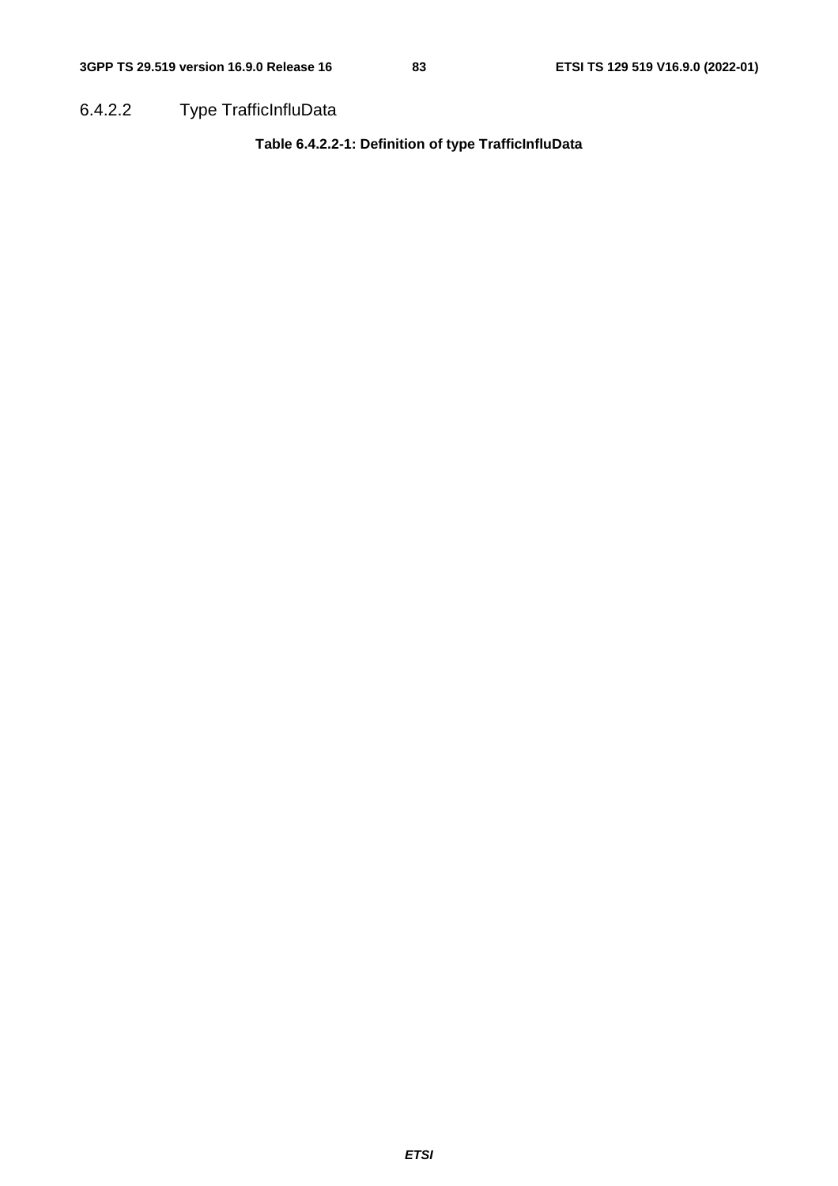#### 6.4.2.2 Type TrafficInfluData

**Table 6.4.2.2-1: Definition of type TrafficInfluData**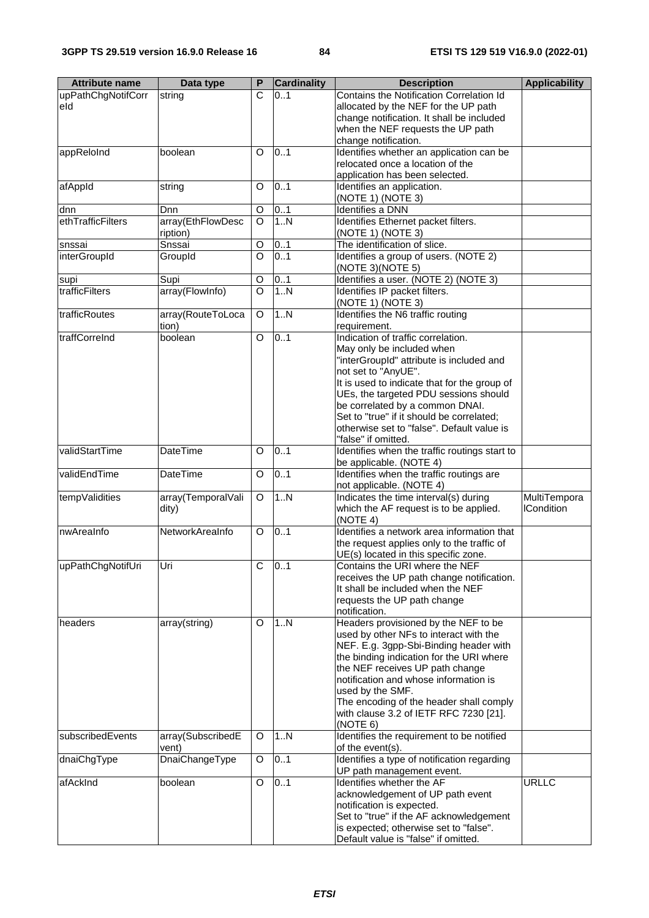| Attribute name | Data type | P | Cardinality | Description | Applicability |
| --- | --- | --- | --- | --- | --- |
| upPathChgNotifCorreId | string | C | 0..1 | Contains the Notification Correlation Id allocated by the NEF for the UP path change notification. It shall be included when the NEF requests the UP path change notification. | |
| appReloInd | boolean | O | 0..1 | Identifies whether an application can be relocated once a location of the application has been selected. | |
| afAppId | string | O | 0..1 | Identifies an application.<br>(NOTE 1) (NOTE 3) | |
| dnn | Dnn | O | 0..1 | Identifies a DNN | |
| ethTrafficFilters | array(EthFlowDescription) | O | 1..N | Identifies Ethernet packet filters.<br>(NOTE 1) (NOTE 3) | |
| snssai | Snssai | O | 0..1 | The identification of slice. | |
| interGroupId | GroupId | O | 0..1 | Identifies a group of users. (NOTE 2) (NOTE 3)(NOTE 5) | |
| supi | Supi | O | 0..1 | Identifies a user. (NOTE 2) (NOTE 3) | |
| trafficFilters | array(FlowInfo) | O | 1..N | Identifies IP packet filters.<br>(NOTE 1) (NOTE 3) | |
| trafficRoutes | array(RouteToLocation) | O | 1..N | Identifies the N6 traffic routing requirement. | |
| traffCorreInd | boolean | O | 0..1 | Indication of traffic correlation.<br>May only be included when "interGroupId" attribute is included and not set to "AnyUE".<br>It is used to indicate that for the group of UEs, the targeted PDU sessions should be correlated by a common DNAI.<br>Set to "true" if it should be correlated; otherwise set to "false". Default value is "false" if omitted. | |
| validStartTime | DateTime | O | 0..1 | Identifies when the traffic routings start to be applicable. (NOTE 4) | |
| validEndTime | DateTime | O | 0..1 | Identifies when the traffic routings are not applicable. (NOTE 4) | |
| tempValidities | array(TemporalValidity) | O | 1..N | Indicates the time interval(s) during which the AF request is to be applied. (NOTE 4) | MultiTemporalCondition |
| nwAreaInfo | NetworkAreaInfo | O | 0..1 | Identifies a network area information that the request applies only to the traffic of UE(s) located in this specific zone. | |
| upPathChgNotifUri | Uri | C | 0..1 | Contains the URI where the NEF receives the UP path change notification. It shall be included when the NEF requests the UP path change notification. | |
| headers | array(string) | O | 1..N | Headers provisioned by the NEF to be used by other NFs to interact with the NEF. E.g. 3gpp-Sbi-Binding header with the binding indication for the URI where the NEF receives UP path change notification and whose information is used by the SMF.<br>The encoding of the header shall comply with clause 3.2 of IETF RFC 7230 [21].<br>(NOTE 6) | |
| subscribedEvents | array(SubscribedEvent) | O | 1..N | Identifies the requirement to be notified of the event(s). | |
| dnaiChgType | DnaiChangeType | O | 0..1 | Identifies a type of notification regarding UP path management event. | |
| afAckInd | boolean | O | 0..1 | Identifies whether the AF acknowledgement of UP path event notification is expected.<br>Set to "true" if the AF acknowledgement is expected; otherwise set to "false".<br>Default value is "false" if omitted. | URLLC |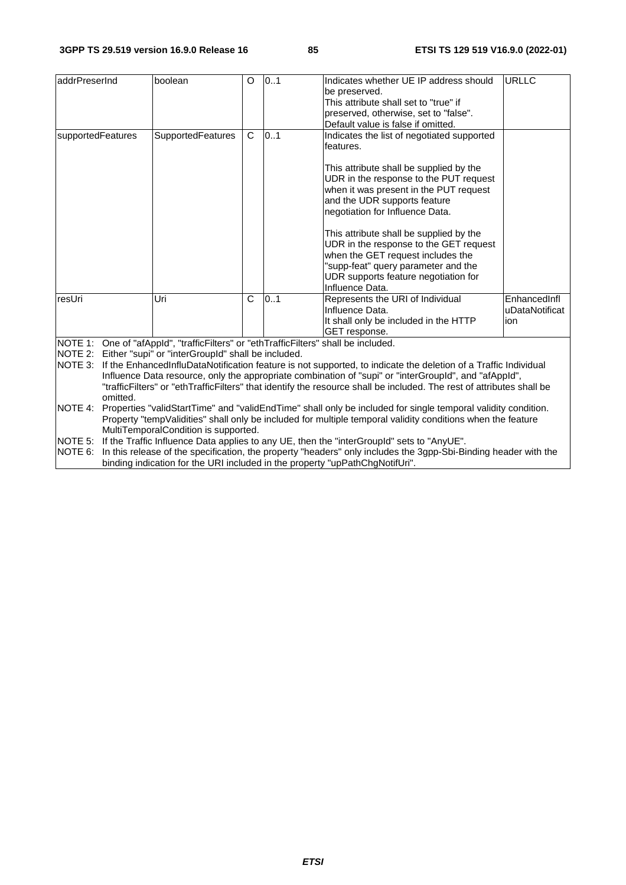| addrPreserInd | boolean | O | 0..1 | Indicates whether UE IP address should be preserved.<br>This attribute shall set to "true" if preserved, otherwise, set to "false".<br>Default value is false if omitted. | URLLC |
|---|---|---|---|---|---|
| supportedFeatures | SupportedFeatures | C | 0..1 | Indicates the list of negotiated supported features.<br><br>This attribute shall be supplied by the UDR in the response to the PUT request when it was present in the PUT request and the UDR supports feature negotiation for Influence Data.<br><br>This attribute shall be supplied by the UDR in the response to the GET request when the GET request includes the "supp-feat" query parameter and the UDR supports feature negotiation for Influence Data. | |
| resUri | Uri | C | 0..1 | Represents the URI of Individual Influence Data.<br>It shall only be included in the HTTP GET response. | EnhancedInfluDataNotification |
| NOTE 1: One of "afAppId", "trafficFilters" or "ethTrafficFilters" shall be included.<br>NOTE 2: Either "supi" or "interGroupId" shall be included.<br>NOTE 3: If the EnhancedInfluDataNotification feature is not supported, to indicate the deletion of a Traffic Individual Influence Data resource, only the appropriate combination of "supi" or "interGroupId", and "afAppId", "trafficFilters" or "ethTrafficFilters" that identify the resource shall be included. The rest of attributes shall be omitted.<br>NOTE 4: Properties "validStartTime" and "validEndTime" shall only be included for single temporal validity condition. Property "tempValidities" shall only be included for multiple temporal validity conditions when the feature MultiTemporalCondition is supported.<br>NOTE 5: If the Traffic Influence Data applies to any UE, then the "interGroupId" sets to "AnyUE".<br>NOTE 6: In this release of the specification, the property "headers" only includes the 3gpp-Sbi-Binding header with the binding indication for the URI included in the property "upPathChgNotifUri". | | | | | |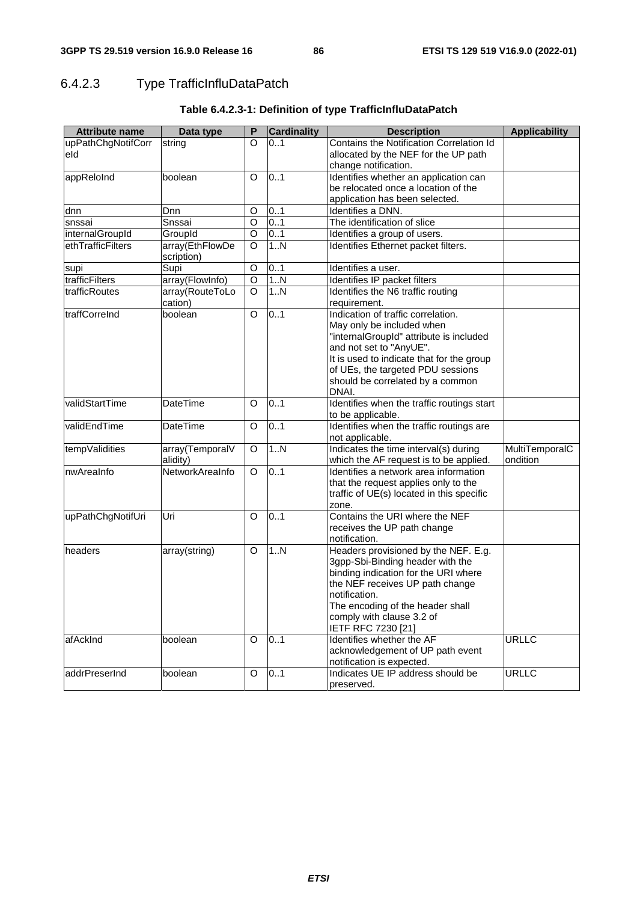### 6.4.2.3 Type TrafficInfluDataPatch

**Table 6.4.2.3-1: Definition of type TrafficInfluDataPatch**

| Attribute name | Data type | P | Cardinality | Description | Applicability |
|---|---|---|---|---|---|
| upPathChgNotifCorreId | string | O | 0..1 | Contains the Notification Correlation Id allocated by the NEF for the UP path change notification. | |
| appReloInd | boolean | O | 0..1 | Identifies whether an application can be relocated once a location of the application has been selected. | |
| dnn | Dnn | O | 0..1 | Identifies a DNN. | |
| snssai | Snssai | O | 0..1 | The identification of slice | |
| internalGroupId | GroupId | O | 0..1 | Identifies a group of users. | |
| ethTrafficFilters | array(EthFlowDescription) | O | 1..N | Identifies Ethernet packet filters. | |
| supi | Supi | O | 0..1 | Identifies a user. | |
| trafficFilters | array(FlowInfo) | O | 1..N | Identifies IP packet filters | |
| trafficRoutes | array(RouteToLocation) | O | 1..N | Identifies the N6 traffic routing requirement. | |
| traffCorreInd | boolean | O | 0..1 | Indication of traffic correlation.<br>May only be included when "internalGroupId" attribute is included and not set to "AnyUE".<br>It is used to indicate that for the group of UEs, the targeted PDU sessions should be correlated by a common DNAI. | |
| validStartTime | DateTime | O | 0..1 | Identifies when the traffic routings start to be applicable. | |
| validEndTime | DateTime | O | 0..1 | Identifies when the traffic routings are not applicable. | |
| tempValidities | array(TemporalValidity) | O | 1..N | Indicates the time interval(s) during which the AF request is to be applied. | MultiTemporalCondition |
| nwAreaInfo | NetworkAreaInfo | O | 0..1 | Identifies a network area information that the request applies only to the traffic of UE(s) located in this specific zone. | |
| upPathChgNotifUri | Uri | O | 0..1 | Contains the URI where the NEF receives the UP path change notification. | |
| headers | array(string) | O | 1..N | Headers provisioned by the NEF. E.g. 3gpp-Sbi-Binding header with the binding indication for the URI where the NEF receives UP path change notification.<br>The encoding of the header shall comply with clause 3.2 of IETF RFC 7230 [21] | |
| afAckInd | boolean | O | 0..1 | Identifies whether the AF acknowledgement of UP path event notification is expected. | URLLC |
| addrPreserInd | boolean | O | 0..1 | Indicates UE IP address should be preserved. | URLLC |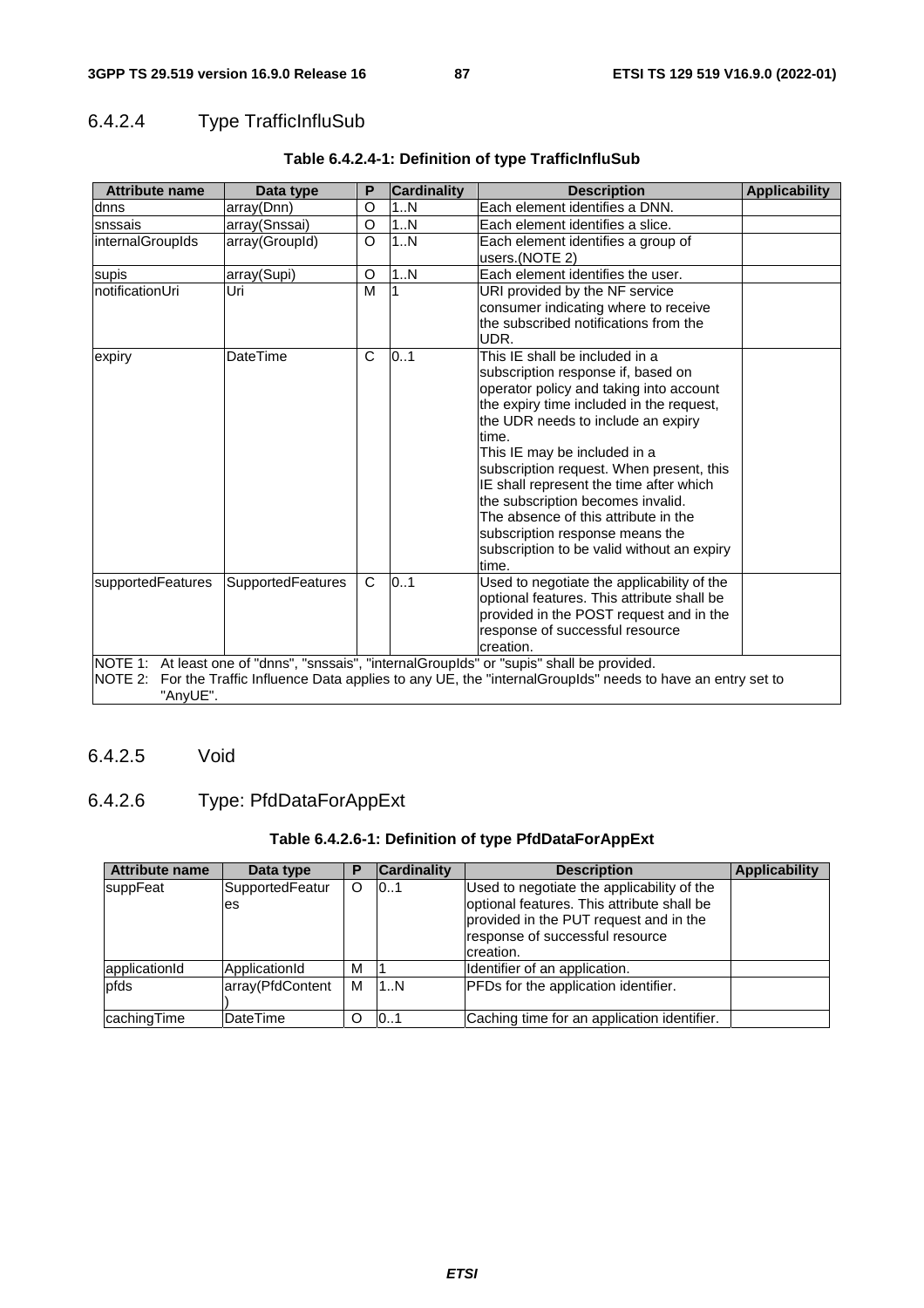### 6.4.2.4 Type TrafficInfluSub

**Table 6.4.2.4-1: Definition of type TrafficInfluSub**

| Attribute name | Data type | P | Cardinality | Description | Applicability |
|---|---|---|---|---|---|
| dnns | array(Dnn) | O | 1..N | Each element identifies a DNN. | |
| snssais | array(Snssai) | O | 1..N | Each element identifies a slice. | |
| internalGroupIds | array(GroupId) | O | 1..N | Each element identifies a group of users.(NOTE 2) | |
| supis | array(Supi) | O | 1..N | Each element identifies the user. | |
| notificationUri | Uri | M | 1 | URI provided by the NF service consumer indicating where to receive the subscribed notifications from the UDR. | |
| expiry | DateTime | C | 0..1 | This IE shall be included in a subscription response if, based on operator policy and taking into account the expiry time included in the request, the UDR needs to include an expiry time.<br>This IE may be included in a subscription request. When present, this IE shall represent the time after which the subscription becomes invalid.<br>The absence of this attribute in the subscription response means the subscription to be valid without an expiry time. | |
| supportedFeatures | SupportedFeatures | C | 0..1 | Used to negotiate the applicability of the optional features. This attribute shall be provided in the POST request and in the response of successful resource creation. | |
| NOTE 1: At least one of "dnns", "snssais", "internalGroupIds" or "supis" shall be provided.<br>NOTE 2: For the Traffic Influence Data applies to any UE, the "internalGroupIds" needs to have an entry set to "AnyUE". | | | | | |

### 6.4.2.5 Void

### 6.4.2.6 Type: PfdDataForAppExt

**Table 6.4.2.6-1: Definition of type PfdDataForAppExt**

| Attribute name | Data type | P | Cardinality | Description | Applicability |
|---|---|---|---|---|---|
| suppFeat | SupportedFeatures | O | 0..1 | Used to negotiate the applicability of the optional features. This attribute shall be provided in the PUT request and in the response of successful resource creation. | |
| applicationId | ApplicationId | M | 1 | Identifier of an application. | |
| pfds | array(PfdContent) | M | 1..N | PFDs for the application identifier. | |
| cachingTime | DateTime | O | 0..1 | Caching time for an application identifier. | |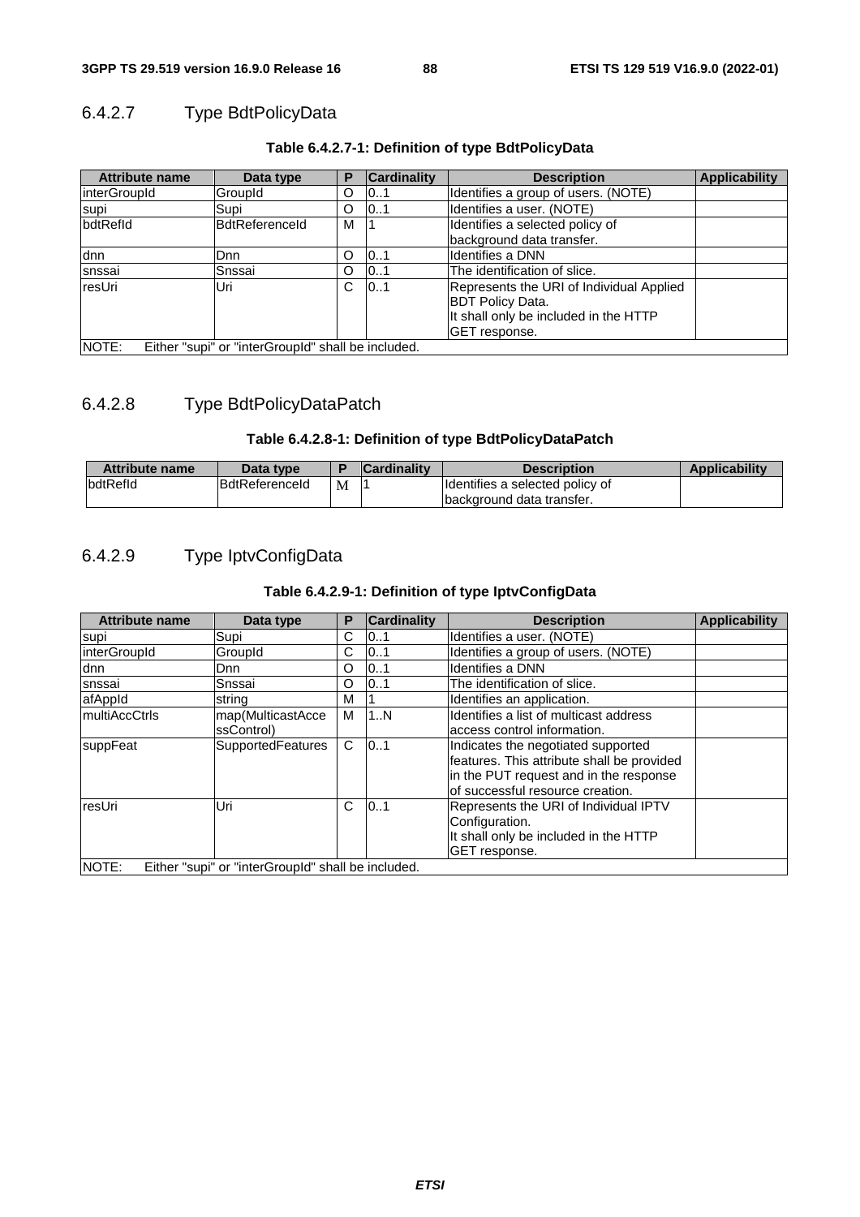### 6.4.2.7 Type BdtPolicyData

**Table 6.4.2.7-1: Definition of type BdtPolicyData**

| Attribute name | Data type | P | Cardinality | Description | Applicability |
|---|---|---|---|---|---|
| interGroupId | GroupId | O | 0..1 | Identifies a group of users. (NOTE) | |
| supi | Supi | O | 0..1 | Identifies a user. (NOTE) | |
| bdtRefId | BdtReferenceId | M | 1 | Identifies a selected policy of background data transfer. | |
| dnn | Dnn | O | 0..1 | Identifies a DNN | |
| snssai | Snssai | O | 0..1 | The identification of slice. | |
| resUri | Uri | C | 0..1 | Represents the URI of Individual Applied BDT Policy Data.<br>It shall only be included in the HTTP GET response. | |
| NOTE: Either "supi" or "interGroupId" shall be included. | | | | | |

### 6.4.2.8 Type BdtPolicyDataPatch

**Table 6.4.2.8-1: Definition of type BdtPolicyDataPatch**

| Attribute name | Data type | P | Cardinality | Description | Applicability |
|---|---|---|---|---|---|
| bdtRefId | BdtReferenceId | M | 1 | Identifies a selected policy of background data transfer. | |

### 6.4.2.9 Type IptvConfigData

**Table 6.4.2.9-1: Definition of type IptvConfigData**

| Attribute name | Data type | P | Cardinality | Description | Applicability |
|---|---|---|---|---|---|
| supi | Supi | C | 0..1 | Identifies a user. (NOTE) | |
| interGroupId | GroupId | C | 0..1 | Identifies a group of users. (NOTE) | |
| dnn | Dnn | O | 0..1 | Identifies a DNN | |
| snssai | Snssai | O | 0..1 | The identification of slice. | |
| afAppId | string | M | 1 | Identifies an application. | |
| multiAccCtrls | map(MulticastAccessControl) | M | 1..N | Identifies a list of multicast address access control information. | |
| suppFeat | SupportedFeatures | C | 0..1 | Indicates the negotiated supported features. This attribute shall be provided in the PUT request and in the response of successful resource creation. | |
| resUri | Uri | C | 0..1 | Represents the URI of Individual IPTV Configuration.<br>It shall only be included in the HTTP GET response. | |
| NOTE: Either "supi" or "interGroupId" shall be included. | | | | | |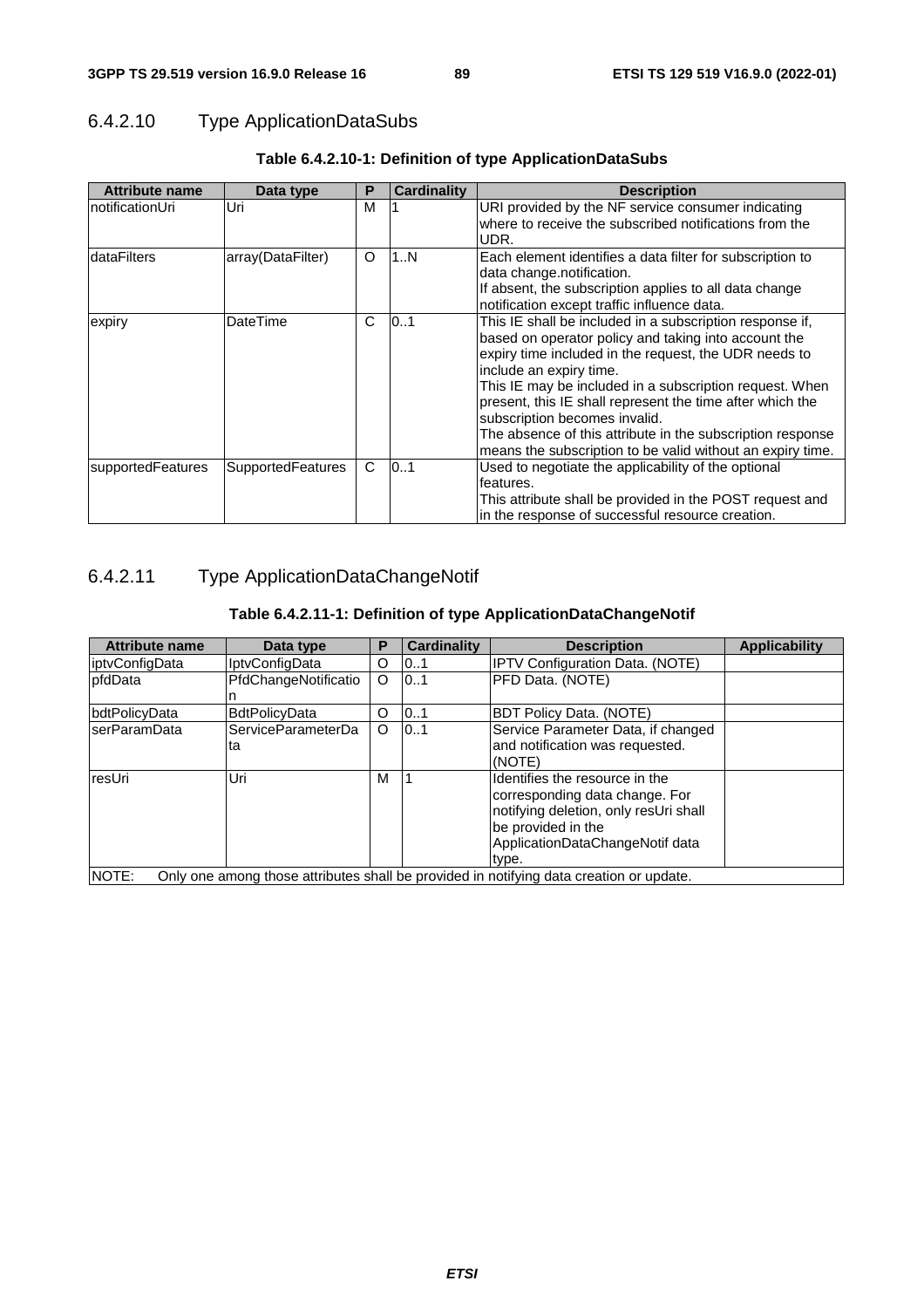### 6.4.2.10 Type ApplicationDataSubs

**Table 6.4.2.10-1: Definition of type ApplicationDataSubs**

| Attribute name | Data type | P | Cardinality | Description |
|---|---|---|---|---|
| notificationUri | Uri | M | 1 | URI provided by the NF service consumer indicating where to receive the subscribed notifications from the UDR. |
| dataFilters | array(DataFilter) | O | 1..N | Each element identifies a data filter for subscription to data change.notification.<br>If absent, the subscription applies to all data change notification except traffic influence data. |
| expiry | DateTime | C | 0..1 | This IE shall be included in a subscription response if, based on operator policy and taking into account the expiry time included in the request, the UDR needs to include an expiry time.<br>This IE may be included in a subscription request. When present, this IE shall represent the time after which the subscription becomes invalid.<br>The absence of this attribute in the subscription response means the subscription to be valid without an expiry time. |
| supportedFeatures | SupportedFeatures | C | 0..1 | Used to negotiate the applicability of the optional features.<br>This attribute shall be provided in the POST request and in the response of successful resource creation. |

### 6.4.2.11 Type ApplicationDataChangeNotif

**Table 6.4.2.11-1: Definition of type ApplicationDataChangeNotif**

| Attribute name | Data type | P | Cardinality | Description | Applicability |
|---|---|---|---|---|---|
| iptvConfigData | IptvConfigData | O | 0..1 | IPTV Configuration Data. (NOTE) | |
| pfdData | PfdChangeNotification | O | 0..1 | PFD Data. (NOTE) | |
| bdtPolicyData | BdtPolicyData | O | 0..1 | BDT Policy Data. (NOTE) | |
| serParamData | ServiceParameterData | O | 0..1 | Service Parameter Data, if changed and notification was requested. (NOTE) | |
| resUri | Uri | M | 1 | Identifies the resource in the corresponding data change. For notifying deletion, only resUri shall be provided in the ApplicationDataChangeNotif data type. | |
| NOTE: Only one among those attributes shall be provided in notifying data creation or update. | | | | | |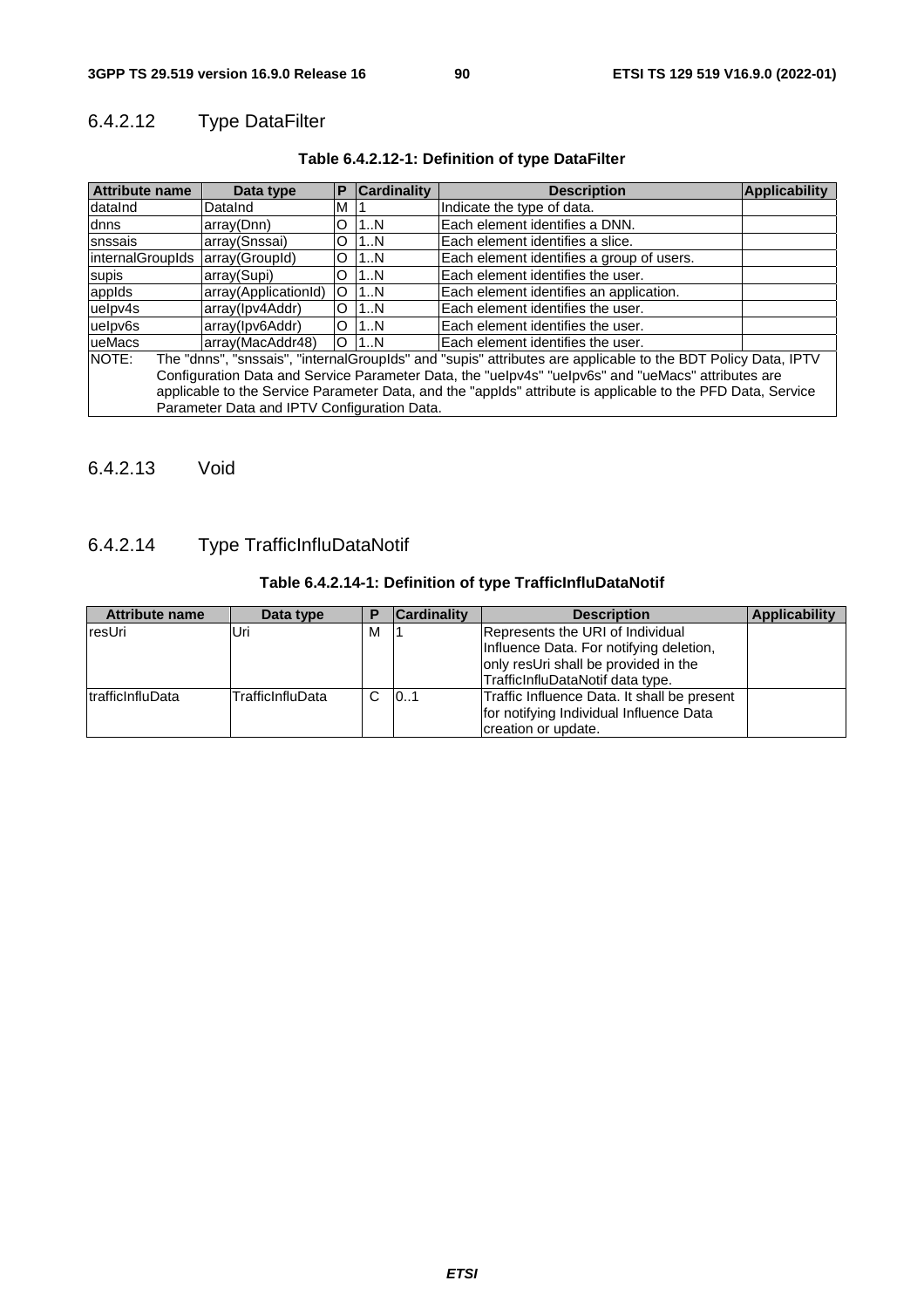### 6.4.2.12 Type DataFilter

**Table 6.4.2.12-1: Definition of type DataFilter**

| Attribute name | Data type | P | Cardinality | Description | Applicability |
|---|---|---|---|---|---|
| dataInd | DataInd | M | 1 | Indicate the type of data. | |
| dnns | array(Dnn) | O | 1..N | Each element identifies a DNN. | |
| snssais | array(Snssai) | O | 1..N | Each element identifies a slice. | |
| internalGroupIds | array(GroupId) | O | 1..N | Each element identifies a group of users. | |
| supis | array(Supi) | O | 1..N | Each element identifies the user. | |
| appIds | array(ApplicationId) | O | 1..N | Each element identifies an application. | |
| ueIpv4s | array(Ipv4Addr) | O | 1..N | Each element identifies the user. | |
| ueIpv6s | array(Ipv6Addr) | O | 1..N | Each element identifies the user. | |
| ueMacs | array(MacAddr48) | O | 1..N | Each element identifies the user. | |
| NOTE: The "dnns", "snssais", "internalGroupIds" and "supis" attributes are applicable to the BDT Policy Data, IPTV Configuration Data and Service Parameter Data, the "ueIpv4s" "ueIpv6s" and "ueMacs" attributes are applicable to the Service Parameter Data, and the "appIds" attribute is applicable to the PFD Data, Service Parameter Data and IPTV Configuration Data. | | | | | |

### 6.4.2.13 Void

### 6.4.2.14 Type TrafficInfluDataNotif

**Table 6.4.2.14-1: Definition of type TrafficInfluDataNotif**

| Attribute name | Data type | P | Cardinality | Description | Applicability |
|---|---|---|---|---|---|
| resUri | Uri | M | 1 | Represents the URI of Individual Influence Data. For notifying deletion, only resUri shall be provided in the TrafficInfluDataNotif data type. | |
| trafficInfluData | TrafficInfluData | C | 0..1 | Traffic Influence Data. It shall be present for notifying Individual Influence Data creation or update. | |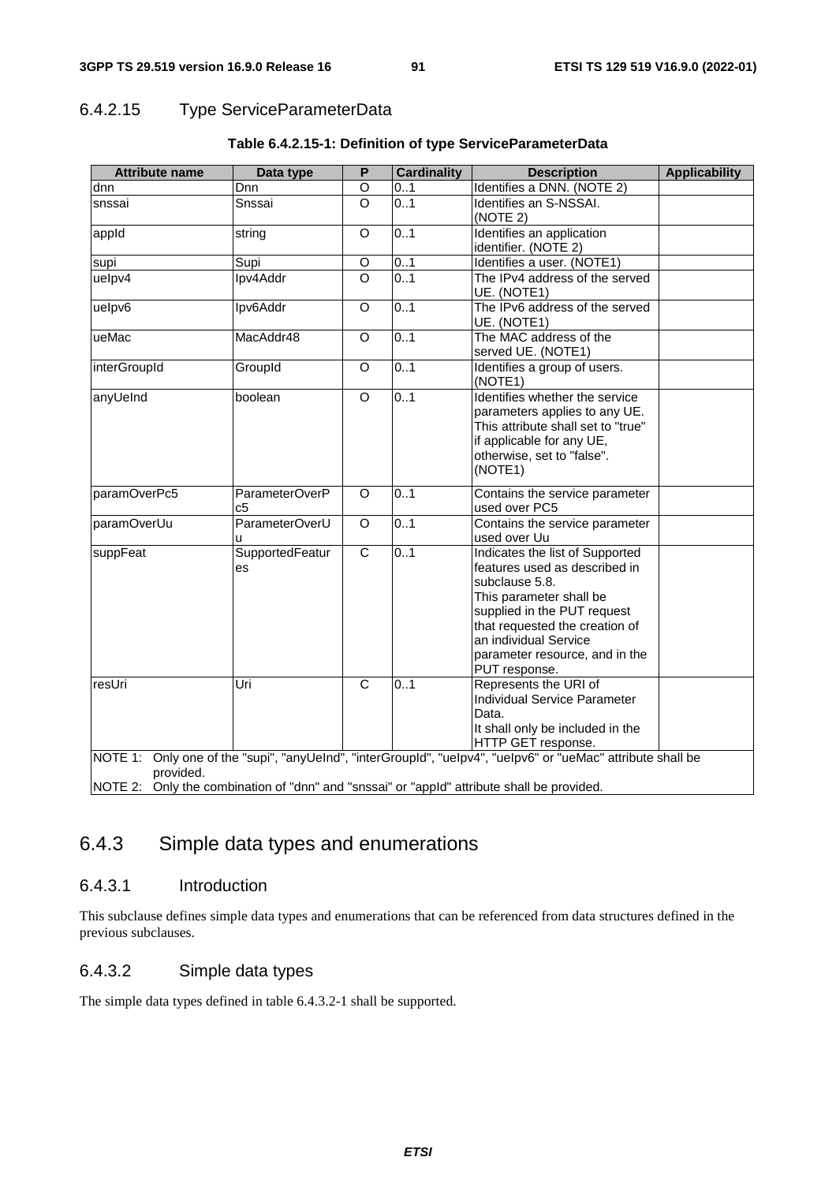### 6.4.2.15 Type ServiceParameterData

**Table 6.4.2.15-1: Definition of type ServiceParameterData**

| Attribute name | Data type | P | Cardinality | Description | Applicability |
|---|---|---|---|---|---|
| dnn | Dnn | O | 0..1 | Identifies a DNN. (NOTE 2) | |
| snssai | Snssai | O | 0..1 | Identifies an S-NSSAI. (NOTE 2) | |
| appId | string | O | 0..1 | Identifies an application identifier. (NOTE 2) | |
| supi | Supi | O | 0..1 | Identifies a user. (NOTE1) | |
| ueIpv4 | Ipv4Addr | O | 0..1 | The IPv4 address of the served UE. (NOTE1) | |
| ueIpv6 | Ipv6Addr | O | 0..1 | The IPv6 address of the served UE. (NOTE1) | |
| ueMac | MacAddr48 | O | 0..1 | The MAC address of the served UE. (NOTE1) | |
| interGroupId | GroupId | O | 0..1 | Identifies a group of users. (NOTE1) | |
| anyUeInd | boolean | O | 0..1 | Identifies whether the service parameters applies to any UE. This attribute shall set to "true" if applicable for any UE, otherwise, set to "false". (NOTE1) | |
| paramOverPc5 | ParameterOverPc5 | O | 0..1 | Contains the service parameter used over PC5 | |
| paramOverUu | ParameterOverUu | O | 0..1 | Contains the service parameter used over Uu | |
| suppFeat | SupportedFeatures | C | 0..1 | Indicates the list of Supported features used as described in subclause 5.8. This parameter shall be supplied in the PUT request that requested the creation of an individual Service parameter resource, and in the PUT response. | |
| resUri | Uri | C | 0..1 | Represents the URI of Individual Service Parameter Data. It shall only be included in the HTTP GET response. | |

NOTE 1: Only one of the "supi", "anyUeInd", "interGroupId", "ueIpv4", "ueIpv6" or "ueMac" attribute shall be provided.

NOTE 2: Only the combination of "dnn" and "snssai" or "appId" attribute shall be provided.

## 6.4.3 Simple data types and enumerations

### 6.4.3.1 Introduction

This subclause defines simple data types and enumerations that can be referenced from data structures defined in the previous subclauses.

### 6.4.3.2 Simple data types

The simple data types defined in table 6.4.3.2-1 shall be supported.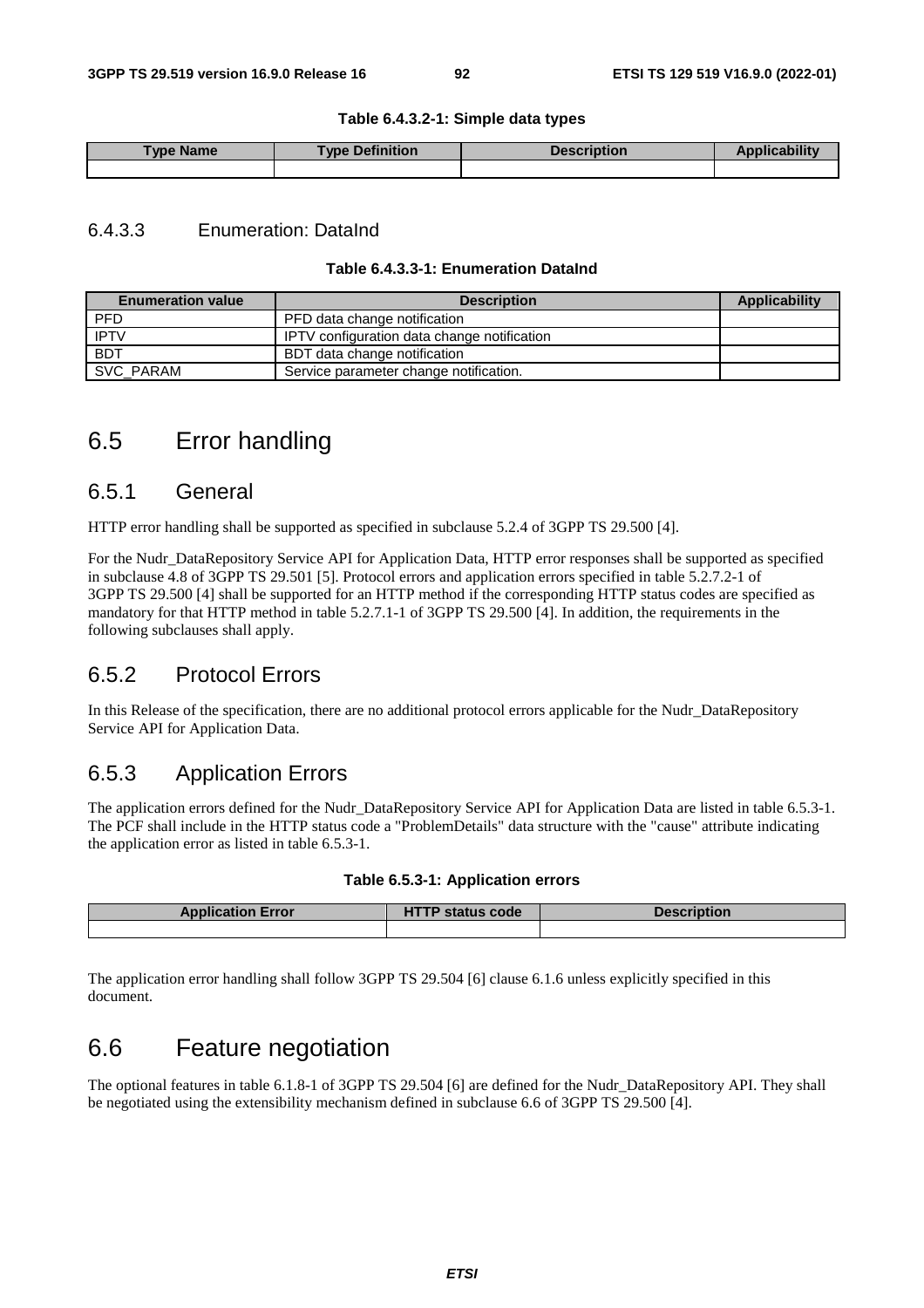**Table 6.4.3.2-1: Simple data types**

| Type Name | Type Definition | Description | Applicability |
|---|---|---|---|
| | | | |

### 6.4.3.3 Enumeration: DataInd

**Table 6.4.3.3-1: Enumeration DataInd**

| Enumeration value | Description | Applicability |
|---|---|---|
| PFD | PFD data change notification | |
| IPTV | IPTV configuration data change notification | |
| BDT | BDT data change notification | |
| SVC_PARAM | Service parameter change notification. | |

## 6.5 Error handling

### 6.5.1 General

HTTP error handling shall be supported as specified in subclause 5.2.4 of 3GPP TS 29.500 [4].

For the Nudr_DataRepository Service API for Application Data, HTTP error responses shall be supported as specified in subclause 4.8 of 3GPP TS 29.501 [5]. Protocol errors and application errors specified in table 5.2.7.2-1 of 3GPP TS 29.500 [4] shall be supported for an HTTP method if the corresponding HTTP status codes are specified as mandatory for that HTTP method in table 5.2.7.1-1 of 3GPP TS 29.500 [4]. In addition, the requirements in the following subclauses shall apply.

### 6.5.2 Protocol Errors

In this Release of the specification, there are no additional protocol errors applicable for the Nudr_DataRepository Service API for Application Data.

### 6.5.3 Application Errors

The application errors defined for the Nudr_DataRepository Service API for Application Data are listed in table 6.5.3-1. The PCF shall include in the HTTP status code a "ProblemDetails" data structure with the "cause" attribute indicating the application error as listed in table 6.5.3-1.

**Table 6.5.3-1: Application errors**

| Application Error | HTTP status code | Description |
|---|---|---|
| | | |

The application error handling shall follow 3GPP TS 29.504 [6] clause 6.1.6 unless explicitly specified in this document.

## 6.6 Feature negotiation

The optional features in table 6.1.8-1 of 3GPP TS 29.504 [6] are defined for the Nudr_DataRepository API. They shall be negotiated using the extensibility mechanism defined in subclause 6.6 of 3GPP TS 29.500 [4].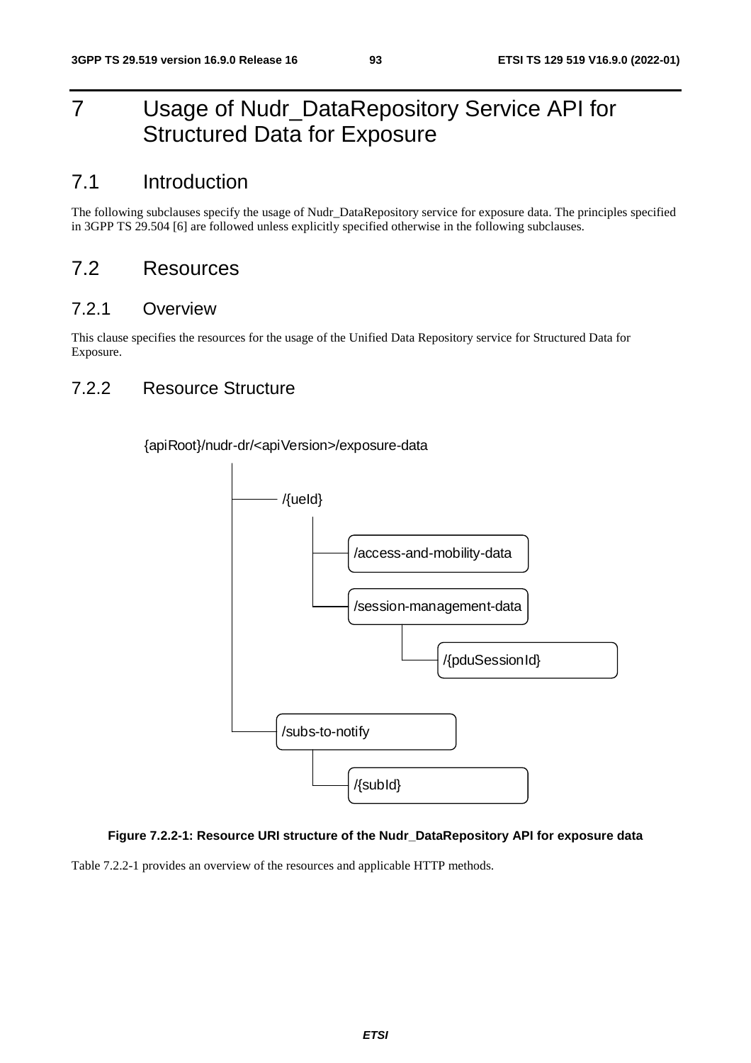# 7 Usage of Nudr_DataRepository Service API for Structured Data for Exposure

## 7.1 Introduction

The following subclauses specify the usage of Nudr_DataRepository service for exposure data. The principles specified in 3GPP TS 29.504 [6] are followed unless explicitly specified otherwise in the following subclauses.

## 7.2 Resources

### 7.2.1 Overview

This clause specifies the resources for the usage of the Unified Data Repository service for Structured Data for Exposure.

### 7.2.2 Resource Structure

```
{apiRoot}/nudr-dr/<apiVersion>/exposure-data
    |
    |---- /{ueId}
    |        |
    |        |---- /access-and-mobility-data
    |        |
    |        |---- /session-management-data
    |                  |
    |                  |---- /{pduSessionId}
    |
    |---- /subs-to-notify
             |
             |---- /{subId}
```

**Figure 7.2.2-1: Resource URI structure of the Nudr_DataRepository API for exposure data**

Table 7.2.2-1 provides an overview of the resources and applicable HTTP methods.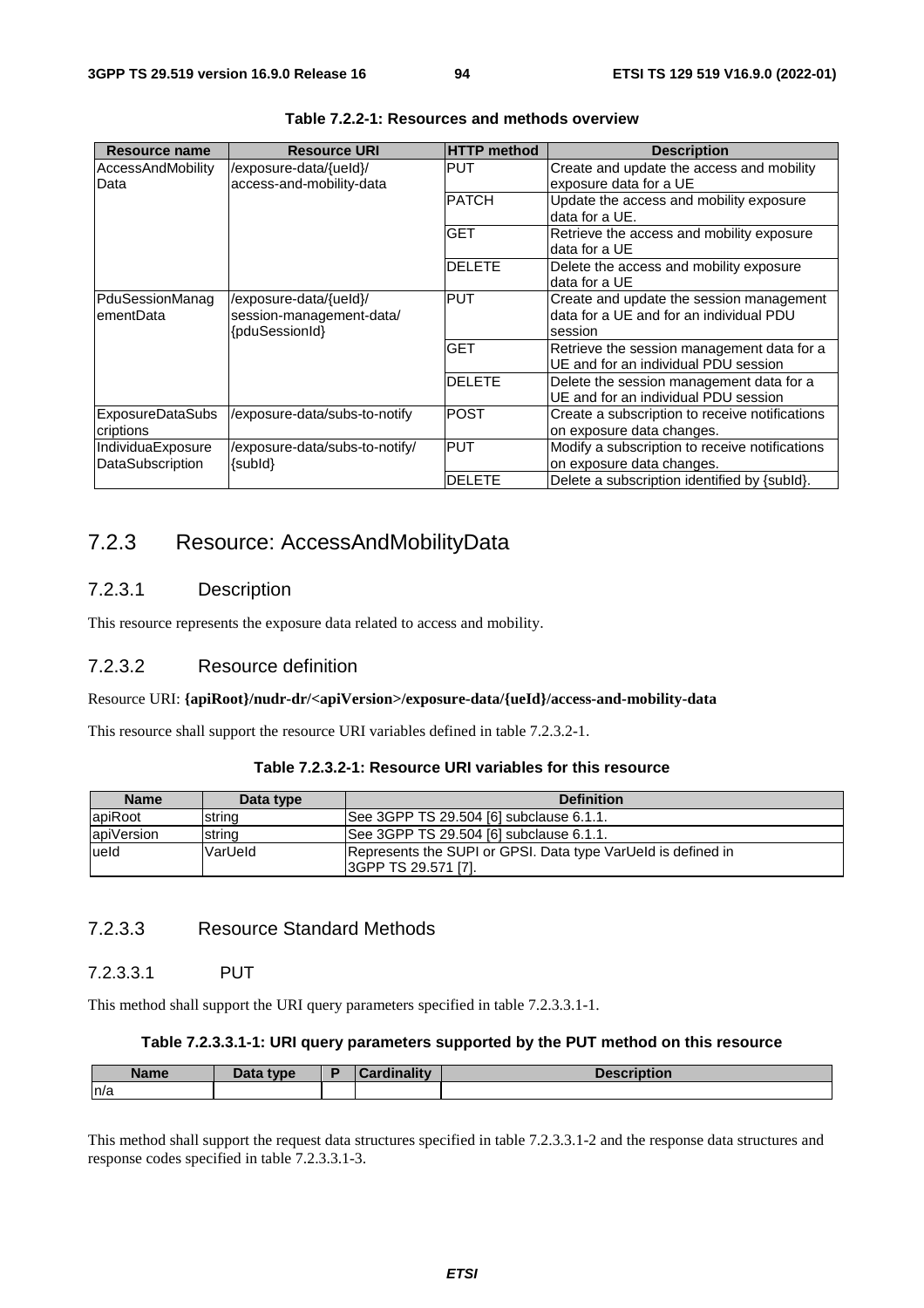**Table 7.2.2-1: Resources and methods overview**

| Resource name | Resource URI | HTTP method | Description |
|---|---|---|---|
| AccessAndMobilityData | /exposure-data/{ueId}/access-and-mobility-data | PUT | Create and update the access and mobility exposure data for a UE |
| | | PATCH | Update the access and mobility exposure data for a UE. |
| | | GET | Retrieve the access and mobility exposure data for a UE |
| | | DELETE | Delete the access and mobility exposure data for a UE |
| PduSessionManagementData | /exposure-data/{ueId}/session-management-data/{pduSessionId} | PUT | Create and update the session management data for a UE and for an individual PDU session |
| | | GET | Retrieve the session management data for a UE and for an individual PDU session |
| | | DELETE | Delete the session management data for a UE and for an individual PDU session |
| ExposureDataSubscriptions | /exposure-data/subs-to-notify | POST | Create a subscription to receive notifications on exposure data changes. |
| IndividuaExposureDataSubscription | /exposure-data/subs-to-notify/{subId} | PUT | Modify a subscription to receive notifications on exposure data changes. |
| | | DELETE | Delete a subscription identified by {subId}. |

## 7.2.3 Resource: AccessAndMobilityData

### 7.2.3.1 Description

This resource represents the exposure data related to access and mobility.

### 7.2.3.2 Resource definition

Resource URI: **{apiRoot}/nudr-dr/<apiVersion>/exposure-data/{ueId}/access-and-mobility-data**

This resource shall support the resource URI variables defined in table 7.2.3.2-1.

**Table 7.2.3.2-1: Resource URI variables for this resource**

| Name | Data type | Definition |
|---|---|---|
| apiRoot | string | See 3GPP TS 29.504 [6] subclause 6.1.1. |
| apiVersion | string | See 3GPP TS 29.504 [6] subclause 6.1.1. |
| ueId | VarUeId | Represents the SUPI or GPSI. Data type VarUeId is defined in 3GPP TS 29.571 [7]. |

### 7.2.3.3 Resource Standard Methods

#### 7.2.3.3.1 PUT

This method shall support the URI query parameters specified in table 7.2.3.3.1-1.

**Table 7.2.3.3.1-1: URI query parameters supported by the PUT method on this resource**

| Name | Data type | P | Cardinality | Description |
|---|---|---|---|---|
| n/a | | | | |

This method shall support the request data structures specified in table 7.2.3.3.1-2 and the response data structures and response codes specified in table 7.2.3.3.1-3.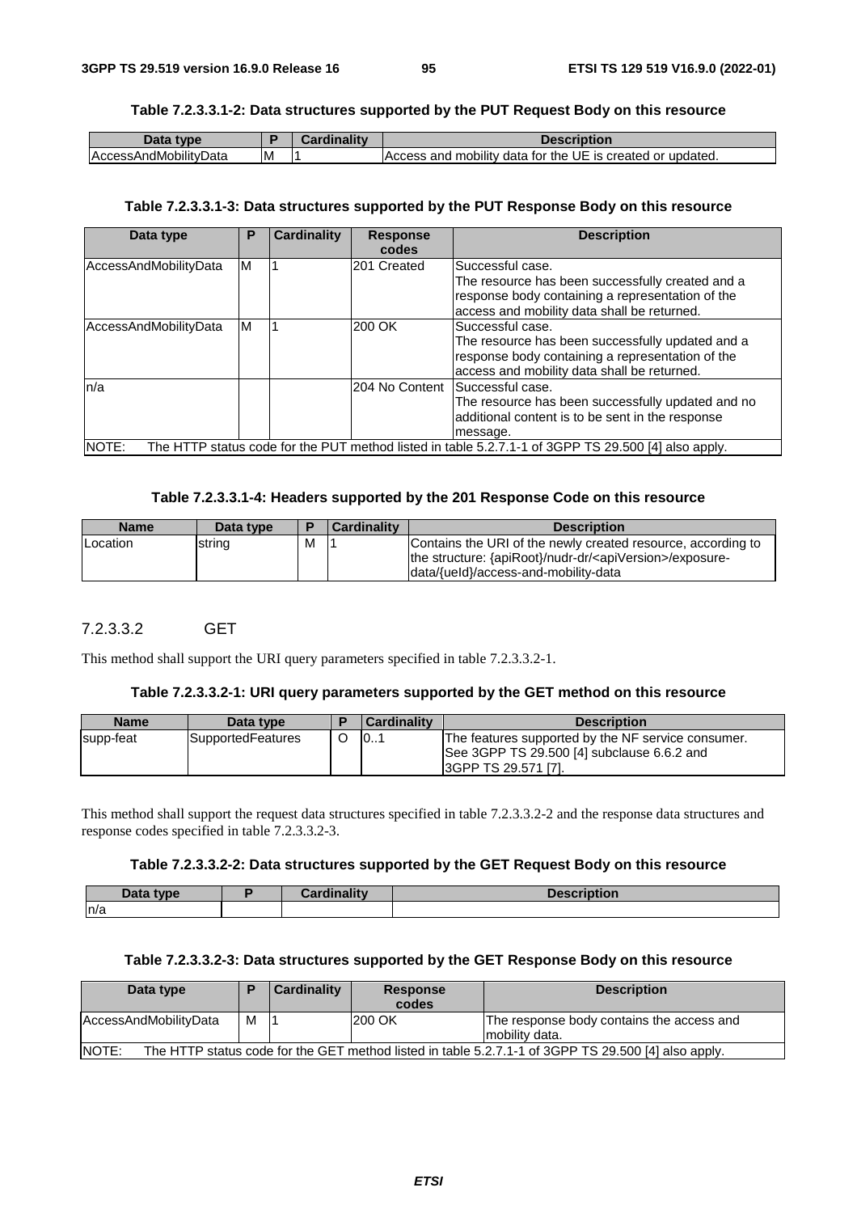**Table 7.2.3.3.1-2: Data structures supported by the PUT Request Body on this resource**

| Data type | P | Cardinality | Description |
|---|---|---|---|
| AccessAndMobilityData | M | 1 | Access and mobility data for the UE is created or updated. |

**Table 7.2.3.3.1-3: Data structures supported by the PUT Response Body on this resource**

| Data type | P | Cardinality | Response codes | Description |
|---|---|---|---|---|
| AccessAndMobilityData | M | 1 | 201 Created | Successful case.<br>The resource has been successfully created and a response body containing a representation of the access and mobility data shall be returned. |
| AccessAndMobilityData | M | 1 | 200 OK | Successful case.<br>The resource has been successfully updated and a response body containing a representation of the access and mobility data shall be returned. |
| n/a | | | 204 No Content | Successful case.<br>The resource has been successfully updated and no additional content is to be sent in the response message. |
| NOTE: The HTTP status code for the PUT method listed in table 5.2.7.1-1 of 3GPP TS 29.500 [4] also apply. | | | | |

**Table 7.2.3.3.1-4: Headers supported by the 201 Response Code on this resource**

| Name | Data type | P | Cardinality | Description |
|---|---|---|---|---|
| Location | string | M | 1 | Contains the URI of the newly created resource, according to the structure: {apiRoot}/nudr-dr/<apiVersion>/exposure-data/{ueId}/access-and-mobility-data |

#### 7.2.3.3.2 GET

This method shall support the URI query parameters specified in table 7.2.3.3.2-1.

**Table 7.2.3.3.2-1: URI query parameters supported by the GET method on this resource**

| Name | Data type | P | Cardinality | Description |
|---|---|---|---|---|
| supp-feat | SupportedFeatures | O | 0..1 | The features supported by the NF service consumer. See 3GPP TS 29.500 [4] subclause 6.6.2 and 3GPP TS 29.571 [7]. |

This method shall support the request data structures specified in table 7.2.3.3.2-2 and the response data structures and response codes specified in table 7.2.3.3.2-3.

**Table 7.2.3.3.2-2: Data structures supported by the GET Request Body on this resource**

| Data type | P | Cardinality | Description |
|---|---|---|---|
| n/a | | | |

**Table 7.2.3.3.2-3: Data structures supported by the GET Response Body on this resource**

| Data type | P | Cardinality | Response codes | Description |
|---|---|---|---|---|
| AccessAndMobilityData | M | 1 | 200 OK | The response body contains the access and mobility data. |
| NOTE: The HTTP status code for the GET method listed in table 5.2.7.1-1 of 3GPP TS 29.500 [4] also apply. | | | | |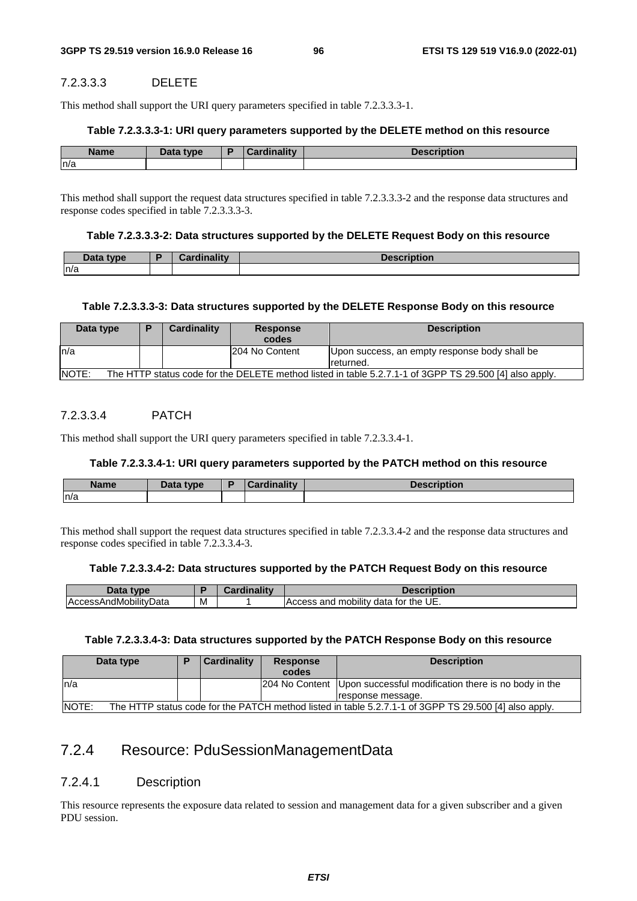#### 7.2.3.3.3 DELETE

This method shall support the URI query parameters specified in table 7.2.3.3.3-1.

**Table 7.2.3.3.3-1: URI query parameters supported by the DELETE method on this resource**

| Name | Data type | P | Cardinality | Description |
|---|---|---|---|---|
| n/a | | | | |

This method shall support the request data structures specified in table 7.2.3.3.3-2 and the response data structures and response codes specified in table 7.2.3.3.3-3.

**Table 7.2.3.3.3-2: Data structures supported by the DELETE Request Body on this resource**

| Data type | P | Cardinality | Description |
|---|---|---|---|
| n/a | | | |

**Table 7.2.3.3.3-3: Data structures supported by the DELETE Response Body on this resource**

| Data type | P | Cardinality | Response codes | Description |
|---|---|---|---|---|
| n/a | | | 204 No Content | Upon success, an empty response body shall be returned. |
| NOTE: The HTTP status code for the DELETE method listed in table 5.2.7.1-1 of 3GPP TS 29.500 [4] also apply. | | | | |

#### 7.2.3.3.4 PATCH

This method shall support the URI query parameters specified in table 7.2.3.3.4-1.

**Table 7.2.3.3.4-1: URI query parameters supported by the PATCH method on this resource**

| Name | Data type | P | Cardinality | Description |
|---|---|---|---|---|
| n/a | | | | |

This method shall support the request data structures specified in table 7.2.3.3.4-2 and the response data structures and response codes specified in table 7.2.3.3.4-3.

**Table 7.2.3.3.4-2: Data structures supported by the PATCH Request Body on this resource**

| Data type | P | Cardinality | Description |
|---|---|---|---|
| AccessAndMobilityData | M | 1 | Access and mobility data for the UE. |

**Table 7.2.3.3.4-3: Data structures supported by the PATCH Response Body on this resource**

| Data type | P | Cardinality | Response codes | Description |
|---|---|---|---|---|
| n/a | | | 204 No Content | Upon successful modification there is no body in the response message. |
| NOTE: The HTTP status code for the PATCH method listed in table 5.2.7.1-1 of 3GPP TS 29.500 [4] also apply. | | | | |

## 7.2.4 Resource: PduSessionManagementData

### 7.2.4.1 Description

This resource represents the exposure data related to session and management data for a given subscriber and a given PDU session.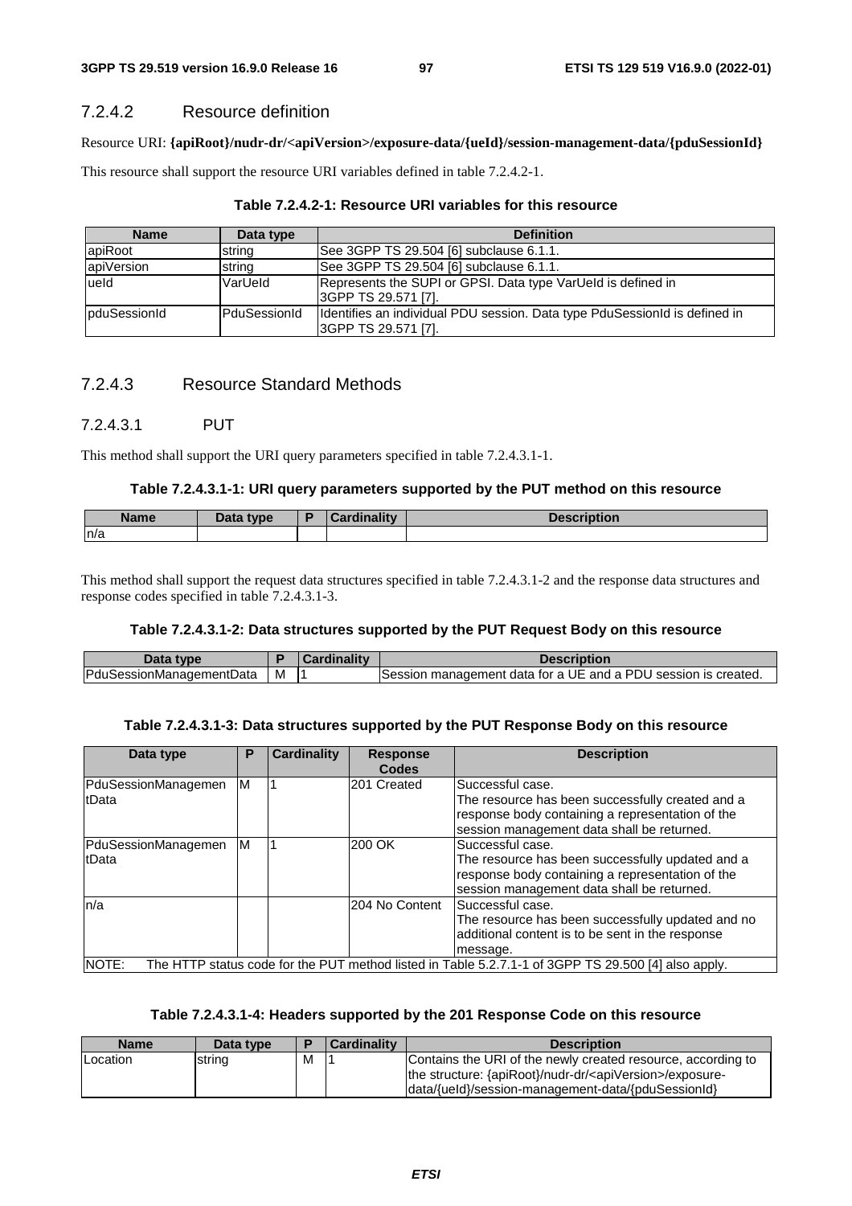#### 7.2.4.2 Resource definition

Resource URI: **{apiRoot}/nudr-dr/<apiVersion>/exposure-data/{ueId}/session-management-data/{pduSessionId}**

This resource shall support the resource URI variables defined in table 7.2.4.2-1.

**Table 7.2.4.2-1: Resource URI variables for this resource**

| Name | Data type | Definition |
|---|---|---|
| apiRoot | string | See 3GPP TS 29.504 [6] subclause 6.1.1. |
| apiVersion | string | See 3GPP TS 29.504 [6] subclause 6.1.1. |
| ueId | VarUeId | Represents the SUPI or GPSI. Data type VarUeId is defined in 3GPP TS 29.571 [7]. |
| pduSessionId | PduSessionId | Identifies an individual PDU session. Data type PduSessionId is defined in 3GPP TS 29.571 [7]. |

#### 7.2.4.3 Resource Standard Methods

##### 7.2.4.3.1 PUT

This method shall support the URI query parameters specified in table 7.2.4.3.1-1.

**Table 7.2.4.3.1-1: URI query parameters supported by the PUT method on this resource**

| Name | Data type | P | Cardinality | Description |
|---|---|---|---|---|
| n/a | | | | |

This method shall support the request data structures specified in table 7.2.4.3.1-2 and the response data structures and response codes specified in table 7.2.4.3.1-3.

**Table 7.2.4.3.1-2: Data structures supported by the PUT Request Body on this resource**

| Data type | P | Cardinality | Description |
|---|---|---|---|
| PduSessionManagementData | M | 1 | Session management data for a UE and a PDU session is created. |

**Table 7.2.4.3.1-3: Data structures supported by the PUT Response Body on this resource**

| Data type | P | Cardinality | Response Codes | Description |
|---|---|---|---|---|
| PduSessionManagementData | M | 1 | 201 Created | Successful case.<br>The resource has been successfully created and a response body containing a representation of the session management data shall be returned. |
| PduSessionManagementData | M | 1 | 200 OK | Successful case.<br>The resource has been successfully updated and a response body containing a representation of the session management data shall be returned. |
| n/a | | | 204 No Content | Successful case.<br>The resource has been successfully updated and no additional content is to be sent in the response message. |
| NOTE: The HTTP status code for the PUT method listed in Table 5.2.7.1-1 of 3GPP TS 29.500 [4] also apply. | | | | |

**Table 7.2.4.3.1-4: Headers supported by the 201 Response Code on this resource**

| Name | Data type | P | Cardinality | Description |
|---|---|---|---|---|
| Location | string | M | 1 | Contains the URI of the newly created resource, according to the structure: {apiRoot}/nudr-dr/<apiVersion>/exposure-data/{ueId}/session-management-data/{pduSessionId} |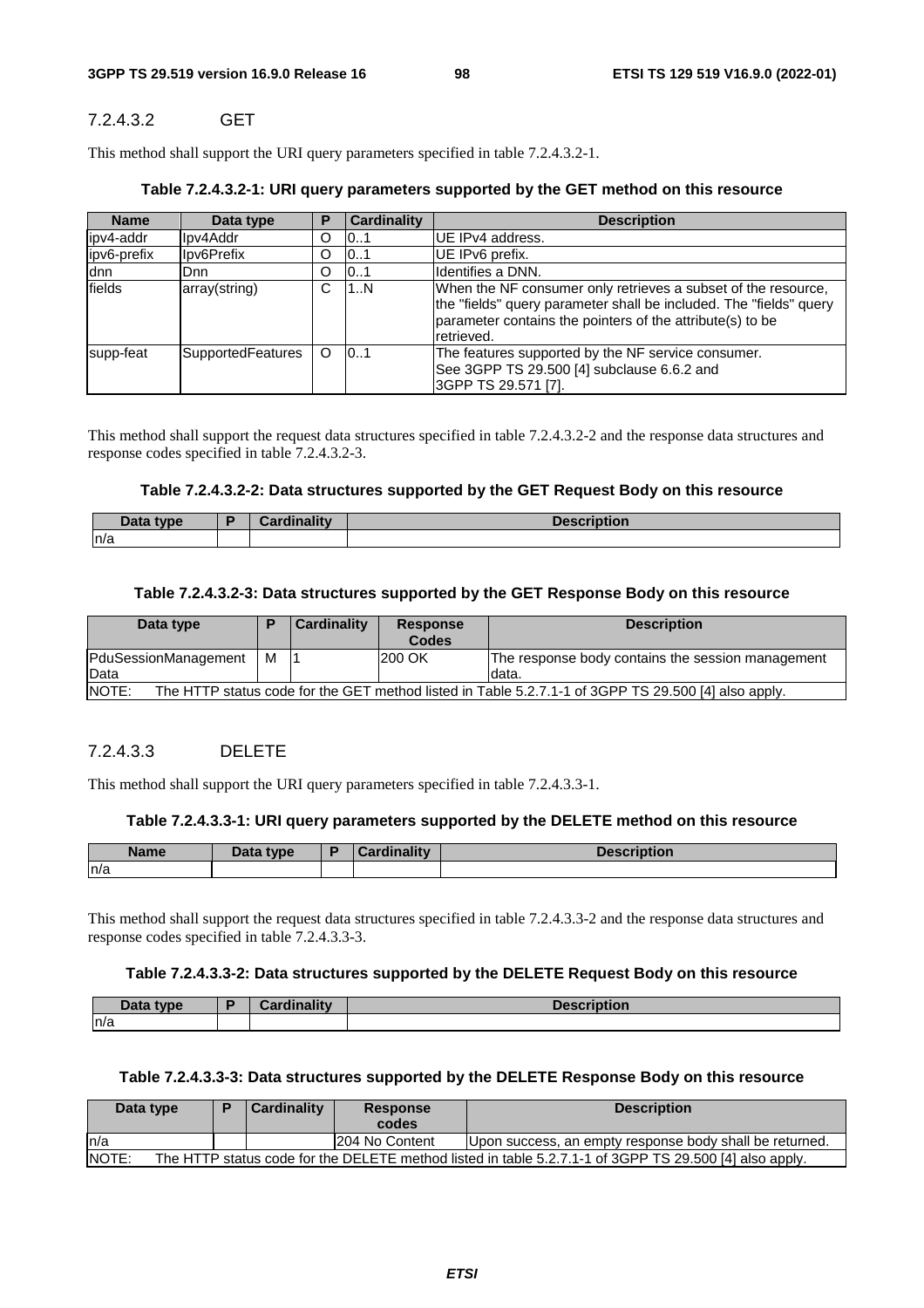#### 7.2.4.3.2 GET

This method shall support the URI query parameters specified in table 7.2.4.3.2-1.

**Table 7.2.4.3.2-1: URI query parameters supported by the GET method on this resource**

| Name | Data type | P | Cardinality | Description |
| --- | --- | --- | --- | --- |
| ipv4-addr | Ipv4Addr | O | 0..1 | UE IPv4 address. |
| ipv6-prefix | Ipv6Prefix | O | 0..1 | UE IPv6 prefix. |
| dnn | Dnn | O | 0..1 | Identifies a DNN. |
| fields | array(string) | C | 1..N | When the NF consumer only retrieves a subset of the resource, the "fields" query parameter shall be included. The "fields" query parameter contains the pointers of the attribute(s) to be retrieved. |
| supp-feat | SupportedFeatures | O | 0..1 | The features supported by the NF service consumer. See 3GPP TS 29.500 [4] subclause 6.6.2 and 3GPP TS 29.571 [7]. |

This method shall support the request data structures specified in table 7.2.4.3.2-2 and the response data structures and response codes specified in table 7.2.4.3.2-3.

**Table 7.2.4.3.2-2: Data structures supported by the GET Request Body on this resource**

| Data type | P | Cardinality | Description |
| --- | --- | --- | --- |
| n/a | | | |

**Table 7.2.4.3.2-3: Data structures supported by the GET Response Body on this resource**

| Data type | P | Cardinality | Response Codes | Description |
| --- | --- | --- | --- | --- |
| PduSessionManagementData | M | 1 | 200 OK | The response body contains the session management data. |
| NOTE: The HTTP status code for the GET method listed in Table 5.2.7.1-1 of 3GPP TS 29.500 [4] also apply. | | | | |

#### 7.2.4.3.3 DELETE

This method shall support the URI query parameters specified in table 7.2.4.3.3-1.

**Table 7.2.4.3.3-1: URI query parameters supported by the DELETE method on this resource**

| Name | Data type | P | Cardinality | Description |
| --- | --- | --- | --- | --- |
| n/a | | | | |

This method shall support the request data structures specified in table 7.2.4.3.3-2 and the response data structures and response codes specified in table 7.2.4.3.3-3.

**Table 7.2.4.3.3-2: Data structures supported by the DELETE Request Body on this resource**

| Data type | P | Cardinality | Description |
| --- | --- | --- | --- |
| n/a | | | |

**Table 7.2.4.3.3-3: Data structures supported by the DELETE Response Body on this resource**

| Data type | P | Cardinality | Response codes | Description |
| --- | --- | --- | --- | --- |
| n/a | | | 204 No Content | Upon success, an empty response body shall be returned. |
| NOTE: The HTTP status code for the DELETE method listed in table 5.2.7.1-1 of 3GPP TS 29.500 [4] also apply. | | | | |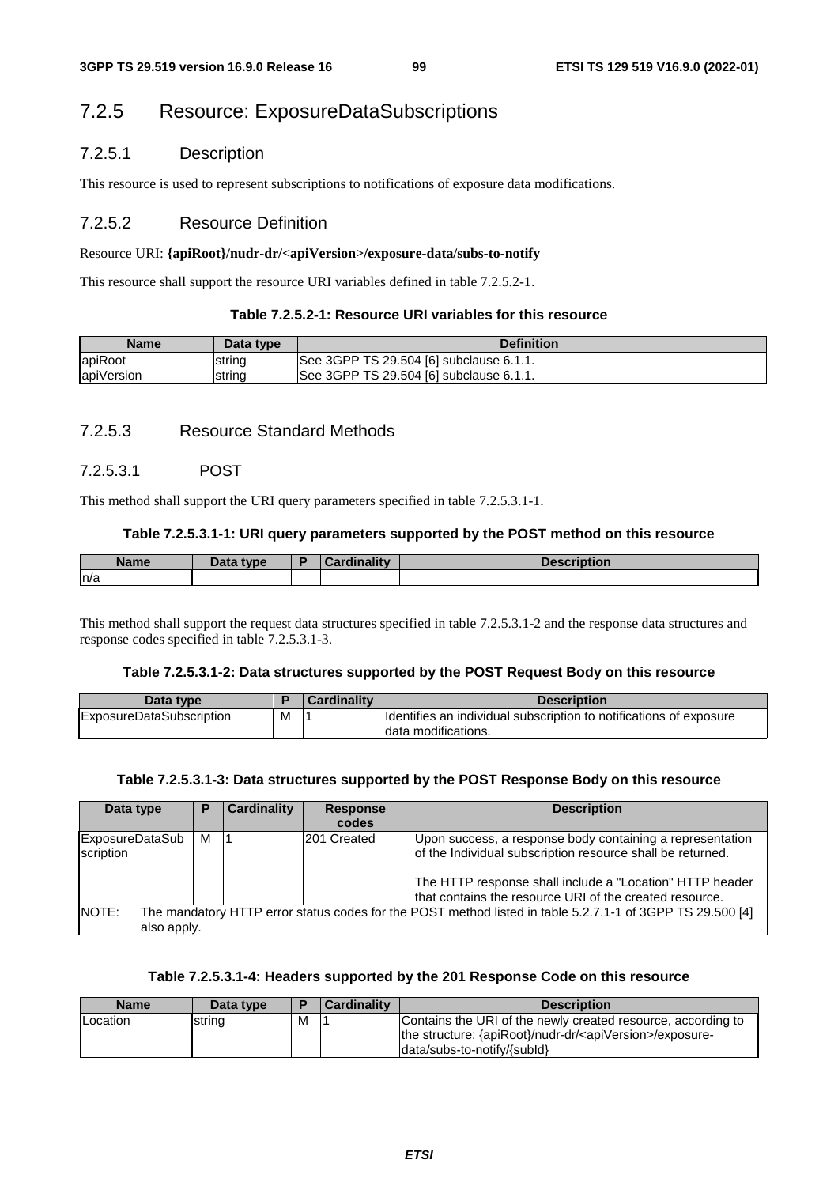## 7.2.5 Resource: ExposureDataSubscriptions

### 7.2.5.1 Description

This resource is used to represent subscriptions to notifications of exposure data modifications.

### 7.2.5.2 Resource Definition

Resource URI: **{apiRoot}/nudr-dr/<apiVersion>/exposure-data/subs-to-notify**

This resource shall support the resource URI variables defined in table 7.2.5.2-1.

**Table 7.2.5.2-1: Resource URI variables for this resource**

| Name | Data type | Definition |
|---|---|---|
| apiRoot | string | See 3GPP TS 29.504 [6] subclause 6.1.1. |
| apiVersion | string | See 3GPP TS 29.504 [6] subclause 6.1.1. |

### 7.2.5.3 Resource Standard Methods

#### 7.2.5.3.1 POST

This method shall support the URI query parameters specified in table 7.2.5.3.1-1.

**Table 7.2.5.3.1-1: URI query parameters supported by the POST method on this resource**

| Name | Data type | P | Cardinality | Description |
|---|---|---|---|---|
| n/a | | | | |

This method shall support the request data structures specified in table 7.2.5.3.1-2 and the response data structures and response codes specified in table 7.2.5.3.1-3.

**Table 7.2.5.3.1-2: Data structures supported by the POST Request Body on this resource**

| Data type | P | Cardinality | Description |
|---|---|---|---|
| ExposureDataSubscription | M | 1 | Identifies an individual subscription to notifications of exposure data modifications. |

**Table 7.2.5.3.1-3: Data structures supported by the POST Response Body on this resource**

| Data type | P | Cardinality | Response codes | Description |
|---|---|---|---|---|
| ExposureDataSubscription | M | 1 | 201 Created | Upon success, a response body containing a representation of the Individual subscription resource shall be returned.<br><br>The HTTP response shall include a "Location" HTTP header that contains the resource URI of the created resource. |
| NOTE: The mandatory HTTP error status codes for the POST method listed in table 5.2.7.1-1 of 3GPP TS 29.500 [4] also apply. | | | | |

**Table 7.2.5.3.1-4: Headers supported by the 201 Response Code on this resource**

| Name | Data type | P | Cardinality | Description |
|---|---|---|---|---|
| Location | string | M | 1 | Contains the URI of the newly created resource, according to the structure: {apiRoot}/nudr-dr/<apiVersion>/exposure-data/subs-to-notify/{subId} |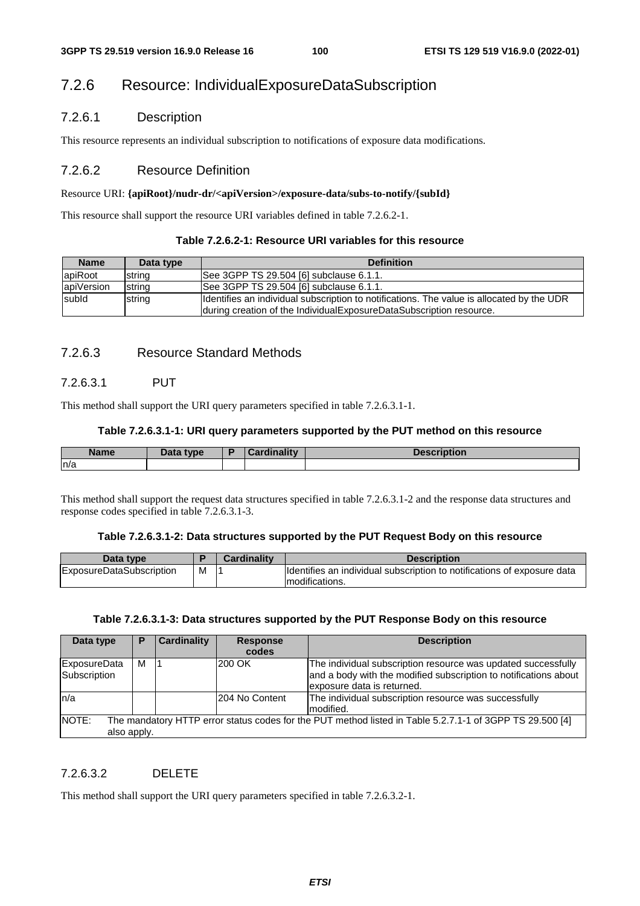### 7.2.6 Resource: IndividualExposureDataSubscription

#### 7.2.6.1 Description

This resource represents an individual subscription to notifications of exposure data modifications.

#### 7.2.6.2 Resource Definition

Resource URI: **{apiRoot}/nudr-dr/<apiVersion>/exposure-data/subs-to-notify/{subId}**

This resource shall support the resource URI variables defined in table 7.2.6.2-1.

**Table 7.2.6.2-1: Resource URI variables for this resource**

| Name | Data type | Definition |
| --- | --- | --- |
| apiRoot | string | See 3GPP TS 29.504 [6] subclause 6.1.1. |
| apiVersion | string | See 3GPP TS 29.504 [6] subclause 6.1.1. |
| subId | string | Identifies an individual subscription to notifications. The value is allocated by the UDR during creation of the IndividualExposureDataSubscription resource. |

#### 7.2.6.3 Resource Standard Methods

##### 7.2.6.3.1 PUT

This method shall support the URI query parameters specified in table 7.2.6.3.1-1.

**Table 7.2.6.3.1-1: URI query parameters supported by the PUT method on this resource**

| Name | Data type | P | Cardinality | Description |
| --- | --- | --- | --- | --- |
| n/a | | | | |

This method shall support the request data structures specified in table 7.2.6.3.1-2 and the response data structures and response codes specified in table 7.2.6.3.1-3.

**Table 7.2.6.3.1-2: Data structures supported by the PUT Request Body on this resource**

| Data type | P | Cardinality | Description |
| --- | --- | --- | --- |
| ExposureDataSubscription | M | 1 | Identifies an individual subscription to notifications of exposure data modifications. |

**Table 7.2.6.3.1-3: Data structures supported by the PUT Response Body on this resource**

| Data type | P | Cardinality | Response codes | Description |
| --- | --- | --- | --- | --- |
| ExposureData Subscription | M | 1 | 200 OK | The individual subscription resource was updated successfully and a body with the modified subscription to notifications about exposure data is returned. |
| n/a | | | 204 No Content | The individual subscription resource was successfully modified. |
| NOTE: The mandatory HTTP error status codes for the PUT method listed in Table 5.2.7.1-1 of 3GPP TS 29.500 [4] also apply. | | | | |

##### 7.2.6.3.2 DELETE

This method shall support the URI query parameters specified in table 7.2.6.3.2-1.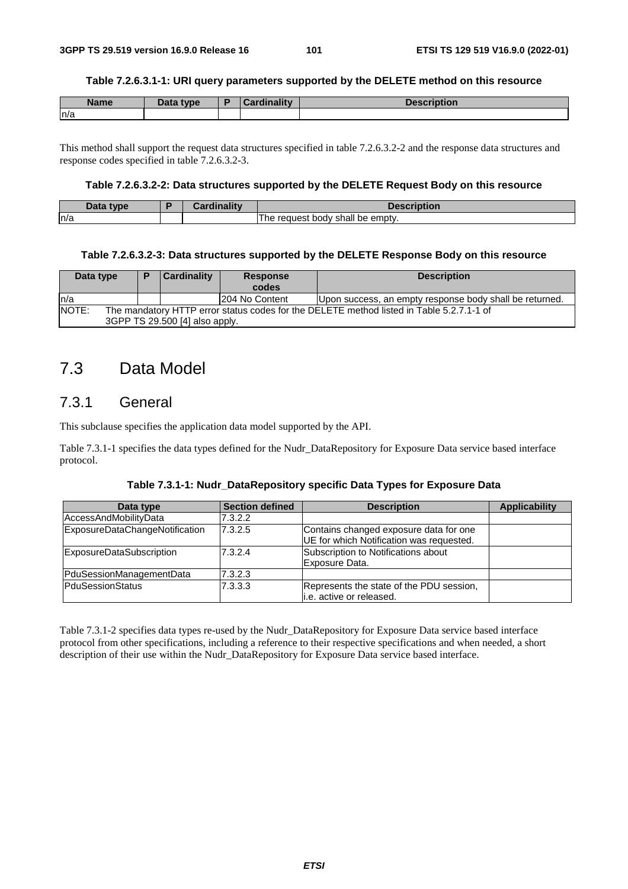**Table 7.2.6.3.1-1: URI query parameters supported by the DELETE method on this resource**

| Name | Data type | P | Cardinality | Description |
|---|---|---|---|---|
| n/a | | | | |

This method shall support the request data structures specified in table 7.2.6.3.2-2 and the response data structures and response codes specified in table 7.2.6.3.2-3.

**Table 7.2.6.3.2-2: Data structures supported by the DELETE Request Body on this resource**

| Data type | P | Cardinality | Description |
|---|---|---|---|
| n/a | | | The request body shall be empty. |

**Table 7.2.6.3.2-3: Data structures supported by the DELETE Response Body on this resource**

| Data type | P | Cardinality | Response codes | Description |
|---|---|---|---|---|
| n/a | | | 204 No Content | Upon success, an empty response body shall be returned. |
| NOTE: The mandatory HTTP error status codes for the DELETE method listed in Table 5.2.7.1-1 of 3GPP TS 29.500 [4] also apply. | | | | |

# 7.3 Data Model

## 7.3.1 General

This subclause specifies the application data model supported by the API.

Table 7.3.1-1 specifies the data types defined for the Nudr_DataRepository for Exposure Data service based interface protocol.

**Table 7.3.1-1: Nudr_DataRepository specific Data Types for Exposure Data**

| Data type | Section defined | Description | Applicability |
|---|---|---|---|
| AccessAndMobilityData | 7.3.2.2 | | |
| ExposureDataChangeNotification | 7.3.2.5 | Contains changed exposure data for one UE for which Notification was requested. | |
| ExposureDataSubscription | 7.3.2.4 | Subscription to Notifications about Exposure Data. | |
| PduSessionManagementData | 7.3.2.3 | | |
| PduSessionStatus | 7.3.3.3 | Represents the state of the PDU session, i.e. active or released. | |

Table 7.3.1-2 specifies data types re-used by the Nudr_DataRepository for Exposure Data service based interface protocol from other specifications, including a reference to their respective specifications and when needed, a short description of their use within the Nudr_DataRepository for Exposure Data service based interface.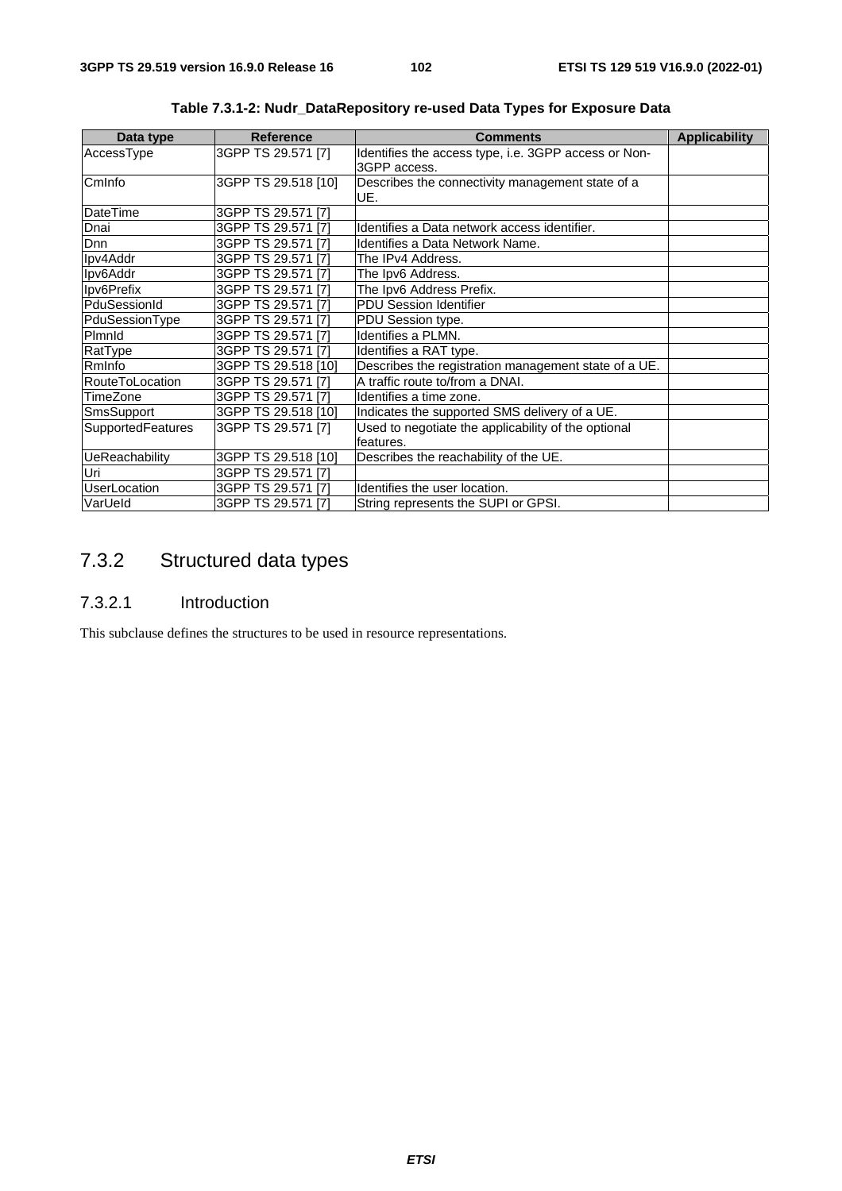**Table 7.3.1-2: Nudr_DataRepository re-used Data Types for Exposure Data**

| Data type | Reference | Comments | Applicability |
|---|---|---|---|
| AccessType | 3GPP TS 29.571 [7] | Identifies the access type, i.e. 3GPP access or Non-3GPP access. | |
| CmInfo | 3GPP TS 29.518 [10] | Describes the connectivity management state of a UE. | |
| DateTime | 3GPP TS 29.571 [7] | | |
| Dnai | 3GPP TS 29.571 [7] | Identifies a Data network access identifier. | |
| Dnn | 3GPP TS 29.571 [7] | Identifies a Data Network Name. | |
| Ipv4Addr | 3GPP TS 29.571 [7] | The IPv4 Address. | |
| Ipv6Addr | 3GPP TS 29.571 [7] | The Ipv6 Address. | |
| Ipv6Prefix | 3GPP TS 29.571 [7] | The Ipv6 Address Prefix. | |
| PduSessionId | 3GPP TS 29.571 [7] | PDU Session Identifier | |
| PduSessionType | 3GPP TS 29.571 [7] | PDU Session type. | |
| PlmnId | 3GPP TS 29.571 [7] | Identifies a PLMN. | |
| RatType | 3GPP TS 29.571 [7] | Identifies a RAT type. | |
| RmInfo | 3GPP TS 29.518 [10] | Describes the registration management state of a UE. | |
| RouteToLocation | 3GPP TS 29.571 [7] | A traffic route to/from a DNAI. | |
| TimeZone | 3GPP TS 29.571 [7] | Identifies a time zone. | |
| SmsSupport | 3GPP TS 29.518 [10] | Indicates the supported SMS delivery of a UE. | |
| SupportedFeatures | 3GPP TS 29.571 [7] | Used to negotiate the applicability of the optional features. | |
| UeReachability | 3GPP TS 29.518 [10] | Describes the reachability of the UE. | |
| Uri | 3GPP TS 29.571 [7] | | |
| UserLocation | 3GPP TS 29.571 [7] | Identifies the user location. | |
| VarUeId | 3GPP TS 29.571 [7] | String represents the SUPI or GPSI. | |

## 7.3.2 Structured data types

### 7.3.2.1 Introduction

This subclause defines the structures to be used in resource representations.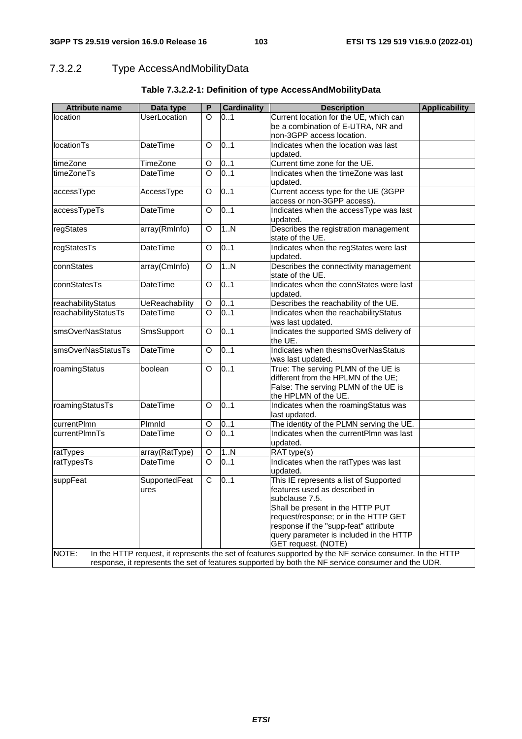### 7.3.2.2 Type AccessAndMobilityData

**Table 7.3.2.2-1: Definition of type AccessAndMobilityData**

| Attribute name | Data type | P | Cardinality | Description | Applicability |
|---|---|---|---|---|---|
| location | UserLocation | O | 0..1 | Current location for the UE, which can be a combination of E-UTRA, NR and non-3GPP access location. | |
| locationTs | DateTime | O | 0..1 | Indicates when the location was last updated. | |
| timeZone | TimeZone | O | 0..1 | Current time zone for the UE. | |
| timeZoneTs | DateTime | O | 0..1 | Indicates when the timeZone was last updated. | |
| accessType | AccessType | O | 0..1 | Current access type for the UE (3GPP access or non-3GPP access). | |
| accessTypeTs | DateTime | O | 0..1 | Indicates when the accessType was last updated. | |
| regStates | array(RmInfo) | O | 1..N | Describes the registration management state of the UE. | |
| regStatesTs | DateTime | O | 0..1 | Indicates when the regStates were last updated. | |
| connStates | array(CmInfo) | O | 1..N | Describes the connectivity management state of the UE. | |
| connStatesTs | DateTime | O | 0..1 | Indicates when the connStates were last updated. | |
| reachabilityStatus | UeReachability | O | 0..1 | Describes the reachability of the UE. | |
| reachabilityStatusTs | DateTime | O | 0..1 | Indicates when the reachabilityStatus was last updated. | |
| smsOverNasStatus | SmsSupport | O | 0..1 | Indicates the supported SMS delivery of the UE. | |
| smsOverNasStatusTs | DateTime | O | 0..1 | Indicates when thesmsOverNasStatus was last updated. | |
| roamingStatus | boolean | O | 0..1 | True: The serving PLMN of the UE is different from the HPLMN of the UE;<br>False: The serving PLMN of the UE is the HPLMN of the UE. | |
| roamingStatusTs | DateTime | O | 0..1 | Indicates when the roamingStatus was last updated. | |
| currentPlmn | PlmnId | O | 0..1 | The identity of the PLMN serving the UE. | |
| currentPlmnTs | DateTime | O | 0..1 | Indicates when the currentPlmn was last updated. | |
| ratTypes | array(RatType) | O | 1..N | RAT type(s) | |
| ratTypesTs | DateTime | O | 0..1 | Indicates when the ratTypes was last updated. | |
| suppFeat | SupportedFeatures | C | 0..1 | This IE represents a list of Supported features used as described in subclause 7.5.<br>Shall be present in the HTTP PUT request/response; or in the HTTP GET response if the "supp-feat" attribute query parameter is included in the HTTP GET request. (NOTE) | |
| NOTE: In the HTTP request, it represents the set of features supported by the NF service consumer. In the HTTP response, it represents the set of features supported by both the NF service consumer and the UDR. | | | | | |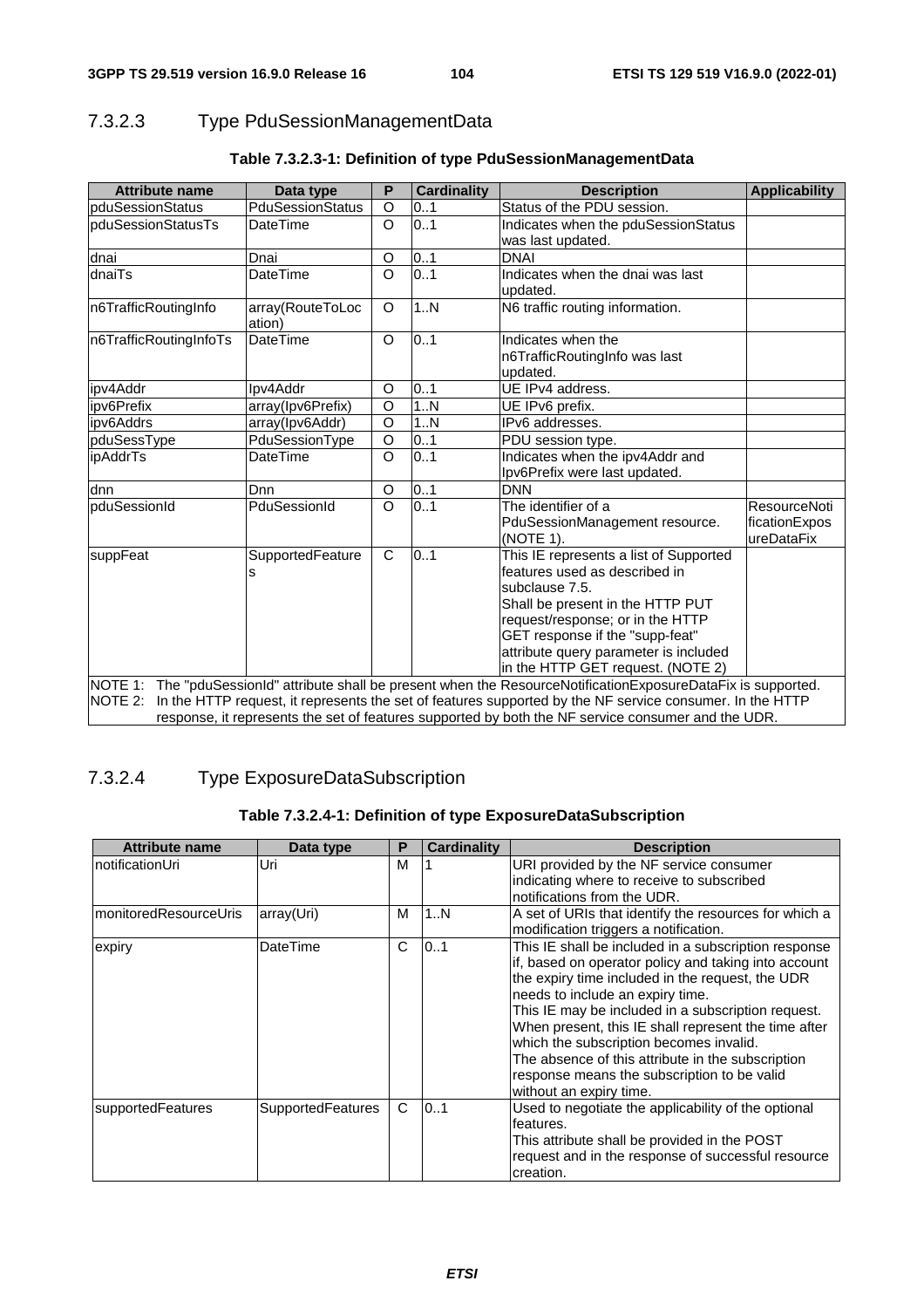### 7.3.2.3 Type PduSessionManagementData

**Table 7.3.2.3-1: Definition of type PduSessionManagementData**

| Attribute name | Data type | P | Cardinality | Description | Applicability |
|---|---|---|---|---|---|
| pduSessionStatus | PduSessionStatus | O | 0..1 | Status of the PDU session. | |
| pduSessionStatusTs | DateTime | O | 0..1 | Indicates when the pduSessionStatus was last updated. | |
| dnai | Dnai | O | 0..1 | DNAI | |
| dnaiTs | DateTime | O | 0..1 | Indicates when the dnai was last updated. | |
| n6TrafficRoutingInfo | array(RouteToLocation) | O | 1..N | N6 traffic routing information. | |
| n6TrafficRoutingInfoTs | DateTime | O | 0..1 | Indicates when the n6TrafficRoutingInfo was last updated. | |
| ipv4Addr | Ipv4Addr | O | 0..1 | UE IPv4 address. | |
| ipv6Prefix | array(Ipv6Prefix) | O | 1..N | UE IPv6 prefix. | |
| ipv6Addrs | array(Ipv6Addr) | O | 1..N | IPv6 addresses. | |
| pduSessType | PduSessionType | O | 0..1 | PDU session type. | |
| ipAddrTs | DateTime | O | 0..1 | Indicates when the ipv4Addr and Ipv6Prefix were last updated. | |
| dnn | Dnn | O | 0..1 | DNN | |
| pduSessionId | PduSessionId | O | 0..1 | The identifier of a PduSessionManagement resource. (NOTE 1). | ResourceNotificationExposureDataFix |
| suppFeat | SupportedFeatures | C | 0..1 | This IE represents a list of Supported features used as described in subclause 7.5.<br>Shall be present in the HTTP PUT request/response; or in the HTTP GET response if the "supp-feat" attribute query parameter is included in the HTTP GET request. (NOTE 2) | |
| NOTE 1: The "pduSessionId" attribute shall be present when the ResourceNotificationExposureDataFix is supported.<br>NOTE 2: In the HTTP request, it represents the set of features supported by the NF service consumer. In the HTTP response, it represents the set of features supported by both the NF service consumer and the UDR. | | | | | |

### 7.3.2.4 Type ExposureDataSubscription

**Table 7.3.2.4-1: Definition of type ExposureDataSubscription**

| Attribute name | Data type | P | Cardinality | Description |
|---|---|---|---|---|
| notificationUri | Uri | M | 1 | URI provided by the NF service consumer indicating where to receive to subscribed notifications from the UDR. |
| monitoredResourceUris | array(Uri) | M | 1..N | A set of URIs that identify the resources for which a modification triggers a notification. |
| expiry | DateTime | C | 0..1 | This IE shall be included in a subscription response if, based on operator policy and taking into account the expiry time included in the request, the UDR needs to include an expiry time.<br>This IE may be included in a subscription request. When present, this IE shall represent the time after which the subscription becomes invalid.<br>The absence of this attribute in the subscription response means the subscription to be valid without an expiry time. |
| supportedFeatures | SupportedFeatures | C | 0..1 | Used to negotiate the applicability of the optional features.<br>This attribute shall be provided in the POST request and in the response of successful resource creation. |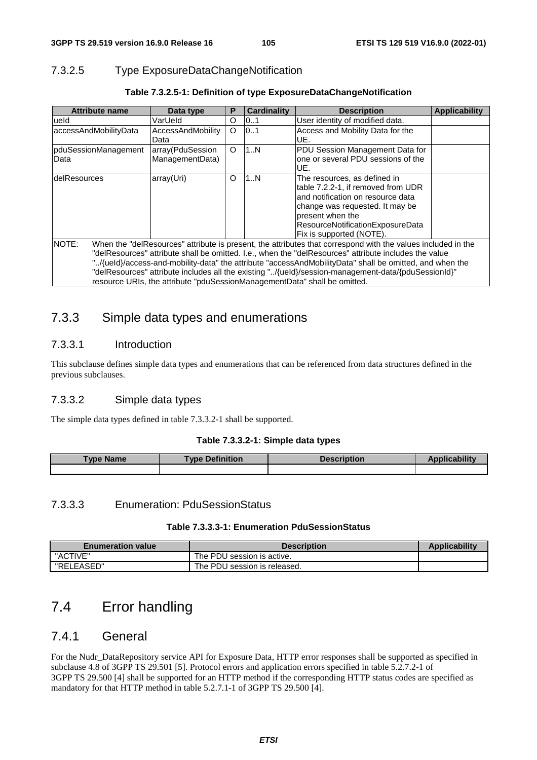### 7.3.2.5 Type ExposureDataChangeNotification

**Table 7.3.2.5-1: Definition of type ExposureDataChangeNotification**

| Attribute name | Data type | P | Cardinality | Description | Applicability |
| --- | --- | --- | --- | --- | --- |
| ueId | VarUeId | O | 0..1 | User identity of modified data. | |
| accessAndMobilityData | AccessAndMobilityData | O | 0..1 | Access and Mobility Data for the UE. | |
| pduSessionManagementData | array(PduSessionManagementData) | O | 1..N | PDU Session Management Data for one or several PDU sessions of the UE. | |
| delResources | array(Uri) | O | 1..N | The resources, as defined in table 7.2.2-1, if removed from UDR and notification on resource data change was requested. It may be present when the ResourceNotificationExposureDataFix is supported (NOTE). | |
| NOTE: When the "delResources" attribute is present, the attributes that correspond with the values included in the "delResources" attribute shall be omitted. I.e., when the "delResources" attribute includes the value "../{ueId}/access-and-mobility-data" the attribute "accessAndMobilityData" shall be omitted, and when the "delResources" attribute includes all the existing "../{ueId}/session-management-data/{pduSessionId}" resource URIs, the attribute "pduSessionManagementData" shall be omitted. | | | | | |

## 7.3.3 Simple data types and enumerations

### 7.3.3.1 Introduction

This subclause defines simple data types and enumerations that can be referenced from data structures defined in the previous subclauses.

### 7.3.3.2 Simple data types

The simple data types defined in table 7.3.3.2-1 shall be supported.

**Table 7.3.3.2-1: Simple data types**

| Type Name | Type Definition | Description | Applicability |
| --- | --- | --- | --- |
| | | | |

### 7.3.3.3 Enumeration: PduSessionStatus

**Table 7.3.3.3-1: Enumeration PduSessionStatus**

| Enumeration value | Description | Applicability |
| --- | --- | --- |
| "ACTIVE" | The PDU session is active. | |
| "RELEASED" | The PDU session is released. | |

# 7.4 Error handling

## 7.4.1 General

For the Nudr_DataRepository service API for Exposure Data, HTTP error responses shall be supported as specified in subclause 4.8 of 3GPP TS 29.501 [5]. Protocol errors and application errors specified in table 5.2.7.2-1 of 3GPP TS 29.500 [4] shall be supported for an HTTP method if the corresponding HTTP status codes are specified as mandatory for that HTTP method in table 5.2.7.1-1 of 3GPP TS 29.500 [4].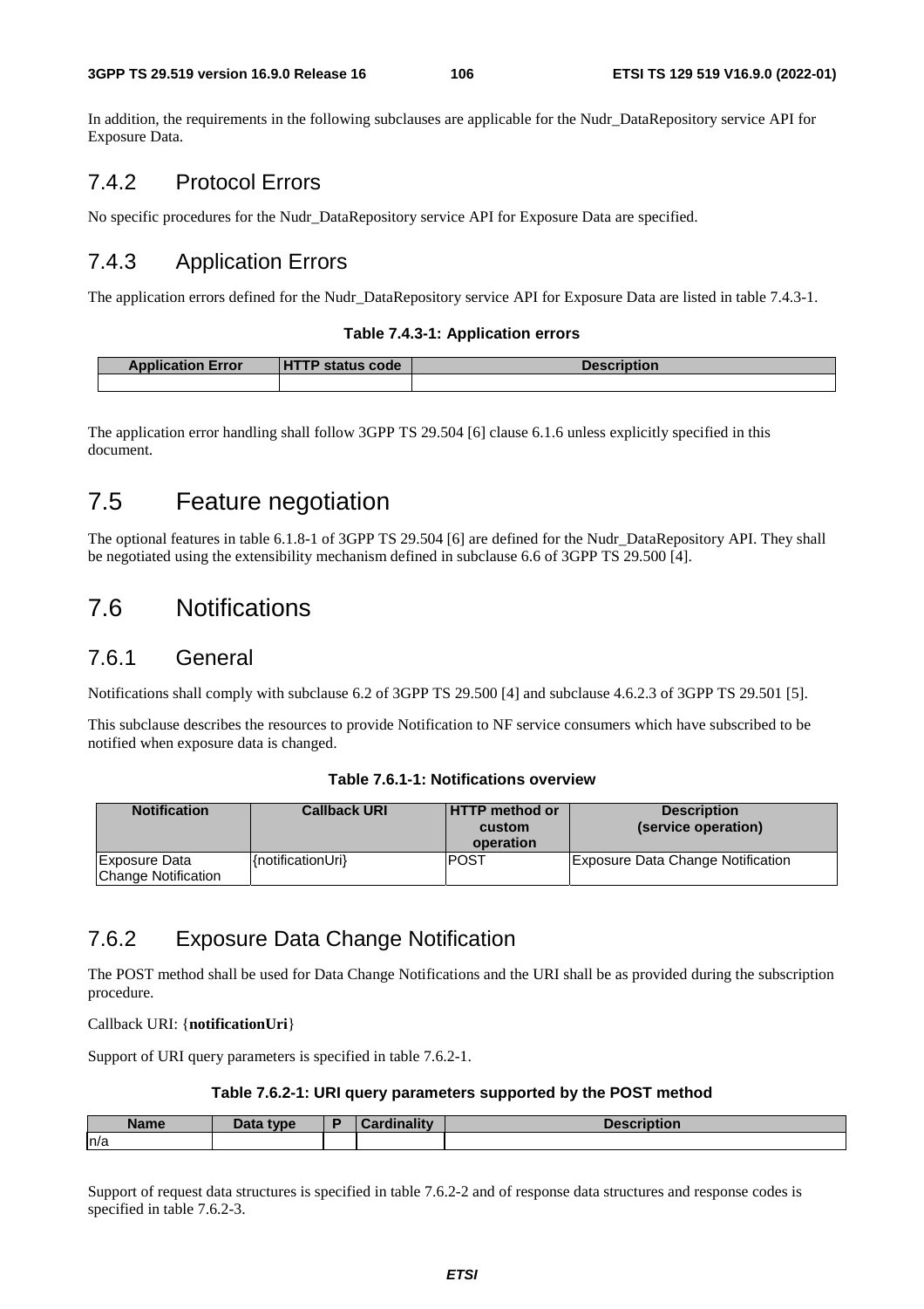In addition, the requirements in the following subclauses are applicable for the Nudr_DataRepository service API for Exposure Data.

### 7.4.2 Protocol Errors

No specific procedures for the Nudr_DataRepository service API for Exposure Data are specified.

### 7.4.3 Application Errors

The application errors defined for the Nudr_DataRepository service API for Exposure Data are listed in table 7.4.3-1.

**Table 7.4.3-1: Application errors**

| Application Error | HTTP status code | Description |
|---|---|---|
| | | |

The application error handling shall follow 3GPP TS 29.504 [6] clause 6.1.6 unless explicitly specified in this document.

## 7.5 Feature negotiation

The optional features in table 6.1.8-1 of 3GPP TS 29.504 [6] are defined for the Nudr_DataRepository API. They shall be negotiated using the extensibility mechanism defined in subclause 6.6 of 3GPP TS 29.500 [4].

## 7.6 Notifications

### 7.6.1 General

Notifications shall comply with subclause 6.2 of 3GPP TS 29.500 [4] and subclause 4.6.2.3 of 3GPP TS 29.501 [5].

This subclause describes the resources to provide Notification to NF service consumers which have subscribed to be notified when exposure data is changed.

**Table 7.6.1-1: Notifications overview**

| Notification | Callback URI | HTTP method or custom operation | Description (service operation) |
|---|---|---|---|
| Exposure Data Change Notification | {notificationUri} | POST | Exposure Data Change Notification |

### 7.6.2 Exposure Data Change Notification

The POST method shall be used for Data Change Notifications and the URI shall be as provided during the subscription procedure.

Callback URI: {**notificationUri**}

Support of URI query parameters is specified in table 7.6.2-1.

**Table 7.6.2-1: URI query parameters supported by the POST method**

| Name | Data type | P | Cardinality | Description |
|---|---|---|---|---|
| n/a | | | | |

Support of request data structures is specified in table 7.6.2-2 and of response data structures and response codes is specified in table 7.6.2-3.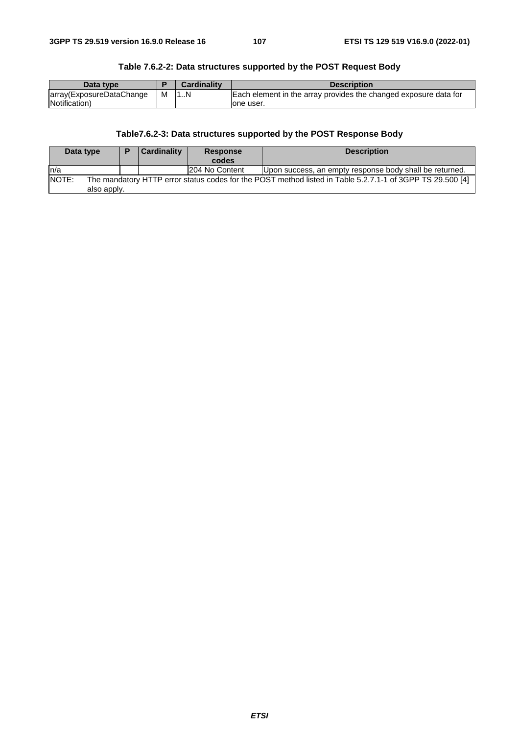**Table 7.6.2-2: Data structures supported by the POST Request Body**

| Data type | P | Cardinality | Description |
|---|---|---|---|
| array(ExposureDataChangeNotification) | M | 1..N | Each element in the array provides the changed exposure data for one user. |

**Table7.6.2-3: Data structures supported by the POST Response Body**

| Data type | P | Cardinality | Response codes | Description |
|---|---|---|---|---|
| n/a | | | 204 No Content | Upon success, an empty response body shall be returned. |
| NOTE: The mandatory HTTP error status codes for the POST method listed in Table 5.2.7.1-1 of 3GPP TS 29.500 [4] also apply. | | | | |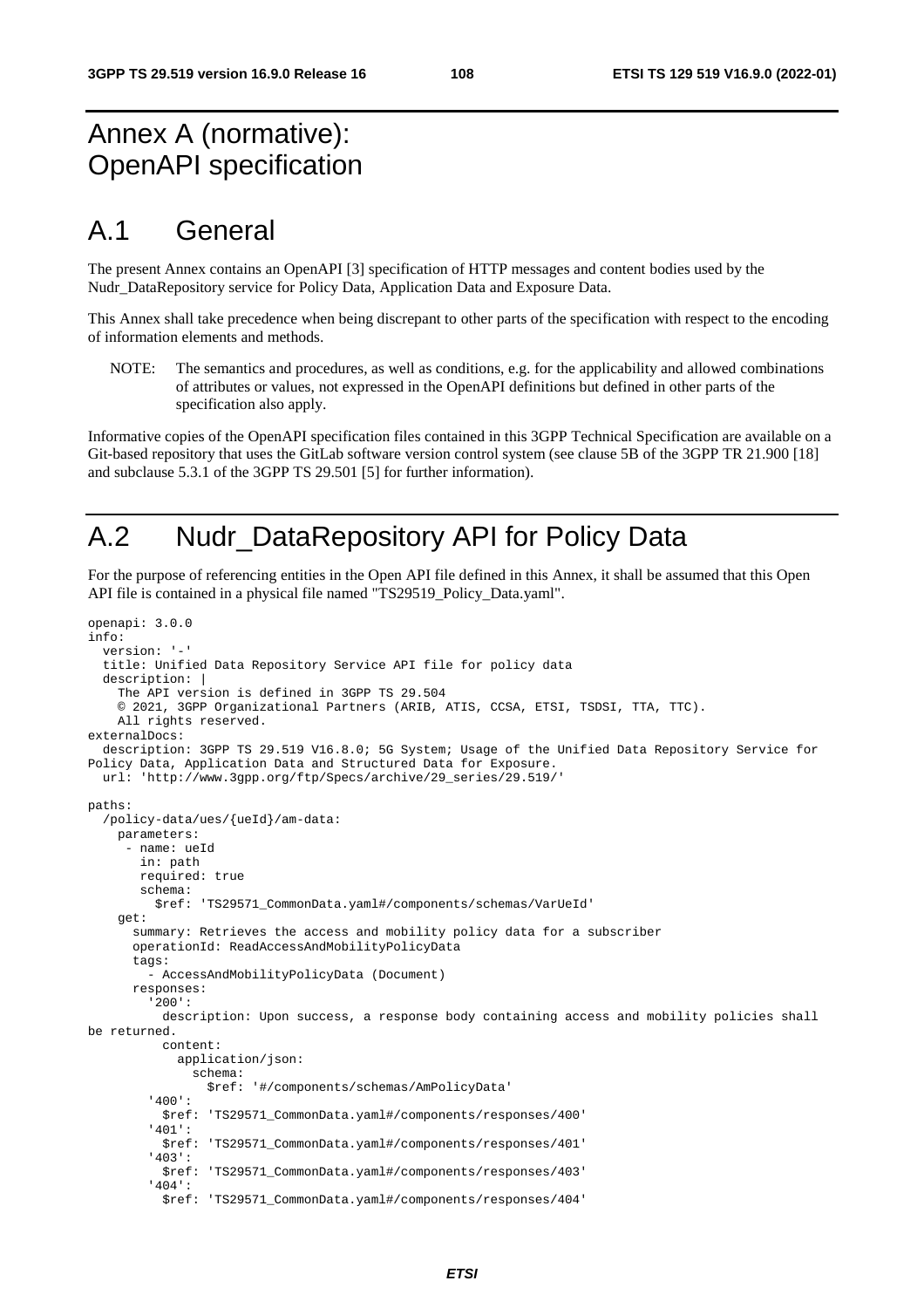# Annex A (normative): OpenAPI specification

# A.1 General

The present Annex contains an OpenAPI [3] specification of HTTP messages and content bodies used by the Nudr_DataRepository service for Policy Data, Application Data and Exposure Data.

This Annex shall take precedence when being discrepant to other parts of the specification with respect to the encoding of information elements and methods.

NOTE: The semantics and procedures, as well as conditions, e.g. for the applicability and allowed combinations of attributes or values, not expressed in the OpenAPI definitions but defined in other parts of the specification also apply.

Informative copies of the OpenAPI specification files contained in this 3GPP Technical Specification are available on a Git-based repository that uses the GitLab software version control system (see clause 5B of the 3GPP TR 21.900 [18] and subclause 5.3.1 of the 3GPP TS 29.501 [5] for further information).

# A.2 Nudr_DataRepository API for Policy Data

For the purpose of referencing entities in the Open API file defined in this Annex, it shall be assumed that this Open API file is contained in a physical file named "TS29519_Policy_Data.yaml".

```
openapi: 3.0.0
info:
  version: '-'
  title: Unified Data Repository Service API file for policy data
  description: |
    The API version is defined in 3GPP TS 29.504
    © 2021, 3GPP Organizational Partners (ARIB, ATIS, CCSA, ETSI, TSDSI, TTA, TTC).
    All rights reserved.
externalDocs:
  description: 3GPP TS 29.519 V16.8.0; 5G System; Usage of the Unified Data Repository Service for 
Policy Data, Application Data and Structured Data for Exposure.
  url: 'http://www.3gpp.org/ftp/Specs/archive/29_series/29.519/'

paths:
  /policy-data/ues/{ueId}/am-data:
    parameters:
      - name: ueId
        in: path
        required: true
        schema:
          $ref: 'TS29571_CommonData.yaml#/components/schemas/VarUeId'
    get:
      summary: Retrieves the access and mobility policy data for a subscriber
      operationId: ReadAccessAndMobilityPolicyData
      tags:
        - AccessAndMobilityPolicyData (Document)
      responses:
        '200':
          description: Upon success, a response body containing access and mobility policies shall 
be returned.
          content:
            application/json:
              schema:
                $ref: '#/components/schemas/AmPolicyData'
        '400':
          $ref: 'TS29571_CommonData.yaml#/components/responses/400'
        '401':
          $ref: 'TS29571_CommonData.yaml#/components/responses/401'
        '403':
          $ref: 'TS29571_CommonData.yaml#/components/responses/403'
        '404':
          $ref: 'TS29571_CommonData.yaml#/components/responses/404'
```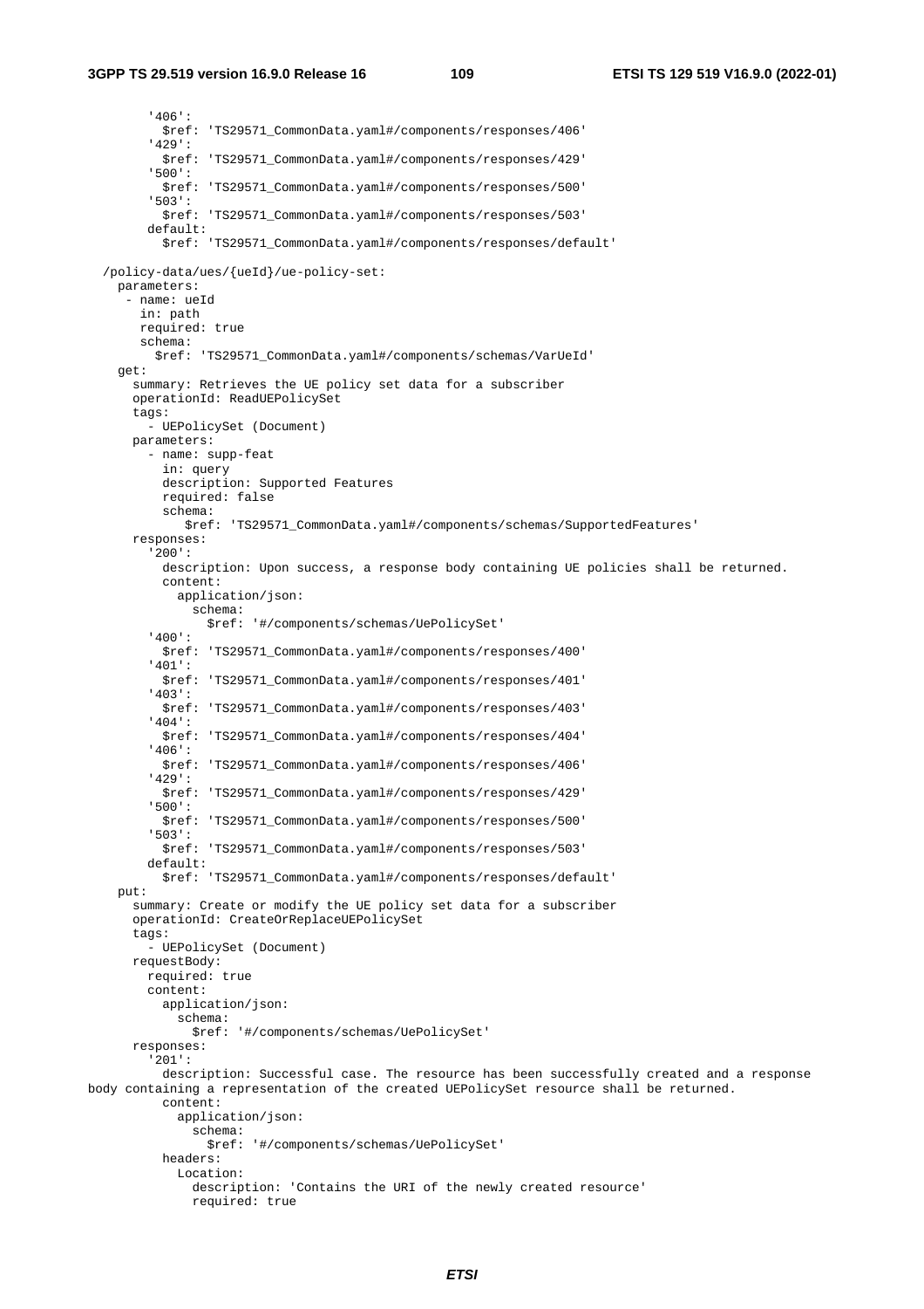```
        '406':
          $ref: 'TS29571_CommonData.yaml#/components/responses/406'
        '429':
          $ref: 'TS29571_CommonData.yaml#/components/responses/429'
        '500':
          $ref: 'TS29571_CommonData.yaml#/components/responses/500'
        '503':
          $ref: 'TS29571_CommonData.yaml#/components/responses/503'
        default:
          $ref: 'TS29571_CommonData.yaml#/components/responses/default'

  /policy-data/ues/{ueId}/ue-policy-set:
    parameters:
      - name: ueId
        in: path
        required: true
        schema:
          $ref: 'TS29571_CommonData.yaml#/components/schemas/VarUeId'
    get:
      summary: Retrieves the UE policy set data for a subscriber
      operationId: ReadUEPolicySet
      tags:
        - UEPolicySet (Document)
      parameters:
        - name: supp-feat
          in: query
          description: Supported Features
          required: false
          schema:
             $ref: 'TS29571_CommonData.yaml#/components/schemas/SupportedFeatures'
      responses:
        '200':
          description: Upon success, a response body containing UE policies shall be returned.
          content:
            application/json:
              schema:
                $ref: '#/components/schemas/UePolicySet'
        '400':
          $ref: 'TS29571_CommonData.yaml#/components/responses/400'
        '401':
          $ref: 'TS29571_CommonData.yaml#/components/responses/401'
        '403':
          $ref: 'TS29571_CommonData.yaml#/components/responses/403'
        '404':
          $ref: 'TS29571_CommonData.yaml#/components/responses/404'
        '406':
          $ref: 'TS29571_CommonData.yaml#/components/responses/406'
        '429':
          $ref: 'TS29571_CommonData.yaml#/components/responses/429'
        '500':
          $ref: 'TS29571_CommonData.yaml#/components/responses/500'
        '503':
          $ref: 'TS29571_CommonData.yaml#/components/responses/503'
        default:
          $ref: 'TS29571_CommonData.yaml#/components/responses/default'
    put:
      summary: Create or modify the UE policy set data for a subscriber
      operationId: CreateOrReplaceUEPolicySet
      tags:
        - UEPolicySet (Document)
      requestBody:
        required: true
        content:
          application/json:
            schema:
              $ref: '#/components/schemas/UePolicySet'
      responses:
        '201':
          description: Successful case. The resource has been successfully created and a response
body containing a representation of the created UEPolicySet resource shall be returned.
          content:
            application/json:
              schema:
                $ref: '#/components/schemas/UePolicySet'
          headers:
            Location:
              description: 'Contains the URI of the newly created resource'
              required: true
```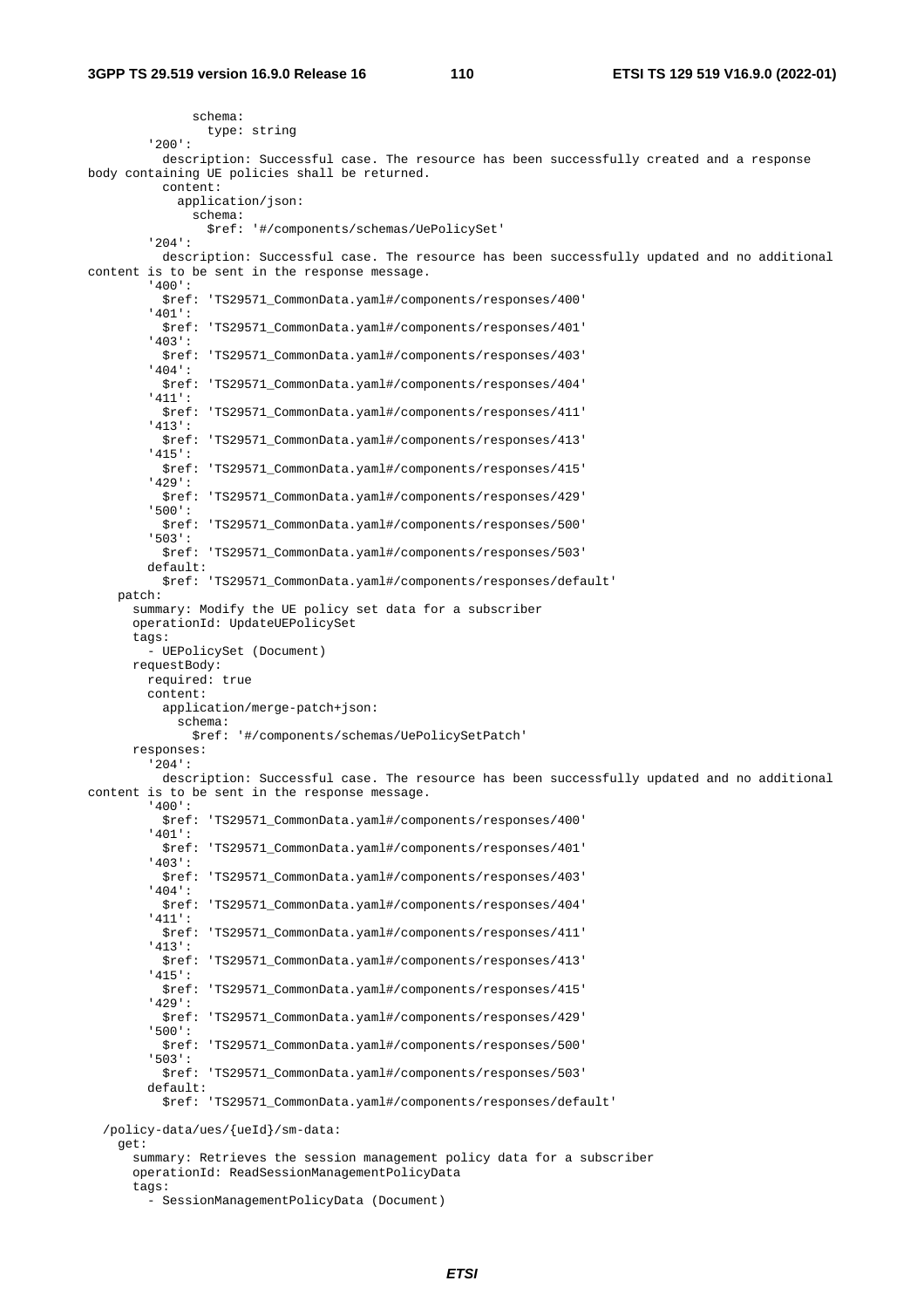```
              schema:
                type: string
        '200':
          description: Successful case. The resource has been successfully created and a response body containing UE policies shall be returned.
          content:
            application/json:
              schema:
                $ref: '#/components/schemas/UePolicySet'
        '204':
          description: Successful case. The resource has been successfully updated and no additional content is to be sent in the response message.
        '400':
          $ref: 'TS29571_CommonData.yaml#/components/responses/400'
        '401':
          $ref: 'TS29571_CommonData.yaml#/components/responses/401'
        '403':
          $ref: 'TS29571_CommonData.yaml#/components/responses/403'
        '404':
          $ref: 'TS29571_CommonData.yaml#/components/responses/404'
        '411':
          $ref: 'TS29571_CommonData.yaml#/components/responses/411'
        '413':
          $ref: 'TS29571_CommonData.yaml#/components/responses/413'
        '415':
          $ref: 'TS29571_CommonData.yaml#/components/responses/415'
        '429':
          $ref: 'TS29571_CommonData.yaml#/components/responses/429'
        '500':
          $ref: 'TS29571_CommonData.yaml#/components/responses/500'
        '503':
          $ref: 'TS29571_CommonData.yaml#/components/responses/503'
        default:
          $ref: 'TS29571_CommonData.yaml#/components/responses/default'
    patch:
      summary: Modify the UE policy set data for a subscriber
      operationId: UpdateUEPolicySet
      tags:
        - UEPolicySet (Document)
      requestBody:
        required: true
        content:
          application/merge-patch+json:
            schema:
              $ref: '#/components/schemas/UePolicySetPatch'
      responses:
        '204':
          description: Successful case. The resource has been successfully updated and no additional content is to be sent in the response message.
        '400':
          $ref: 'TS29571_CommonData.yaml#/components/responses/400'
        '401':
          $ref: 'TS29571_CommonData.yaml#/components/responses/401'
        '403':
          $ref: 'TS29571_CommonData.yaml#/components/responses/403'
        '404':
          $ref: 'TS29571_CommonData.yaml#/components/responses/404'
        '411':
          $ref: 'TS29571_CommonData.yaml#/components/responses/411'
        '413':
          $ref: 'TS29571_CommonData.yaml#/components/responses/413'
        '415':
          $ref: 'TS29571_CommonData.yaml#/components/responses/415'
        '429':
          $ref: 'TS29571_CommonData.yaml#/components/responses/429'
        '500':
          $ref: 'TS29571_CommonData.yaml#/components/responses/500'
        '503':
          $ref: 'TS29571_CommonData.yaml#/components/responses/503'
        default:
          $ref: 'TS29571_CommonData.yaml#/components/responses/default'

  /policy-data/ues/{ueId}/sm-data:
    get:
      summary: Retrieves the session management policy data for a subscriber
      operationId: ReadSessionManagementPolicyData
      tags:
        - SessionManagementPolicyData (Document)
```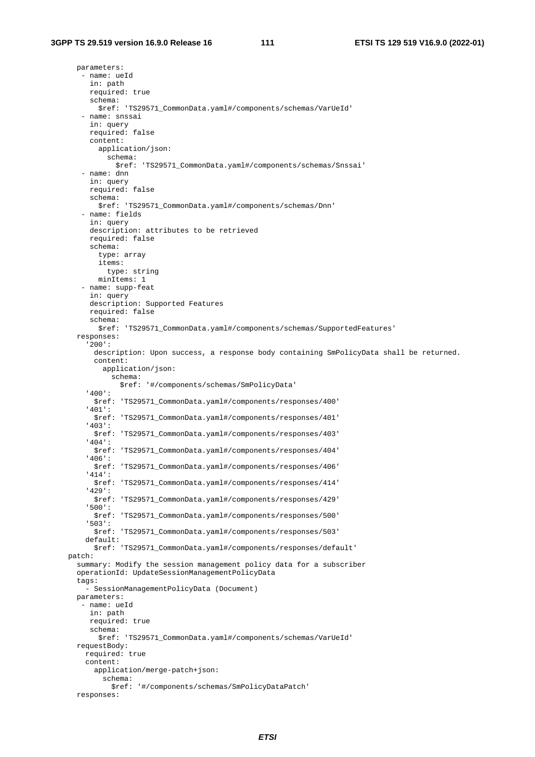```
      parameters:
        - name: ueId
          in: path
          required: true
          schema:
            $ref: 'TS29571_CommonData.yaml#/components/schemas/VarUeId'
        - name: snssai
          in: query
          required: false
          content:
            application/json:
              schema:
                $ref: 'TS29571_CommonData.yaml#/components/schemas/Snssai'
        - name: dnn
          in: query
          required: false
          schema:
            $ref: 'TS29571_CommonData.yaml#/components/schemas/Dnn'
        - name: fields
          in: query
          description: attributes to be retrieved
          required: false
          schema:
            type: array
            items:
              type: string
            minItems: 1
        - name: supp-feat
          in: query
          description: Supported Features
          required: false
          schema:
            $ref: 'TS29571_CommonData.yaml#/components/schemas/SupportedFeatures'
      responses:
        '200':
          description: Upon success, a response body containing SmPolicyData shall be returned.
          content:
            application/json:
              schema:
                $ref: '#/components/schemas/SmPolicyData'
        '400':
          $ref: 'TS29571_CommonData.yaml#/components/responses/400'
        '401':
          $ref: 'TS29571_CommonData.yaml#/components/responses/401'
        '403':
          $ref: 'TS29571_CommonData.yaml#/components/responses/403'
        '404':
          $ref: 'TS29571_CommonData.yaml#/components/responses/404'
        '406':
          $ref: 'TS29571_CommonData.yaml#/components/responses/406'
        '414':
          $ref: 'TS29571_CommonData.yaml#/components/responses/414'
        '429':
          $ref: 'TS29571_CommonData.yaml#/components/responses/429'
        '500':
          $ref: 'TS29571_CommonData.yaml#/components/responses/500'
        '503':
          $ref: 'TS29571_CommonData.yaml#/components/responses/503'
        default:
          $ref: 'TS29571_CommonData.yaml#/components/responses/default'
    patch:
      summary: Modify the session management policy data for a subscriber
      operationId: UpdateSessionManagementPolicyData
      tags:
        - SessionManagementPolicyData (Document)
      parameters:
        - name: ueId
          in: path
          required: true
          schema:
            $ref: 'TS29571_CommonData.yaml#/components/schemas/VarUeId'
      requestBody:
        required: true
        content:
          application/merge-patch+json:
            schema:
              $ref: '#/components/schemas/SmPolicyDataPatch'
      responses:
```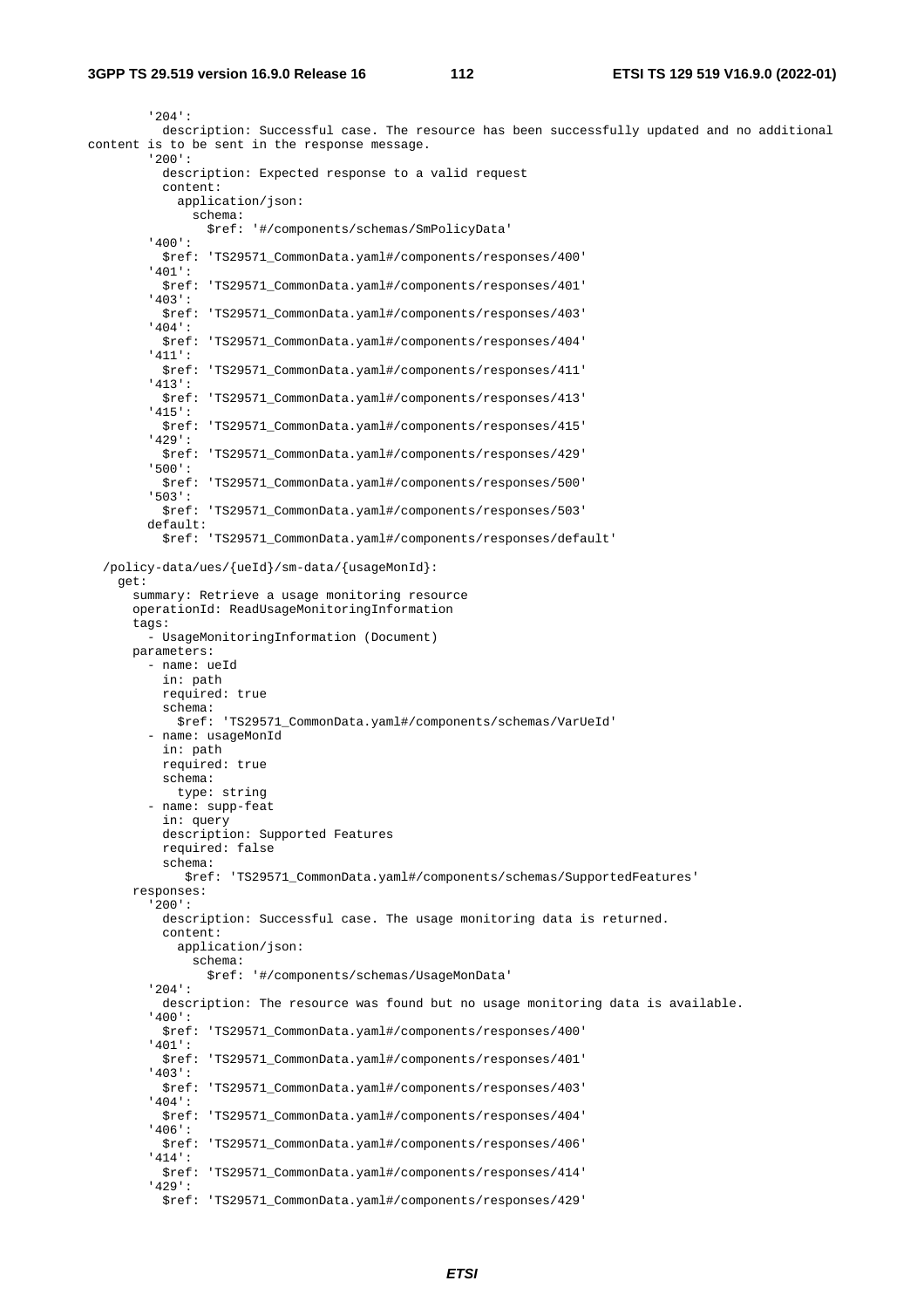```
        '204':
          description: Successful case. The resource has been successfully updated and no additional
content is to be sent in the response message.
        '200':
          description: Expected response to a valid request
          content:
            application/json:
              schema:
                $ref: '#/components/schemas/SmPolicyData'
        '400':
          $ref: 'TS29571_CommonData.yaml#/components/responses/400'
        '401':
          $ref: 'TS29571_CommonData.yaml#/components/responses/401'
        '403':
          $ref: 'TS29571_CommonData.yaml#/components/responses/403'
        '404':
          $ref: 'TS29571_CommonData.yaml#/components/responses/404'
        '411':
          $ref: 'TS29571_CommonData.yaml#/components/responses/411'
        '413':
          $ref: 'TS29571_CommonData.yaml#/components/responses/413'
        '415':
          $ref: 'TS29571_CommonData.yaml#/components/responses/415'
        '429':
          $ref: 'TS29571_CommonData.yaml#/components/responses/429'
        '500':
          $ref: 'TS29571_CommonData.yaml#/components/responses/500'
        '503':
          $ref: 'TS29571_CommonData.yaml#/components/responses/503'
        default:
          $ref: 'TS29571_CommonData.yaml#/components/responses/default'

  /policy-data/ues/{ueId}/sm-data/{usageMonId}:
    get:
      summary: Retrieve a usage monitoring resource
      operationId: ReadUsageMonitoringInformation
      tags:
        - UsageMonitoringInformation (Document)
      parameters:
        - name: ueId
          in: path
          required: true
          schema:
            $ref: 'TS29571_CommonData.yaml#/components/schemas/VarUeId'
        - name: usageMonId
          in: path
          required: true
          schema:
            type: string
        - name: supp-feat
          in: query
          description: Supported Features
          required: false
          schema:
             $ref: 'TS29571_CommonData.yaml#/components/schemas/SupportedFeatures'
      responses:
        '200':
          description: Successful case. The usage monitoring data is returned.
          content:
            application/json:
              schema:
                $ref: '#/components/schemas/UsageMonData'
        '204':
          description: The resource was found but no usage monitoring data is available.
        '400':
          $ref: 'TS29571_CommonData.yaml#/components/responses/400'
        '401':
          $ref: 'TS29571_CommonData.yaml#/components/responses/401'
        '403':
          $ref: 'TS29571_CommonData.yaml#/components/responses/403'
        '404':
          $ref: 'TS29571_CommonData.yaml#/components/responses/404'
        '406':
          $ref: 'TS29571_CommonData.yaml#/components/responses/406'
        '414':
          $ref: 'TS29571_CommonData.yaml#/components/responses/414'
        '429':
          $ref: 'TS29571_CommonData.yaml#/components/responses/429'
```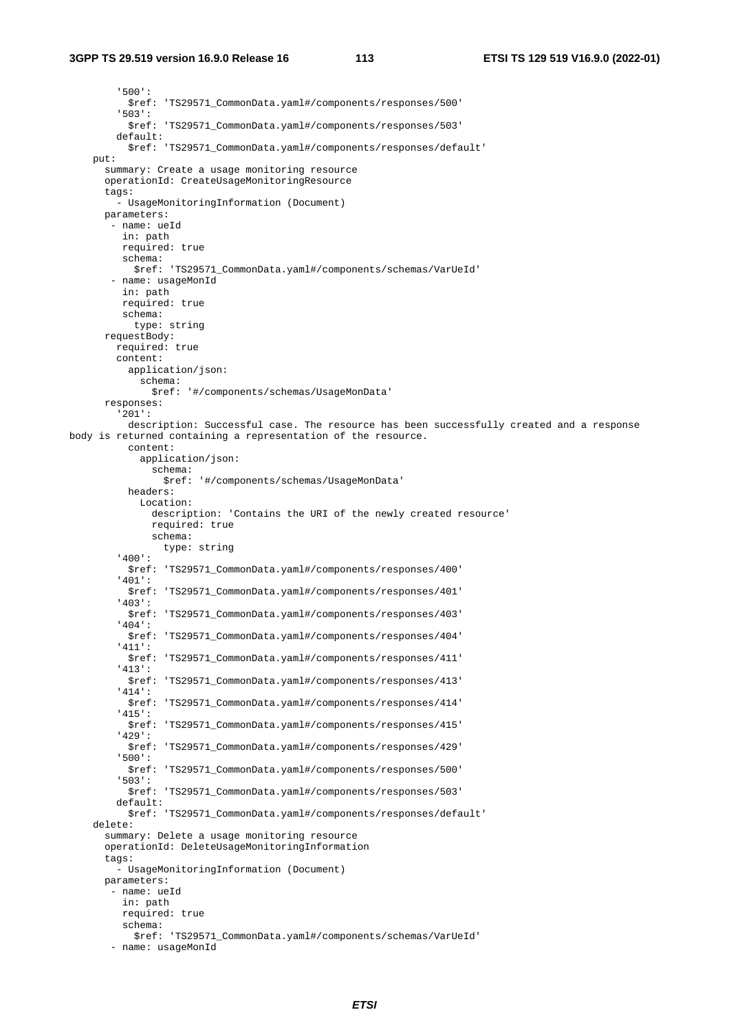```
        '500':
          $ref: 'TS29571_CommonData.yaml#/components/responses/500'
        '503':
          $ref: 'TS29571_CommonData.yaml#/components/responses/503'
        default:
          $ref: 'TS29571_CommonData.yaml#/components/responses/default'
    put:
      summary: Create a usage monitoring resource
      operationId: CreateUsageMonitoringResource
      tags:
        - UsageMonitoringInformation (Document)
      parameters:
        - name: ueId
          in: path
          required: true
          schema:
            $ref: 'TS29571_CommonData.yaml#/components/schemas/VarUeId'
        - name: usageMonId
          in: path
          required: true
          schema:
            type: string
      requestBody:
        required: true
        content:
          application/json:
            schema:
              $ref: '#/components/schemas/UsageMonData'
      responses:
        '201':
          description: Successful case. The resource has been successfully created and a response
body is returned containing a representation of the resource.
          content:
            application/json:
              schema:
                $ref: '#/components/schemas/UsageMonData'
          headers:
            Location:
              description: 'Contains the URI of the newly created resource'
              required: true
              schema:
                type: string
        '400':
          $ref: 'TS29571_CommonData.yaml#/components/responses/400'
        '401':
          $ref: 'TS29571_CommonData.yaml#/components/responses/401'
        '403':
          $ref: 'TS29571_CommonData.yaml#/components/responses/403'
        '404':
          $ref: 'TS29571_CommonData.yaml#/components/responses/404'
        '411':
          $ref: 'TS29571_CommonData.yaml#/components/responses/411'
        '413':
          $ref: 'TS29571_CommonData.yaml#/components/responses/413'
        '414':
          $ref: 'TS29571_CommonData.yaml#/components/responses/414'
        '415':
          $ref: 'TS29571_CommonData.yaml#/components/responses/415'
        '429':
          $ref: 'TS29571_CommonData.yaml#/components/responses/429'
        '500':
          $ref: 'TS29571_CommonData.yaml#/components/responses/500'
        '503':
          $ref: 'TS29571_CommonData.yaml#/components/responses/503'
        default:
          $ref: 'TS29571_CommonData.yaml#/components/responses/default'
    delete:
      summary: Delete a usage monitoring resource
      operationId: DeleteUsageMonitoringInformation
      tags:
        - UsageMonitoringInformation (Document)
      parameters:
        - name: ueId
          in: path
          required: true
          schema:
            $ref: 'TS29571_CommonData.yaml#/components/schemas/VarUeId'
        - name: usageMonId
```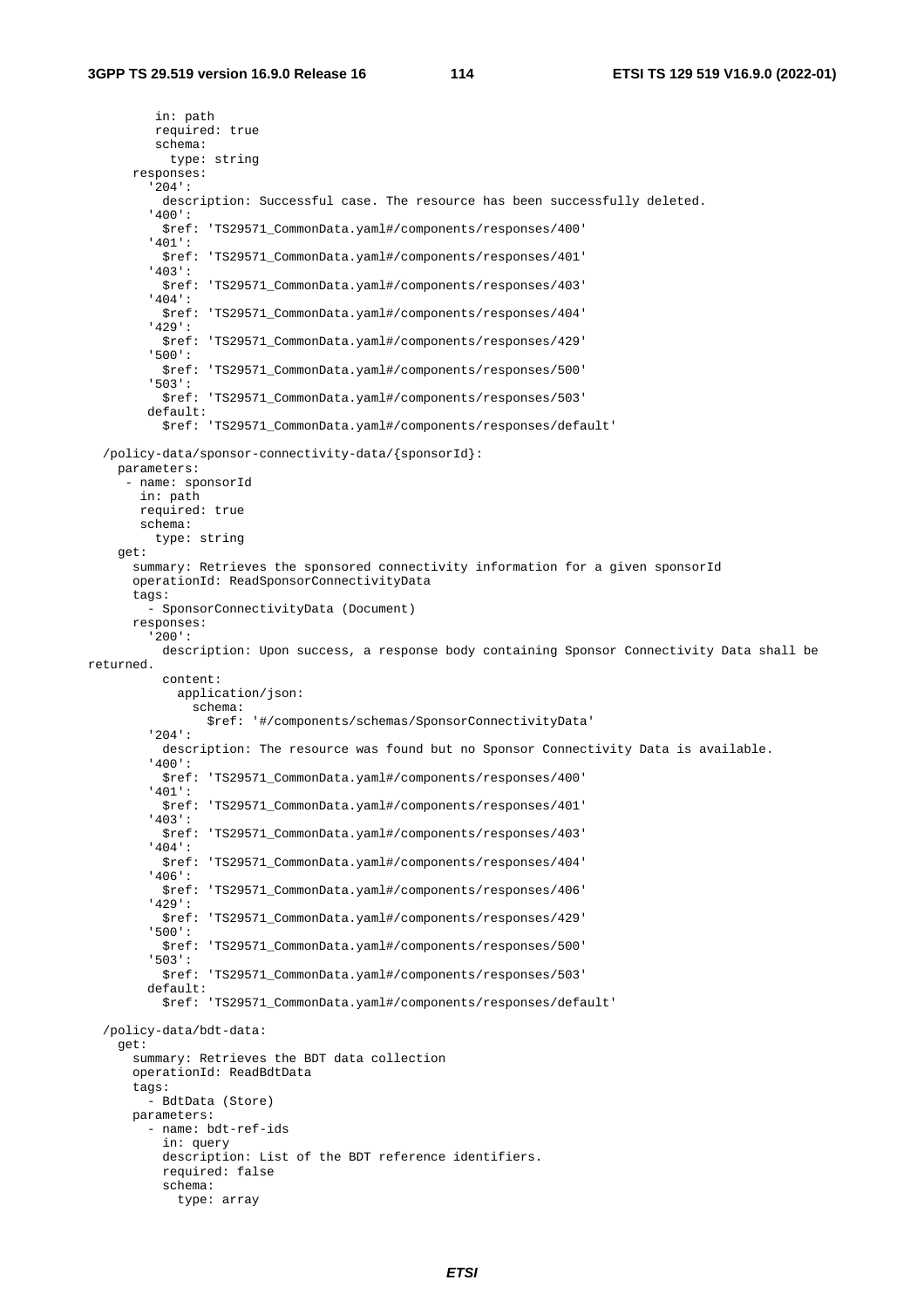```
          in: path
          required: true
          schema:
            type: string
      responses:
        '204':
          description: Successful case. The resource has been successfully deleted.
        '400':
          $ref: 'TS29571_CommonData.yaml#/components/responses/400'
        '401':
          $ref: 'TS29571_CommonData.yaml#/components/responses/401'
        '403':
          $ref: 'TS29571_CommonData.yaml#/components/responses/403'
        '404':
          $ref: 'TS29571_CommonData.yaml#/components/responses/404'
        '429':
          $ref: 'TS29571_CommonData.yaml#/components/responses/429'
        '500':
          $ref: 'TS29571_CommonData.yaml#/components/responses/500'
        '503':
          $ref: 'TS29571_CommonData.yaml#/components/responses/503'
        default:
          $ref: 'TS29571_CommonData.yaml#/components/responses/default'

  /policy-data/sponsor-connectivity-data/{sponsorId}:
    parameters:
      - name: sponsorId
        in: path
        required: true
        schema:
          type: string
    get:
      summary: Retrieves the sponsored connectivity information for a given sponsorId
      operationId: ReadSponsorConnectivityData
      tags:
        - SponsorConnectivityData (Document)
      responses:
        '200':
          description: Upon success, a response body containing Sponsor Connectivity Data shall be
returned.
          content:
            application/json:
              schema:
                $ref: '#/components/schemas/SponsorConnectivityData'
        '204':
          description: The resource was found but no Sponsor Connectivity Data is available.
        '400':
          $ref: 'TS29571_CommonData.yaml#/components/responses/400'
        '401':
          $ref: 'TS29571_CommonData.yaml#/components/responses/401'
        '403':
          $ref: 'TS29571_CommonData.yaml#/components/responses/403'
        '404':
          $ref: 'TS29571_CommonData.yaml#/components/responses/404'
        '406':
          $ref: 'TS29571_CommonData.yaml#/components/responses/406'
        '429':
          $ref: 'TS29571_CommonData.yaml#/components/responses/429'
        '500':
          $ref: 'TS29571_CommonData.yaml#/components/responses/500'
        '503':
          $ref: 'TS29571_CommonData.yaml#/components/responses/503'
        default:
          $ref: 'TS29571_CommonData.yaml#/components/responses/default'

  /policy-data/bdt-data:
    get:
      summary: Retrieves the BDT data collection
      operationId: ReadBdtData
      tags:
        - BdtData (Store)
      parameters:
        - name: bdt-ref-ids
          in: query
          description: List of the BDT reference identifiers.
          required: false
          schema:
            type: array
```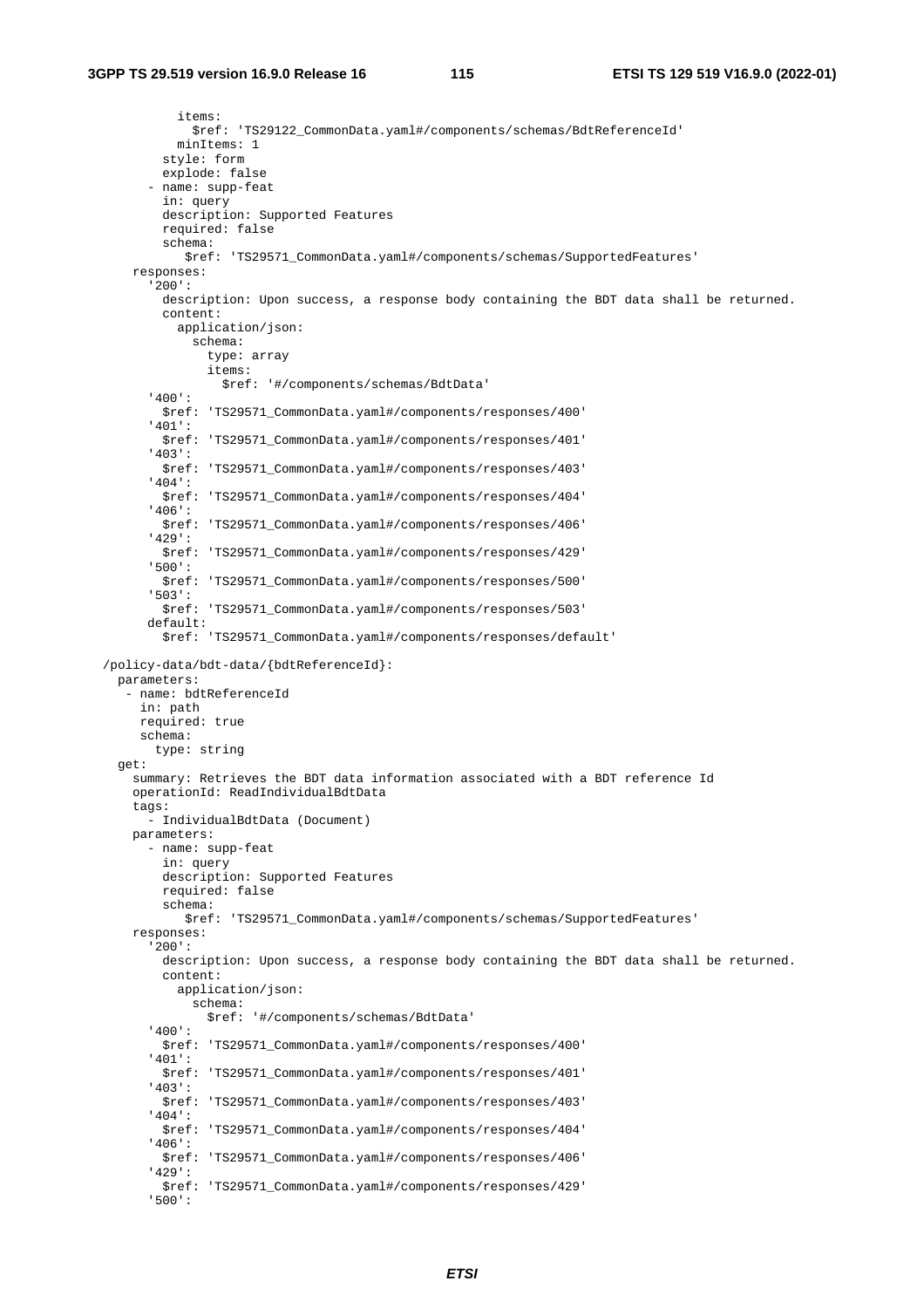```
          items:
            $ref: 'TS29122_CommonData.yaml#/components/schemas/BdtReferenceId'
          minItems: 1
        style: form
        explode: false
      - name: supp-feat
        in: query
        description: Supported Features
        required: false
        schema:
           $ref: 'TS29571_CommonData.yaml#/components/schemas/SupportedFeatures'
    responses:
      '200':
        description: Upon success, a response body containing the BDT data shall be returned.
        content:
          application/json:
            schema:
              type: array
              items:
                $ref: '#/components/schemas/BdtData'
      '400':
        $ref: 'TS29571_CommonData.yaml#/components/responses/400'
      '401':
        $ref: 'TS29571_CommonData.yaml#/components/responses/401'
      '403':
        $ref: 'TS29571_CommonData.yaml#/components/responses/403'
      '404':
        $ref: 'TS29571_CommonData.yaml#/components/responses/404'
      '406':
        $ref: 'TS29571_CommonData.yaml#/components/responses/406'
      '429':
        $ref: 'TS29571_CommonData.yaml#/components/responses/429'
      '500':
        $ref: 'TS29571_CommonData.yaml#/components/responses/500'
      '503':
        $ref: 'TS29571_CommonData.yaml#/components/responses/503'
      default:
        $ref: 'TS29571_CommonData.yaml#/components/responses/default'

  /policy-data/bdt-data/{bdtReferenceId}:
    parameters:
     - name: bdtReferenceId
       in: path
       required: true
       schema:
         type: string
    get:
      summary: Retrieves the BDT data information associated with a BDT reference Id
      operationId: ReadIndividualBdtData
      tags:
        - IndividualBdtData (Document)
      parameters:
        - name: supp-feat
          in: query
          description: Supported Features
          required: false
          schema:
             $ref: 'TS29571_CommonData.yaml#/components/schemas/SupportedFeatures'
      responses:
        '200':
          description: Upon success, a response body containing the BDT data shall be returned.
          content:
            application/json:
              schema:
                $ref: '#/components/schemas/BdtData'
        '400':
          $ref: 'TS29571_CommonData.yaml#/components/responses/400'
        '401':
          $ref: 'TS29571_CommonData.yaml#/components/responses/401'
        '403':
          $ref: 'TS29571_CommonData.yaml#/components/responses/403'
        '404':
          $ref: 'TS29571_CommonData.yaml#/components/responses/404'
        '406':
          $ref: 'TS29571_CommonData.yaml#/components/responses/406'
        '429':
          $ref: 'TS29571_CommonData.yaml#/components/responses/429'
        '500':
```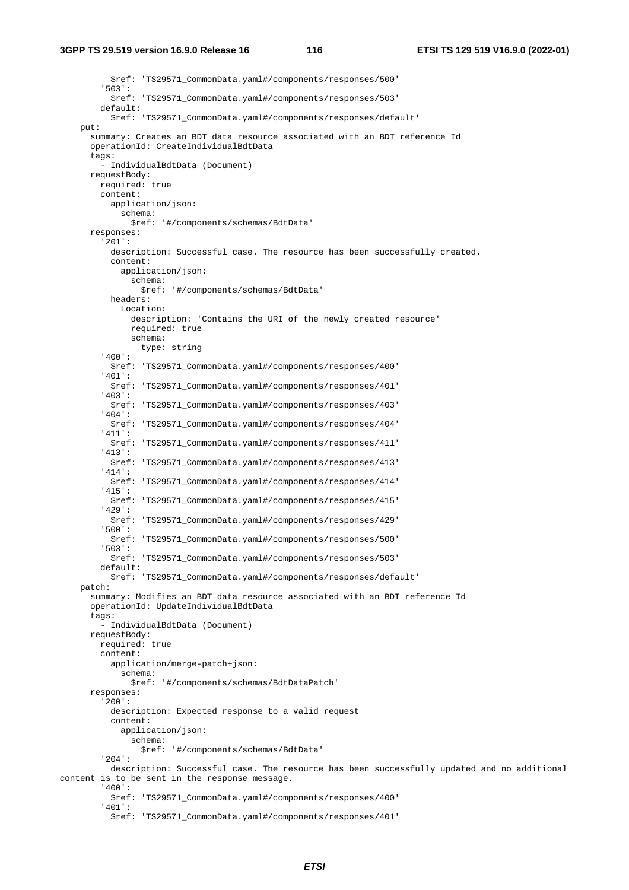```
          $ref: 'TS29571_CommonData.yaml#/components/responses/500'
        '503':
          $ref: 'TS29571_CommonData.yaml#/components/responses/503'
        default:
          $ref: 'TS29571_CommonData.yaml#/components/responses/default'
    put:
      summary: Creates an BDT data resource associated with an BDT reference Id
      operationId: CreateIndividualBdtData
      tags:
        - IndividualBdtData (Document)
      requestBody:
        required: true
        content:
          application/json:
            schema:
              $ref: '#/components/schemas/BdtData'
      responses:
        '201':
          description: Successful case. The resource has been successfully created.
          content:
            application/json:
              schema:
                $ref: '#/components/schemas/BdtData'
          headers:
            Location:
              description: 'Contains the URI of the newly created resource'
              required: true
              schema:
                type: string
        '400':
          $ref: 'TS29571_CommonData.yaml#/components/responses/400'
        '401':
          $ref: 'TS29571_CommonData.yaml#/components/responses/401'
        '403':
          $ref: 'TS29571_CommonData.yaml#/components/responses/403'
        '404':
          $ref: 'TS29571_CommonData.yaml#/components/responses/404'
        '411':
          $ref: 'TS29571_CommonData.yaml#/components/responses/411'
        '413':
          $ref: 'TS29571_CommonData.yaml#/components/responses/413'
        '414':
          $ref: 'TS29571_CommonData.yaml#/components/responses/414'
        '415':
          $ref: 'TS29571_CommonData.yaml#/components/responses/415'
        '429':
          $ref: 'TS29571_CommonData.yaml#/components/responses/429'
        '500':
          $ref: 'TS29571_CommonData.yaml#/components/responses/500'
        '503':
          $ref: 'TS29571_CommonData.yaml#/components/responses/503'
        default:
          $ref: 'TS29571_CommonData.yaml#/components/responses/default'
    patch:
      summary: Modifies an BDT data resource associated with an BDT reference Id
      operationId: UpdateIndividualBdtData
      tags:
        - IndividualBdtData (Document)
      requestBody:
        required: true
        content:
          application/merge-patch+json:
            schema:
              $ref: '#/components/schemas/BdtDataPatch'
      responses:
        '200':
          description: Expected response to a valid request
          content:
            application/json:
              schema:
                $ref: '#/components/schemas/BdtData'
        '204':
          description: Successful case. The resource has been successfully updated and no additional
content is to be sent in the response message.
        '400':
          $ref: 'TS29571_CommonData.yaml#/components/responses/400'
        '401':
          $ref: 'TS29571_CommonData.yaml#/components/responses/401'
```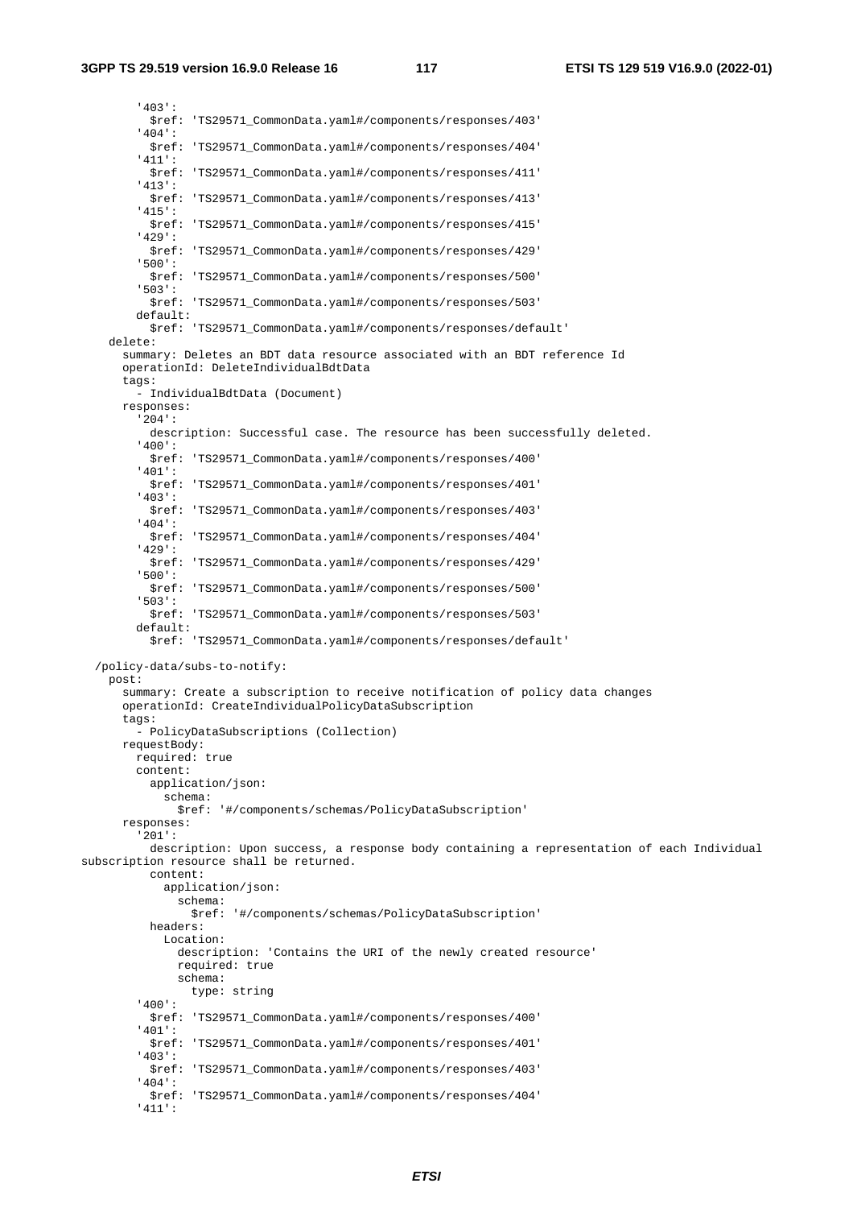```
        '403':
          $ref: 'TS29571_CommonData.yaml#/components/responses/403'
        '404':
          $ref: 'TS29571_CommonData.yaml#/components/responses/404'
        '411':
          $ref: 'TS29571_CommonData.yaml#/components/responses/411'
        '413':
          $ref: 'TS29571_CommonData.yaml#/components/responses/413'
        '415':
          $ref: 'TS29571_CommonData.yaml#/components/responses/415'
        '429':
          $ref: 'TS29571_CommonData.yaml#/components/responses/429'
        '500':
          $ref: 'TS29571_CommonData.yaml#/components/responses/500'
        '503':
          $ref: 'TS29571_CommonData.yaml#/components/responses/503'
        default:
          $ref: 'TS29571_CommonData.yaml#/components/responses/default'
    delete:
      summary: Deletes an BDT data resource associated with an BDT reference Id
      operationId: DeleteIndividualBdtData
      tags:
        - IndividualBdtData (Document)
      responses:
        '204':
          description: Successful case. The resource has been successfully deleted.
        '400':
          $ref: 'TS29571_CommonData.yaml#/components/responses/400'
        '401':
          $ref: 'TS29571_CommonData.yaml#/components/responses/401'
        '403':
          $ref: 'TS29571_CommonData.yaml#/components/responses/403'
        '404':
          $ref: 'TS29571_CommonData.yaml#/components/responses/404'
        '429':
          $ref: 'TS29571_CommonData.yaml#/components/responses/429'
        '500':
          $ref: 'TS29571_CommonData.yaml#/components/responses/500'
        '503':
          $ref: 'TS29571_CommonData.yaml#/components/responses/503'
        default:
          $ref: 'TS29571_CommonData.yaml#/components/responses/default'

  /policy-data/subs-to-notify:
    post:
      summary: Create a subscription to receive notification of policy data changes
      operationId: CreateIndividualPolicyDataSubscription
      tags:
        - PolicyDataSubscriptions (Collection)
      requestBody:
        required: true
        content:
          application/json:
            schema:
              $ref: '#/components/schemas/PolicyDataSubscription'
      responses:
        '201':
          description: Upon success, a response body containing a representation of each Individual
subscription resource shall be returned.
          content:
            application/json:
              schema:
                $ref: '#/components/schemas/PolicyDataSubscription'
          headers:
            Location:
              description: 'Contains the URI of the newly created resource'
              required: true
              schema:
                type: string
        '400':
          $ref: 'TS29571_CommonData.yaml#/components/responses/400'
        '401':
          $ref: 'TS29571_CommonData.yaml#/components/responses/401'
        '403':
          $ref: 'TS29571_CommonData.yaml#/components/responses/403'
        '404':
          $ref: 'TS29571_CommonData.yaml#/components/responses/404'
        '411':
```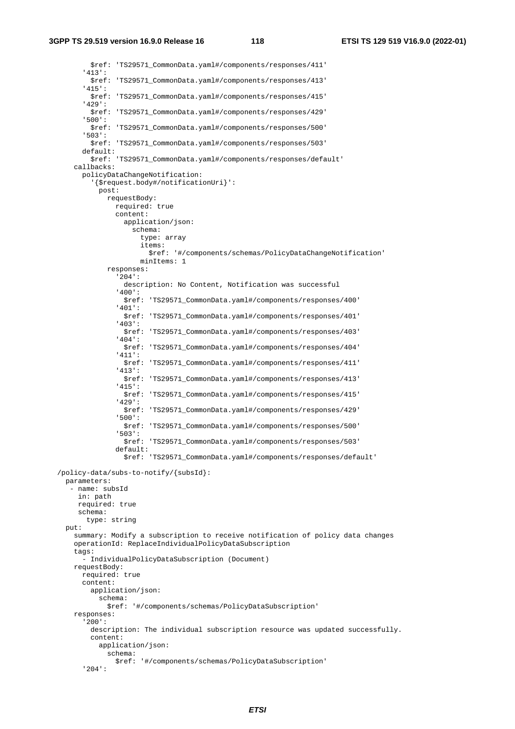```
          $ref: 'TS29571_CommonData.yaml#/components/responses/411'
        '413':
          $ref: 'TS29571_CommonData.yaml#/components/responses/413'
        '415':
          $ref: 'TS29571_CommonData.yaml#/components/responses/415'
        '429':
          $ref: 'TS29571_CommonData.yaml#/components/responses/429'
        '500':
          $ref: 'TS29571_CommonData.yaml#/components/responses/500'
        '503':
          $ref: 'TS29571_CommonData.yaml#/components/responses/503'
        default:
          $ref: 'TS29571_CommonData.yaml#/components/responses/default'
      callbacks:
        policyDataChangeNotification:
          '{$request.body#/notificationUri}':
            post:
              requestBody:
                required: true
                content:
                  application/json:
                    schema:
                      type: array
                      items:
                        $ref: '#/components/schemas/PolicyDataChangeNotification'
                      minItems: 1
              responses:
                '204':
                  description: No Content, Notification was successful
                '400':
                  $ref: 'TS29571_CommonData.yaml#/components/responses/400'
                '401':
                  $ref: 'TS29571_CommonData.yaml#/components/responses/401'
                '403':
                  $ref: 'TS29571_CommonData.yaml#/components/responses/403'
                '404':
                  $ref: 'TS29571_CommonData.yaml#/components/responses/404'
                '411':
                  $ref: 'TS29571_CommonData.yaml#/components/responses/411'
                '413':
                  $ref: 'TS29571_CommonData.yaml#/components/responses/413'
                '415':
                  $ref: 'TS29571_CommonData.yaml#/components/responses/415'
                '429':
                  $ref: 'TS29571_CommonData.yaml#/components/responses/429'
                '500':
                  $ref: 'TS29571_CommonData.yaml#/components/responses/500'
                '503':
                  $ref: 'TS29571_CommonData.yaml#/components/responses/503'
                default:
                  $ref: 'TS29571_CommonData.yaml#/components/responses/default'

  /policy-data/subs-to-notify/{subsId}:
    parameters:
      - name: subsId
        in: path
        required: true
        schema:
          type: string
    put:
      summary: Modify a subscription to receive notification of policy data changes
      operationId: ReplaceIndividualPolicyDataSubscription
      tags:
        - IndividualPolicyDataSubscription (Document)
      requestBody:
        required: true
        content:
          application/json:
            schema:
              $ref: '#/components/schemas/PolicyDataSubscription'
      responses:
        '200':
          description: The individual subscription resource was updated successfully.
          content:
            application/json:
              schema:
                $ref: '#/components/schemas/PolicyDataSubscription'
        '204':
```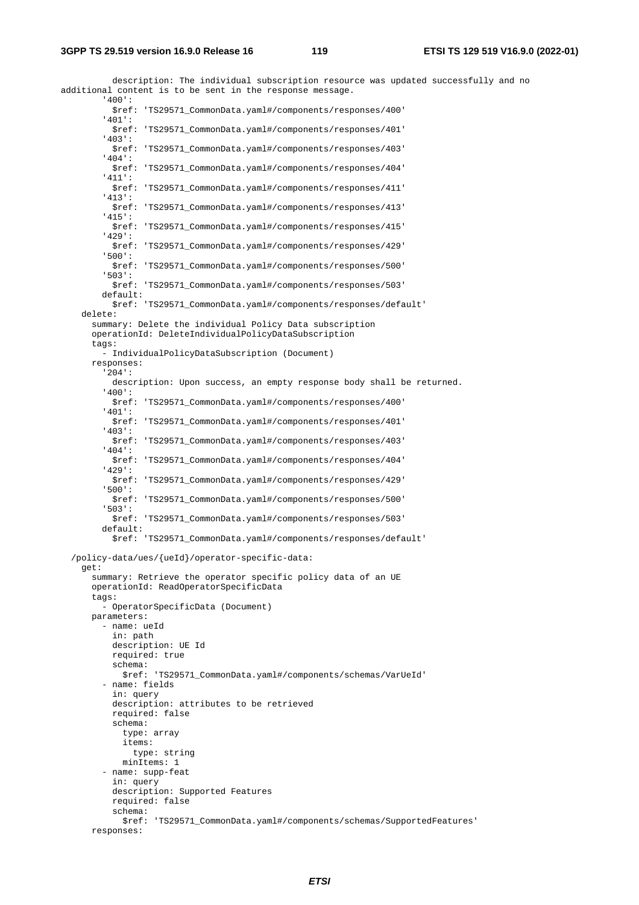```
          description: The individual subscription resource was updated successfully and no 
additional content is to be sent in the response message.
        '400':
          $ref: 'TS29571_CommonData.yaml#/components/responses/400'
        '401':
          $ref: 'TS29571_CommonData.yaml#/components/responses/401'
        '403':
          $ref: 'TS29571_CommonData.yaml#/components/responses/403'
        '404':
          $ref: 'TS29571_CommonData.yaml#/components/responses/404'
        '411':
          $ref: 'TS29571_CommonData.yaml#/components/responses/411'
        '413':
          $ref: 'TS29571_CommonData.yaml#/components/responses/413'
        '415':
          $ref: 'TS29571_CommonData.yaml#/components/responses/415'
        '429':
          $ref: 'TS29571_CommonData.yaml#/components/responses/429'
        '500':
          $ref: 'TS29571_CommonData.yaml#/components/responses/500'
        '503':
          $ref: 'TS29571_CommonData.yaml#/components/responses/503'
        default:
          $ref: 'TS29571_CommonData.yaml#/components/responses/default'
    delete:
      summary: Delete the individual Policy Data subscription
      operationId: DeleteIndividualPolicyDataSubscription
      tags:
        - IndividualPolicyDataSubscription (Document)
      responses:
        '204':
          description: Upon success, an empty response body shall be returned.
        '400':
          $ref: 'TS29571_CommonData.yaml#/components/responses/400'
        '401':
          $ref: 'TS29571_CommonData.yaml#/components/responses/401'
        '403':
          $ref: 'TS29571_CommonData.yaml#/components/responses/403'
        '404':
          $ref: 'TS29571_CommonData.yaml#/components/responses/404'
        '429':
          $ref: 'TS29571_CommonData.yaml#/components/responses/429'
        '500':
          $ref: 'TS29571_CommonData.yaml#/components/responses/500'
        '503':
          $ref: 'TS29571_CommonData.yaml#/components/responses/503'
        default:
          $ref: 'TS29571_CommonData.yaml#/components/responses/default'

  /policy-data/ues/{ueId}/operator-specific-data:
    get:
      summary: Retrieve the operator specific policy data of an UE
      operationId: ReadOperatorSpecificData
      tags:
        - OperatorSpecificData (Document)
      parameters:
        - name: ueId
          in: path
          description: UE Id
          required: true
          schema:
            $ref: 'TS29571_CommonData.yaml#/components/schemas/VarUeId'
        - name: fields
          in: query
          description: attributes to be retrieved
          required: false
          schema:
            type: array
            items:
              type: string
            minItems: 1
        - name: supp-feat
          in: query
          description: Supported Features
          required: false
          schema:
            $ref: 'TS29571_CommonData.yaml#/components/schemas/SupportedFeatures'
      responses:
```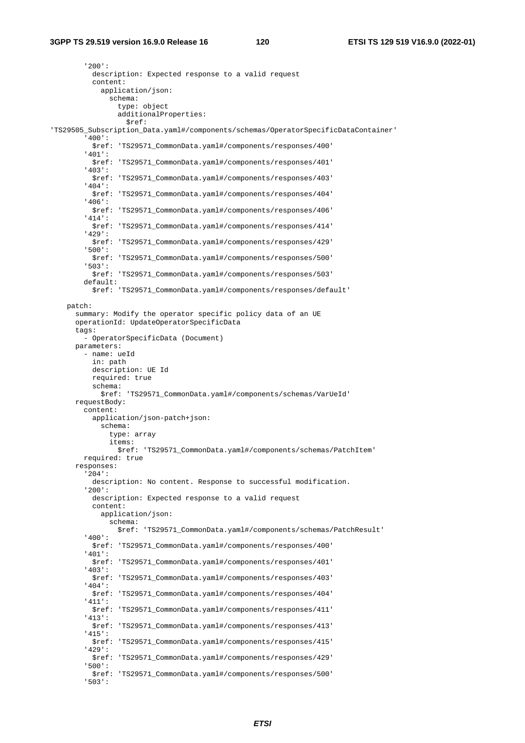```
        '200':
          description: Expected response to a valid request
          content:
            application/json:
              schema:
                type: object
                additionalProperties:
                  $ref: 
'TS29505_Subscription_Data.yaml#/components/schemas/OperatorSpecificDataContainer'
        '400':
          $ref: 'TS29571_CommonData.yaml#/components/responses/400'
        '401':
          $ref: 'TS29571_CommonData.yaml#/components/responses/401'
        '403':
          $ref: 'TS29571_CommonData.yaml#/components/responses/403'
        '404':
          $ref: 'TS29571_CommonData.yaml#/components/responses/404'
        '406':
          $ref: 'TS29571_CommonData.yaml#/components/responses/406'
        '414':
          $ref: 'TS29571_CommonData.yaml#/components/responses/414'
        '429':
          $ref: 'TS29571_CommonData.yaml#/components/responses/429'
        '500':
          $ref: 'TS29571_CommonData.yaml#/components/responses/500'
        '503':
          $ref: 'TS29571_CommonData.yaml#/components/responses/503'
        default:
          $ref: 'TS29571_CommonData.yaml#/components/responses/default'

    patch:
      summary: Modify the operator specific policy data of an UE
      operationId: UpdateOperatorSpecificData
      tags:
        - OperatorSpecificData (Document)
      parameters:
        - name: ueId
          in: path
          description: UE Id
          required: true
          schema:
            $ref: 'TS29571_CommonData.yaml#/components/schemas/VarUeId'
      requestBody:
        content:
          application/json-patch+json:
            schema:
              type: array
              items:
                $ref: 'TS29571_CommonData.yaml#/components/schemas/PatchItem'
        required: true
      responses:
        '204':
          description: No content. Response to successful modification.
        '200':
          description: Expected response to a valid request
          content:
            application/json:
              schema:
                $ref: 'TS29571_CommonData.yaml#/components/schemas/PatchResult'
        '400':
          $ref: 'TS29571_CommonData.yaml#/components/responses/400'
        '401':
          $ref: 'TS29571_CommonData.yaml#/components/responses/401'
        '403':
          $ref: 'TS29571_CommonData.yaml#/components/responses/403'
        '404':
          $ref: 'TS29571_CommonData.yaml#/components/responses/404'
        '411':
          $ref: 'TS29571_CommonData.yaml#/components/responses/411'
        '413':
          $ref: 'TS29571_CommonData.yaml#/components/responses/413'
        '415':
          $ref: 'TS29571_CommonData.yaml#/components/responses/415'
        '429':
          $ref: 'TS29571_CommonData.yaml#/components/responses/429'
        '500':
          $ref: 'TS29571_CommonData.yaml#/components/responses/500'
        '503':
```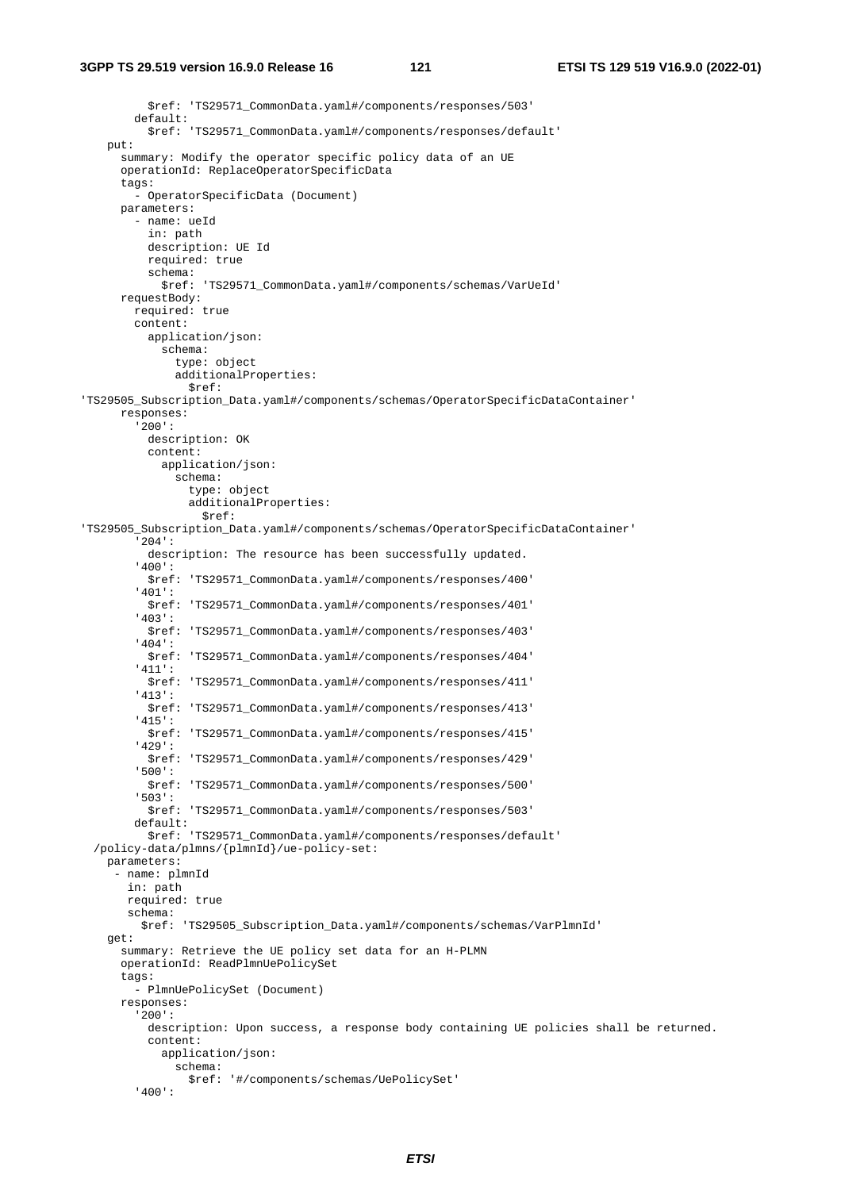```
          $ref: 'TS29571_CommonData.yaml#/components/responses/503'
        default:
          $ref: 'TS29571_CommonData.yaml#/components/responses/default'
    put:
      summary: Modify the operator specific policy data of an UE
      operationId: ReplaceOperatorSpecificData
      tags:
        - OperatorSpecificData (Document)
      parameters:
        - name: ueId
          in: path
          description: UE Id
          required: true
          schema:
            $ref: 'TS29571_CommonData.yaml#/components/schemas/VarUeId'
      requestBody:
        required: true
        content:
          application/json:
            schema:
              type: object
              additionalProperties:
                $ref:
'TS29505_Subscription_Data.yaml#/components/schemas/OperatorSpecificDataContainer'
      responses:
        '200':
          description: OK
          content:
            application/json:
              schema:
                type: object
                additionalProperties:
                  $ref:
'TS29505_Subscription_Data.yaml#/components/schemas/OperatorSpecificDataContainer'
        '204':
          description: The resource has been successfully updated.
        '400':
          $ref: 'TS29571_CommonData.yaml#/components/responses/400'
        '401':
          $ref: 'TS29571_CommonData.yaml#/components/responses/401'
        '403':
          $ref: 'TS29571_CommonData.yaml#/components/responses/403'
        '404':
          $ref: 'TS29571_CommonData.yaml#/components/responses/404'
        '411':
          $ref: 'TS29571_CommonData.yaml#/components/responses/411'
        '413':
          $ref: 'TS29571_CommonData.yaml#/components/responses/413'
        '415':
          $ref: 'TS29571_CommonData.yaml#/components/responses/415'
        '429':
          $ref: 'TS29571_CommonData.yaml#/components/responses/429'
        '500':
          $ref: 'TS29571_CommonData.yaml#/components/responses/500'
        '503':
          $ref: 'TS29571_CommonData.yaml#/components/responses/503'
        default:
          $ref: 'TS29571_CommonData.yaml#/components/responses/default'
  /policy-data/plmns/{plmnId}/ue-policy-set:
    parameters:
     - name: plmnId
       in: path
       required: true
       schema:
         $ref: 'TS29505_Subscription_Data.yaml#/components/schemas/VarPlmnId'
    get:
      summary: Retrieve the UE policy set data for an H-PLMN
      operationId: ReadPlmnUePolicySet
      tags:
        - PlmnUePolicySet (Document)
      responses:
        '200':
          description: Upon success, a response body containing UE policies shall be returned.
          content:
            application/json:
              schema:
                $ref: '#/components/schemas/UePolicySet'
        '400':
```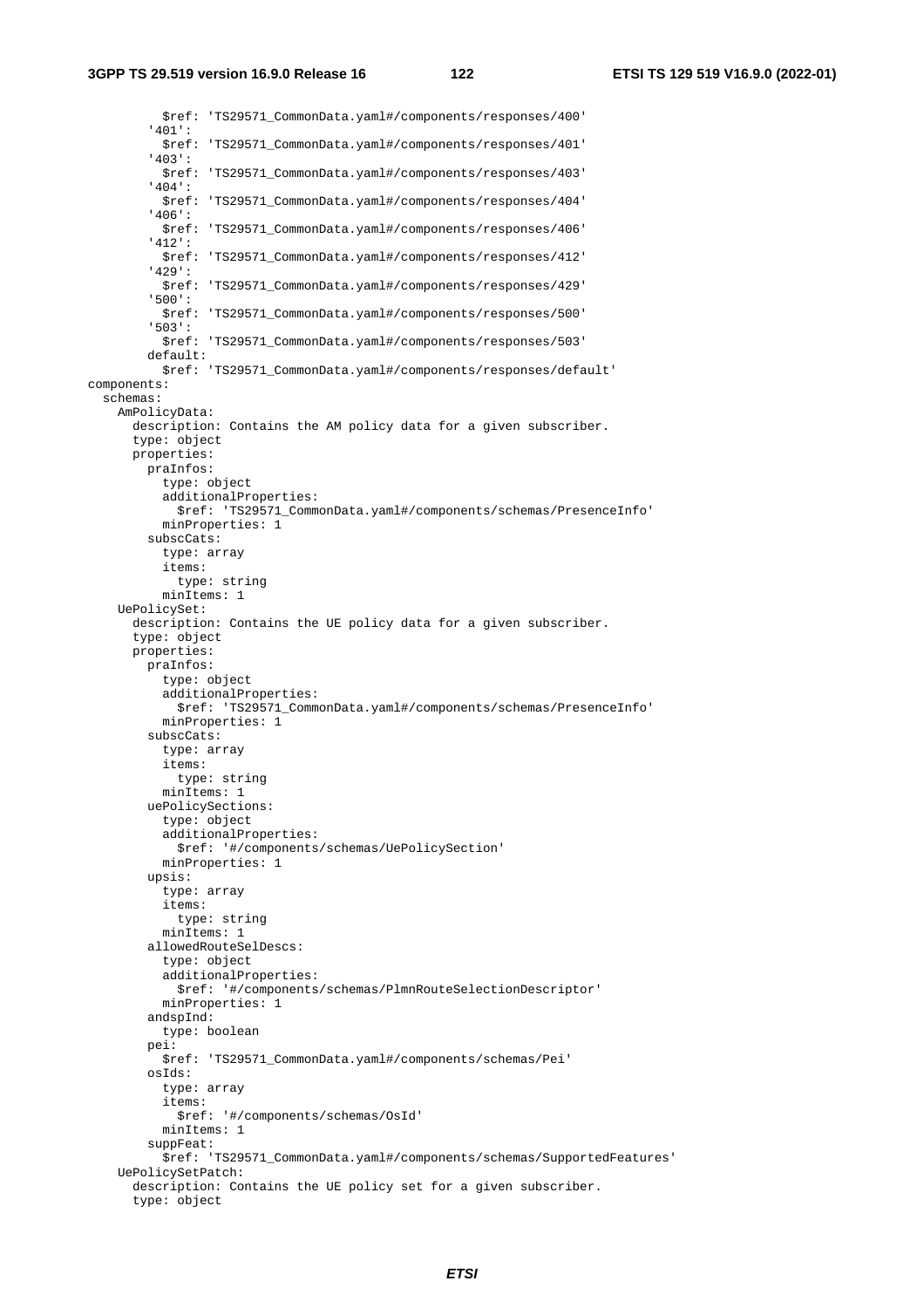```
            $ref: 'TS29571_CommonData.yaml#/components/responses/400'
          '401':
            $ref: 'TS29571_CommonData.yaml#/components/responses/401'
          '403':
            $ref: 'TS29571_CommonData.yaml#/components/responses/403'
          '404':
            $ref: 'TS29571_CommonData.yaml#/components/responses/404'
          '406':
            $ref: 'TS29571_CommonData.yaml#/components/responses/406'
          '412':
            $ref: 'TS29571_CommonData.yaml#/components/responses/412'
          '429':
            $ref: 'TS29571_CommonData.yaml#/components/responses/429'
          '500':
            $ref: 'TS29571_CommonData.yaml#/components/responses/500'
          '503':
            $ref: 'TS29571_CommonData.yaml#/components/responses/503'
          default:
            $ref: 'TS29571_CommonData.yaml#/components/responses/default'
components:
  schemas:
    AmPolicyData:
      description: Contains the AM policy data for a given subscriber.
      type: object
      properties:
        praInfos:
          type: object
          additionalProperties:
            $ref: 'TS29571_CommonData.yaml#/components/schemas/PresenceInfo'
          minProperties: 1
        subscCats:
          type: array
          items:
            type: string
          minItems: 1
    UePolicySet:
      description: Contains the UE policy data for a given subscriber.
      type: object
      properties:
        praInfos:
          type: object
          additionalProperties:
            $ref: 'TS29571_CommonData.yaml#/components/schemas/PresenceInfo'
          minProperties: 1
        subscCats:
          type: array
          items:
            type: string
          minItems: 1
        uePolicySections:
          type: object
          additionalProperties:
            $ref: '#/components/schemas/UePolicySection'
          minProperties: 1
        upsis:
          type: array
          items:
            type: string
          minItems: 1
        allowedRouteSelDescs:
          type: object
          additionalProperties:
            $ref: '#/components/schemas/PlmnRouteSelectionDescriptor'
          minProperties: 1
        andspInd:
          type: boolean
        pei:
          $ref: 'TS29571_CommonData.yaml#/components/schemas/Pei'
        osIds:
          type: array
          items:
            $ref: '#/components/schemas/OsId'
          minItems: 1
        suppFeat:
          $ref: 'TS29571_CommonData.yaml#/components/schemas/SupportedFeatures'
    UePolicySetPatch:
      description: Contains the UE policy set for a given subscriber.
      type: object
```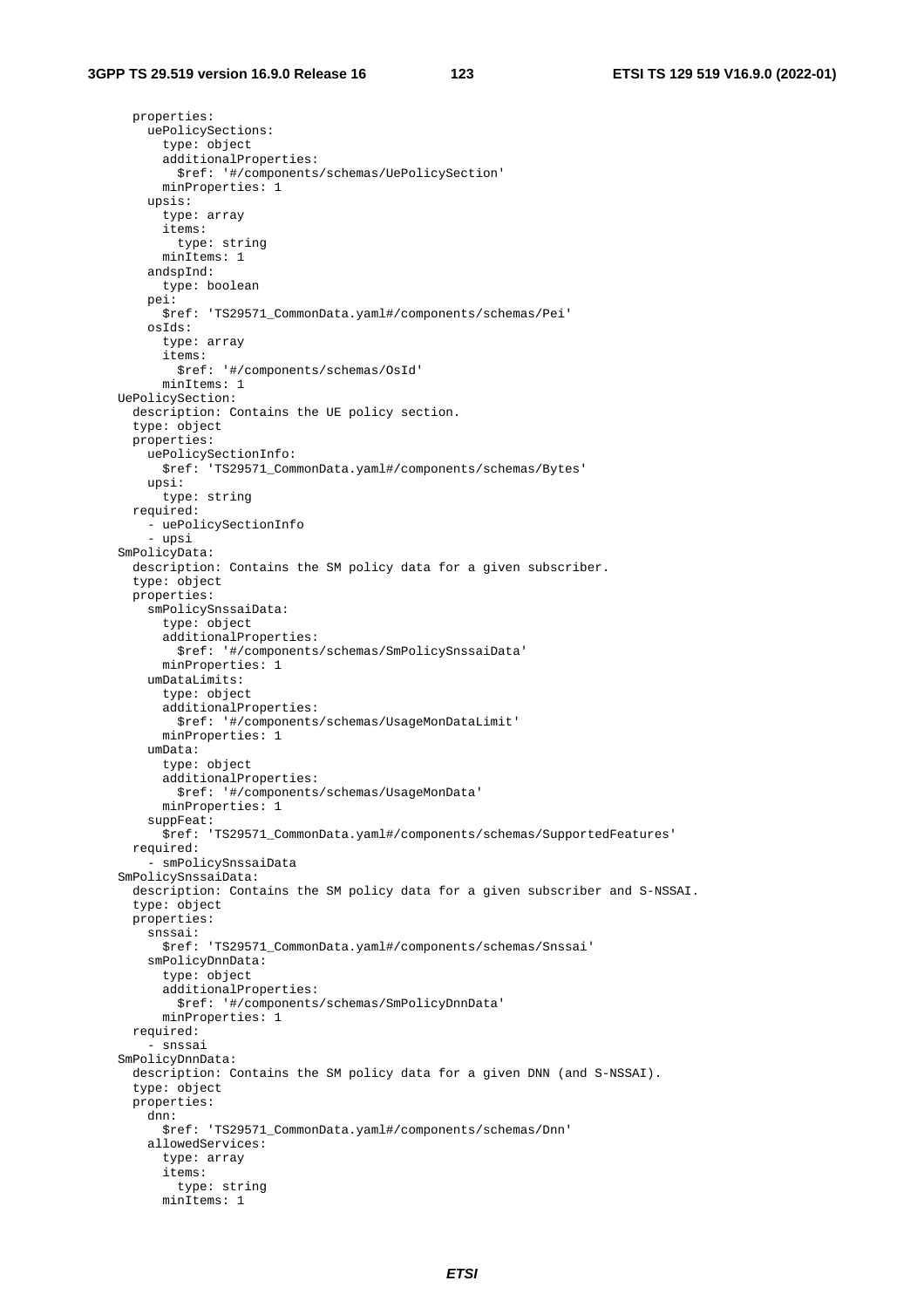```
      properties:
        uePolicySections:
          type: object
          additionalProperties:
            $ref: '#/components/schemas/UePolicySection'
          minProperties: 1
        upsis:
          type: array
          items:
            type: string
          minItems: 1
        andspInd:
          type: boolean
        pei:
          $ref: 'TS29571_CommonData.yaml#/components/schemas/Pei'
        osIds:
          type: array
          items:
            $ref: '#/components/schemas/OsId'
          minItems: 1
    UePolicySection:
      description: Contains the UE policy section.
      type: object
      properties:
        uePolicySectionInfo:
          $ref: 'TS29571_CommonData.yaml#/components/schemas/Bytes'
        upsi:
          type: string
      required:
        - uePolicySectionInfo
        - upsi
    SmPolicyData:
      description: Contains the SM policy data for a given subscriber.
      type: object
      properties:
        smPolicySnssaiData:
          type: object
          additionalProperties:
            $ref: '#/components/schemas/SmPolicySnssaiData'
          minProperties: 1
        umDataLimits:
          type: object
          additionalProperties:
            $ref: '#/components/schemas/UsageMonDataLimit'
          minProperties: 1
        umData:
          type: object
          additionalProperties:
            $ref: '#/components/schemas/UsageMonData'
          minProperties: 1
        suppFeat:
          $ref: 'TS29571_CommonData.yaml#/components/schemas/SupportedFeatures'
      required:
        - smPolicySnssaiData
    SmPolicySnssaiData:
      description: Contains the SM policy data for a given subscriber and S-NSSAI.
      type: object
      properties:
        snssai:
          $ref: 'TS29571_CommonData.yaml#/components/schemas/Snssai'
        smPolicyDnnData:
          type: object
          additionalProperties:
            $ref: '#/components/schemas/SmPolicyDnnData'
          minProperties: 1
      required:
        - snssai
    SmPolicyDnnData:
      description: Contains the SM policy data for a given DNN (and S-NSSAI).
      type: object
      properties:
        dnn:
          $ref: 'TS29571_CommonData.yaml#/components/schemas/Dnn'
        allowedServices:
          type: array
          items:
            type: string
          minItems: 1
```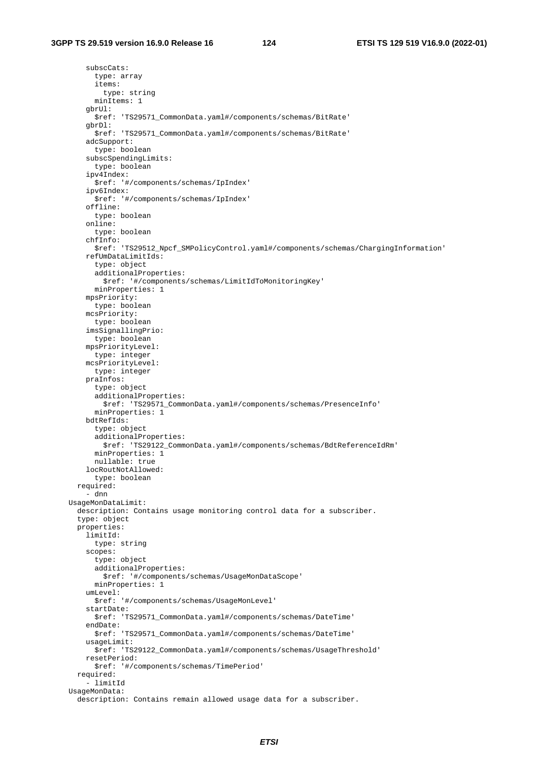```
        subscCats:
          type: array
          items:
            type: string
          minItems: 1
        gbrUl:
          $ref: 'TS29571_CommonData.yaml#/components/schemas/BitRate'
        gbrDl:
          $ref: 'TS29571_CommonData.yaml#/components/schemas/BitRate'
        adcSupport:
          type: boolean
        subscSpendingLimits:
          type: boolean
        ipv4Index:
          $ref: '#/components/schemas/IpIndex'
        ipv6Index:
          $ref: '#/components/schemas/IpIndex'
        offline:
          type: boolean
        online:
          type: boolean
        chfInfo:
          $ref: 'TS29512_Npcf_SMPolicyControl.yaml#/components/schemas/ChargingInformation'
        refUmDataLimitIds:
          type: object
          additionalProperties:
            $ref: '#/components/schemas/LimitIdToMonitoringKey'
          minProperties: 1
        mpsPriority:
          type: boolean
        mcsPriority:
          type: boolean
        imsSignallingPrio:
          type: boolean
        mpsPriorityLevel:
          type: integer
        mcsPriorityLevel:
          type: integer
        praInfos:
          type: object
          additionalProperties:
            $ref: 'TS29571_CommonData.yaml#/components/schemas/PresenceInfo'
          minProperties: 1
        bdtRefIds:
          type: object
          additionalProperties:
            $ref: 'TS29122_CommonData.yaml#/components/schemas/BdtReferenceIdRm'
          minProperties: 1
          nullable: true
        locRoutNotAllowed:
          type: boolean
      required:
        - dnn
    UsageMonDataLimit:
      description: Contains usage monitoring control data for a subscriber.
      type: object
      properties:
        limitId:
          type: string
        scopes:
          type: object
          additionalProperties:
            $ref: '#/components/schemas/UsageMonDataScope'
          minProperties: 1
        umLevel:
          $ref: '#/components/schemas/UsageMonLevel'
        startDate:
          $ref: 'TS29571_CommonData.yaml#/components/schemas/DateTime'
        endDate:
          $ref: 'TS29571_CommonData.yaml#/components/schemas/DateTime'
        usageLimit:
          $ref: 'TS29122_CommonData.yaml#/components/schemas/UsageThreshold'
        resetPeriod:
          $ref: '#/components/schemas/TimePeriod'
      required:
        - limitId
    UsageMonData:
      description: Contains remain allowed usage data for a subscriber.
```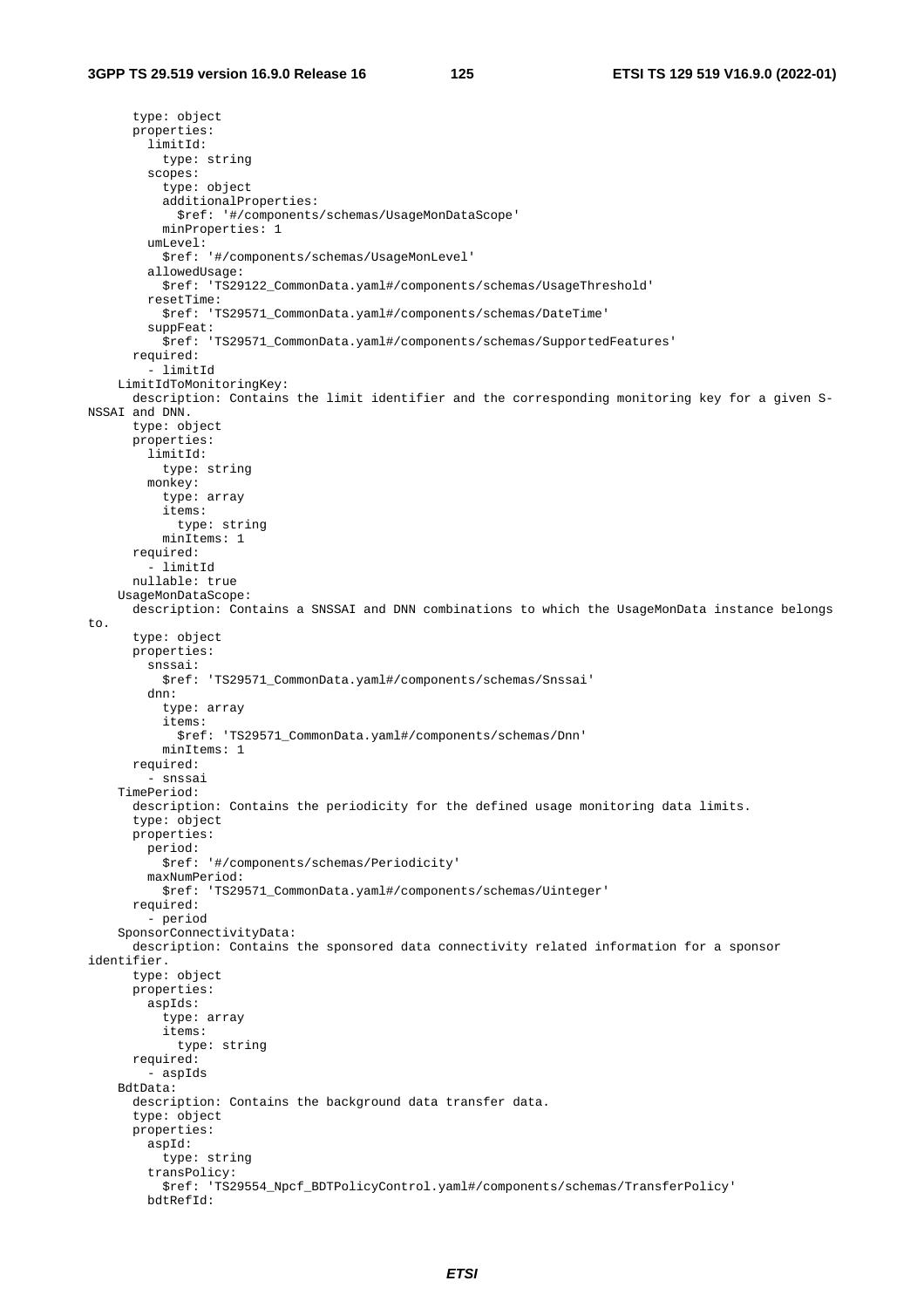```
      type: object
      properties:
        limitId:
          type: string
        scopes:
          type: object
          additionalProperties:
            $ref: '#/components/schemas/UsageMonDataScope'
          minProperties: 1
        umLevel:
          $ref: '#/components/schemas/UsageMonLevel'
        allowedUsage:
          $ref: 'TS29122_CommonData.yaml#/components/schemas/UsageThreshold'
        resetTime:
          $ref: 'TS29571_CommonData.yaml#/components/schemas/DateTime'
        suppFeat:
          $ref: 'TS29571_CommonData.yaml#/components/schemas/SupportedFeatures'
      required:
        - limitId
    LimitIdToMonitoringKey:
      description: Contains the limit identifier and the corresponding monitoring key for a given S-
NSSAI and DNN.
      type: object
      properties:
        limitId:
          type: string
        monkey:
          type: array
          items:
            type: string
          minItems: 1
      required:
        - limitId
      nullable: true
    UsageMonDataScope:
      description: Contains a SNSSAI and DNN combinations to which the UsageMonData instance belongs
to.
      type: object
      properties:
        snssai:
          $ref: 'TS29571_CommonData.yaml#/components/schemas/Snssai'
        dnn:
          type: array
          items:
            $ref: 'TS29571_CommonData.yaml#/components/schemas/Dnn'
          minItems: 1
      required:
        - snssai
    TimePeriod:
      description: Contains the periodicity for the defined usage monitoring data limits.
      type: object
      properties:
        period:
          $ref: '#/components/schemas/Periodicity'
        maxNumPeriod:
          $ref: 'TS29571_CommonData.yaml#/components/schemas/Uinteger'
      required:
        - period
    SponsorConnectivityData:
      description: Contains the sponsored data connectivity related information for a sponsor
identifier.
      type: object
      properties:
        aspIds:
          type: array
          items:
            type: string
      required:
        - aspIds
    BdtData:
      description: Contains the background data transfer data.
      type: object
      properties:
        aspId:
          type: string
        transPolicy:
          $ref: 'TS29554_Npcf_BDTPolicyControl.yaml#/components/schemas/TransferPolicy'
        bdtRefId:
```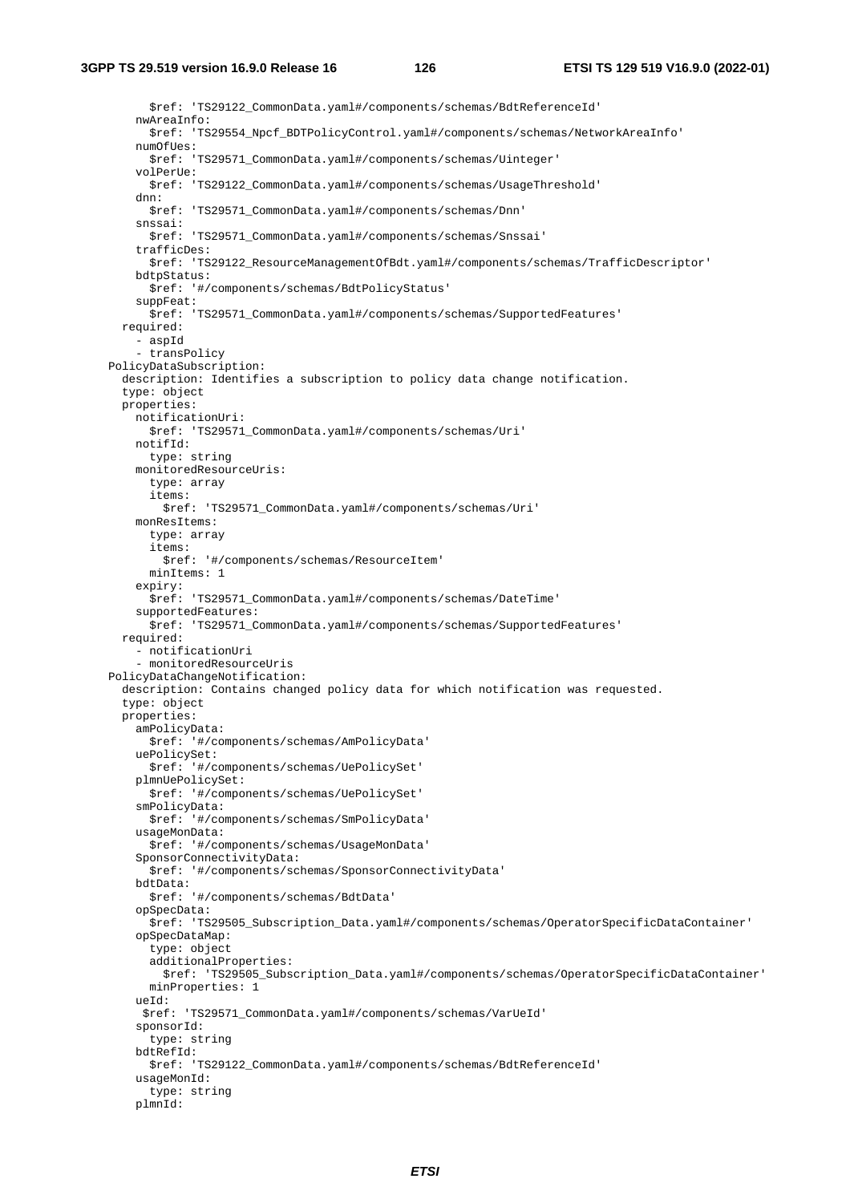```
          $ref: 'TS29122_CommonData.yaml#/components/schemas/BdtReferenceId'
        nwAreaInfo:
          $ref: 'TS29554_Npcf_BDTPolicyControl.yaml#/components/schemas/NetworkAreaInfo'
        numOfUes:
          $ref: 'TS29571_CommonData.yaml#/components/schemas/Uinteger'
        volPerUe:
          $ref: 'TS29122_CommonData.yaml#/components/schemas/UsageThreshold'
        dnn:
          $ref: 'TS29571_CommonData.yaml#/components/schemas/Dnn'
        snssai:
          $ref: 'TS29571_CommonData.yaml#/components/schemas/Snssai'
        trafficDes:
          $ref: 'TS29122_ResourceManagementOfBdt.yaml#/components/schemas/TrafficDescriptor'
        bdtpStatus:
          $ref: '#/components/schemas/BdtPolicyStatus'
        suppFeat:
          $ref: 'TS29571_CommonData.yaml#/components/schemas/SupportedFeatures'
      required:
        - aspId
        - transPolicy
    PolicyDataSubscription:
      description: Identifies a subscription to policy data change notification.
      type: object
      properties:
        notificationUri:
          $ref: 'TS29571_CommonData.yaml#/components/schemas/Uri'
        notifId:
          type: string
        monitoredResourceUris:
          type: array
          items:
            $ref: 'TS29571_CommonData.yaml#/components/schemas/Uri'
        monResItems:
          type: array
          items:
            $ref: '#/components/schemas/ResourceItem'
          minItems: 1
        expiry:
          $ref: 'TS29571_CommonData.yaml#/components/schemas/DateTime'
        supportedFeatures:
          $ref: 'TS29571_CommonData.yaml#/components/schemas/SupportedFeatures'
      required:
        - notificationUri
        - monitoredResourceUris
    PolicyDataChangeNotification:
      description: Contains changed policy data for which notification was requested.
      type: object
      properties:
        amPolicyData:
          $ref: '#/components/schemas/AmPolicyData'
        uePolicySet:
          $ref: '#/components/schemas/UePolicySet'
        plmnUePolicySet:
          $ref: '#/components/schemas/UePolicySet'
        smPolicyData:
          $ref: '#/components/schemas/SmPolicyData'
        usageMonData:
          $ref: '#/components/schemas/UsageMonData'
        SponsorConnectivityData:
          $ref: '#/components/schemas/SponsorConnectivityData'
        bdtData:
          $ref: '#/components/schemas/BdtData'
        opSpecData:
          $ref: 'TS29505_Subscription_Data.yaml#/components/schemas/OperatorSpecificDataContainer'
        opSpecDataMap:
          type: object
          additionalProperties:
            $ref: 'TS29505_Subscription_Data.yaml#/components/schemas/OperatorSpecificDataContainer'
          minProperties: 1
        ueId:
         $ref: 'TS29571_CommonData.yaml#/components/schemas/VarUeId'
        sponsorId:
          type: string
        bdtRefId:
          $ref: 'TS29122_CommonData.yaml#/components/schemas/BdtReferenceId'
        usageMonId:
          type: string
        plmnId:
```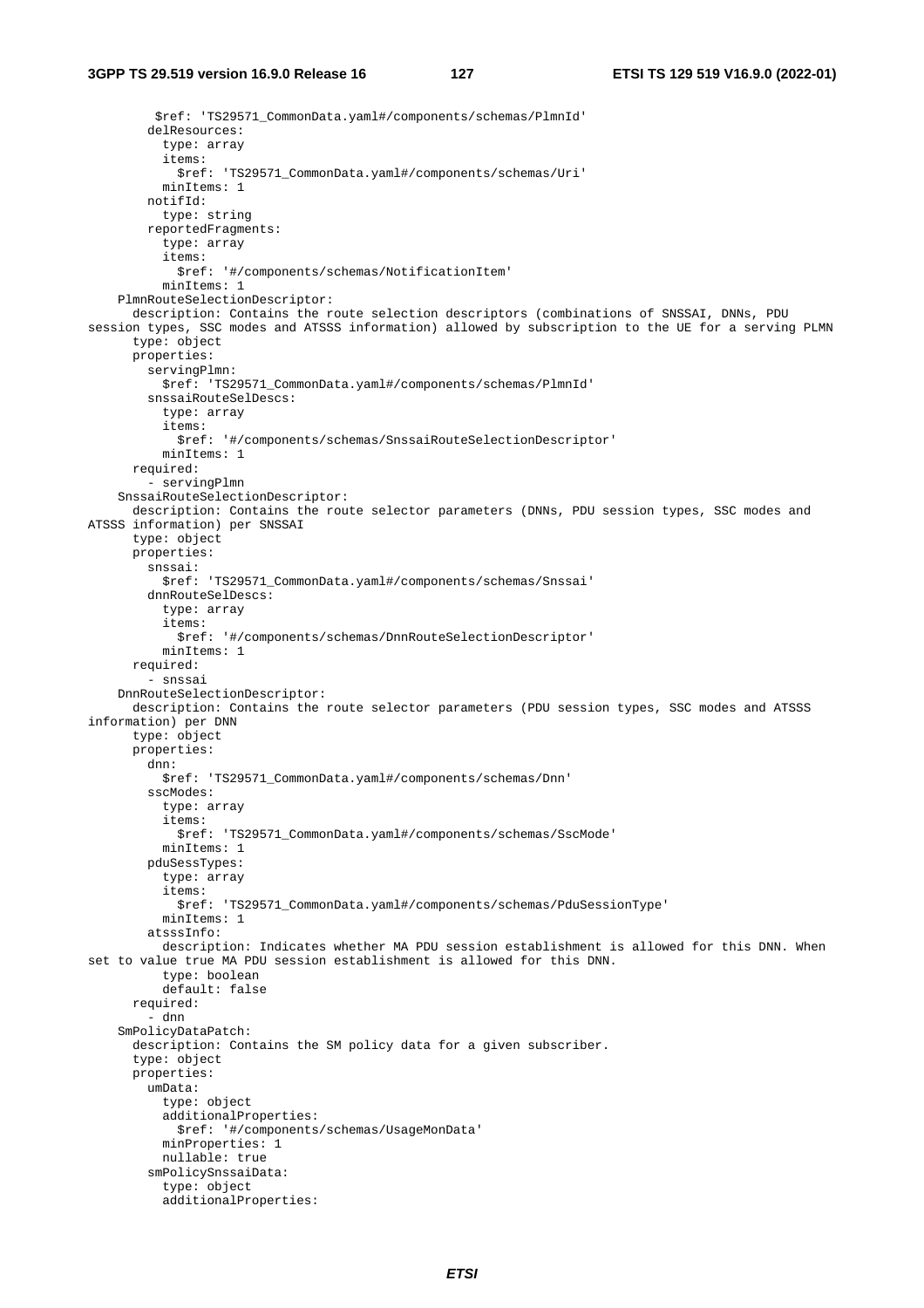```
          $ref: 'TS29571_CommonData.yaml#/components/schemas/PlmnId'
        delResources:
          type: array
          items:
            $ref: 'TS29571_CommonData.yaml#/components/schemas/Uri'
          minItems: 1
        notifId:
          type: string
        reportedFragments:
          type: array
          items:
            $ref: '#/components/schemas/NotificationItem'
          minItems: 1
    PlmnRouteSelectionDescriptor:
      description: Contains the route selection descriptors (combinations of SNSSAI, DNNs, PDU
session types, SSC modes and ATSSS information) allowed by subscription to the UE for a serving PLMN
      type: object
      properties:
        servingPlmn:
          $ref: 'TS29571_CommonData.yaml#/components/schemas/PlmnId'
        snssaiRouteSelDescs:
          type: array
          items:
            $ref: '#/components/schemas/SnssaiRouteSelectionDescriptor'
          minItems: 1
      required:
        - servingPlmn
    SnssaiRouteSelectionDescriptor:
      description: Contains the route selector parameters (DNNs, PDU session types, SSC modes and
ATSSS information) per SNSSAI
      type: object
      properties:
        snssai:
          $ref: 'TS29571_CommonData.yaml#/components/schemas/Snssai'
        dnnRouteSelDescs:
          type: array
          items:
            $ref: '#/components/schemas/DnnRouteSelectionDescriptor'
          minItems: 1
      required:
        - snssai
    DnnRouteSelectionDescriptor:
      description: Contains the route selector parameters (PDU session types, SSC modes and ATSSS
information) per DNN
      type: object
      properties:
        dnn:
          $ref: 'TS29571_CommonData.yaml#/components/schemas/Dnn'
        sscModes:
          type: array
          items:
            $ref: 'TS29571_CommonData.yaml#/components/schemas/SscMode'
          minItems: 1
        pduSessTypes:
          type: array
          items:
            $ref: 'TS29571_CommonData.yaml#/components/schemas/PduSessionType'
          minItems: 1
        atsssInfo:
          description: Indicates whether MA PDU session establishment is allowed for this DNN. When
set to value true MA PDU session establishment is allowed for this DNN.
          type: boolean
          default: false
      required:
        - dnn
    SmPolicyDataPatch:
      description: Contains the SM policy data for a given subscriber.
      type: object
      properties:
        umData:
          type: object
          additionalProperties:
            $ref: '#/components/schemas/UsageMonData'
          minProperties: 1
          nullable: true
        smPolicySnssaiData:
          type: object
          additionalProperties:
```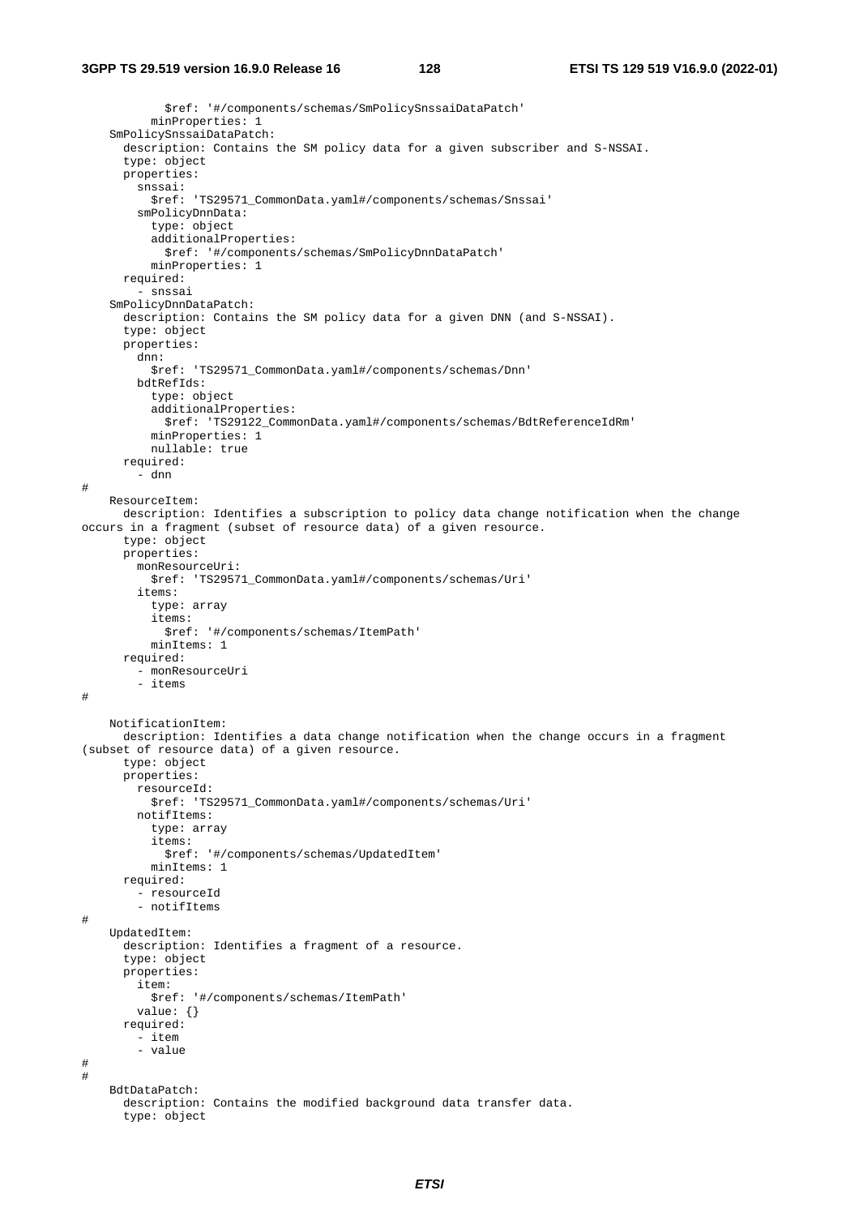```
            $ref: '#/components/schemas/SmPolicySnssaiDataPatch'
          minProperties: 1
    SmPolicySnssaiDataPatch:
      description: Contains the SM policy data for a given subscriber and S-NSSAI.
      type: object
      properties:
        snssai:
          $ref: 'TS29571_CommonData.yaml#/components/schemas/Snssai'
        smPolicyDnnData:
          type: object
          additionalProperties:
            $ref: '#/components/schemas/SmPolicyDnnDataPatch'
          minProperties: 1
      required:
        - snssai
    SmPolicyDnnDataPatch:
      description: Contains the SM policy data for a given DNN (and S-NSSAI).
      type: object
      properties:
        dnn:
          $ref: 'TS29571_CommonData.yaml#/components/schemas/Dnn'
        bdtRefIds:
          type: object
          additionalProperties:
            $ref: 'TS29122_CommonData.yaml#/components/schemas/BdtReferenceIdRm'
          minProperties: 1
          nullable: true
      required:
        - dnn
#
    ResourceItem:
      description: Identifies a subscription to policy data change notification when the change
occurs in a fragment (subset of resource data) of a given resource.
      type: object
      properties:
        monResourceUri:
          $ref: 'TS29571_CommonData.yaml#/components/schemas/Uri'
        items:
          type: array
          items:
            $ref: '#/components/schemas/ItemPath'
          minItems: 1
      required:
        - monResourceUri
        - items
#

    NotificationItem:
      description: Identifies a data change notification when the change occurs in a fragment
(subset of resource data) of a given resource.
      type: object
      properties:
        resourceId:
          $ref: 'TS29571_CommonData.yaml#/components/schemas/Uri'
        notifItems:
          type: array
          items:
            $ref: '#/components/schemas/UpdatedItem'
          minItems: 1
      required:
        - resourceId
        - notifItems
#
    UpdatedItem:
      description: Identifies a fragment of a resource.
      type: object
      properties:
        item:
          $ref: '#/components/schemas/ItemPath'
        value: {}
      required:
        - item
        - value
#
#
    BdtDataPatch:
      description: Contains the modified background data transfer data.
      type: object
```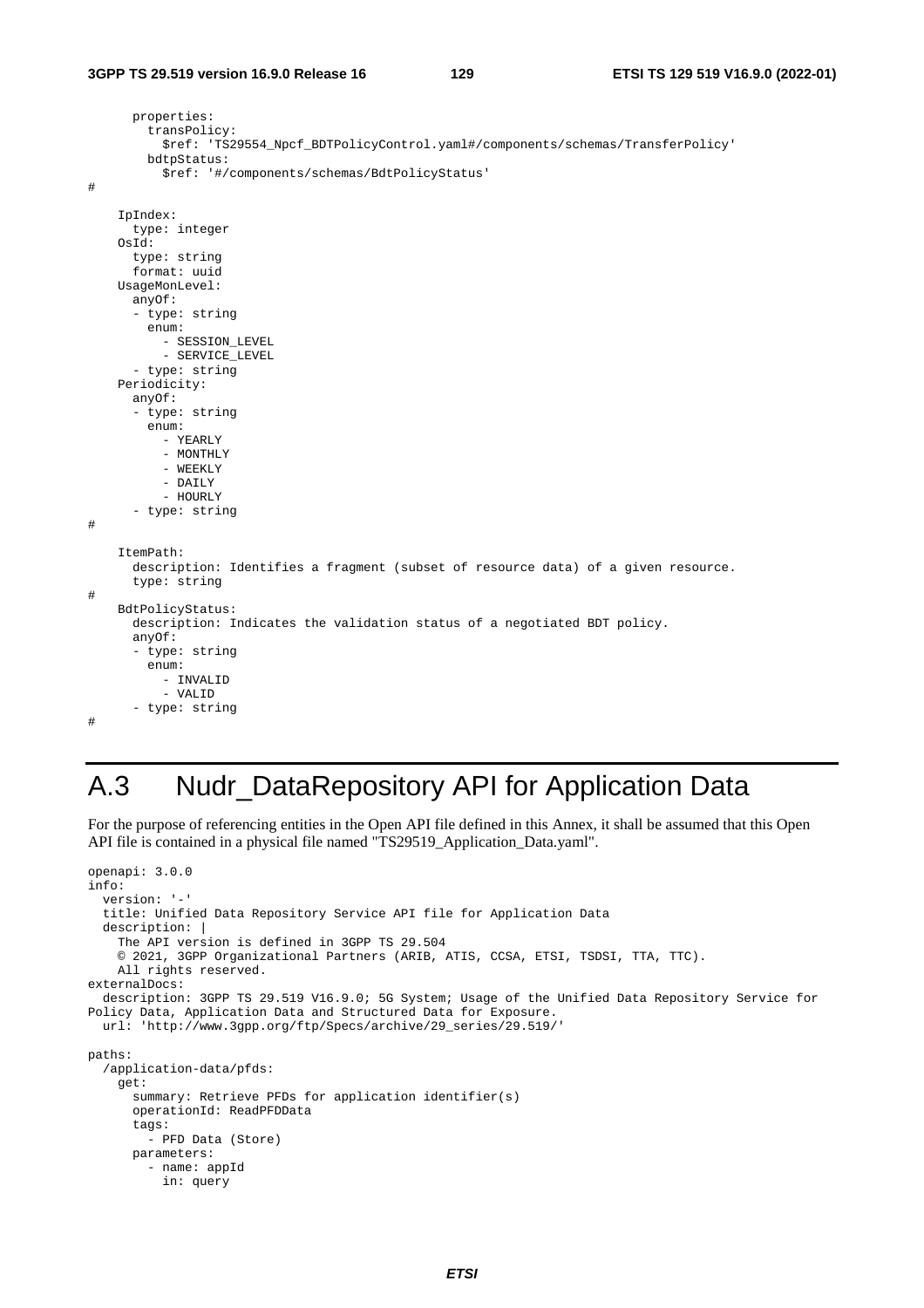```
      properties:
        transPolicy:
          $ref: 'TS29554_Npcf_BDTPolicyControl.yaml#/components/schemas/TransferPolicy'
        bdtpStatus:
          $ref: '#/components/schemas/BdtPolicyStatus'
#

    IpIndex:
      type: integer
    OsId:
      type: string
      format: uuid
    UsageMonLevel:
      anyOf:
      - type: string
        enum:
          - SESSION_LEVEL
          - SERVICE_LEVEL
      - type: string
    Periodicity:
      anyOf:
      - type: string
        enum:
          - YEARLY
          - MONTHLY
          - WEEKLY
          - DAILY
          - HOURLY
      - type: string
#

    ItemPath:
      description: Identifies a fragment (subset of resource data) of a given resource.
      type: string
#
    BdtPolicyStatus:
      description: Indicates the validation status of a negotiated BDT policy.
      anyOf:
      - type: string
        enum:
          - INVALID
          - VALID
      - type: string
#
```

# A.3 Nudr_DataRepository API for Application Data

For the purpose of referencing entities in the Open API file defined in this Annex, it shall be assumed that this Open API file is contained in a physical file named "TS29519_Application_Data.yaml".

```
openapi: 3.0.0
info:
  version: '-'
  title: Unified Data Repository Service API file for Application Data
  description: |
    The API version is defined in 3GPP TS 29.504
    © 2021, 3GPP Organizational Partners (ARIB, ATIS, CCSA, ETSI, TSDSI, TTA, TTC).
    All rights reserved.
externalDocs:
  description: 3GPP TS 29.519 V16.9.0; 5G System; Usage of the Unified Data Repository Service for 
Policy Data, Application Data and Structured Data for Exposure.
  url: 'http://www.3gpp.org/ftp/Specs/archive/29_series/29.519/'

paths:
  /application-data/pfds:
    get:
      summary: Retrieve PFDs for application identifier(s)
      operationId: ReadPFDData
      tags:
        - PFD Data (Store)
      parameters:
        - name: appId
          in: query
```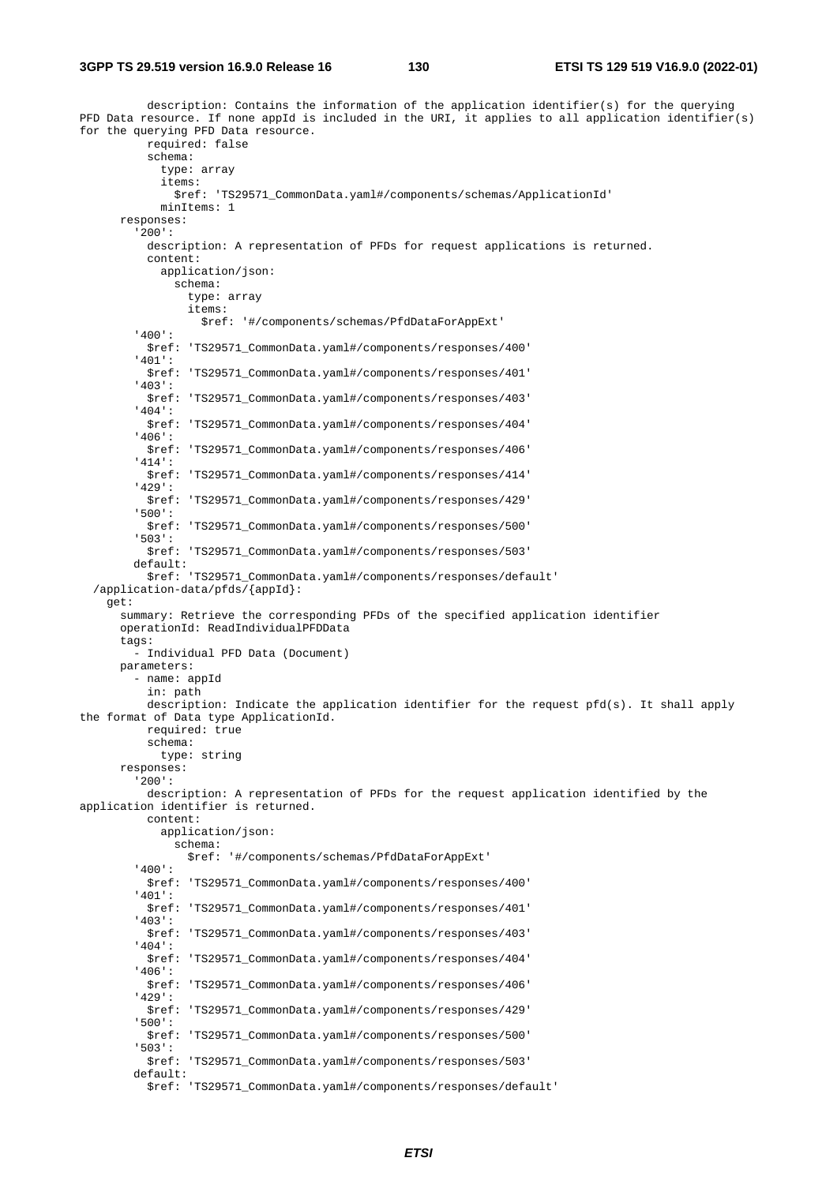```
          description: Contains the information of the application identifier(s) for the querying
PFD Data resource. If none appId is included in the URI, it applies to all application identifier(s)
for the querying PFD Data resource.
          required: false
          schema:
            type: array
            items:
              $ref: 'TS29571_CommonData.yaml#/components/schemas/ApplicationId'
            minItems: 1
      responses:
        '200':
          description: A representation of PFDs for request applications is returned.
          content:
            application/json:
              schema:
                type: array
                items:
                  $ref: '#/components/schemas/PfdDataForAppExt'
        '400':
          $ref: 'TS29571_CommonData.yaml#/components/responses/400'
        '401':
          $ref: 'TS29571_CommonData.yaml#/components/responses/401'
        '403':
          $ref: 'TS29571_CommonData.yaml#/components/responses/403'
        '404':
          $ref: 'TS29571_CommonData.yaml#/components/responses/404'
        '406':
          $ref: 'TS29571_CommonData.yaml#/components/responses/406'
        '414':
          $ref: 'TS29571_CommonData.yaml#/components/responses/414'
        '429':
          $ref: 'TS29571_CommonData.yaml#/components/responses/429'
        '500':
          $ref: 'TS29571_CommonData.yaml#/components/responses/500'
        '503':
          $ref: 'TS29571_CommonData.yaml#/components/responses/503'
        default:
          $ref: 'TS29571_CommonData.yaml#/components/responses/default'
  /application-data/pfds/{appId}:
    get:
      summary: Retrieve the corresponding PFDs of the specified application identifier
      operationId: ReadIndividualPFDData
      tags:
        - Individual PFD Data (Document)
      parameters:
        - name: appId
          in: path
          description: Indicate the application identifier for the request pfd(s). It shall apply
the format of Data type ApplicationId.
          required: true
          schema:
            type: string
      responses:
        '200':
          description: A representation of PFDs for the request application identified by the
application identifier is returned.
          content:
            application/json:
              schema:
                $ref: '#/components/schemas/PfdDataForAppExt'
        '400':
          $ref: 'TS29571_CommonData.yaml#/components/responses/400'
        '401':
          $ref: 'TS29571_CommonData.yaml#/components/responses/401'
        '403':
          $ref: 'TS29571_CommonData.yaml#/components/responses/403'
        '404':
          $ref: 'TS29571_CommonData.yaml#/components/responses/404'
        '406':
          $ref: 'TS29571_CommonData.yaml#/components/responses/406'
        '429':
          $ref: 'TS29571_CommonData.yaml#/components/responses/429'
        '500':
          $ref: 'TS29571_CommonData.yaml#/components/responses/500'
        '503':
          $ref: 'TS29571_CommonData.yaml#/components/responses/503'
        default:
          $ref: 'TS29571_CommonData.yaml#/components/responses/default'
```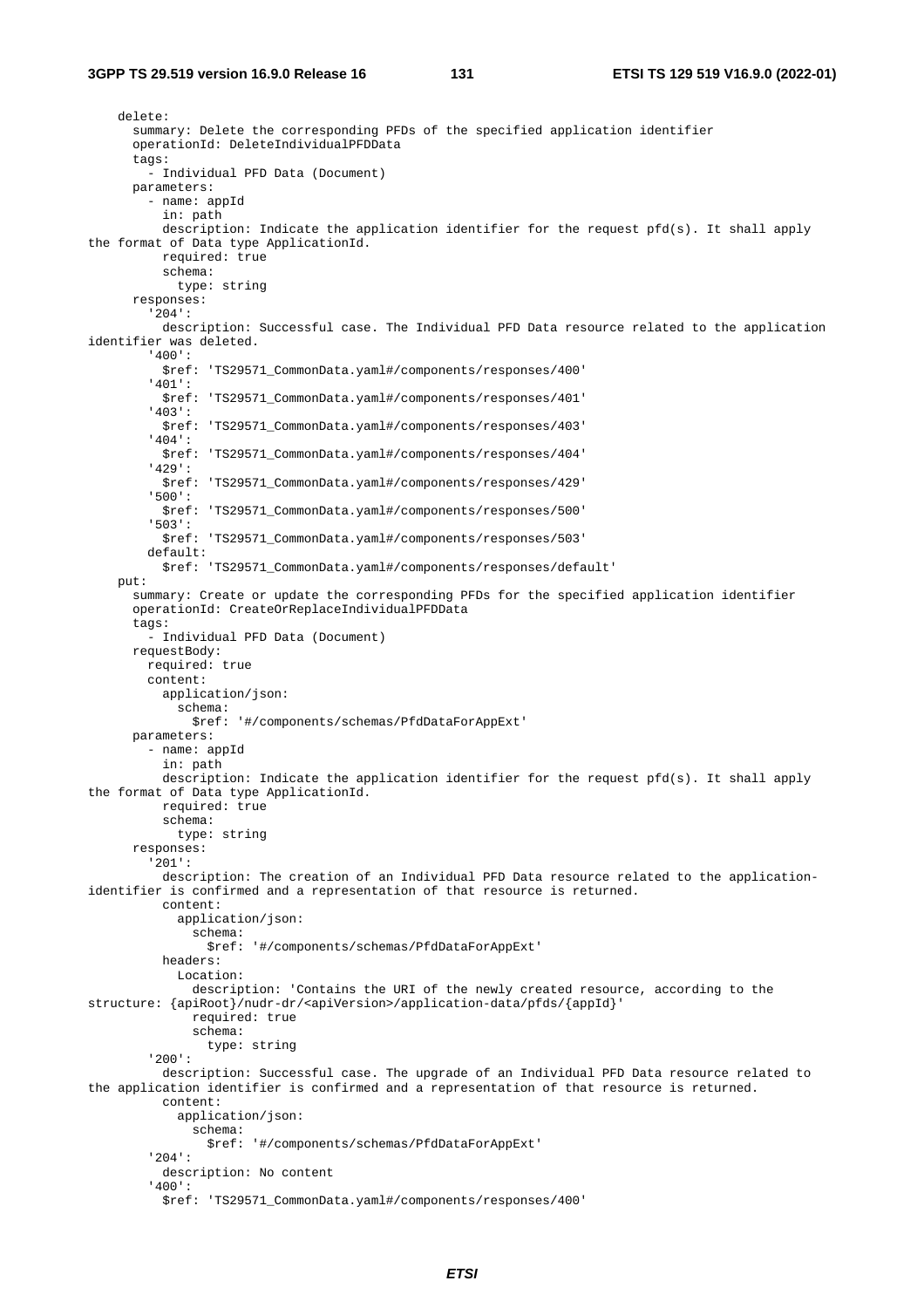```
    delete:
      summary: Delete the corresponding PFDs of the specified application identifier
      operationId: DeleteIndividualPFDData
      tags:
        - Individual PFD Data (Document)
      parameters:
        - name: appId
          in: path
          description: Indicate the application identifier for the request pfd(s). It shall apply
the format of Data type ApplicationId.
          required: true
          schema:
            type: string
      responses:
        '204':
          description: Successful case. The Individual PFD Data resource related to the application
identifier was deleted.
        '400':
          $ref: 'TS29571_CommonData.yaml#/components/responses/400'
        '401':
          $ref: 'TS29571_CommonData.yaml#/components/responses/401'
        '403':
          $ref: 'TS29571_CommonData.yaml#/components/responses/403'
        '404':
          $ref: 'TS29571_CommonData.yaml#/components/responses/404'
        '429':
          $ref: 'TS29571_CommonData.yaml#/components/responses/429'
        '500':
          $ref: 'TS29571_CommonData.yaml#/components/responses/500'
        '503':
          $ref: 'TS29571_CommonData.yaml#/components/responses/503'
        default:
          $ref: 'TS29571_CommonData.yaml#/components/responses/default'
    put:
      summary: Create or update the corresponding PFDs for the specified application identifier
      operationId: CreateOrReplaceIndividualPFDData
      tags:
        - Individual PFD Data (Document)
      requestBody:
        required: true
        content:
          application/json:
            schema:
              $ref: '#/components/schemas/PfdDataForAppExt'
      parameters:
        - name: appId
          in: path
          description: Indicate the application identifier for the request pfd(s). It shall apply
the format of Data type ApplicationId.
          required: true
          schema:
            type: string
      responses:
        '201':
          description: The creation of an Individual PFD Data resource related to the application-
identifier is confirmed and a representation of that resource is returned.
          content:
            application/json:
              schema:
                $ref: '#/components/schemas/PfdDataForAppExt'
          headers:
            Location:
              description: 'Contains the URI of the newly created resource, according to the
structure: {apiRoot}/nudr-dr/<apiVersion>/application-data/pfds/{appId}'
              required: true
              schema:
                type: string
        '200':
          description: Successful case. The upgrade of an Individual PFD Data resource related to
the application identifier is confirmed and a representation of that resource is returned.
          content:
            application/json:
              schema:
                $ref: '#/components/schemas/PfdDataForAppExt'
        '204':
          description: No content
        '400':
          $ref: 'TS29571_CommonData.yaml#/components/responses/400'
```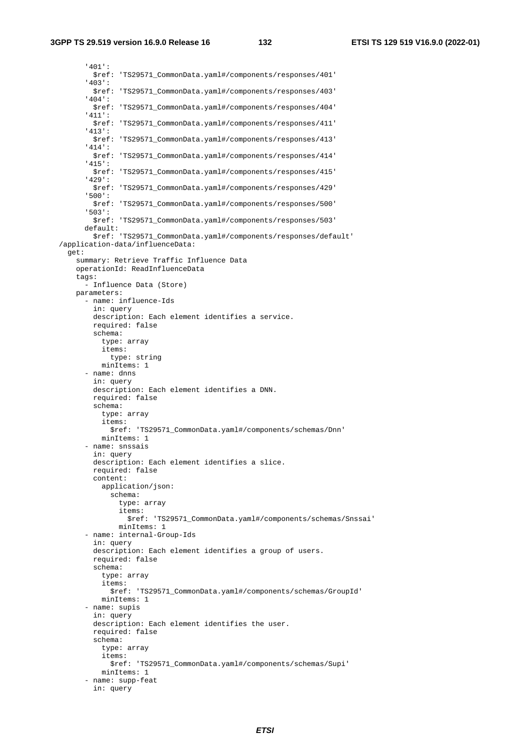```
        '401':
          $ref: 'TS29571_CommonData.yaml#/components/responses/401'
        '403':
          $ref: 'TS29571_CommonData.yaml#/components/responses/403'
        '404':
          $ref: 'TS29571_CommonData.yaml#/components/responses/404'
        '411':
          $ref: 'TS29571_CommonData.yaml#/components/responses/411'
        '413':
          $ref: 'TS29571_CommonData.yaml#/components/responses/413'
        '414':
          $ref: 'TS29571_CommonData.yaml#/components/responses/414'
        '415':
          $ref: 'TS29571_CommonData.yaml#/components/responses/415'
        '429':
          $ref: 'TS29571_CommonData.yaml#/components/responses/429'
        '500':
          $ref: 'TS29571_CommonData.yaml#/components/responses/500'
        '503':
          $ref: 'TS29571_CommonData.yaml#/components/responses/503'
        default:
          $ref: 'TS29571_CommonData.yaml#/components/responses/default'
  /application-data/influenceData:
    get:
      summary: Retrieve Traffic Influence Data
      operationId: ReadInfluenceData
      tags:
        - Influence Data (Store)
      parameters:
        - name: influence-Ids
          in: query
          description: Each element identifies a service.
          required: false
          schema:
            type: array
            items:
              type: string
            minItems: 1
        - name: dnns
          in: query
          description: Each element identifies a DNN.
          required: false
          schema:
            type: array
            items:
              $ref: 'TS29571_CommonData.yaml#/components/schemas/Dnn'
            minItems: 1
        - name: snssais
          in: query
          description: Each element identifies a slice.
          required: false
          content:
            application/json:
              schema:
                type: array
                items:
                  $ref: 'TS29571_CommonData.yaml#/components/schemas/Snssai'
                minItems: 1
        - name: internal-Group-Ids
          in: query
          description: Each element identifies a group of users.
          required: false
          schema:
            type: array
            items:
              $ref: 'TS29571_CommonData.yaml#/components/schemas/GroupId'
            minItems: 1
        - name: supis
          in: query
          description: Each element identifies the user.
          required: false
          schema:
            type: array
            items:
              $ref: 'TS29571_CommonData.yaml#/components/schemas/Supi'
            minItems: 1
        - name: supp-feat
          in: query
```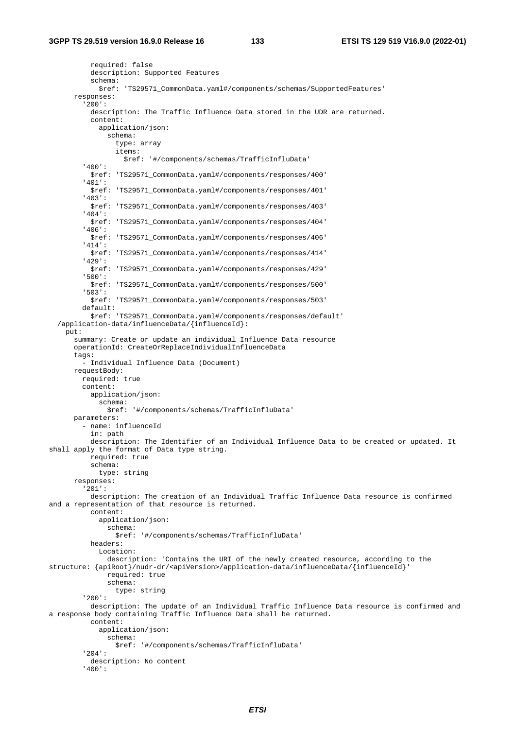```
          required: false
          description: Supported Features
          schema:
            $ref: 'TS29571_CommonData.yaml#/components/schemas/SupportedFeatures'
      responses:
        '200':
          description: The Traffic Influence Data stored in the UDR are returned.
          content:
            application/json:
              schema:
                type: array
                items:
                  $ref: '#/components/schemas/TrafficInfluData'
        '400':
          $ref: 'TS29571_CommonData.yaml#/components/responses/400'
        '401':
          $ref: 'TS29571_CommonData.yaml#/components/responses/401'
        '403':
          $ref: 'TS29571_CommonData.yaml#/components/responses/403'
        '404':
          $ref: 'TS29571_CommonData.yaml#/components/responses/404'
        '406':
          $ref: 'TS29571_CommonData.yaml#/components/responses/406'
        '414':
          $ref: 'TS29571_CommonData.yaml#/components/responses/414'
        '429':
          $ref: 'TS29571_CommonData.yaml#/components/responses/429'
        '500':
          $ref: 'TS29571_CommonData.yaml#/components/responses/500'
        '503':
          $ref: 'TS29571_CommonData.yaml#/components/responses/503'
        default:
          $ref: 'TS29571_CommonData.yaml#/components/responses/default'
  /application-data/influenceData/{influenceId}:
    put:
      summary: Create or update an individual Influence Data resource
      operationId: CreateOrReplaceIndividualInfluenceData
      tags:
        - Individual Influence Data (Document)
      requestBody:
        required: true
        content:
          application/json:
            schema:
              $ref: '#/components/schemas/TrafficInfluData'
      parameters:
        - name: influenceId
          in: path
          description: The Identifier of an Individual Influence Data to be created or updated. It 
shall apply the format of Data type string.
          required: true
          schema:
            type: string
      responses:
        '201':
          description: The creation of an Individual Traffic Influence Data resource is confirmed 
and a representation of that resource is returned.
          content:
            application/json:
              schema:
                $ref: '#/components/schemas/TrafficInfluData'
          headers:
            Location:
              description: 'Contains the URI of the newly created resource, according to the 
structure: {apiRoot}/nudr-dr/<apiVersion>/application-data/influenceData/{influenceId}'
              required: true
              schema:
                type: string
        '200':
          description: The update of an Individual Traffic Influence Data resource is confirmed and 
a response body containing Traffic Influence Data shall be returned.
          content:
            application/json:
              schema:
                $ref: '#/components/schemas/TrafficInfluData'
        '204':
          description: No content
        '400':
```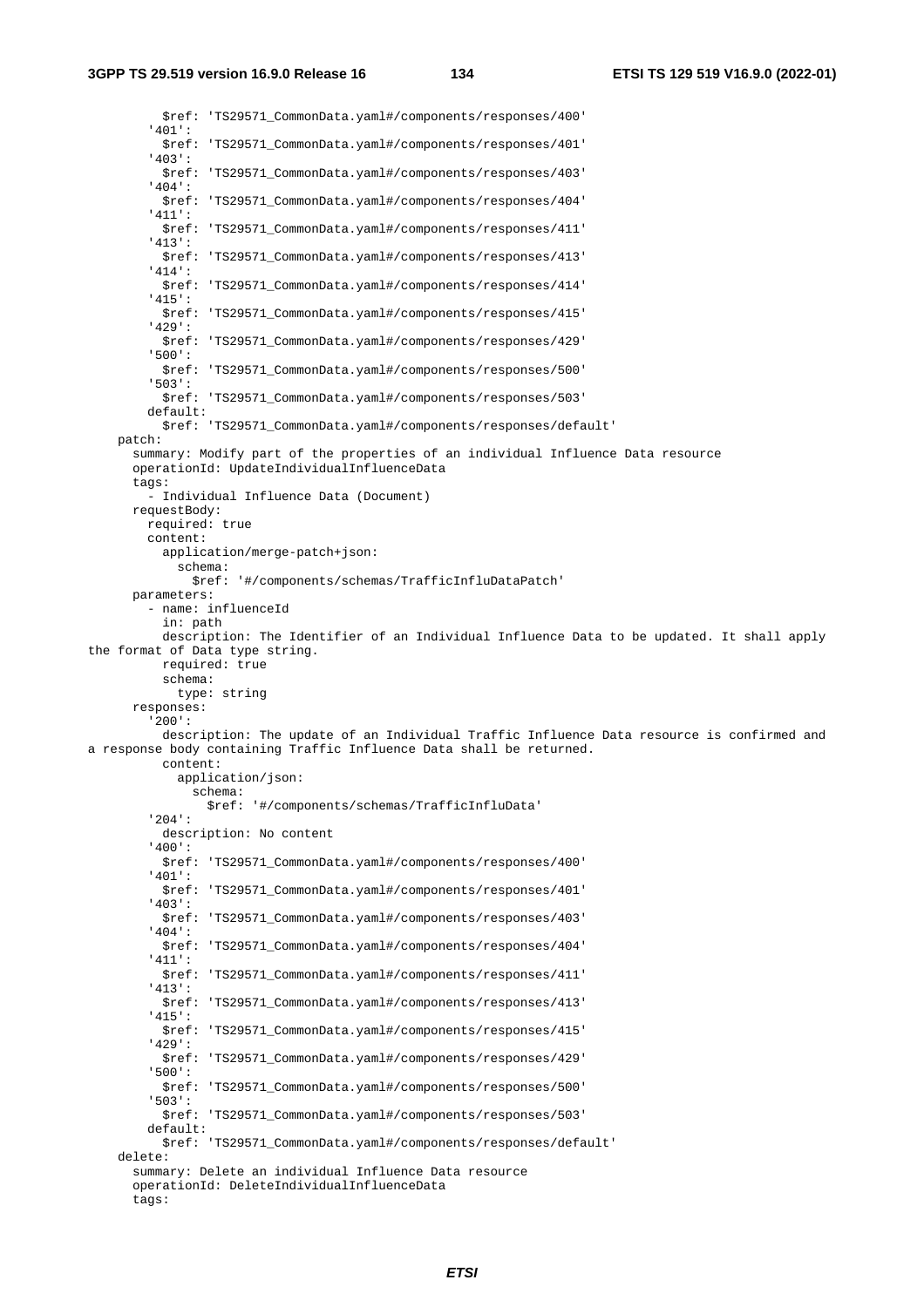```
            $ref: 'TS29571_CommonData.yaml#/components/responses/400'
          '401':
            $ref: 'TS29571_CommonData.yaml#/components/responses/401'
          '403':
            $ref: 'TS29571_CommonData.yaml#/components/responses/403'
          '404':
            $ref: 'TS29571_CommonData.yaml#/components/responses/404'
          '411':
            $ref: 'TS29571_CommonData.yaml#/components/responses/411'
          '413':
            $ref: 'TS29571_CommonData.yaml#/components/responses/413'
          '414':
            $ref: 'TS29571_CommonData.yaml#/components/responses/414'
          '415':
            $ref: 'TS29571_CommonData.yaml#/components/responses/415'
          '429':
            $ref: 'TS29571_CommonData.yaml#/components/responses/429'
          '500':
            $ref: 'TS29571_CommonData.yaml#/components/responses/500'
          '503':
            $ref: 'TS29571_CommonData.yaml#/components/responses/503'
          default:
            $ref: 'TS29571_CommonData.yaml#/components/responses/default'
      patch:
        summary: Modify part of the properties of an individual Influence Data resource
        operationId: UpdateIndividualInfluenceData
        tags:
          - Individual Influence Data (Document)
        requestBody:
          required: true
          content:
            application/merge-patch+json:
              schema:
                $ref: '#/components/schemas/TrafficInfluDataPatch'
        parameters:
          - name: influenceId
            in: path
            description: The Identifier of an Individual Influence Data to be updated. It shall apply
the format of Data type string.
            required: true
            schema:
              type: string
        responses:
          '200':
            description: The update of an Individual Traffic Influence Data resource is confirmed and
a response body containing Traffic Influence Data shall be returned.
            content:
              application/json:
                schema:
                  $ref: '#/components/schemas/TrafficInfluData'
          '204':
            description: No content
          '400':
            $ref: 'TS29571_CommonData.yaml#/components/responses/400'
          '401':
            $ref: 'TS29571_CommonData.yaml#/components/responses/401'
          '403':
            $ref: 'TS29571_CommonData.yaml#/components/responses/403'
          '404':
            $ref: 'TS29571_CommonData.yaml#/components/responses/404'
          '411':
            $ref: 'TS29571_CommonData.yaml#/components/responses/411'
          '413':
            $ref: 'TS29571_CommonData.yaml#/components/responses/413'
          '415':
            $ref: 'TS29571_CommonData.yaml#/components/responses/415'
          '429':
            $ref: 'TS29571_CommonData.yaml#/components/responses/429'
          '500':
            $ref: 'TS29571_CommonData.yaml#/components/responses/500'
          '503':
            $ref: 'TS29571_CommonData.yaml#/components/responses/503'
          default:
            $ref: 'TS29571_CommonData.yaml#/components/responses/default'
      delete:
        summary: Delete an individual Influence Data resource
        operationId: DeleteIndividualInfluenceData
        tags:
```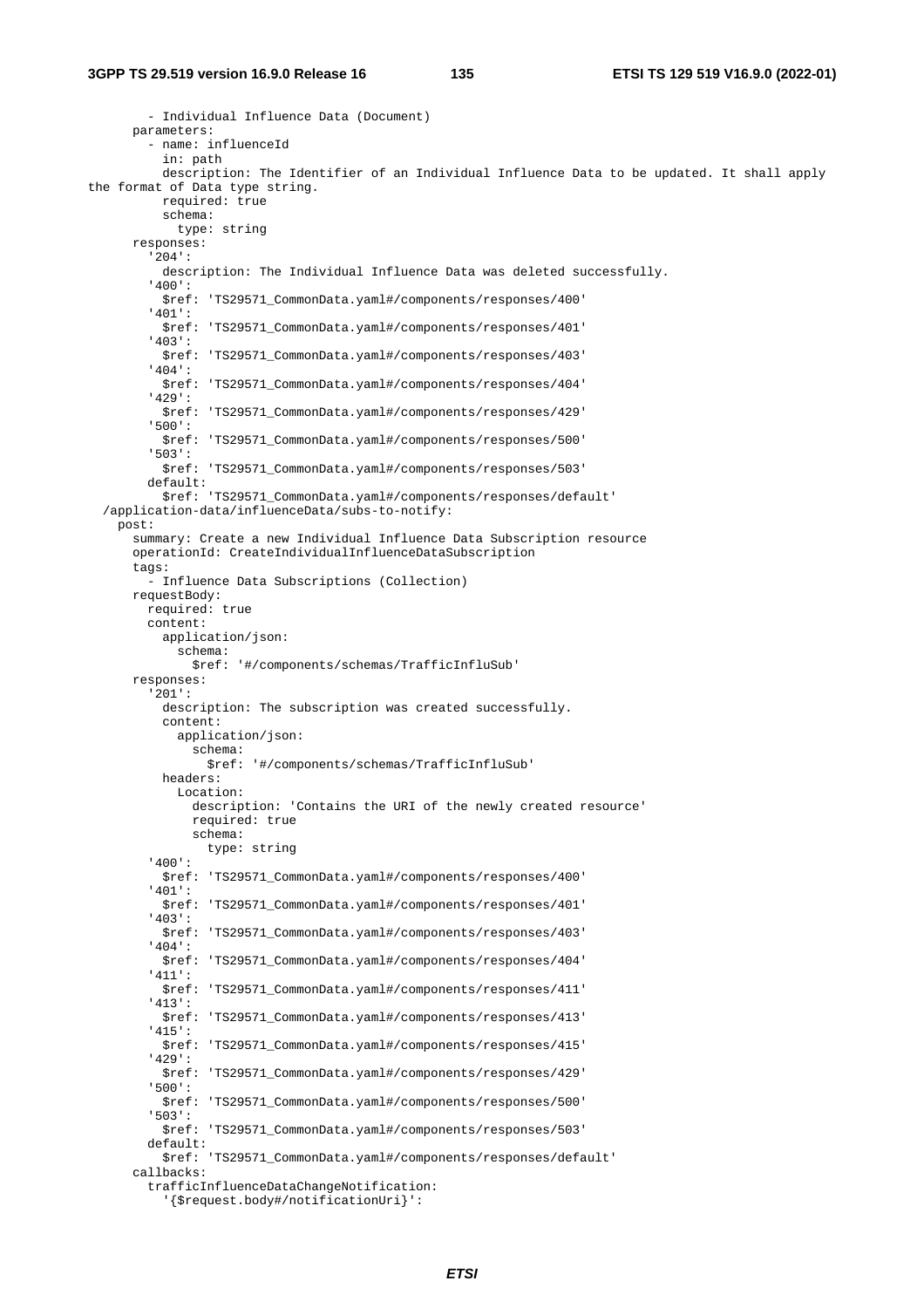```
        - Individual Influence Data (Document)
      parameters:
        - name: influenceId
          in: path
          description: The Identifier of an Individual Influence Data to be updated. It shall apply
the format of Data type string.
          required: true
          schema:
            type: string
      responses:
        '204':
          description: The Individual Influence Data was deleted successfully.
        '400':
          $ref: 'TS29571_CommonData.yaml#/components/responses/400'
        '401':
          $ref: 'TS29571_CommonData.yaml#/components/responses/401'
        '403':
          $ref: 'TS29571_CommonData.yaml#/components/responses/403'
        '404':
          $ref: 'TS29571_CommonData.yaml#/components/responses/404'
        '429':
          $ref: 'TS29571_CommonData.yaml#/components/responses/429'
        '500':
          $ref: 'TS29571_CommonData.yaml#/components/responses/500'
        '503':
          $ref: 'TS29571_CommonData.yaml#/components/responses/503'
        default:
          $ref: 'TS29571_CommonData.yaml#/components/responses/default'
  /application-data/influenceData/subs-to-notify:
    post:
      summary: Create a new Individual Influence Data Subscription resource
      operationId: CreateIndividualInfluenceDataSubscription
      tags:
        - Influence Data Subscriptions (Collection)
      requestBody:
        required: true
        content:
          application/json:
            schema:
              $ref: '#/components/schemas/TrafficInfluSub'
      responses:
        '201':
          description: The subscription was created successfully.
          content:
            application/json:
              schema:
                $ref: '#/components/schemas/TrafficInfluSub'
          headers:
            Location:
              description: 'Contains the URI of the newly created resource'
              required: true
              schema:
                type: string
        '400':
          $ref: 'TS29571_CommonData.yaml#/components/responses/400'
        '401':
          $ref: 'TS29571_CommonData.yaml#/components/responses/401'
        '403':
          $ref: 'TS29571_CommonData.yaml#/components/responses/403'
        '404':
          $ref: 'TS29571_CommonData.yaml#/components/responses/404'
        '411':
          $ref: 'TS29571_CommonData.yaml#/components/responses/411'
        '413':
          $ref: 'TS29571_CommonData.yaml#/components/responses/413'
        '415':
          $ref: 'TS29571_CommonData.yaml#/components/responses/415'
        '429':
          $ref: 'TS29571_CommonData.yaml#/components/responses/429'
        '500':
          $ref: 'TS29571_CommonData.yaml#/components/responses/500'
        '503':
          $ref: 'TS29571_CommonData.yaml#/components/responses/503'
        default:
          $ref: 'TS29571_CommonData.yaml#/components/responses/default'
      callbacks:
        trafficInfluenceDataChangeNotification:
          '{$request.body#/notificationUri}':
```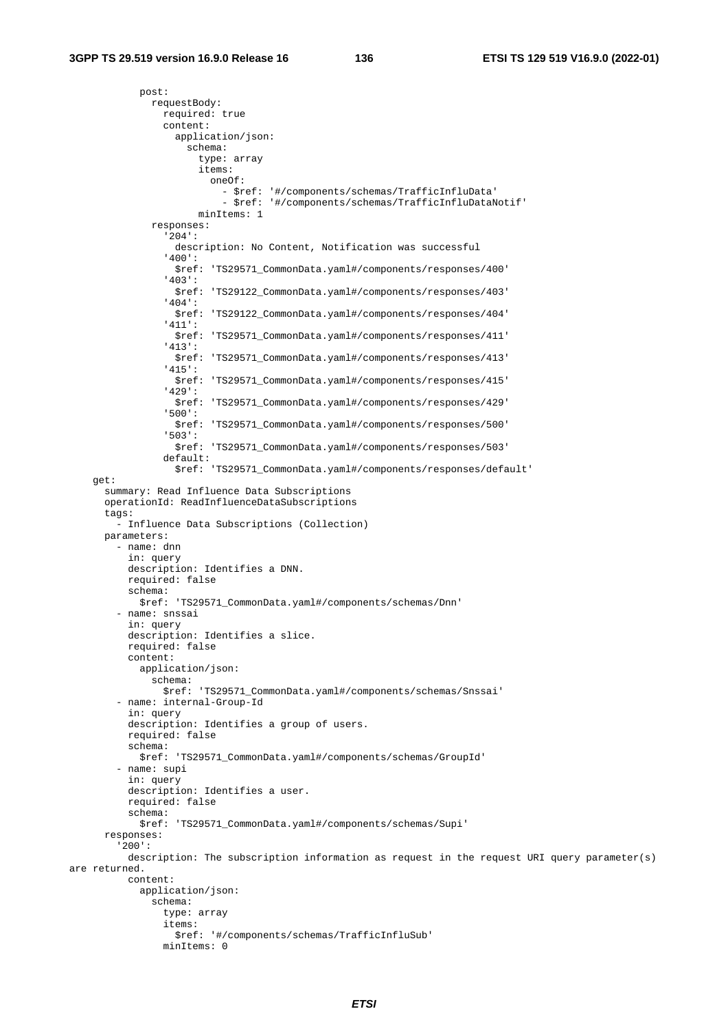```
          post:
            requestBody:
              required: true
              content:
                application/json:
                  schema:
                    type: array
                    items:
                      oneOf:
                        - $ref: '#/components/schemas/TrafficInfluData'
                        - $ref: '#/components/schemas/TrafficInfluDataNotif'
                    minItems: 1
            responses:
              '204':
                description: No Content, Notification was successful
              '400':
                $ref: 'TS29571_CommonData.yaml#/components/responses/400'
              '403':
                $ref: 'TS29122_CommonData.yaml#/components/responses/403'
              '404':
                $ref: 'TS29122_CommonData.yaml#/components/responses/404'
              '411':
                $ref: 'TS29571_CommonData.yaml#/components/responses/411'
              '413':
                $ref: 'TS29571_CommonData.yaml#/components/responses/413'
              '415':
                $ref: 'TS29571_CommonData.yaml#/components/responses/415'
              '429':
                $ref: 'TS29571_CommonData.yaml#/components/responses/429'
              '500':
                $ref: 'TS29571_CommonData.yaml#/components/responses/500'
              '503':
                $ref: 'TS29571_CommonData.yaml#/components/responses/503'
              default:
                $ref: 'TS29571_CommonData.yaml#/components/responses/default'
    get:
      summary: Read Influence Data Subscriptions
      operationId: ReadInfluenceDataSubscriptions
      tags:
        - Influence Data Subscriptions (Collection)
      parameters:
        - name: dnn
          in: query
          description: Identifies a DNN.
          required: false
          schema:
            $ref: 'TS29571_CommonData.yaml#/components/schemas/Dnn'
        - name: snssai
          in: query
          description: Identifies a slice.
          required: false
          content:
            application/json:
              schema:
                $ref: 'TS29571_CommonData.yaml#/components/schemas/Snssai'
        - name: internal-Group-Id
          in: query
          description: Identifies a group of users.
          required: false
          schema:
            $ref: 'TS29571_CommonData.yaml#/components/schemas/GroupId'
        - name: supi
          in: query
          description: Identifies a user.
          required: false
          schema:
            $ref: 'TS29571_CommonData.yaml#/components/schemas/Supi'
      responses:
        '200':
          description: The subscription information as request in the request URI query parameter(s) 
are returned.
          content:
            application/json:
              schema:
                type: array
                items:
                  $ref: '#/components/schemas/TrafficInfluSub'
                minItems: 0
```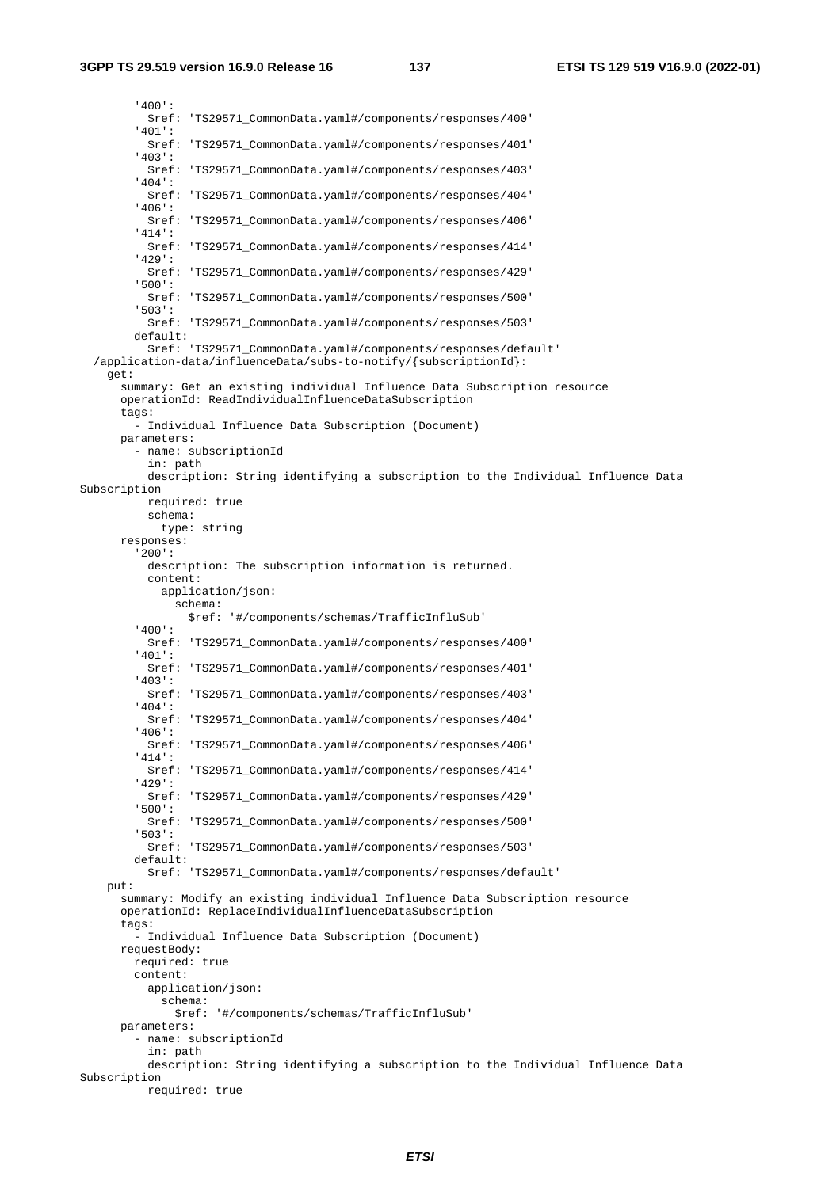```
        '400':
          $ref: 'TS29571_CommonData.yaml#/components/responses/400'
        '401':
          $ref: 'TS29571_CommonData.yaml#/components/responses/401'
        '403':
          $ref: 'TS29571_CommonData.yaml#/components/responses/403'
        '404':
          $ref: 'TS29571_CommonData.yaml#/components/responses/404'
        '406':
          $ref: 'TS29571_CommonData.yaml#/components/responses/406'
        '414':
          $ref: 'TS29571_CommonData.yaml#/components/responses/414'
        '429':
          $ref: 'TS29571_CommonData.yaml#/components/responses/429'
        '500':
          $ref: 'TS29571_CommonData.yaml#/components/responses/500'
        '503':
          $ref: 'TS29571_CommonData.yaml#/components/responses/503'
        default:
          $ref: 'TS29571_CommonData.yaml#/components/responses/default'
  /application-data/influenceData/subs-to-notify/{subscriptionId}:
    get:
      summary: Get an existing individual Influence Data Subscription resource
      operationId: ReadIndividualInfluenceDataSubscription
      tags:
        - Individual Influence Data Subscription (Document)
      parameters:
        - name: subscriptionId
          in: path
          description: String identifying a subscription to the Individual Influence Data
Subscription
          required: true
          schema:
            type: string
      responses:
        '200':
          description: The subscription information is returned.
          content:
            application/json:
              schema:
                $ref: '#/components/schemas/TrafficInfluSub'
        '400':
          $ref: 'TS29571_CommonData.yaml#/components/responses/400'
        '401':
          $ref: 'TS29571_CommonData.yaml#/components/responses/401'
        '403':
          $ref: 'TS29571_CommonData.yaml#/components/responses/403'
        '404':
          $ref: 'TS29571_CommonData.yaml#/components/responses/404'
        '406':
          $ref: 'TS29571_CommonData.yaml#/components/responses/406'
        '414':
          $ref: 'TS29571_CommonData.yaml#/components/responses/414'
        '429':
          $ref: 'TS29571_CommonData.yaml#/components/responses/429'
        '500':
          $ref: 'TS29571_CommonData.yaml#/components/responses/500'
        '503':
          $ref: 'TS29571_CommonData.yaml#/components/responses/503'
        default:
          $ref: 'TS29571_CommonData.yaml#/components/responses/default'
    put:
      summary: Modify an existing individual Influence Data Subscription resource
      operationId: ReplaceIndividualInfluenceDataSubscription
      tags:
        - Individual Influence Data Subscription (Document)
      requestBody:
        required: true
        content:
          application/json:
            schema:
              $ref: '#/components/schemas/TrafficInfluSub'
      parameters:
        - name: subscriptionId
          in: path
          description: String identifying a subscription to the Individual Influence Data
Subscription
          required: true
```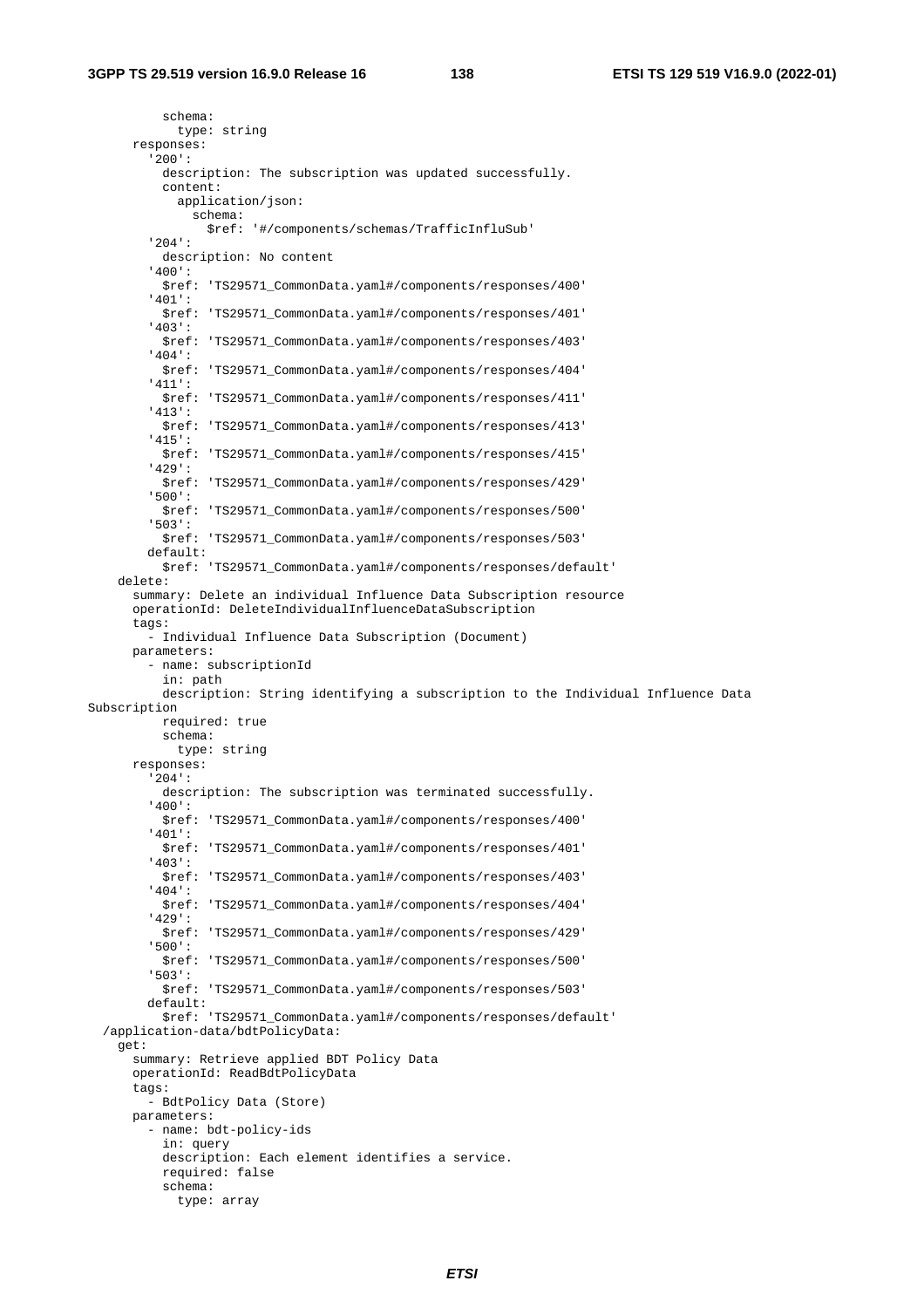```
          schema:
            type: string
      responses:
        '200':
          description: The subscription was updated successfully.
          content:
            application/json:
              schema:
                $ref: '#/components/schemas/TrafficInfluSub'
        '204':
          description: No content
        '400':
          $ref: 'TS29571_CommonData.yaml#/components/responses/400'
        '401':
          $ref: 'TS29571_CommonData.yaml#/components/responses/401'
        '403':
          $ref: 'TS29571_CommonData.yaml#/components/responses/403'
        '404':
          $ref: 'TS29571_CommonData.yaml#/components/responses/404'
        '411':
          $ref: 'TS29571_CommonData.yaml#/components/responses/411'
        '413':
          $ref: 'TS29571_CommonData.yaml#/components/responses/413'
        '415':
          $ref: 'TS29571_CommonData.yaml#/components/responses/415'
        '429':
          $ref: 'TS29571_CommonData.yaml#/components/responses/429'
        '500':
          $ref: 'TS29571_CommonData.yaml#/components/responses/500'
        '503':
          $ref: 'TS29571_CommonData.yaml#/components/responses/503'
        default:
          $ref: 'TS29571_CommonData.yaml#/components/responses/default'
    delete:
      summary: Delete an individual Influence Data Subscription resource
      operationId: DeleteIndividualInfluenceDataSubscription
      tags:
        - Individual Influence Data Subscription (Document)
      parameters:
        - name: subscriptionId
          in: path
          description: String identifying a subscription to the Individual Influence Data 
Subscription
          required: true
          schema:
            type: string
      responses:
        '204':
          description: The subscription was terminated successfully.
        '400':
          $ref: 'TS29571_CommonData.yaml#/components/responses/400'
        '401':
          $ref: 'TS29571_CommonData.yaml#/components/responses/401'
        '403':
          $ref: 'TS29571_CommonData.yaml#/components/responses/403'
        '404':
          $ref: 'TS29571_CommonData.yaml#/components/responses/404'
        '429':
          $ref: 'TS29571_CommonData.yaml#/components/responses/429'
        '500':
          $ref: 'TS29571_CommonData.yaml#/components/responses/500'
        '503':
          $ref: 'TS29571_CommonData.yaml#/components/responses/503'
        default:
          $ref: 'TS29571_CommonData.yaml#/components/responses/default'
  /application-data/bdtPolicyData:
    get:
      summary: Retrieve applied BDT Policy Data
      operationId: ReadBdtPolicyData
      tags:
        - BdtPolicy Data (Store)
      parameters:
        - name: bdt-policy-ids
          in: query
          description: Each element identifies a service.
          required: false
          schema:
            type: array
```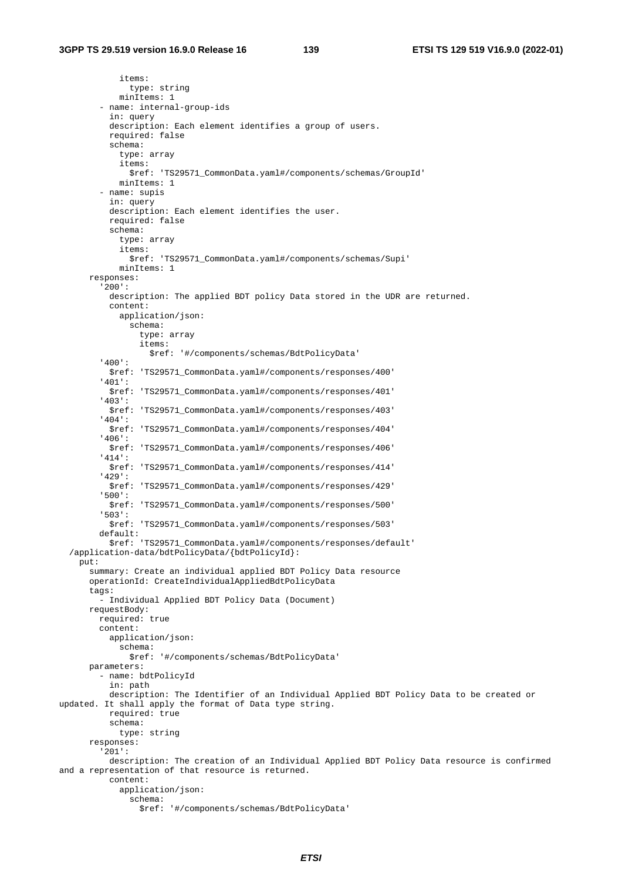```
            items:
              type: string
            minItems: 1
        - name: internal-group-ids
          in: query
          description: Each element identifies a group of users.
          required: false
          schema:
            type: array
            items:
              $ref: 'TS29571_CommonData.yaml#/components/schemas/GroupId'
            minItems: 1
        - name: supis
          in: query
          description: Each element identifies the user.
          required: false
          schema:
            type: array
            items:
              $ref: 'TS29571_CommonData.yaml#/components/schemas/Supi'
            minItems: 1
      responses:
        '200':
          description: The applied BDT policy Data stored in the UDR are returned.
          content:
            application/json:
              schema:
                type: array
                items:
                  $ref: '#/components/schemas/BdtPolicyData'
        '400':
          $ref: 'TS29571_CommonData.yaml#/components/responses/400'
        '401':
          $ref: 'TS29571_CommonData.yaml#/components/responses/401'
        '403':
          $ref: 'TS29571_CommonData.yaml#/components/responses/403'
        '404':
          $ref: 'TS29571_CommonData.yaml#/components/responses/404'
        '406':
          $ref: 'TS29571_CommonData.yaml#/components/responses/406'
        '414':
          $ref: 'TS29571_CommonData.yaml#/components/responses/414'
        '429':
          $ref: 'TS29571_CommonData.yaml#/components/responses/429'
        '500':
          $ref: 'TS29571_CommonData.yaml#/components/responses/500'
        '503':
          $ref: 'TS29571_CommonData.yaml#/components/responses/503'
        default:
          $ref: 'TS29571_CommonData.yaml#/components/responses/default'
  /application-data/bdtPolicyData/{bdtPolicyId}:
    put:
      summary: Create an individual applied BDT Policy Data resource
      operationId: CreateIndividualAppliedBdtPolicyData
      tags:
        - Individual Applied BDT Policy Data (Document)
      requestBody:
        required: true
        content:
          application/json:
            schema:
              $ref: '#/components/schemas/BdtPolicyData'
      parameters:
        - name: bdtPolicyId
          in: path
          description: The Identifier of an Individual Applied BDT Policy Data to be created or
updated. It shall apply the format of Data type string.
          required: true
          schema:
            type: string
      responses:
        '201':
          description: The creation of an Individual Applied BDT Policy Data resource is confirmed
and a representation of that resource is returned.
          content:
            application/json:
              schema:
                $ref: '#/components/schemas/BdtPolicyData'
```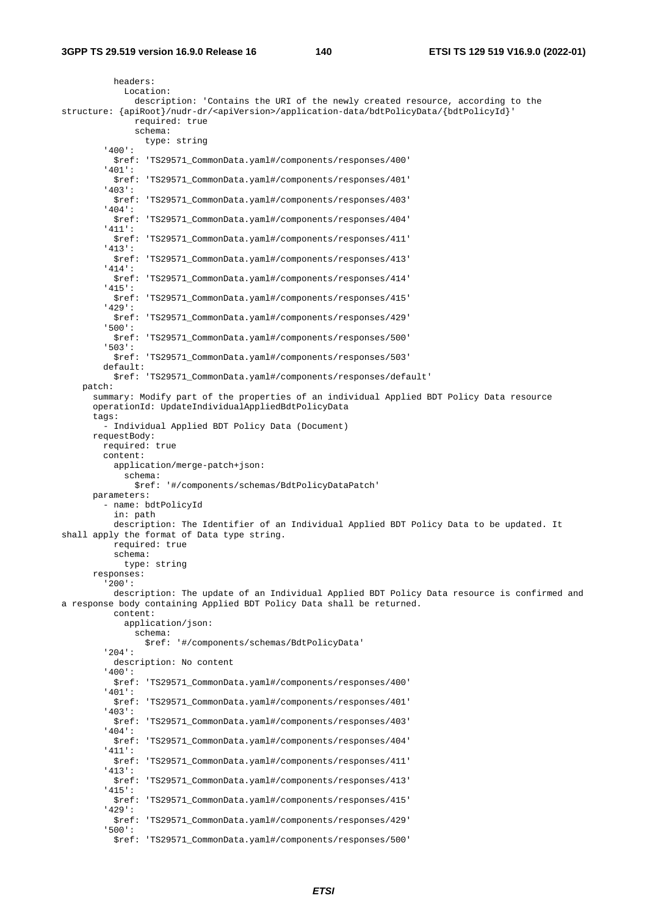```
          headers:
            Location:
              description: 'Contains the URI of the newly created resource, according to the structure: {apiRoot}/nudr-dr/<apiVersion>/application-data/bdtPolicyData/{bdtPolicyId}'
              required: true
              schema:
                type: string
        '400':
          $ref: 'TS29571_CommonData.yaml#/components/responses/400'
        '401':
          $ref: 'TS29571_CommonData.yaml#/components/responses/401'
        '403':
          $ref: 'TS29571_CommonData.yaml#/components/responses/403'
        '404':
          $ref: 'TS29571_CommonData.yaml#/components/responses/404'
        '411':
          $ref: 'TS29571_CommonData.yaml#/components/responses/411'
        '413':
          $ref: 'TS29571_CommonData.yaml#/components/responses/413'
        '414':
          $ref: 'TS29571_CommonData.yaml#/components/responses/414'
        '415':
          $ref: 'TS29571_CommonData.yaml#/components/responses/415'
        '429':
          $ref: 'TS29571_CommonData.yaml#/components/responses/429'
        '500':
          $ref: 'TS29571_CommonData.yaml#/components/responses/500'
        '503':
          $ref: 'TS29571_CommonData.yaml#/components/responses/503'
        default:
          $ref: 'TS29571_CommonData.yaml#/components/responses/default'
    patch:
      summary: Modify part of the properties of an individual Applied BDT Policy Data resource
      operationId: UpdateIndividualAppliedBdtPolicyData
      tags:
        - Individual Applied BDT Policy Data (Document)
      requestBody:
        required: true
        content:
          application/merge-patch+json:
            schema:
              $ref: '#/components/schemas/BdtPolicyDataPatch'
      parameters:
        - name: bdtPolicyId
          in: path
          description: The Identifier of an Individual Applied BDT Policy Data to be updated. It shall apply the format of Data type string.
          required: true
          schema:
            type: string
      responses:
        '200':
          description: The update of an Individual Applied BDT Policy Data resource is confirmed and a response body containing Applied BDT Policy Data shall be returned.
          content:
            application/json:
              schema:
                $ref: '#/components/schemas/BdtPolicyData'
        '204':
          description: No content
        '400':
          $ref: 'TS29571_CommonData.yaml#/components/responses/400'
        '401':
          $ref: 'TS29571_CommonData.yaml#/components/responses/401'
        '403':
          $ref: 'TS29571_CommonData.yaml#/components/responses/403'
        '404':
          $ref: 'TS29571_CommonData.yaml#/components/responses/404'
        '411':
          $ref: 'TS29571_CommonData.yaml#/components/responses/411'
        '413':
          $ref: 'TS29571_CommonData.yaml#/components/responses/413'
        '415':
          $ref: 'TS29571_CommonData.yaml#/components/responses/415'
        '429':
          $ref: 'TS29571_CommonData.yaml#/components/responses/429'
        '500':
          $ref: 'TS29571_CommonData.yaml#/components/responses/500'
```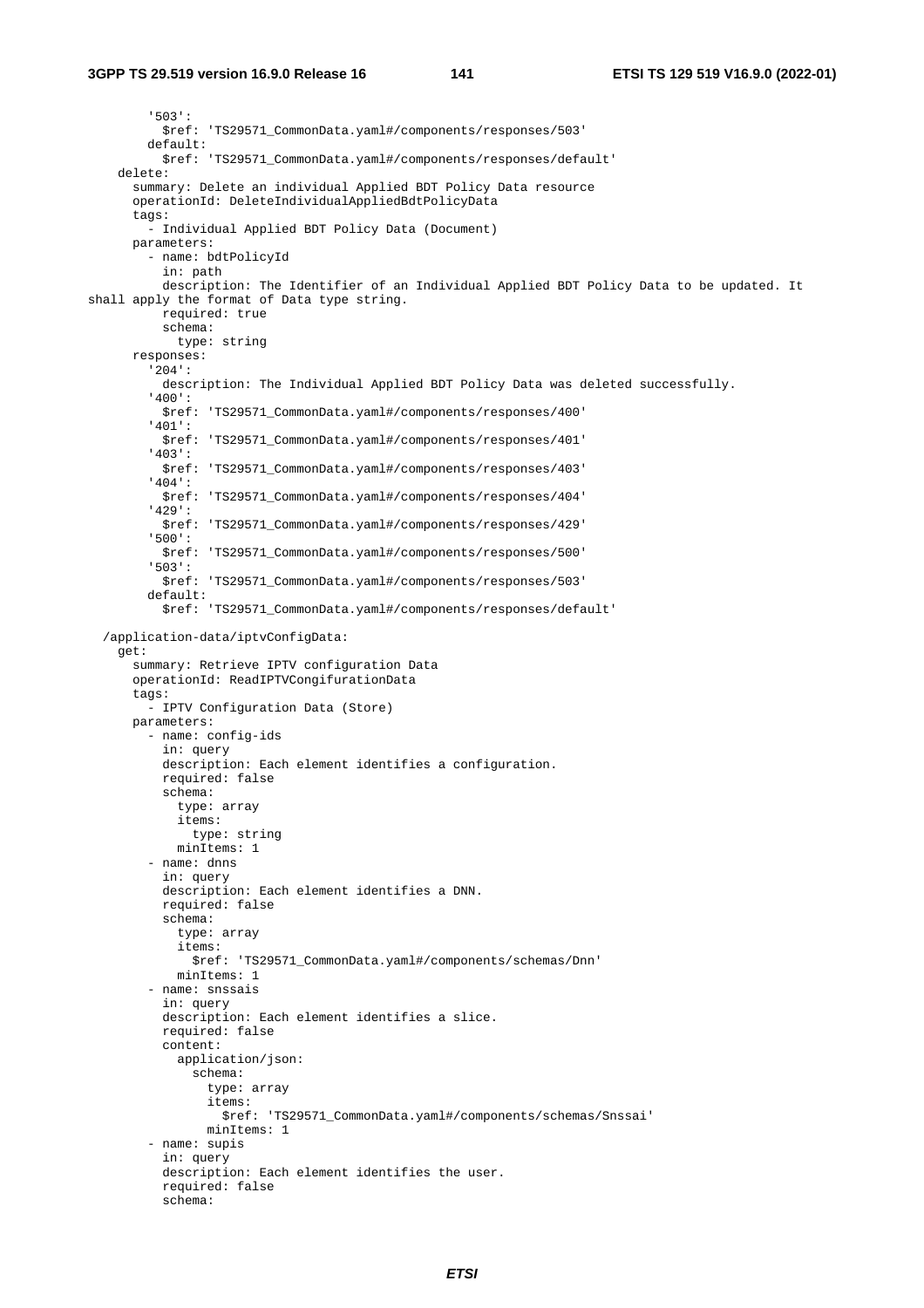```
        '503':
          $ref: 'TS29571_CommonData.yaml#/components/responses/503'
        default:
          $ref: 'TS29571_CommonData.yaml#/components/responses/default'
    delete:
      summary: Delete an individual Applied BDT Policy Data resource
      operationId: DeleteIndividualAppliedBdtPolicyData
      tags:
        - Individual Applied BDT Policy Data (Document)
      parameters:
        - name: bdtPolicyId
          in: path
          description: The Identifier of an Individual Applied BDT Policy Data to be updated. It
shall apply the format of Data type string.
          required: true
          schema:
            type: string
      responses:
        '204':
          description: The Individual Applied BDT Policy Data was deleted successfully.
        '400':
          $ref: 'TS29571_CommonData.yaml#/components/responses/400'
        '401':
          $ref: 'TS29571_CommonData.yaml#/components/responses/401'
        '403':
          $ref: 'TS29571_CommonData.yaml#/components/responses/403'
        '404':
          $ref: 'TS29571_CommonData.yaml#/components/responses/404'
        '429':
          $ref: 'TS29571_CommonData.yaml#/components/responses/429'
        '500':
          $ref: 'TS29571_CommonData.yaml#/components/responses/500'
        '503':
          $ref: 'TS29571_CommonData.yaml#/components/responses/503'
        default:
          $ref: 'TS29571_CommonData.yaml#/components/responses/default'

  /application-data/iptvConfigData:
    get:
      summary: Retrieve IPTV configuration Data
      operationId: ReadIPTVCongifurationData
      tags:
        - IPTV Configuration Data (Store)
      parameters:
        - name: config-ids
          in: query
          description: Each element identifies a configuration.
          required: false
          schema:
            type: array
            items:
              type: string
            minItems: 1
        - name: dnns
          in: query
          description: Each element identifies a DNN.
          required: false
          schema:
            type: array
            items:
              $ref: 'TS29571_CommonData.yaml#/components/schemas/Dnn'
            minItems: 1
        - name: snssais
          in: query
          description: Each element identifies a slice.
          required: false
          content:
            application/json:
              schema:
                type: array
                items:
                  $ref: 'TS29571_CommonData.yaml#/components/schemas/Snssai'
                minItems: 1
        - name: supis
          in: query
          description: Each element identifies the user.
          required: false
          schema:
```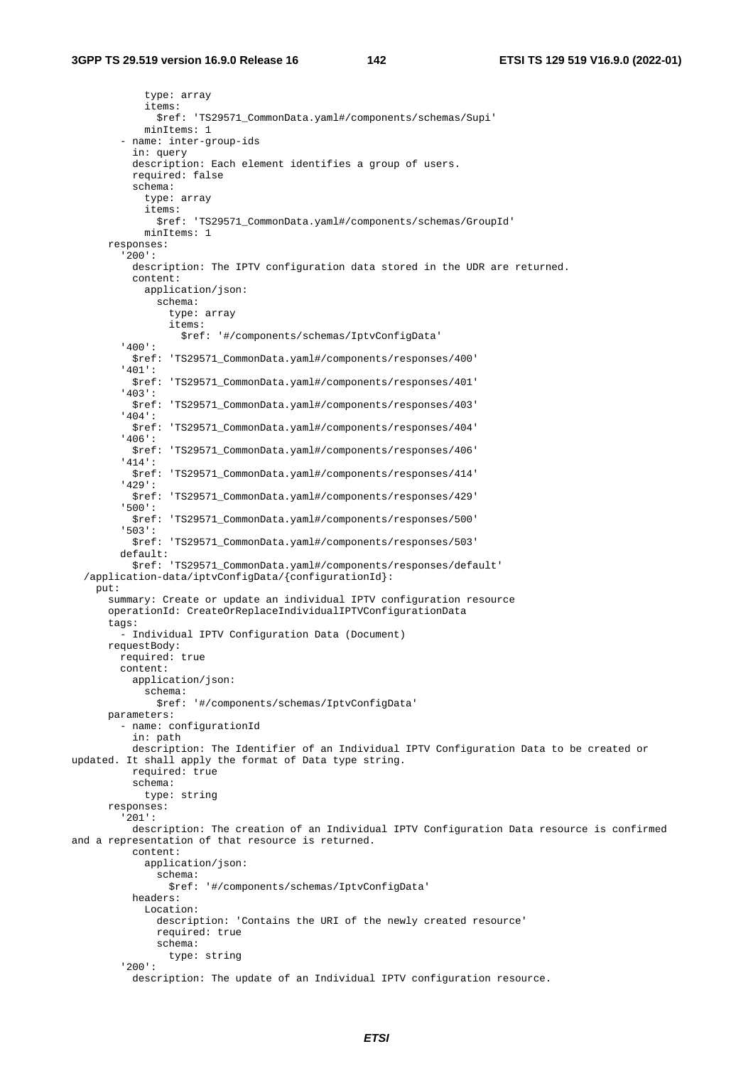```
            type: array
            items:
              $ref: 'TS29571_CommonData.yaml#/components/schemas/Supi'
            minItems: 1
        - name: inter-group-ids
          in: query
          description: Each element identifies a group of users.
          required: false
          schema:
            type: array
            items:
              $ref: 'TS29571_CommonData.yaml#/components/schemas/GroupId'
            minItems: 1
      responses:
        '200':
          description: The IPTV configuration data stored in the UDR are returned.
          content:
            application/json:
              schema:
                type: array
                items:
                  $ref: '#/components/schemas/IptvConfigData'
        '400':
          $ref: 'TS29571_CommonData.yaml#/components/responses/400'
        '401':
          $ref: 'TS29571_CommonData.yaml#/components/responses/401'
        '403':
          $ref: 'TS29571_CommonData.yaml#/components/responses/403'
        '404':
          $ref: 'TS29571_CommonData.yaml#/components/responses/404'
        '406':
          $ref: 'TS29571_CommonData.yaml#/components/responses/406'
        '414':
          $ref: 'TS29571_CommonData.yaml#/components/responses/414'
        '429':
          $ref: 'TS29571_CommonData.yaml#/components/responses/429'
        '500':
          $ref: 'TS29571_CommonData.yaml#/components/responses/500'
        '503':
          $ref: 'TS29571_CommonData.yaml#/components/responses/503'
        default:
          $ref: 'TS29571_CommonData.yaml#/components/responses/default'
  /application-data/iptvConfigData/{configurationId}:
    put:
      summary: Create or update an individual IPTV configuration resource
      operationId: CreateOrReplaceIndividualIPTVConfigurationData
      tags:
        - Individual IPTV Configuration Data (Document)
      requestBody:
        required: true
        content:
          application/json:
            schema:
              $ref: '#/components/schemas/IptvConfigData'
      parameters:
        - name: configurationId
          in: path
          description: The Identifier of an Individual IPTV Configuration Data to be created or
updated. It shall apply the format of Data type string.
          required: true
          schema:
            type: string
      responses:
        '201':
          description: The creation of an Individual IPTV Configuration Data resource is confirmed
and a representation of that resource is returned.
          content:
            application/json:
              schema:
                $ref: '#/components/schemas/IptvConfigData'
          headers:
            Location:
              description: 'Contains the URI of the newly created resource'
              required: true
              schema:
                type: string
        '200':
          description: The update of an Individual IPTV configuration resource.
```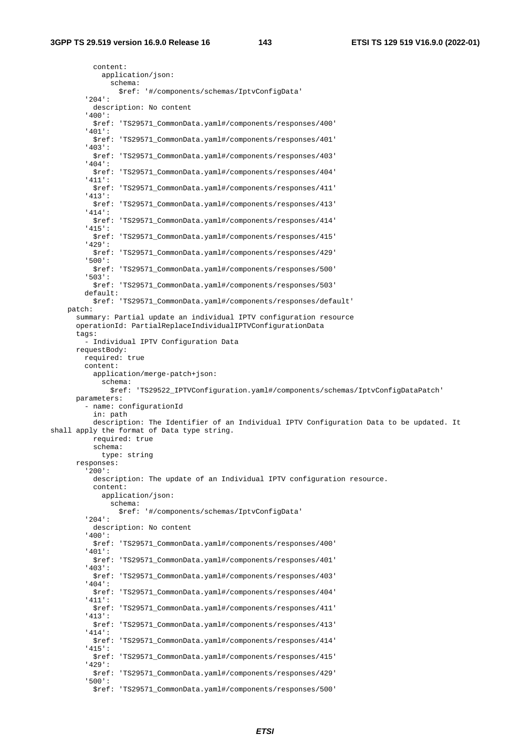```
          content:
            application/json:
              schema:
                $ref: '#/components/schemas/IptvConfigData'
        '204':
          description: No content
        '400':
          $ref: 'TS29571_CommonData.yaml#/components/responses/400'
        '401':
          $ref: 'TS29571_CommonData.yaml#/components/responses/401'
        '403':
          $ref: 'TS29571_CommonData.yaml#/components/responses/403'
        '404':
          $ref: 'TS29571_CommonData.yaml#/components/responses/404'
        '411':
          $ref: 'TS29571_CommonData.yaml#/components/responses/411'
        '413':
          $ref: 'TS29571_CommonData.yaml#/components/responses/413'
        '414':
          $ref: 'TS29571_CommonData.yaml#/components/responses/414'
        '415':
          $ref: 'TS29571_CommonData.yaml#/components/responses/415'
        '429':
          $ref: 'TS29571_CommonData.yaml#/components/responses/429'
        '500':
          $ref: 'TS29571_CommonData.yaml#/components/responses/500'
        '503':
          $ref: 'TS29571_CommonData.yaml#/components/responses/503'
        default:
          $ref: 'TS29571_CommonData.yaml#/components/responses/default'
    patch:
      summary: Partial update an individual IPTV configuration resource
      operationId: PartialReplaceIndividualIPTVConfigurationData
      tags:
        - Individual IPTV Configuration Data
      requestBody:
        required: true
        content:
          application/merge-patch+json:
            schema:
              $ref: 'TS29522_IPTVConfiguration.yaml#/components/schemas/IptvConfigDataPatch'
      parameters:
        - name: configurationId
          in: path
          description: The Identifier of an Individual IPTV Configuration Data to be updated. It
shall apply the format of Data type string.
          required: true
          schema:
            type: string
      responses:
        '200':
          description: The update of an Individual IPTV configuration resource.
          content:
            application/json:
              schema:
                $ref: '#/components/schemas/IptvConfigData'
        '204':
          description: No content
        '400':
          $ref: 'TS29571_CommonData.yaml#/components/responses/400'
        '401':
          $ref: 'TS29571_CommonData.yaml#/components/responses/401'
        '403':
          $ref: 'TS29571_CommonData.yaml#/components/responses/403'
        '404':
          $ref: 'TS29571_CommonData.yaml#/components/responses/404'
        '411':
          $ref: 'TS29571_CommonData.yaml#/components/responses/411'
        '413':
          $ref: 'TS29571_CommonData.yaml#/components/responses/413'
        '414':
          $ref: 'TS29571_CommonData.yaml#/components/responses/414'
        '415':
          $ref: 'TS29571_CommonData.yaml#/components/responses/415'
        '429':
          $ref: 'TS29571_CommonData.yaml#/components/responses/429'
        '500':
          $ref: 'TS29571_CommonData.yaml#/components/responses/500'
```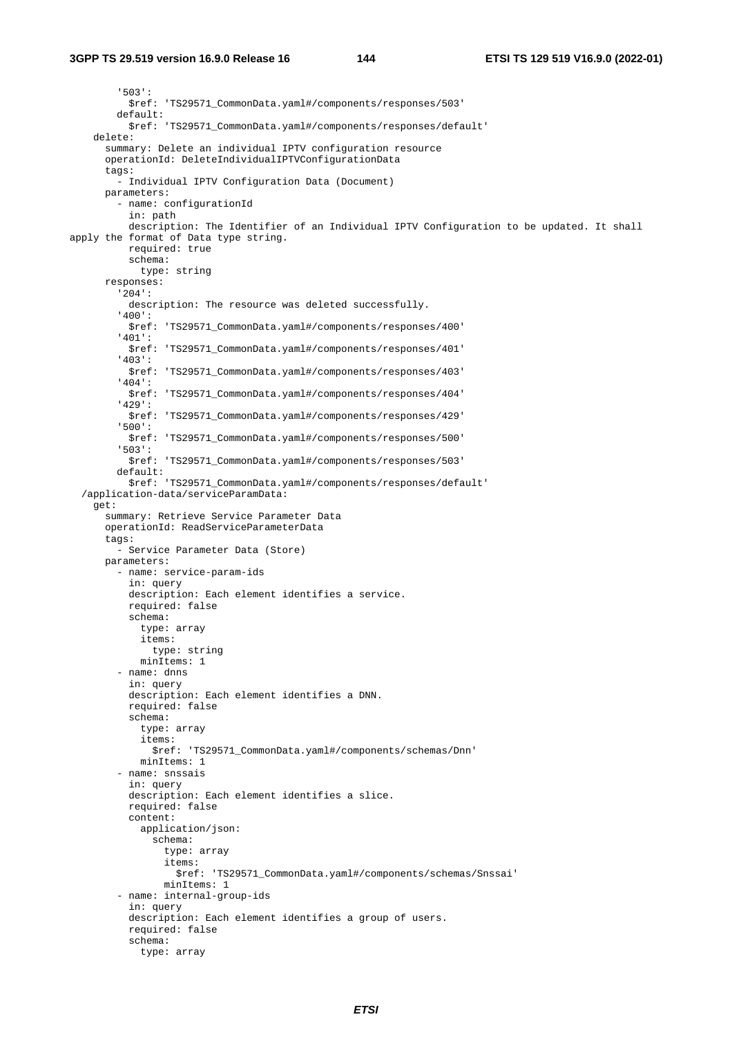```
        '503':
          $ref: 'TS29571_CommonData.yaml#/components/responses/503'
        default:
          $ref: 'TS29571_CommonData.yaml#/components/responses/default'
    delete:
      summary: Delete an individual IPTV configuration resource
      operationId: DeleteIndividualIPTVConfigurationData
      tags:
        - Individual IPTV Configuration Data (Document)
      parameters:
        - name: configurationId
          in: path
          description: The Identifier of an Individual IPTV Configuration to be updated. It shall
apply the format of Data type string.
          required: true
          schema:
            type: string
      responses:
        '204':
          description: The resource was deleted successfully.
        '400':
          $ref: 'TS29571_CommonData.yaml#/components/responses/400'
        '401':
          $ref: 'TS29571_CommonData.yaml#/components/responses/401'
        '403':
          $ref: 'TS29571_CommonData.yaml#/components/responses/403'
        '404':
          $ref: 'TS29571_CommonData.yaml#/components/responses/404'
        '429':
          $ref: 'TS29571_CommonData.yaml#/components/responses/429'
        '500':
          $ref: 'TS29571_CommonData.yaml#/components/responses/500'
        '503':
          $ref: 'TS29571_CommonData.yaml#/components/responses/503'
        default:
          $ref: 'TS29571_CommonData.yaml#/components/responses/default'
  /application-data/serviceParamData:
    get:
      summary: Retrieve Service Parameter Data
      operationId: ReadServiceParameterData
      tags:
        - Service Parameter Data (Store)
      parameters:
        - name: service-param-ids
          in: query
          description: Each element identifies a service.
          required: false
          schema:
            type: array
            items:
              type: string
            minItems: 1
        - name: dnns
          in: query
          description: Each element identifies a DNN.
          required: false
          schema:
            type: array
            items:
              $ref: 'TS29571_CommonData.yaml#/components/schemas/Dnn'
            minItems: 1
        - name: snssais
          in: query
          description: Each element identifies a slice.
          required: false
          content:
            application/json:
              schema:
                type: array
                items:
                  $ref: 'TS29571_CommonData.yaml#/components/schemas/Snssai'
                minItems: 1
        - name: internal-group-ids
          in: query
          description: Each element identifies a group of users.
          required: false
          schema:
            type: array
```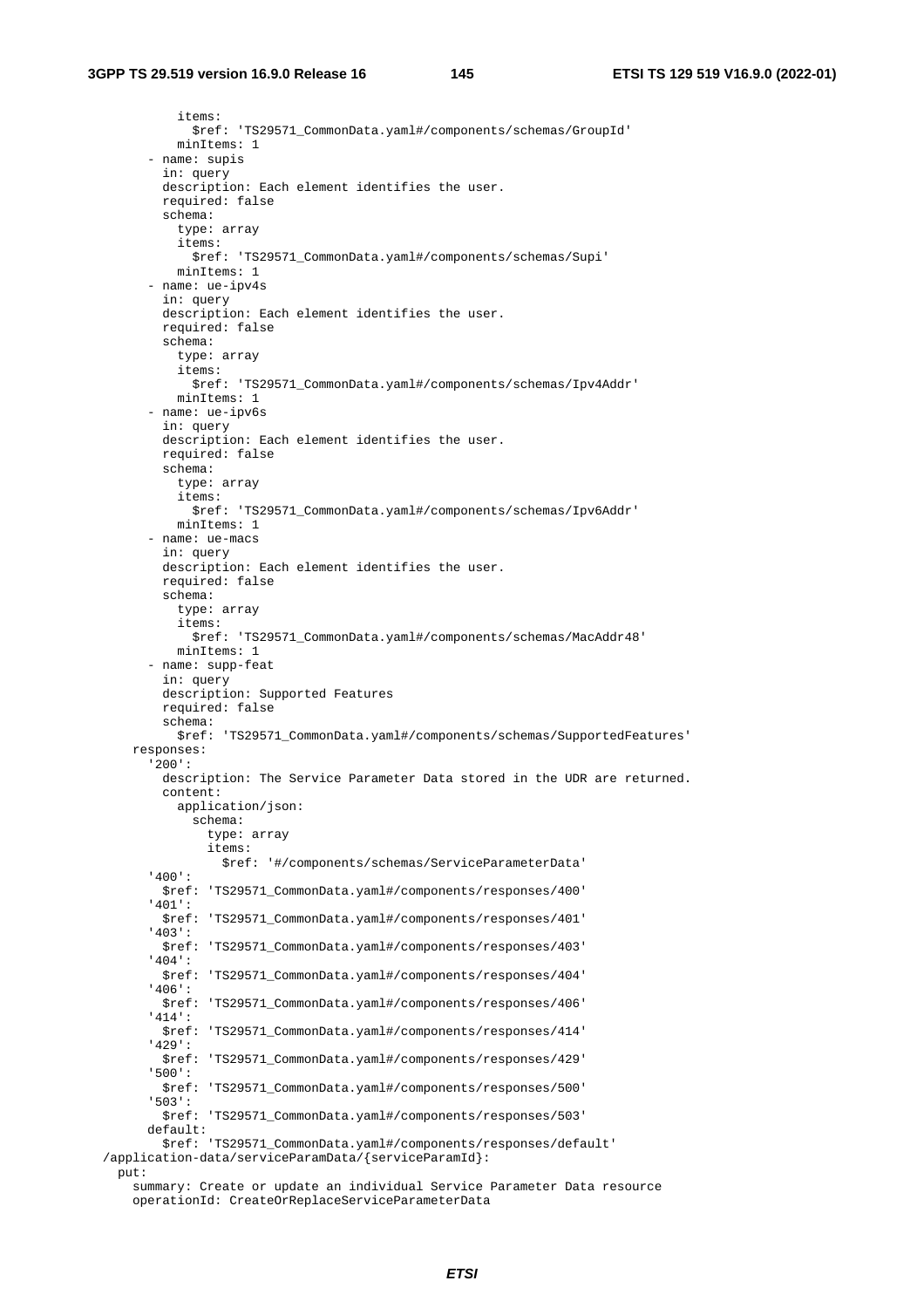```
          items:
            $ref: 'TS29571_CommonData.yaml#/components/schemas/GroupId'
          minItems: 1
      - name: supis
        in: query
        description: Each element identifies the user.
        required: false
        schema:
          type: array
          items:
            $ref: 'TS29571_CommonData.yaml#/components/schemas/Supi'
          minItems: 1
      - name: ue-ipv4s
        in: query
        description: Each element identifies the user.
        required: false
        schema:
          type: array
          items:
            $ref: 'TS29571_CommonData.yaml#/components/schemas/Ipv4Addr'
          minItems: 1
      - name: ue-ipv6s
        in: query
        description: Each element identifies the user.
        required: false
        schema:
          type: array
          items:
            $ref: 'TS29571_CommonData.yaml#/components/schemas/Ipv6Addr'
          minItems: 1
      - name: ue-macs
        in: query
        description: Each element identifies the user.
        required: false
        schema:
          type: array
          items:
            $ref: 'TS29571_CommonData.yaml#/components/schemas/MacAddr48'
          minItems: 1
      - name: supp-feat
        in: query
        description: Supported Features
        required: false
        schema:
          $ref: 'TS29571_CommonData.yaml#/components/schemas/SupportedFeatures'
    responses:
      '200':
        description: The Service Parameter Data stored in the UDR are returned.
        content:
          application/json:
            schema:
              type: array
              items:
                $ref: '#/components/schemas/ServiceParameterData'
      '400':
        $ref: 'TS29571_CommonData.yaml#/components/responses/400'
      '401':
        $ref: 'TS29571_CommonData.yaml#/components/responses/401'
      '403':
        $ref: 'TS29571_CommonData.yaml#/components/responses/403'
      '404':
        $ref: 'TS29571_CommonData.yaml#/components/responses/404'
      '406':
        $ref: 'TS29571_CommonData.yaml#/components/responses/406'
      '414':
        $ref: 'TS29571_CommonData.yaml#/components/responses/414'
      '429':
        $ref: 'TS29571_CommonData.yaml#/components/responses/429'
      '500':
        $ref: 'TS29571_CommonData.yaml#/components/responses/500'
      '503':
        $ref: 'TS29571_CommonData.yaml#/components/responses/503'
      default:
        $ref: 'TS29571_CommonData.yaml#/components/responses/default'
  /application-data/serviceParamData/{serviceParamId}:
    put:
      summary: Create or update an individual Service Parameter Data resource
      operationId: CreateOrReplaceServiceParameterData
```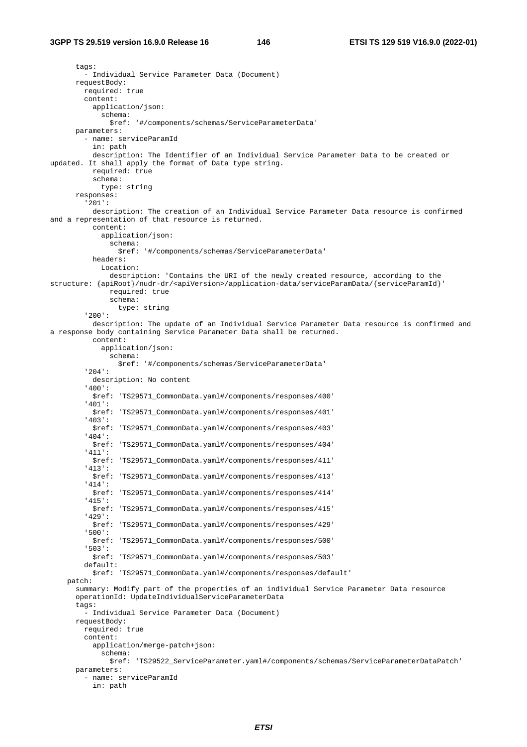```
      tags:
        - Individual Service Parameter Data (Document)
      requestBody:
        required: true
        content:
          application/json:
            schema:
              $ref: '#/components/schemas/ServiceParameterData'
      parameters:
        - name: serviceParamId
          in: path
          description: The Identifier of an Individual Service Parameter Data to be created or 
updated. It shall apply the format of Data type string.
          required: true
          schema:
            type: string
      responses:
        '201':
          description: The creation of an Individual Service Parameter Data resource is confirmed 
and a representation of that resource is returned.
          content:
            application/json:
              schema:
                $ref: '#/components/schemas/ServiceParameterData'
          headers:
            Location:
              description: 'Contains the URI of the newly created resource, according to the 
structure: {apiRoot}/nudr-dr/<apiVersion>/application-data/serviceParamData/{serviceParamId}'
              required: true
              schema:
                type: string
        '200':
          description: The update of an Individual Service Parameter Data resource is confirmed and 
a response body containing Service Parameter Data shall be returned.
          content:
            application/json:
              schema:
                $ref: '#/components/schemas/ServiceParameterData'
        '204':
          description: No content
        '400':
          $ref: 'TS29571_CommonData.yaml#/components/responses/400'
        '401':
          $ref: 'TS29571_CommonData.yaml#/components/responses/401'
        '403':
          $ref: 'TS29571_CommonData.yaml#/components/responses/403'
        '404':
          $ref: 'TS29571_CommonData.yaml#/components/responses/404'
        '411':
          $ref: 'TS29571_CommonData.yaml#/components/responses/411'
        '413':
          $ref: 'TS29571_CommonData.yaml#/components/responses/413'
        '414':
          $ref: 'TS29571_CommonData.yaml#/components/responses/414'
        '415':
          $ref: 'TS29571_CommonData.yaml#/components/responses/415'
        '429':
          $ref: 'TS29571_CommonData.yaml#/components/responses/429'
        '500':
          $ref: 'TS29571_CommonData.yaml#/components/responses/500'
        '503':
          $ref: 'TS29571_CommonData.yaml#/components/responses/503'
        default:
          $ref: 'TS29571_CommonData.yaml#/components/responses/default'
    patch:
      summary: Modify part of the properties of an individual Service Parameter Data resource
      operationId: UpdateIndividualServiceParameterData
      tags:
        - Individual Service Parameter Data (Document)
      requestBody:
        required: true
        content:
          application/merge-patch+json:
            schema:
              $ref: 'TS29522_ServiceParameter.yaml#/components/schemas/ServiceParameterDataPatch'
      parameters:
        - name: serviceParamId
          in: path
```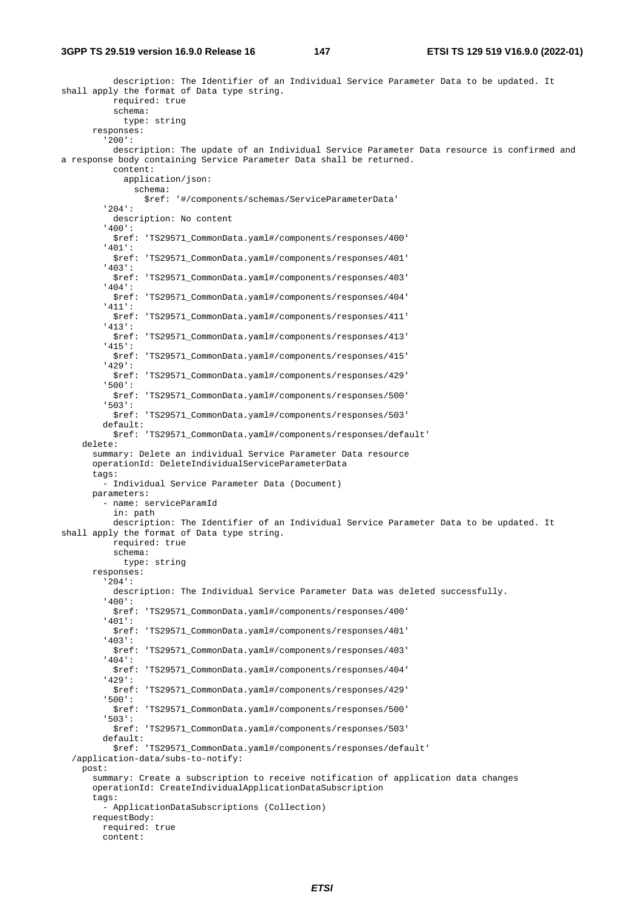```
          description: The Identifier of an Individual Service Parameter Data to be updated. It
shall apply the format of Data type string.
          required: true
          schema:
            type: string
      responses:
        '200':
          description: The update of an Individual Service Parameter Data resource is confirmed and
a response body containing Service Parameter Data shall be returned.
          content:
            application/json:
              schema:
                $ref: '#/components/schemas/ServiceParameterData'
        '204':
          description: No content
        '400':
          $ref: 'TS29571_CommonData.yaml#/components/responses/400'
        '401':
          $ref: 'TS29571_CommonData.yaml#/components/responses/401'
        '403':
          $ref: 'TS29571_CommonData.yaml#/components/responses/403'
        '404':
          $ref: 'TS29571_CommonData.yaml#/components/responses/404'
        '411':
          $ref: 'TS29571_CommonData.yaml#/components/responses/411'
        '413':
          $ref: 'TS29571_CommonData.yaml#/components/responses/413'
        '415':
          $ref: 'TS29571_CommonData.yaml#/components/responses/415'
        '429':
          $ref: 'TS29571_CommonData.yaml#/components/responses/429'
        '500':
          $ref: 'TS29571_CommonData.yaml#/components/responses/500'
        '503':
          $ref: 'TS29571_CommonData.yaml#/components/responses/503'
        default:
          $ref: 'TS29571_CommonData.yaml#/components/responses/default'
    delete:
      summary: Delete an individual Service Parameter Data resource
      operationId: DeleteIndividualServiceParameterData
      tags:
        - Individual Service Parameter Data (Document)
      parameters:
        - name: serviceParamId
          in: path
          description: The Identifier of an Individual Service Parameter Data to be updated. It
shall apply the format of Data type string.
          required: true
          schema:
            type: string
      responses:
        '204':
          description: The Individual Service Parameter Data was deleted successfully.
        '400':
          $ref: 'TS29571_CommonData.yaml#/components/responses/400'
        '401':
          $ref: 'TS29571_CommonData.yaml#/components/responses/401'
        '403':
          $ref: 'TS29571_CommonData.yaml#/components/responses/403'
        '404':
          $ref: 'TS29571_CommonData.yaml#/components/responses/404'
        '429':
          $ref: 'TS29571_CommonData.yaml#/components/responses/429'
        '500':
          $ref: 'TS29571_CommonData.yaml#/components/responses/500'
        '503':
          $ref: 'TS29571_CommonData.yaml#/components/responses/503'
        default:
          $ref: 'TS29571_CommonData.yaml#/components/responses/default'
  /application-data/subs-to-notify:
    post:
      summary: Create a subscription to receive notification of application data changes
      operationId: CreateIndividualApplicationDataSubscription
      tags:
        - ApplicationDataSubscriptions (Collection)
      requestBody:
        required: true
        content:
```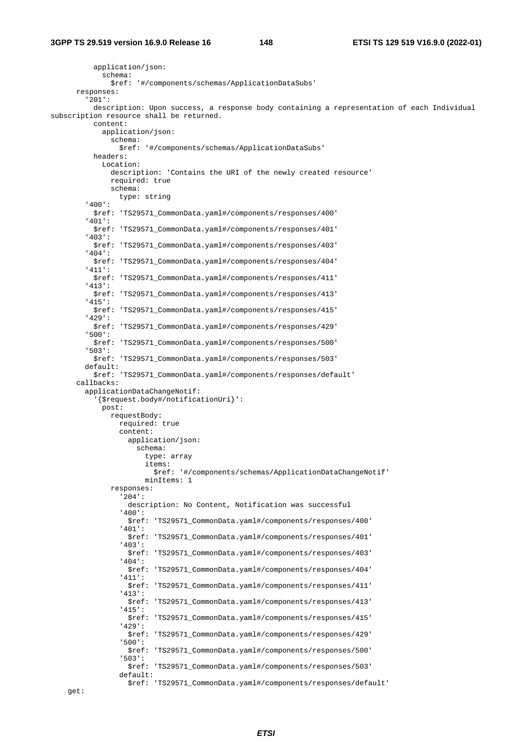```
          application/json:
            schema:
              $ref: '#/components/schemas/ApplicationDataSubs'
      responses:
        '201':
          description: Upon success, a response body containing a representation of each Individual
subscription resource shall be returned.
          content:
            application/json:
              schema:
                $ref: '#/components/schemas/ApplicationDataSubs'
          headers:
            Location:
              description: 'Contains the URI of the newly created resource'
              required: true
              schema:
                type: string
        '400':
          $ref: 'TS29571_CommonData.yaml#/components/responses/400'
        '401':
          $ref: 'TS29571_CommonData.yaml#/components/responses/401'
        '403':
          $ref: 'TS29571_CommonData.yaml#/components/responses/403'
        '404':
          $ref: 'TS29571_CommonData.yaml#/components/responses/404'
        '411':
          $ref: 'TS29571_CommonData.yaml#/components/responses/411'
        '413':
          $ref: 'TS29571_CommonData.yaml#/components/responses/413'
        '415':
          $ref: 'TS29571_CommonData.yaml#/components/responses/415'
        '429':
          $ref: 'TS29571_CommonData.yaml#/components/responses/429'
        '500':
          $ref: 'TS29571_CommonData.yaml#/components/responses/500'
        '503':
          $ref: 'TS29571_CommonData.yaml#/components/responses/503'
        default:
          $ref: 'TS29571_CommonData.yaml#/components/responses/default'
      callbacks:
        applicationDataChangeNotif:
          '{$request.body#/notificationUri}':
            post:
              requestBody:
                required: true
                content:
                  application/json:
                    schema:
                      type: array
                      items:
                        $ref: '#/components/schemas/ApplicationDataChangeNotif'
                      minItems: 1
              responses:
                '204':
                  description: No Content, Notification was successful
                '400':
                  $ref: 'TS29571_CommonData.yaml#/components/responses/400'
                '401':
                  $ref: 'TS29571_CommonData.yaml#/components/responses/401'
                '403':
                  $ref: 'TS29571_CommonData.yaml#/components/responses/403'
                '404':
                  $ref: 'TS29571_CommonData.yaml#/components/responses/404'
                '411':
                  $ref: 'TS29571_CommonData.yaml#/components/responses/411'
                '413':
                  $ref: 'TS29571_CommonData.yaml#/components/responses/413'
                '415':
                  $ref: 'TS29571_CommonData.yaml#/components/responses/415'
                '429':
                  $ref: 'TS29571_CommonData.yaml#/components/responses/429'
                '500':
                  $ref: 'TS29571_CommonData.yaml#/components/responses/500'
                '503':
                  $ref: 'TS29571_CommonData.yaml#/components/responses/503'
                default:
                  $ref: 'TS29571_CommonData.yaml#/components/responses/default'
    get:
```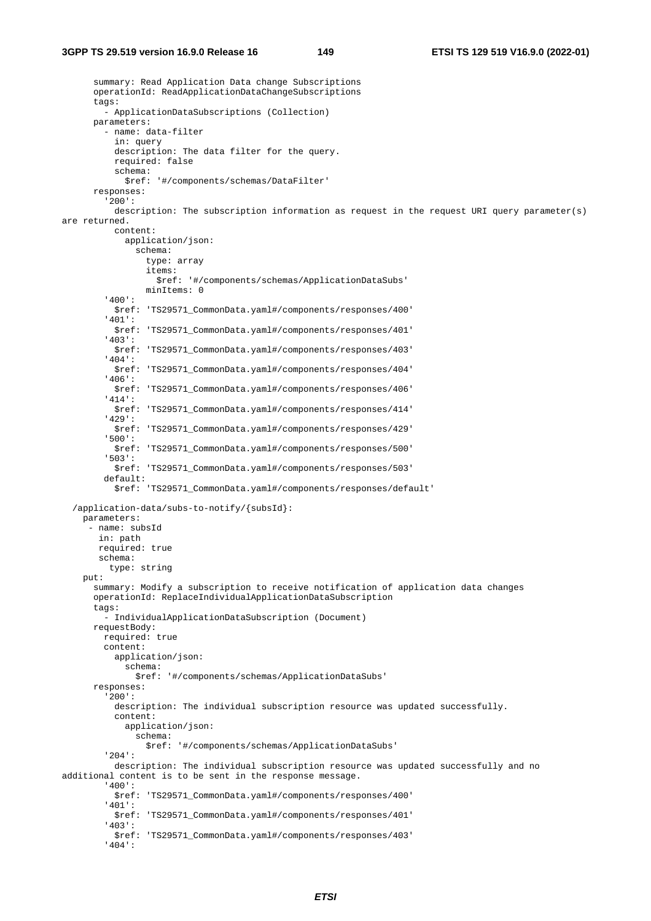```
      summary: Read Application Data change Subscriptions
      operationId: ReadApplicationDataChangeSubscriptions
      tags:
        - ApplicationDataSubscriptions (Collection)
      parameters:
        - name: data-filter
          in: query
          description: The data filter for the query.
          required: false
          schema:
            $ref: '#/components/schemas/DataFilter'
      responses:
        '200':
          description: The subscription information as request in the request URI query parameter(s)
are returned.
          content:
            application/json:
              schema:
                type: array
                items:
                  $ref: '#/components/schemas/ApplicationDataSubs'
                minItems: 0
        '400':
          $ref: 'TS29571_CommonData.yaml#/components/responses/400'
        '401':
          $ref: 'TS29571_CommonData.yaml#/components/responses/401'
        '403':
          $ref: 'TS29571_CommonData.yaml#/components/responses/403'
        '404':
          $ref: 'TS29571_CommonData.yaml#/components/responses/404'
        '406':
          $ref: 'TS29571_CommonData.yaml#/components/responses/406'
        '414':
          $ref: 'TS29571_CommonData.yaml#/components/responses/414'
        '429':
          $ref: 'TS29571_CommonData.yaml#/components/responses/429'
        '500':
          $ref: 'TS29571_CommonData.yaml#/components/responses/500'
        '503':
          $ref: 'TS29571_CommonData.yaml#/components/responses/503'
        default:
          $ref: 'TS29571_CommonData.yaml#/components/responses/default'

  /application-data/subs-to-notify/{subsId}:
    parameters:
      - name: subsId
        in: path
        required: true
        schema:
          type: string
    put:
      summary: Modify a subscription to receive notification of application data changes
      operationId: ReplaceIndividualApplicationDataSubscription
      tags:
        - IndividualApplicationDataSubscription (Document)
      requestBody:
        required: true
        content:
          application/json:
            schema:
              $ref: '#/components/schemas/ApplicationDataSubs'
      responses:
        '200':
          description: The individual subscription resource was updated successfully.
          content:
            application/json:
              schema:
                $ref: '#/components/schemas/ApplicationDataSubs'
        '204':
          description: The individual subscription resource was updated successfully and no
additional content is to be sent in the response message.
        '400':
          $ref: 'TS29571_CommonData.yaml#/components/responses/400'
        '401':
          $ref: 'TS29571_CommonData.yaml#/components/responses/401'
        '403':
          $ref: 'TS29571_CommonData.yaml#/components/responses/403'
        '404':
```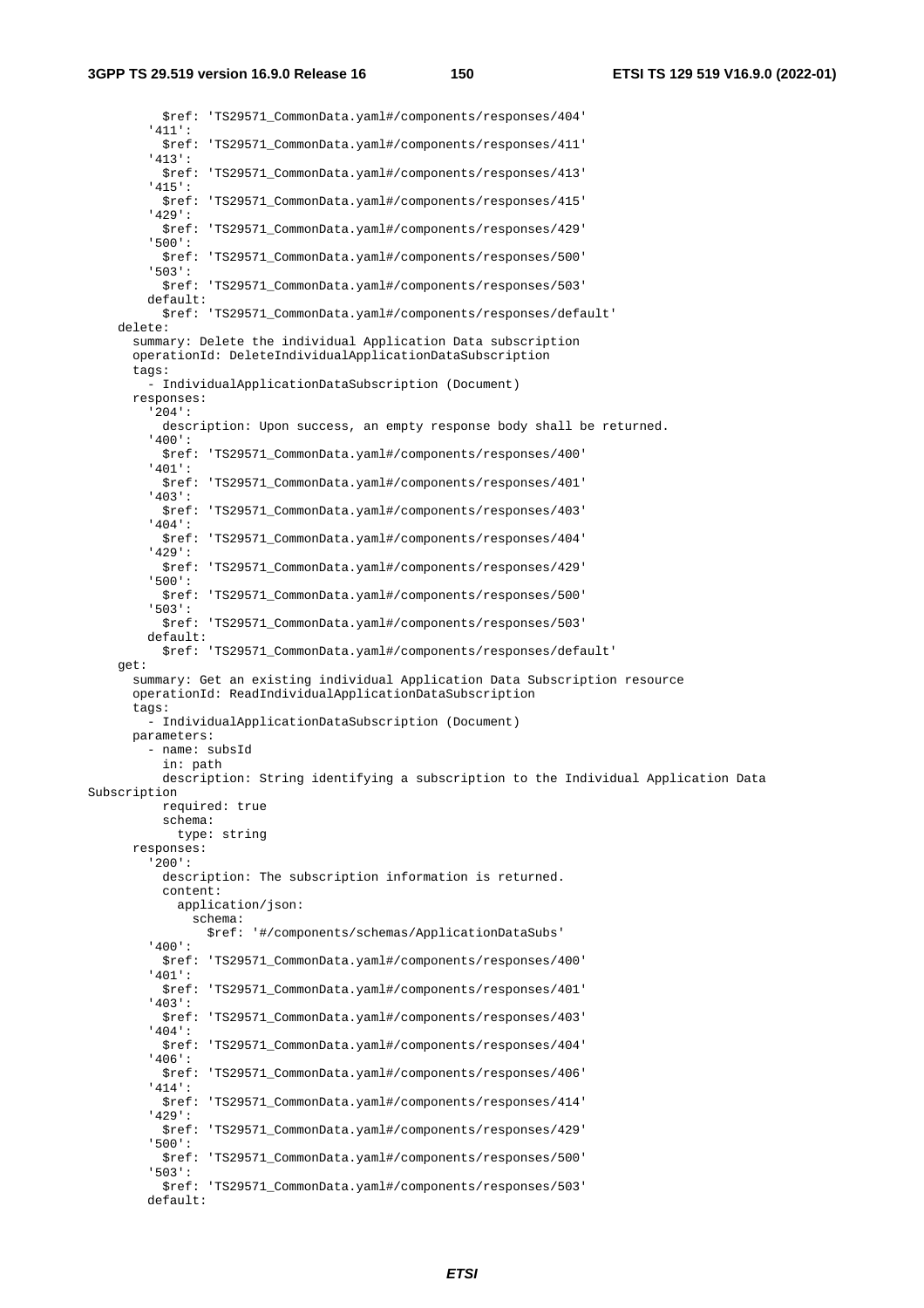```
          $ref: 'TS29571_CommonData.yaml#/components/responses/404'
        '411':
          $ref: 'TS29571_CommonData.yaml#/components/responses/411'
        '413':
          $ref: 'TS29571_CommonData.yaml#/components/responses/413'
        '415':
          $ref: 'TS29571_CommonData.yaml#/components/responses/415'
        '429':
          $ref: 'TS29571_CommonData.yaml#/components/responses/429'
        '500':
          $ref: 'TS29571_CommonData.yaml#/components/responses/500'
        '503':
          $ref: 'TS29571_CommonData.yaml#/components/responses/503'
        default:
          $ref: 'TS29571_CommonData.yaml#/components/responses/default'
    delete:
      summary: Delete the individual Application Data subscription
      operationId: DeleteIndividualApplicationDataSubscription
      tags:
        - IndividualApplicationDataSubscription (Document)
      responses:
        '204':
          description: Upon success, an empty response body shall be returned.
        '400':
          $ref: 'TS29571_CommonData.yaml#/components/responses/400'
        '401':
          $ref: 'TS29571_CommonData.yaml#/components/responses/401'
        '403':
          $ref: 'TS29571_CommonData.yaml#/components/responses/403'
        '404':
          $ref: 'TS29571_CommonData.yaml#/components/responses/404'
        '429':
          $ref: 'TS29571_CommonData.yaml#/components/responses/429'
        '500':
          $ref: 'TS29571_CommonData.yaml#/components/responses/500'
        '503':
          $ref: 'TS29571_CommonData.yaml#/components/responses/503'
        default:
          $ref: 'TS29571_CommonData.yaml#/components/responses/default'
    get:
      summary: Get an existing individual Application Data Subscription resource
      operationId: ReadIndividualApplicationDataSubscription
      tags:
        - IndividualApplicationDataSubscription (Document)
      parameters:
        - name: subsId
          in: path
          description: String identifying a subscription to the Individual Application Data 
Subscription
          required: true
          schema:
            type: string
      responses:
        '200':
          description: The subscription information is returned.
          content:
            application/json:
              schema:
                $ref: '#/components/schemas/ApplicationDataSubs'
        '400':
          $ref: 'TS29571_CommonData.yaml#/components/responses/400'
        '401':
          $ref: 'TS29571_CommonData.yaml#/components/responses/401'
        '403':
          $ref: 'TS29571_CommonData.yaml#/components/responses/403'
        '404':
          $ref: 'TS29571_CommonData.yaml#/components/responses/404'
        '406':
          $ref: 'TS29571_CommonData.yaml#/components/responses/406'
        '414':
          $ref: 'TS29571_CommonData.yaml#/components/responses/414'
        '429':
          $ref: 'TS29571_CommonData.yaml#/components/responses/429'
        '500':
          $ref: 'TS29571_CommonData.yaml#/components/responses/500'
        '503':
          $ref: 'TS29571_CommonData.yaml#/components/responses/503'
        default:
```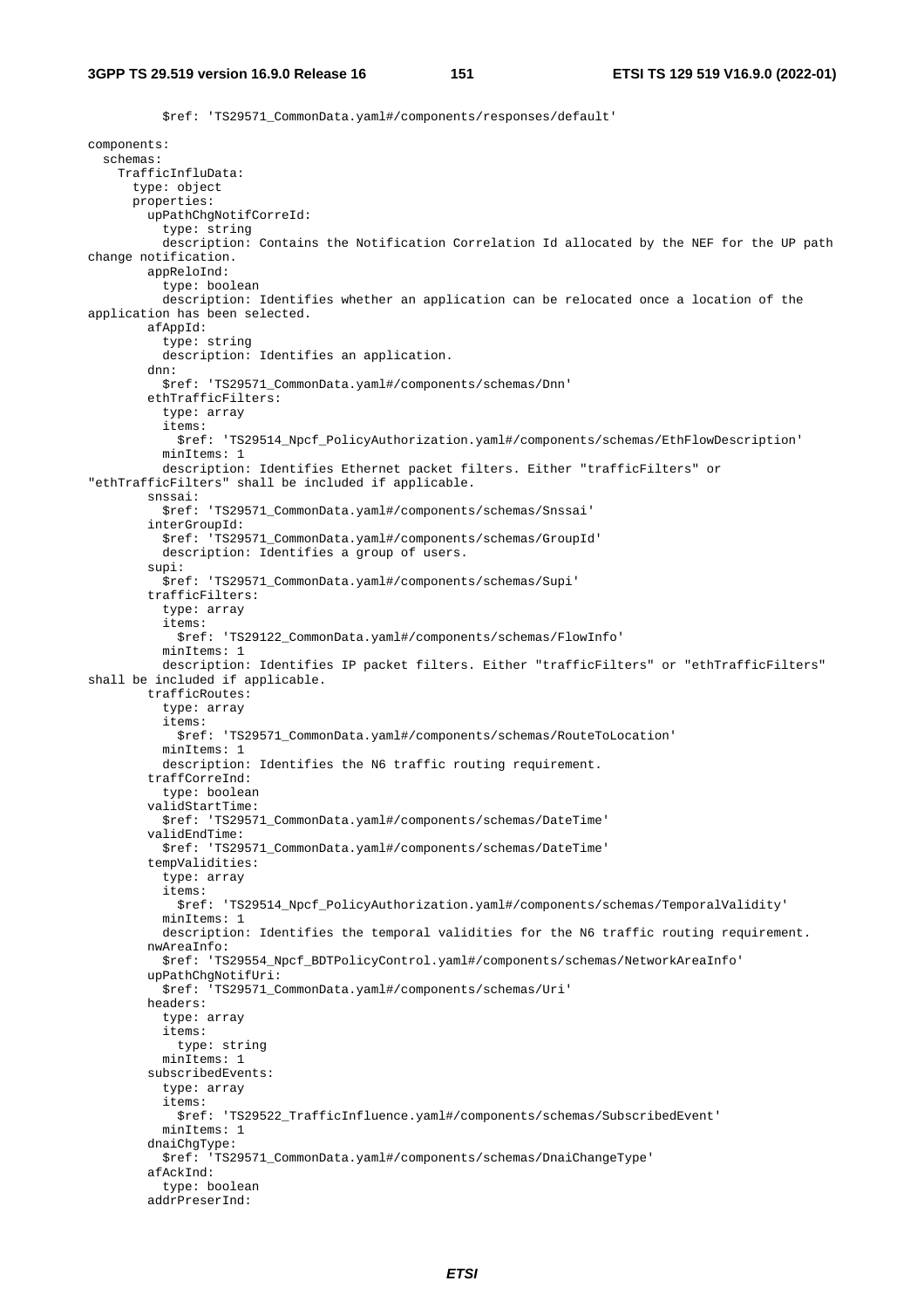```
          $ref: 'TS29571_CommonData.yaml#/components/responses/default'

components:
  schemas:
    TrafficInfluData:
      type: object
      properties:
        upPathChgNotifCorreId:
          type: string
          description: Contains the Notification Correlation Id allocated by the NEF for the UP path change notification.
        appReloInd:
          type: boolean
          description: Identifies whether an application can be relocated once a location of the application has been selected.
        afAppId:
          type: string
          description: Identifies an application.
        dnn:
          $ref: 'TS29571_CommonData.yaml#/components/schemas/Dnn'
        ethTrafficFilters:
          type: array
          items:
            $ref: 'TS29514_Npcf_PolicyAuthorization.yaml#/components/schemas/EthFlowDescription'
          minItems: 1
          description: Identifies Ethernet packet filters. Either "trafficFilters" or "ethTrafficFilters" shall be included if applicable.
        snssai:
          $ref: 'TS29571_CommonData.yaml#/components/schemas/Snssai'
        interGroupId:
          $ref: 'TS29571_CommonData.yaml#/components/schemas/GroupId'
          description: Identifies a group of users.
        supi:
          $ref: 'TS29571_CommonData.yaml#/components/schemas/Supi'
        trafficFilters:
          type: array
          items:
            $ref: 'TS29122_CommonData.yaml#/components/schemas/FlowInfo'
          minItems: 1
          description: Identifies IP packet filters. Either "trafficFilters" or "ethTrafficFilters" shall be included if applicable.
        trafficRoutes:
          type: array
          items:
            $ref: 'TS29571_CommonData.yaml#/components/schemas/RouteToLocation'
          minItems: 1
          description: Identifies the N6 traffic routing requirement.
        traffCorreInd:
          type: boolean
        validStartTime:
          $ref: 'TS29571_CommonData.yaml#/components/schemas/DateTime'
        validEndTime:
          $ref: 'TS29571_CommonData.yaml#/components/schemas/DateTime'
        tempValidities:
          type: array
          items:
            $ref: 'TS29514_Npcf_PolicyAuthorization.yaml#/components/schemas/TemporalValidity'
          minItems: 1
          description: Identifies the temporal validities for the N6 traffic routing requirement.
        nwAreaInfo:
          $ref: 'TS29554_Npcf_BDTPolicyControl.yaml#/components/schemas/NetworkAreaInfo'
        upPathChgNotifUri:
          $ref: 'TS29571_CommonData.yaml#/components/schemas/Uri'
        headers:
          type: array
          items:
            type: string
          minItems: 1
        subscribedEvents:
          type: array
          items:
            $ref: 'TS29522_TrafficInfluence.yaml#/components/schemas/SubscribedEvent'
          minItems: 1
        dnaiChgType:
          $ref: 'TS29571_CommonData.yaml#/components/schemas/DnaiChangeType'
        afAckInd:
          type: boolean
        addrPreserInd:
```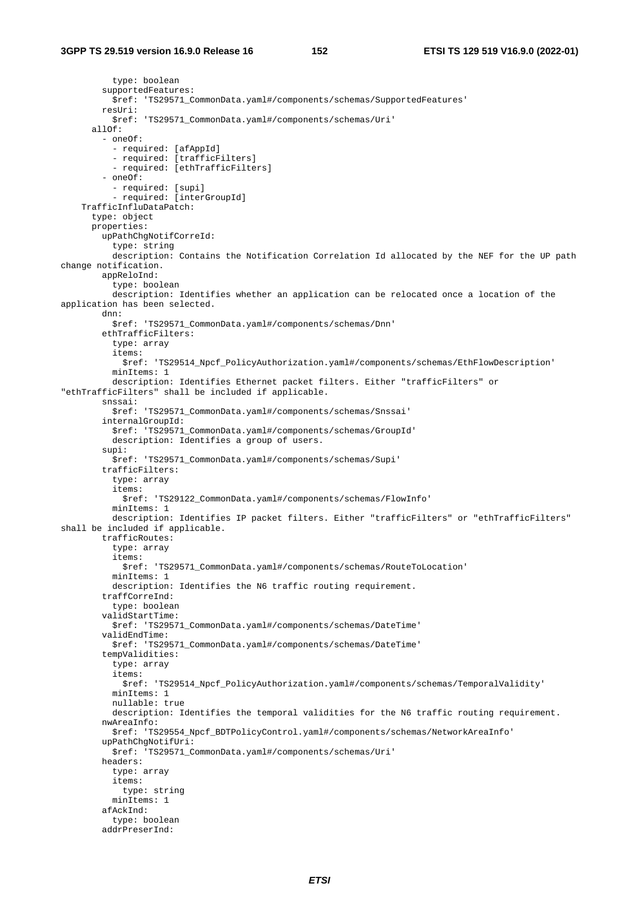```
          type: boolean
        supportedFeatures:
          $ref: 'TS29571_CommonData.yaml#/components/schemas/SupportedFeatures'
        resUri:
          $ref: 'TS29571_CommonData.yaml#/components/schemas/Uri'
      allOf:
        - oneOf:
          - required: [afAppId]
          - required: [trafficFilters]
          - required: [ethTrafficFilters]
        - oneOf:
          - required: [supi]
          - required: [interGroupId]
    TrafficInfluDataPatch:
      type: object
      properties:
        upPathChgNotifCorreId:
          type: string
          description: Contains the Notification Correlation Id allocated by the NEF for the UP path 
change notification.
        appReloInd:
          type: boolean
          description: Identifies whether an application can be relocated once a location of the 
application has been selected.
        dnn:
          $ref: 'TS29571_CommonData.yaml#/components/schemas/Dnn'
        ethTrafficFilters:
          type: array
          items:
            $ref: 'TS29514_Npcf_PolicyAuthorization.yaml#/components/schemas/EthFlowDescription'
          minItems: 1
          description: Identifies Ethernet packet filters. Either "trafficFilters" or 
"ethTrafficFilters" shall be included if applicable.
        snssai:
          $ref: 'TS29571_CommonData.yaml#/components/schemas/Snssai'
        internalGroupId:
          $ref: 'TS29571_CommonData.yaml#/components/schemas/GroupId'
          description: Identifies a group of users.
        supi:
          $ref: 'TS29571_CommonData.yaml#/components/schemas/Supi'
        trafficFilters:
          type: array
          items:
            $ref: 'TS29122_CommonData.yaml#/components/schemas/FlowInfo'
          minItems: 1
          description: Identifies IP packet filters. Either "trafficFilters" or "ethTrafficFilters" 
shall be included if applicable.
        trafficRoutes:
          type: array
          items:
            $ref: 'TS29571_CommonData.yaml#/components/schemas/RouteToLocation'
          minItems: 1
          description: Identifies the N6 traffic routing requirement.
        traffCorreInd:
          type: boolean
        validStartTime:
          $ref: 'TS29571_CommonData.yaml#/components/schemas/DateTime'
        validEndTime:
          $ref: 'TS29571_CommonData.yaml#/components/schemas/DateTime'
        tempValidities:
          type: array
          items:
            $ref: 'TS29514_Npcf_PolicyAuthorization.yaml#/components/schemas/TemporalValidity'
          minItems: 1
          nullable: true
          description: Identifies the temporal validities for the N6 traffic routing requirement.
        nwAreaInfo:
          $ref: 'TS29554_Npcf_BDTPolicyControl.yaml#/components/schemas/NetworkAreaInfo'
        upPathChgNotifUri:
          $ref: 'TS29571_CommonData.yaml#/components/schemas/Uri'
        headers:
          type: array
          items:
            type: string
          minItems: 1
        afAckInd:
          type: boolean
        addrPreserInd:
```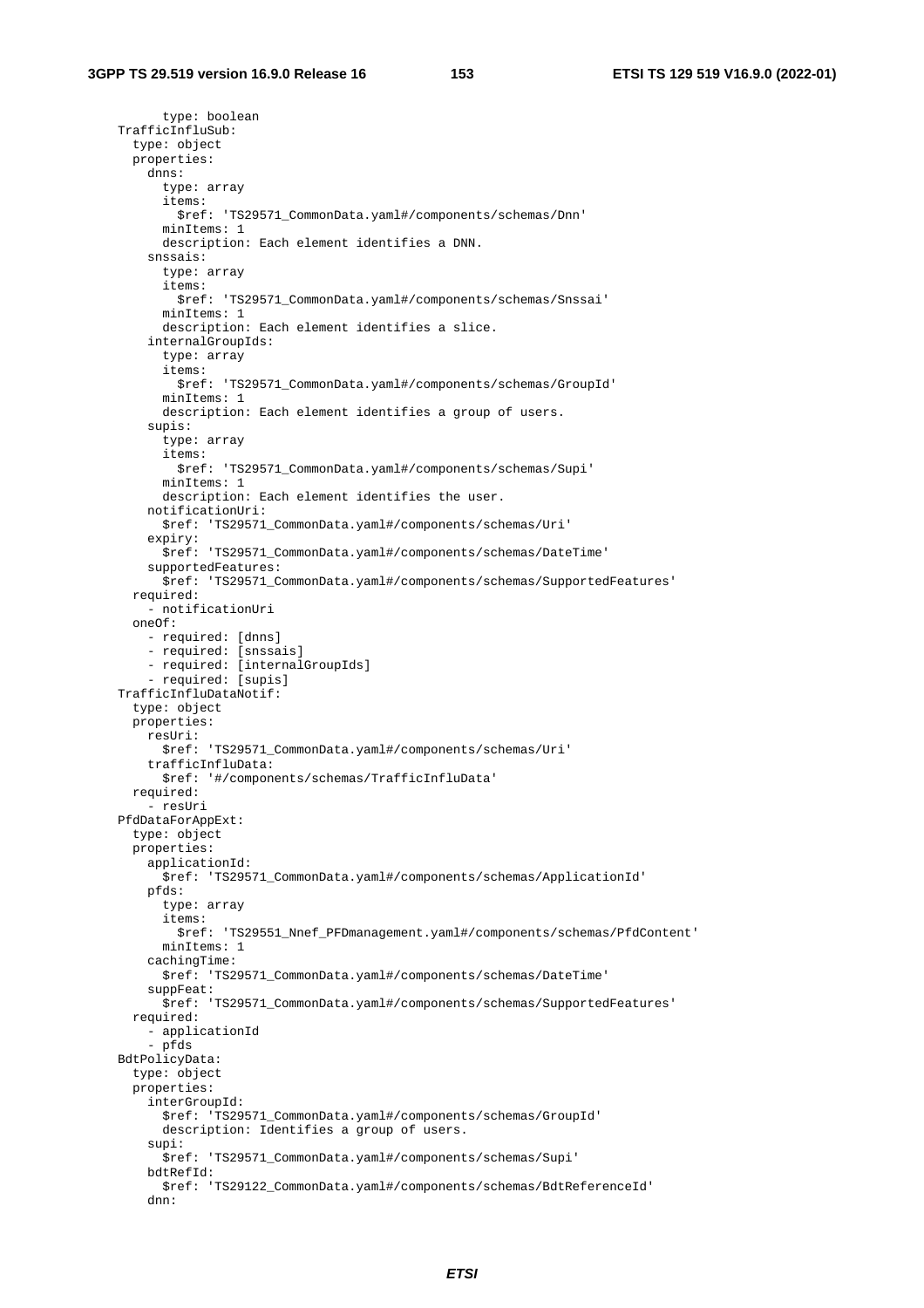```
          type: boolean
    TrafficInfluSub:
      type: object
      properties:
        dnns:
          type: array
          items:
            $ref: 'TS29571_CommonData.yaml#/components/schemas/Dnn'
          minItems: 1
          description: Each element identifies a DNN.
        snssais:
          type: array
          items:
            $ref: 'TS29571_CommonData.yaml#/components/schemas/Snssai'
          minItems: 1
          description: Each element identifies a slice.
        internalGroupIds:
          type: array
          items:
            $ref: 'TS29571_CommonData.yaml#/components/schemas/GroupId'
          minItems: 1
          description: Each element identifies a group of users.
        supis:
          type: array
          items:
            $ref: 'TS29571_CommonData.yaml#/components/schemas/Supi'
          minItems: 1
          description: Each element identifies the user.
        notificationUri:
          $ref: 'TS29571_CommonData.yaml#/components/schemas/Uri'
        expiry:
          $ref: 'TS29571_CommonData.yaml#/components/schemas/DateTime'
        supportedFeatures:
          $ref: 'TS29571_CommonData.yaml#/components/schemas/SupportedFeatures'
      required:
        - notificationUri
      oneOf:
        - required: [dnns]
        - required: [snssais]
        - required: [internalGroupIds]
        - required: [supis]
    TrafficInfluDataNotif:
      type: object
      properties:
        resUri:
          $ref: 'TS29571_CommonData.yaml#/components/schemas/Uri'
        trafficInfluData:
          $ref: '#/components/schemas/TrafficInfluData'
      required:
        - resUri
    PfdDataForAppExt:
      type: object
      properties:
        applicationId:
          $ref: 'TS29571_CommonData.yaml#/components/schemas/ApplicationId'
        pfds:
          type: array
          items:
            $ref: 'TS29551_Nnef_PFDmanagement.yaml#/components/schemas/PfdContent'
          minItems: 1
        cachingTime:
          $ref: 'TS29571_CommonData.yaml#/components/schemas/DateTime'
        suppFeat:
          $ref: 'TS29571_CommonData.yaml#/components/schemas/SupportedFeatures'
      required:
        - applicationId
        - pfds
    BdtPolicyData:
      type: object
      properties:
        interGroupId:
          $ref: 'TS29571_CommonData.yaml#/components/schemas/GroupId'
          description: Identifies a group of users.
        supi:
          $ref: 'TS29571_CommonData.yaml#/components/schemas/Supi'
        bdtRefId:
          $ref: 'TS29122_CommonData.yaml#/components/schemas/BdtReferenceId'
        dnn:
```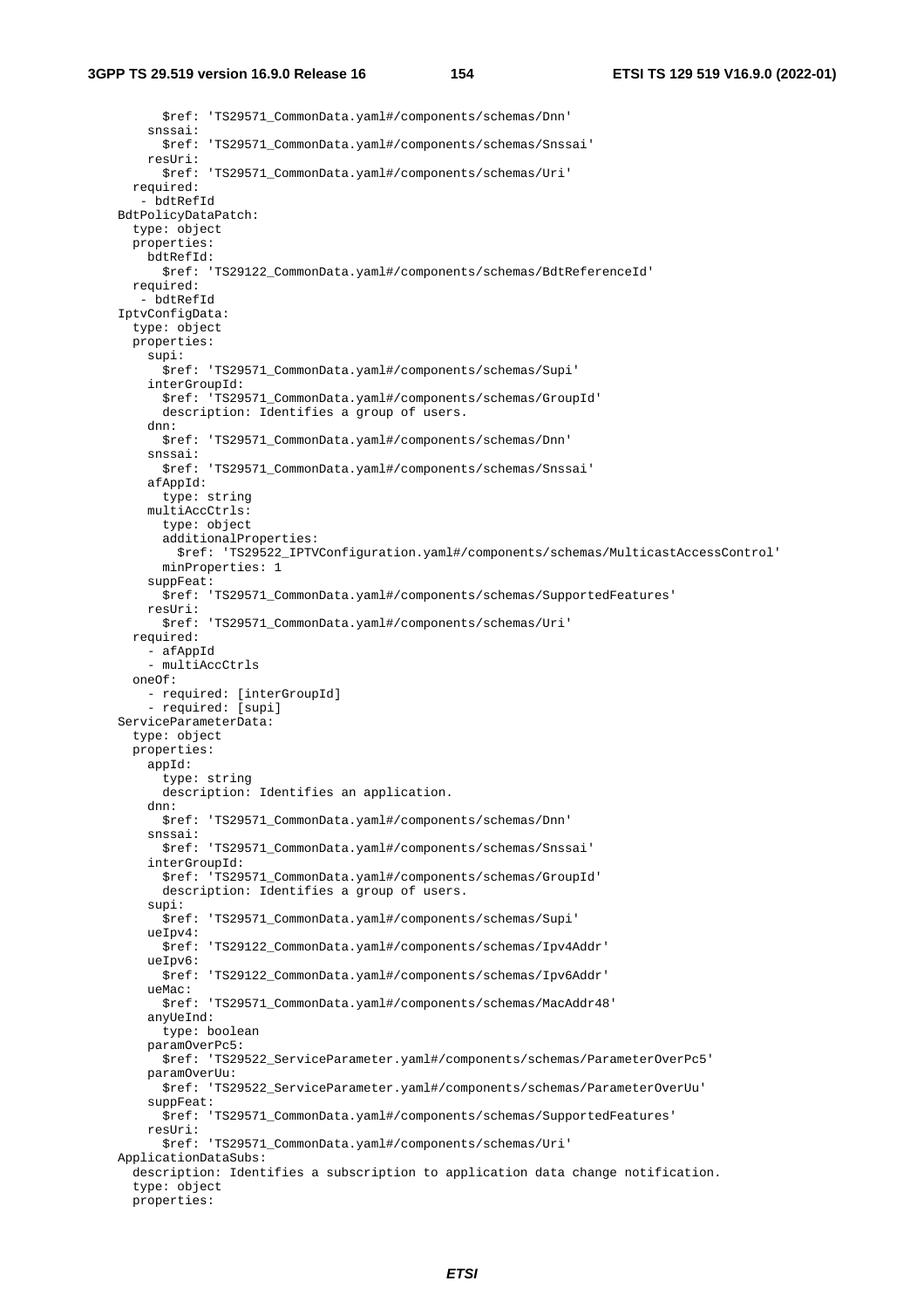```
          $ref: 'TS29571_CommonData.yaml#/components/schemas/Dnn'
        snssai:
          $ref: 'TS29571_CommonData.yaml#/components/schemas/Snssai'
        resUri:
          $ref: 'TS29571_CommonData.yaml#/components/schemas/Uri'
      required:
       - bdtRefId
    BdtPolicyDataPatch:
      type: object
      properties:
        bdtRefId:
          $ref: 'TS29122_CommonData.yaml#/components/schemas/BdtReferenceId'
      required:
       - bdtRefId
    IptvConfigData:
      type: object
      properties:
        supi:
          $ref: 'TS29571_CommonData.yaml#/components/schemas/Supi'
        interGroupId:
          $ref: 'TS29571_CommonData.yaml#/components/schemas/GroupId'
          description: Identifies a group of users.
        dnn:
          $ref: 'TS29571_CommonData.yaml#/components/schemas/Dnn'
        snssai:
          $ref: 'TS29571_CommonData.yaml#/components/schemas/Snssai'
        afAppId:
          type: string
        multiAccCtrls:
          type: object
          additionalProperties:
            $ref: 'TS29522_IPTVConfiguration.yaml#/components/schemas/MulticastAccessControl'
          minProperties: 1
        suppFeat:
          $ref: 'TS29571_CommonData.yaml#/components/schemas/SupportedFeatures'
        resUri:
          $ref: 'TS29571_CommonData.yaml#/components/schemas/Uri'
      required:
        - afAppId
        - multiAccCtrls
      oneOf:
        - required: [interGroupId]
        - required: [supi]
    ServiceParameterData:
      type: object
      properties:
        appId:
          type: string
          description: Identifies an application.
        dnn:
          $ref: 'TS29571_CommonData.yaml#/components/schemas/Dnn'
        snssai:
          $ref: 'TS29571_CommonData.yaml#/components/schemas/Snssai'
        interGroupId:
          $ref: 'TS29571_CommonData.yaml#/components/schemas/GroupId'
          description: Identifies a group of users.
        supi:
          $ref: 'TS29571_CommonData.yaml#/components/schemas/Supi'
        ueIpv4:
          $ref: 'TS29122_CommonData.yaml#/components/schemas/Ipv4Addr'
        ueIpv6:
          $ref: 'TS29122_CommonData.yaml#/components/schemas/Ipv6Addr'
        ueMac:
          $ref: 'TS29571_CommonData.yaml#/components/schemas/MacAddr48'
        anyUeInd:
          type: boolean
        paramOverPc5:
          $ref: 'TS29522_ServiceParameter.yaml#/components/schemas/ParameterOverPc5'
        paramOverUu:
          $ref: 'TS29522_ServiceParameter.yaml#/components/schemas/ParameterOverUu'
        suppFeat:
          $ref: 'TS29571_CommonData.yaml#/components/schemas/SupportedFeatures'
        resUri:
          $ref: 'TS29571_CommonData.yaml#/components/schemas/Uri'
    ApplicationDataSubs:
      description: Identifies a subscription to application data change notification.
      type: object
      properties:
```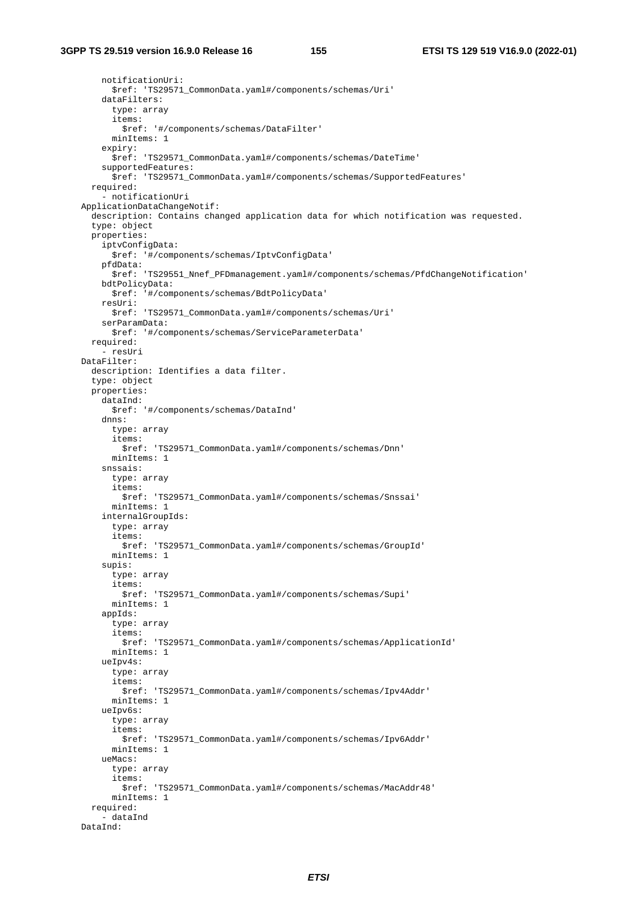```
        notificationUri:
          $ref: 'TS29571_CommonData.yaml#/components/schemas/Uri'
        dataFilters:
          type: array
          items:
            $ref: '#/components/schemas/DataFilter'
          minItems: 1
        expiry:
          $ref: 'TS29571_CommonData.yaml#/components/schemas/DateTime'
        supportedFeatures:
          $ref: 'TS29571_CommonData.yaml#/components/schemas/SupportedFeatures'
      required:
        - notificationUri
    ApplicationDataChangeNotif:
      description: Contains changed application data for which notification was requested.
      type: object
      properties:
        iptvConfigData:
          $ref: '#/components/schemas/IptvConfigData'
        pfdData:
          $ref: 'TS29551_Nnef_PFDmanagement.yaml#/components/schemas/PfdChangeNotification'
        bdtPolicyData:
          $ref: '#/components/schemas/BdtPolicyData'
        resUri:
          $ref: 'TS29571_CommonData.yaml#/components/schemas/Uri'
        serParamData:
          $ref: '#/components/schemas/ServiceParameterData'
      required:
        - resUri
    DataFilter:
      description: Identifies a data filter.
      type: object
      properties:
        dataInd:
          $ref: '#/components/schemas/DataInd'
        dnns:
          type: array
          items:
            $ref: 'TS29571_CommonData.yaml#/components/schemas/Dnn'
          minItems: 1
        snssais:
          type: array
          items:
            $ref: 'TS29571_CommonData.yaml#/components/schemas/Snssai'
          minItems: 1
        internalGroupIds:
          type: array
          items:
            $ref: 'TS29571_CommonData.yaml#/components/schemas/GroupId'
          minItems: 1
        supis:
          type: array
          items:
            $ref: 'TS29571_CommonData.yaml#/components/schemas/Supi'
          minItems: 1
        appIds:
          type: array
          items:
            $ref: 'TS29571_CommonData.yaml#/components/schemas/ApplicationId'
          minItems: 1
        ueIpv4s:
          type: array
          items:
            $ref: 'TS29571_CommonData.yaml#/components/schemas/Ipv4Addr'
          minItems: 1
        ueIpv6s:
          type: array
          items:
            $ref: 'TS29571_CommonData.yaml#/components/schemas/Ipv6Addr'
          minItems: 1
        ueMacs:
          type: array
          items:
            $ref: 'TS29571_CommonData.yaml#/components/schemas/MacAddr48'
          minItems: 1
      required:
        - dataInd
    DataInd:
```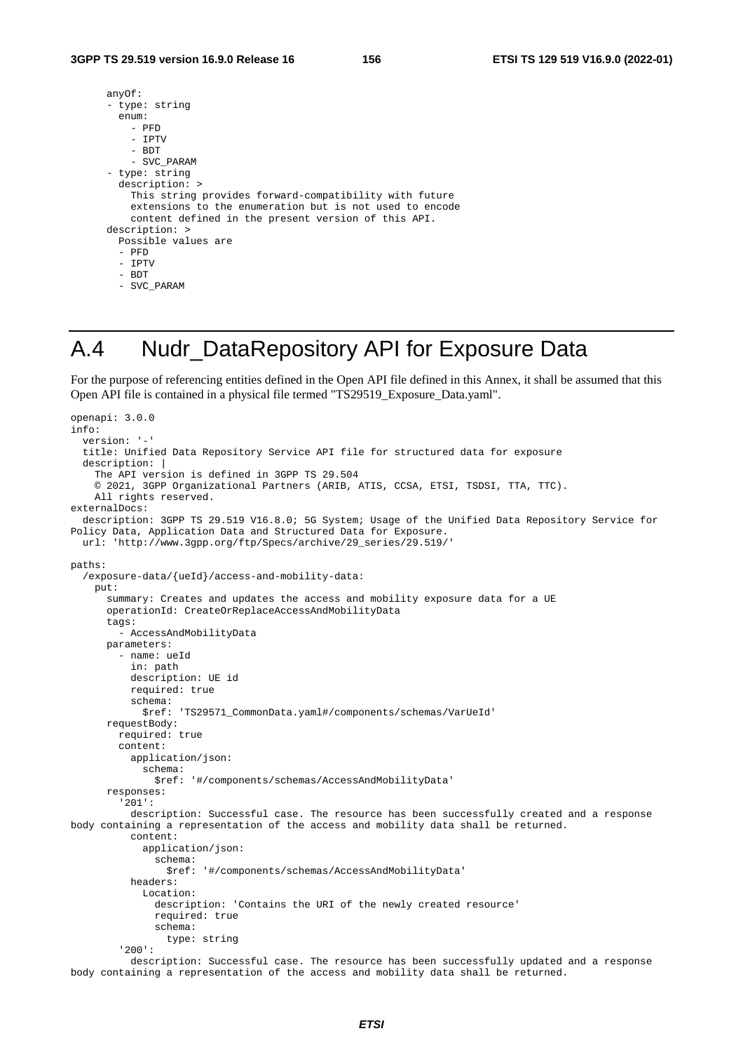```
      anyOf:
      - type: string
        enum:
          - PFD
          - IPTV
          - BDT
          - SVC_PARAM
      - type: string
        description: >
          This string provides forward-compatibility with future
          extensions to the enumeration but is not used to encode
          content defined in the present version of this API.
      description: >
        Possible values are
        - PFD
        - IPTV
        - BDT
        - SVC_PARAM
```

# A.4 Nudr_DataRepository API for Exposure Data

For the purpose of referencing entities defined in the Open API file defined in this Annex, it shall be assumed that this Open API file is contained in a physical file termed "TS29519_Exposure_Data.yaml".

```
openapi: 3.0.0
info:
  version: '-'
  title: Unified Data Repository Service API file for structured data for exposure
  description: |
    The API version is defined in 3GPP TS 29.504
    © 2021, 3GPP Organizational Partners (ARIB, ATIS, CCSA, ETSI, TSDSI, TTA, TTC).
    All rights reserved.
externalDocs:
  description: 3GPP TS 29.519 V16.8.0; 5G System; Usage of the Unified Data Repository Service for
Policy Data, Application Data and Structured Data for Exposure.
  url: 'http://www.3gpp.org/ftp/Specs/archive/29_series/29.519/'

paths:
  /exposure-data/{ueId}/access-and-mobility-data:
    put:
      summary: Creates and updates the access and mobility exposure data for a UE
      operationId: CreateOrReplaceAccessAndMobilityData
      tags:
        - AccessAndMobilityData
      parameters:
        - name: ueId
          in: path
          description: UE id
          required: true
          schema:
            $ref: 'TS29571_CommonData.yaml#/components/schemas/VarUeId'
      requestBody:
        required: true
        content:
          application/json:
            schema:
              $ref: '#/components/schemas/AccessAndMobilityData'
      responses:
        '201':
          description: Successful case. The resource has been successfully created and a response
body containing a representation of the access and mobility data shall be returned.
          content:
            application/json:
              schema:
                $ref: '#/components/schemas/AccessAndMobilityData'
          headers:
            Location:
              description: 'Contains the URI of the newly created resource'
              required: true
              schema:
                type: string
        '200':
          description: Successful case. The resource has been successfully updated and a response
body containing a representation of the access and mobility data shall be returned.
```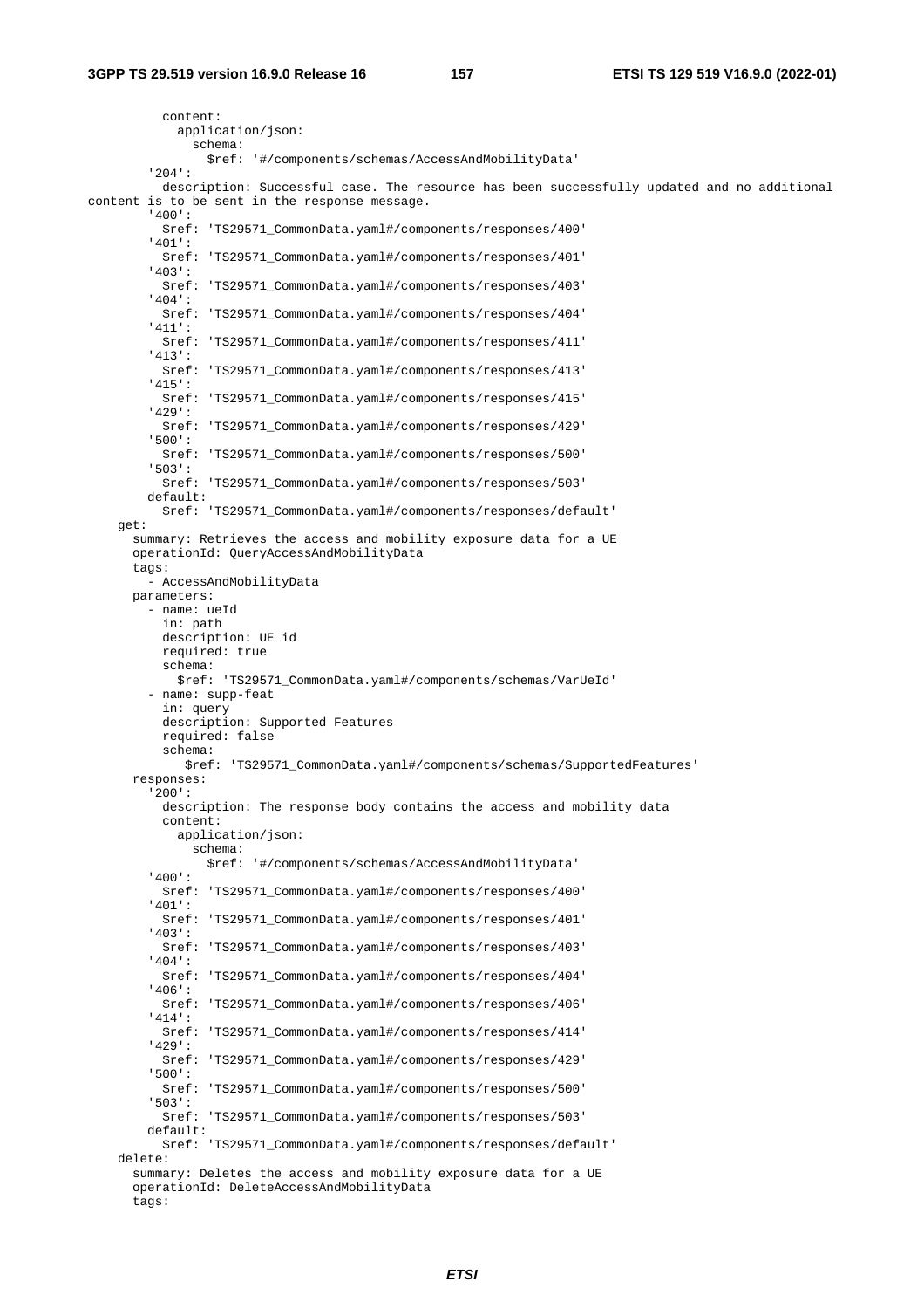```
          content:
            application/json:
              schema:
                $ref: '#/components/schemas/AccessAndMobilityData'
        '204':
          description: Successful case. The resource has been successfully updated and no additional
content is to be sent in the response message.
        '400':
          $ref: 'TS29571_CommonData.yaml#/components/responses/400'
        '401':
          $ref: 'TS29571_CommonData.yaml#/components/responses/401'
        '403':
          $ref: 'TS29571_CommonData.yaml#/components/responses/403'
        '404':
          $ref: 'TS29571_CommonData.yaml#/components/responses/404'
        '411':
          $ref: 'TS29571_CommonData.yaml#/components/responses/411'
        '413':
          $ref: 'TS29571_CommonData.yaml#/components/responses/413'
        '415':
          $ref: 'TS29571_CommonData.yaml#/components/responses/415'
        '429':
          $ref: 'TS29571_CommonData.yaml#/components/responses/429'
        '500':
          $ref: 'TS29571_CommonData.yaml#/components/responses/500'
        '503':
          $ref: 'TS29571_CommonData.yaml#/components/responses/503'
        default:
          $ref: 'TS29571_CommonData.yaml#/components/responses/default'
    get:
      summary: Retrieves the access and mobility exposure data for a UE
      operationId: QueryAccessAndMobilityData
      tags:
        - AccessAndMobilityData
      parameters:
        - name: ueId
          in: path
          description: UE id
          required: true
          schema:
            $ref: 'TS29571_CommonData.yaml#/components/schemas/VarUeId'
        - name: supp-feat
          in: query
          description: Supported Features
          required: false
          schema:
             $ref: 'TS29571_CommonData.yaml#/components/schemas/SupportedFeatures'
      responses:
        '200':
          description: The response body contains the access and mobility data
          content:
            application/json:
              schema:
                $ref: '#/components/schemas/AccessAndMobilityData'
        '400':
          $ref: 'TS29571_CommonData.yaml#/components/responses/400'
        '401':
          $ref: 'TS29571_CommonData.yaml#/components/responses/401'
        '403':
          $ref: 'TS29571_CommonData.yaml#/components/responses/403'
        '404':
          $ref: 'TS29571_CommonData.yaml#/components/responses/404'
        '406':
          $ref: 'TS29571_CommonData.yaml#/components/responses/406'
        '414':
          $ref: 'TS29571_CommonData.yaml#/components/responses/414'
        '429':
          $ref: 'TS29571_CommonData.yaml#/components/responses/429'
        '500':
          $ref: 'TS29571_CommonData.yaml#/components/responses/500'
        '503':
          $ref: 'TS29571_CommonData.yaml#/components/responses/503'
        default:
          $ref: 'TS29571_CommonData.yaml#/components/responses/default'
    delete:
      summary: Deletes the access and mobility exposure data for a UE
      operationId: DeleteAccessAndMobilityData
      tags:
```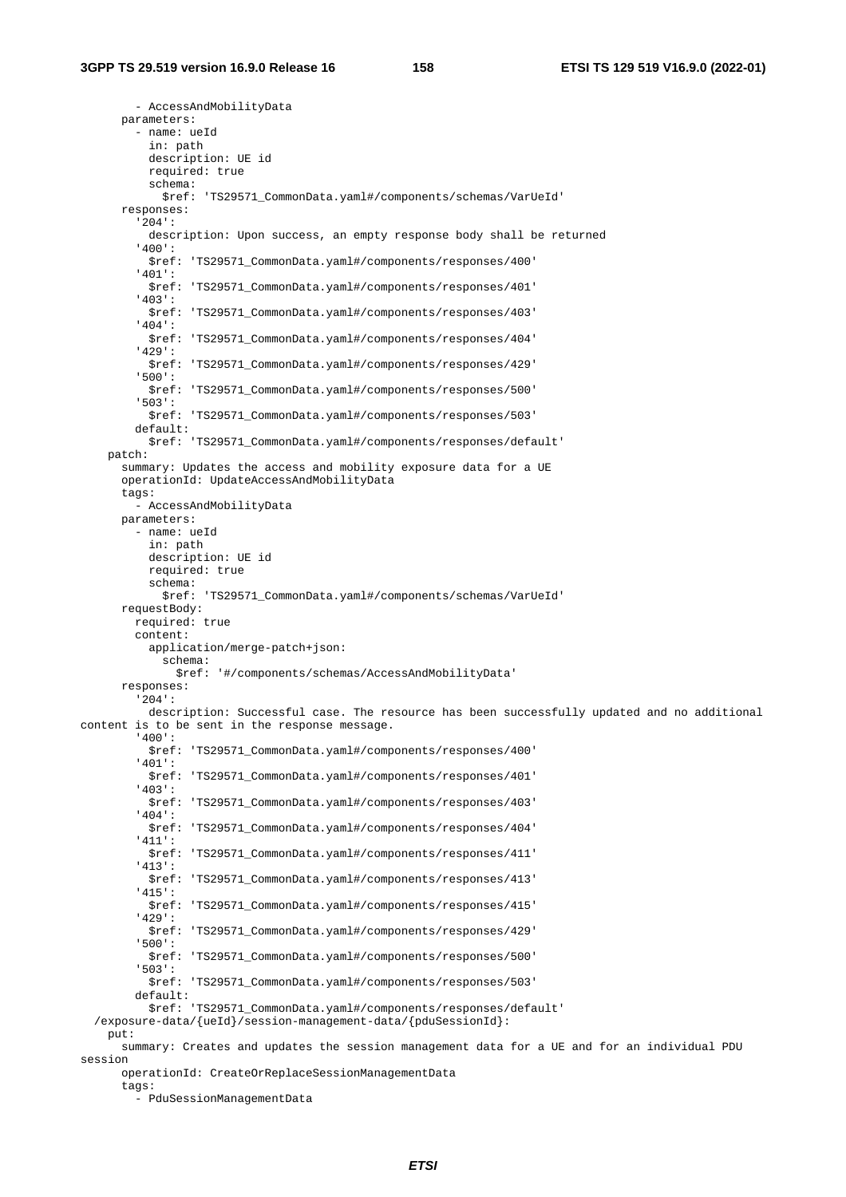```
        - AccessAndMobilityData
      parameters:
        - name: ueId
          in: path
          description: UE id
          required: true
          schema:
            $ref: 'TS29571_CommonData.yaml#/components/schemas/VarUeId'
      responses:
        '204':
          description: Upon success, an empty response body shall be returned
        '400':
          $ref: 'TS29571_CommonData.yaml#/components/responses/400'
        '401':
          $ref: 'TS29571_CommonData.yaml#/components/responses/401'
        '403':
          $ref: 'TS29571_CommonData.yaml#/components/responses/403'
        '404':
          $ref: 'TS29571_CommonData.yaml#/components/responses/404'
        '429':
          $ref: 'TS29571_CommonData.yaml#/components/responses/429'
        '500':
          $ref: 'TS29571_CommonData.yaml#/components/responses/500'
        '503':
          $ref: 'TS29571_CommonData.yaml#/components/responses/503'
        default:
          $ref: 'TS29571_CommonData.yaml#/components/responses/default'
    patch:
      summary: Updates the access and mobility exposure data for a UE
      operationId: UpdateAccessAndMobilityData
      tags:
        - AccessAndMobilityData
      parameters:
        - name: ueId
          in: path
          description: UE id
          required: true
          schema:
            $ref: 'TS29571_CommonData.yaml#/components/schemas/VarUeId'
      requestBody:
        required: true
        content:
          application/merge-patch+json:
            schema:
              $ref: '#/components/schemas/AccessAndMobilityData'
      responses:
        '204':
          description: Successful case. The resource has been successfully updated and no additional
content is to be sent in the response message.
        '400':
          $ref: 'TS29571_CommonData.yaml#/components/responses/400'
        '401':
          $ref: 'TS29571_CommonData.yaml#/components/responses/401'
        '403':
          $ref: 'TS29571_CommonData.yaml#/components/responses/403'
        '404':
          $ref: 'TS29571_CommonData.yaml#/components/responses/404'
        '411':
          $ref: 'TS29571_CommonData.yaml#/components/responses/411'
        '413':
          $ref: 'TS29571_CommonData.yaml#/components/responses/413'
        '415':
          $ref: 'TS29571_CommonData.yaml#/components/responses/415'
        '429':
          $ref: 'TS29571_CommonData.yaml#/components/responses/429'
        '500':
          $ref: 'TS29571_CommonData.yaml#/components/responses/500'
        '503':
          $ref: 'TS29571_CommonData.yaml#/components/responses/503'
        default:
          $ref: 'TS29571_CommonData.yaml#/components/responses/default'
  /exposure-data/{ueId}/session-management-data/{pduSessionId}:
    put:
      summary: Creates and updates the session management data for a UE and for an individual PDU
session
      operationId: CreateOrReplaceSessionManagementData
      tags:
        - PduSessionManagementData
```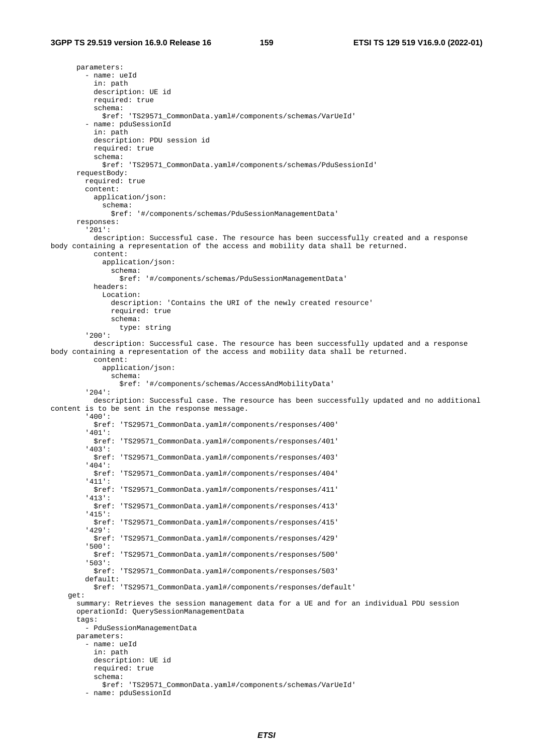```
      parameters:
        - name: ueId
          in: path
          description: UE id
          required: true
          schema:
            $ref: 'TS29571_CommonData.yaml#/components/schemas/VarUeId'
        - name: pduSessionId
          in: path
          description: PDU session id
          required: true
          schema:
            $ref: 'TS29571_CommonData.yaml#/components/schemas/PduSessionId'
      requestBody:
        required: true
        content:
          application/json:
            schema:
              $ref: '#/components/schemas/PduSessionManagementData'
      responses:
        '201':
          description: Successful case. The resource has been successfully created and a response
body containing a representation of the access and mobility data shall be returned.
          content:
            application/json:
              schema:
                $ref: '#/components/schemas/PduSessionManagementData'
          headers:
            Location:
              description: 'Contains the URI of the newly created resource'
              required: true
              schema:
                type: string
        '200':
          description: Successful case. The resource has been successfully updated and a response
body containing a representation of the access and mobility data shall be returned.
          content:
            application/json:
              schema:
                $ref: '#/components/schemas/AccessAndMobilityData'
        '204':
          description: Successful case. The resource has been successfully updated and no additional
content is to be sent in the response message.
        '400':
          $ref: 'TS29571_CommonData.yaml#/components/responses/400'
        '401':
          $ref: 'TS29571_CommonData.yaml#/components/responses/401'
        '403':
          $ref: 'TS29571_CommonData.yaml#/components/responses/403'
        '404':
          $ref: 'TS29571_CommonData.yaml#/components/responses/404'
        '411':
          $ref: 'TS29571_CommonData.yaml#/components/responses/411'
        '413':
          $ref: 'TS29571_CommonData.yaml#/components/responses/413'
        '415':
          $ref: 'TS29571_CommonData.yaml#/components/responses/415'
        '429':
          $ref: 'TS29571_CommonData.yaml#/components/responses/429'
        '500':
          $ref: 'TS29571_CommonData.yaml#/components/responses/500'
        '503':
          $ref: 'TS29571_CommonData.yaml#/components/responses/503'
        default:
          $ref: 'TS29571_CommonData.yaml#/components/responses/default'
    get:
      summary: Retrieves the session management data for a UE and for an individual PDU session
      operationId: QuerySessionManagementData
      tags:
        - PduSessionManagementData
      parameters:
        - name: ueId
          in: path
          description: UE id
          required: true
          schema:
            $ref: 'TS29571_CommonData.yaml#/components/schemas/VarUeId'
        - name: pduSessionId
```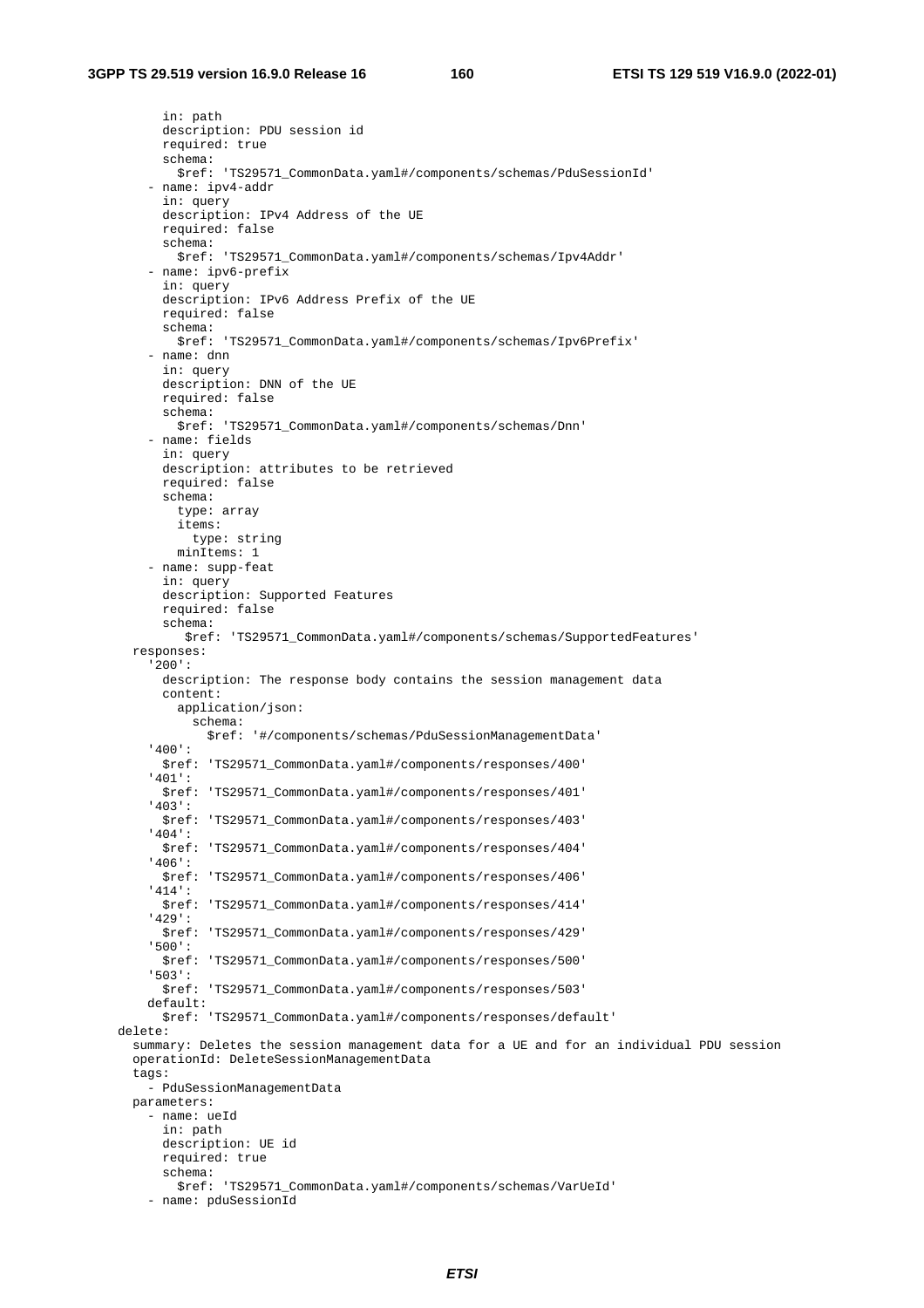```
          in: path
          description: PDU session id
          required: true
          schema:
            $ref: 'TS29571_CommonData.yaml#/components/schemas/PduSessionId'
        - name: ipv4-addr
          in: query
          description: IPv4 Address of the UE
          required: false
          schema:
            $ref: 'TS29571_CommonData.yaml#/components/schemas/Ipv4Addr'
        - name: ipv6-prefix
          in: query
          description: IPv6 Address Prefix of the UE
          required: false
          schema:
            $ref: 'TS29571_CommonData.yaml#/components/schemas/Ipv6Prefix'
        - name: dnn
          in: query
          description: DNN of the UE
          required: false
          schema:
            $ref: 'TS29571_CommonData.yaml#/components/schemas/Dnn'
        - name: fields
          in: query
          description: attributes to be retrieved
          required: false
          schema:
            type: array
            items:
              type: string
            minItems: 1
        - name: supp-feat
          in: query
          description: Supported Features
          required: false
          schema:
             $ref: 'TS29571_CommonData.yaml#/components/schemas/SupportedFeatures'
      responses:
        '200':
          description: The response body contains the session management data
          content:
            application/json:
              schema:
                $ref: '#/components/schemas/PduSessionManagementData'
        '400':
          $ref: 'TS29571_CommonData.yaml#/components/responses/400'
        '401':
          $ref: 'TS29571_CommonData.yaml#/components/responses/401'
        '403':
          $ref: 'TS29571_CommonData.yaml#/components/responses/403'
        '404':
          $ref: 'TS29571_CommonData.yaml#/components/responses/404'
        '406':
          $ref: 'TS29571_CommonData.yaml#/components/responses/406'
        '414':
          $ref: 'TS29571_CommonData.yaml#/components/responses/414'
        '429':
          $ref: 'TS29571_CommonData.yaml#/components/responses/429'
        '500':
          $ref: 'TS29571_CommonData.yaml#/components/responses/500'
        '503':
          $ref: 'TS29571_CommonData.yaml#/components/responses/503'
        default:
          $ref: 'TS29571_CommonData.yaml#/components/responses/default'
    delete:
      summary: Deletes the session management data for a UE and for an individual PDU session
      operationId: DeleteSessionManagementData
      tags:
        - PduSessionManagementData
      parameters:
        - name: ueId
          in: path
          description: UE id
          required: true
          schema:
            $ref: 'TS29571_CommonData.yaml#/components/schemas/VarUeId'
        - name: pduSessionId
```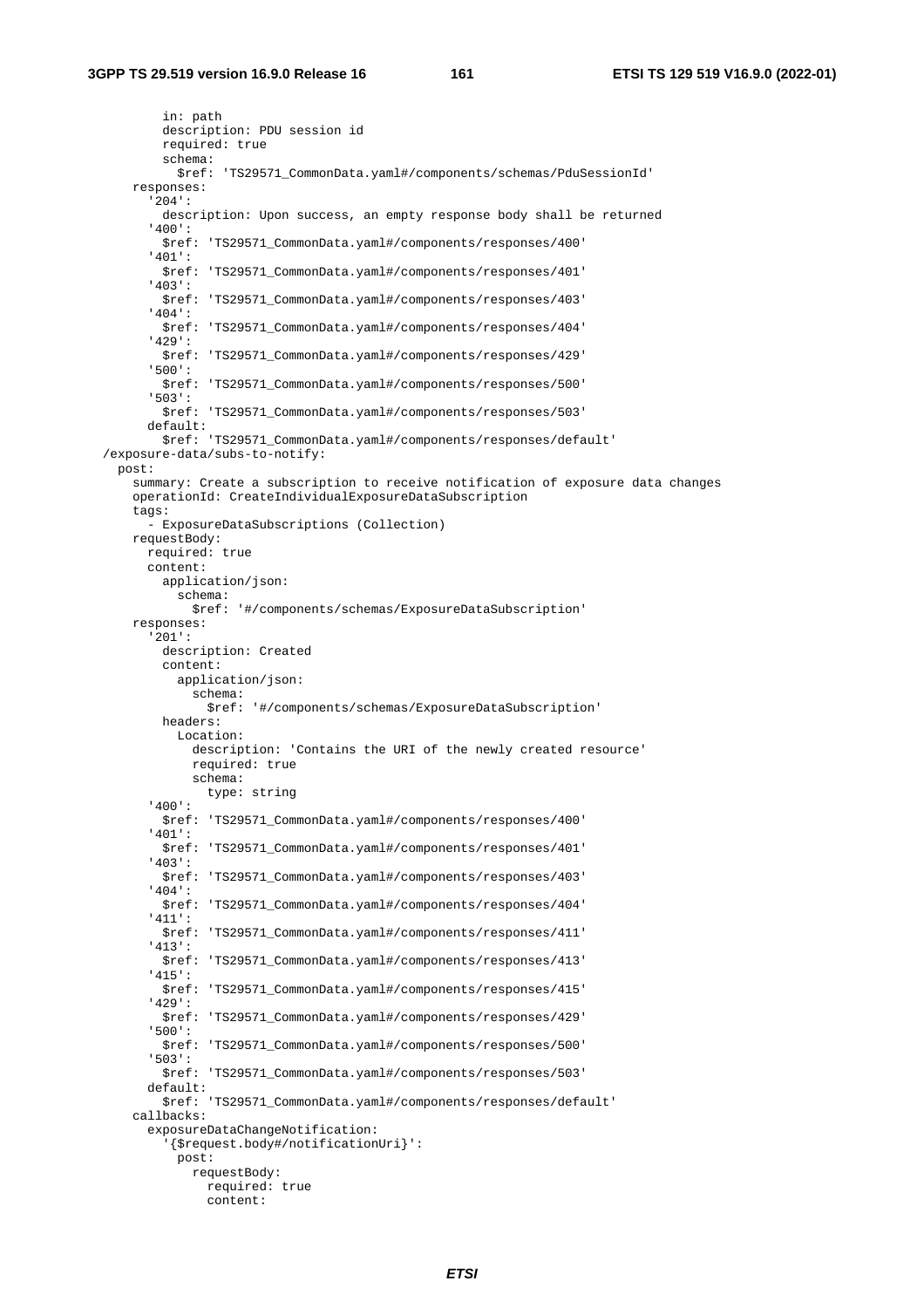```
          in: path
          description: PDU session id
          required: true
          schema:
            $ref: 'TS29571_CommonData.yaml#/components/schemas/PduSessionId'
      responses:
        '204':
          description: Upon success, an empty response body shall be returned
        '400':
          $ref: 'TS29571_CommonData.yaml#/components/responses/400'
        '401':
          $ref: 'TS29571_CommonData.yaml#/components/responses/401'
        '403':
          $ref: 'TS29571_CommonData.yaml#/components/responses/403'
        '404':
          $ref: 'TS29571_CommonData.yaml#/components/responses/404'
        '429':
          $ref: 'TS29571_CommonData.yaml#/components/responses/429'
        '500':
          $ref: 'TS29571_CommonData.yaml#/components/responses/500'
        '503':
          $ref: 'TS29571_CommonData.yaml#/components/responses/503'
        default:
          $ref: 'TS29571_CommonData.yaml#/components/responses/default'
  /exposure-data/subs-to-notify:
    post:
      summary: Create a subscription to receive notification of exposure data changes
      operationId: CreateIndividualExposureDataSubscription
      tags:
        - ExposureDataSubscriptions (Collection)
      requestBody:
        required: true
        content:
          application/json:
            schema:
              $ref: '#/components/schemas/ExposureDataSubscription'
      responses:
        '201':
          description: Created
          content:
            application/json:
              schema:
                $ref: '#/components/schemas/ExposureDataSubscription'
          headers:
            Location:
              description: 'Contains the URI of the newly created resource'
              required: true
              schema:
                type: string
        '400':
          $ref: 'TS29571_CommonData.yaml#/components/responses/400'
        '401':
          $ref: 'TS29571_CommonData.yaml#/components/responses/401'
        '403':
          $ref: 'TS29571_CommonData.yaml#/components/responses/403'
        '404':
          $ref: 'TS29571_CommonData.yaml#/components/responses/404'
        '411':
          $ref: 'TS29571_CommonData.yaml#/components/responses/411'
        '413':
          $ref: 'TS29571_CommonData.yaml#/components/responses/413'
        '415':
          $ref: 'TS29571_CommonData.yaml#/components/responses/415'
        '429':
          $ref: 'TS29571_CommonData.yaml#/components/responses/429'
        '500':
          $ref: 'TS29571_CommonData.yaml#/components/responses/500'
        '503':
          $ref: 'TS29571_CommonData.yaml#/components/responses/503'
        default:
          $ref: 'TS29571_CommonData.yaml#/components/responses/default'
      callbacks:
        exposureDataChangeNotification:
          '{$request.body#/notificationUri}':
            post:
              requestBody:
                required: true
                content:
```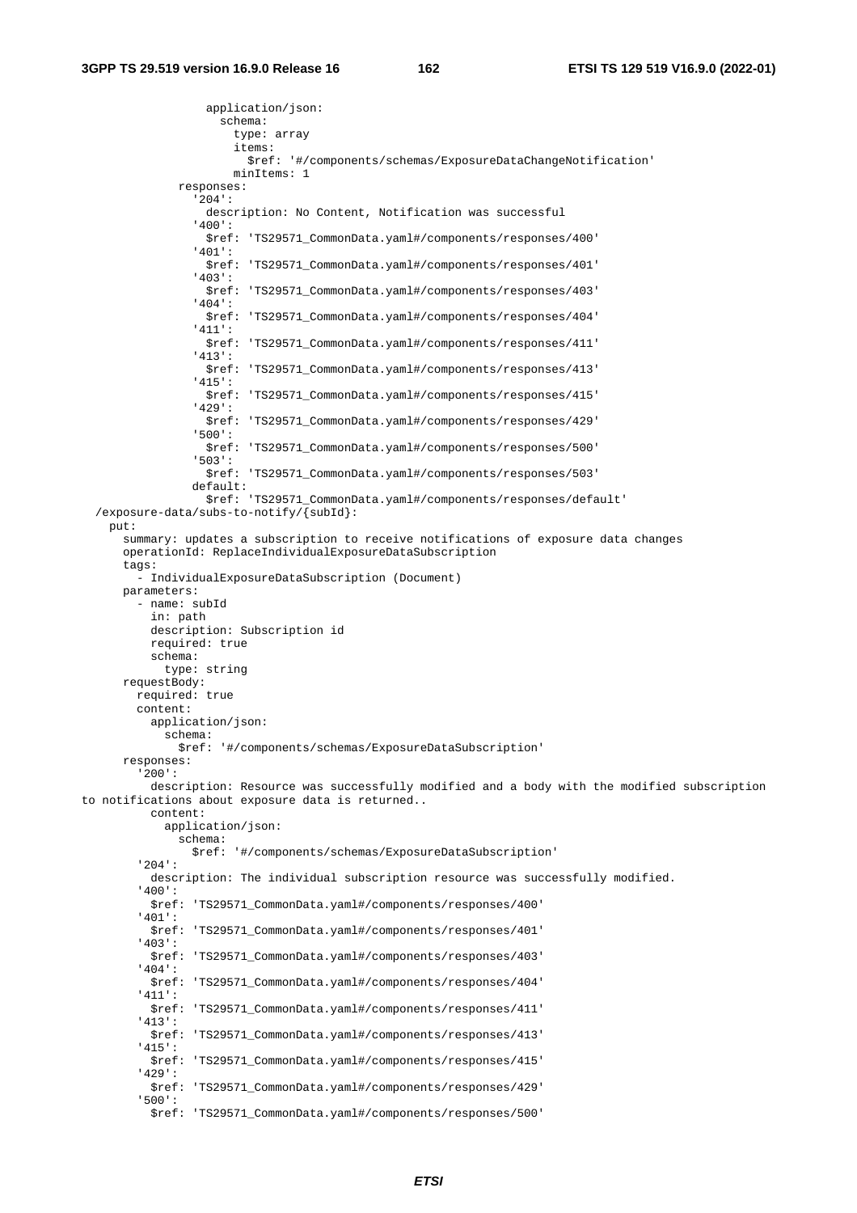```
                application/json:
                  schema:
                    type: array
                    items:
                      $ref: '#/components/schemas/ExposureDataChangeNotification'
                    minItems: 1
            responses:
              '204':
                description: No Content, Notification was successful
              '400':
                $ref: 'TS29571_CommonData.yaml#/components/responses/400'
              '401':
                $ref: 'TS29571_CommonData.yaml#/components/responses/401'
              '403':
                $ref: 'TS29571_CommonData.yaml#/components/responses/403'
              '404':
                $ref: 'TS29571_CommonData.yaml#/components/responses/404'
              '411':
                $ref: 'TS29571_CommonData.yaml#/components/responses/411'
              '413':
                $ref: 'TS29571_CommonData.yaml#/components/responses/413'
              '415':
                $ref: 'TS29571_CommonData.yaml#/components/responses/415'
              '429':
                $ref: 'TS29571_CommonData.yaml#/components/responses/429'
              '500':
                $ref: 'TS29571_CommonData.yaml#/components/responses/500'
              '503':
                $ref: 'TS29571_CommonData.yaml#/components/responses/503'
              default:
                $ref: 'TS29571_CommonData.yaml#/components/responses/default'
  /exposure-data/subs-to-notify/{subId}:
    put:
      summary: updates a subscription to receive notifications of exposure data changes
      operationId: ReplaceIndividualExposureDataSubscription
      tags:
        - IndividualExposureDataSubscription (Document)
      parameters:
        - name: subId
          in: path
          description: Subscription id
          required: true
          schema:
            type: string
      requestBody:
        required: true
        content:
          application/json:
            schema:
              $ref: '#/components/schemas/ExposureDataSubscription'
      responses:
        '200':
          description: Resource was successfully modified and a body with the modified subscription
to notifications about exposure data is returned..
          content:
            application/json:
              schema:
                $ref: '#/components/schemas/ExposureDataSubscription'
        '204':
          description: The individual subscription resource was successfully modified.
        '400':
          $ref: 'TS29571_CommonData.yaml#/components/responses/400'
        '401':
          $ref: 'TS29571_CommonData.yaml#/components/responses/401'
        '403':
          $ref: 'TS29571_CommonData.yaml#/components/responses/403'
        '404':
          $ref: 'TS29571_CommonData.yaml#/components/responses/404'
        '411':
          $ref: 'TS29571_CommonData.yaml#/components/responses/411'
        '413':
          $ref: 'TS29571_CommonData.yaml#/components/responses/413'
        '415':
          $ref: 'TS29571_CommonData.yaml#/components/responses/415'
        '429':
          $ref: 'TS29571_CommonData.yaml#/components/responses/429'
        '500':
          $ref: 'TS29571_CommonData.yaml#/components/responses/500'
```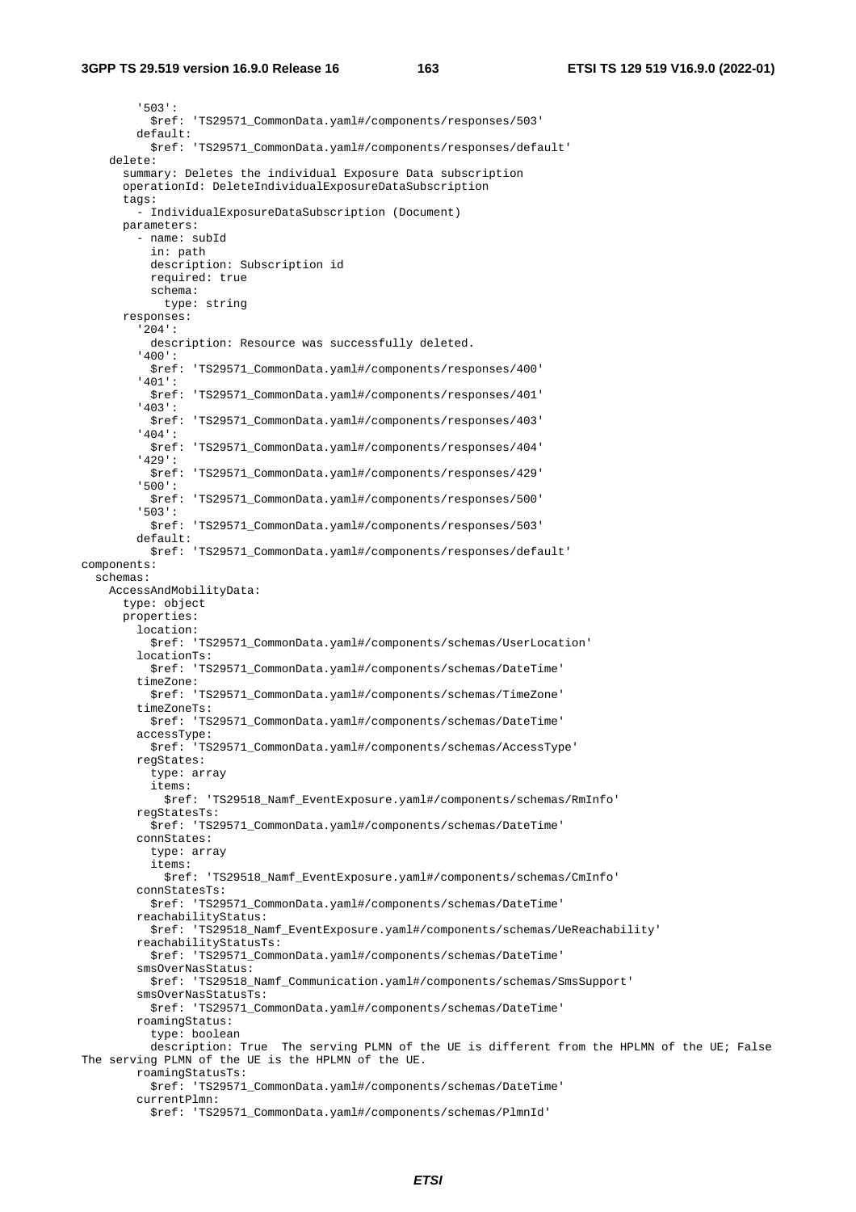```
        '503':
          $ref: 'TS29571_CommonData.yaml#/components/responses/503'
        default:
          $ref: 'TS29571_CommonData.yaml#/components/responses/default'
    delete:
      summary: Deletes the individual Exposure Data subscription
      operationId: DeleteIndividualExposureDataSubscription
      tags:
        - IndividualExposureDataSubscription (Document)
      parameters:
        - name: subId
          in: path
          description: Subscription id
          required: true
          schema:
            type: string
      responses:
        '204':
          description: Resource was successfully deleted.
        '400':
          $ref: 'TS29571_CommonData.yaml#/components/responses/400'
        '401':
          $ref: 'TS29571_CommonData.yaml#/components/responses/401'
        '403':
          $ref: 'TS29571_CommonData.yaml#/components/responses/403'
        '404':
          $ref: 'TS29571_CommonData.yaml#/components/responses/404'
        '429':
          $ref: 'TS29571_CommonData.yaml#/components/responses/429'
        '500':
          $ref: 'TS29571_CommonData.yaml#/components/responses/500'
        '503':
          $ref: 'TS29571_CommonData.yaml#/components/responses/503'
        default:
          $ref: 'TS29571_CommonData.yaml#/components/responses/default'
components:
  schemas:
    AccessAndMobilityData:
      type: object
      properties:
        location:
          $ref: 'TS29571_CommonData.yaml#/components/schemas/UserLocation'
        locationTs:
          $ref: 'TS29571_CommonData.yaml#/components/schemas/DateTime'
        timeZone:
          $ref: 'TS29571_CommonData.yaml#/components/schemas/TimeZone'
        timeZoneTs:
          $ref: 'TS29571_CommonData.yaml#/components/schemas/DateTime'
        accessType:
          $ref: 'TS29571_CommonData.yaml#/components/schemas/AccessType'
        regStates:
          type: array
          items:
            $ref: 'TS29518_Namf_EventExposure.yaml#/components/schemas/RmInfo'
        regStatesTs:
          $ref: 'TS29571_CommonData.yaml#/components/schemas/DateTime'
        connStates:
          type: array
          items:
            $ref: 'TS29518_Namf_EventExposure.yaml#/components/schemas/CmInfo'
        connStatesTs:
          $ref: 'TS29571_CommonData.yaml#/components/schemas/DateTime'
        reachabilityStatus:
          $ref: 'TS29518_Namf_EventExposure.yaml#/components/schemas/UeReachability'
        reachabilityStatusTs:
          $ref: 'TS29571_CommonData.yaml#/components/schemas/DateTime'
        smsOverNasStatus:
          $ref: 'TS29518_Namf_Communication.yaml#/components/schemas/SmsSupport'
        smsOverNasStatusTs:
          $ref: 'TS29571_CommonData.yaml#/components/schemas/DateTime'
        roamingStatus:
          type: boolean
          description: True  The serving PLMN of the UE is different from the HPLMN of the UE; False
The serving PLMN of the UE is the HPLMN of the UE.
        roamingStatusTs:
          $ref: 'TS29571_CommonData.yaml#/components/schemas/DateTime'
        currentPlmn:
          $ref: 'TS29571_CommonData.yaml#/components/schemas/PlmnId'
```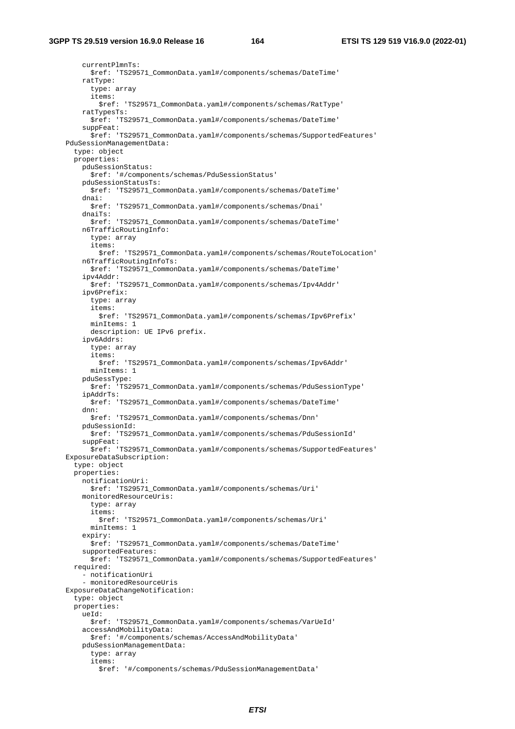```
        currentPlmnTs:
          $ref: 'TS29571_CommonData.yaml#/components/schemas/DateTime'
        ratType:
          type: array
          items:
            $ref: 'TS29571_CommonData.yaml#/components/schemas/RatType'
        ratTypesTs:
          $ref: 'TS29571_CommonData.yaml#/components/schemas/DateTime'
        suppFeat:
          $ref: 'TS29571_CommonData.yaml#/components/schemas/SupportedFeatures'
    PduSessionManagementData:
      type: object
      properties:
        pduSessionStatus:
          $ref: '#/components/schemas/PduSessionStatus'
        pduSessionStatusTs:
          $ref: 'TS29571_CommonData.yaml#/components/schemas/DateTime'
        dnai:
          $ref: 'TS29571_CommonData.yaml#/components/schemas/Dnai'
        dnaiTs:
          $ref: 'TS29571_CommonData.yaml#/components/schemas/DateTime'
        n6TrafficRoutingInfo:
          type: array
          items:
            $ref: 'TS29571_CommonData.yaml#/components/schemas/RouteToLocation'
        n6TrafficRoutingInfoTs:
          $ref: 'TS29571_CommonData.yaml#/components/schemas/DateTime'
        ipv4Addr:
          $ref: 'TS29571_CommonData.yaml#/components/schemas/Ipv4Addr'
        ipv6Prefix:
          type: array
          items:
            $ref: 'TS29571_CommonData.yaml#/components/schemas/Ipv6Prefix'
          minItems: 1
          description: UE IPv6 prefix.
        ipv6Addrs:
          type: array
          items:
            $ref: 'TS29571_CommonData.yaml#/components/schemas/Ipv6Addr'
          minItems: 1
        pduSessType:
          $ref: 'TS29571_CommonData.yaml#/components/schemas/PduSessionType'
        ipAddrTs:
          $ref: 'TS29571_CommonData.yaml#/components/schemas/DateTime'
        dnn:
          $ref: 'TS29571_CommonData.yaml#/components/schemas/Dnn'
        pduSessionId:
          $ref: 'TS29571_CommonData.yaml#/components/schemas/PduSessionId'
        suppFeat:
          $ref: 'TS29571_CommonData.yaml#/components/schemas/SupportedFeatures'
    ExposureDataSubscription:
      type: object
      properties:
        notificationUri:
          $ref: 'TS29571_CommonData.yaml#/components/schemas/Uri'
        monitoredResourceUris:
          type: array
          items:
            $ref: 'TS29571_CommonData.yaml#/components/schemas/Uri'
          minItems: 1
        expiry:
          $ref: 'TS29571_CommonData.yaml#/components/schemas/DateTime'
        supportedFeatures:
          $ref: 'TS29571_CommonData.yaml#/components/schemas/SupportedFeatures'
      required:
        - notificationUri
        - monitoredResourceUris
    ExposureDataChangeNotification:
      type: object
      properties:
        ueId:
          $ref: 'TS29571_CommonData.yaml#/components/schemas/VarUeId'
        accessAndMobilityData:
          $ref: '#/components/schemas/AccessAndMobilityData'
        pduSessionManagementData:
          type: array
          items:
            $ref: '#/components/schemas/PduSessionManagementData'
```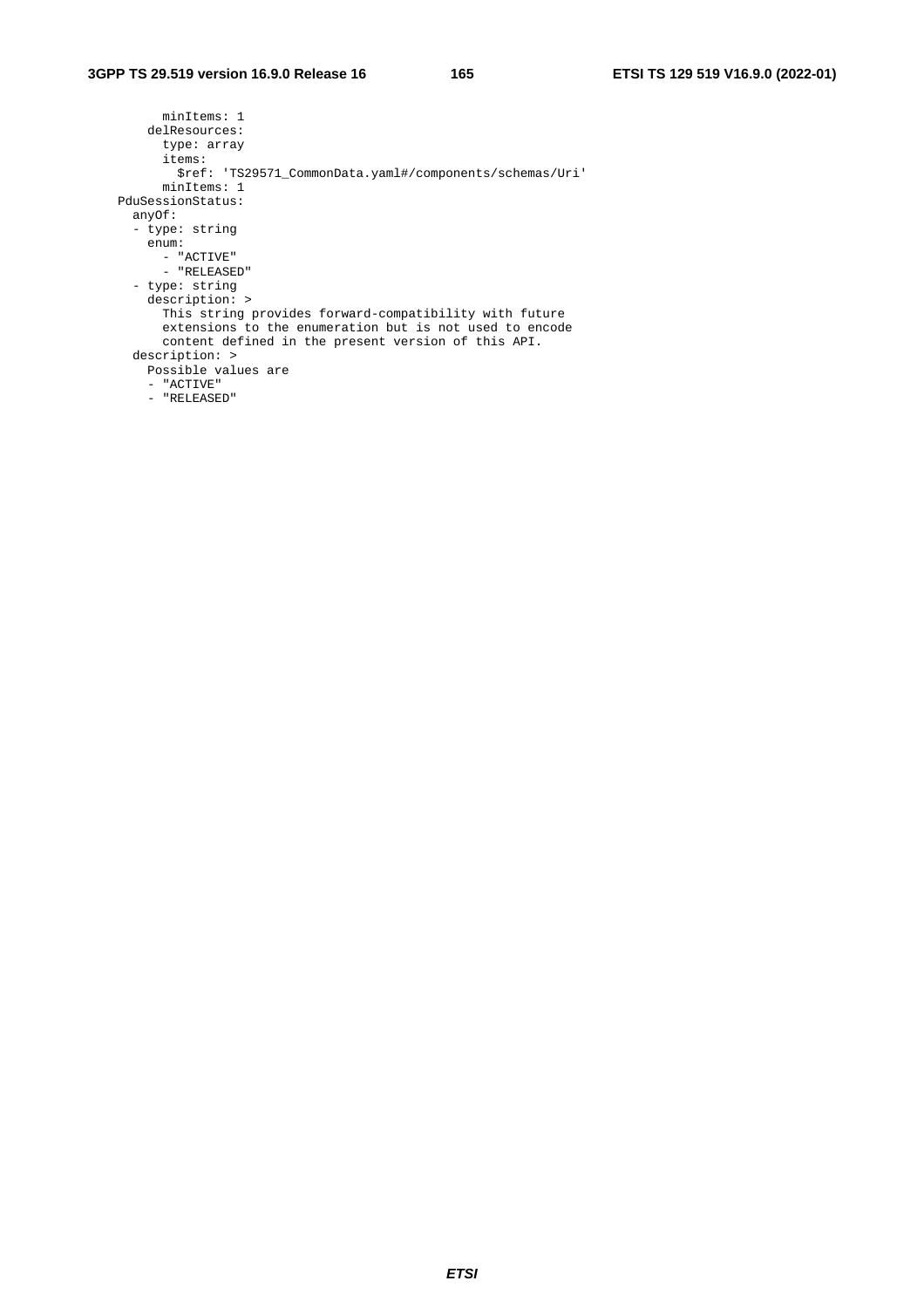```
        minItems: 1
      delResources:
        type: array
        items:
          $ref: 'TS29571_CommonData.yaml#/components/schemas/Uri'
        minItems: 1
    PduSessionStatus:
      anyOf:
      - type: string
        enum:
          - "ACTIVE"
          - "RELEASED"
      - type: string
        description: >
          This string provides forward-compatibility with future
          extensions to the enumeration but is not used to encode
          content defined in the present version of this API.
      description: >
        Possible values are
        - "ACTIVE"
        - "RELEASED"
```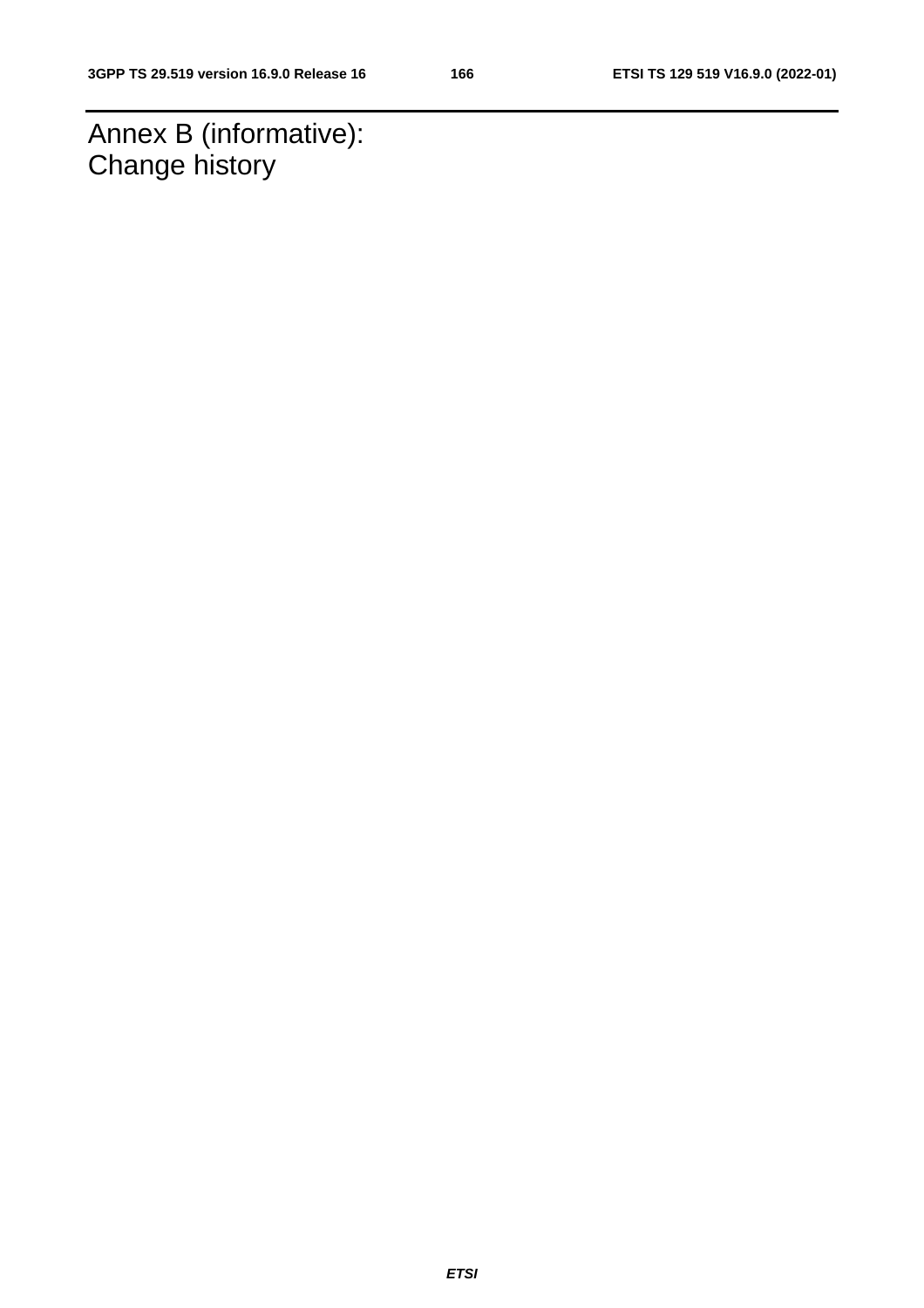# Annex B (informative): Change history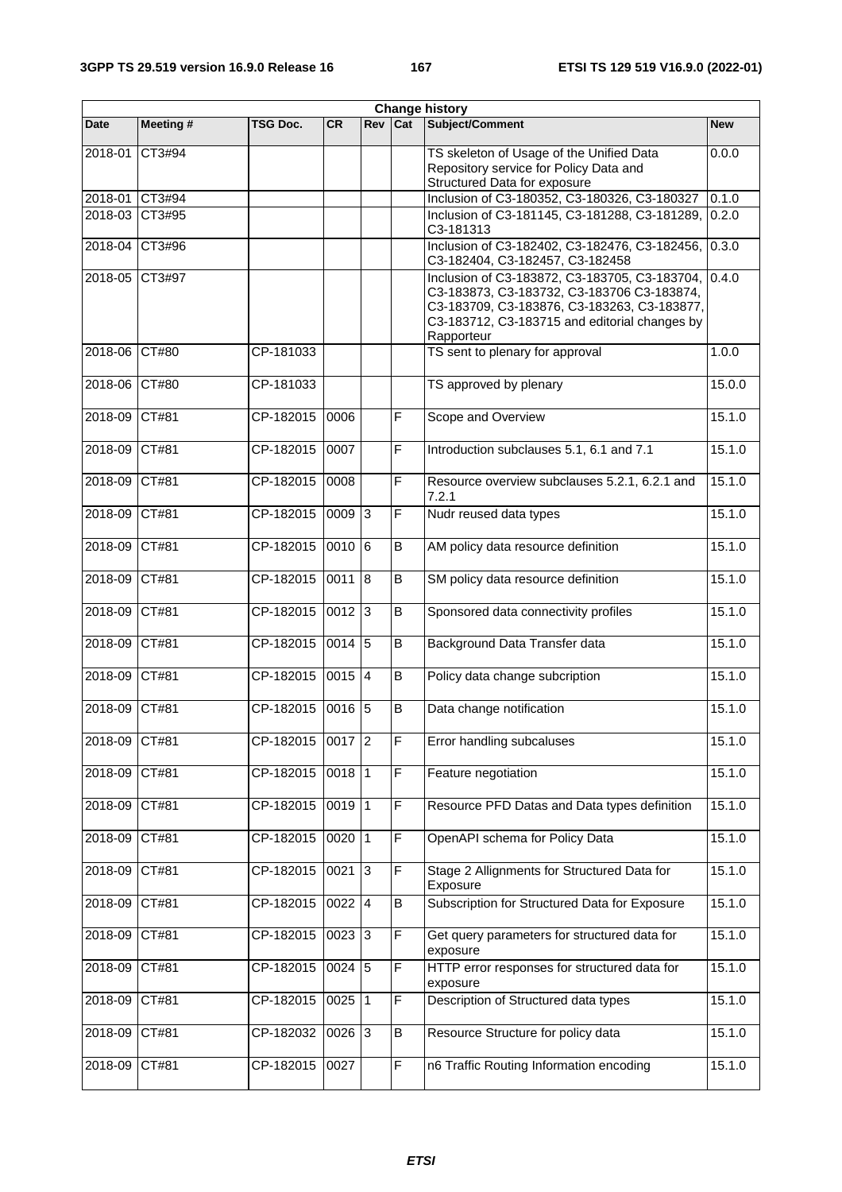| Change history | | | | | | | |
|---|---|---|---|---|---|---|---|
| **Date** | **Meeting #** | **TSG Doc.** | **CR** | **Rev** | **Cat** | **Subject/Comment** | **New** |
| 2018-01 | CT3#94 | | | | | TS skeleton of Usage of the Unified Data Repository service for Policy Data and Structured Data for exposure | 0.0.0 |
| 2018-01 | CT3#94 | | | | | Inclusion of C3-180352, C3-180326, C3-180327 | 0.1.0 |
| 2018-03 | CT3#95 | | | | | Inclusion of C3-181145, C3-181288, C3-181289, C3-181313 | 0.2.0 |
| 2018-04 | CT3#96 | | | | | Inclusion of C3-182402, C3-182476, C3-182456, C3-182404, C3-182457, C3-182458 | 0.3.0 |
| 2018-05 | CT3#97 | | | | | Inclusion of C3-183872, C3-183705, C3-183704, C3-183873, C3-183732, C3-183706 C3-183874, C3-183709, C3-183876, C3-183263, C3-183877, C3-183712, C3-183715 and editorial changes by Rapporteur | 0.4.0 |
| 2018-06 | CT#80 | CP-181033 | | | | TS sent to plenary for approval | 1.0.0 |
| 2018-06 | CT#80 | CP-181033 | | | | TS approved by plenary | 15.0.0 |
| 2018-09 | CT#81 | CP-182015 | 0006 | | F | Scope and Overview | 15.1.0 |
| 2018-09 | CT#81 | CP-182015 | 0007 | | F | Introduction subclauses 5.1, 6.1 and 7.1 | 15.1.0 |
| 2018-09 | CT#81 | CP-182015 | 0008 | | F | Resource overview subclauses 5.2.1, 6.2.1 and 7.2.1 | 15.1.0 |
| 2018-09 | CT#81 | CP-182015 | 0009 | 3 | F | Nudr reused data types | 15.1.0 |
| 2018-09 | CT#81 | CP-182015 | 0010 | 6 | B | AM policy data resource definition | 15.1.0 |
| 2018-09 | CT#81 | CP-182015 | 0011 | 8 | B | SM policy data resource definition | 15.1.0 |
| 2018-09 | CT#81 | CP-182015 | 0012 | 3 | B | Sponsored data connectivity profiles | 15.1.0 |
| 2018-09 | CT#81 | CP-182015 | 0014 | 5 | B | Background Data Transfer data | 15.1.0 |
| 2018-09 | CT#81 | CP-182015 | 0015 | 4 | B | Policy data change subcription | 15.1.0 |
| 2018-09 | CT#81 | CP-182015 | 0016 | 5 | B | Data change notification | 15.1.0 |
| 2018-09 | CT#81 | CP-182015 | 0017 | 2 | F | Error handling subcaluses | 15.1.0 |
| 2018-09 | CT#81 | CP-182015 | 0018 | 1 | F | Feature negotiation | 15.1.0 |
| 2018-09 | CT#81 | CP-182015 | 0019 | 1 | F | Resource PFD Datas and Data types definition | 15.1.0 |
| 2018-09 | CT#81 | CP-182015 | 0020 | 1 | F | OpenAPI schema for Policy Data | 15.1.0 |
| 2018-09 | CT#81 | CP-182015 | 0021 | 3 | F | Stage 2 Allignments for Structured Data for Exposure | 15.1.0 |
| 2018-09 | CT#81 | CP-182015 | 0022 | 4 | B | Subscription for Structured Data for Exposure | 15.1.0 |
| 2018-09 | CT#81 | CP-182015 | 0023 | 3 | F | Get query parameters for structured data for exposure | 15.1.0 |
| 2018-09 | CT#81 | CP-182015 | 0024 | 5 | F | HTTP error responses for structured data for exposure | 15.1.0 |
| 2018-09 | CT#81 | CP-182015 | 0025 | 1 | F | Description of Structured data types | 15.1.0 |
| 2018-09 | CT#81 | CP-182032 | 0026 | 3 | B | Resource Structure for policy data | 15.1.0 |
| 2018-09 | CT#81 | CP-182015 | 0027 | | F | n6 Traffic Routing Information encoding | 15.1.0 |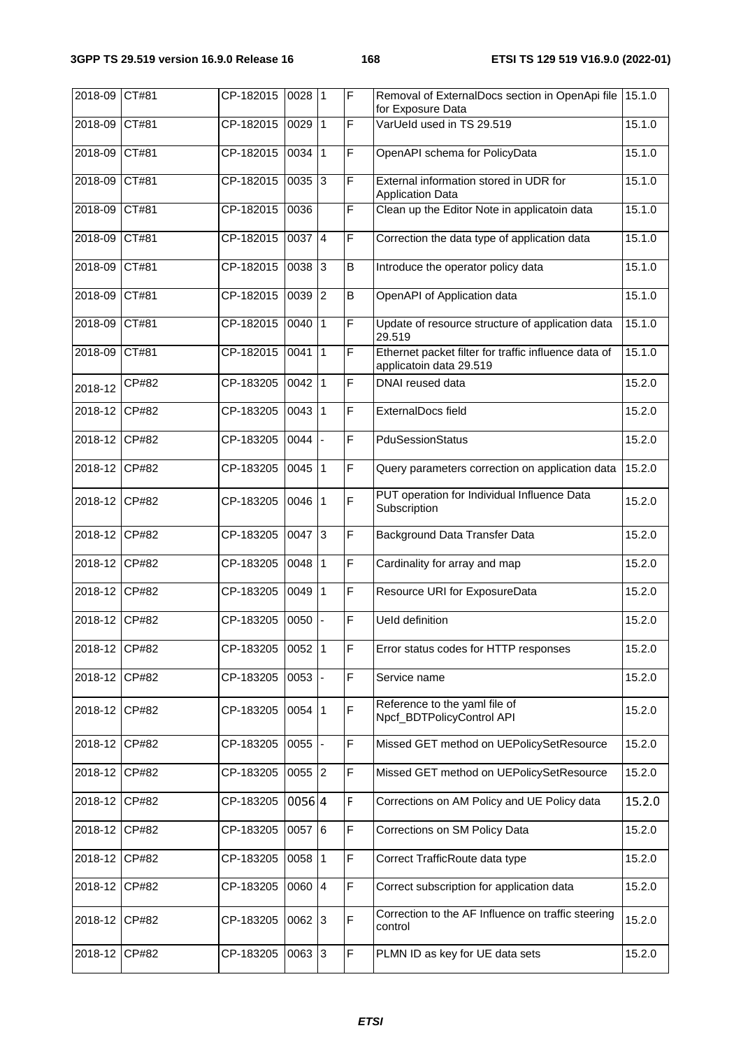| 2018-09 | CT#81 | CP-182015 | 0028 | 1 | F | Removal of ExternalDocs section in OpenApi file for Exposure Data | 15.1.0 |
|---|---|---|---|---|---|---|---|
| 2018-09 | CT#81 | CP-182015 | 0029 | 1 | F | VarUeId used in TS 29.519 | 15.1.0 |
| 2018-09 | CT#81 | CP-182015 | 0034 | 1 | F | OpenAPI schema for PolicyData | 15.1.0 |
| 2018-09 | CT#81 | CP-182015 | 0035 | 3 | F | External information stored in UDR for Application Data | 15.1.0 |
| 2018-09 | CT#81 | CP-182015 | 0036 | | F | Clean up the Editor Note in applicatoin data | 15.1.0 |
| 2018-09 | CT#81 | CP-182015 | 0037 | 4 | F | Correction the data type of application data | 15.1.0 |
| 2018-09 | CT#81 | CP-182015 | 0038 | 3 | B | Introduce the operator policy data | 15.1.0 |
| 2018-09 | CT#81 | CP-182015 | 0039 | 2 | B | OpenAPI of Application data | 15.1.0 |
| 2018-09 | CT#81 | CP-182015 | 0040 | 1 | F | Update of resource structure of application data 29.519 | 15.1.0 |
| 2018-09 | CT#81 | CP-182015 | 0041 | 1 | F | Ethernet packet filter for traffic influence data of applicatoin data 29.519 | 15.1.0 |
| 2018-12 | CP#82 | CP-183205 | 0042 | 1 | F | DNAI reused data | 15.2.0 |
| 2018-12 | CP#82 | CP-183205 | 0043 | 1 | F | ExternalDocs field | 15.2.0 |
| 2018-12 | CP#82 | CP-183205 | 0044 | - | F | PduSessionStatus | 15.2.0 |
| 2018-12 | CP#82 | CP-183205 | 0045 | 1 | F | Query parameters correction on application data | 15.2.0 |
| 2018-12 | CP#82 | CP-183205 | 0046 | 1 | F | PUT operation for Individual Influence Data Subscription | 15.2.0 |
| 2018-12 | CP#82 | CP-183205 | 0047 | 3 | F | Background Data Transfer Data | 15.2.0 |
| 2018-12 | CP#82 | CP-183205 | 0048 | 1 | F | Cardinality for array and map | 15.2.0 |
| 2018-12 | CP#82 | CP-183205 | 0049 | 1 | F | Resource URI for ExposureData | 15.2.0 |
| 2018-12 | CP#82 | CP-183205 | 0050 | - | F | UeId definition | 15.2.0 |
| 2018-12 | CP#82 | CP-183205 | 0052 | 1 | F | Error status codes for HTTP responses | 15.2.0 |
| 2018-12 | CP#82 | CP-183205 | 0053 | - | F | Service name | 15.2.0 |
| 2018-12 | CP#82 | CP-183205 | 0054 | 1 | F | Reference to the yaml file of Npcf_BDTPolicyControl API | 15.2.0 |
| 2018-12 | CP#82 | CP-183205 | 0055 | - | F | Missed GET method on UEPolicySetResource | 15.2.0 |
| 2018-12 | CP#82 | CP-183205 | 0055 | 2 | F | Missed GET method on UEPolicySetResource | 15.2.0 |
| 2018-12 | CP#82 | CP-183205 | 0056 | 4 | F | Corrections on AM Policy and UE Policy data | 15.2.0 |
| 2018-12 | CP#82 | CP-183205 | 0057 | 6 | F | Corrections on SM Policy Data | 15.2.0 |
| 2018-12 | CP#82 | CP-183205 | 0058 | 1 | F | Correct TrafficRoute data type | 15.2.0 |
| 2018-12 | CP#82 | CP-183205 | 0060 | 4 | F | Correct subscription for application data | 15.2.0 |
| 2018-12 | CP#82 | CP-183205 | 0062 | 3 | F | Correction to the AF Influence on traffic steering control | 15.2.0 |
| 2018-12 | CP#82 | CP-183205 | 0063 | 3 | F | PLMN ID as key for UE data sets | 15.2.0 |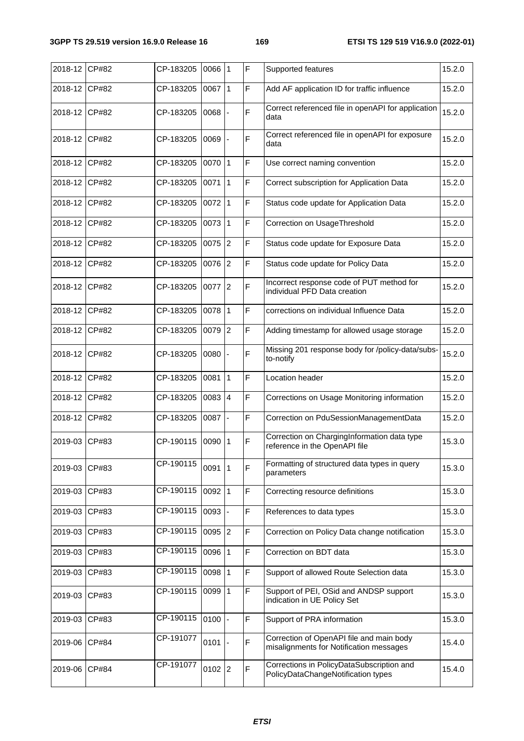| 2018-12 | CP#82 | CP-183205 | 0066 | 1 | F | Supported features | 15.2.0 |
|---|---|---|---|---|---|---|---|
| 2018-12 | CP#82 | CP-183205 | 0067 | 1 | F | Add AF application ID for traffic influence | 15.2.0 |
| 2018-12 | CP#82 | CP-183205 | 0068 | - | F | Correct referenced file in openAPI for application data | 15.2.0 |
| 2018-12 | CP#82 | CP-183205 | 0069 | - | F | Correct referenced file in openAPI for exposure data | 15.2.0 |
| 2018-12 | CP#82 | CP-183205 | 0070 | 1 | F | Use correct naming convention | 15.2.0 |
| 2018-12 | CP#82 | CP-183205 | 0071 | 1 | F | Correct subscription for Application Data | 15.2.0 |
| 2018-12 | CP#82 | CP-183205 | 0072 | 1 | F | Status code update for Application Data | 15.2.0 |
| 2018-12 | CP#82 | CP-183205 | 0073 | 1 | F | Correction on UsageThreshold | 15.2.0 |
| 2018-12 | CP#82 | CP-183205 | 0075 | 2 | F | Status code update for Exposure Data | 15.2.0 |
| 2018-12 | CP#82 | CP-183205 | 0076 | 2 | F | Status code update for Policy Data | 15.2.0 |
| 2018-12 | CP#82 | CP-183205 | 0077 | 2 | F | Incorrect response code of PUT method for individual PFD Data creation | 15.2.0 |
| 2018-12 | CP#82 | CP-183205 | 0078 | 1 | F | corrections on individual Influence Data | 15.2.0 |
| 2018-12 | CP#82 | CP-183205 | 0079 | 2 | F | Adding timestamp for allowed usage storage | 15.2.0 |
| 2018-12 | CP#82 | CP-183205 | 0080 | - | F | Missing 201 response body for /policy-data/subs-to-notify | 15.2.0 |
| 2018-12 | CP#82 | CP-183205 | 0081 | 1 | F | Location header | 15.2.0 |
| 2018-12 | CP#82 | CP-183205 | 0083 | 4 | F | Corrections on Usage Monitoring information | 15.2.0 |
| 2018-12 | CP#82 | CP-183205 | 0087 | - | F | Correction on PduSessionManagementData | 15.2.0 |
| 2019-03 | CP#83 | CP-190115 | 0090 | 1 | F | Correction on ChargingInformation data type reference in the OpenAPI file | 15.3.0 |
| 2019-03 | CP#83 | CP-190115 | 0091 | 1 | F | Formatting of structured data types in query parameters | 15.3.0 |
| 2019-03 | CP#83 | CP-190115 | 0092 | 1 | F | Correcting resource definitions | 15.3.0 |
| 2019-03 | CP#83 | CP-190115 | 0093 | - | F | References to data types | 15.3.0 |
| 2019-03 | CP#83 | CP-190115 | 0095 | 2 | F | Correction on Policy Data change notification | 15.3.0 |
| 2019-03 | CP#83 | CP-190115 | 0096 | 1 | F | Correction on BDT data | 15.3.0 |
| 2019-03 | CP#83 | CP-190115 | 0098 | 1 | F | Support of allowed Route Selection data | 15.3.0 |
| 2019-03 | CP#83 | CP-190115 | 0099 | 1 | F | Support of PEI, OSid and ANDSP support indication in UE Policy Set | 15.3.0 |
| 2019-03 | CP#83 | CP-190115 | 0100 | - | F | Support of PRA information | 15.3.0 |
| 2019-06 | CP#84 | CP-191077 | 0101 | - | F | Correction of OpenAPI file and main body misalignments for Notification messages | 15.4.0 |
| 2019-06 | CP#84 | CP-191077 | 0102 | 2 | F | Corrections in PolicyDataSubscription and PolicyDataChangeNotification types | 15.4.0 |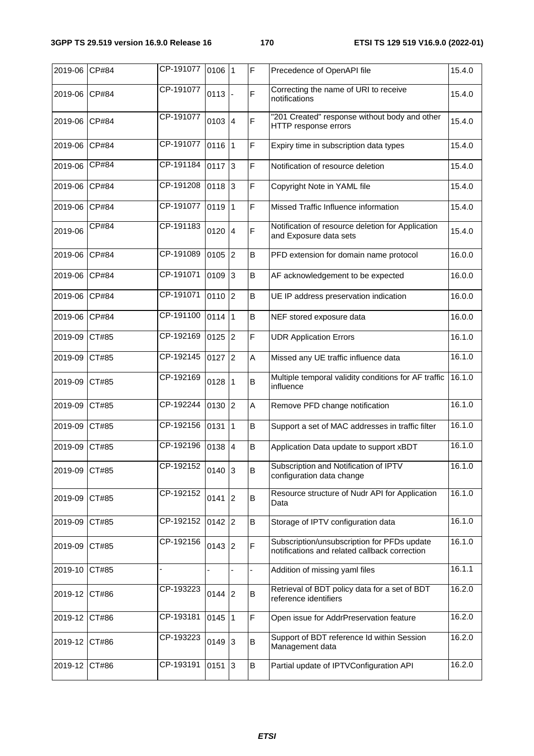| 2019-06 | CP#84 | CP-191077 | 0106 | 1 | F | Precedence of OpenAPI file | 15.4.0 |
|---|---|---|---|---|---|---|---|
| 2019-06 | CP#84 | CP-191077 | 0113 | - | F | Correcting the name of URI to receive notifications | 15.4.0 |
| 2019-06 | CP#84 | CP-191077 | 0103 | 4 | F | "201 Created" response without body and other HTTP response errors | 15.4.0 |
| 2019-06 | CP#84 | CP-191077 | 0116 | 1 | F | Expiry time in subscription data types | 15.4.0 |
| 2019-06 | CP#84 | CP-191184 | 0117 | 3 | F | Notification of resource deletion | 15.4.0 |
| 2019-06 | CP#84 | CP-191208 | 0118 | 3 | F | Copyright Note in YAML file | 15.4.0 |
| 2019-06 | CP#84 | CP-191077 | 0119 | 1 | F | Missed Traffic Influence information | 15.4.0 |
| 2019-06 | CP#84 | CP-191183 | 0120 | 4 | F | Notification of resource deletion for Application and Exposure data sets | 15.4.0 |
| 2019-06 | CP#84 | CP-191089 | 0105 | 2 | B | PFD extension for domain name protocol | 16.0.0 |
| 2019-06 | CP#84 | CP-191071 | 0109 | 3 | B | AF acknowledgement to be expected | 16.0.0 |
| 2019-06 | CP#84 | CP-191071 | 0110 | 2 | B | UE IP address preservation indication | 16.0.0 |
| 2019-06 | CP#84 | CP-191100 | 0114 | 1 | B | NEF stored exposure data | 16.0.0 |
| 2019-09 | CT#85 | CP-192169 | 0125 | 2 | F | UDR Application Errors | 16.1.0 |
| 2019-09 | CT#85 | CP-192145 | 0127 | 2 | A | Missed any UE traffic influence data | 16.1.0 |
| 2019-09 | CT#85 | CP-192169 | 0128 | 1 | B | Multiple temporal validity conditions for AF traffic influence | 16.1.0 |
| 2019-09 | CT#85 | CP-192244 | 0130 | 2 | A | Remove PFD change notification | 16.1.0 |
| 2019-09 | CT#85 | CP-192156 | 0131 | 1 | B | Support a set of MAC addresses in traffic filter | 16.1.0 |
| 2019-09 | CT#85 | CP-192196 | 0138 | 4 | B | Application Data update to support xBDT | 16.1.0 |
| 2019-09 | CT#85 | CP-192152 | 0140 | 3 | B | Subscription and Notification of IPTV configuration data change | 16.1.0 |
| 2019-09 | CT#85 | CP-192152 | 0141 | 2 | B | Resource structure of Nudr API for Application Data | 16.1.0 |
| 2019-09 | CT#85 | CP-192152 | 0142 | 2 | B | Storage of IPTV configuration data | 16.1.0 |
| 2019-09 | CT#85 | CP-192156 | 0143 | 2 | F | Subscription/unsubscription for PFDs update notifications and related callback correction | 16.1.0 |
| 2019-10 | CT#85 | - | - | - | - | Addition of missing yaml files | 16.1.1 |
| 2019-12 | CT#86 | CP-193223 | 0144 | 2 | B | Retrieval of BDT policy data for a set of BDT reference identifiers | 16.2.0 |
| 2019-12 | CT#86 | CP-193181 | 0145 | 1 | F | Open issue for AddrPreservation feature | 16.2.0 |
| 2019-12 | CT#86 | CP-193223 | 0149 | 3 | B | Support of BDT reference Id within Session Management data | 16.2.0 |
| 2019-12 | CT#86 | CP-193191 | 0151 | 3 | B | Partial update of IPTVConfiguration API | 16.2.0 |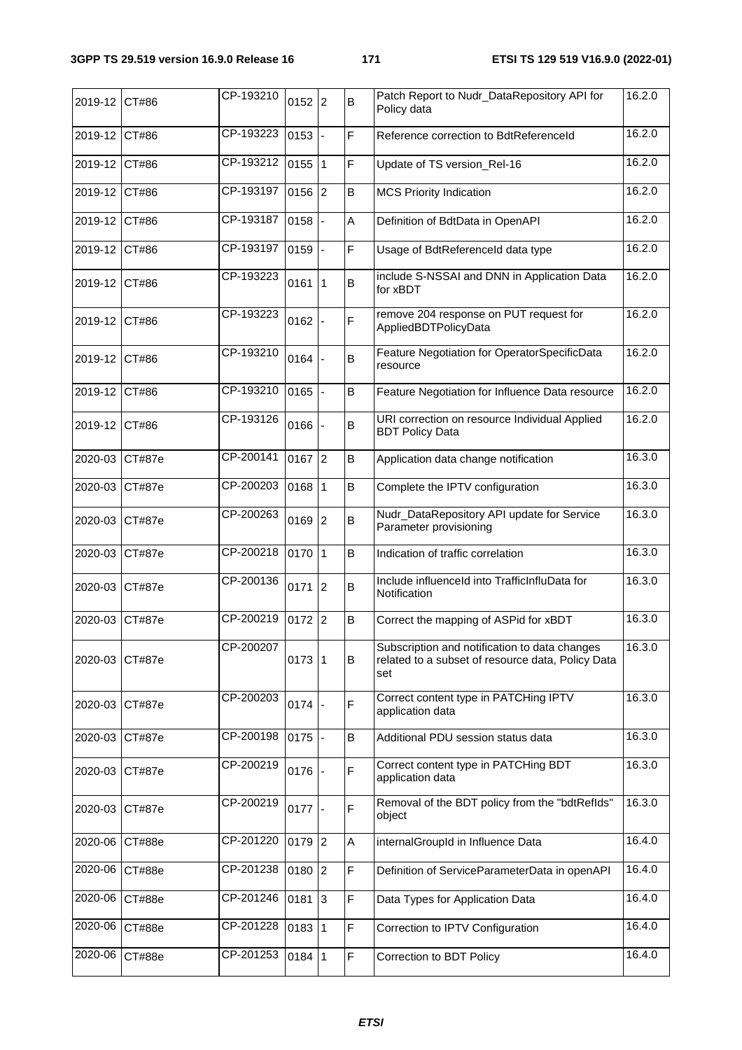| 2019-12 | CT#86 | CP-193210 | 0152 | 2 | B | Patch Report to Nudr_DataRepository API for Policy data | 16.2.0 |
|---|---|---|---|---|---|---|---|
| 2019-12 | CT#86 | CP-193223 | 0153 | - | F | Reference correction to BdtReferenceId | 16.2.0 |
| 2019-12 | CT#86 | CP-193212 | 0155 | 1 | F | Update of TS version_Rel-16 | 16.2.0 |
| 2019-12 | CT#86 | CP-193197 | 0156 | 2 | B | MCS Priority Indication | 16.2.0 |
| 2019-12 | CT#86 | CP-193187 | 0158 | - | A | Definition of BdtData in OpenAPI | 16.2.0 |
| 2019-12 | CT#86 | CP-193197 | 0159 | - | F | Usage of BdtReferenceId data type | 16.2.0 |
| 2019-12 | CT#86 | CP-193223 | 0161 | 1 | B | include S-NSSAI and DNN in Application Data for xBDT | 16.2.0 |
| 2019-12 | CT#86 | CP-193223 | 0162 | - | F | remove 204 response on PUT request for AppliedBDTPolicyData | 16.2.0 |
| 2019-12 | CT#86 | CP-193210 | 0164 | - | B | Feature Negotiation for OperatorSpecificData resource | 16.2.0 |
| 2019-12 | CT#86 | CP-193210 | 0165 | - | B | Feature Negotiation for Influence Data resource | 16.2.0 |
| 2019-12 | CT#86 | CP-193126 | 0166 | - | B | URI correction on resource Individual Applied BDT Policy Data | 16.2.0 |
| 2020-03 | CT#87e | CP-200141 | 0167 | 2 | B | Application data change notification | 16.3.0 |
| 2020-03 | CT#87e | CP-200203 | 0168 | 1 | B | Complete the IPTV configuration | 16.3.0 |
| 2020-03 | CT#87e | CP-200263 | 0169 | 2 | B | Nudr_DataRepository API update for Service Parameter provisioning | 16.3.0 |
| 2020-03 | CT#87e | CP-200218 | 0170 | 1 | B | Indication of traffic correlation | 16.3.0 |
| 2020-03 | CT#87e | CP-200136 | 0171 | 2 | B | Include influenceId into TrafficInfluData for Notification | 16.3.0 |
| 2020-03 | CT#87e | CP-200219 | 0172 | 2 | B | Correct the mapping of ASPid for xBDT | 16.3.0 |
| 2020-03 | CT#87e | CP-200207 | 0173 | 1 | B | Subscription and notification to data changes related to a subset of resource data, Policy Data set | 16.3.0 |
| 2020-03 | CT#87e | CP-200203 | 0174 | - | F | Correct content type in PATCHing IPTV application data | 16.3.0 |
| 2020-03 | CT#87e | CP-200198 | 0175 | - | B | Additional PDU session status data | 16.3.0 |
| 2020-03 | CT#87e | CP-200219 | 0176 | - | F | Correct content type in PATCHing BDT application data | 16.3.0 |
| 2020-03 | CT#87e | CP-200219 | 0177 | - | F | Removal of the BDT policy from the "bdtRefIds" object | 16.3.0 |
| 2020-06 | CT#88e | CP-201220 | 0179 | 2 | A | internalGroupId in Influence Data | 16.4.0 |
| 2020-06 | CT#88e | CP-201238 | 0180 | 2 | F | Definition of ServiceParameterData in openAPI | 16.4.0 |
| 2020-06 | CT#88e | CP-201246 | 0181 | 3 | F | Data Types for Application Data | 16.4.0 |
| 2020-06 | CT#88e | CP-201228 | 0183 | 1 | F | Correction to IPTV Configuration | 16.4.0 |
| 2020-06 | CT#88e | CP-201253 | 0184 | 1 | F | Correction to BDT Policy | 16.4.0 |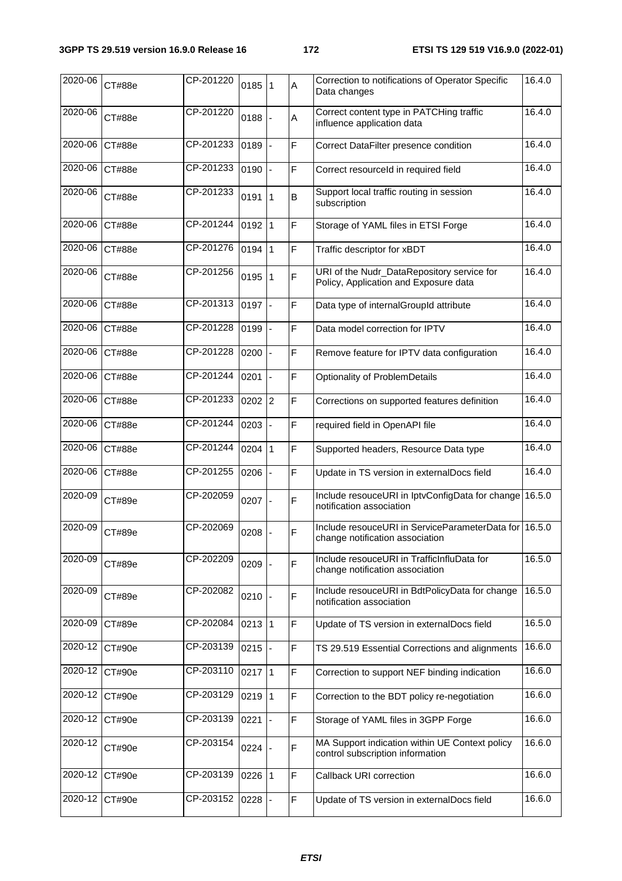| 2020-06 | CT#88e | CP-201220 | 0185 | 1 | A | Correction to notifications of Operator Specific Data changes | 16.4.0 |
|---|---|---|---|---|---|---|---|
| 2020-06 | CT#88e | CP-201220 | 0188 | - | A | Correct content type in PATCHing traffic influence application data | 16.4.0 |
| 2020-06 | CT#88e | CP-201233 | 0189 | - | F | Correct DataFilter presence condition | 16.4.0 |
| 2020-06 | CT#88e | CP-201233 | 0190 | - | F | Correct resourceId in required field | 16.4.0 |
| 2020-06 | CT#88e | CP-201233 | 0191 | 1 | B | Support local traffic routing in session subscription | 16.4.0 |
| 2020-06 | CT#88e | CP-201244 | 0192 | 1 | F | Storage of YAML files in ETSI Forge | 16.4.0 |
| 2020-06 | CT#88e | CP-201276 | 0194 | 1 | F | Traffic descriptor for xBDT | 16.4.0 |
| 2020-06 | CT#88e | CP-201256 | 0195 | 1 | F | URI of the Nudr_DataRepository service for Policy, Application and Exposure data | 16.4.0 |
| 2020-06 | CT#88e | CP-201313 | 0197 | - | F | Data type of internalGroupId attribute | 16.4.0 |
| 2020-06 | CT#88e | CP-201228 | 0199 | - | F | Data model correction for IPTV | 16.4.0 |
| 2020-06 | CT#88e | CP-201228 | 0200 | - | F | Remove feature for IPTV data configuration | 16.4.0 |
| 2020-06 | CT#88e | CP-201244 | 0201 | - | F | Optionality of ProblemDetails | 16.4.0 |
| 2020-06 | CT#88e | CP-201233 | 0202 | 2 | F | Corrections on supported features definition | 16.4.0 |
| 2020-06 | CT#88e | CP-201244 | 0203 | - | F | required field in OpenAPI file | 16.4.0 |
| 2020-06 | CT#88e | CP-201244 | 0204 | 1 | F | Supported headers, Resource Data type | 16.4.0 |
| 2020-06 | CT#88e | CP-201255 | 0206 | - | F | Update in TS version in externalDocs field | 16.4.0 |
| 2020-09 | CT#89e | CP-202059 | 0207 | - | F | Include resouceURI in IptvConfigData for change notification association | 16.5.0 |
| 2020-09 | CT#89e | CP-202069 | 0208 | - | F | Include resouceURI in ServiceParameterData for change notification association | 16.5.0 |
| 2020-09 | CT#89e | CP-202209 | 0209 | - | F | Include resouceURI in TrafficInfluData for change notification association | 16.5.0 |
| 2020-09 | CT#89e | CP-202082 | 0210 | - | F | Include resouceURI in BdtPolicyData for change notification association | 16.5.0 |
| 2020-09 | CT#89e | CP-202084 | 0213 | 1 | F | Update of TS version in externalDocs field | 16.5.0 |
| 2020-12 | CT#90e | CP-203139 | 0215 | - | F | TS 29.519 Essential Corrections and alignments | 16.6.0 |
| 2020-12 | CT#90e | CP-203110 | 0217 | 1 | F | Correction to support NEF binding indication | 16.6.0 |
| 2020-12 | CT#90e | CP-203129 | 0219 | 1 | F | Correction to the BDT policy re-negotiation | 16.6.0 |
| 2020-12 | CT#90e | CP-203139 | 0221 | - | F | Storage of YAML files in 3GPP Forge | 16.6.0 |
| 2020-12 | CT#90e | CP-203154 | 0224 | - | F | MA Support indication within UE Context policy control subscription information | 16.6.0 |
| 2020-12 | CT#90e | CP-203139 | 0226 | 1 | F | Callback URI correction | 16.6.0 |
| 2020-12 | CT#90e | CP-203152 | 0228 | - | F | Update of TS version in externalDocs field | 16.6.0 |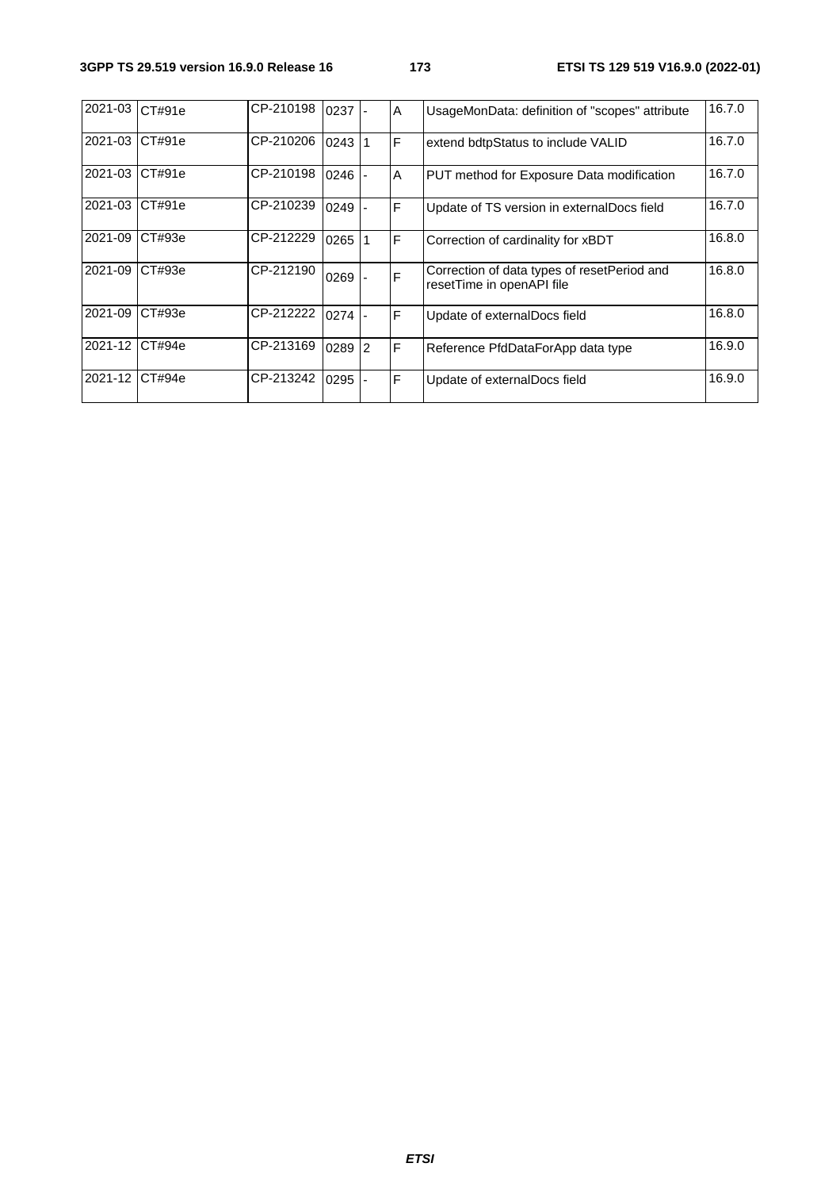| 2021-03 | CT#91e | CP-210198 | 0237 | - | A | UsageMonData: definition of "scopes" attribute | 16.7.0 |
|---|---|---|---|---|---|---|---|
| 2021-03 | CT#91e | CP-210206 | 0243 | 1 | F | extend bdtpStatus to include VALID | 16.7.0 |
| 2021-03 | CT#91e | CP-210198 | 0246 | - | A | PUT method for Exposure Data modification | 16.7.0 |
| 2021-03 | CT#91e | CP-210239 | 0249 | - | F | Update of TS version in externalDocs field | 16.7.0 |
| 2021-09 | CT#93e | CP-212229 | 0265 | 1 | F | Correction of cardinality for xBDT | 16.8.0 |
| 2021-09 | CT#93e | CP-212190 | 0269 | - | F | Correction of data types of resetPeriod and resetTime in openAPI file | 16.8.0 |
| 2021-09 | CT#93e | CP-212222 | 0274 | - | F | Update of externalDocs field | 16.8.0 |
| 2021-12 | CT#94e | CP-213169 | 0289 | 2 | F | Reference PfdDataForApp data type | 16.9.0 |
| 2021-12 | CT#94e | CP-213242 | 0295 | - | F | Update of externalDocs field | 16.9.0 |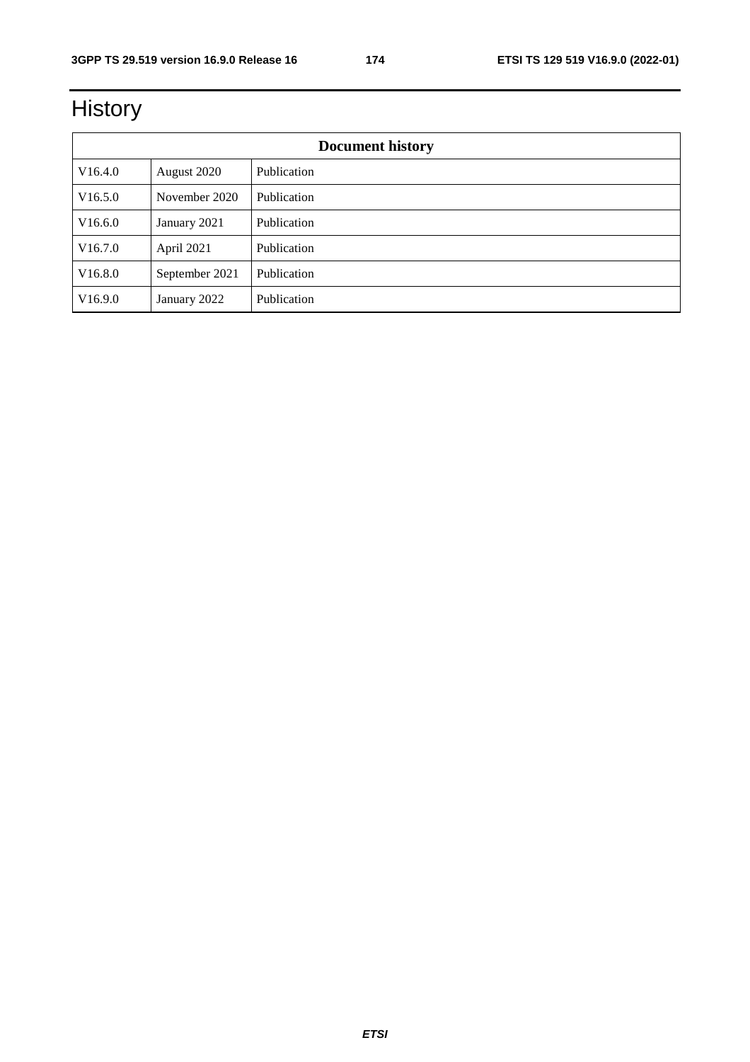# History

| Document history | | |
|---|---|---|
| V16.4.0 | August 2020 | Publication |
| V16.5.0 | November 2020 | Publication |
| V16.6.0 | January 2021 | Publication |
| V16.7.0 | April 2021 | Publication |
| V16.8.0 | September 2021 | Publication |
| V16.9.0 | January 2022 | Publication |